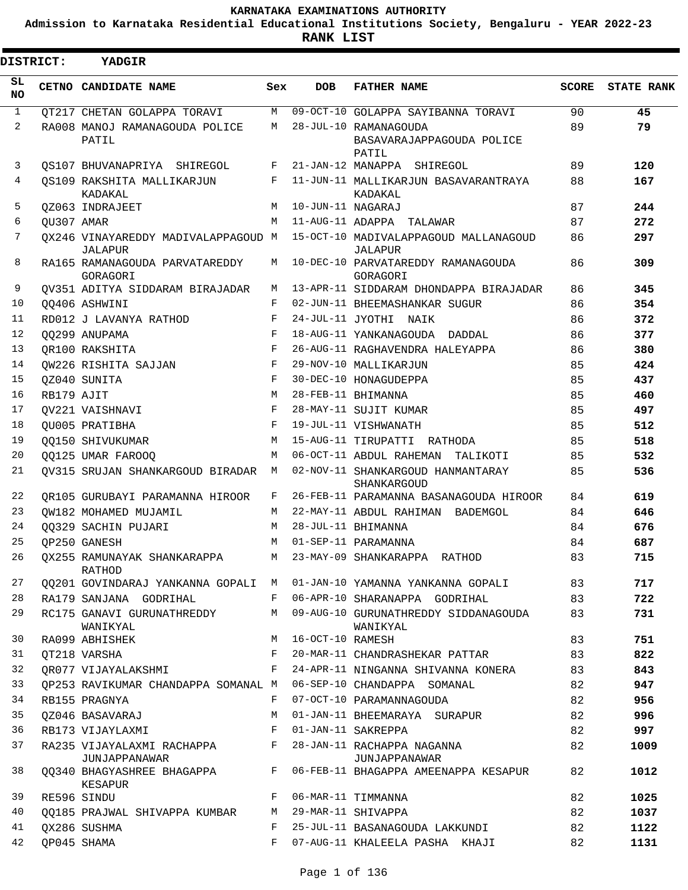# KARNATAKA EXAMINATIONS AUTHORITY

## Admission to Karnataka Residential Educational Institutions Society, Bengaluru - YEAR 2022-23

## RANK LIST

**DISTRICT: YADGIR**

| SL NO | CETNO | CANDIDATE NAME | Sex | DOB | FATHER NAME | SCORE | STATE RANK |
|---|---|---|---|---|---|---|---|
| 1 | QT217 | CHETAN GOLAPPA TORAVI | M | 09-OCT-10 | GOLAPPA SAYIBANNA TORAVI | 90 | 45 |
| 2 | RA008 | MANOJ RAMANAGOUDA POLICE PATIL | M | 28-JUL-10 | RAMANAGOUDA BASAVARAJAPPAGOUDA POLICE PATIL | 89 | 79 |
| 3 | QS107 | BHUVANAPRIYA SHIREGOL | F | 21-JAN-12 | MANAPPA SHIREGOL | 89 | 120 |
| 4 | QS109 | RAKSHITA MALLIKARJUN KADAKAL | F | 11-JUN-11 | MALLIKARJUN BASAVARANTRAYA KADAKAL | 88 | 167 |
| 5 | QZ063 | INDRAJEET | M | 10-JUN-11 | NAGARAJ | 87 | 244 |
| 6 | QU307 | AMAR | M | 11-AUG-11 | ADAPPA TALAWAR | 87 | 272 |
| 7 | QX246 | VINAYAREDDY MADIVALAPPAGOUD JALAPUR | M | 15-OCT-10 | MADIVALAPPAGOUD MALLANAGOUD JALAPUR | 86 | 297 |
| 8 | RA165 | RAMANAGOUDA PARVATAREDDY GORAGORI | M | 10-DEC-10 | PARVATAREDDY RAMANAGOUDA GORAGORI | 86 | 309 |
| 9 | QV351 | ADITYA SIDDARAM BIRAJADAR | M | 13-APR-11 | SIDDARAM DHONDAPPA BIRAJADAR | 86 | 345 |
| 10 | QQ406 | ASHWINI | F | 02-JUN-11 | BHEEMASHANKAR SUGUR | 86 | 354 |
| 11 | RD012 | J LAVANYA RATHOD | F | 24-JUL-11 | JYOTHI NAIK | 86 | 372 |
| 12 | QQ299 | ANUPAMA | F | 18-AUG-11 | YANKANAGOUDA DADDAL | 86 | 377 |
| 13 | QR100 | RAKSHITA | F | 26-AUG-11 | RAGHAVENDRA HALEYAPPA | 86 | 380 |
| 14 | QW226 | RISHITA SAJJAN | F | 29-NOV-10 | MALLIKARJUN | 85 | 424 |
| 15 | QZ040 | SUNITA | F | 30-DEC-10 | HONAGUDEPPA | 85 | 437 |
| 16 | RB179 | AJIT | M | 28-FEB-11 | BHIMANNA | 85 | 460 |
| 17 | QV221 | VAISHNAVI | F | 28-MAY-11 | SUJIT KUMAR | 85 | 497 |
| 18 | QU005 | PRATIBHA | F | 19-JUL-11 | VISHWANATH | 85 | 512 |
| 19 | QQ150 | SHIVUKUMAR | M | 15-AUG-11 | TIRUPATTI RATHODA | 85 | 518 |
| 20 | QQ125 | UMAR FAROOQ | M | 06-OCT-11 | ABDUL RAHEMAN TALIKOTI | 85 | 532 |
| 21 | QV315 | SRUJAN SHANKARGOUD BIRADAR | M | 02-NOV-11 | SHANKARGOUD HANMANTARAY SHANKARGOUD | 85 | 536 |
| 22 | QR105 | GURUBAYI PARAMANNA HIROOR | F | 26-FEB-11 | PARAMANNA BASANAGOUDA HIROOR | 84 | 619 |
| 23 | QW182 | MOHAMED MUJAMIL | M | 22-MAY-11 | ABDUL RAHIMAN BADEMGOL | 84 | 646 |
| 24 | QQ329 | SACHIN PUJARI | M | 28-JUL-11 | BHIMANNA | 84 | 676 |
| 25 | QP250 | GANESH | M | 01-SEP-11 | PARAMANNA | 84 | 687 |
| 26 | QX255 | RAMUNAYAK SHANKARAPPA RATHOD | M | 23-MAY-09 | SHANKARAPPA RATHOD | 83 | 715 |
| 27 | QQ201 | GOVINDARAJ YANKANNA GOPALI | M | 01-JAN-10 | YAMANNA YANKANNA GOPALI | 83 | 717 |
| 28 | RA179 | SANJANA GODRIHAL | F | 06-APR-10 | SHARANAPPA GODRIHAL | 83 | 722 |
| 29 | RC175 | GANAVI GURUNATHREDDY WANIKYAL | M | 09-AUG-10 | GURUNATHREDDY SIDDANAGOUDA WANIKYAL | 83 | 731 |
| 30 | RA099 | ABHISHEK | M | 16-OCT-10 | RAMESH | 83 | 751 |
| 31 | QT218 | VARSHA | F | 20-MAR-11 | CHANDRASHEKAR PATTAR | 83 | 822 |
| 32 | QR077 | VIJAYALAKSHMI | F | 24-APR-11 | NINGANNA SHIVANNA KONERA | 83 | 843 |
| 33 | QP253 | RAVIKUMAR CHANDAPPA SOMANAL | M | 06-SEP-10 | CHANDAPPA SOMANAL | 82 | 947 |
| 34 | RB155 | PRAGNYA | F | 07-OCT-10 | PARAMANNAGOUDA | 82 | 956 |
| 35 | QZ046 | BASAVARAJ | M | 01-JAN-11 | BHEEMARAYA SURAPUR | 82 | 996 |
| 36 | RB173 | VIJAYLAXMI | F | 01-JAN-11 | SAKREPPA | 82 | 997 |
| 37 | RA235 | VIJAYALAXMI RACHAPPA JUNJAPPANAWAR | F | 28-JAN-11 | RACHAPPA NAGANNA JUNJAPPANAWAR | 82 | 1009 |
| 38 | QQ340 | BHAGYASHREE BHAGAPPA KESAPUR | F | 06-FEB-11 | BHAGAPPA AMEENAPPA KESAPUR | 82 | 1012 |
| 39 | RE596 | SINDU | F | 06-MAR-11 | TIMMANNA | 82 | 1025 |
| 40 | QQ185 | PRAJWAL SHIVAPPA KUMBAR | M | 29-MAR-11 | SHIVAPPA | 82 | 1037 |
| 41 | QX286 | SUSHMA | F | 25-JUL-11 | BASANAGOUDA LAKKUNDI | 82 | 1122 |
| 42 | QP045 | SHAMA | F | 07-AUG-11 | KHALEELA PASHA KHAJI | 82 | 1131 |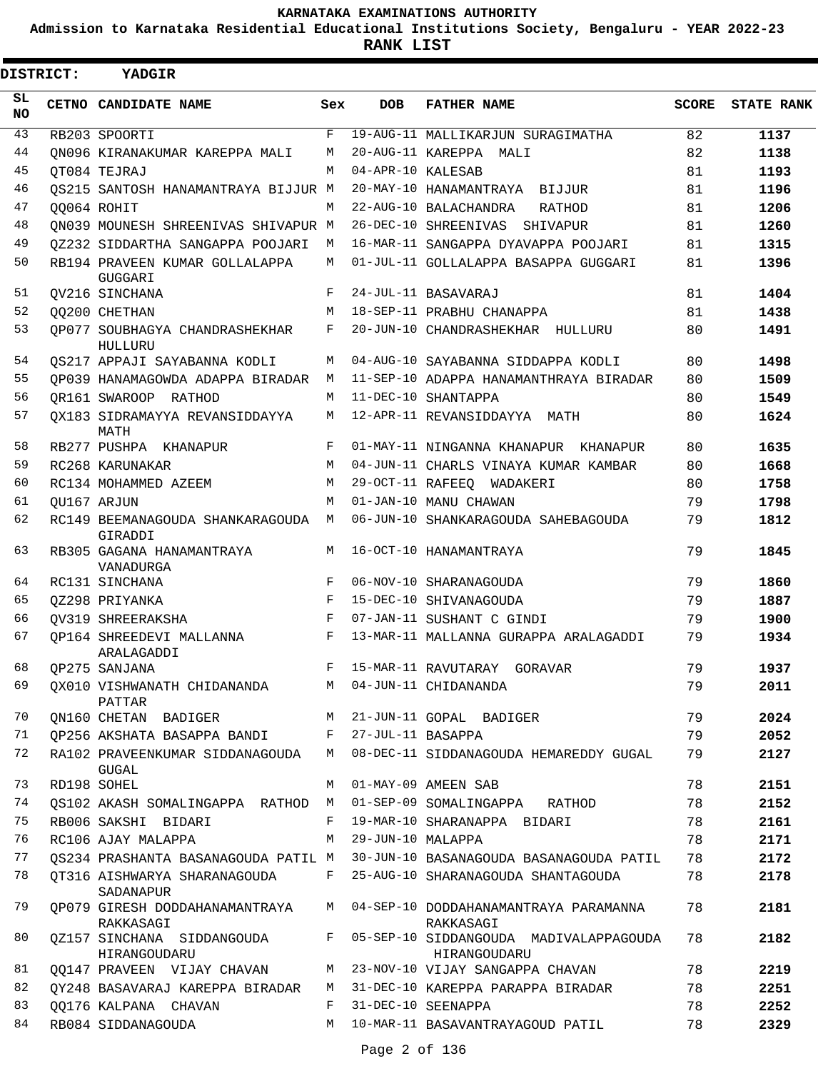# KARNATAKA EXAMINATIONS AUTHORITY

**Admission to Karnataka Residential Educational Institutions Society, Bengaluru - YEAR 2022-23**

**RANK LIST**

**DISTRICT: YADGIR**

| SL NO | CETNO | CANDIDATE NAME | Sex | DOB | FATHER NAME | SCORE | STATE RANK |
|---|---|---|---|---|---|---|---|
| 43 | RB203 | SPOORTI | F | 19-AUG-11 | MALLIKARJUN SURAGIMATHA | 82 | **1137** |
| 44 | QN096 | KIRANAKUMAR KAREPPA MALI | M | 20-AUG-11 | KAREPPA MALI | 82 | **1138** |
| 45 | QT084 | TEJRAJ | M | 04-APR-10 | KALESAB | 81 | **1193** |
| 46 | QS215 | SANTOSH HANAMANTRAYA BIJJUR | M | 20-MAY-10 | HANAMANTRAYA BIJJUR | 81 | **1196** |
| 47 | QQ064 | ROHIT | M | 22-AUG-10 | BALACHANDRA RATHOD | 81 | **1206** |
| 48 | QN039 | MOUNESH SHREENIVAS SHIVAPUR | M | 26-DEC-10 | SHREENIVAS SHIVAPUR | 81 | **1260** |
| 49 | QZ232 | SIDDARTHA SANGAPPA POOJARI | M | 16-MAR-11 | SANGAPPA DYAVAPPA POOJARI | 81 | **1315** |
| 50 | RB194 | PRAVEEN KUMAR GOLLALAPPA GUGGARI | M | 01-JUL-11 | GOLLALAPPA BASAPPA GUGGARI | 81 | **1396** |
| 51 | QV216 | SINCHANA | F | 24-JUL-11 | BASAVARAJ | 81 | **1404** |
| 52 | QQ200 | CHETHAN | M | 18-SEP-11 | PRABHU CHANAPPA | 81 | **1438** |
| 53 | QP077 | SOUBHAGYA CHANDRASHEKHAR HULLURU | F | 20-JUN-10 | CHANDRASHEKHAR HULLURU | 80 | **1491** |
| 54 | QS217 | APPAJI SAYABANNA KODLI | M | 04-AUG-10 | SAYABANNA SIDDAPPA KODLI | 80 | **1498** |
| 55 | QP039 | HANAMAGOWDA ADAPPA BIRADAR | M | 11-SEP-10 | ADAPPA HANAMANTHRAYA BIRADAR | 80 | **1509** |
| 56 | QR161 | SWAROOP RATHOD | M | 11-DEC-10 | SHANTAPPA | 80 | **1549** |
| 57 | QX183 | SIDRAMAYYA REVANSIDDAYYA MATH | M | 12-APR-11 | REVANSIDDAYYA MATH | 80 | **1624** |
| 58 | RB277 | PUSHPA KHANAPUR | F | 01-MAY-11 | NINGANNA KHANAPUR KHANAPUR | 80 | **1635** |
| 59 | RC268 | KARUNAKAR | M | 04-JUN-11 | CHARLS VINAYA KUMAR KAMBAR | 80 | **1668** |
| 60 | RC134 | MOHAMMED AZEEM | M | 29-OCT-11 | RAFEEQ WADAKERI | 80 | **1758** |
| 61 | QU167 | ARJUN | M | 01-JAN-10 | MANU CHAWAN | 79 | **1798** |
| 62 | RC149 | BEEMANAGOUDA SHANKARAGOUDA GIRADDI | M | 06-JUN-10 | SHANKARAGOUDA SAHEBAGOUDA | 79 | **1812** |
| 63 | RB305 | GAGANA HANAMANTRAYA VANADURGA | M | 16-OCT-10 | HANAMANTRAYA | 79 | **1845** |
| 64 | RC131 | SINCHANA | F | 06-NOV-10 | SHARANAGOUDA | 79 | **1860** |
| 65 | QZ298 | PRIYANKA | F | 15-DEC-10 | SHIVANAGOUDA | 79 | **1887** |
| 66 | QV319 | SHREERAKSHA | F | 07-JAN-11 | SUSHANT C GINDI | 79 | **1900** |
| 67 | QP164 | SHREEDEVI MALLANNA ARALAGADDI | F | 13-MAR-11 | MALLANNA GURAPPA ARALAGADDI | 79 | **1934** |
| 68 | QP275 | SANJANA | F | 15-MAR-11 | RAVUTARAY GORAVAR | 79 | **1937** |
| 69 | QX010 | VISHWANATH CHIDANANDA PATTAR | M | 04-JUN-11 | CHIDANANDA | 79 | **2011** |
| 70 | QN160 | CHETAN BADIGER | M | 21-JUN-11 | GOPAL BADIGER | 79 | **2024** |
| 71 | QP256 | AKSHATA BASAPPA BANDI | F | 27-JUL-11 | BASAPPA | 79 | **2052** |
| 72 | RA102 | PRAVEENKUMAR SIDDANAGOUDA GUGAL | M | 08-DEC-11 | SIDDANAGOUDA HEMAREDDY GUGAL | 79 | **2127** |
| 73 | RD198 | SOHEL | M | 01-MAY-09 | AMEEN SAB | 78 | **2151** |
| 74 | QS102 | AKASH SOMALINGAPPA RATHOD | M | 01-SEP-09 | SOMALINGAPPA RATHOD | 78 | **2152** |
| 75 | RB006 | SAKSHI BIDARI | F | 19-MAR-10 | SHARANAPPA BIDARI | 78 | **2161** |
| 76 | RC106 | AJAY MALAPPA | M | 29-JUN-10 | MALAPPA | 78 | **2171** |
| 77 | QS234 | PRASHANTA BASANAGOUDA PATIL | M | 30-JUN-10 | BASANAGOUDA BASANAGOUDA PATIL | 78 | **2172** |
| 78 | QT316 | AISHWARYA SHARANAGOUDA SADANAPUR | F | 25-AUG-10 | SHARANAGOUDA SHANTAGOUDA | 78 | **2178** |
| 79 | QP079 | GIRESH DODDAHANAMANTRAYA RAKKASAGI | M | 04-SEP-10 | DODDAHANAMANTRAYA PARAMANNA RAKKASAGI | 78 | **2181** |
| 80 | QZ157 | SINCHANA SIDDANGOUDA HIRANGOUDARU | F | 05-SEP-10 | SIDDANGOUDA MADIVALAPPAGOUDA HIRANGOUDARU | 78 | **2182** |
| 81 | QQ147 | PRAVEEN VIJAY CHAVAN | M | 23-NOV-10 | VIJAY SANGAPPA CHAVAN | 78 | **2219** |
| 82 | QY248 | BASAVARAJ KAREPPA BIRADAR | M | 31-DEC-10 | KAREPPA PARAPPA BIRADAR | 78 | **2251** |
| 83 | QQ176 | KALPANA CHAVAN | F | 31-DEC-10 | SEENAPPA | 78 | **2252** |
| 84 | RB084 | SIDDANAGOUDA | M | 10-MAR-11 | BASAVANTRAYAGOUD PATIL | 78 | **2329** |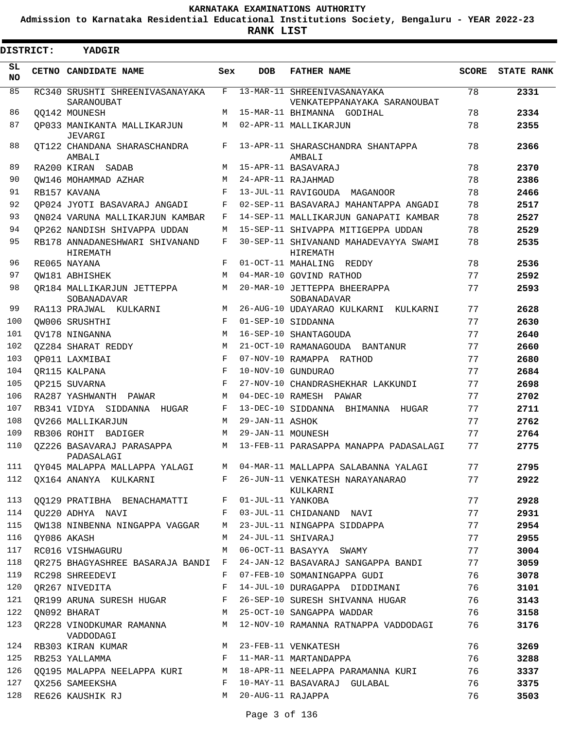# KARNATAKA EXAMINATIONS AUTHORITY

**Admission to Karnataka Residential Educational Institutions Society, Bengaluru - YEAR 2022-23**

**RANK LIST**

**DISTRICT: YADGIR**

| SL NO | CETNO | CANDIDATE NAME | Sex | DOB | FATHER NAME | SCORE | STATE RANK |
|---|---|---|---|---|---|---|---|
| 85 | RC340 | SRUSHTI SHREENIVASANAYAKA SARANOUBAT | F | 13-MAR-11 | SHREENIVASANAYAKA VENKATEPPANAYAKA SARANOUBAT | 78 | **2331** |
| 86 | QQ142 | MOUNESH | M | 15-MAR-11 | BHIMANNA GODIHAL | 78 | **2334** |
| 87 | QP033 | MANIKANTA MALLIKARJUN JEVARGI | M | 02-APR-11 | MALLIKARJUN | 78 | **2355** |
| 88 | QT122 | CHANDANA SHARASCHANDRA AMBALI | F | 13-APR-11 | SHARASCHANDRA SHANTAPPA AMBALI | 78 | **2366** |
| 89 | RA200 | KIRAN SADAB | M | 15-APR-11 | BASAVARAJ | 78 | **2370** |
| 90 | QW146 | MOHAMMAD AZHAR | M | 24-APR-11 | RAJAHMAD | 78 | **2386** |
| 91 | RB157 | KAVANA | F | 13-JUL-11 | RAVIGOUDA MAGANOOR | 78 | **2466** |
| 92 | QP024 | JYOTI BASAVARAJ ANGADI | F | 02-SEP-11 | BASAVARAJ MAHANTAPPA ANGADI | 78 | **2517** |
| 93 | QN024 | VARUNA MALLIKARJUN KAMBAR | F | 14-SEP-11 | MALLIKARJUN GANAPATI KAMBAR | 78 | **2527** |
| 94 | QP262 | NANDISH SHIVAPPA UDDAN | M | 15-SEP-11 | SHIVAPPA MITIGEPPA UDDAN | 78 | **2529** |
| 95 | RB178 | ANNADANESHWARI SHIVANAND HIREMATH | F | 30-SEP-11 | SHIVANAND MAHADEVAYYA SWAMI HIREMATH | 78 | **2535** |
| 96 | RE065 | NAYANA | F | 01-OCT-11 | MAHALING REDDY | 78 | **2536** |
| 97 | QW181 | ABHISHEK | M | 04-MAR-10 | GOVIND RATHOD | 77 | **2592** |
| 98 | QR184 | MALLIKARJUN JETTEPPA SOBANADAVAR | M | 20-MAR-10 | JETTEPPA BHEERAPPA SOBANADAVAR | 77 | **2593** |
| 99 | RA113 | PRAJWAL KULKARNI | M | 26-AUG-10 | UDAYARAO KULKARNI KULKARNI | 77 | **2628** |
| 100 | QW006 | SRUSHTHI | F | 01-SEP-10 | SIDDANNA | 77 | **2630** |
| 101 | QV178 | NINGANNA | M | 16-SEP-10 | SHANTAGOUDA | 77 | **2640** |
| 102 | QZ284 | SHARAT REDDY | M | 21-OCT-10 | RAMANAGOUDA BANTANUR | 77 | **2660** |
| 103 | QP011 | LAXMIBAI | F | 07-NOV-10 | RAMAPPA RATHOD | 77 | **2680** |
| 104 | QR115 | KALPANA | F | 10-NOV-10 | GUNDURAO | 77 | **2684** |
| 105 | QP215 | SUVARNA | F | 27-NOV-10 | CHANDRASHEKHAR LAKKUNDI | 77 | **2698** |
| 106 | RA287 | YASHWANTH PAWAR | M | 04-DEC-10 | RAMESH PAWAR | 77 | **2702** |
| 107 | RB341 | VIDYA SIDDANNA HUGAR | F | 13-DEC-10 | SIDDANNA BHIMANNA HUGAR | 77 | **2711** |
| 108 | QV266 | MALLIKARJUN | M | 29-JAN-11 | ASHOK | 77 | **2762** |
| 109 | RB306 | ROHIT BADIGER | M | 29-JAN-11 | MOUNESH | 77 | **2764** |
| 110 | QZ226 | BASAVARAJ PARASAPPA PADASALAGI | M | 13-FEB-11 | PARASAPPA MANAPPA PADASALAGI | 77 | **2775** |
| 111 | QY045 | MALAPPA MALLAPPA YALAGI | M | 04-MAR-11 | MALLAPPA SALABANNA YALAGI | 77 | **2795** |
| 112 | QX164 | ANANYA KULKARNI | F | 26-JUN-11 | VENKATESH NARAYANARAO KULKARNI | 77 | **2922** |
| 113 | QQ129 | PRATIBHA BENACHAMATTI | F | 01-JUL-11 | YANKOBA | 77 | **2928** |
| 114 | QU220 | ADHYA NAVI | F | 03-JUL-11 | CHIDANAND NAVI | 77 | **2931** |
| 115 | QW138 | NINBENNA NINGAPPA VAGGAR | M | 23-JUL-11 | NINGAPPA SIDDAPPA | 77 | **2954** |
| 116 | QY086 | AKASH | M | 24-JUL-11 | SHIVARAJ | 77 | **2955** |
| 117 | RC016 | VISHWAGURU | M | 06-OCT-11 | BASAYYA SWAMY | 77 | **3004** |
| 118 | QR275 | BHAGYASHREE BASARAJA BANDI | F | 24-JAN-12 | BASAVARAJ SANGAPPA BANDI | 77 | **3059** |
| 119 | RC298 | SHREEDEVI | F | 07-FEB-10 | SOMANINGAPPA GUDI | 76 | **3078** |
| 120 | QR267 | NIVEDITA | F | 14-JUL-10 | DURAGAPPA DIDDIMANI | 76 | **3101** |
| 121 | QR199 | ARUNA SURESH HUGAR | F | 26-SEP-10 | SURESH SHIVANNA HUGAR | 76 | **3143** |
| 122 | QN092 | BHARAT | M | 25-OCT-10 | SANGAPPA WADDAR | 76 | **3158** |
| 123 | QR228 | VINODKUMAR RAMANNA VADDODAGI | M | 12-NOV-10 | RAMANNA RATNAPPA VADDODAGI | 76 | **3176** |
| 124 | RB303 | KIRAN KUMAR | M | 23-FEB-11 | VENKATESH | 76 | **3269** |
| 125 | RB253 | YALLAMMA | F | 11-MAR-11 | MARTANDAPPA | 76 | **3288** |
| 126 | QQ195 | MALAPPA NEELAPPA KURI | M | 18-APR-11 | NEELAPPA PARAMANNA KURI | 76 | **3337** |
| 127 | QX256 | SAMEEKSHA | F | 10-MAY-11 | BASAVARAJ GULABAL | 76 | **3375** |
| 128 | RE626 | KAUSHIK RJ | M | 20-AUG-11 | RAJAPPA | 76 | **3503** |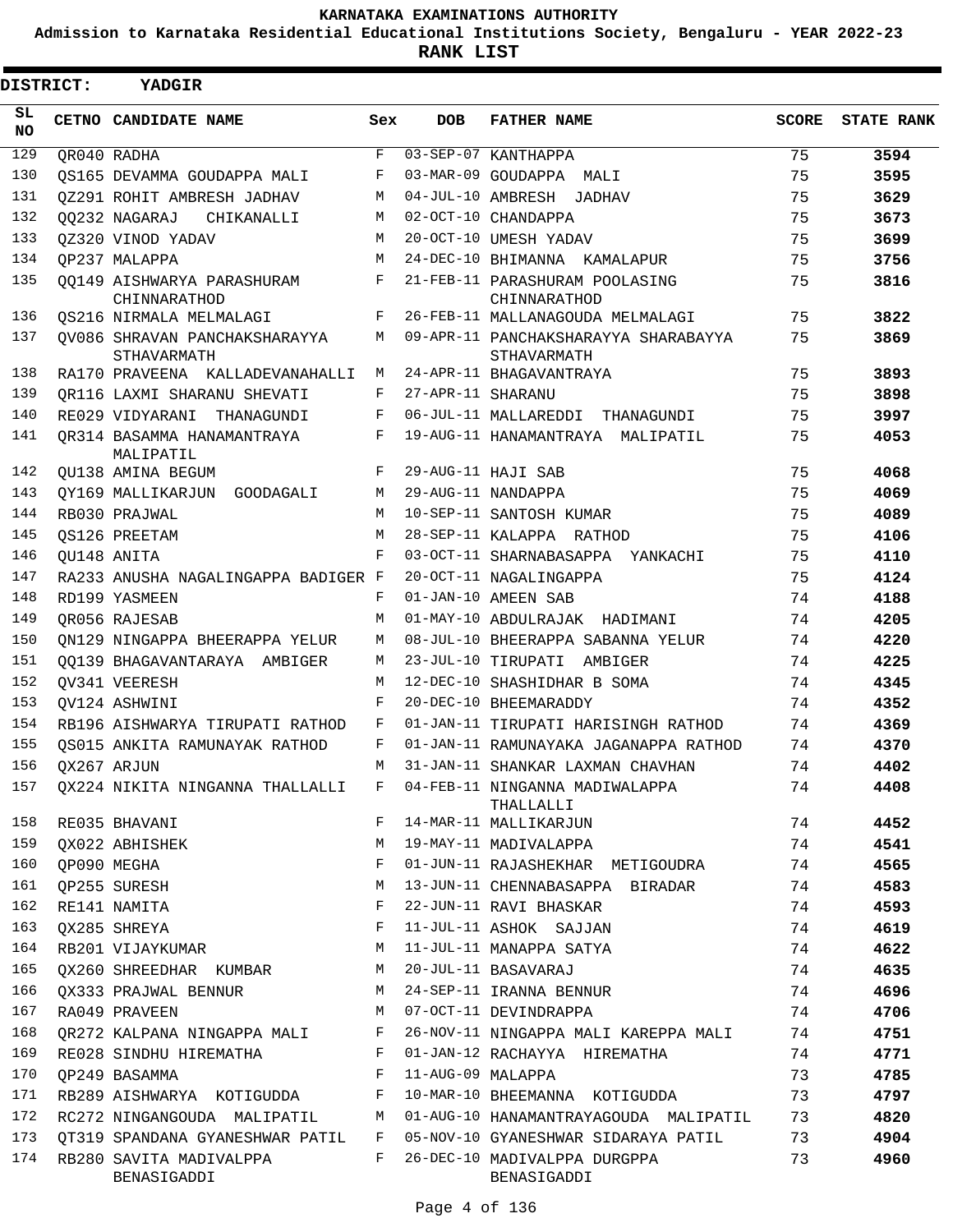# KARNATAKA EXAMINATIONS AUTHORITY

**Admission to Karnataka Residential Educational Institutions Society, Bengaluru - YEAR 2022-23**

**RANK LIST**

**DISTRICT: YADGIR**

| SL NO | CETNO | CANDIDATE NAME | Sex | DOB | FATHER NAME | SCORE | STATE RANK |
|---|---|---|---|---|---|---|---|
| 129 | QR040 | RADHA | F | 03-SEP-07 | KANTHAPPA | 75 | **3594** |
| 130 | QS165 | DEVAMMA GOUDAPPA MALI | F | 03-MAR-09 | GOUDAPPA MALI | 75 | **3595** |
| 131 | QZ291 | ROHIT AMBRESH JADHAV | M | 04-JUL-10 | AMBRESH JADHAV | 75 | **3629** |
| 132 | QQ232 | NAGARAJ CHIKANALLI | M | 02-OCT-10 | CHANDAPPA | 75 | **3673** |
| 133 | QZ320 | VINOD YADAV | M | 20-OCT-10 | UMESH YADAV | 75 | **3699** |
| 134 | QP237 | MALAPPA | M | 24-DEC-10 | BHIMANNA KAMALAPUR | 75 | **3756** |
| 135 | QQ149 | AISHWARYA PARASHURAM CHINNARATHOD | F | 21-FEB-11 | PARASHURAM POOLASING CHINNARATHOD | 75 | **3816** |
| 136 | QS216 | NIRMALA MELMALAGI | F | 26-FEB-11 | MALLANAGOUDA MELMALAGI | 75 | **3822** |
| 137 | QV086 | SHRAVAN PANCHAKSHARAYYA STHAVARMATH | M | 09-APR-11 | PANCHAKSHARAYYA SHARABAYYA STHAVARMATH | 75 | **3869** |
| 138 | RA170 | PRAVEENA KALLADEVANAHALLI | M | 24-APR-11 | BHAGAVANTRAYA | 75 | **3893** |
| 139 | QR116 | LAXMI SHARANU SHEVATI | F | 27-APR-11 | SHARANU | 75 | **3898** |
| 140 | RE029 | VIDYARANI THANAGUNDI | F | 06-JUL-11 | MALLAREDDI THANAGUNDI | 75 | **3997** |
| 141 | QR314 | BASAMMA HANAMANTRAYA MALIPATIL | F | 19-AUG-11 | HANAMANTRAYA MALIPATIL | 75 | **4053** |
| 142 | QU138 | AMINA BEGUM | F | 29-AUG-11 | HAJI SAB | 75 | **4068** |
| 143 | QY169 | MALLIKARJUN GOODAGALI | M | 29-AUG-11 | NANDAPPA | 75 | **4069** |
| 144 | RB030 | PRAJWAL | M | 10-SEP-11 | SANTOSH KUMAR | 75 | **4089** |
| 145 | QS126 | PREETAM | M | 28-SEP-11 | KALAPPA RATHOD | 75 | **4106** |
| 146 | QU148 | ANITA | F | 03-OCT-11 | SHARNABASAPPA YANKACHI | 75 | **4110** |
| 147 | RA233 | ANUSHA NAGALINGAPPA BADIGER | F | 20-OCT-11 | NAGALINGAPPA | 75 | **4124** |
| 148 | RD199 | YASMEEN | F | 01-JAN-10 | AMEEN SAB | 74 | **4188** |
| 149 | QR056 | RAJESAB | M | 01-MAY-10 | ABDULRAJAK HADIMANI | 74 | **4205** |
| 150 | QN129 | NINGAPPA BHEERAPPA YELUR | M | 08-JUL-10 | BHEERAPPA SABANNA YELUR | 74 | **4220** |
| 151 | QQ139 | BHAGAVANTARAYA AMBIGER | M | 23-JUL-10 | TIRUPATI AMBIGER | 74 | **4225** |
| 152 | QV341 | VEERESH | M | 12-DEC-10 | SHASHIDHAR B SOMA | 74 | **4345** |
| 153 | QV124 | ASHWINI | F | 20-DEC-10 | BHEEMARADDY | 74 | **4352** |
| 154 | RB196 | AISHWARYA TIRUPATI RATHOD | F | 01-JAN-11 | TIRUPATI HARISINGH RATHOD | 74 | **4369** |
| 155 | QS015 | ANKITA RAMUNAYAK RATHOD | F | 01-JAN-11 | RAMUNAYAKA JAGANAPPA RATHOD | 74 | **4370** |
| 156 | QX267 | ARJUN | M | 31-JAN-11 | SHANKAR LAXMAN CHAVHAN | 74 | **4402** |
| 157 | QX224 | NIKITA NINGANNA THALLALLI | F | 04-FEB-11 | NINGANNA MADIWALAPPA THALLALLI | 74 | **4408** |
| 158 | RE035 | BHAVANI | F | 14-MAR-11 | MALLIKARJUN | 74 | **4452** |
| 159 | QX022 | ABHISHEK | M | 19-MAY-11 | MADIVALAPPA | 74 | **4541** |
| 160 | QP090 | MEGHA | F | 01-JUN-11 | RAJASHEKHAR METIGOUDRA | 74 | **4565** |
| 161 | QP255 | SURESH | M | 13-JUN-11 | CHENNABASAPPA BIRADAR | 74 | **4583** |
| 162 | RE141 | NAMITA | F | 22-JUN-11 | RAVI BHASKAR | 74 | **4593** |
| 163 | QX285 | SHREYA | F | 11-JUL-11 | ASHOK SAJJAN | 74 | **4619** |
| 164 | RB201 | VIJAYKUMAR | M | 11-JUL-11 | MANAPPA SATYA | 74 | **4622** |
| 165 | QX260 | SHREEDHAR KUMBAR | M | 20-JUL-11 | BASAVARAJ | 74 | **4635** |
| 166 | QX333 | PRAJWAL BENNUR | M | 24-SEP-11 | IRANNA BENNUR | 74 | **4696** |
| 167 | RA049 | PRAVEEN | M | 07-OCT-11 | DEVINDRAPPA | 74 | **4706** |
| 168 | QR272 | KALPANA NINGAPPA MALI | F | 26-NOV-11 | NINGAPPA MALI KAREPPA MALI | 74 | **4751** |
| 169 | RE028 | SINDHU HIREMATHA | F | 01-JAN-12 | RACHAYYA HIREMATHA | 74 | **4771** |
| 170 | QP249 | BASAMMA | F | 11-AUG-09 | MALAPPA | 73 | **4785** |
| 171 | RB289 | AISHWARYA KOTIGUDDA | F | 10-MAR-10 | BHEEMANNA KOTIGUDDA | 73 | **4797** |
| 172 | RC272 | NINGANGOUDA MALIPATIL | M | 01-AUG-10 | HANAMANTRAYAGOUDA MALIPATIL | 73 | **4820** |
| 173 | QT319 | SPANDANA GYANESHWAR PATIL | F | 05-NOV-10 | GYANESHWAR SIDARAYA PATIL | 73 | **4904** |
| 174 | RB280 | SAVITA MADIVALPPA BENASIGADDI | F | 26-DEC-10 | MADIVALPPA DURGPPA BENASIGADDI | 73 | **4960** |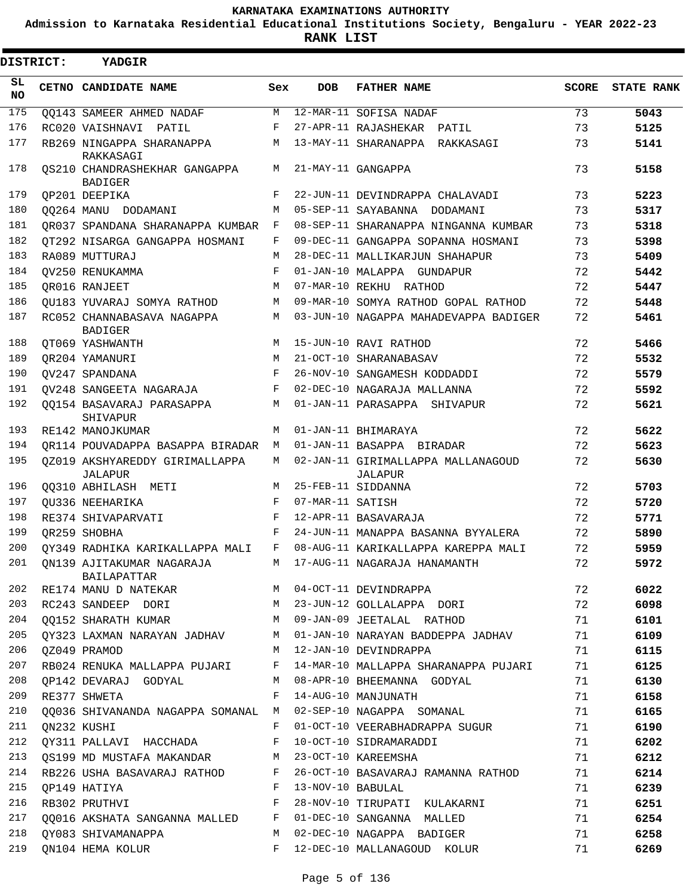KARNATAKA EXAMINATIONS AUTHORITY

Admission to Karnataka Residential Educational Institutions Society, Bengaluru - YEAR 2022-23

**RANK LIST**

**DISTRICT: YADGIR**

| SL NO | CETNO | CANDIDATE NAME | Sex | DOB | FATHER NAME | SCORE | STATE RANK |
|---|---|---|---|---|---|---|---|
| 175 | QQ143 | SAMEER AHMED NADAF | M | 12-MAR-11 | SOFISA NADAF | 73 | 5043 |
| 176 | RC020 | VAISHNAVI PATIL | F | 27-APR-11 | RAJASHEKAR PATIL | 73 | 5125 |
| 177 | RB269 | NINGAPPA SHARANAPPA RAKKASAGI | M | 13-MAY-11 | SHARANAPPA RAKKASAGI | 73 | 5141 |
| 178 | QS210 | CHANDRASHEKHAR GANGAPPA BADIGER | M | 21-MAY-11 | GANGAPPA | 73 | 5158 |
| 179 | QP201 | DEEPIKA | F | 22-JUN-11 | DEVINDRAPPA CHALAVADI | 73 | 5223 |
| 180 | QQ264 | MANU DODAMANI | M | 05-SEP-11 | SAYABANNA DODAMANI | 73 | 5317 |
| 181 | QR037 | SPANDANA SHARANAPPA KUMBAR | F | 08-SEP-11 | SHARANAPPA NINGANNA KUMBAR | 73 | 5318 |
| 182 | QT292 | NISARGA GANGAPPA HOSMANI | F | 09-DEC-11 | GANGAPPA SOPANNA HOSMANI | 73 | 5398 |
| 183 | RA089 | MUTTURAJ | M | 28-DEC-11 | MALLIKARJUN SHAHAPUR | 73 | 5409 |
| 184 | QV250 | RENUKAMMA | F | 01-JAN-10 | MALAPPA GUNDAPUR | 72 | 5442 |
| 185 | QR016 | RANJEET | M | 07-MAR-10 | REKHU RATHOD | 72 | 5447 |
| 186 | QU183 | YUVARAJ SOMYA RATHOD | M | 09-MAR-10 | SOMYA RATHOD GOPAL RATHOD | 72 | 5448 |
| 187 | RC052 | CHANNABASAVA NAGAPPA BADIGER | M | 03-JUN-10 | NAGAPPA MAHADEVAPPA BADIGER | 72 | 5461 |
| 188 | QT069 | YASHWANTH | M | 15-JUN-10 | RAVI RATHOD | 72 | 5466 |
| 189 | QR204 | YAMANURI | M | 21-OCT-10 | SHARANABASAV | 72 | 5532 |
| 190 | QV247 | SPANDANA | F | 26-NOV-10 | SANGAMESH KODDADDI | 72 | 5579 |
| 191 | QV248 | SANGEETA NAGARAJA | F | 02-DEC-10 | NAGARAJA MALLANNA | 72 | 5592 |
| 192 | QQ154 | BASAVARAJ PARASAPPA SHIVAPUR | M | 01-JAN-11 | PARASAPPA SHIVAPUR | 72 | 5621 |
| 193 | RE142 | MANOJKUMAR | M | 01-JAN-11 | BHIMARAYA | 72 | 5622 |
| 194 | QR114 | POUVADAPPA BASAPPA BIRADAR | M | 01-JAN-11 | BASAPPA BIRADAR | 72 | 5623 |
| 195 | QZ019 | AKSHYAREDDY GIRIMALLAPPA JALAPUR | M | 02-JAN-11 | GIRIMALLAPPA MALLANAGOUD JALAPUR | 72 | 5630 |
| 196 | QQ310 | ABHILASH METI | M | 25-FEB-11 | SIDDANNA | 72 | 5703 |
| 197 | QU336 | NEEHARIKA | F | 07-MAR-11 | SATISH | 72 | 5720 |
| 198 | RE374 | SHIVAPARVATI | F | 12-APR-11 | BASAVARAJA | 72 | 5771 |
| 199 | QR259 | SHOBHA | F | 24-JUN-11 | MANAPPA BASANNA BYYALERA | 72 | 5890 |
| 200 | QY349 | RADHIKA KARIKALLAPPA MALI | F | 08-AUG-11 | KARIKALLAPPA KAREPPA MALI | 72 | 5959 |
| 201 | QN139 | AJITAKUMAR NAGARAJA BAILAPATTAR | M | 17-AUG-11 | NAGARAJA HANAMANTH | 72 | 5972 |
| 202 | RE174 | MANU D NATEKAR | M | 04-OCT-11 | DEVINDRAPPA | 72 | 6022 |
| 203 | RC243 | SANDEEP DORI | M | 23-JUN-12 | GOLLALAPPA DORI | 72 | 6098 |
| 204 | QQ152 | SHARATH KUMAR | M | 09-JAN-09 | JEETALAL RATHOD | 71 | 6101 |
| 205 | QY323 | LAXMAN NARAYAN JADHAV | M | 01-JAN-10 | NARAYAN BADDEPPA JADHAV | 71 | 6109 |
| 206 | QZ049 | PRAMOD | M | 12-JAN-10 | DEVINDRAPPA | 71 | 6115 |
| 207 | RB024 | RENUKA MALLAPPA PUJARI | F | 14-MAR-10 | MALLAPPA SHARANAPPA PUJARI | 71 | 6125 |
| 208 | QP142 | DEVARAJ GODYAL | M | 08-APR-10 | BHEEMANNA GODYAL | 71 | 6130 |
| 209 | RE377 | SHWETA | F | 14-AUG-10 | MANJUNATH | 71 | 6158 |
| 210 | QQ036 | SHIVANANDA NAGAPPA SOMANAL | M | 02-SEP-10 | NAGAPPA SOMANAL | 71 | 6165 |
| 211 | QN232 | KUSHI | F | 01-OCT-10 | VEERABHADRAPPA SUGUR | 71 | 6190 |
| 212 | QY311 | PALLAVI HACCHADA | F | 10-OCT-10 | SIDRAMARADDI | 71 | 6202 |
| 213 | QS199 | MD MUSTAFA MAKANDAR | M | 23-OCT-10 | KAREEMSHA | 71 | 6212 |
| 214 | RB226 | USHA BASAVARAJ RATHOD | F | 26-OCT-10 | BASAVARAJ RAMANNA RATHOD | 71 | 6214 |
| 215 | QP149 | HATIYA | F | 13-NOV-10 | BABULAL | 71 | 6239 |
| 216 | RB302 | PRUTHVI | F | 28-NOV-10 | TIRUPATI KULAKARNI | 71 | 6251 |
| 217 | QQ016 | AKSHATA SANGANNA MALLED | F | 01-DEC-10 | SANGANNA MALLED | 71 | 6254 |
| 218 | QY083 | SHIVAMANAPPA | M | 02-DEC-10 | NAGAPPA BADIGER | 71 | 6258 |
| 219 | QN104 | HEMA KOLUR | F | 12-DEC-10 | MALLANAGOUD KOLUR | 71 | 6269 |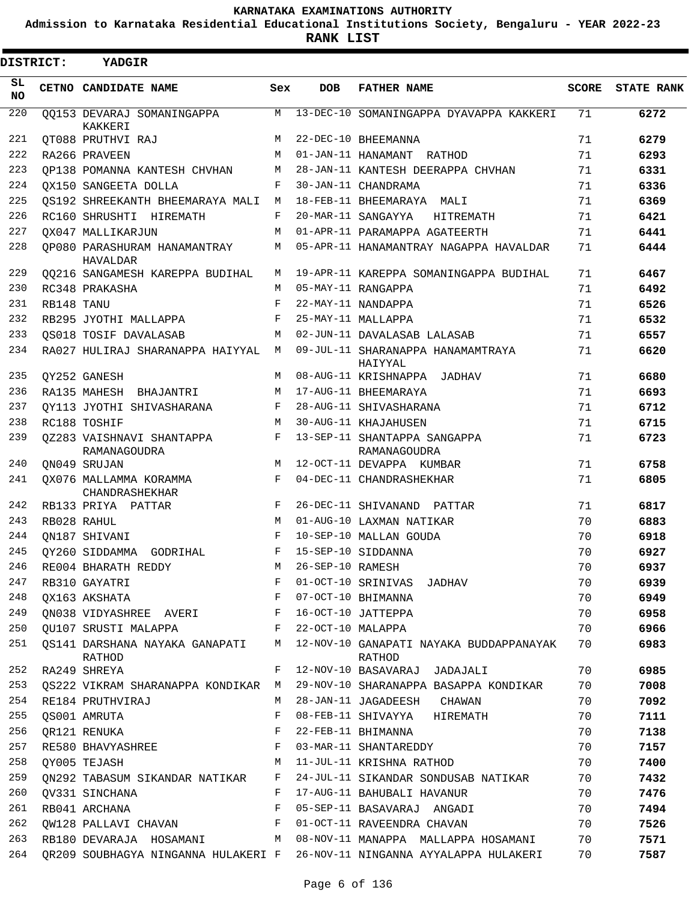# KARNATAKA EXAMINATIONS AUTHORITY

**Admission to Karnataka Residential Educational Institutions Society, Bengaluru - YEAR 2022-23**

**RANK LIST**

**DISTRICT: YADGIR**

| SL NO | CETNO | CANDIDATE NAME | Sex | DOB | FATHER NAME | SCORE | STATE RANK |
|---|---|---|---|---|---|---|---|
| 220 | QQ153 | DEVARAJ SOMANINGAPPA KAKKERI | M | 13-DEC-10 | SOMANINGAPPA DYAVAPPA KAKKERI | 71 | 6272 |
| 221 | QT088 | PRUTHVI RAJ | M | 22-DEC-10 | BHEEMANNA | 71 | 6279 |
| 222 | RA266 | PRAVEEN | M | 01-JAN-11 | HANAMANT RATHOD | 71 | 6293 |
| 223 | QP138 | POMANNA KANTESH CHVHAN | M | 28-JAN-11 | KANTESH DEERAPPA CHVHAN | 71 | 6331 |
| 224 | QX150 | SANGEETA DOLLA | F | 30-JAN-11 | CHANDRAMA | 71 | 6336 |
| 225 | QS192 | SHREEKANTH BHEEMARAYA MALI | M | 18-FEB-11 | BHEEMARAYA MALI | 71 | 6369 |
| 226 | RC160 | SHRUSHTI HIREMATH | F | 20-MAR-11 | SANGAYYA HITREMATH | 71 | 6421 |
| 227 | QX047 | MALLIKARJUN | M | 01-APR-11 | PARAMAPPA AGATEERTH | 71 | 6441 |
| 228 | QP080 | PARASHURAM HANAMANTRAY HAVALDAR | M | 05-APR-11 | HANAMANTRAY NAGAPPA HAVALDAR | 71 | 6444 |
| 229 | QQ216 | SANGAMESH KAREPPA BUDIHAL | M | 19-APR-11 | KAREPPA SOMANINGAPPA BUDIHAL | 71 | 6467 |
| 230 | RC348 | PRAKASHA | M | 05-MAY-11 | RANGAPPA | 71 | 6492 |
| 231 | RB148 | TANU | F | 22-MAY-11 | NANDAPPA | 71 | 6526 |
| 232 | RB295 | JYOTHI MALLAPPA | F | 25-MAY-11 | MALLAPPA | 71 | 6532 |
| 233 | QS018 | TOSIF DAVALASAB | M | 02-JUN-11 | DAVALASAB LALASAB | 71 | 6557 |
| 234 | RA027 | HULIRAJ SHARANAPPA HAIYYAL | M | 09-JUL-11 | SHARANAPPA HANAMAMTRAYA HAIYYAL | 71 | 6620 |
| 235 | QY252 | GANESH | M | 08-AUG-11 | KRISHNAPPA JADHAV | 71 | 6680 |
| 236 | RA135 | MAHESH BHAJANTRI | M | 17-AUG-11 | BHEEMARAYA | 71 | 6693 |
| 237 | QY113 | JYOTHI SHIVASHARANA | F | 28-AUG-11 | SHIVASHARANA | 71 | 6712 |
| 238 | RC188 | TOSHIF | M | 30-AUG-11 | KHAJAHUSEN | 71 | 6715 |
| 239 | QZ283 | VAISHNAVI SHANTAPPA RAMANAGOUDRA | F | 13-SEP-11 | SHANTAPPA SANGAPPA RAMANAGOUDRA | 71 | 6723 |
| 240 | QN049 | SRUJAN | M | 12-OCT-11 | DEVAPPA KUMBAR | 71 | 6758 |
| 241 | QX076 | MALLAMMA KORAMMA CHANDRASHEKHAR | F | 04-DEC-11 | CHANDRASHEKHAR | 71 | 6805 |
| 242 | RB133 | PRIYA PATTAR | F | 26-DEC-11 | SHIVANAND PATTAR | 71 | 6817 |
| 243 | RB028 | RAHUL | M | 01-AUG-10 | LAXMAN NATIKAR | 70 | 6883 |
| 244 | QN187 | SHIVANI | F | 10-SEP-10 | MALLAN GOUDA | 70 | 6918 |
| 245 | QY260 | SIDDAMMA GODRIHAL | F | 15-SEP-10 | SIDDANNA | 70 | 6927 |
| 246 | RE004 | BHARATH REDDY | M | 26-SEP-10 | RAMESH | 70 | 6937 |
| 247 | RB310 | GAYATRI | F | 01-OCT-10 | SRINIVAS JADHAV | 70 | 6939 |
| 248 | QX163 | AKSHATA | F | 07-OCT-10 | BHIMANNA | 70 | 6949 |
| 249 | QN038 | VIDYASHREE AVERI | F | 16-OCT-10 | JATTEPPA | 70 | 6958 |
| 250 | QU107 | SRUSTI MALAPPA | F | 22-OCT-10 | MALAPPA | 70 | 6966 |
| 251 | QS141 | DARSHANA NAYAKA GANAPATI RATHOD | M | 12-NOV-10 | GANAPATI NAYAKA BUDDAPPANAYAK RATHOD | 70 | 6983 |
| 252 | RA249 | SHREYA | F | 12-NOV-10 | BASAVARAJ JADAJALI | 70 | 6985 |
| 253 | QS222 | VIKRAM SHARANAPPA KONDIKAR | M | 29-NOV-10 | SHARANAPPA BASAPPA KONDIKAR | 70 | 7008 |
| 254 | RE184 | PRUTHVIRAJ | M | 28-JAN-11 | JAGADEESH CHAWAN | 70 | 7092 |
| 255 | QS001 | AMRUTA | F | 08-FEB-11 | SHIVAYYA HIREMATH | 70 | 7111 |
| 256 | QR121 | RENUKA | F | 22-FEB-11 | BHIMANNA | 70 | 7138 |
| 257 | RE580 | BHAVYASHREE | F | 03-MAR-11 | SHANTAREDDY | 70 | 7157 |
| 258 | QY005 | TEJASH | M | 11-JUL-11 | KRISHNA RATHOD | 70 | 7400 |
| 259 | QN292 | TABASUM SIKANDAR NATIKAR | F | 24-JUL-11 | SIKANDAR SONDUSAB NATIKAR | 70 | 7432 |
| 260 | QV331 | SINCHANA | F | 17-AUG-11 | BAHUBALI HAVANUR | 70 | 7476 |
| 261 | RB041 | ARCHANA | F | 05-SEP-11 | BASAVARAJ ANGADI | 70 | 7494 |
| 262 | QW128 | PALLAVI CHAVAN | F | 01-OCT-11 | RAVEENDRA CHAVAN | 70 | 7526 |
| 263 | RB180 | DEVARAJA HOSAMANI | M | 08-NOV-11 | MANAPPA MALLAPPA HOSAMANI | 70 | 7571 |
| 264 | QR209 | SOUBHAGYA NINGANNA HULAKERI | F | 26-NOV-11 | NINGANNA AYYALAPPA HULAKERI | 70 | 7587 |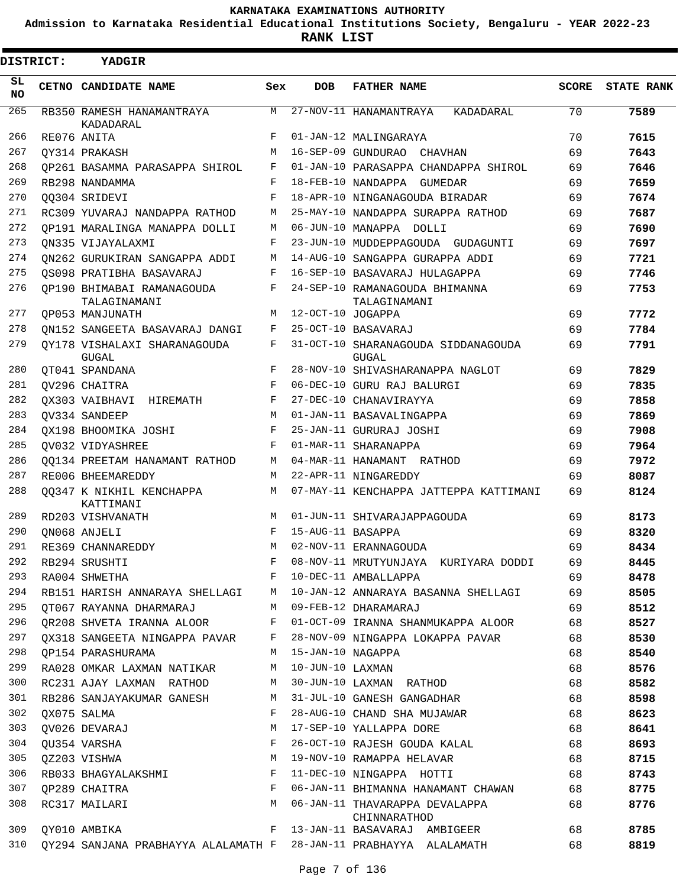KARNATAKA EXAMINATIONS AUTHORITY

Admission to Karnataka Residential Educational Institutions Society, Bengaluru - YEAR 2022-23

**RANK LIST**

**DISTRICT: YADGIR**

| SL NO | CETNO | CANDIDATE NAME | Sex | DOB | FATHER NAME | SCORE | STATE RANK |
|---|---|---|---|---|---|---|---|
| 265 | RB350 | RAMESH HANAMANTRAYA KADADARAL | M | 27-NOV-11 | HANAMANTRAYA KADADARAL | 70 | 7589 |
| 266 | RE076 | ANITA | F | 01-JAN-12 | MALINGARAYA | 70 | 7615 |
| 267 | QY314 | PRAKASH | M | 16-SEP-09 | GUNDURAO CHAVHAN | 69 | 7643 |
| 268 | QP261 | BASAMMA PARASAPPA SHIROL | F | 01-JAN-10 | PARASAPPA CHANDAPPA SHIROL | 69 | 7646 |
| 269 | RB298 | NANDAMMA | F | 18-FEB-10 | NANDAPPA GUMEDAR | 69 | 7659 |
| 270 | QQ304 | SRIDEVI | F | 18-APR-10 | NINGANAGOUDA BIRADAR | 69 | 7674 |
| 271 | RC309 | YUVARAJ NANDAPPA RATHOD | M | 25-MAY-10 | NANDAPPA SURAPPA RATHOD | 69 | 7687 |
| 272 | QP191 | MARALINGA MANAPPA DOLLI | M | 06-JUN-10 | MANAPPA DOLLI | 69 | 7690 |
| 273 | QN335 | VIJAYALAXMI | F | 23-JUN-10 | MUDDEPPAGOUDA GUDAGUNTI | 69 | 7697 |
| 274 | QN262 | GURUKIRAN SANGAPPA ADDI | M | 14-AUG-10 | SANGAPPA GURAPPA ADDI | 69 | 7721 |
| 275 | QS098 | PRATIBHA BASAVARAJ | F | 16-SEP-10 | BASAVARAJ HULAGAPPA | 69 | 7746 |
| 276 | QP190 | BHIMABAI RAMANAGOUDA TALAGINAMANI | F | 24-SEP-10 | RAMANAGOUDA BHIMANNA TALAGINAMANI | 69 | 7753 |
| 277 | QP053 | MANJUNATH | M | 12-OCT-10 | JOGAPPA | 69 | 7772 |
| 278 | QN152 | SANGEETA BASAVARAJ DANGI | F | 25-OCT-10 | BASAVARAJ | 69 | 7784 |
| 279 | QY178 | VISHALAXI SHARANAGOUDA GUGAL | F | 31-OCT-10 | SHARANAGOUDA SIDDANAGOUDA GUGAL | 69 | 7791 |
| 280 | QT041 | SPANDANA | F | 28-NOV-10 | SHIVASHARANAPPA NAGLOT | 69 | 7829 |
| 281 | QV296 | CHAITRA | F | 06-DEC-10 | GURU RAJ BALURGI | 69 | 7835 |
| 282 | QX303 | VAIBHAVI HIREMATH | F | 27-DEC-10 | CHANAVIRAYYA | 69 | 7858 |
| 283 | QV334 | SANDEEP | M | 01-JAN-11 | BASAVALINGAPPA | 69 | 7869 |
| 284 | QX198 | BHOOMIKA JOSHI | F | 25-JAN-11 | GURURAJ JOSHI | 69 | 7908 |
| 285 | QV032 | VIDYASHREE | F | 01-MAR-11 | SHARANAPPA | 69 | 7964 |
| 286 | QQ134 | PREETAM HANAMANT RATHOD | M | 04-MAR-11 | HANAMANT RATHOD | 69 | 7972 |
| 287 | RE006 | BHEEMAREDDY | M | 22-APR-11 | NINGAREDDY | 69 | 8087 |
| 288 | QQ347 | K NIKHIL KENCHAPPA KATTIMANI | M | 07-MAY-11 | KENCHAPPA JATTEPPA KATTIMANI | 69 | 8124 |
| 289 | RD203 | VISHVANATH | M | 01-JUN-11 | SHIVARAJAPPAGOUDA | 69 | 8173 |
| 290 | QN068 | ANJELI | F | 15-AUG-11 | BASAPPA | 69 | 8320 |
| 291 | RE369 | CHANNAREDDY | M | 02-NOV-11 | ERANNAGOUDA | 69 | 8434 |
| 292 | RB294 | SRUSHTI | F | 08-NOV-11 | MRUTYUNJAYA KURIYARA DODDI | 69 | 8445 |
| 293 | RA004 | SHWETHA | F | 10-DEC-11 | AMBALLAPPA | 69 | 8478 |
| 294 | RB151 | HARISH ANNARAYA SHELLAGI | M | 10-JAN-12 | ANNARAYA BASANNA SHELLAGI | 69 | 8505 |
| 295 | QT067 | RAYANNA DHARMARAJ | M | 09-FEB-12 | DHARAMARAJ | 69 | 8512 |
| 296 | QR208 | SHVETA IRANNA ALOOR | F | 01-OCT-09 | IRANNA SHANMUKAPPA ALOOR | 68 | 8527 |
| 297 | QX318 | SANGEETA NINGAPPA PAVAR | F | 28-NOV-09 | NINGAPPA LOKAPPA PAVAR | 68 | 8530 |
| 298 | QP154 | PARASHURAMA | M | 15-JAN-10 | NAGAPPA | 68 | 8540 |
| 299 | RA028 | OMKAR LAXMAN NATIKAR | M | 10-JUN-10 | LAXMAN | 68 | 8576 |
| 300 | RC231 | AJAY LAXMAN RATHOD | M | 30-JUN-10 | LAXMAN RATHOD | 68 | 8582 |
| 301 | RB286 | SANJAYAKUMAR GANESH | M | 31-JUL-10 | GANESH GANGADHAR | 68 | 8598 |
| 302 | QX075 | SALMA | F | 28-AUG-10 | CHAND SHA MUJAWAR | 68 | 8623 |
| 303 | QV026 | DEVARAJ | M | 17-SEP-10 | YALLAPPA DORE | 68 | 8641 |
| 304 | QU354 | VARSHA | F | 26-OCT-10 | RAJESH GOUDA KALAL | 68 | 8693 |
| 305 | QZ203 | VISHWA | M | 19-NOV-10 | RAMAPPA HELAVAR | 68 | 8715 |
| 306 | RB033 | BHAGYALAKSHMI | F | 11-DEC-10 | NINGAPPA HOTTI | 68 | 8743 |
| 307 | QP289 | CHAITRA | F | 06-JAN-11 | BHIMANNA HANAMANT CHAWAN | 68 | 8775 |
| 308 | RC317 | MAILARI | M | 06-JAN-11 | THAVARAPPA DEVALAPPA CHINNARATHOD | 68 | 8776 |
| 309 | QY010 | AMBIKA | F | 13-JAN-11 | BASAVARAJ AMBIGEER | 68 | 8785 |
| 310 | QY294 | SANJANA PRABHAYYA ALALAMATH | F | 28-JAN-11 | PRABHAYYA ALALAMATH | 68 | 8819 |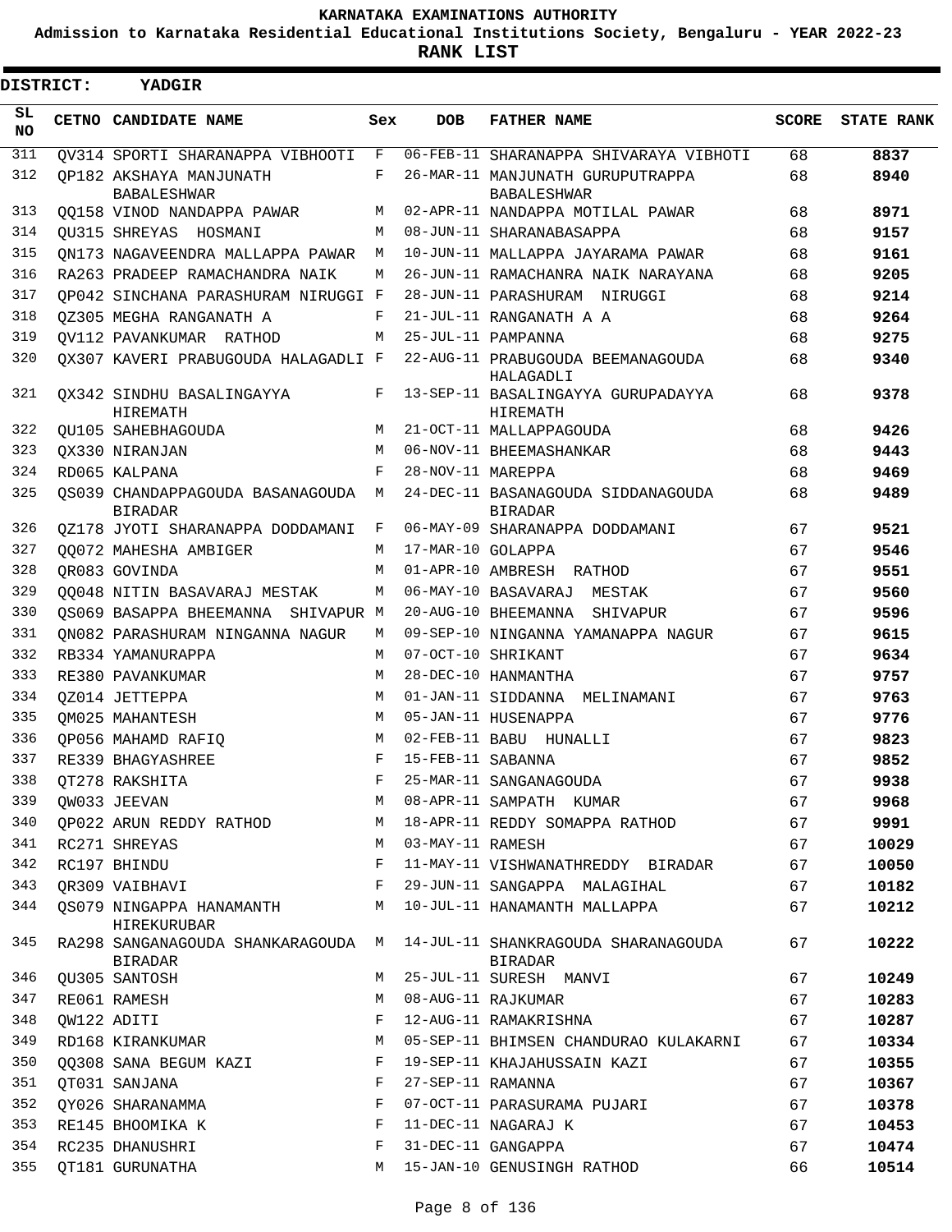# KARNATAKA EXAMINATIONS AUTHORITY

**Admission to Karnataka Residential Educational Institutions Society, Bengaluru - YEAR 2022-23**

**RANK LIST**

**DISTRICT: YADGIR**

| SL NO | CETNO | CANDIDATE NAME | Sex | DOB | FATHER NAME | SCORE | STATE RANK |
|---|---|---|---|---|---|---|---|
| 311 | QV314 | SPORTI SHARANAPPA VIBHOOTI | F | 06-FEB-11 | SHARANAPPA SHIVARAYA VIBHOTI | 68 | 8837 |
| 312 | QP182 | AKSHAYA MANJUNATH BABALESHWAR | F | 26-MAR-11 | MANJUNATH GURUPUTRAPPA BABALESHWAR | 68 | 8940 |
| 313 | QQ158 | VINOD NANDAPPA PAWAR | M | 02-APR-11 | NANDAPPA MOTILAL PAWAR | 68 | 8971 |
| 314 | QU315 | SHREYAS HOSMANI | M | 08-JUN-11 | SHARANABASAPPA | 68 | 9157 |
| 315 | QN173 | NAGAVEENDRA MALLAPPA PAWAR | M | 10-JUN-11 | MALLAPPA JAYARAMA PAWAR | 68 | 9161 |
| 316 | RA263 | PRADEEP RAMACHANDRA NAIK | M | 26-JUN-11 | RAMACHANRA NAIK NARAYANA | 68 | 9205 |
| 317 | QP042 | SINCHANA PARASHURAM NIRUGGI | F | 28-JUN-11 | PARASHURAM NIRUGGI | 68 | 9214 |
| 318 | QZ305 | MEGHA RANGANATH A | F | 21-JUL-11 | RANGANATH A A | 68 | 9264 |
| 319 | QV112 | PAVANKUMAR RATHOD | M | 25-JUL-11 | PAMPANNA | 68 | 9275 |
| 320 | QX307 | KAVERI PRABUGOUDA HALAGADLI | F | 22-AUG-11 | PRABUGOUDA BEEMANAGOUDA HALAGADLI | 68 | 9340 |
| 321 | QX342 | SINDHU BASALINGAYYA HIREMATH | F | 13-SEP-11 | BASALINGAYYA GURUPADAYYA HIREMATH | 68 | 9378 |
| 322 | QU105 | SAHEBHAGOUDA | M | 21-OCT-11 | MALLAPPAGOUDA | 68 | 9426 |
| 323 | QX330 | NIRANJAN | M | 06-NOV-11 | BHEEMASHANKAR | 68 | 9443 |
| 324 | RD065 | KALPANA | F | 28-NOV-11 | MAREPPA | 68 | 9469 |
| 325 | QS039 | CHANDAPPAGOUDA BASANAGOUDA BIRADAR | M | 24-DEC-11 | BASANAGOUDA SIDDANAGOUDA BIRADAR | 68 | 9489 |
| 326 | QZ178 | JYOTI SHARANAPPA DODDAMANI | F | 06-MAY-09 | SHARANAPPA DODDAMANI | 67 | 9521 |
| 327 | QQ072 | MAHESHA AMBIGER | M | 17-MAR-10 | GOLAPPA | 67 | 9546 |
| 328 | QR083 | GOVINDA | M | 01-APR-10 | AMBRESH RATHOD | 67 | 9551 |
| 329 | QQ048 | NITIN BASAVARAJ MESTAK | M | 06-MAY-10 | BASAVARAJ MESTAK | 67 | 9560 |
| 330 | QS069 | BASAPPA BHEEMANNA SHIVAPUR | M | 20-AUG-10 | BHEEMANNA SHIVAPUR | 67 | 9596 |
| 331 | QN082 | PARASHURAM NINGANNA NAGUR | M | 09-SEP-10 | NINGANNA YAMANAPPA NAGUR | 67 | 9615 |
| 332 | RB334 | YAMANURAPPA | M | 07-OCT-10 | SHRIKANT | 67 | 9634 |
| 333 | RE380 | PAVANKUMAR | M | 28-DEC-10 | HANMANTHA | 67 | 9757 |
| 334 | QZ014 | JETTEPPA | M | 01-JAN-11 | SIDDANNA MELINAMANI | 67 | 9763 |
| 335 | QM025 | MAHANTESH | M | 05-JAN-11 | HUSENAPPA | 67 | 9776 |
| 336 | QP056 | MAHAMD RAFIQ | M | 02-FEB-11 | BABU HUNALLI | 67 | 9823 |
| 337 | RE339 | BHAGYASHREE | F | 15-FEB-11 | SABANNA | 67 | 9852 |
| 338 | QT278 | RAKSHITA | F | 25-MAR-11 | SANGANAGOUDA | 67 | 9938 |
| 339 | QW033 | JEEVAN | M | 08-APR-11 | SAMPATH KUMAR | 67 | 9968 |
| 340 | QP022 | ARUN REDDY RATHOD | M | 18-APR-11 | REDDY SOMAPPA RATHOD | 67 | 9991 |
| 341 | RC271 | SHREYAS | M | 03-MAY-11 | RAMESH | 67 | 10029 |
| 342 | RC197 | BHINDU | F | 11-MAY-11 | VISHWANATHREDDY BIRADAR | 67 | 10050 |
| 343 | QR309 | VAIBHAVI | F | 29-JUN-11 | SANGAPPA MALAGIHAL | 67 | 10182 |
| 344 | QS079 | NINGAPPA HANAMANTH HIREKURUBAR | M | 10-JUL-11 | HANAMANTH MALLAPPA | 67 | 10212 |
| 345 | RA298 | SANGANAGOUDA SHANKARAGOUDA BIRADAR | M | 14-JUL-11 | SHANKRAGOUDA SHARANAGOUDA BIRADAR | 67 | 10222 |
| 346 | QU305 | SANTOSH | M | 25-JUL-11 | SURESH MANVI | 67 | 10249 |
| 347 | RE061 | RAMESH | M | 08-AUG-11 | RAJKUMAR | 67 | 10283 |
| 348 | QW122 | ADITI | F | 12-AUG-11 | RAMAKRISHNA | 67 | 10287 |
| 349 | RD168 | KIRANKUMAR | M | 05-SEP-11 | BHIMSEN CHANDURAO KULAKARNI | 67 | 10334 |
| 350 | QQ308 | SANA BEGUM KAZI | F | 19-SEP-11 | KHAJAHUSSAIN KAZI | 67 | 10355 |
| 351 | QT031 | SANJANA | F | 27-SEP-11 | RAMANNA | 67 | 10367 |
| 352 | QY026 | SHARANAMMA | F | 07-OCT-11 | PARASURAMA PUJARI | 67 | 10378 |
| 353 | RE145 | BHOOMIKA K | F | 11-DEC-11 | NAGARAJ K | 67 | 10453 |
| 354 | RC235 | DHANUSHRI | F | 31-DEC-11 | GANGAPPA | 67 | 10474 |
| 355 | QT181 | GURUNATHA | M | 15-JAN-10 | GENUSINGH RATHOD | 66 | 10514 |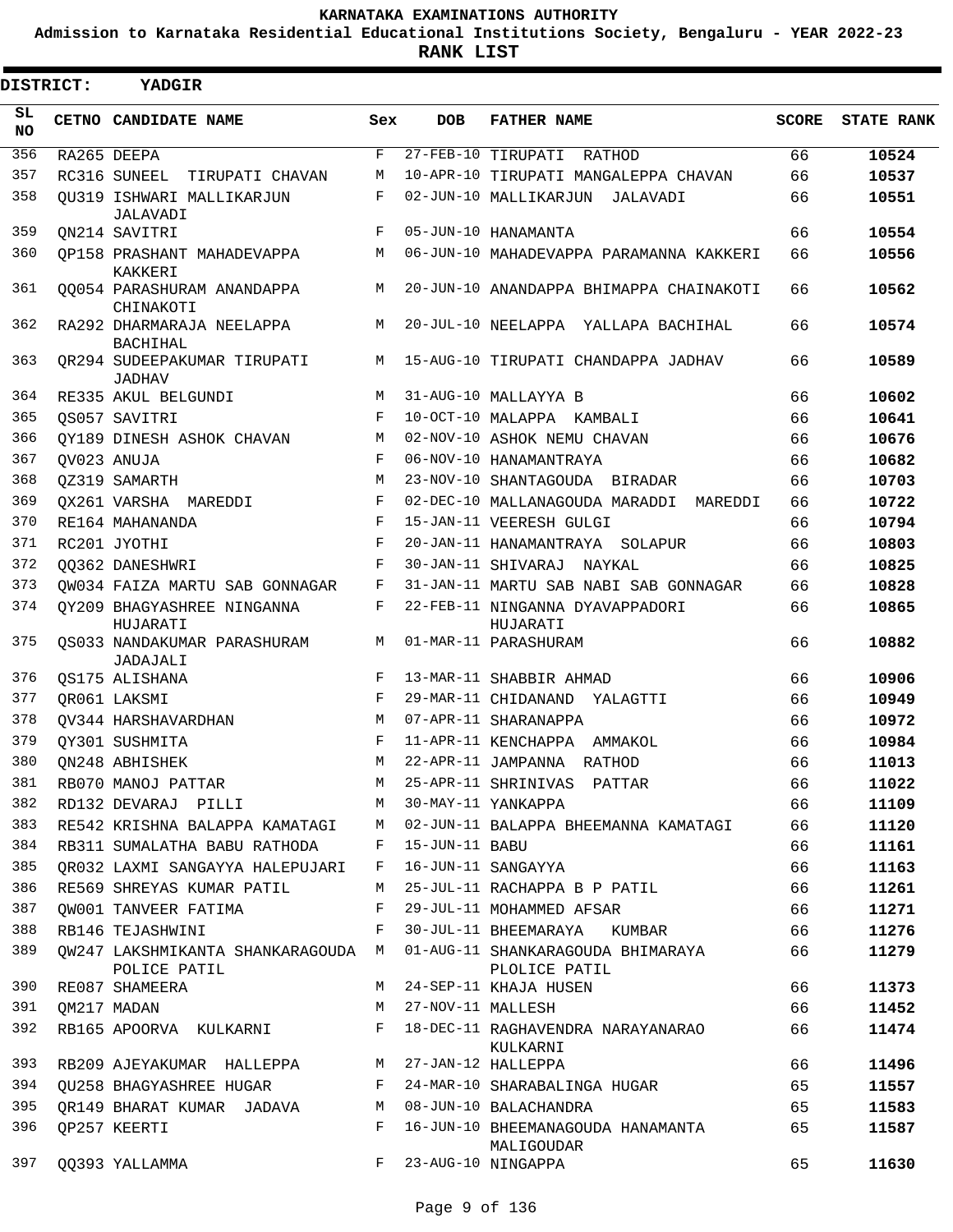KARNATAKA EXAMINATIONS AUTHORITY

Admission to Karnataka Residential Educational Institutions Society, Bengaluru - YEAR 2022-23

**RANK LIST**

**DISTRICT: YADGIR**

| SL NO | CETNO | CANDIDATE NAME | Sex | DOB | FATHER NAME | SCORE | STATE RANK |
|---|---|---|---|---|---|---|---|
| 356 | RA265 | DEEPA | F | 27-FEB-10 | TIRUPATI RATHOD | 66 | 10524 |
| 357 | RC316 | SUNEEL TIRUPATI CHAVAN | M | 10-APR-10 | TIRUPATI MANGALEPPA CHAVAN | 66 | 10537 |
| 358 | QU319 | ISHWARI MALLIKARJUN JALAVADI | F | 02-JUN-10 | MALLIKARJUN JALAVADI | 66 | 10551 |
| 359 | QN214 | SAVITRI | F | 05-JUN-10 | HANAMANTA | 66 | 10554 |
| 360 | QP158 | PRASHANT MAHADEVAPPA KAKKERI | M | 06-JUN-10 | MAHADEVAPPA PARAMANNA KAKKERI | 66 | 10556 |
| 361 | QQ054 | PARASHURAM ANANDAPPA CHINAKOTI | M | 20-JUN-10 | ANANDAPPA BHIMAPPA CHAINAKOTI | 66 | 10562 |
| 362 | RA292 | DHARMARAJA NEELAPPA BACHIHAL | M | 20-JUL-10 | NEELAPPA YALLAPA BACHIHAL | 66 | 10574 |
| 363 | QR294 | SUDEEPAKUMAR TIRUPATI JADHAV | M | 15-AUG-10 | TIRUPATI CHANDAPPA JADHAV | 66 | 10589 |
| 364 | RE335 | AKUL BELGUNDI | M | 31-AUG-10 | MALLAYYA B | 66 | 10602 |
| 365 | QS057 | SAVITRI | F | 10-OCT-10 | MALAPPA KAMBALI | 66 | 10641 |
| 366 | QY189 | DINESH ASHOK CHAVAN | M | 02-NOV-10 | ASHOK NEMU CHAVAN | 66 | 10676 |
| 367 | QV023 | ANUJA | F | 06-NOV-10 | HANAMANTRAYA | 66 | 10682 |
| 368 | QZ319 | SAMARTH | M | 23-NOV-10 | SHANTAGOUDA BIRADAR | 66 | 10703 |
| 369 | QX261 | VARSHA MAREDDI | F | 02-DEC-10 | MALLANAGOUDA MARADDI MAREDDI | 66 | 10722 |
| 370 | RE164 | MAHANANDA | F | 15-JAN-11 | VEERESH GULGI | 66 | 10794 |
| 371 | RC201 | JYOTHI | F | 20-JAN-11 | HANAMANTRAYA SOLAPUR | 66 | 10803 |
| 372 | QQ362 | DANESHWRI | F | 30-JAN-11 | SHIVARAJ NAYKAL | 66 | 10825 |
| 373 | QW034 | FAIZA MARTU SAB GONNAGAR | F | 31-JAN-11 | MARTU SAB NABI SAB GONNAGAR | 66 | 10828 |
| 374 | QY209 | BHAGYASHREE NINGANNA HUJARATI | F | 22-FEB-11 | NINGANNA DYAVAPPADORI HUJARATI | 66 | 10865 |
| 375 | QS033 | NANDAKUMAR PARASHURAM JADAJALI | M | 01-MAR-11 | PARASHURAM | 66 | 10882 |
| 376 | QS175 | ALISHANA | F | 13-MAR-11 | SHABBIR AHMAD | 66 | 10906 |
| 377 | QR061 | LAKSMI | F | 29-MAR-11 | CHIDANAND YALAGTTI | 66 | 10949 |
| 378 | QV344 | HARSHAVARDHAN | M | 07-APR-11 | SHARANAPPA | 66 | 10972 |
| 379 | QY301 | SUSHMITA | F | 11-APR-11 | KENCHAPPA AMMAKOL | 66 | 10984 |
| 380 | QN248 | ABHISHEK | M | 22-APR-11 | JAMPANNA RATHOD | 66 | 11013 |
| 381 | RB070 | MANOJ PATTAR | M | 25-APR-11 | SHRINIVAS PATTAR | 66 | 11022 |
| 382 | RD132 | DEVARAJ PILLI | M | 30-MAY-11 | YANKAPPA | 66 | 11109 |
| 383 | RE542 | KRISHNA BALAPPA KAMATAGI | M | 02-JUN-11 | BALAPPA BHEEMANNA KAMATAGI | 66 | 11120 |
| 384 | RB311 | SUMALATHA BABU RATHODA | F | 15-JUN-11 | BABU | 66 | 11161 |
| 385 | QR032 | LAXMI SANGAYYA HALEPUJARI | F | 16-JUN-11 | SANGAYYA | 66 | 11163 |
| 386 | RE569 | SHREYAS KUMAR PATIL | M | 25-JUL-11 | RACHAPPA B P PATIL | 66 | 11261 |
| 387 | QW001 | TANVEER FATIMA | F | 29-JUL-11 | MOHAMMED AFSAR | 66 | 11271 |
| 388 | RB146 | TEJASHWINI | F | 30-JUL-11 | BHEEMARAYA KUMBAR | 66 | 11276 |
| 389 | QW247 | LAKSHMIKANTA SHANKARAGOUDA POLICE PATIL | M | 01-AUG-11 | SHANKARAGOUDA BHIMARAYA PLOLICE PATIL | 66 | 11279 |
| 390 | RE087 | SHAMEERA | M | 24-SEP-11 | KHAJA HUSEN | 66 | 11373 |
| 391 | QM217 | MADAN | M | 27-NOV-11 | MALLESH | 66 | 11452 |
| 392 | RB165 | APOORVA KULKARNI | F | 18-DEC-11 | RAGHAVENDRA NARAYANARAO KULKARNI | 66 | 11474 |
| 393 | RB209 | AJEYAKUMAR HALLEPPA | M | 27-JAN-12 | HALLEPPA | 66 | 11496 |
| 394 | QU258 | BHAGYASHREE HUGAR | F | 24-MAR-10 | SHARABALINGA HUGAR | 65 | 11557 |
| 395 | QR149 | BHARAT KUMAR JADAVA | M | 08-JUN-10 | BALACHANDRA | 65 | 11583 |
| 396 | QP257 | KEERTI | F | 16-JUN-10 | BHEEMANAGOUDA HANAMANTA MALIGOUDAR | 65 | 11587 |
| 397 | QQ393 | YALLAMMA | F | 23-AUG-10 | NINGAPPA | 65 | 11630 |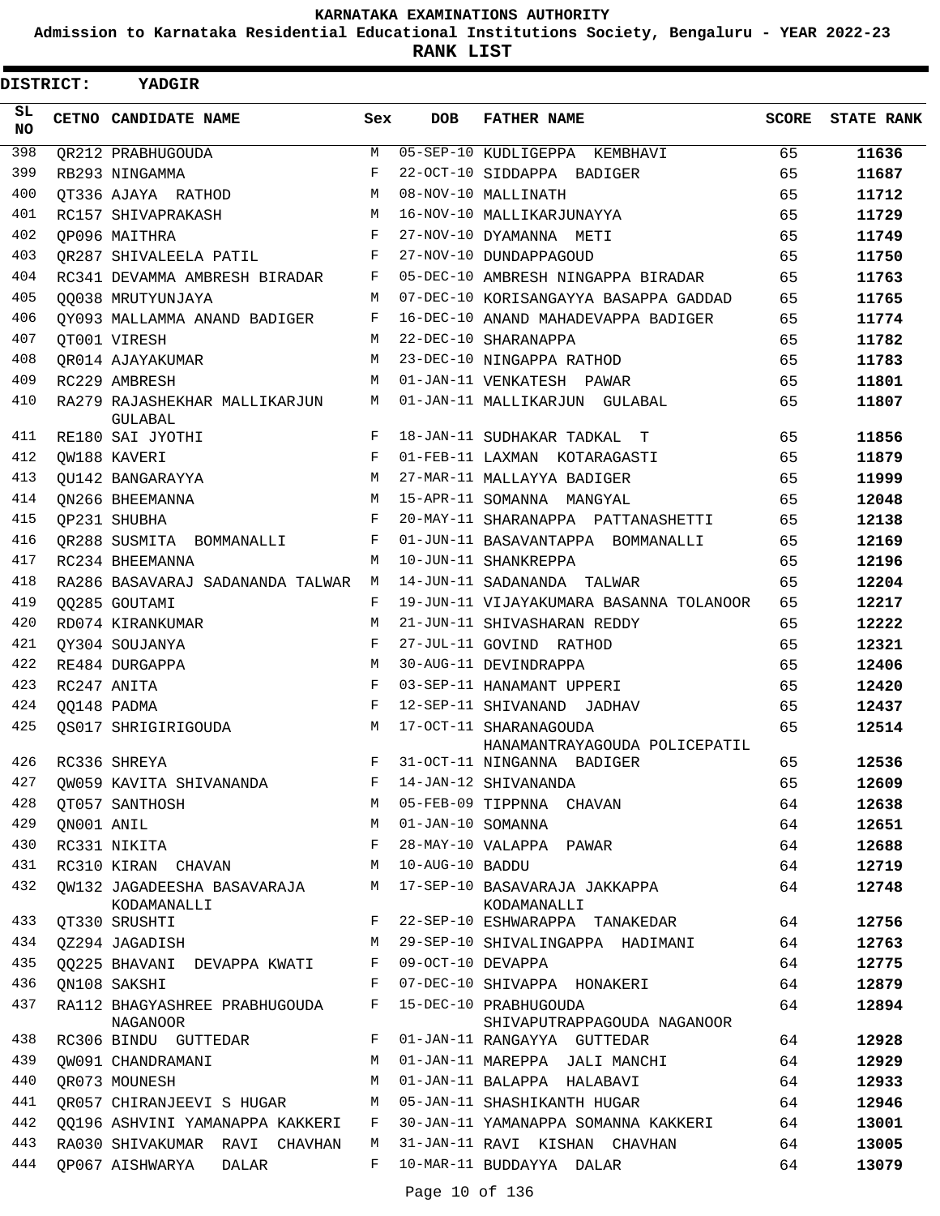KARNATAKA EXAMINATIONS AUTHORITY

Admission to Karnataka Residential Educational Institutions Society, Bengaluru - YEAR 2022-23

**RANK LIST**

**DISTRICT: YADGIR**

| SL NO | CETNO | CANDIDATE NAME | Sex | DOB | FATHER NAME | SCORE | STATE RANK |
|---|---|---|---|---|---|---|---|
| 398 | QR212 | PRABHUGOUDA | M | 05-SEP-10 | KUDLIGEPPA KEMBHAVI | 65 | 11636 |
| 399 | RB293 | NINGAMMA | F | 22-OCT-10 | SIDDAPPA BADIGER | 65 | 11687 |
| 400 | QT336 | AJAYA RATHOD | M | 08-NOV-10 | MALLINATH | 65 | 11712 |
| 401 | RC157 | SHIVAPRAKASH | M | 16-NOV-10 | MALLIKARJUNAYYA | 65 | 11729 |
| 402 | QP096 | MAITHRA | F | 27-NOV-10 | DYAMANNA METI | 65 | 11749 |
| 403 | QR287 | SHIVALEELA PATIL | F | 27-NOV-10 | DUNDAPPAGOUD | 65 | 11750 |
| 404 | RC341 | DEVAMMA AMBRESH BIRADAR | F | 05-DEC-10 | AMBRESH NINGAPPA BIRADAR | 65 | 11763 |
| 405 | QQ038 | MRUTYUNJAYA | M | 07-DEC-10 | KORISANGAYYA BASAPPA GADDAD | 65 | 11765 |
| 406 | QY093 | MALLAMMA ANAND BADIGER | F | 16-DEC-10 | ANAND MAHADEVAPPA BADIGER | 65 | 11774 |
| 407 | QT001 | VIRESH | M | 22-DEC-10 | SHARANAPPA | 65 | 11782 |
| 408 | QR014 | AJAYAKUMAR | M | 23-DEC-10 | NINGAPPA RATHOD | 65 | 11783 |
| 409 | RC229 | AMBRESH | M | 01-JAN-11 | VENKATESH PAWAR | 65 | 11801 |
| 410 | RA279 | RAJASHEKHAR MALLIKARJUN GULABAL | M | 01-JAN-11 | MALLIKARJUN GULABAL | 65 | 11807 |
| 411 | RE180 | SAI JYOTHI | F | 18-JAN-11 | SUDHAKAR TADKAL T | 65 | 11856 |
| 412 | QW188 | KAVERI | F | 01-FEB-11 | LAXMAN KOTARAGASTI | 65 | 11879 |
| 413 | QU142 | BANGARAYYA | M | 27-MAR-11 | MALLAYYA BADIGER | 65 | 11999 |
| 414 | QN266 | BHEEMANNA | M | 15-APR-11 | SOMANNA MANGYAL | 65 | 12048 |
| 415 | QP231 | SHUBHA | F | 20-MAY-11 | SHARANAPPA PATTANASHETTI | 65 | 12138 |
| 416 | QR288 | SUSMITA BOMMANALLI | F | 01-JUN-11 | BASAVANTAPPA BOMMANALLI | 65 | 12169 |
| 417 | RC234 | BHEEMANNA | M | 10-JUN-11 | SHANKREPPA | 65 | 12196 |
| 418 | RA286 | BASAVARAJ SADANANDA TALWAR | M | 14-JUN-11 | SADANANDA TALWAR | 65 | 12204 |
| 419 | QQ285 | GOUTAMI | F | 19-JUN-11 | VIJAYAKUMARA BASANNA TOLANOOR | 65 | 12217 |
| 420 | RD074 | KIRANKUMAR | M | 21-JUN-11 | SHIVASHARAN REDDY | 65 | 12222 |
| 421 | QY304 | SOUJANYA | F | 27-JUL-11 | GOVIND RATHOD | 65 | 12321 |
| 422 | RE484 | DURGAPPA | M | 30-AUG-11 | DEVINDRAPPA | 65 | 12406 |
| 423 | RC247 | ANITA | F | 03-SEP-11 | HANAMANT UPPERI | 65 | 12420 |
| 424 | QQ148 | PADMA | F | 12-SEP-11 | SHIVANAND JADHAV | 65 | 12437 |
| 425 | QS017 | SHRIGIRIGOUDA | M | 17-OCT-11 | SHARANAGOUDA HANAMANTRAYAGOUDA POLICEPATIL | 65 | 12514 |
| 426 | RC336 | SHREYA | F | 31-OCT-11 | NINGANNA BADIGER | 65 | 12536 |
| 427 | QW059 | KAVITA SHIVANANDA | F | 14-JAN-12 | SHIVANANDA | 65 | 12609 |
| 428 | QT057 | SANTHOSH | M | 05-FEB-09 | TIPPNNA CHAVAN | 64 | 12638 |
| 429 | QN001 | ANIL | M | 01-JAN-10 | SOMANNA | 64 | 12651 |
| 430 | RC331 | NIKITA | F | 28-MAY-10 | VALAPPA PAWAR | 64 | 12688 |
| 431 | RC310 | KIRAN CHAVAN | M | 10-AUG-10 | BADDU | 64 | 12719 |
| 432 | QW132 | JAGADEESHA BASAVARAJA KODAMANALLI | M | 17-SEP-10 | BASAVARAJA JAKKAPPA KODAMANALLI | 64 | 12748 |
| 433 | QT330 | SRUSHTI | F | 22-SEP-10 | ESHWARAPPA TANAKEDAR | 64 | 12756 |
| 434 | QZ294 | JAGADISH | M | 29-SEP-10 | SHIVALINGAPPA HADIMANI | 64 | 12763 |
| 435 | QQ225 | BHAVANI DEVAPPA KWATI | F | 09-OCT-10 | DEVAPPA | 64 | 12775 |
| 436 | QN108 | SAKSHI | F | 07-DEC-10 | SHIVAPPA HONAKERI | 64 | 12879 |
| 437 | RA112 | BHAGYASHREE PRABHUGOUDA NAGANOOR | F | 15-DEC-10 | PRABHUGOUDA SHIVAPUTRAPPAGOUDA NAGANOOR | 64 | 12894 |
| 438 | RC306 | BINDU GUTTEDAR | F | 01-JAN-11 | RANGAYYA GUTTEDAR | 64 | 12928 |
| 439 | QW091 | CHANDRAMANI | M | 01-JAN-11 | MAREPPA JALI MANCHI | 64 | 12929 |
| 440 | QR073 | MOUNESH | M | 01-JAN-11 | BALAPPA HALABAVI | 64 | 12933 |
| 441 | QR057 | CHIRANJEEVI S HUGAR | M | 05-JAN-11 | SHASHIKANTH HUGAR | 64 | 12946 |
| 442 | QQ196 | ASHVINI YAMANAPPA KAKKERI | F | 30-JAN-11 | YAMANAPPA SOMANNA KAKKERI | 64 | 13001 |
| 443 | RA030 | SHIVAKUMAR RAVI CHAVHAN | M | 31-JAN-11 | RAVI KISHAN CHAVHAN | 64 | 13005 |
| 444 | QP067 | AISHWARYA DALAR | F | 10-MAR-11 | BUDDAYYA DALAR | 64 | 13079 |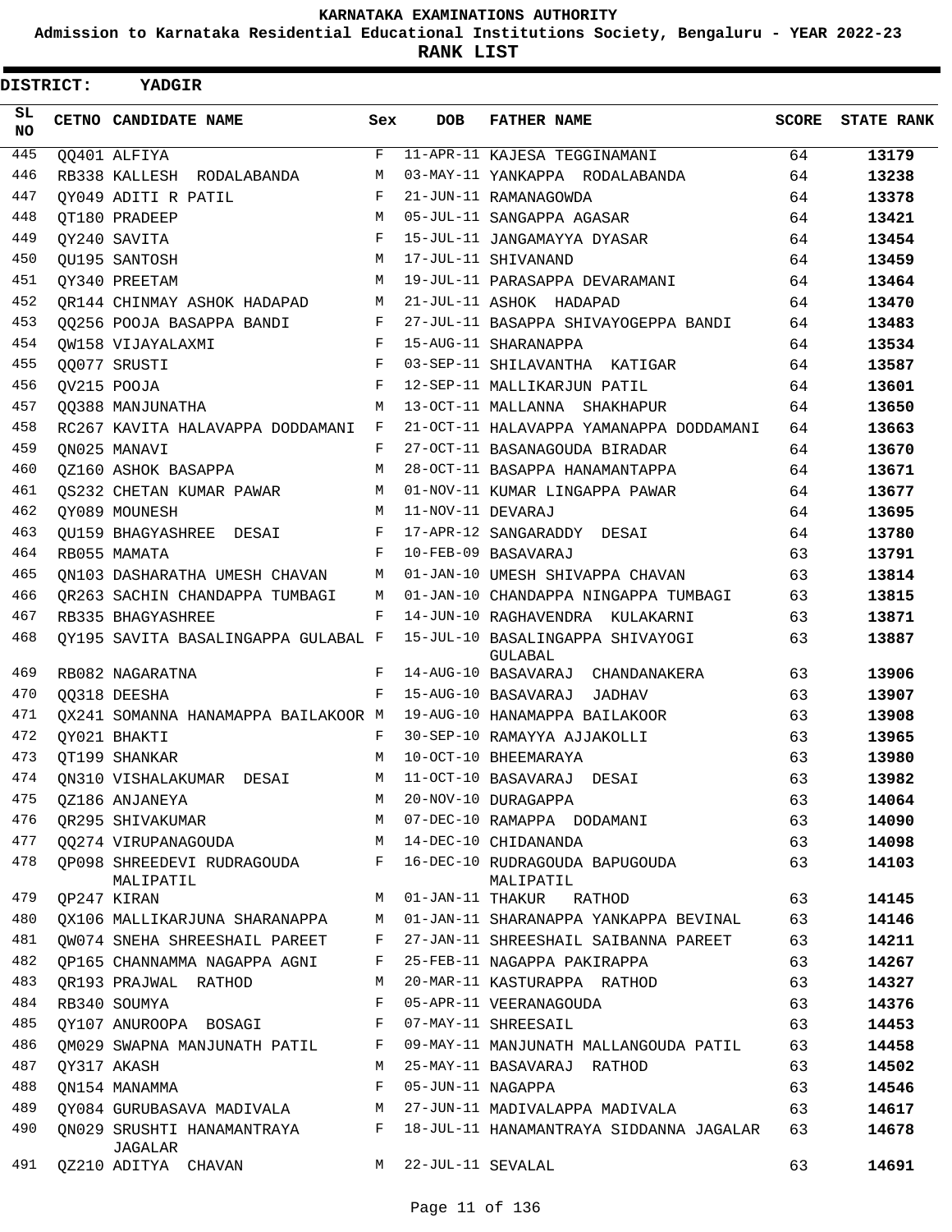KARNATAKA EXAMINATIONS AUTHORITY

Admission to Karnataka Residential Educational Institutions Society, Bengaluru - YEAR 2022-23

**RANK LIST**

**DISTRICT: YADGIR**

| SL NO | CETNO | CANDIDATE NAME | Sex | DOB | FATHER NAME | SCORE | STATE RANK |
|---|---|---|---|---|---|---|---|
| 445 | QQ401 | ALFIYA | F | 11-APR-11 | KAJESA TEGGINAMANI | 64 | 13179 |
| 446 | RB338 | KALLESH RODALABANDA | M | 03-MAY-11 | YANKAPPA RODALABANDA | 64 | 13238 |
| 447 | QY049 | ADITI R PATIL | F | 21-JUN-11 | RAMANAGOWDA | 64 | 13378 |
| 448 | QT180 | PRADEEP | M | 05-JUL-11 | SANGAPPA AGASAR | 64 | 13421 |
| 449 | QY240 | SAVITA | F | 15-JUL-11 | JANGAMAYYA DYASAR | 64 | 13454 |
| 450 | QU195 | SANTOSH | M | 17-JUL-11 | SHIVANAND | 64 | 13459 |
| 451 | QY340 | PREETAM | M | 19-JUL-11 | PARASAPPA DEVARAMANI | 64 | 13464 |
| 452 | QR144 | CHINMAY ASHOK HADAPAD | M | 21-JUL-11 | ASHOK HADAPAD | 64 | 13470 |
| 453 | QQ256 | POOJA BASAPPA BANDI | F | 27-JUL-11 | BASAPPA SHIVAYOGEPPA BANDI | 64 | 13483 |
| 454 | QW158 | VIJAYALAXMI | F | 15-AUG-11 | SHARANAPPA | 64 | 13534 |
| 455 | QQ077 | SRUSTI | F | 03-SEP-11 | SHILAVANTHA KATIGAR | 64 | 13587 |
| 456 | QV215 | POOJA | F | 12-SEP-11 | MALLIKARJUN PATIL | 64 | 13601 |
| 457 | QQ388 | MANJUNATHA | M | 13-OCT-11 | MALLANNA SHAKHAPUR | 64 | 13650 |
| 458 | RC267 | KAVITA HALAVAPPA DODDAMANI | F | 21-OCT-11 | HALAVAPPA YAMANAPPA DODDAMANI | 64 | 13663 |
| 459 | QN025 | MANAVI | F | 27-OCT-11 | BASANAGOUDA BIRADAR | 64 | 13670 |
| 460 | QZ160 | ASHOK BASAPPA | M | 28-OCT-11 | BASAPPA HANAMANTAPPA | 64 | 13671 |
| 461 | QS232 | CHETAN KUMAR PAWAR | M | 01-NOV-11 | KUMAR LINGAPPA PAWAR | 64 | 13677 |
| 462 | QY089 | MOUNESH | M | 11-NOV-11 | DEVARAJ | 64 | 13695 |
| 463 | QU159 | BHAGYASHREE DESAI | F | 17-APR-12 | SANGARADDY DESAI | 64 | 13780 |
| 464 | RB055 | MAMATA | F | 10-FEB-09 | BASAVARAJ | 63 | 13791 |
| 465 | QN103 | DASHARATHA UMESH CHAVAN | M | 01-JAN-10 | UMESH SHIVAPPA CHAVAN | 63 | 13814 |
| 466 | QR263 | SACHIN CHANDAPPA TUMBAGI | M | 01-JAN-10 | CHANDAPPA NINGAPPA TUMBAGI | 63 | 13815 |
| 467 | RB335 | BHAGYASHREE | F | 14-JUN-10 | RAGHAVENDRA KULAKARNI | 63 | 13871 |
| 468 | QY195 | SAVITA BASALINGAPPA GULABAL | F | 15-JUL-10 | BASALINGAPPA SHIVAYOGI GULABAL | 63 | 13887 |
| 469 | RB082 | NAGARATNA | F | 14-AUG-10 | BASAVARAJ CHANDANAKERA | 63 | 13906 |
| 470 | QQ318 | DEESHA | F | 15-AUG-10 | BASAVARAJ JADHAV | 63 | 13907 |
| 471 | QX241 | SOMANNA HANAMAPPA BAILAKOOR | M | 19-AUG-10 | HANAMAPPA BAILAKOOR | 63 | 13908 |
| 472 | QY021 | BHAKTI | F | 30-SEP-10 | RAMAYYA AJJAKOLLI | 63 | 13965 |
| 473 | QT199 | SHANKAR | M | 10-OCT-10 | BHEEMARAYA | 63 | 13980 |
| 474 | QN310 | VISHALAKUMAR DESAI | M | 11-OCT-10 | BASAVARAJ DESAI | 63 | 13982 |
| 475 | QZ186 | ANJANEYA | M | 20-NOV-10 | DURAGAPPA | 63 | 14064 |
| 476 | QR295 | SHIVAKUMAR | M | 07-DEC-10 | RAMAPPA DODAMANI | 63 | 14090 |
| 477 | QQ274 | VIRUPANAGOUDA | M | 14-DEC-10 | CHIDANANDA | 63 | 14098 |
| 478 | QP098 | SHREEDEVI RUDRAGOUDA MALIPATIL | F | 16-DEC-10 | RUDRAGOUDA BAPUGOUDA MALIPATIL | 63 | 14103 |
| 479 | QP247 | KIRAN | M | 01-JAN-11 | THAKUR RATHOD | 63 | 14145 |
| 480 | QX106 | MALLIKARJUNA SHARANAPPA | M | 01-JAN-11 | SHARANAPPA YANKAPPA BEVINAL | 63 | 14146 |
| 481 | QW074 | SNEHA SHREESHAIL PAREET | F | 27-JAN-11 | SHREESHAIL SAIBANNA PAREET | 63 | 14211 |
| 482 | QP165 | CHANNAMMA NAGAPPA AGNI | F | 25-FEB-11 | NAGAPPA PAKIRAPPA | 63 | 14267 |
| 483 | QR193 | PRAJWAL RATHOD | M | 20-MAR-11 | KASTURAPPA RATHOD | 63 | 14327 |
| 484 | RB340 | SOUMYA | F | 05-APR-11 | VEERANAGOUDA | 63 | 14376 |
| 485 | QY107 | ANUROOPA BOSAGI | F | 07-MAY-11 | SHREESAIL | 63 | 14453 |
| 486 | QM029 | SWAPNA MANJUNATH PATIL | F | 09-MAY-11 | MANJUNATH MALLANGOUDA PATIL | 63 | 14458 |
| 487 | QY317 | AKASH | M | 25-MAY-11 | BASAVARAJ RATHOD | 63 | 14502 |
| 488 | QN154 | MANAMMA | F | 05-JUN-11 | NAGAPPA | 63 | 14546 |
| 489 | QY084 | GURUBASAVA MADIVALA | M | 27-JUN-11 | MADIVALAPPA MADIVALA | 63 | 14617 |
| 490 | QN029 | SRUSHTI HANAMANTRAYA JAGALAR | F | 18-JUL-11 | HANAMANTRAYA SIDDANNA JAGALAR | 63 | 14678 |
| 491 | QZ210 | ADITYA CHAVAN | M | 22-JUL-11 | SEVALAL | 63 | 14691 |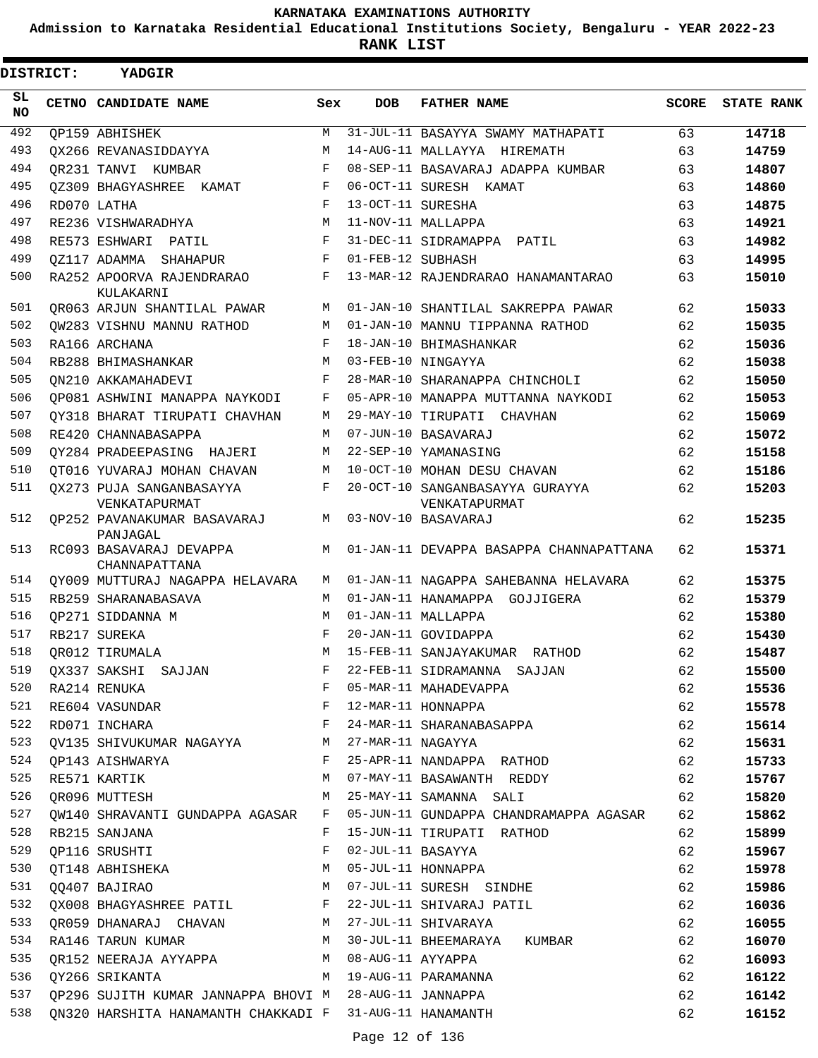KARNATAKA EXAMINATIONS AUTHORITY

Admission to Karnataka Residential Educational Institutions Society, Bengaluru - YEAR 2022-23

**RANK LIST**

**DISTRICT: YADGIR**

| SL NO | CETNO | CANDIDATE NAME | Sex | DOB | FATHER NAME | SCORE | STATE RANK |
|---|---|---|---|---|---|---|---|
| 492 | QP159 | ABHISHEK | M | 31-JUL-11 | BASAYYA SWAMY MATHAPATI | 63 | **14718** |
| 493 | QX266 | REVANASIDDAYYA | M | 14-AUG-11 | MALLAYYA HIREMATH | 63 | **14759** |
| 494 | QR231 | TANVI KUMBAR | F | 08-SEP-11 | BASAVARAJ ADAPPA KUMBAR | 63 | **14807** |
| 495 | QZ309 | BHAGYASHREE KAMAT | F | 06-OCT-11 | SURESH KAMAT | 63 | **14860** |
| 496 | RD070 | LATHA | F | 13-OCT-11 | SURESHA | 63 | **14875** |
| 497 | RE236 | VISHWARADHYA | M | 11-NOV-11 | MALLAPPA | 63 | **14921** |
| 498 | RE573 | ESHWARI PATIL | F | 31-DEC-11 | SIDRAMAPPA PATIL | 63 | **14982** |
| 499 | QZ117 | ADAMMA SHAHAPUR | F | 01-FEB-12 | SUBHASH | 63 | **14995** |
| 500 | RA252 | APOORVA RAJENDRARAO KULAKARNI | F | 13-MAR-12 | RAJENDRARAO HANAMANTARAO | 63 | **15010** |
| 501 | QR063 | ARJUN SHANTILAL PAWAR | M | 01-JAN-10 | SHANTILAL SAKREPPA PAWAR | 62 | **15033** |
| 502 | QW283 | VISHNU MANNU RATHOD | M | 01-JAN-10 | MANNU TIPPANNA RATHOD | 62 | **15035** |
| 503 | RA166 | ARCHANA | F | 18-JAN-10 | BHIMASHANKAR | 62 | **15036** |
| 504 | RB288 | BHIMASHANKAR | M | 03-FEB-10 | NINGAYYA | 62 | **15038** |
| 505 | QN210 | AKKAMAHADEVI | F | 28-MAR-10 | SHARANAPPA CHINCHOLI | 62 | **15050** |
| 506 | QP081 | ASHWINI MANAPPA NAYKODI | F | 05-APR-10 | MANAPPA MUTTANNA NAYKODI | 62 | **15053** |
| 507 | QY318 | BHARAT TIRUPATI CHAVHAN | M | 29-MAY-10 | TIRUPATI CHAVHAN | 62 | **15069** |
| 508 | RE420 | CHANNABASAPPA | M | 07-JUN-10 | BASAVARAJ | 62 | **15072** |
| 509 | QY284 | PRADEEPASING HAJERI | M | 22-SEP-10 | YAMANASING | 62 | **15158** |
| 510 | QT016 | YUVARAJ MOHAN CHAVAN | M | 10-OCT-10 | MOHAN DESU CHAVAN | 62 | **15186** |
| 511 | QX273 | PUJA SANGANBASAYYA VENKATAPURMAT | F | 20-OCT-10 | SANGANBASAYYA GURAYYA VENKATAPURMAT | 62 | **15203** |
| 512 | QP252 | PAVANAKUMAR BASAVARAJ PANJAGAL | M | 03-NOV-10 | BASAVARAJ | 62 | **15235** |
| 513 | RC093 | BASAVARAJ DEVAPPA CHANNAPATTANA | M | 01-JAN-11 | DEVAPPA BASAPPA CHANNAPATTANA | 62 | **15371** |
| 514 | QY009 | MUTTURAJ NAGAPPA HELAVARA | M | 01-JAN-11 | NAGAPPA SAHEBANNA HELAVARA | 62 | **15375** |
| 515 | RB259 | SHARANABASAVA | M | 01-JAN-11 | HANAMAPPA GOJJIGERA | 62 | **15379** |
| 516 | QP271 | SIDDANNA M | M | 01-JAN-11 | MALLAPPA | 62 | **15380** |
| 517 | RB217 | SUREKA | F | 20-JAN-11 | GOVIDAPPA | 62 | **15430** |
| 518 | QR012 | TIRUMALA | M | 15-FEB-11 | SANJAYAKUMAR RATHOD | 62 | **15487** |
| 519 | QX337 | SAKSHI SAJJAN | F | 22-FEB-11 | SIDRAMANNA SAJJAN | 62 | **15500** |
| 520 | RA214 | RENUKA | F | 05-MAR-11 | MAHADEVAPPA | 62 | **15536** |
| 521 | RE604 | VASUNDAR | F | 12-MAR-11 | HONNAPPA | 62 | **15578** |
| 522 | RD071 | INCHARA | F | 24-MAR-11 | SHARANABASAPPA | 62 | **15614** |
| 523 | QV135 | SHIVUKUMAR NAGAYYA | M | 27-MAR-11 | NAGAYYA | 62 | **15631** |
| 524 | QP143 | AISHWARYA | F | 25-APR-11 | NANDAPPA RATHOD | 62 | **15733** |
| 525 | RE571 | KARTIK | M | 07-MAY-11 | BASAWANTH REDDY | 62 | **15767** |
| 526 | QR096 | MUTTESH | M | 25-MAY-11 | SAMANNA SALI | 62 | **15820** |
| 527 | QW140 | SHRAVANTI GUNDAPPA AGASAR | F | 05-JUN-11 | GUNDAPPA CHANDRAMAPPA AGASAR | 62 | **15862** |
| 528 | RB215 | SANJANA | F | 15-JUN-11 | TIRUPATI RATHOD | 62 | **15899** |
| 529 | QP116 | SRUSHTI | F | 02-JUL-11 | BASAYYA | 62 | **15967** |
| 530 | QT148 | ABHISHEKA | M | 05-JUL-11 | HONNAPPA | 62 | **15978** |
| 531 | QQ407 | BAJIRAO | M | 07-JUL-11 | SURESH SINDHE | 62 | **15986** |
| 532 | QX008 | BHAGYASHREE PATIL | F | 22-JUL-11 | SHIVARAJ PATIL | 62 | **16036** |
| 533 | QR059 | DHANARAJ CHAVAN | M | 27-JUL-11 | SHIVARAYA | 62 | **16055** |
| 534 | RA146 | TARUN KUMAR | M | 30-JUL-11 | BHEEMARAYA KUMBAR | 62 | **16070** |
| 535 | QR152 | NEERAJA AYYAPPA | M | 08-AUG-11 | AYYAPPA | 62 | **16093** |
| 536 | QY266 | SRIKANTA | M | 19-AUG-11 | PARAMANNA | 62 | **16122** |
| 537 | QP296 | SUJITH KUMAR JANNAPPA BHOVI | M | 28-AUG-11 | JANNAPPA | 62 | **16142** |
| 538 | QN320 | HARSHITA HANAMANTH CHAKKADI | F | 31-AUG-11 | HANAMANTH | 62 | **16152** |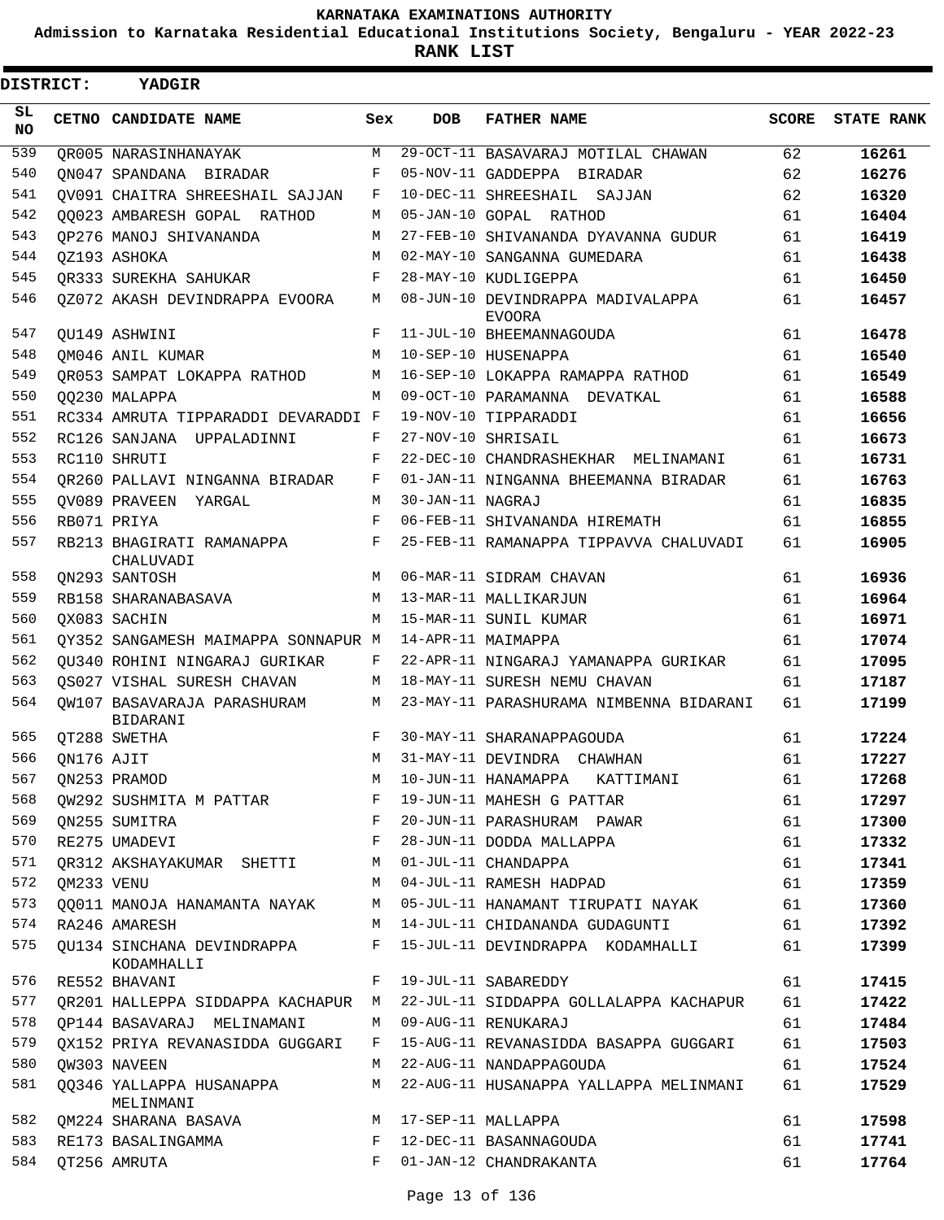KARNATAKA EXAMINATIONS AUTHORITY

Admission to Karnataka Residential Educational Institutions Society, Bengaluru - YEAR 2022-23

**RANK LIST**

**DISTRICT: YADGIR**

| SL NO | CETNO | CANDIDATE NAME | Sex | DOB | FATHER NAME | SCORE | STATE RANK |
|---|---|---|---|---|---|---|---|
| 539 | QR005 | NARASINHANAYAK | M | 29-OCT-11 | BASAVARAJ MOTILAL CHAWAN | 62 | 16261 |
| 540 | QN047 | SPANDANA BIRADAR | F | 05-NOV-11 | GADDEPPA BIRADAR | 62 | 16276 |
| 541 | QV091 | CHAITRA SHREESHAIL SAJJAN | F | 10-DEC-11 | SHREESHAIL SAJJAN | 62 | 16320 |
| 542 | QQ023 | AMBARESH GOPAL RATHOD | M | 05-JAN-10 | GOPAL RATHOD | 61 | 16404 |
| 543 | QP276 | MANOJ SHIVANANDA | M | 27-FEB-10 | SHIVANANDA DYAVANNA GUDUR | 61 | 16419 |
| 544 | QZ193 | ASHOKA | M | 02-MAY-10 | SANGANNA GUMEDARA | 61 | 16438 |
| 545 | QR333 | SUREKHA SAHUKAR | F | 28-MAY-10 | KUDLIGEPPA | 61 | 16450 |
| 546 | QZ072 | AKASH DEVINDRAPPA EVOORA | M | 08-JUN-10 | DEVINDRAPPA MADIVALAPPA EVOORA | 61 | 16457 |
| 547 | QU149 | ASHWINI | F | 11-JUL-10 | BHEEMANNAGOUDA | 61 | 16478 |
| 548 | QM046 | ANIL KUMAR | M | 10-SEP-10 | HUSENAPPA | 61 | 16540 |
| 549 | QR053 | SAMPAT LOKAPPA RATHOD | M | 16-SEP-10 | LOKAPPA RAMAPPA RATHOD | 61 | 16549 |
| 550 | QQ230 | MALAPPA | M | 09-OCT-10 | PARAMANNA DEVATKAL | 61 | 16588 |
| 551 | RC334 | AMRUTA TIPPARADDI DEVARADDI | F | 19-NOV-10 | TIPPARADDI | 61 | 16656 |
| 552 | RC126 | SANJANA UPPALADINNI | F | 27-NOV-10 | SHRISAIL | 61 | 16673 |
| 553 | RC110 | SHRUTI | F | 22-DEC-10 | CHANDRASHEKHAR MELINAMANI | 61 | 16731 |
| 554 | QR260 | PALLAVI NINGANNA BIRADAR | F | 01-JAN-11 | NINGANNA BHEEMANNA BIRADAR | 61 | 16763 |
| 555 | QV089 | PRAVEEN YARGAL | M | 30-JAN-11 | NAGRAJ | 61 | 16835 |
| 556 | RB071 | PRIYA | F | 06-FEB-11 | SHIVANANDA HIREMATH | 61 | 16855 |
| 557 | RB213 | BHAGIRATI RAMANAPPA CHALUVADI | F | 25-FEB-11 | RAMANAPPA TIPPAVVA CHALUVADI | 61 | 16905 |
| 558 | QN293 | SANTOSH | M | 06-MAR-11 | SIDRAM CHAVAN | 61 | 16936 |
| 559 | RB158 | SHARANABASAVA | M | 13-MAR-11 | MALLIKARJUN | 61 | 16964 |
| 560 | QX083 | SACHIN | M | 15-MAR-11 | SUNIL KUMAR | 61 | 16971 |
| 561 | QY352 | SANGAMESH MAIMAPPA SONNAPUR | M | 14-APR-11 | MAIMAPPA | 61 | 17074 |
| 562 | QU340 | ROHINI NINGARAJ GURIKAR | F | 22-APR-11 | NINGARAJ YAMANAPPA GURIKAR | 61 | 17095 |
| 563 | QS027 | VISHAL SURESH CHAVAN | M | 18-MAY-11 | SURESH NEMU CHAVAN | 61 | 17187 |
| 564 | QW107 | BASAVARAJA PARASHURAM BIDARANI | M | 23-MAY-11 | PARASHURAMA NIMBENNA BIDARANI | 61 | 17199 |
| 565 | QT288 | SWETHA | F | 30-MAY-11 | SHARANAPPAGOUDA | 61 | 17224 |
| 566 | QN176 | AJIT | M | 31-MAY-11 | DEVINDRA CHAWHAN | 61 | 17227 |
| 567 | QN253 | PRAMOD | M | 10-JUN-11 | HANAMAPPA KATTIMANI | 61 | 17268 |
| 568 | QW292 | SUSHMITA M PATTAR | F | 19-JUN-11 | MAHESH G PATTAR | 61 | 17297 |
| 569 | QN255 | SUMITRA | F | 20-JUN-11 | PARASHURAM PAWAR | 61 | 17300 |
| 570 | RE275 | UMADEVI | F | 28-JUN-11 | DODDA MALLAPPA | 61 | 17332 |
| 571 | QR312 | AKSHAYAKUMAR SHETTI | M | 01-JUL-11 | CHANDAPPA | 61 | 17341 |
| 572 | QM233 | VENU | M | 04-JUL-11 | RAMESH HADPAD | 61 | 17359 |
| 573 | QQ011 | MANOJA HANAMANTA NAYAK | M | 05-JUL-11 | HANAMANT TIRUPATI NAYAK | 61 | 17360 |
| 574 | RA246 | AMARESH | M | 14-JUL-11 | CHIDANANDA GUDAGUNTI | 61 | 17392 |
| 575 | QU134 | SINCHANA DEVINDRAPPA KODAMHALLI | F | 15-JUL-11 | DEVINDRAPPA KODAMHALLI | 61 | 17399 |
| 576 | RE552 | BHAVANI | F | 19-JUL-11 | SABAREDDY | 61 | 17415 |
| 577 | QR201 | HALLEPPA SIDDAPPA KACHAPUR | M | 22-JUL-11 | SIDDAPPA GOLLALAPPA KACHAPUR | 61 | 17422 |
| 578 | QP144 | BASAVARAJ MELINAMANI | M | 09-AUG-11 | RENUKARAJ | 61 | 17484 |
| 579 | QX152 | PRIYA REVANASIDDA GUGGARI | F | 15-AUG-11 | REVANASIDDA BASAPPA GUGGARI | 61 | 17503 |
| 580 | QW303 | NAVEEN | M | 22-AUG-11 | NANDAPPAGOUDA | 61 | 17524 |
| 581 | QQ346 | YALLAPPA HUSANAPPA MELINMANI | M | 22-AUG-11 | HUSANAPPA YALLAPPA MELINMANI | 61 | 17529 |
| 582 | QM224 | SHARANA BASAVA | M | 17-SEP-11 | MALLAPPA | 61 | 17598 |
| 583 | RE173 | BASALINGAMMA | F | 12-DEC-11 | BASANNAGOUDA | 61 | 17741 |
| 584 | QT256 | AMRUTA | F | 01-JAN-12 | CHANDRAKANTA | 61 | 17764 |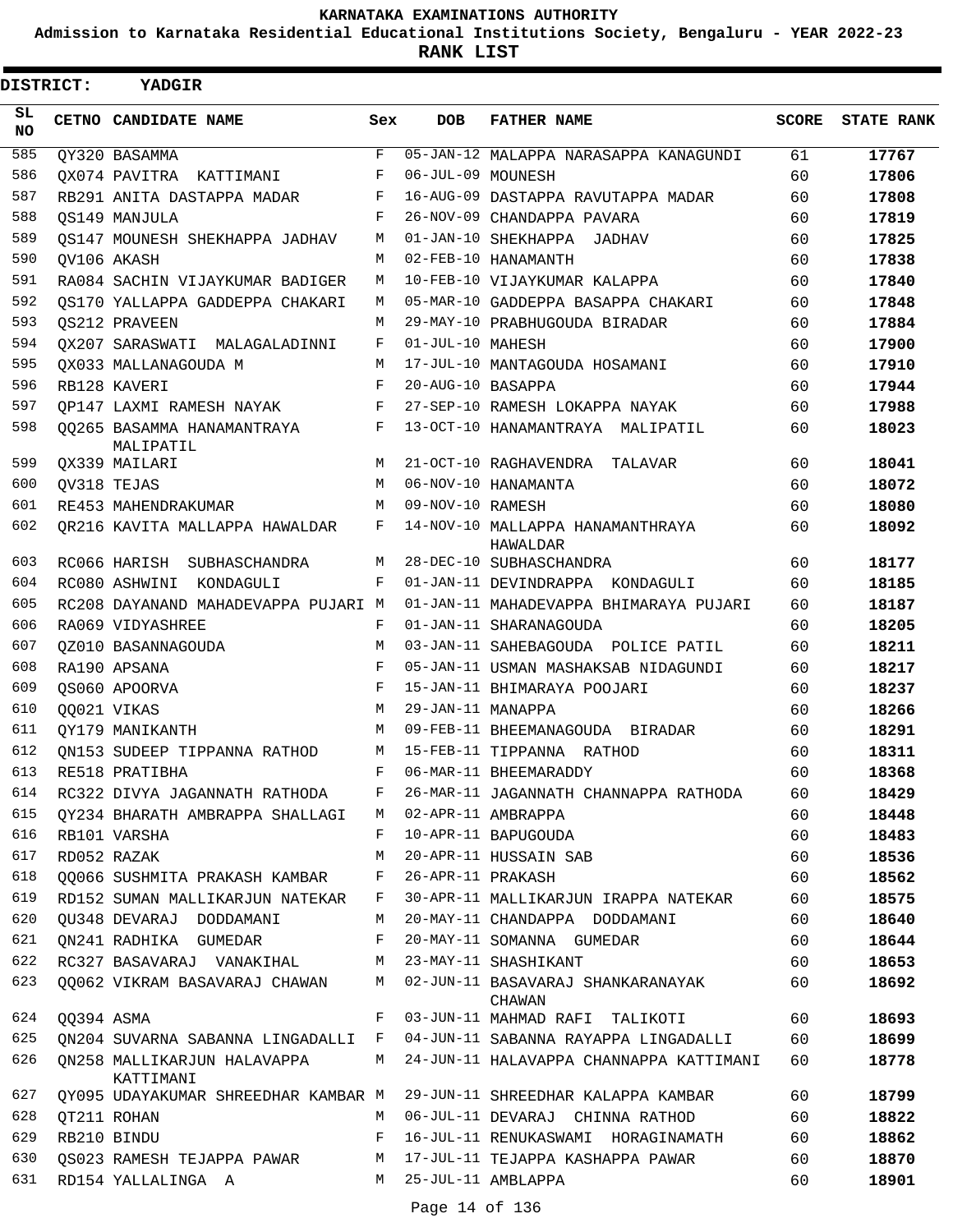# KARNATAKA EXAMINATIONS AUTHORITY

**Admission to Karnataka Residential Educational Institutions Society, Bengaluru - YEAR 2022-23**

**RANK LIST**

**DISTRICT: YADGIR**

| SL NO | CETNO | CANDIDATE NAME | Sex | DOB | FATHER NAME | SCORE | STATE RANK |
|---|---|---|---|---|---|---|---|
| 585 | QY320 | BASAMMA | F | 05-JAN-12 | MALAPPA NARASAPPA KANAGUNDI | 61 | 17767 |
| 586 | QX074 | PAVITRA KATTIMANI | F | 06-JUL-09 | MOUNESH | 60 | 17806 |
| 587 | RB291 | ANITA DASTAPPA MADAR | F | 16-AUG-09 | DASTAPPA RAVUTAPPA MADAR | 60 | 17808 |
| 588 | QS149 | MANJULA | F | 26-NOV-09 | CHANDAPPA PAVARA | 60 | 17819 |
| 589 | QS147 | MOUNESH SHEKHAPPA JADHAV | M | 01-JAN-10 | SHEKHAPPA JADHAV | 60 | 17825 |
| 590 | QV106 | AKASH | M | 02-FEB-10 | HANAMANTH | 60 | 17838 |
| 591 | RA084 | SACHIN VIJAYKUMAR BADIGER | M | 10-FEB-10 | VIJAYKUMAR KALAPPA | 60 | 17840 |
| 592 | QS170 | YALLAPPA GADDEPPA CHAKARI | M | 05-MAR-10 | GADDEPPA BASAPPA CHAKARI | 60 | 17848 |
| 593 | QS212 | PRAVEEN | M | 29-MAY-10 | PRABHUGOUDA BIRADAR | 60 | 17884 |
| 594 | QX207 | SARASWATI MALAGALADINNI | F | 01-JUL-10 | MAHESH | 60 | 17900 |
| 595 | QX033 | MALLANAGOUDA M | M | 17-JUL-10 | MANTAGOUDA HOSAMANI | 60 | 17910 |
| 596 | RB128 | KAVERI | F | 20-AUG-10 | BASAPPA | 60 | 17944 |
| 597 | QP147 | LAXMI RAMESH NAYAK | F | 27-SEP-10 | RAMESH LOKAPPA NAYAK | 60 | 17988 |
| 598 | QQ265 | BASAMMA HANAMANTRAYA MALIPATIL | F | 13-OCT-10 | HANAMANTRAYA MALIPATIL | 60 | 18023 |
| 599 | QX339 | MAILARI | M | 21-OCT-10 | RAGHAVENDRA TALAVAR | 60 | 18041 |
| 600 | QV318 | TEJAS | M | 06-NOV-10 | HANAMANTA | 60 | 18072 |
| 601 | RE453 | MAHENDRAKUMAR | M | 09-NOV-10 | RAMESH | 60 | 18080 |
| 602 | QR216 | KAVITA MALLAPPA HAWALDAR | F | 14-NOV-10 | MALLAPPA HANAMANTHRAYA HAWALDAR | 60 | 18092 |
| 603 | RC066 | HARISH SUBHASCHANDRA | M | 28-DEC-10 | SUBHASCHANDRA | 60 | 18177 |
| 604 | RC080 | ASHWINI KONDAGULI | F | 01-JAN-11 | DEVINDRAPPA KONDAGULI | 60 | 18185 |
| 605 | RC208 | DAYANAND MAHADEVAPPA PUJARI | M | 01-JAN-11 | MAHADEVAPPA BHIMARAYA PUJARI | 60 | 18187 |
| 606 | RA069 | VIDYASHREE | F | 01-JAN-11 | SHARANAGOUDA | 60 | 18205 |
| 607 | QZ010 | BASANNAGOUDA | M | 03-JAN-11 | SAHEBAGOUDA POLICE PATIL | 60 | 18211 |
| 608 | RA190 | APSANA | F | 05-JAN-11 | USMAN MASHAKSAB NIDAGUNDI | 60 | 18217 |
| 609 | QS060 | APOORVA | F | 15-JAN-11 | BHIMARAYA POOJARI | 60 | 18237 |
| 610 | QQ021 | VIKAS | M | 29-JAN-11 | MANAPPA | 60 | 18266 |
| 611 | QY179 | MANIKANTH | M | 09-FEB-11 | BHEEMANAGOUDA BIRADAR | 60 | 18291 |
| 612 | QN153 | SUDEEP TIPPANNA RATHOD | M | 15-FEB-11 | TIPPANNA RATHOD | 60 | 18311 |
| 613 | RE518 | PRATIBHA | F | 06-MAR-11 | BHEEMARADDY | 60 | 18368 |
| 614 | RC322 | DIVYA JAGANNATH RATHODA | F | 26-MAR-11 | JAGANNATH CHANNAPPA RATHODA | 60 | 18429 |
| 615 | QY234 | BHARATH AMBRAPPA SHALLAGI | M | 02-APR-11 | AMBRAPPA | 60 | 18448 |
| 616 | RB101 | VARSHA | F | 10-APR-11 | BAPUGOUDA | 60 | 18483 |
| 617 | RD052 | RAZAK | M | 20-APR-11 | HUSSAIN SAB | 60 | 18536 |
| 618 | QQ066 | SUSHMITA PRAKASH KAMBAR | F | 26-APR-11 | PRAKASH | 60 | 18562 |
| 619 | RD152 | SUMAN MALLIKARJUN NATEKAR | F | 30-APR-11 | MALLIKARJUN IRAPPA NATEKAR | 60 | 18575 |
| 620 | QU348 | DEVARAJ DODDAMANI | M | 20-MAY-11 | CHANDAPPA DODDAMANI | 60 | 18640 |
| 621 | QN241 | RADHIKA GUMEDAR | F | 20-MAY-11 | SOMANNA GUMEDAR | 60 | 18644 |
| 622 | RC327 | BASAVARAJ VANAKIHAL | M | 23-MAY-11 | SHASHIKANT | 60 | 18653 |
| 623 | QQ062 | VIKRAM BASAVARAJ CHAWAN | M | 02-JUN-11 | BASAVARAJ SHANKARANAYAK CHAWAN | 60 | 18692 |
| 624 | QQ394 | ASMA | F | 03-JUN-11 | MAHMAD RAFI TALIKOTI | 60 | 18693 |
| 625 | QN204 | SUVARNA SABANNA LINGADALLI | F | 04-JUN-11 | SABANNA RAYAPPA LINGADALLI | 60 | 18699 |
| 626 | QN258 | MALLIKARJUN HALAVAPPA KATTIMANI | M | 24-JUN-11 | HALAVAPPA CHANNAPPA KATTIMANI | 60 | 18778 |
| 627 | QY095 | UDAYAKUMAR SHREEDHAR KAMBAR | M | 29-JUN-11 | SHREEDHAR KALAPPA KAMBAR | 60 | 18799 |
| 628 | QT211 | ROHAN | M | 06-JUL-11 | DEVARAJ CHINNA RATHOD | 60 | 18822 |
| 629 | RB210 | BINDU | F | 16-JUL-11 | RENUKASWAMI HORAGINAMATH | 60 | 18862 |
| 630 | QS023 | RAMESH TEJAPPA PAWAR | M | 17-JUL-11 | TEJAPPA KASHAPPA PAWAR | 60 | 18870 |
| 631 | RD154 | YALLALINGA A | M | 25-JUL-11 | AMBLAPPA | 60 | 18901 |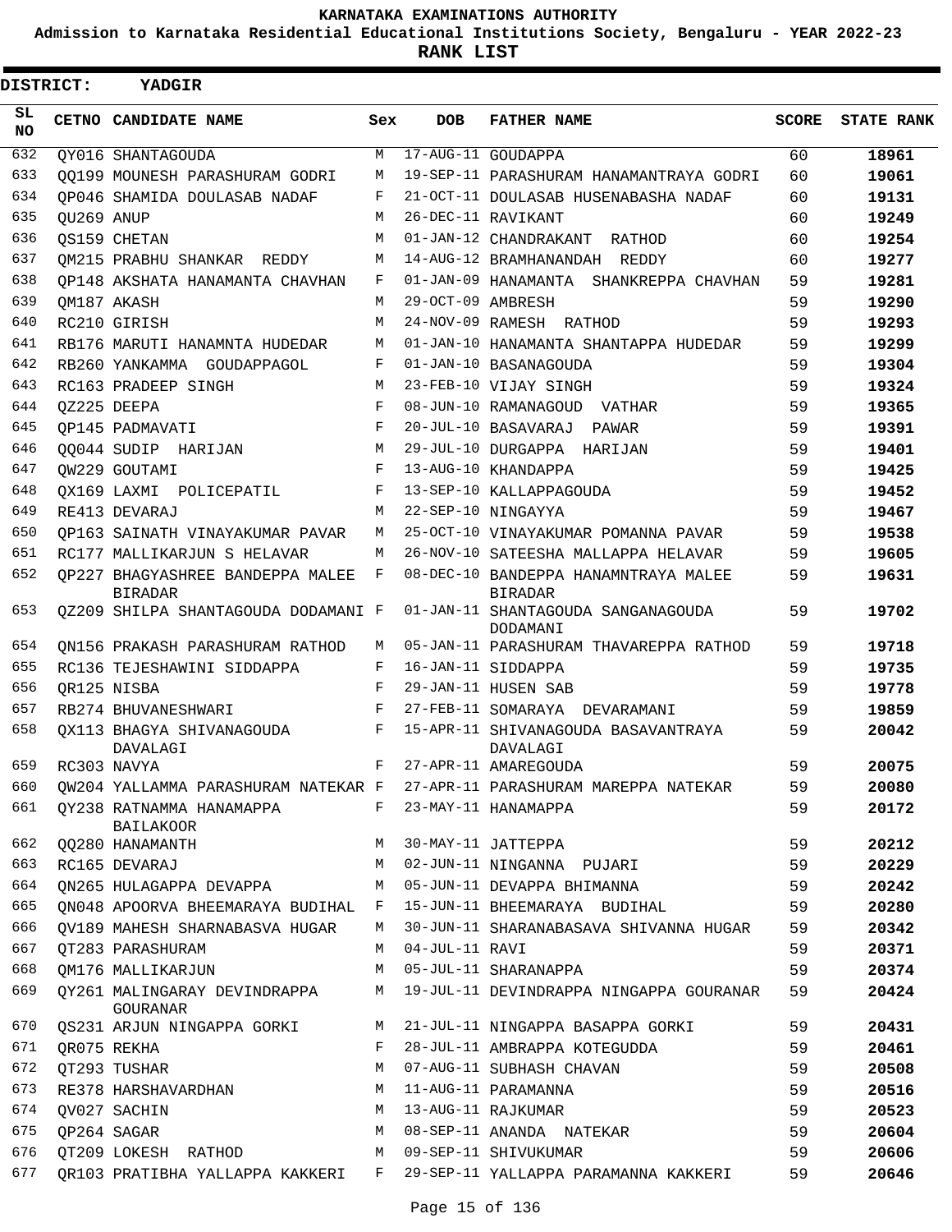KARNATAKA EXAMINATIONS AUTHORITY

Admission to Karnataka Residential Educational Institutions Society, Bengaluru - YEAR 2022-23

**RANK LIST**

**DISTRICT: YADGIR**

| SL NO | CETNO | CANDIDATE NAME | Sex | DOB | FATHER NAME | SCORE | STATE RANK |
|---|---|---|---|---|---|---|---|
| 632 | QY016 | SHANTAGOUDA | M | 17-AUG-11 | GOUDAPPA | 60 | 18961 |
| 633 | QQ199 | MOUNESH PARASHURAM GODRI | M | 19-SEP-11 | PARASHURAM HANAMANTRAYA GODRI | 60 | 19061 |
| 634 | QP046 | SHAMIDA DOULASAB NADAF | F | 21-OCT-11 | DOULASAB HUSENABASHA NADAF | 60 | 19131 |
| 635 | QU269 | ANUP | M | 26-DEC-11 | RAVIKANT | 60 | 19249 |
| 636 | QS159 | CHETAN | M | 01-JAN-12 | CHANDRAKANT RATHOD | 60 | 19254 |
| 637 | QM215 | PRABHU SHANKAR REDDY | M | 14-AUG-12 | BRAMHANANDAH REDDY | 60 | 19277 |
| 638 | QP148 | AKSHATA HANAMANTA CHAVHAN | F | 01-JAN-09 | HANAMANTA SHANKREPPA CHAVHAN | 59 | 19281 |
| 639 | QM187 | AKASH | M | 29-OCT-09 | AMBRESH | 59 | 19290 |
| 640 | RC210 | GIRISH | M | 24-NOV-09 | RAMESH RATHOD | 59 | 19293 |
| 641 | RB176 | MARUTI HANAMNTA HUDEDAR | M | 01-JAN-10 | HANAMANTA SHANTAPPA HUDEDAR | 59 | 19299 |
| 642 | RB260 | YANKAMMA GOUDAPPAGOL | F | 01-JAN-10 | BASANAGOUDA | 59 | 19304 |
| 643 | RC163 | PRADEEP SINGH | M | 23-FEB-10 | VIJAY SINGH | 59 | 19324 |
| 644 | QZ225 | DEEPA | F | 08-JUN-10 | RAMANAGOUD VATHAR | 59 | 19365 |
| 645 | QP145 | PADMAVATI | F | 20-JUL-10 | BASAVARAJ PAWAR | 59 | 19391 |
| 646 | QQ044 | SUDIP HARIJAN | M | 29-JUL-10 | DURGAPPA HARIJAN | 59 | 19401 |
| 647 | QW229 | GOUTAMI | F | 13-AUG-10 | KHANDAPPA | 59 | 19425 |
| 648 | QX169 | LAXMI POLICEPATIL | F | 13-SEP-10 | KALLAPPAGOUDA | 59 | 19452 |
| 649 | RE413 | DEVARAJ | M | 22-SEP-10 | NINGAYYA | 59 | 19467 |
| 650 | QP163 | SAINATH VINAYAKUMAR PAVAR | M | 25-OCT-10 | VINAYAKUMAR POMANNA PAVAR | 59 | 19538 |
| 651 | RC177 | MALLIKARJUN S HELAVAR | M | 26-NOV-10 | SATEESHA MALLAPPA HELAVAR | 59 | 19605 |
| 652 | QP227 | BHAGYASHREE BANDEPPA MALEE BIRADAR | F | 08-DEC-10 | BANDEPPA HANAMNTRAYA MALEE BIRADAR | 59 | 19631 |
| 653 | QZ209 | SHILPA SHANTAGOUDA DODAMANI | F | 01-JAN-11 | SHANTAGOUDA SANGANAGOUDA DODAMANI | 59 | 19702 |
| 654 | QN156 | PRAKASH PARASHURAM RATHOD | M | 05-JAN-11 | PARASHURAM THAVAREPPA RATHOD | 59 | 19718 |
| 655 | RC136 | TEJESHAWINI SIDDAPPA | F | 16-JAN-11 | SIDDAPPA | 59 | 19735 |
| 656 | QR125 | NISBA | F | 29-JAN-11 | HUSEN SAB | 59 | 19778 |
| 657 | RB274 | BHUVANESHWARI | F | 27-FEB-11 | SOMARAYA DEVARAMANI | 59 | 19859 |
| 658 | QX113 | BHAGYA SHIVANAGOUDA DAVALAGI | F | 15-APR-11 | SHIVANAGOUDA BASAVANTRAYA DAVALAGI | 59 | 20042 |
| 659 | RC303 | NAVYA | F | 27-APR-11 | AMAREGOUDA | 59 | 20075 |
| 660 | QW204 | YALLAMMA PARASHURAM NATEKAR | F | 27-APR-11 | PARASHURAM MAREPPA NATEKAR | 59 | 20080 |
| 661 | QY238 | RATNAMMA HANAMAPPA BAILAKOOR | F | 23-MAY-11 | HANAMAPPA | 59 | 20172 |
| 662 | QQ280 | HANAMANTH | M | 30-MAY-11 | JATTEPPA | 59 | 20212 |
| 663 | RC165 | DEVARAJ | M | 02-JUN-11 | NINGANNA PUJARI | 59 | 20229 |
| 664 | QN265 | HULAGAPPA DEVAPPA | M | 05-JUN-11 | DEVAPPA BHIMANNA | 59 | 20242 |
| 665 | QN048 | APOORVA BHEEMARAYA BUDIHAL | F | 15-JUN-11 | BHEEMARAYA BUDIHAL | 59 | 20280 |
| 666 | QV189 | MAHESH SHARNABASVA HUGAR | M | 30-JUN-11 | SHARANABASAVA SHIVANNA HUGAR | 59 | 20342 |
| 667 | QT283 | PARASHURAM | M | 04-JUL-11 | RAVI | 59 | 20371 |
| 668 | QM176 | MALLIKARJUN | M | 05-JUL-11 | SHARANAPPA | 59 | 20374 |
| 669 | QY261 | MALINGARAY DEVINDRAPPA GOURANAR | M | 19-JUL-11 | DEVINDRAPPA NINGAPPA GOURANAR | 59 | 20424 |
| 670 | QS231 | ARJUN NINGAPPA GORKI | M | 21-JUL-11 | NINGAPPA BASAPPA GORKI | 59 | 20431 |
| 671 | QR075 | REKHA | F | 28-JUL-11 | AMBRAPPA KOTEGUDDA | 59 | 20461 |
| 672 | QT293 | TUSHAR | M | 07-AUG-11 | SUBHASH CHAVAN | 59 | 20508 |
| 673 | RE378 | HARSHAVARDHAN | M | 11-AUG-11 | PARAMANNA | 59 | 20516 |
| 674 | QV027 | SACHIN | M | 13-AUG-11 | RAJKUMAR | 59 | 20523 |
| 675 | QP264 | SAGAR | M | 08-SEP-11 | ANANDA NATEKAR | 59 | 20604 |
| 676 | QT209 | LOKESH RATHOD | M | 09-SEP-11 | SHIVUKUMAR | 59 | 20606 |
| 677 | QR103 | PRATIBHA YALLAPPA KAKKERI | F | 29-SEP-11 | YALLAPPA PARAMANNA KAKKERI | 59 | 20646 |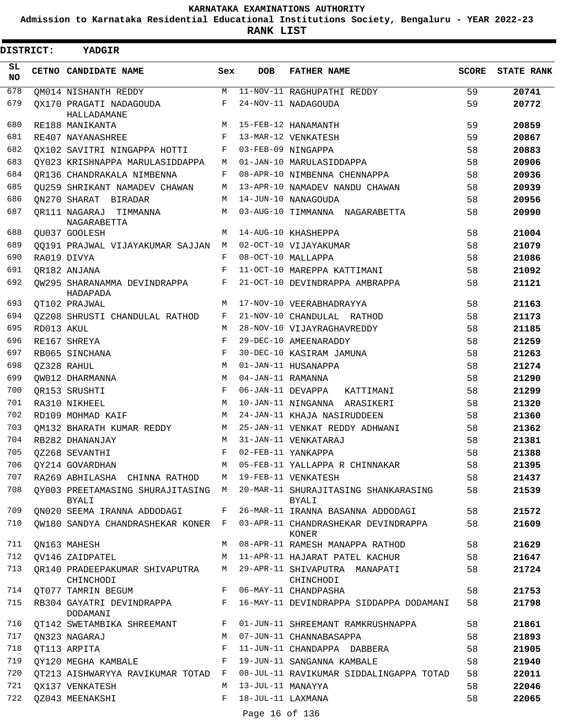KARNATAKA EXAMINATIONS AUTHORITY

Admission to Karnataka Residential Educational Institutions Society, Bengaluru - YEAR 2022-23

**RANK LIST**

**DISTRICT: YADGIR**

| SL NO | CETNO | CANDIDATE NAME | Sex | DOB | FATHER NAME | SCORE | STATE RANK |
|---|---|---|---|---|---|---|---|
| 678 | QM014 | NISHANTH REDDY | M | 11-NOV-11 | RAGHUPATHI REDDY | 59 | 20741 |
| 679 | QX170 | PRAGATI NADAGOUDA HALLADAMANE | F | 24-NOV-11 | NADAGOUDA | 59 | 20772 |
| 680 | RE188 | MANIKANTA | M | 15-FEB-12 | HANAMANTH | 59 | 20859 |
| 681 | RE407 | NAYANASHREE | F | 13-MAR-12 | VENKATESH | 59 | 20867 |
| 682 | QX102 | SAVITRI NINGAPPA HOTTI | F | 03-FEB-09 | NINGAPPA | 58 | 20883 |
| 683 | QY023 | KRISHNAPPA MARULASIDDAPPA | M | 01-JAN-10 | MARULASIDDAPPA | 58 | 20906 |
| 684 | QR136 | CHANDRAKALA NIMBENNA | F | 08-APR-10 | NIMBENNA CHENNAPPA | 58 | 20936 |
| 685 | QU259 | SHRIKANT NAMADEV CHAWAN | M | 13-APR-10 | NAMADEV NANDU CHAWAN | 58 | 20939 |
| 686 | QN270 | SHARAT BIRADAR | M | 14-JUN-10 | NANAGOUDA | 58 | 20956 |
| 687 | QR111 | NAGARAJ TIMMANNA NAGARABETTA | M | 03-AUG-10 | TIMMANNA NAGARABETTA | 58 | 20990 |
| 688 | QU037 | GOOLESH | M | 14-AUG-10 | KHASHEPPA | 58 | 21004 |
| 689 | QQ191 | PRAJWAL VIJAYAKUMAR SAJJAN | M | 02-OCT-10 | VIJAYAKUMAR | 58 | 21079 |
| 690 | RA019 | DIVYA | F | 08-OCT-10 | MALLAPPA | 58 | 21086 |
| 691 | QR182 | ANJANA | F | 11-OCT-10 | MAREPPA KATTIMANI | 58 | 21092 |
| 692 | QW295 | SHARANAMMA DEVINDRAPPA HADAPADA | F | 21-OCT-10 | DEVINDRAPPA AMBRAPPA | 58 | 21121 |
| 693 | QT102 | PRAJWAL | M | 17-NOV-10 | VEERABHADRAYYA | 58 | 21163 |
| 694 | QZ208 | SHRUSTI CHANDULAL RATHOD | F | 21-NOV-10 | CHANDULAL RATHOD | 58 | 21173 |
| 695 | RD013 | AKUL | M | 28-NOV-10 | VIJAYRAGHAVREDDY | 58 | 21185 |
| 696 | RE167 | SHREYA | F | 29-DEC-10 | AMEENARADDY | 58 | 21259 |
| 697 | RB065 | SINCHANA | F | 30-DEC-10 | KASIRAM JAMUNA | 58 | 21263 |
| 698 | QZ328 | RAHUL | M | 01-JAN-11 | HUSANAPPA | 58 | 21274 |
| 699 | QW012 | DHARMANNA | M | 04-JAN-11 | RAMANNA | 58 | 21290 |
| 700 | QR153 | SRUSHTI | F | 06-JAN-11 | DEVAPPA KATTIMANI | 58 | 21299 |
| 701 | RA310 | NIKHEEL | M | 10-JAN-11 | NINGANNA ARASIKERI | 58 | 21320 |
| 702 | RD109 | MOHMAD KAIF | M | 24-JAN-11 | KHAJA NASIRUDDEEN | 58 | 21360 |
| 703 | QM132 | BHARATH KUMAR REDDY | M | 25-JAN-11 | VENKAT REDDY ADHWANI | 58 | 21362 |
| 704 | RB282 | DHANANJAY | M | 31-JAN-11 | VENKATARAJ | 58 | 21381 |
| 705 | QZ268 | SEVANTHI | F | 02-FEB-11 | YANKAPPA | 58 | 21388 |
| 706 | QY214 | GOVARDHAN | M | 05-FEB-11 | YALLAPPA R CHINNAKAR | 58 | 21395 |
| 707 | RA269 | ABHILASHA CHINNA RATHOD | M | 19-FEB-11 | VENKATESH | 58 | 21437 |
| 708 | QY003 | PREETAMASING SHURAJITASING BYALI | M | 20-MAR-11 | SHURAJITASING SHANKARASING BYALI | 58 | 21539 |
| 709 | QN020 | SEEMA IRANNA ADDODAGI | F | 26-MAR-11 | IRANNA BASANNA ADDODAGI | 58 | 21572 |
| 710 | QW180 | SANDYA CHANDRASHEKAR KONER | F | 03-APR-11 | CHANDRASHEKAR DEVINDRAPPA KONER | 58 | 21609 |
| 711 | QN163 | MAHESH | M | 08-APR-11 | RAMESH MANAPPA RATHOD | 58 | 21629 |
| 712 | QV146 | ZAIDPATEL | M | 11-APR-11 | HAJARAT PATEL KACHUR | 58 | 21647 |
| 713 | QR140 | PRADEEPAKUMAR SHIVAPUTRA CHINCHODI | M | 29-APR-11 | SHIVAPUTRA MANAPATI CHINCHODI | 58 | 21724 |
| 714 | QT077 | TAMRIN BEGUM | F | 06-MAY-11 | CHANDPASHA | 58 | 21753 |
| 715 | RB304 | GAYATRI DEVINDRAPPA DODAMANI | F | 16-MAY-11 | DEVINDRAPPA SIDDAPPA DODAMANI | 58 | 21798 |
| 716 | QT142 | SWETAMBIKA SHREEMANT | F | 01-JUN-11 | SHREEMANT RAMKRUSHNAPPA | 58 | 21861 |
| 717 | QN323 | NAGARAJ | M | 07-JUN-11 | CHANNABASAPPA | 58 | 21893 |
| 718 | QT113 | ARPITA | F | 11-JUN-11 | CHANDAPPA DABBERA | 58 | 21905 |
| 719 | QY120 | MEGHA KAMBALE | F | 19-JUN-11 | SANGANNA KAMBALE | 58 | 21940 |
| 720 | QT213 | AISHWARYYA RAVIKUMAR TOTAD | F | 08-JUL-11 | RAVIKUMAR SIDDALINGAPPA TOTAD | 58 | 22011 |
| 721 | QX137 | VENKATESH | M | 13-JUL-11 | MANAYYA | 58 | 22046 |
| 722 | QZ043 | MEENAKSHI | F | 18-JUL-11 | LAXMANA | 58 | 22065 |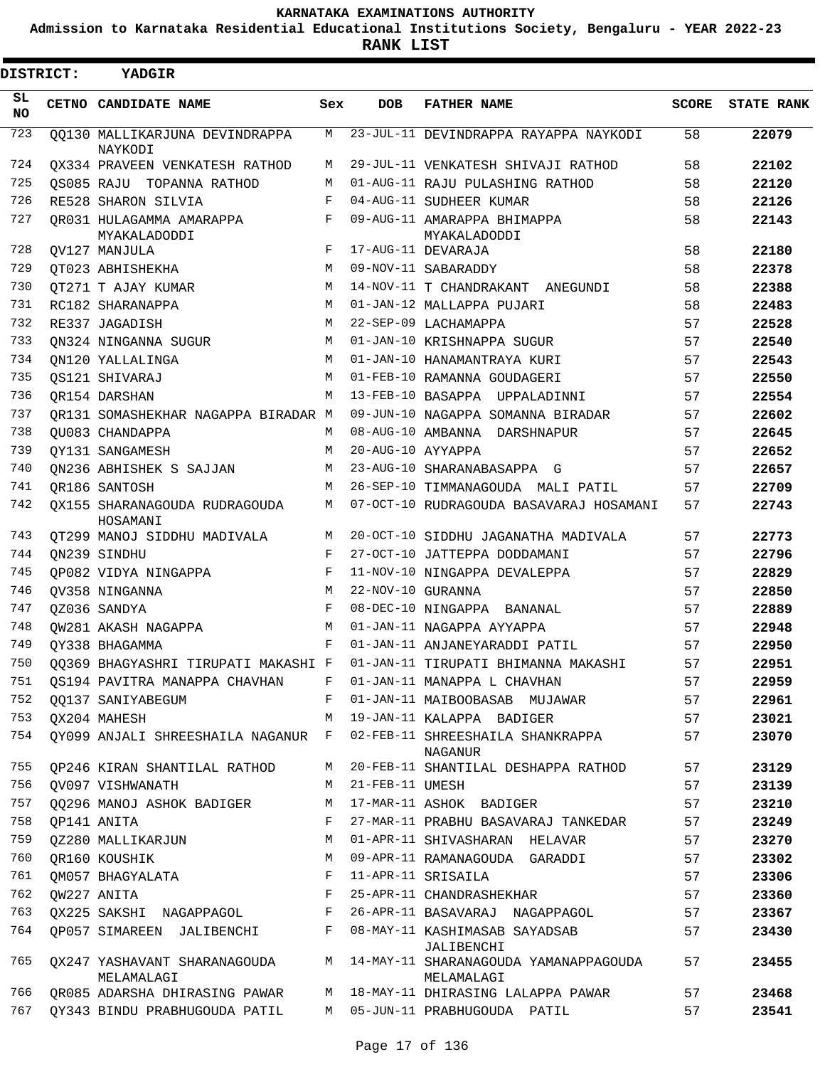KARNATAKA EXAMINATIONS AUTHORITY

Admission to Karnataka Residential Educational Institutions Society, Bengaluru - YEAR 2022-23

**RANK LIST**

**DISTRICT: YADGIR**

| SL NO | CETNO | CANDIDATE NAME | Sex | DOB | FATHER NAME | SCORE | STATE RANK |
|---|---|---|---|---|---|---|---|
| 723 | QQ130 | MALLIKARJUNA DEVINDRAPPA NAYKODI | M | 23-JUL-11 | DEVINDRAPPA RAYAPPA NAYKODI | 58 | **22079** |
| 724 | QX334 | PRAVEEN VENKATESH RATHOD | M | 29-JUL-11 | VENKATESH SHIVAJI RATHOD | 58 | **22102** |
| 725 | QS085 | RAJU TOPANNA RATHOD | M | 01-AUG-11 | RAJU PULASHING RATHOD | 58 | **22120** |
| 726 | RE528 | SHARON SILVIA | F | 04-AUG-11 | SUDHEER KUMAR | 58 | **22126** |
| 727 | QR031 | HULAGAMMA AMARAPPA MYAKALADODDI | F | 09-AUG-11 | AMARAPPA BHIMAPPA MYAKALADODDI | 58 | **22143** |
| 728 | QV127 | MANJULA | F | 17-AUG-11 | DEVARAJA | 58 | **22180** |
| 729 | QT023 | ABHISHEKHA | M | 09-NOV-11 | SABARADDY | 58 | **22378** |
| 730 | QT271 | T AJAY KUMAR | M | 14-NOV-11 | T CHANDRAKANT ANEGUNDI | 58 | **22388** |
| 731 | RC182 | SHARANAPPA | M | 01-JAN-12 | MALLAPPA PUJARI | 58 | **22483** |
| 732 | RE337 | JAGADISH | M | 22-SEP-09 | LACHAMAPPA | 57 | **22528** |
| 733 | QN324 | NINGANNA SUGUR | M | 01-JAN-10 | KRISHNAPPA SUGUR | 57 | **22540** |
| 734 | QN120 | YALLALINGA | M | 01-JAN-10 | HANAMANTRAYA KURI | 57 | **22543** |
| 735 | QS121 | SHIVARAJ | M | 01-FEB-10 | RAMANNA GOUDAGERI | 57 | **22550** |
| 736 | QR154 | DARSHAN | M | 13-FEB-10 | BASAPPA UPPALADINNI | 57 | **22554** |
| 737 | QR131 | SOMASHEKHAR NAGAPPA BIRADAR | M | 09-JUN-10 | NAGAPPA SOMANNA BIRADAR | 57 | **22602** |
| 738 | QU083 | CHANDAPPA | M | 08-AUG-10 | AMBANNA DARSHNAPUR | 57 | **22645** |
| 739 | QY131 | SANGAMESH | M | 20-AUG-10 | AYYAPPA | 57 | **22652** |
| 740 | QN236 | ABHISHEK S SAJJAN | M | 23-AUG-10 | SHARANABASAPPA G | 57 | **22657** |
| 741 | QR186 | SANTOSH | M | 26-SEP-10 | TIMMANAGOUDA MALI PATIL | 57 | **22709** |
| 742 | QX155 | SHARANAGOUDA RUDRAGOUDA HOSAMANI | M | 07-OCT-10 | RUDRAGOUDA BASAVARAJ HOSAMANI | 57 | **22743** |
| 743 | QT299 | MANOJ SIDDHU MADIVALA | M | 20-OCT-10 | SIDDHU JAGANATHA MADIVALA | 57 | **22773** |
| 744 | QN239 | SINDHU | F | 27-OCT-10 | JATTEPPA DODDAMANI | 57 | **22796** |
| 745 | QP082 | VIDYA NINGAPPA | F | 11-NOV-10 | NINGAPPA DEVALEPPA | 57 | **22829** |
| 746 | QV358 | NINGANNA | M | 22-NOV-10 | GURANNA | 57 | **22850** |
| 747 | QZ036 | SANDYA | F | 08-DEC-10 | NINGAPPA BANANAL | 57 | **22889** |
| 748 | QW281 | AKASH NAGAPPA | M | 01-JAN-11 | NAGAPPA AYYAPPA | 57 | **22948** |
| 749 | QY338 | BHAGAMMA | F | 01-JAN-11 | ANJANEYARADDI PATIL | 57 | **22950** |
| 750 | QQ369 | BHAGYASHRI TIRUPATI MAKASHI | F | 01-JAN-11 | TIRUPATI BHIMANNA MAKASHI | 57 | **22951** |
| 751 | QS194 | PAVITRA MANAPPA CHAVHAN | F | 01-JAN-11 | MANAPPA L CHAVHAN | 57 | **22959** |
| 752 | QQ137 | SANIYABEGUM | F | 01-JAN-11 | MAIBOOBASAB MUJAWAR | 57 | **22961** |
| 753 | QX204 | MAHESH | M | 19-JAN-11 | KALAPPA BADIGER | 57 | **23021** |
| 754 | QY099 | ANJALI SHREESHAILA NAGANUR | F | 02-FEB-11 | SHREESHAILA SHANKRAPPA NAGANUR | 57 | **23070** |
| 755 | QP246 | KIRAN SHANTILAL RATHOD | M | 20-FEB-11 | SHANTILAL DESHAPPA RATHOD | 57 | **23129** |
| 756 | QV097 | VISHWANATH | M | 21-FEB-11 | UMESH | 57 | **23139** |
| 757 | QQ296 | MANOJ ASHOK BADIGER | M | 17-MAR-11 | ASHOK BADIGER | 57 | **23210** |
| 758 | QP141 | ANITA | F | 27-MAR-11 | PRABHU BASAVARAJ TANKEDAR | 57 | **23249** |
| 759 | QZ280 | MALLIKARJUN | M | 01-APR-11 | SHIVASHARAN HELAVAR | 57 | **23270** |
| 760 | QR160 | KOUSHIK | M | 09-APR-11 | RAMANAGOUDA GARADDI | 57 | **23302** |
| 761 | QM057 | BHAGYALATA | F | 11-APR-11 | SRISAILA | 57 | **23306** |
| 762 | QW227 | ANITA | F | 25-APR-11 | CHANDRASHEKHAR | 57 | **23360** |
| 763 | QX225 | SAKSHI NAGAPPAGOL | F | 26-APR-11 | BASAVARAJ NAGAPPAGOL | 57 | **23367** |
| 764 | QP057 | SIMAREEN JALIBENCHI | F | 08-MAY-11 | KASHIMASAB SAYADSAB JALIBENCHI | 57 | **23430** |
| 765 | QX247 | YASHAVANT SHARANAGOUDA MELAMALAGI | M | 14-MAY-11 | SHARANAGOUDA YAMANAPPAGOUDA MELAMALAGI | 57 | **23455** |
| 766 | QR085 | ADARSHA DHIRASING PAWAR | M | 18-MAY-11 | DHIRASING LALAPPA PAWAR | 57 | **23468** |
| 767 | QY343 | BINDU PRABHUGOUDA PATIL | M | 05-JUN-11 | PRABHUGOUDA PATIL | 57 | **23541** |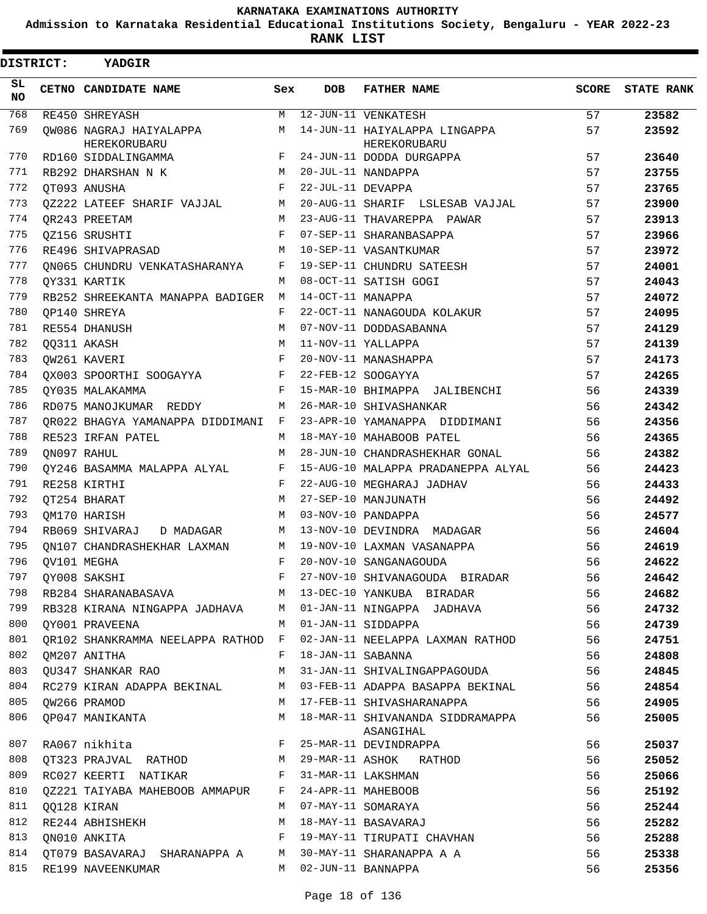# KARNATAKA EXAMINATIONS AUTHORITY

**Admission to Karnataka Residential Educational Institutions Society, Bengaluru - YEAR 2022-23**

**RANK LIST**

**DISTRICT: YADGIR**

| SL NO | CETNO | CANDIDATE NAME | Sex | DOB | FATHER NAME | SCORE | STATE RANK |
|---|---|---|---|---|---|---|---|
| 768 | RE450 | SHREYASH | M | 12-JUN-11 | VENKATESH | 57 | 23582 |
| 769 | QW086 | NAGRAJ HAIYALAPPA HEREKORUBARU | M | 14-JUN-11 | HAIYALAPPA LINGAPPA HEREKORUBARU | 57 | 23592 |
| 770 | RD160 | SIDDALINGAMMA | F | 24-JUN-11 | DODDA DURGAPPA | 57 | 23640 |
| 771 | RB292 | DHARSHAN N K | M | 20-JUL-11 | NANDAPPA | 57 | 23755 |
| 772 | QT093 | ANUSHA | F | 22-JUL-11 | DEVAPPA | 57 | 23765 |
| 773 | QZ222 | LATEEF SHARIF VAJJAL | M | 20-AUG-11 | SHARIF LSLESAB VAJJAL | 57 | 23900 |
| 774 | QR243 | PREETAM | M | 23-AUG-11 | THAVAREPPA PAWAR | 57 | 23913 |
| 775 | QZ156 | SRUSHTI | F | 07-SEP-11 | SHARANBASAPPA | 57 | 23966 |
| 776 | RE496 | SHIVAPRASAD | M | 10-SEP-11 | VASANTKUMAR | 57 | 23972 |
| 777 | QN065 | CHUNDRU VENKATASHARANYA | F | 19-SEP-11 | CHUNDRU SATEESH | 57 | 24001 |
| 778 | QY331 | KARTIK | M | 08-OCT-11 | SATISH GOGI | 57 | 24043 |
| 779 | RB252 | SHREEKANTA MANAPPA BADIGER | M | 14-OCT-11 | MANAPPA | 57 | 24072 |
| 780 | QP140 | SHREYA | F | 22-OCT-11 | NANAGOUDA KOLAKUR | 57 | 24095 |
| 781 | RE554 | DHANUSH | M | 07-NOV-11 | DODDASABANNA | 57 | 24129 |
| 782 | QQ311 | AKASH | M | 11-NOV-11 | YALLAPPA | 57 | 24139 |
| 783 | QW261 | KAVERI | F | 20-NOV-11 | MANASHAPPA | 57 | 24173 |
| 784 | QX003 | SPOORTHI SOOGAYYA | F | 22-FEB-12 | SOOGAYYA | 57 | 24265 |
| 785 | QY035 | MALAKAMMA | F | 15-MAR-10 | BHIMAPPA JALIBENCHI | 56 | 24339 |
| 786 | RD075 | MANOJKUMAR REDDY | M | 26-MAR-10 | SHIVASHANKAR | 56 | 24342 |
| 787 | QR022 | BHAGYA YAMANAPPA DIDDIMANI | F | 23-APR-10 | YAMANAPPA DIDDIMANI | 56 | 24356 |
| 788 | RE523 | IRFAN PATEL | M | 18-MAY-10 | MAHABOOB PATEL | 56 | 24365 |
| 789 | QN097 | RAHUL | M | 28-JUN-10 | CHANDRASHEKHAR GONAL | 56 | 24382 |
| 790 | QY246 | BASAMMA MALAPPA ALYAL | F | 15-AUG-10 | MALAPPA PRADANEPPA ALYAL | 56 | 24423 |
| 791 | RE258 | KIRTHI | F | 22-AUG-10 | MEGHARAJ JADHAV | 56 | 24433 |
| 792 | QT254 | BHARAT | M | 27-SEP-10 | MANJUNATH | 56 | 24492 |
| 793 | QM170 | HARISH | M | 03-NOV-10 | PANDAPPA | 56 | 24577 |
| 794 | RB069 | SHIVARAJ D MADAGAR | M | 13-NOV-10 | DEVINDRA MADAGAR | 56 | 24604 |
| 795 | QN107 | CHANDRASHEKHAR LAXMAN | M | 19-NOV-10 | LAXMAN VASANAPPA | 56 | 24619 |
| 796 | QV101 | MEGHA | F | 20-NOV-10 | SANGANAGOUDA | 56 | 24622 |
| 797 | QY008 | SAKSHI | F | 27-NOV-10 | SHIVANAGOUDA BIRADAR | 56 | 24642 |
| 798 | RB284 | SHARANABASAVA | M | 13-DEC-10 | YANKUBA BIRADAR | 56 | 24682 |
| 799 | RB328 | KIRANA NINGAPPA JADHAVA | M | 01-JAN-11 | NINGAPPA JADHAVA | 56 | 24732 |
| 800 | QY001 | PRAVEENA | M | 01-JAN-11 | SIDDAPPA | 56 | 24739 |
| 801 | QR102 | SHANKRAMMA NEELAPPA RATHOD | F | 02-JAN-11 | NEELAPPA LAXMAN RATHOD | 56 | 24751 |
| 802 | QM207 | ANITHA | F | 18-JAN-11 | SABANNA | 56 | 24808 |
| 803 | QU347 | SHANKAR RAO | M | 31-JAN-11 | SHIVALINGAPPAGOUDA | 56 | 24845 |
| 804 | RC279 | KIRAN ADAPPA BEKINAL | M | 03-FEB-11 | ADAPPA BASAPPA BEKINAL | 56 | 24854 |
| 805 | QW266 | PRAMOD | M | 17-FEB-11 | SHIVASHARANAPPA | 56 | 24905 |
| 806 | QP047 | MANIKANTA | M | 18-MAR-11 | SHIVANANDA SIDDRAMAPPA ASANGIHAL | 56 | 25005 |
| 807 | RA067 | nikhita | F | 25-MAR-11 | DEVINDRAPPA | 56 | 25037 |
| 808 | QT323 | PRAJVAL RATHOD | M | 29-MAR-11 | ASHOK RATHOD | 56 | 25052 |
| 809 | RC027 | KEERTI NATIKAR | F | 31-MAR-11 | LAKSHMAN | 56 | 25066 |
| 810 | QZ221 | TAIYABA MAHEBOOB AMMAPUR | F | 24-APR-11 | MAHEBOOB | 56 | 25192 |
| 811 | QQ128 | KIRAN | M | 07-MAY-11 | SOMARAYA | 56 | 25244 |
| 812 | RE244 | ABHISHEKH | M | 18-MAY-11 | BASAVARAJ | 56 | 25282 |
| 813 | QN010 | ANKITA | F | 19-MAY-11 | TIRUPATI CHAVHAN | 56 | 25288 |
| 814 | QT079 | BASAVARAJ SHARANAPPA A | M | 30-MAY-11 | SHARANAPPA A A | 56 | 25338 |
| 815 | RE199 | NAVEENKUMAR | M | 02-JUN-11 | BANNAPPA | 56 | 25356 |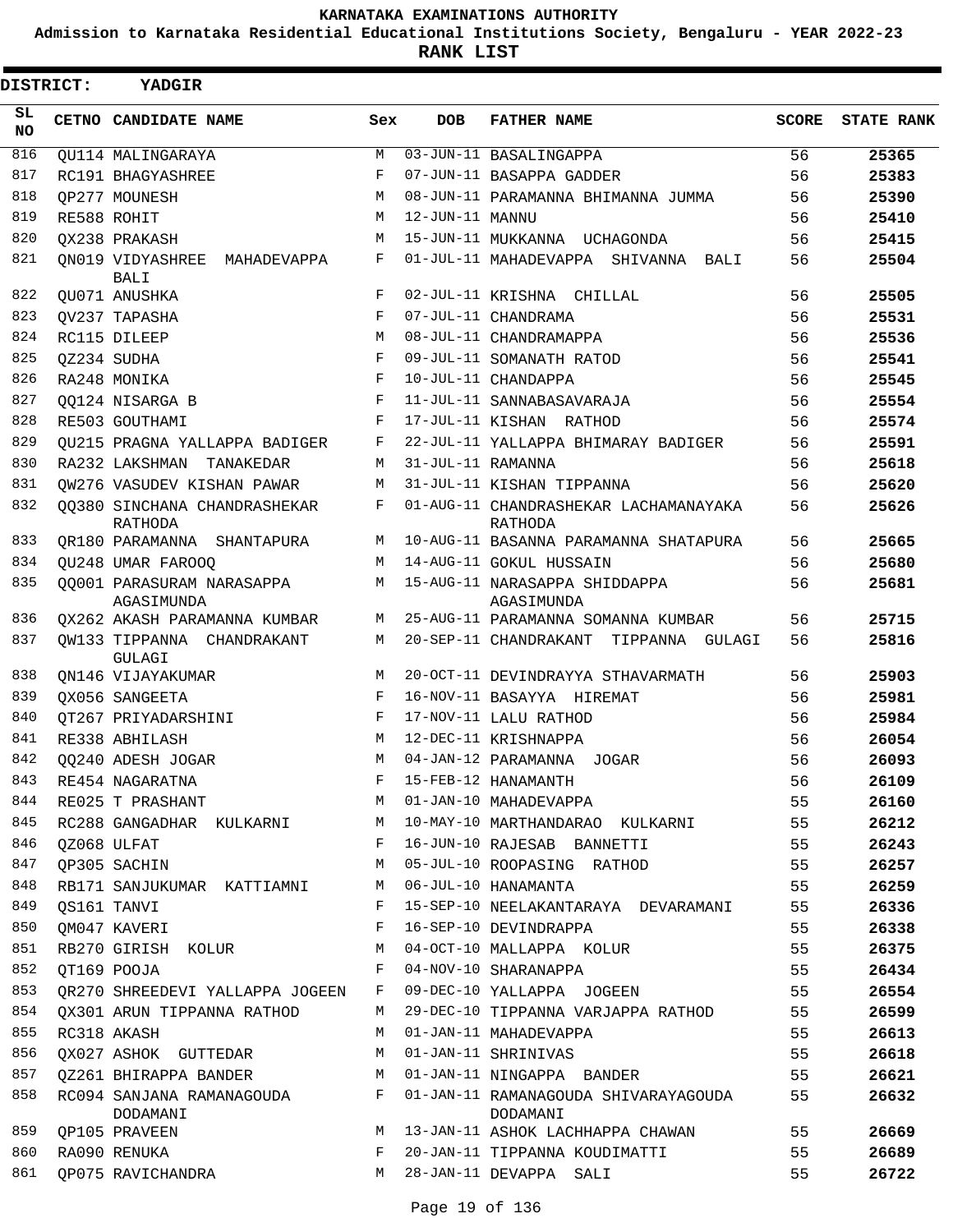# KARNATAKA EXAMINATIONS AUTHORITY

**Admission to Karnataka Residential Educational Institutions Society, Bengaluru - YEAR 2022-23**

**RANK LIST**

**DISTRICT: YADGIR**

| SL NO | CETNO | CANDIDATE NAME | Sex | DOB | FATHER NAME | SCORE | STATE RANK |
|---|---|---|---|---|---|---|---|
| 816 | QU114 | MALINGARAYA | M | 03-JUN-11 | BASALINGAPPA | 56 | 25365 |
| 817 | RC191 | BHAGYASHREE | F | 07-JUN-11 | BASAPPA GADDER | 56 | 25383 |
| 818 | QP277 | MOUNESH | M | 08-JUN-11 | PARAMANNA BHIMANNA JUMMA | 56 | 25390 |
| 819 | RE588 | ROHIT | M | 12-JUN-11 | MANNU | 56 | 25410 |
| 820 | QX238 | PRAKASH | M | 15-JUN-11 | MUKKANNA UCHAGONDA | 56 | 25415 |
| 821 | QN019 | VIDYASHREE MAHADEVAPPA BALI | F | 01-JUL-11 | MAHADEVAPPA SHIVANNA BALI | 56 | 25504 |
| 822 | QU071 | ANUSHKA | F | 02-JUL-11 | KRISHNA CHILLAL | 56 | 25505 |
| 823 | QV237 | TAPASHA | F | 07-JUL-11 | CHANDRAMA | 56 | 25531 |
| 824 | RC115 | DILEEP | M | 08-JUL-11 | CHANDRAMAPPA | 56 | 25536 |
| 825 | QZ234 | SUDHA | F | 09-JUL-11 | SOMANATH RATOD | 56 | 25541 |
| 826 | RA248 | MONIKA | F | 10-JUL-11 | CHANDAPPA | 56 | 25545 |
| 827 | QQ124 | NISARGA B | F | 11-JUL-11 | SANNABASAVARAJA | 56 | 25554 |
| 828 | RE503 | GOUTHAMI | F | 17-JUL-11 | KISHAN RATHOD | 56 | 25574 |
| 829 | QU215 | PRAGNA YALLAPPA BADIGER | F | 22-JUL-11 | YALLAPPA BHIMARAY BADIGER | 56 | 25591 |
| 830 | RA232 | LAKSHMAN TANAKEDAR | M | 31-JUL-11 | RAMANNA | 56 | 25618 |
| 831 | QW276 | VASUDEV KISHAN PAWAR | M | 31-JUL-11 | KISHAN TIPPANNA | 56 | 25620 |
| 832 | QQ380 | SINCHANA CHANDRASHEKAR RATHODA | F | 01-AUG-11 | CHANDRASHEKAR LACHAMANAYAKA RATHODA | 56 | 25626 |
| 833 | QR180 | PARAMANNA SHANTAPURA | M | 10-AUG-11 | BASANNA PARAMANNA SHATAPURA | 56 | 25665 |
| 834 | QU248 | UMAR FAROOQ | M | 14-AUG-11 | GOKUL HUSSAIN | 56 | 25680 |
| 835 | QQ001 | PARASURAM NARASAPPA AGASIMUNDA | M | 15-AUG-11 | NARASAPPA SHIDDAPPA AGASIMUNDA | 56 | 25681 |
| 836 | QX262 | AKASH PARAMANNA KUMBAR | M | 25-AUG-11 | PARAMANNA SOMANNA KUMBAR | 56 | 25715 |
| 837 | QW133 | TIPPANNA CHANDRAKANT GULAGI | M | 20-SEP-11 | CHANDRAKANT TIPPANNA GULAGI | 56 | 25816 |
| 838 | QN146 | VIJAYAKUMAR | M | 20-OCT-11 | DEVINDRAYYA STHAVARMATH | 56 | 25903 |
| 839 | QX056 | SANGEETA | F | 16-NOV-11 | BASAYYA HIREMAT | 56 | 25981 |
| 840 | QT267 | PRIYADARSHINI | F | 17-NOV-11 | LALU RATHOD | 56 | 25984 |
| 841 | RE338 | ABHILASH | M | 12-DEC-11 | KRISHNAPPA | 56 | 26054 |
| 842 | QQ240 | ADESH JOGAR | M | 04-JAN-12 | PARAMANNA JOGAR | 56 | 26093 |
| 843 | RE454 | NAGARATNA | F | 15-FEB-12 | HANAMANTH | 56 | 26109 |
| 844 | RE025 | T PRASHANT | M | 01-JAN-10 | MAHADEVAPPA | 55 | 26160 |
| 845 | RC288 | GANGADHAR KULKARNI | M | 10-MAY-10 | MARTHANDARAO KULKARNI | 55 | 26212 |
| 846 | QZ068 | ULFAT | F | 16-JUN-10 | RAJESAB BANNETTI | 55 | 26243 |
| 847 | QP305 | SACHIN | M | 05-JUL-10 | ROOPASING RATHOD | 55 | 26257 |
| 848 | RB171 | SANJUKUMAR KATTIAMNI | M | 06-JUL-10 | HANAMANTA | 55 | 26259 |
| 849 | QS161 | TANVI | F | 15-SEP-10 | NEELAKANTARAYA DEVARAMANI | 55 | 26336 |
| 850 | QM047 | KAVERI | F | 16-SEP-10 | DEVINDRAPPA | 55 | 26338 |
| 851 | RB270 | GIRISH KOLUR | M | 04-OCT-10 | MALLAPPA KOLUR | 55 | 26375 |
| 852 | QT169 | POOJA | F | 04-NOV-10 | SHARANAPPA | 55 | 26434 |
| 853 | QR270 | SHREEDEVI YALLAPPA JOGEEN | F | 09-DEC-10 | YALLAPPA JOGEEN | 55 | 26554 |
| 854 | QX301 | ARUN TIPPANNA RATHOD | M | 29-DEC-10 | TIPPANNA VARJAPPA RATHOD | 55 | 26599 |
| 855 | RC318 | AKASH | M | 01-JAN-11 | MAHADEVAPPA | 55 | 26613 |
| 856 | QX027 | ASHOK GUTTEDAR | M | 01-JAN-11 | SHRINIVAS | 55 | 26618 |
| 857 | QZ261 | BHIRAPPA BANDER | M | 01-JAN-11 | NINGAPPA BANDER | 55 | 26621 |
| 858 | RC094 | SANJANA RAMANAGOUDA DODAMANI | F | 01-JAN-11 | RAMANAGOUDA SHIVARAYAGOUDA DODAMANI | 55 | 26632 |
| 859 | QP105 | PRAVEEN | M | 13-JAN-11 | ASHOK LACHHAPPA CHAWAN | 55 | 26669 |
| 860 | RA090 | RENUKA | F | 20-JAN-11 | TIPPANNA KOUDIMATTI | 55 | 26689 |
| 861 | QP075 | RAVICHANDRA | M | 28-JAN-11 | DEVAPPA SALI | 55 | 26722 |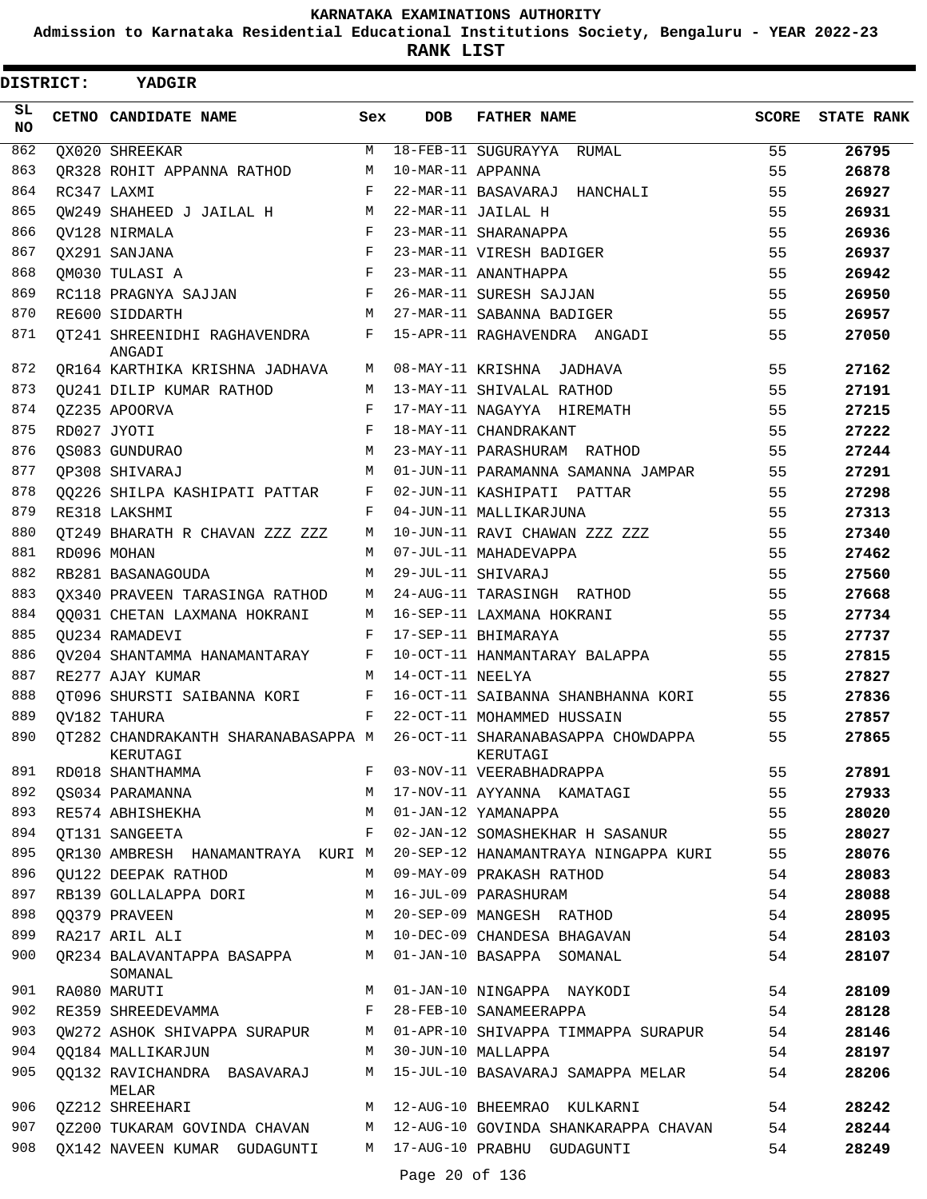KARNATAKA EXAMINATIONS AUTHORITY

Admission to Karnataka Residential Educational Institutions Society, Bengaluru - YEAR 2022-23

RANK LIST

DISTRICT: YADGIR

| SL NO | CETNO | CANDIDATE NAME | Sex | DOB | FATHER NAME | SCORE | STATE RANK |
|---|---|---|---|---|---|---|---|
| 862 | QX020 | SHREEKAR | M | 18-FEB-11 | SUGURAYYA RUMAL | 55 | 26795 |
| 863 | QR328 | ROHIT APPANNA RATHOD | M | 10-MAR-11 | APPANNA | 55 | 26878 |
| 864 | RC347 | LAXMI | F | 22-MAR-11 | BASAVARAJ HANCHALI | 55 | 26927 |
| 865 | QW249 | SHAHEED J JAILAL H | M | 22-MAR-11 | JAILAL H | 55 | 26931 |
| 866 | QV128 | NIRMALA | F | 23-MAR-11 | SHARANAPPA | 55 | 26936 |
| 867 | QX291 | SANJANA | F | 23-MAR-11 | VIRESH BADIGER | 55 | 26937 |
| 868 | QM030 | TULASI A | F | 23-MAR-11 | ANANTHAPPA | 55 | 26942 |
| 869 | RC118 | PRAGNYA SAJJAN | F | 26-MAR-11 | SURESH SAJJAN | 55 | 26950 |
| 870 | RE600 | SIDDARTH | M | 27-MAR-11 | SABANNA BADIGER | 55 | 26957 |
| 871 | QT241 | SHREENIDHI RAGHAVENDRA ANGADI | F | 15-APR-11 | RAGHAVENDRA ANGADI | 55 | 27050 |
| 872 | QR164 | KARTHIKA KRISHNA JADHAVA | M | 08-MAY-11 | KRISHNA JADHAVA | 55 | 27162 |
| 873 | QU241 | DILIP KUMAR RATHOD | M | 13-MAY-11 | SHIVALAL RATHOD | 55 | 27191 |
| 874 | QZ235 | APOORVA | F | 17-MAY-11 | NAGAYYA HIREMATH | 55 | 27215 |
| 875 | RD027 | JYOTI | F | 18-MAY-11 | CHANDRAKANT | 55 | 27222 |
| 876 | QS083 | GUNDURAO | M | 23-MAY-11 | PARASHURAM RATHOD | 55 | 27244 |
| 877 | QP308 | SHIVARAJ | M | 01-JUN-11 | PARAMANNA SAMANNA JAMPAR | 55 | 27291 |
| 878 | QQ226 | SHILPA KASHIPATI PATTAR | F | 02-JUN-11 | KASHIPATI PATTAR | 55 | 27298 |
| 879 | RE318 | LAKSHMI | F | 04-JUN-11 | MALLIKARJUNA | 55 | 27313 |
| 880 | QT249 | BHARATH R CHAVAN ZZZ ZZZ | M | 10-JUN-11 | RAVI CHAWAN ZZZ ZZZ | 55 | 27340 |
| 881 | RD096 | MOHAN | M | 07-JUL-11 | MAHADEVAPPA | 55 | 27462 |
| 882 | RB281 | BASANAGOUDA | M | 29-JUL-11 | SHIVARAJ | 55 | 27560 |
| 883 | QX340 | PRAVEEN TARASINGA RATHOD | M | 24-AUG-11 | TARASINGH RATHOD | 55 | 27668 |
| 884 | QQ031 | CHETAN LAXMANA HOKRANI | M | 16-SEP-11 | LAXMANA HOKRANI | 55 | 27734 |
| 885 | QU234 | RAMADEVI | F | 17-SEP-11 | BHIMARAYA | 55 | 27737 |
| 886 | QV204 | SHANTAMMA HANAMANTARAY | F | 10-OCT-11 | HANMANTARAY BALAPPA | 55 | 27815 |
| 887 | RE277 | AJAY KUMAR | M | 14-OCT-11 | NEELYA | 55 | 27827 |
| 888 | QT096 | SHURSTI SAIBANNA KORI | F | 16-OCT-11 | SAIBANNA SHANBHANNA KORI | 55 | 27836 |
| 889 | QV182 | TAHURA | F | 22-OCT-11 | MOHAMMED HUSSAIN | 55 | 27857 |
| 890 | QT282 | CHANDRAKANTH SHARANABASAPPA KERUTAGI | M | 26-OCT-11 | SHARANABASAPPA CHOWDAPPA KERUTAGI | 55 | 27865 |
| 891 | RD018 | SHANTHAMMA | F | 03-NOV-11 | VEERABHADRAPPA | 55 | 27891 |
| 892 | QS034 | PARAMANNA | M | 17-NOV-11 | AYYANNA KAMATAGI | 55 | 27933 |
| 893 | RE574 | ABHISHEKHA | M | 01-JAN-12 | YAMANAPPA | 55 | 28020 |
| 894 | QT131 | SANGEETA | F | 02-JAN-12 | SOMASHEKHAR H SASANUR | 55 | 28027 |
| 895 | QR130 | AMBRESH HANAMANTRAYA KURI | M | 20-SEP-12 | HANAMANTRAYA NINGAPPA KURI | 55 | 28076 |
| 896 | QU122 | DEEPAK RATHOD | M | 09-MAY-09 | PRAKASH RATHOD | 54 | 28083 |
| 897 | RB139 | GOLLALAPPA DORI | M | 16-JUL-09 | PARASHURAM | 54 | 28088 |
| 898 | QQ379 | PRAVEEN | M | 20-SEP-09 | MANGESH RATHOD | 54 | 28095 |
| 899 | RA217 | ARIL ALI | M | 10-DEC-09 | CHANDESA BHAGAVAN | 54 | 28103 |
| 900 | QR234 | BALAVANTAPPA BASAPPA SOMANAL | M | 01-JAN-10 | BASAPPA SOMANAL | 54 | 28107 |
| 901 | RA080 | MARUTI | M | 01-JAN-10 | NINGAPPA NAYKODI | 54 | 28109 |
| 902 | RE359 | SHREEDEVAMMA | F | 28-FEB-10 | SANAMEERAPPA | 54 | 28128 |
| 903 | QW272 | ASHOK SHIVAPPA SURAPUR | M | 01-APR-10 | SHIVAPPA TIMMAPPA SURAPUR | 54 | 28146 |
| 904 | QQ184 | MALLIKARJUN | M | 30-JUN-10 | MALLAPPA | 54 | 28197 |
| 905 | QQ132 | RAVICHANDRA BASAVARAJ MELAR | M | 15-JUL-10 | BASAVARAJ SAMAPPA MELAR | 54 | 28206 |
| 906 | QZ212 | SHREEHARI | M | 12-AUG-10 | BHEEMRAO KULKARNI | 54 | 28242 |
| 907 | QZ200 | TUKARAM GOVINDA CHAVAN | M | 12-AUG-10 | GOVINDA SHANKARAPPA CHAVAN | 54 | 28244 |
| 908 | QX142 | NAVEEN KUMAR GUDAGUNTI | M | 17-AUG-10 | PRABHU GUDAGUNTI | 54 | 28249 |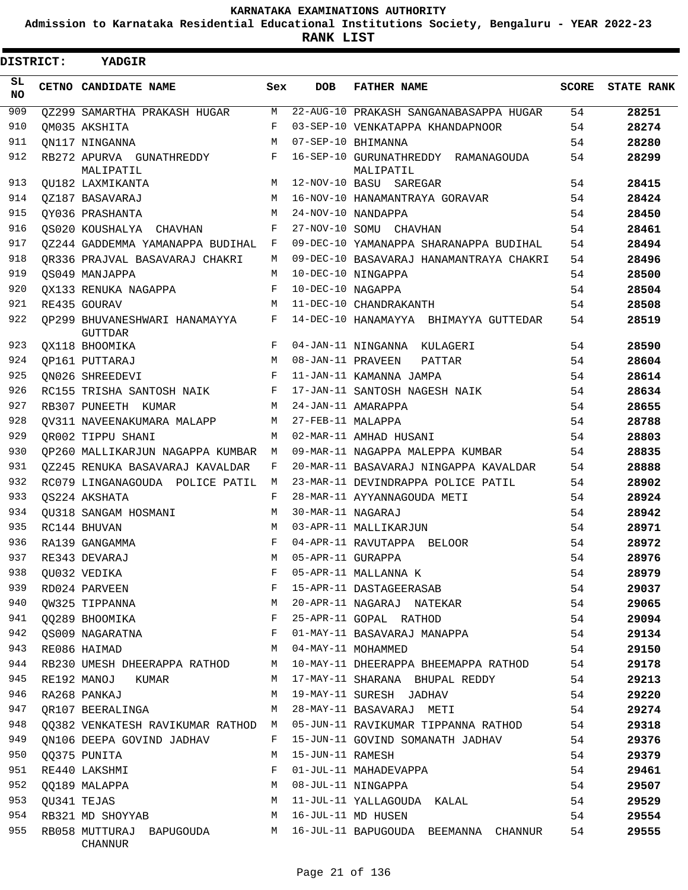**KARNATAKA EXAMINATIONS AUTHORITY**

**Admission to Karnataka Residential Educational Institutions Society, Bengaluru - YEAR 2022-23**

**RANK LIST**

**DISTRICT: YADGIR**

| SL NO | CETNO | CANDIDATE NAME | Sex | DOB | FATHER NAME | SCORE | STATE RANK |
|---|---|---|---|---|---|---|---|
| 909 | QZ299 | SAMARTHA PRAKASH HUGAR | M | 22-AUG-10 | PRAKASH SANGANABASAPPA HUGAR | 54 | 28251 |
| 910 | QM035 | AKSHITA | F | 03-SEP-10 | VENKATAPPA KHANDAPNOOR | 54 | 28274 |
| 911 | QN117 | NINGANNA | M | 07-SEP-10 | BHIMANNA | 54 | 28280 |
| 912 | RB272 | APURVA GUNATHREDDY MALIPATIL | F | 16-SEP-10 | GURUNATHREDDY RAMANAGOUDA MALIPATIL | 54 | 28299 |
| 913 | QU182 | LAXMIKANTA | M | 12-NOV-10 | BASU SAREGAR | 54 | 28415 |
| 914 | QZ187 | BASAVARAJ | M | 16-NOV-10 | HANAMANTRAYA GORAVAR | 54 | 28424 |
| 915 | QY036 | PRASHANTA | M | 24-NOV-10 | NANDAPPA | 54 | 28450 |
| 916 | QS020 | KOUSHALYA CHAVHAN | F | 27-NOV-10 | SOMU CHAVHAN | 54 | 28461 |
| 917 | QZ244 | GADDEMMA YAMANAPPA BUDIHAL | F | 09-DEC-10 | YAMANAPPA SHARANAPPA BUDIHAL | 54 | 28494 |
| 918 | QR336 | PRAJVAL BASAVARAJ CHAKRI | M | 09-DEC-10 | BASAVARAJ HANAMANTRAYA CHAKRI | 54 | 28496 |
| 919 | QS049 | MANJAPPA | M | 10-DEC-10 | NINGAPPA | 54 | 28500 |
| 920 | QX133 | RENUKA NAGAPPA | F | 10-DEC-10 | NAGAPPA | 54 | 28504 |
| 921 | RE435 | GOURAV | M | 11-DEC-10 | CHANDRAKANTH | 54 | 28508 |
| 922 | QP299 | BHUVANESHWARI HANAMAYYA GUTTDAR | F | 14-DEC-10 | HANAMAYYA BHIMAYYA GUTTEDAR | 54 | 28519 |
| 923 | QX118 | BHOOMIKA | F | 04-JAN-11 | NINGANNA KULAGERI | 54 | 28590 |
| 924 | QP161 | PUTTARAJ | M | 08-JAN-11 | PRAVEEN PATTAR | 54 | 28604 |
| 925 | QN026 | SHREEDEVI | F | 11-JAN-11 | KAMANNA JAMPA | 54 | 28614 |
| 926 | RC155 | TRISHA SANTOSH NAIK | F | 17-JAN-11 | SANTOSH NAGESH NAIK | 54 | 28634 |
| 927 | RB307 | PUNEETH KUMAR | M | 24-JAN-11 | AMARAPPA | 54 | 28655 |
| 928 | QV311 | NAVEENAKUMARA MALAPP | M | 27-FEB-11 | MALAPPA | 54 | 28788 |
| 929 | QR002 | TIPPU SHANI | M | 02-MAR-11 | AMHAD HUSANI | 54 | 28803 |
| 930 | QP260 | MALLIKARJUN NAGAPPA KUMBAR | M | 09-MAR-11 | NAGAPPA MALEPPA KUMBAR | 54 | 28835 |
| 931 | QZ245 | RENUKA BASAVARAJ KAVALDAR | F | 20-MAR-11 | BASAVARAJ NINGAPPA KAVALDAR | 54 | 28888 |
| 932 | RC079 | LINGANAGOUDA POLICE PATIL | M | 23-MAR-11 | DEVINDRAPPA POLICE PATIL | 54 | 28902 |
| 933 | QS224 | AKSHATA | F | 28-MAR-11 | AYYANNAGOUDA METI | 54 | 28924 |
| 934 | QU318 | SANGAM HOSMANI | M | 30-MAR-11 | NAGARAJ | 54 | 28942 |
| 935 | RC144 | BHUVAN | M | 03-APR-11 | MALLIKARJUN | 54 | 28971 |
| 936 | RA139 | GANGAMMA | F | 04-APR-11 | RAVUTAPPA BELOOR | 54 | 28972 |
| 937 | RE343 | DEVARAJ | M | 05-APR-11 | GURAPPA | 54 | 28976 |
| 938 | QU032 | VEDIKA | F | 05-APR-11 | MALLANNA K | 54 | 28979 |
| 939 | RD024 | PARVEEN | F | 15-APR-11 | DASTAGEERASAB | 54 | 29037 |
| 940 | QW325 | TIPPANNA | M | 20-APR-11 | NAGARAJ NATEKAR | 54 | 29065 |
| 941 | QQ289 | BHOOMIKA | F | 25-APR-11 | GOPAL RATHOD | 54 | 29094 |
| 942 | QS009 | NAGARATNA | F | 01-MAY-11 | BASAVARAJ MANAPPA | 54 | 29134 |
| 943 | RE086 | HAIMAD | M | 04-MAY-11 | MOHAMMED | 54 | 29150 |
| 944 | RB230 | UMESH DHEERAPPA RATHOD | M | 10-MAY-11 | DHEERAPPA BHEEMAPPA RATHOD | 54 | 29178 |
| 945 | RE192 | MANOJ KUMAR | M | 17-MAY-11 | SHARANA BHUPAL REDDY | 54 | 29213 |
| 946 | RA268 | PANKAJ | M | 19-MAY-11 | SURESH JADHAV | 54 | 29220 |
| 947 | QR107 | BEERALINGA | M | 28-MAY-11 | BASAVARAJ METI | 54 | 29274 |
| 948 | QQ382 | VENKATESH RAVIKUMAR RATHOD | M | 05-JUN-11 | RAVIKUMAR TIPPANNA RATHOD | 54 | 29318 |
| 949 | QN106 | DEEPA GOVIND JADHAV | F | 15-JUN-11 | GOVIND SOMANATH JADHAV | 54 | 29376 |
| 950 | QQ375 | PUNITA | M | 15-JUN-11 | RAMESH | 54 | 29379 |
| 951 | RE440 | LAKSHMI | F | 01-JUL-11 | MAHADEVAPPA | 54 | 29461 |
| 952 | QQ189 | MALAPPA | M | 08-JUL-11 | NINGAPPA | 54 | 29507 |
| 953 | QU341 | TEJAS | M | 11-JUL-11 | YALLAGOUDA KALAL | 54 | 29529 |
| 954 | RB321 | MD SHOYYAB | M | 16-JUL-11 | MD HUSEN | 54 | 29554 |
| 955 | RB058 | MUTTURAJ BAPUGOUDA CHANNUR | M | 16-JUL-11 | BAPUGOUDA BEEMANNA CHANNUR | 54 | 29555 |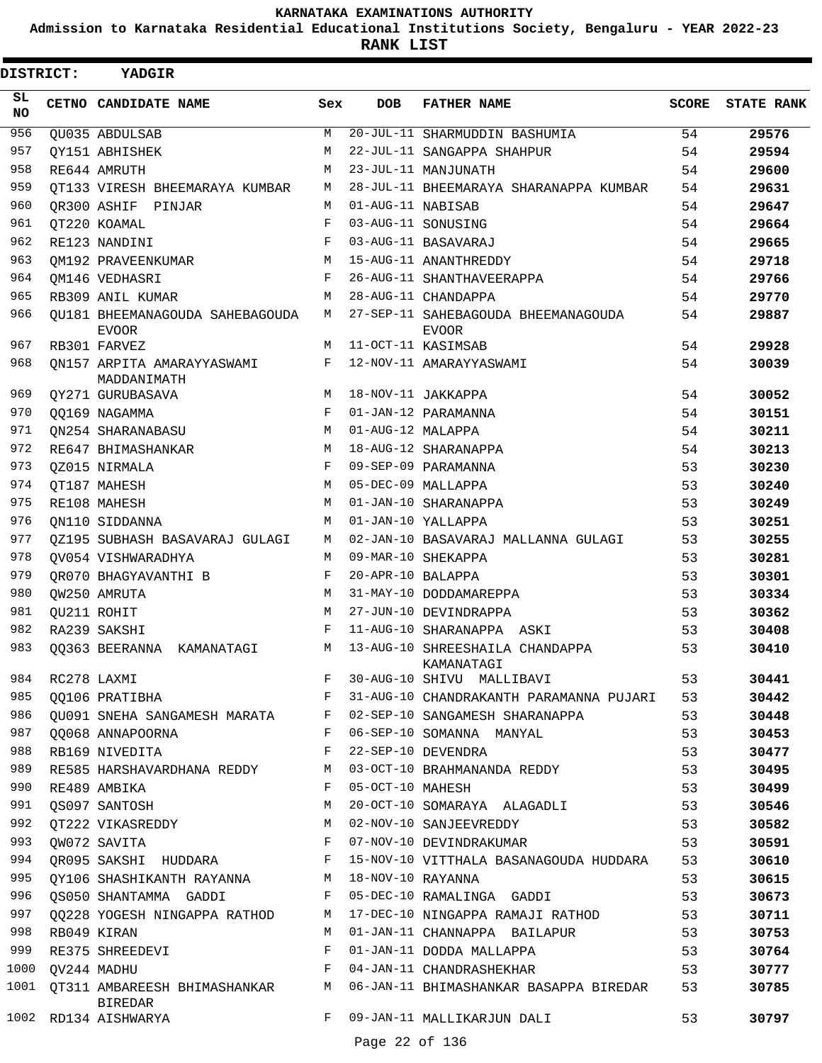# KARNATAKA EXAMINATIONS AUTHORITY

**Admission to Karnataka Residential Educational Institutions Society, Bengaluru - YEAR 2022-23**

**RANK LIST**

**DISTRICT: YADGIR**

| SL NO | CETNO | CANDIDATE NAME | Sex | DOB | FATHER NAME | SCORE | STATE RANK |
|---|---|---|---|---|---|---|---|
| 956 | QU035 | ABDULSAB | M | 20-JUL-11 | SHARMUDDIN BASHUMIA | 54 | 29576 |
| 957 | QY151 | ABHISHEK | M | 22-JUL-11 | SANGAPPA SHAHPUR | 54 | 29594 |
| 958 | RE644 | AMRUTH | M | 23-JUL-11 | MANJUNATH | 54 | 29600 |
| 959 | QT133 | VIRESH BHEEMARAYA KUMBAR | M | 28-JUL-11 | BHEEMARAYA SHARANAPPA KUMBAR | 54 | 29631 |
| 960 | QR300 | ASHIF PINJAR | M | 01-AUG-11 | NABISAB | 54 | 29647 |
| 961 | QT220 | KOAMAL | F | 03-AUG-11 | SONUSING | 54 | 29664 |
| 962 | RE123 | NANDINI | F | 03-AUG-11 | BASAVARAJ | 54 | 29665 |
| 963 | QM192 | PRAVEENKUMAR | M | 15-AUG-11 | ANANTHREDDY | 54 | 29718 |
| 964 | QM146 | VEDHASRI | F | 26-AUG-11 | SHANTHAVEERAPPA | 54 | 29766 |
| 965 | RB309 | ANIL KUMAR | M | 28-AUG-11 | CHANDAPPA | 54 | 29770 |
| 966 | QU181 | BHEEMANAGOUDA SAHEBAGOUDA EVOOR | M | 27-SEP-11 | SAHEBAGOUDA BHEEMANAGOUDA EVOOR | 54 | 29887 |
| 967 | RB301 | FARVEZ | M | 11-OCT-11 | KASIMSAB | 54 | 29928 |
| 968 | QN157 | ARPITA AMARAYYASWAMI MADDANIMATH | F | 12-NOV-11 | AMARAYYASWAMI | 54 | 30039 |
| 969 | QY271 | GURUBASAVA | M | 18-NOV-11 | JAKKAPPA | 54 | 30052 |
| 970 | QQ169 | NAGAMMA | F | 01-JAN-12 | PARAMANNA | 54 | 30151 |
| 971 | QN254 | SHARANABASU | M | 01-AUG-12 | MALAPPA | 54 | 30211 |
| 972 | RE647 | BHIMASHANKAR | M | 18-AUG-12 | SHARANAPPA | 54 | 30213 |
| 973 | QZ015 | NIRMALA | F | 09-SEP-09 | PARAMANNA | 53 | 30230 |
| 974 | QT187 | MAHESH | M | 05-DEC-09 | MALLAPPA | 53 | 30240 |
| 975 | RE108 | MAHESH | M | 01-JAN-10 | SHARANAPPA | 53 | 30249 |
| 976 | QN110 | SIDDANNA | M | 01-JAN-10 | YALLAPPA | 53 | 30251 |
| 977 | QZ195 | SUBHASH BASAVARAJ GULAGI | M | 02-JAN-10 | BASAVARAJ MALLANNA GULAGI | 53 | 30255 |
| 978 | QV054 | VISHWARADHYA | M | 09-MAR-10 | SHEKAPPA | 53 | 30281 |
| 979 | QR070 | BHAGYAVANTHI B | F | 20-APR-10 | BALAPPA | 53 | 30301 |
| 980 | QW250 | AMRUTA | M | 31-MAY-10 | DODDAMAREPPA | 53 | 30334 |
| 981 | QU211 | ROHIT | M | 27-JUN-10 | DEVINDRAPPA | 53 | 30362 |
| 982 | RA239 | SAKSHI | F | 11-AUG-10 | SHARANAPPA ASKI | 53 | 30408 |
| 983 | QQ363 | BEERANNA KAMANATAGI | M | 13-AUG-10 | SHREESHAILA CHANDAPPA KAMANATAGI | 53 | 30410 |
| 984 | RC278 | LAXMI | F | 30-AUG-10 | SHIVU MALLIBAVI | 53 | 30441 |
| 985 | QQ106 | PRATIBHA | F | 31-AUG-10 | CHANDRAKANTH PARAMANNA PUJARI | 53 | 30442 |
| 986 | QU091 | SNEHA SANGAMESH MARATA | F | 02-SEP-10 | SANGAMESH SHARANAPPA | 53 | 30448 |
| 987 | QQ068 | ANNAPOORNA | F | 06-SEP-10 | SOMANNA MANYAL | 53 | 30453 |
| 988 | RB169 | NIVEDITA | F | 22-SEP-10 | DEVENDRA | 53 | 30477 |
| 989 | RE585 | HARSHAVARDHANA REDDY | M | 03-OCT-10 | BRAHMANANDA REDDY | 53 | 30495 |
| 990 | RE489 | AMBIKA | F | 05-OCT-10 | MAHESH | 53 | 30499 |
| 991 | QS097 | SANTOSH | M | 20-OCT-10 | SOMARAYA ALAGADLI | 53 | 30546 |
| 992 | QT222 | VIKASREDDY | M | 02-NOV-10 | SANJEEVREDDY | 53 | 30582 |
| 993 | QW072 | SAVITA | F | 07-NOV-10 | DEVINDRAKUMAR | 53 | 30591 |
| 994 | QR095 | SAKSHI HUDDARA | F | 15-NOV-10 | VITTHALA BASANAGOUDA HUDDARA | 53 | 30610 |
| 995 | QY106 | SHASHIKANTH RAYANNA | M | 18-NOV-10 | RAYANNA | 53 | 30615 |
| 996 | QS050 | SHANTAMMA GADDI | F | 05-DEC-10 | RAMALINGA GADDI | 53 | 30673 |
| 997 | QQ228 | YOGESH NINGAPPA RATHOD | M | 17-DEC-10 | NINGAPPA RAMAJI RATHOD | 53 | 30711 |
| 998 | RB049 | KIRAN | M | 01-JAN-11 | CHANNAPPA BAILAPUR | 53 | 30753 |
| 999 | RE375 | SHREEDEVI | F | 01-JAN-11 | DODDA MALLAPPA | 53 | 30764 |
| 1000 | QV244 | MADHU | F | 04-JAN-11 | CHANDRASHEKHAR | 53 | 30777 |
| 1001 | QT311 | AMBAREESH BHIMASHANKAR BIREDAR | M | 06-JAN-11 | BHIMASHANKAR BASAPPA BIREDAR | 53 | 30785 |
| 1002 | RD134 | AISHWARYA | F | 09-JAN-11 | MALLIKARJUN DALI | 53 | 30797 |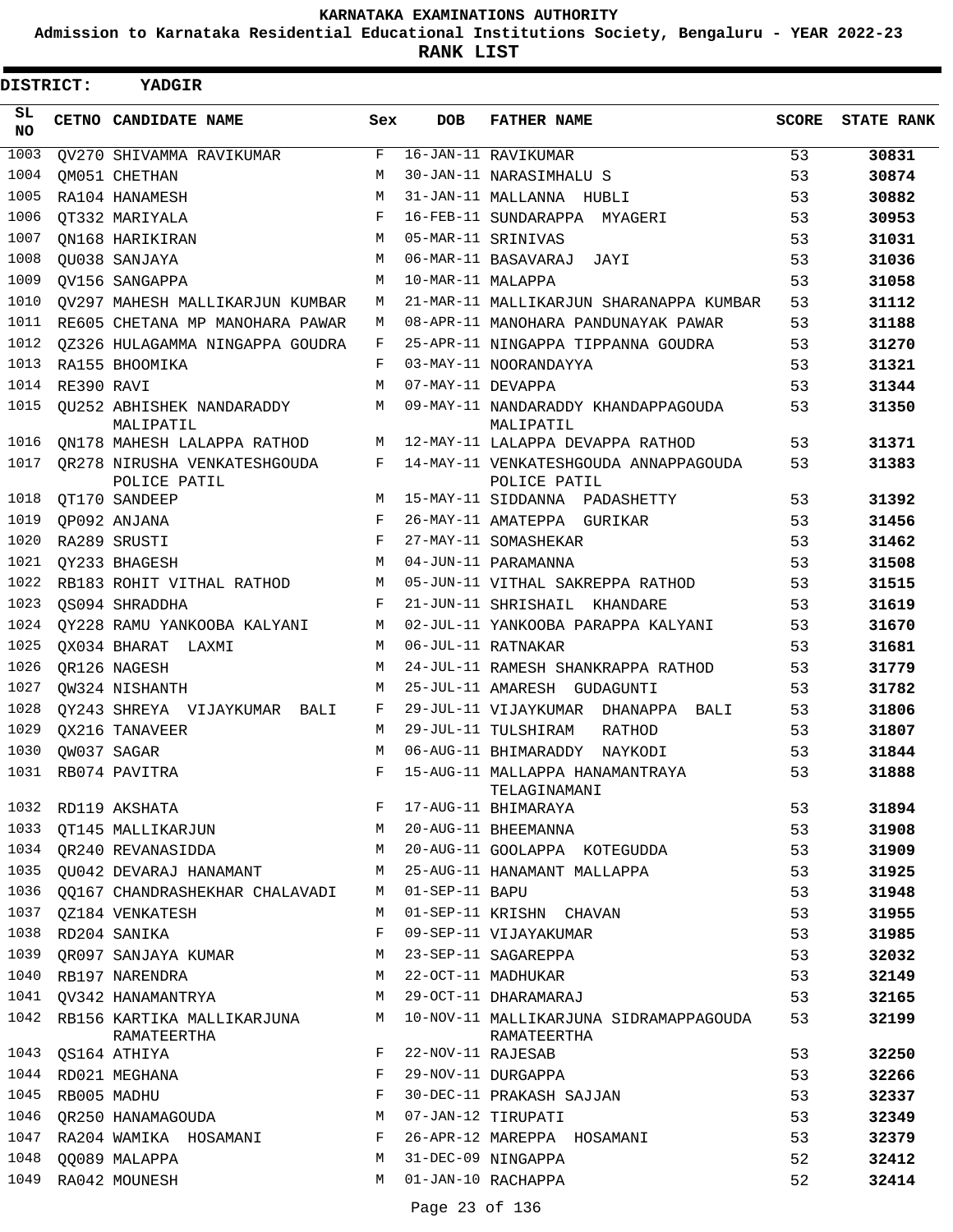KARNATAKA EXAMINATIONS AUTHORITY

Admission to Karnataka Residential Educational Institutions Society, Bengaluru - YEAR 2022-23

**RANK LIST**

**DISTRICT: YADGIR**

| SL NO | CETNO | CANDIDATE NAME | Sex | DOB | FATHER NAME | SCORE | STATE RANK |
|---|---|---|---|---|---|---|---|
| 1003 | QV270 | SHIVAMMA RAVIKUMAR | F | 16-JAN-11 | RAVIKUMAR | 53 | **30831** |
| 1004 | QM051 | CHETHAN | M | 30-JAN-11 | NARASIMHALU S | 53 | **30874** |
| 1005 | RA104 | HANAMESH | M | 31-JAN-11 | MALLANNA HUBLI | 53 | **30882** |
| 1006 | QT332 | MARIYALA | F | 16-FEB-11 | SUNDARAPPA MYAGERI | 53 | **30953** |
| 1007 | QN168 | HARIKIRAN | M | 05-MAR-11 | SRINIVAS | 53 | **31031** |
| 1008 | QU038 | SANJAYA | M | 06-MAR-11 | BASAVARAJ JAYI | 53 | **31036** |
| 1009 | QV156 | SANGAPPA | M | 10-MAR-11 | MALAPPA | 53 | **31058** |
| 1010 | QV297 | MAHESH MALLIKARJUN KUMBAR | M | 21-MAR-11 | MALLIKARJUN SHARANAPPA KUMBAR | 53 | **31112** |
| 1011 | RE605 | CHETANA MP MANOHARA PAWAR | M | 08-APR-11 | MANOHARA PANDUNAYAK PAWAR | 53 | **31188** |
| 1012 | QZ326 | HULAGAMMA NINGAPPA GOUDRA | F | 25-APR-11 | NINGAPPA TIPPANNA GOUDRA | 53 | **31270** |
| 1013 | RA155 | BHOOMIKA | F | 03-MAY-11 | NOORANDAYYA | 53 | **31321** |
| 1014 | RE390 | RAVI | M | 07-MAY-11 | DEVAPPA | 53 | **31344** |
| 1015 | QU252 | ABHISHEK NANDARADDY MALIPATIL | M | 09-MAY-11 | NANDARADDY KHANDAPPAGOUDA MALIPATIL | 53 | **31350** |
| 1016 | QN178 | MAHESH LALAPPA RATHOD | M | 12-MAY-11 | LALAPPA DEVAPPA RATHOD | 53 | **31371** |
| 1017 | QR278 | NIRUSHA VENKATESHGOUDA POLICE PATIL | F | 14-MAY-11 | VENKATESHGOUDA ANNAPPAGOUDA POLICE PATIL | 53 | **31383** |
| 1018 | QT170 | SANDEEP | M | 15-MAY-11 | SIDDANNA PADASHETTY | 53 | **31392** |
| 1019 | QP092 | ANJANA | F | 26-MAY-11 | AMATEPPA GURIKAR | 53 | **31456** |
| 1020 | RA289 | SRUSTI | F | 27-MAY-11 | SOMASHEKAR | 53 | **31462** |
| 1021 | QY233 | BHAGESH | M | 04-JUN-11 | PARAMANNA | 53 | **31508** |
| 1022 | RB183 | ROHIT VITHAL RATHOD | M | 05-JUN-11 | VITHAL SAKREPPA RATHOD | 53 | **31515** |
| 1023 | QS094 | SHRADDHA | F | 21-JUN-11 | SHRISHAIL KHANDARE | 53 | **31619** |
| 1024 | QY228 | RAMU YANKOOBA KALYANI | M | 02-JUL-11 | YANKOOBA PARAPPA KALYANI | 53 | **31670** |
| 1025 | QX034 | BHARAT LAXMI | M | 06-JUL-11 | RATNAKAR | 53 | **31681** |
| 1026 | QR126 | NAGESH | M | 24-JUL-11 | RAMESH SHANKRAPPA RATHOD | 53 | **31779** |
| 1027 | QW324 | NISHANTH | M | 25-JUL-11 | AMARESH GUDAGUNTI | 53 | **31782** |
| 1028 | QY243 | SHREYA VIJAYKUMAR BALI | F | 29-JUL-11 | VIJAYKUMAR DHANAPPA BALI | 53 | **31806** |
| 1029 | QX216 | TANAVEER | M | 29-JUL-11 | TULSHIRAM RATHOD | 53 | **31807** |
| 1030 | QW037 | SAGAR | M | 06-AUG-11 | BHIMARADDY NAYKODI | 53 | **31844** |
| 1031 | RB074 | PAVITRA | F | 15-AUG-11 | MALLAPPA HANAMANTRAYA TELAGINAMANI | 53 | **31888** |
| 1032 | RD119 | AKSHATA | F | 17-AUG-11 | BHIMARAYA | 53 | **31894** |
| 1033 | QT145 | MALLIKARJUN | M | 20-AUG-11 | BHEEMANNA | 53 | **31908** |
| 1034 | QR240 | REVANASIDDA | M | 20-AUG-11 | GOOLAPPA KOTEGUDDA | 53 | **31909** |
| 1035 | QU042 | DEVARAJ HANAMANT | M | 25-AUG-11 | HANAMANT MALLAPPA | 53 | **31925** |
| 1036 | QQ167 | CHANDRASHEKHAR CHALAVADI | M | 01-SEP-11 | BAPU | 53 | **31948** |
| 1037 | QZ184 | VENKATESH | M | 01-SEP-11 | KRISHN CHAVAN | 53 | **31955** |
| 1038 | RD204 | SANIKA | F | 09-SEP-11 | VIJAYAKUMAR | 53 | **31985** |
| 1039 | QR097 | SANJAYA KUMAR | M | 23-SEP-11 | SAGAREPPA | 53 | **32032** |
| 1040 | RB197 | NARENDRA | M | 22-OCT-11 | MADHUKAR | 53 | **32149** |
| 1041 | QV342 | HANAMANTRYA | M | 29-OCT-11 | DHARAMARAJ | 53 | **32165** |
| 1042 | RB156 | KARTIKA MALLIKARJUNA RAMATEERTHA | M | 10-NOV-11 | MALLIKARJUNA SIDRAMAPPAGOUDA RAMATEERTHA | 53 | **32199** |
| 1043 | QS164 | ATHIYA | F | 22-NOV-11 | RAJESAB | 53 | **32250** |
| 1044 | RD021 | MEGHANA | F | 29-NOV-11 | DURGAPPA | 53 | **32266** |
| 1045 | RB005 | MADHU | F | 30-DEC-11 | PRAKASH SAJJAN | 53 | **32337** |
| 1046 | QR250 | HANAMAGOUDA | M | 07-JAN-12 | TIRUPATI | 53 | **32349** |
| 1047 | RA204 | WAMIKA HOSAMANI | F | 26-APR-12 | MAREPPA HOSAMANI | 53 | **32379** |
| 1048 | QQ089 | MALAPPA | M | 31-DEC-09 | NINGAPPA | 52 | **32412** |
| 1049 | RA042 | MOUNESH | M | 01-JAN-10 | RACHAPPA | 52 | **32414** |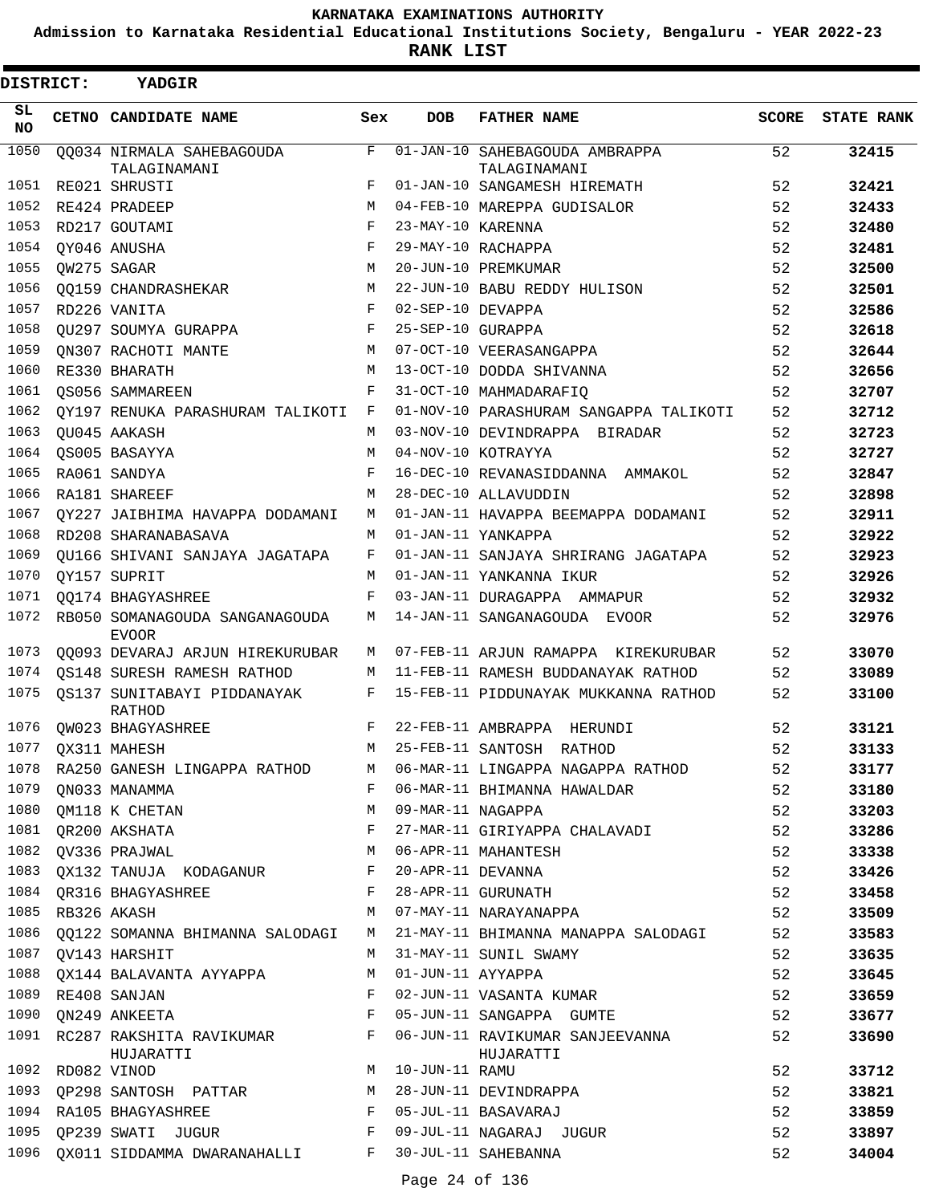KARNATAKA EXAMINATIONS AUTHORITY

Admission to Karnataka Residential Educational Institutions Society, Bengaluru - YEAR 2022-23

**RANK LIST**

**DISTRICT: YADGIR**

| SL NO | CETNO | CANDIDATE NAME | Sex | DOB | FATHER NAME | SCORE | STATE RANK |
|---|---|---|---|---|---|---|---|
| 1050 | QQ034 | NIRMALA SAHEBAGOUDA TALAGINAMANI | F | 01-JAN-10 | SAHEBAGOUDA AMBRAPPA TALAGINAMANI | 52 | **32415** |
| 1051 | RE021 | SHRUSTI | F | 01-JAN-10 | SANGAMESH HIREMATH | 52 | **32421** |
| 1052 | RE424 | PRADEEP | M | 04-FEB-10 | MAREPPA GUDISALOR | 52 | **32433** |
| 1053 | RD217 | GOUTAMI | F | 23-MAY-10 | KARENNA | 52 | **32480** |
| 1054 | QY046 | ANUSHA | F | 29-MAY-10 | RACHAPPA | 52 | **32481** |
| 1055 | QW275 | SAGAR | M | 20-JUN-10 | PREMKUMAR | 52 | **32500** |
| 1056 | QQ159 | CHANDRASHEKAR | M | 22-JUN-10 | BABU REDDY HULISON | 52 | **32501** |
| 1057 | RD226 | VANITA | F | 02-SEP-10 | DEVAPPA | 52 | **32586** |
| 1058 | QU297 | SOUMYA GURAPPA | F | 25-SEP-10 | GURAPPA | 52 | **32618** |
| 1059 | QN307 | RACHOTI MANTE | M | 07-OCT-10 | VEERASANGAPPA | 52 | **32644** |
| 1060 | RE330 | BHARATH | M | 13-OCT-10 | DODDA SHIVANNA | 52 | **32656** |
| 1061 | QS056 | SAMMAREEN | F | 31-OCT-10 | MAHMADARAFIQ | 52 | **32707** |
| 1062 | QY197 | RENUKA PARASHURAM TALIKOTI | F | 01-NOV-10 | PARASHURAM SANGAPPA TALIKOTI | 52 | **32712** |
| 1063 | QU045 | AAKASH | M | 03-NOV-10 | DEVINDRAPPA BIRADAR | 52 | **32723** |
| 1064 | QS005 | BASAYYA | M | 04-NOV-10 | KOTRAYYA | 52 | **32727** |
| 1065 | RA061 | SANDYA | F | 16-DEC-10 | REVANASIDDANNA AMMAKOL | 52 | **32847** |
| 1066 | RA181 | SHAREEF | M | 28-DEC-10 | ALLAVUDDIN | 52 | **32898** |
| 1067 | QY227 | JAIBHIMA HAVAPPA DODAMANI | M | 01-JAN-11 | HAVAPPA BEEMAPPA DODAMANI | 52 | **32911** |
| 1068 | RD208 | SHARANABASAVA | M | 01-JAN-11 | YANKAPPA | 52 | **32922** |
| 1069 | QU166 | SHIVANI SANJAYA JAGATAPA | F | 01-JAN-11 | SANJAYA SHRIRANG JAGATAPA | 52 | **32923** |
| 1070 | QY157 | SUPRIT | M | 01-JAN-11 | YANKANNA IKUR | 52 | **32926** |
| 1071 | QQ174 | BHAGYASHREE | F | 03-JAN-11 | DURAGAPPA AMMAPUR | 52 | **32932** |
| 1072 | RB050 | SOMANAGOUDA SANGANAGOUDA EVOOR | M | 14-JAN-11 | SANGANAGOUDA EVOOR | 52 | **32976** |
| 1073 | QQ093 | DEVARAJ ARJUN HIREKURUBAR | M | 07-FEB-11 | ARJUN RAMAPPA KIREKURUBAR | 52 | **33070** |
| 1074 | QS148 | SURESH RAMESH RATHOD | M | 11-FEB-11 | RAMESH BUDDANAYAK RATHOD | 52 | **33089** |
| 1075 | QS137 | SUNITABAYI PIDDANAYAK RATHOD | F | 15-FEB-11 | PIDDUNAYAK MUKKANNA RATHOD | 52 | **33100** |
| 1076 | QW023 | BHAGYASHREE | F | 22-FEB-11 | AMBRAPPA HERUNDI | 52 | **33121** |
| 1077 | QX311 | MAHESH | M | 25-FEB-11 | SANTOSH RATHOD | 52 | **33133** |
| 1078 | RA250 | GANESH LINGAPPA RATHOD | M | 06-MAR-11 | LINGAPPA NAGAPPA RATHOD | 52 | **33177** |
| 1079 | QN033 | MANAMMA | F | 06-MAR-11 | BHIMANNA HAWALDAR | 52 | **33180** |
| 1080 | QM118 | K CHETAN | M | 09-MAR-11 | NAGAPPA | 52 | **33203** |
| 1081 | QR200 | AKSHATA | F | 27-MAR-11 | GIRIYAPPA CHALAVADI | 52 | **33286** |
| 1082 | QV336 | PRAJWAL | M | 06-APR-11 | MAHANTESH | 52 | **33338** |
| 1083 | QX132 | TANUJA KODAGANUR | F | 20-APR-11 | DEVANNA | 52 | **33426** |
| 1084 | QR316 | BHAGYASHREE | F | 28-APR-11 | GURUNATH | 52 | **33458** |
| 1085 | RB326 | AKASH | M | 07-MAY-11 | NARAYANAPPA | 52 | **33509** |
| 1086 | QQ122 | SOMANNA BHIMANNA SALODAGI | M | 21-MAY-11 | BHIMANNA MANAPPA SALODAGI | 52 | **33583** |
| 1087 | QV143 | HARSHIT | M | 31-MAY-11 | SUNIL SWAMY | 52 | **33635** |
| 1088 | QX144 | BALAVANTA AYYAPPA | M | 01-JUN-11 | AYYAPPA | 52 | **33645** |
| 1089 | RE408 | SANJAN | F | 02-JUN-11 | VASANTA KUMAR | 52 | **33659** |
| 1090 | QN249 | ANKEETA | F | 05-JUN-11 | SANGAPPA GUMTE | 52 | **33677** |
| 1091 | RC287 | RAKSHITA RAVIKUMAR HUJARATTI | F | 06-JUN-11 | RAVIKUMAR SANJEEVANNA HUJARATTI | 52 | **33690** |
| 1092 | RD082 | VINOD | M | 10-JUN-11 | RAMU | 52 | **33712** |
| 1093 | QP298 | SANTOSH PATTAR | M | 28-JUN-11 | DEVINDRAPPA | 52 | **33821** |
| 1094 | RA105 | BHAGYASHREE | F | 05-JUL-11 | BASAVARAJ | 52 | **33859** |
| 1095 | QP239 | SWATI JUGUR | F | 09-JUL-11 | NAGARAJ JUGUR | 52 | **33897** |
| 1096 | QX011 | SIDDAMMA DWARANAHALLI | F | 30-JUL-11 | SAHEBANNA | 52 | **34004** |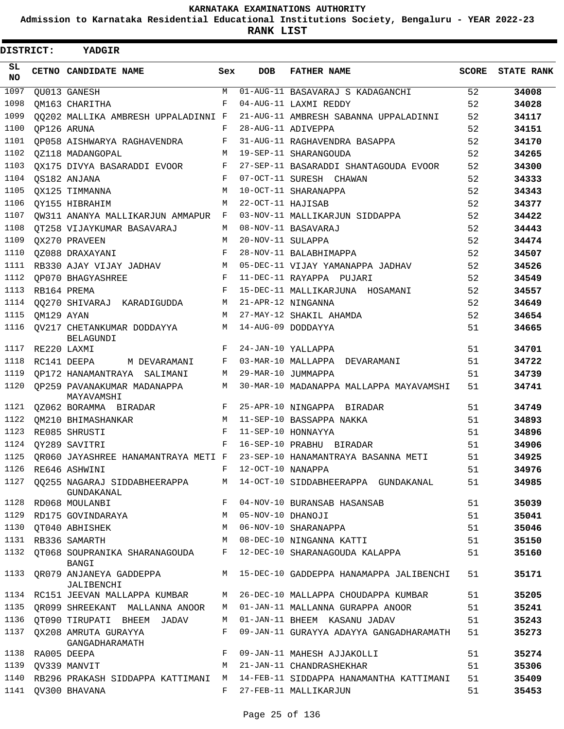KARNATAKA EXAMINATIONS AUTHORITY

Admission to Karnataka Residential Educational Institutions Society, Bengaluru - YEAR 2022-23

**RANK LIST**

**DISTRICT: YADGIR**

| SL NO | CETNO | CANDIDATE NAME | Sex | DOB | FATHER NAME | SCORE | STATE RANK |
|---|---|---|---|---|---|---|---|
| 1097 | QU013 | GANESH | M | 01-AUG-11 | BASAVARAJ S KADAGANCHI | 52 | 34008 |
| 1098 | QM163 | CHARITHA | F | 04-AUG-11 | LAXMI REDDY | 52 | 34028 |
| 1099 | QQ202 | MALLIKA AMBRESH UPPALADINNI | F | 21-AUG-11 | AMBRESH SABANNA UPPALADINNI | 52 | 34117 |
| 1100 | QP126 | ARUNA | F | 28-AUG-11 | ADIVEPPA | 52 | 34151 |
| 1101 | QP058 | AISHWARYA RAGHAVENDRA | F | 31-AUG-11 | RAGHAVENDRA BASAPPA | 52 | 34170 |
| 1102 | QZ118 | MADANGOPAL | M | 19-SEP-11 | SHARANGOUDA | 52 | 34265 |
| 1103 | QX175 | DIVYA BASARADDI EVOOR | F | 27-SEP-11 | BASARADDI SHANTAGOUDA EVOOR | 52 | 34300 |
| 1104 | QS182 | ANJANA | F | 07-OCT-11 | SURESH CHAWAN | 52 | 34333 |
| 1105 | QX125 | TIMMANNA | M | 10-OCT-11 | SHARANAPPA | 52 | 34343 |
| 1106 | QY155 | HIBRAHIM | M | 22-OCT-11 | HAJISAB | 52 | 34377 |
| 1107 | QW311 | ANANYA MALLIKARJUN AMMAPUR | F | 03-NOV-11 | MALLIKARJUN SIDDAPPA | 52 | 34422 |
| 1108 | QT258 | VIJAYKUMAR BASAVARAJ | M | 08-NOV-11 | BASAVARAJ | 52 | 34443 |
| 1109 | QX270 | PRAVEEN | M | 20-NOV-11 | SULAPPA | 52 | 34474 |
| 1110 | QZ088 | DRAXAYANI | F | 28-NOV-11 | BALABHIMAPPA | 52 | 34507 |
| 1111 | RB330 | AJAY VIJAY JADHAV | M | 05-DEC-11 | VIJAY YAMANAPPA JADHAV | 52 | 34526 |
| 1112 | QP070 | BHAGYASHREE | F | 11-DEC-11 | RAYAPPA PUJARI | 52 | 34549 |
| 1113 | RB164 | PREMA | F | 15-DEC-11 | MALLIKARJUNA HOSAMANI | 52 | 34557 |
| 1114 | QQ270 | SHIVARAJ KARADIGUDDA | M | 21-APR-12 | NINGANNA | 52 | 34649 |
| 1115 | QM129 | AYAN | M | 27-MAY-12 | SHAKIL AHAMDA | 52 | 34654 |
| 1116 | QV217 | CHETANKUMAR DODDAYYA BELAGUNDI | M | 14-AUG-09 | DODDAYYA | 51 | 34665 |
| 1117 | RE220 | LAXMI | F | 24-JAN-10 | YALLAPPA | 51 | 34701 |
| 1118 | RC141 | DEEPA M DEVARAMANI | F | 03-MAR-10 | MALLAPPA DEVARAMANI | 51 | 34722 |
| 1119 | QP172 | HANAMANTRAYA SALIMANI | M | 29-MAR-10 | JUMMAPPA | 51 | 34739 |
| 1120 | QP259 | PAVANAKUMAR MADANAPPA MAYAVAMSHI | M | 30-MAR-10 | MADANAPPA MALLAPPA MAYAVAMSHI | 51 | 34741 |
| 1121 | QZ062 | BORAMMA BIRADAR | F | 25-APR-10 | NINGAPPA BIRADAR | 51 | 34749 |
| 1122 | QM210 | BHIMASHANKAR | M | 11-SEP-10 | BASSAPPA NAKKA | 51 | 34893 |
| 1123 | RE085 | SHRUSTI | F | 11-SEP-10 | HONNAYYA | 51 | 34896 |
| 1124 | QY289 | SAVITRI | F | 16-SEP-10 | PRABHU BIRADAR | 51 | 34906 |
| 1125 | QR060 | JAYASHREE HANAMANTRAYA METI | F | 23-SEP-10 | HANAMANTRAYA BASANNA METI | 51 | 34925 |
| 1126 | RE646 | ASHWINI | F | 12-OCT-10 | NANAPPA | 51 | 34976 |
| 1127 | QQ255 | NAGARAJ SIDDABHEERAPPA GUNDAKANAL | M | 14-OCT-10 | SIDDABHEERAPPA GUNDAKANAL | 51 | 34985 |
| 1128 | RD068 | MOULANBI | F | 04-NOV-10 | BURANSAB HASANSAB | 51 | 35039 |
| 1129 | RD175 | GOVINDARAYA | M | 05-NOV-10 | DHANOJI | 51 | 35041 |
| 1130 | QT040 | ABHISHEK | M | 06-NOV-10 | SHARANAPPA | 51 | 35046 |
| 1131 | RB336 | SAMARTH | M | 08-DEC-10 | NINGANNA KATTI | 51 | 35150 |
| 1132 | QT068 | SOUPRANIKA SHARANAGOUDA BANGI | F | 12-DEC-10 | SHARANAGOUDA KALAPPA | 51 | 35160 |
| 1133 | QR079 | ANJANEYA GADDEPPA JALIBENCHI | M | 15-DEC-10 | GADDEPPA HANAMAPPA JALIBENCHI | 51 | 35171 |
| 1134 | RC151 | JEEVAN MALLAPPA KUMBAR | M | 26-DEC-10 | MALLAPPA CHOUDAPPA KUMBAR | 51 | 35205 |
| 1135 | QR099 | SHREEKANT MALLANNA ANOOR | M | 01-JAN-11 | MALLANNA GURAPPA ANOOR | 51 | 35241 |
| 1136 | QT090 | TIRUPATI BHEEM JADAV | M | 01-JAN-11 | BHEEM KASANU JADAV | 51 | 35243 |
| 1137 | QX208 | AMRUTA GURAYYA GANGADHARAMATH | F | 09-JAN-11 | GURAYYA ADAYYA GANGADHARAMATH | 51 | 35273 |
| 1138 | RA005 | DEEPA | F | 09-JAN-11 | MAHESH AJJAKOLLI | 51 | 35274 |
| 1139 | QV339 | MANVIT | M | 21-JAN-11 | CHANDRASHEKHAR | 51 | 35306 |
| 1140 | RB296 | PRAKASH SIDDAPPA KATTIMANI | M | 14-FEB-11 | SIDDAPPA HANAMANTHA KATTIMANI | 51 | 35409 |
| 1141 | QV300 | BHAVANA | F | 27-FEB-11 | MALLIKARJUN | 51 | 35453 |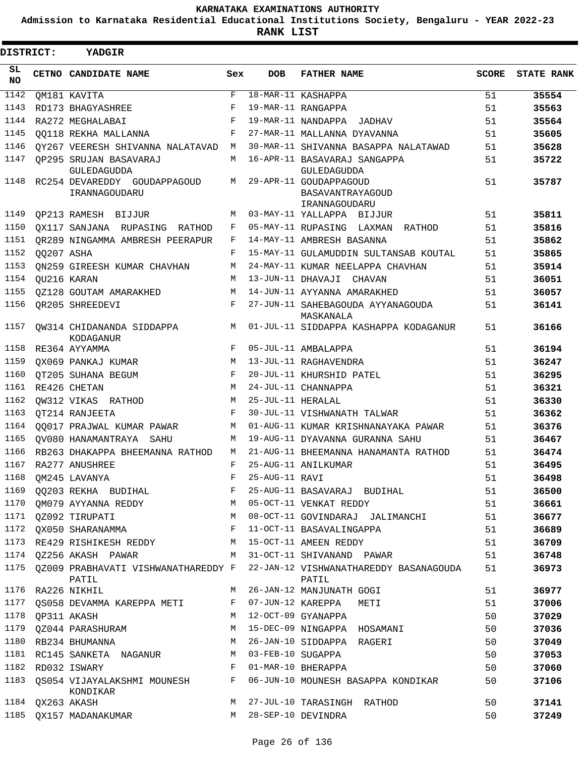KARNATAKA EXAMINATIONS AUTHORITY

Admission to Karnataka Residential Educational Institutions Society, Bengaluru - YEAR 2022-23

**RANK LIST**

**DISTRICT: YADGIR**

| SL NO | CETNO | CANDIDATE NAME | Sex | DOB | FATHER NAME | SCORE | STATE RANK |
|---|---|---|---|---|---|---|---|
| 1142 | QM181 | KAVITA | F | 18-MAR-11 | KASHAPPA | 51 | 35554 |
| 1143 | RD173 | BHAGYASHREE | F | 19-MAR-11 | RANGAPPA | 51 | 35563 |
| 1144 | RA272 | MEGHALABAI | F | 19-MAR-11 | NANDAPPA JADHAV | 51 | 35564 |
| 1145 | QQ118 | REKHA MALLANNA | F | 27-MAR-11 | MALLANNA DYAVANNA | 51 | 35605 |
| 1146 | QY267 | VEERESH SHIVANNA NALATAVAD | M | 30-MAR-11 | SHIVANNA BASAPPA NALATAWAD | 51 | 35628 |
| 1147 | QP295 | SRUJAN BASAVARAJ GULEDAGUDDA | M | 16-APR-11 | BASAVARAJ SANGAPPA GULEDAGUDDA | 51 | 35722 |
| 1148 | RC254 | DEVAREDDY GOUDAPPAGOUD IRANNAGOUDARU | M | 29-APR-11 | GOUDAPPAGOUD BASAVANTRAYAGOUD IRANNAGOUDARU | 51 | 35787 |
| 1149 | QP213 | RAMESH BIJJUR | M | 03-MAY-11 | YALLAPPA BIJJUR | 51 | 35811 |
| 1150 | QX117 | SANJANA RUPASING RATHOD | F | 05-MAY-11 | RUPASING LAXMAN RATHOD | 51 | 35816 |
| 1151 | QR289 | NINGAMMA AMBRESH PEERAPUR | F | 14-MAY-11 | AMBRESH BASANNA | 51 | 35862 |
| 1152 | QQ207 | ASHA | F | 15-MAY-11 | GULAMUDDIN SULTANSAB KOUTAL | 51 | 35865 |
| 1153 | QN259 | GIREESH KUMAR CHAVHAN | M | 24-MAY-11 | KUMAR NEELAPPA CHAVHAN | 51 | 35914 |
| 1154 | QU216 | KARAN | M | 13-JUN-11 | DHAVAJI CHAVAN | 51 | 36051 |
| 1155 | QZ128 | GOUTAM AMARAKHED | M | 14-JUN-11 | AYYANNA AMARAKHED | 51 | 36057 |
| 1156 | QR205 | SHREEDEVI | F | 27-JUN-11 | SAHEBAGOUDA AYYANAGOUDA MASKANALA | 51 | 36141 |
| 1157 | QW314 | CHIDANANDA SIDDAPPA KODAGANUR | M | 01-JUL-11 | SIDDAPPA KASHAPPA KODAGANUR | 51 | 36166 |
| 1158 | RE364 | AYYAMMA | F | 05-JUL-11 | AMBALAPPA | 51 | 36194 |
| 1159 | QX069 | PANKAJ KUMAR | M | 13-JUL-11 | RAGHAVENDRA | 51 | 36247 |
| 1160 | QT205 | SUHANA BEGUM | F | 20-JUL-11 | KHURSHID PATEL | 51 | 36295 |
| 1161 | RE426 | CHETAN | M | 24-JUL-11 | CHANNAPPA | 51 | 36321 |
| 1162 | QW312 | VIKAS RATHOD | M | 25-JUL-11 | HERALAL | 51 | 36330 |
| 1163 | QT214 | RANJEETA | F | 30-JUL-11 | VISHWANATH TALWAR | 51 | 36362 |
| 1164 | QQ017 | PRAJWAL KUMAR PAWAR | M | 01-AUG-11 | KUMAR KRISHNANAYAKA PAWAR | 51 | 36376 |
| 1165 | QV080 | HANAMANTRAYA SAHU | M | 19-AUG-11 | DYAVANNA GURANNA SAHU | 51 | 36467 |
| 1166 | RB263 | DHAKAPPA BHEEMANNA RATHOD | M | 21-AUG-11 | BHEEMANNA HANAMANTA RATHOD | 51 | 36474 |
| 1167 | RA277 | ANUSHREE | F | 25-AUG-11 | ANILKUMAR | 51 | 36495 |
| 1168 | QM245 | LAVANYA | F | 25-AUG-11 | RAVI | 51 | 36498 |
| 1169 | QQ203 | REKHA BUDIHAL | F | 25-AUG-11 | BASAVARAJ BUDIHAL | 51 | 36500 |
| 1170 | QM079 | AYYANNA REDDY | M | 05-OCT-11 | VENKAT REDDY | 51 | 36661 |
| 1171 | QZ092 | TIRUPATI | M | 08-OCT-11 | GOVINDARAJ JALIMANCHI | 51 | 36677 |
| 1172 | QX050 | SHARANAMMA | F | 11-OCT-11 | BASAVALINGAPPA | 51 | 36689 |
| 1173 | RE429 | RISHIKESH REDDY | M | 15-OCT-11 | AMEEN REDDY | 51 | 36709 |
| 1174 | QZ256 | AKASH PAWAR | M | 31-OCT-11 | SHIVANAND PAWAR | 51 | 36748 |
| 1175 | QZ009 | PRABHAVATI VISHWANATHAREDDY PATIL | F | 22-JAN-12 | VISHWANATHAREDDY BASANAGOUDA PATIL | 51 | 36973 |
| 1176 | RA226 | NIKHIL | M | 26-JAN-12 | MANJUNATH GOGI | 51 | 36977 |
| 1177 | QS058 | DEVAMMA KAREPPA METI | F | 07-JUN-12 | KAREPPA METI | 51 | 37006 |
| 1178 | QP311 | AKASH | M | 12-OCT-09 | GYANAPPA | 50 | 37029 |
| 1179 | QZ044 | PARASHURAM | M | 15-DEC-09 | NINGAPPA HOSAMANI | 50 | 37036 |
| 1180 | RB234 | BHUMANNA | M | 26-JAN-10 | SIDDAPPA RAGERI | 50 | 37049 |
| 1181 | RC145 | SANKETA NAGANUR | M | 03-FEB-10 | SUGAPPA | 50 | 37053 |
| 1182 | RD032 | ISWARY | F | 01-MAR-10 | BHERAPPA | 50 | 37060 |
| 1183 | QS054 | VIJAYALAKSHMI MOUNESH KONDIKAR | F | 06-JUN-10 | MOUNESH BASAPPA KONDIKAR | 50 | 37106 |
| 1184 | QX263 | AKASH | M | 27-JUL-10 | TARASINGH RATHOD | 50 | 37141 |
| 1185 | QX157 | MADANAKUMAR | M | 28-SEP-10 | DEVINDRA | 50 | 37249 |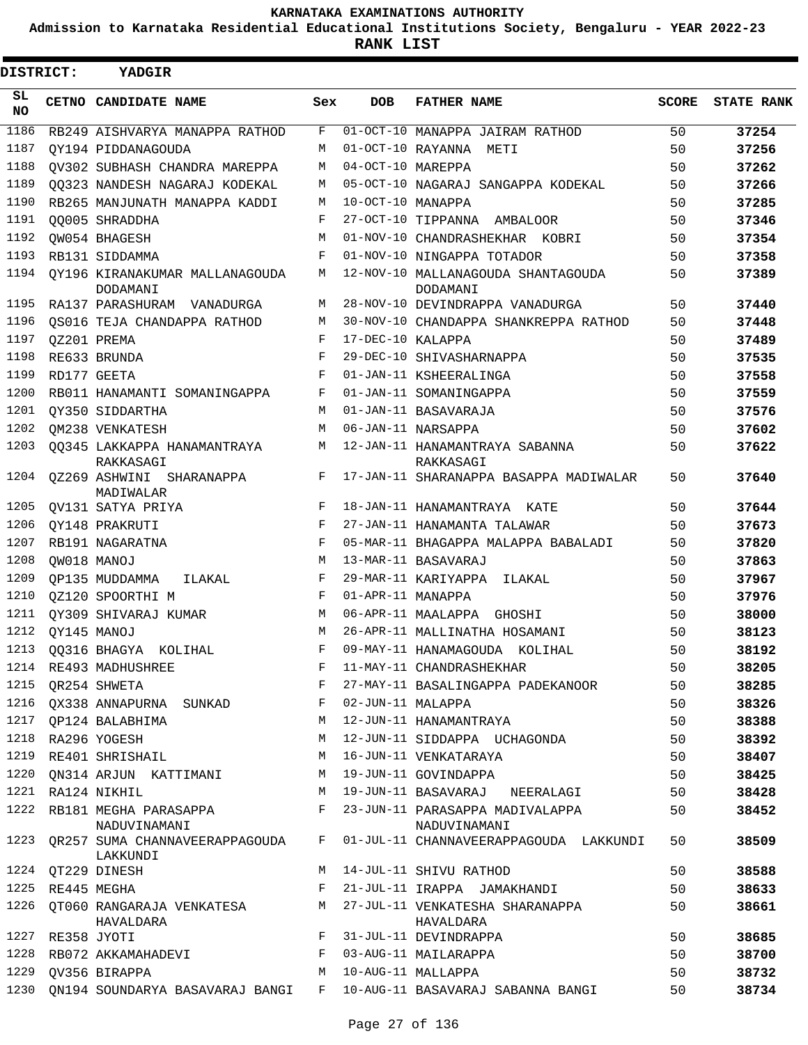KARNATAKA EXAMINATIONS AUTHORITY

Admission to Karnataka Residential Educational Institutions Society, Bengaluru - YEAR 2022-23

**RANK LIST**

**DISTRICT: YADGIR**

| SL NO | CETNO | CANDIDATE NAME | Sex | DOB | FATHER NAME | SCORE | STATE RANK |
|---|---|---|---|---|---|---|---|
| 1186 | RB249 | AISHVARYA MANAPPA RATHOD | F | 01-OCT-10 | MANAPPA JAIRAM RATHOD | 50 | 37254 |
| 1187 | QY194 | PIDDANAGOUDA | M | 01-OCT-10 | RAYANNA METI | 50 | 37256 |
| 1188 | QV302 | SUBHASH CHANDRA MAREPPA | M | 04-OCT-10 | MAREPPA | 50 | 37262 |
| 1189 | QQ323 | NANDESH NAGARAJ KODEKAL | M | 05-OCT-10 | NAGARAJ SANGAPPA KODEKAL | 50 | 37266 |
| 1190 | RB265 | MANJUNATH MANAPPA KADDI | M | 10-OCT-10 | MANAPPA | 50 | 37285 |
| 1191 | QQ005 | SHRADDHA | F | 27-OCT-10 | TIPPANNA AMBALOOR | 50 | 37346 |
| 1192 | QW054 | BHAGESH | M | 01-NOV-10 | CHANDRASHEKHAR KOBRI | 50 | 37354 |
| 1193 | RB131 | SIDDAMMA | F | 01-NOV-10 | NINGAPPA TOTADOR | 50 | 37358 |
| 1194 | QY196 | KIRANAKUMAR MALLANAGOUDA DODAMANI | M | 12-NOV-10 | MALLANAGOUDA SHANTAGOUDA DODAMANI | 50 | 37389 |
| 1195 | RA137 | PARASHURAM VANADURGA | M | 28-NOV-10 | DEVINDRAPPA VANADURGA | 50 | 37440 |
| 1196 | QS016 | TEJA CHANDAPPA RATHOD | M | 30-NOV-10 | CHANDAPPA SHANKREPPA RATHOD | 50 | 37448 |
| 1197 | QZ201 | PREMA | F | 17-DEC-10 | KALAPPA | 50 | 37489 |
| 1198 | RE633 | BRUNDA | F | 29-DEC-10 | SHIVASHARNAPPA | 50 | 37535 |
| 1199 | RD177 | GEETA | F | 01-JAN-11 | KSHEERALINGA | 50 | 37558 |
| 1200 | RB011 | HANAMANTI SOMANINGAPPA | F | 01-JAN-11 | SOMANINGAPPA | 50 | 37559 |
| 1201 | QY350 | SIDDARTHA | M | 01-JAN-11 | BASAVARAJA | 50 | 37576 |
| 1202 | QM238 | VENKATESH | M | 06-JAN-11 | NARSAPPA | 50 | 37602 |
| 1203 | QQ345 | LAKKAPPA HANAMANTRAYA RAKKASAGI | M | 12-JAN-11 | HANAMANTRAYA SABANNA RAKKASAGI | 50 | 37622 |
| 1204 | QZ269 | ASHWINI SHARANAPPA MADIWALAR | F | 17-JAN-11 | SHARANAPPA BASAPPA MADIWALAR | 50 | 37640 |
| 1205 | QV131 | SATYA PRIYA | F | 18-JAN-11 | HANAMANTRAYA KATE | 50 | 37644 |
| 1206 | QY148 | PRAKRUTI | F | 27-JAN-11 | HANAMANTA TALAWAR | 50 | 37673 |
| 1207 | RB191 | NAGARATNA | F | 05-MAR-11 | BHAGAPPA MALAPPA BABALADI | 50 | 37820 |
| 1208 | QW018 | MANOJ | M | 13-MAR-11 | BASAVARAJ | 50 | 37863 |
| 1209 | QP135 | MUDDAMMA ILAKAL | F | 29-MAR-11 | KARIYAPPA ILAKAL | 50 | 37967 |
| 1210 | QZ120 | SPOORTHI M | F | 01-APR-11 | MANAPPA | 50 | 37976 |
| 1211 | QY309 | SHIVARAJ KUMAR | M | 06-APR-11 | MAALAPPA GHOSHI | 50 | 38000 |
| 1212 | QY145 | MANOJ | M | 26-APR-11 | MALLINATHA HOSAMANI | 50 | 38123 |
| 1213 | QQ316 | BHAGYA KOLIHAL | F | 09-MAY-11 | HANAMAGOUDA KOLIHAL | 50 | 38192 |
| 1214 | RE493 | MADHUSHREE | F | 11-MAY-11 | CHANDRASHEKHAR | 50 | 38205 |
| 1215 | QR254 | SHWETA | F | 27-MAY-11 | BASALINGAPPA PADEKANOOR | 50 | 38285 |
| 1216 | QX338 | ANNAPURNA SUNKAD | F | 02-JUN-11 | MALAPPA | 50 | 38326 |
| 1217 | QP124 | BALABHIMA | M | 12-JUN-11 | HANAMANTRAYA | 50 | 38388 |
| 1218 | RA296 | YOGESH | M | 12-JUN-11 | SIDDAPPA UCHAGONDA | 50 | 38392 |
| 1219 | RE401 | SHRISHAIL | M | 16-JUN-11 | VENKATARAYA | 50 | 38407 |
| 1220 | QN314 | ARJUN KATTIMANI | M | 19-JUN-11 | GOVINDAPPA | 50 | 38425 |
| 1221 | RA124 | NIKHIL | M | 19-JUN-11 | BASAVARAJ NEERALAGI | 50 | 38428 |
| 1222 | RB181 | MEGHA PARASAPPA NADUVINAMANI | F | 23-JUN-11 | PARASAPPA MADIVALAPPA NADUVINAMANI | 50 | 38452 |
| 1223 | QR257 | SUMA CHANNAVEERAPPAGOUDA LAKKUNDI | F | 01-JUL-11 | CHANNAVEERAPPAGOUDA LAKKUNDI | 50 | 38509 |
| 1224 | QT229 | DINESH | M | 14-JUL-11 | SHIVU RATHOD | 50 | 38588 |
| 1225 | RE445 | MEGHA | F | 21-JUL-11 | IRAPPA JAMAKHANDI | 50 | 38633 |
| 1226 | QT060 | RANGARAJA VENKATESA HAVALDARA | M | 27-JUL-11 | VENKATESHA SHARANAPPA HAVALDARA | 50 | 38661 |
| 1227 | RE358 | JYOTI | F | 31-JUL-11 | DEVINDRAPPA | 50 | 38685 |
| 1228 | RB072 | AKKAMAHADEVI | F | 03-AUG-11 | MAILARAPPA | 50 | 38700 |
| 1229 | QV356 | BIRAPPA | M | 10-AUG-11 | MALLAPPA | 50 | 38732 |
| 1230 | QN194 | SOUNDARYA BASAVARAJ BANGI | F | 10-AUG-11 | BASAVARAJ SABANNA BANGI | 50 | 38734 |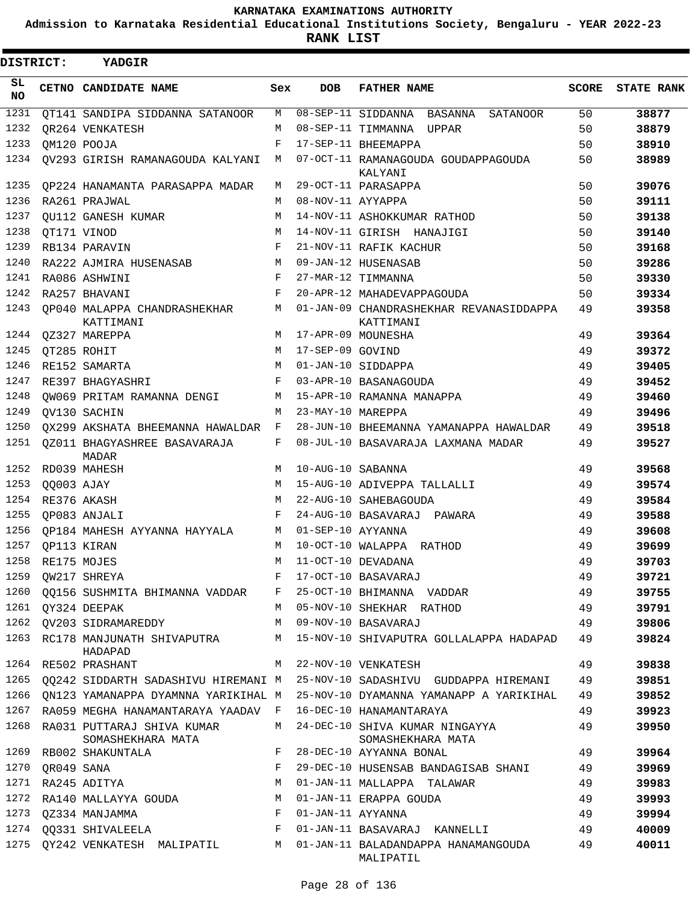# KARNATAKA EXAMINATIONS AUTHORITY

**Admission to Karnataka Residential Educational Institutions Society, Bengaluru - YEAR 2022-23**

**RANK LIST**

**DISTRICT: YADGIR**

| SL NO | CETNO | CANDIDATE NAME | Sex | DOB | FATHER NAME | SCORE | STATE RANK |
|---|---|---|---|---|---|---|---|
| 1231 | QT141 | SANDIPA SIDDANNA SATANOOR | M | 08-SEP-11 | SIDDANNA BASANNA SATANOOR | 50 | 38877 |
| 1232 | QR264 | VENKATESH | M | 08-SEP-11 | TIMMANNA UPPAR | 50 | 38879 |
| 1233 | QM120 | POOJA | F | 17-SEP-11 | BHEEMAPPA | 50 | 38910 |
| 1234 | QV293 | GIRISH RAMANAGOUDA KALYANI | M | 07-OCT-11 | RAMANAGOUDA GOUDAPPAGOUDA KALYANI | 50 | 38989 |
| 1235 | QP224 | HANAMANTA PARASAPPA MADAR | M | 29-OCT-11 | PARASAPPA | 50 | 39076 |
| 1236 | RA261 | PRAJWAL | M | 08-NOV-11 | AYYAPPA | 50 | 39111 |
| 1237 | QU112 | GANESH KUMAR | M | 14-NOV-11 | ASHOKKUMAR RATHOD | 50 | 39138 |
| 1238 | QT171 | VINOD | M | 14-NOV-11 | GIRISH HANAJIGI | 50 | 39140 |
| 1239 | RB134 | PARAVIN | F | 21-NOV-11 | RAFIK KACHUR | 50 | 39168 |
| 1240 | RA222 | AJMIRA HUSENASAB | M | 09-JAN-12 | HUSENASAB | 50 | 39286 |
| 1241 | RA086 | ASHWINI | F | 27-MAR-12 | TIMMANNA | 50 | 39330 |
| 1242 | RA257 | BHAVANI | F | 20-APR-12 | MAHADEVAPPAGOUDA | 50 | 39334 |
| 1243 | QP040 | MALAPPA CHANDRASHEKHAR KATTIMANI | M | 01-JAN-09 | CHANDRASHEKHAR REVANASIDDAPPA KATTIMANI | 49 | 39358 |
| 1244 | QZ327 | MAREPPA | M | 17-APR-09 | MOUNESHA | 49 | 39364 |
| 1245 | QT285 | ROHIT | M | 17-SEP-09 | GOVIND | 49 | 39372 |
| 1246 | RE152 | SAMARTA | M | 01-JAN-10 | SIDDAPPA | 49 | 39405 |
| 1247 | RE397 | BHAGYASHRI | F | 03-APR-10 | BASANAGOUDA | 49 | 39452 |
| 1248 | QW069 | PRITAM RAMANNA DENGI | M | 15-APR-10 | RAMANNA MANAPPA | 49 | 39460 |
| 1249 | QV130 | SACHIN | M | 23-MAY-10 | MAREPPA | 49 | 39496 |
| 1250 | QX299 | AKSHATA BHEEMANNA HAWALDAR | F | 28-JUN-10 | BHEEMANNA YAMANAPPA HAWALDAR | 49 | 39518 |
| 1251 | QZ011 | BHAGYASHREE BASAVARAJA MADAR | F | 08-JUL-10 | BASAVARAJA LAXMANA MADAR | 49 | 39527 |
| 1252 | RD039 | MAHESH | M | 10-AUG-10 | SABANNA | 49 | 39568 |
| 1253 | QQ003 | AJAY | M | 15-AUG-10 | ADIVEPPA TALLALLI | 49 | 39574 |
| 1254 | RE376 | AKASH | M | 22-AUG-10 | SAHEBAGOUDA | 49 | 39584 |
| 1255 | QP083 | ANJALI | F | 24-AUG-10 | BASAVARAJ PAWARA | 49 | 39588 |
| 1256 | QP184 | MAHESH AYYANNA HAYYALA | M | 01-SEP-10 | AYYANNA | 49 | 39608 |
| 1257 | QP113 | KIRAN | M | 10-OCT-10 | WALAPPA RATHOD | 49 | 39699 |
| 1258 | RE175 | MOJES | M | 11-OCT-10 | DEVADANA | 49 | 39703 |
| 1259 | QW217 | SHREYA | F | 17-OCT-10 | BASAVARAJ | 49 | 39721 |
| 1260 | QQ156 | SUSHMITA BHIMANNA VADDAR | F | 25-OCT-10 | BHIMANNA VADDAR | 49 | 39755 |
| 1261 | QY324 | DEEPAK | M | 05-NOV-10 | SHEKHAR RATHOD | 49 | 39791 |
| 1262 | QV203 | SIDRAMAREDDY | M | 09-NOV-10 | BASAVARAJ | 49 | 39806 |
| 1263 | RC178 | MANJUNATH SHIVAPUTRA HADAPAD | M | 15-NOV-10 | SHIVAPUTRA GOLLALAPPA HADAPAD | 49 | 39824 |
| 1264 | RE502 | PRASHANT | M | 22-NOV-10 | VENKATESH | 49 | 39838 |
| 1265 | QQ242 | SIDDARTH SADASHIVU HIREMANI | M | 25-NOV-10 | SADASHIVU GUDDAPPA HIREMANI | 49 | 39851 |
| 1266 | QN123 | YAMANAPPA DYAMNNA YARIKIHAL | M | 25-NOV-10 | DYAMANNA YAMANAPP A YARIKIHAL | 49 | 39852 |
| 1267 | RA059 | MEGHA HANAMANTARAYA YAADAV | F | 16-DEC-10 | HANAMANTARAYA | 49 | 39923 |
| 1268 | RA031 | PUTTARAJ SHIVA KUMAR SOMASHEKHARA MATA | M | 24-DEC-10 | SHIVA KUMAR NINGAYYA SOMASHEKHARA MATA | 49 | 39950 |
| 1269 | RB002 | SHAKUNTALA | F | 28-DEC-10 | AYYANNA BONAL | 49 | 39964 |
| 1270 | QR049 | SANA | F | 29-DEC-10 | HUSENSAB BANDAGISAB SHANI | 49 | 39969 |
| 1271 | RA245 | ADITYA | M | 01-JAN-11 | MALLAPPA TALAWAR | 49 | 39983 |
| 1272 | RA140 | MALLAYYA GOUDA | M | 01-JAN-11 | ERAPPA GOUDA | 49 | 39993 |
| 1273 | QZ334 | MANJAMMA | F | 01-JAN-11 | AYYANNA | 49 | 39994 |
| 1274 | QQ331 | SHIVALEELA | F | 01-JAN-11 | BASAVARAJ KANNELLI | 49 | 40009 |
| 1275 | QY242 | VENKATESH MALIPATIL | M | 01-JAN-11 | BALADANDAPPA HANAMANGOUDA MALIPATIL | 49 | 40011 |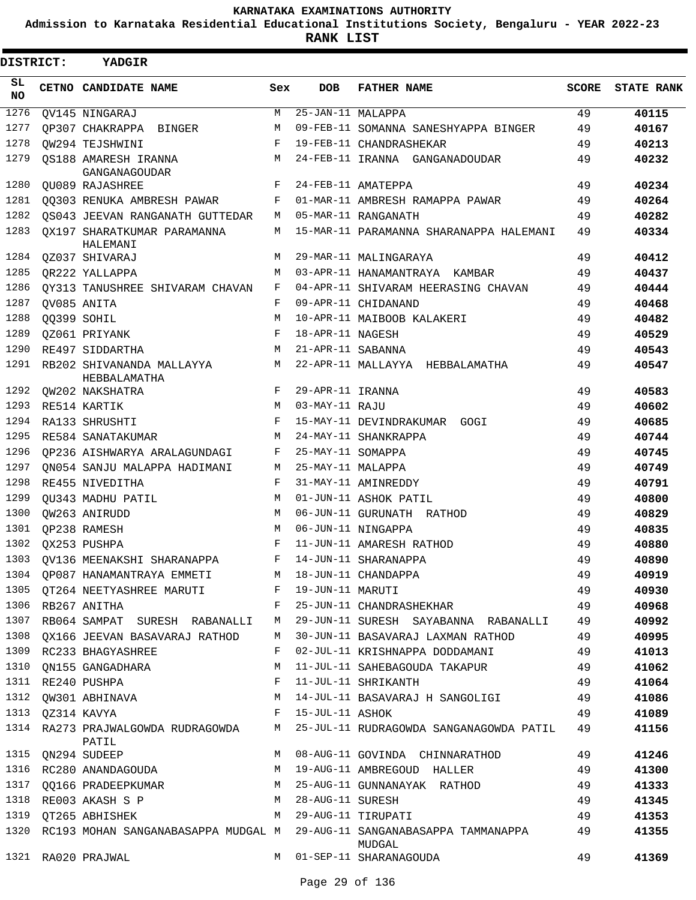KARNATAKA EXAMINATIONS AUTHORITY

Admission to Karnataka Residential Educational Institutions Society, Bengaluru - YEAR 2022-23

**RANK LIST**

**DISTRICT: YADGIR**

| SL NO | CETNO | CANDIDATE NAME | Sex | DOB | FATHER NAME | SCORE | STATE RANK |
|---|---|---|---|---|---|---|---|
| 1276 | QV145 | NINGARAJ | M | 25-JAN-11 | MALAPPA | 49 | 40115 |
| 1277 | QP307 | CHAKRAPPA BINGER | M | 09-FEB-11 | SOMANNA SANESHYAPPA BINGER | 49 | 40167 |
| 1278 | QW294 | TEJSHWINI | F | 19-FEB-11 | CHANDRASHEKAR | 49 | 40213 |
| 1279 | QS188 | AMARESH IRANNA GANGANAGOUDAR | M | 24-FEB-11 | IRANNA GANGANADOUDAR | 49 | 40232 |
| 1280 | QU089 | RAJASHREE | F | 24-FEB-11 | AMATEPPA | 49 | 40234 |
| 1281 | QQ303 | RENUKA AMBRESH PAWAR | F | 01-MAR-11 | AMBRESH RAMAPPA PAWAR | 49 | 40264 |
| 1282 | QS043 | JEEVAN RANGANATH GUTTEDAR | M | 05-MAR-11 | RANGANATH | 49 | 40282 |
| 1283 | QX197 | SHARATKUMAR PARAMANNA HALEMANI | M | 15-MAR-11 | PARAMANNA SHARANAPPA HALEMANI | 49 | 40334 |
| 1284 | QZ037 | SHIVARAJ | M | 29-MAR-11 | MALINGARAYA | 49 | 40412 |
| 1285 | QR222 | YALLAPPA | M | 03-APR-11 | HANAMANTRAYA KAMBAR | 49 | 40437 |
| 1286 | QY313 | TANUSHREE SHIVARAM CHAVAN | F | 04-APR-11 | SHIVARAM HEERASING CHAVAN | 49 | 40444 |
| 1287 | QV085 | ANITA | F | 09-APR-11 | CHIDANAND | 49 | 40468 |
| 1288 | QQ399 | SOHIL | M | 10-APR-11 | MAIBOOB KALAKERI | 49 | 40482 |
| 1289 | QZ061 | PRIYANK | F | 18-APR-11 | NAGESH | 49 | 40529 |
| 1290 | RE497 | SIDDARTHA | M | 21-APR-11 | SABANNA | 49 | 40543 |
| 1291 | RB202 | SHIVANANDA MALLAYYA HEBBALAMATHA | M | 22-APR-11 | MALLAYYA HEBBALAMATHA | 49 | 40547 |
| 1292 | QW202 | NAKSHATRA | F | 29-APR-11 | IRANNA | 49 | 40583 |
| 1293 | RE514 | KARTIK | M | 03-MAY-11 | RAJU | 49 | 40602 |
| 1294 | RA133 | SHRUSHTI | F | 15-MAY-11 | DEVINDRAKUMAR GOGI | 49 | 40685 |
| 1295 | RE584 | SANATAKUMAR | M | 24-MAY-11 | SHANKRAPPA | 49 | 40744 |
| 1296 | QP236 | AISHWARYA ARALAGUNDAGI | F | 25-MAY-11 | SOMAPPA | 49 | 40745 |
| 1297 | QN054 | SANJU MALAPPA HADIMANI | M | 25-MAY-11 | MALAPPA | 49 | 40749 |
| 1298 | RE455 | NIVEDITHA | F | 31-MAY-11 | AMINREDDY | 49 | 40791 |
| 1299 | QU343 | MADHU PATIL | M | 01-JUN-11 | ASHOK PATIL | 49 | 40800 |
| 1300 | QW263 | ANIRUDD | M | 06-JUN-11 | GURUNATH RATHOD | 49 | 40829 |
| 1301 | QP238 | RAMESH | M | 06-JUN-11 | NINGAPPA | 49 | 40835 |
| 1302 | QX253 | PUSHPA | F | 11-JUN-11 | AMARESH RATHOD | 49 | 40880 |
| 1303 | QV136 | MEENAKSHI SHARANAPPA | F | 14-JUN-11 | SHARANAPPA | 49 | 40890 |
| 1304 | QP087 | HANAMANTRAYA EMMETI | M | 18-JUN-11 | CHANDAPPA | 49 | 40919 |
| 1305 | QT264 | NEETYASHREE MARUTI | F | 19-JUN-11 | MARUTI | 49 | 40930 |
| 1306 | RB267 | ANITHA | F | 25-JUN-11 | CHANDRASHEKHAR | 49 | 40968 |
| 1307 | RB064 | SAMPAT SURESH RABANALLI | M | 29-JUN-11 | SURESH SAYABANNA RABANALLI | 49 | 40992 |
| 1308 | QX166 | JEEVAN BASAVARAJ RATHOD | M | 30-JUN-11 | BASAVARAJ LAXMAN RATHOD | 49 | 40995 |
| 1309 | RC233 | BHAGYASHREE | F | 02-JUL-11 | KRISHNAPPA DODDAMANI | 49 | 41013 |
| 1310 | QN155 | GANGADHARA | M | 11-JUL-11 | SAHEBAGOUDA TAKAPUR | 49 | 41062 |
| 1311 | RE240 | PUSHPA | F | 11-JUL-11 | SHRIKANTH | 49 | 41064 |
| 1312 | QW301 | ABHINAVA | M | 14-JUL-11 | BASAVARAJ H SANGOLIGI | 49 | 41086 |
| 1313 | QZ314 | KAVYA | F | 15-JUL-11 | ASHOK | 49 | 41089 |
| 1314 | RA273 | PRAJWALGOWDA RUDRAGOWDA PATIL | M | 25-JUL-11 | RUDRAGOWDA SANGANAGOWDA PATIL | 49 | 41156 |
| 1315 | QN294 | SUDEEP | M | 08-AUG-11 | GOVINDA CHINNARATHOD | 49 | 41246 |
| 1316 | RC280 | ANANDAGOUDA | M | 19-AUG-11 | AMBREGOUD HALLER | 49 | 41300 |
| 1317 | QQ166 | PRADEEPKUMAR | M | 25-AUG-11 | GUNNANAYAK RATHOD | 49 | 41333 |
| 1318 | RE003 | AKASH S P | M | 28-AUG-11 | SURESH | 49 | 41345 |
| 1319 | QT265 | ABHISHEK | M | 29-AUG-11 | TIRUPATI | 49 | 41353 |
| 1320 | RC193 | MOHAN SANGANABASAPPA MUDGAL | M | 29-AUG-11 | SANGANABASAPPA TAMMANAPPA MUDGAL | 49 | 41355 |
| 1321 | RA020 | PRAJWAL | M | 01-SEP-11 | SHARANAGOUDA | 49 | 41369 |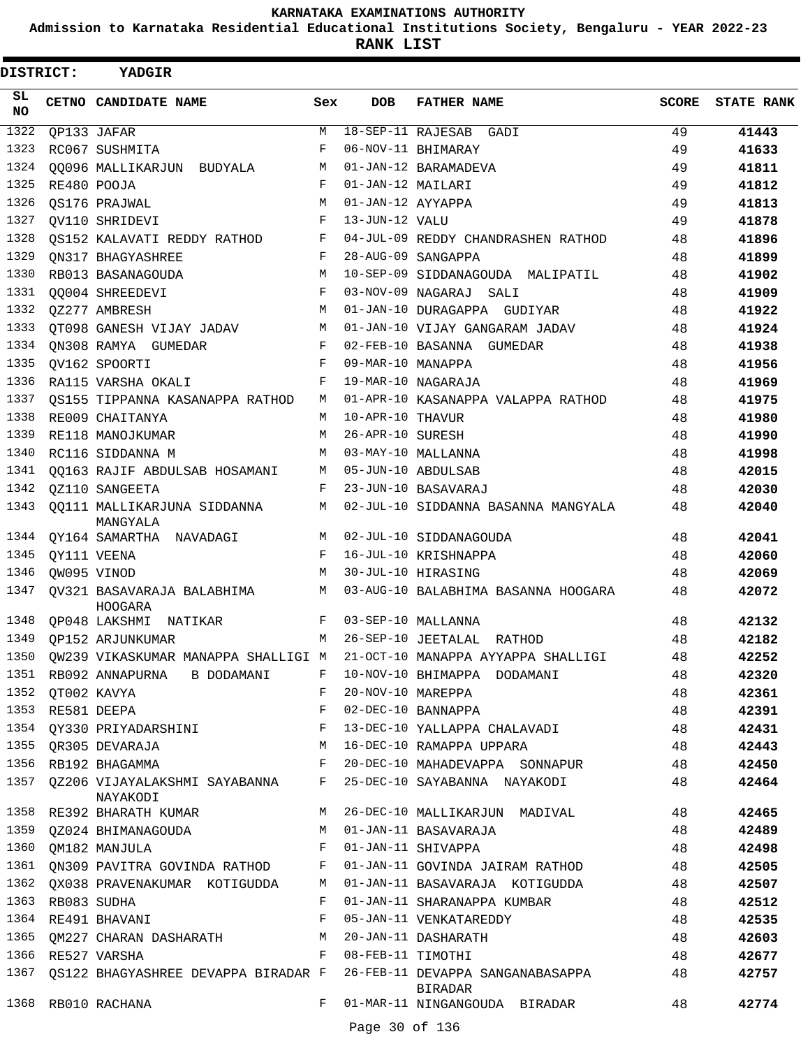KARNATAKA EXAMINATIONS AUTHORITY

Admission to Karnataka Residential Educational Institutions Society, Bengaluru - YEAR 2022-23

**RANK LIST**

**DISTRICT: YADGIR**

| SL NO | CETNO | CANDIDATE NAME | Sex | DOB | FATHER NAME | SCORE | STATE RANK |
|---|---|---|---|---|---|---|---|
| 1322 | QP133 | JAFAR | M | 18-SEP-11 | RAJESAB GADI | 49 | 41443 |
| 1323 | RC067 | SUSHMITA | F | 06-NOV-11 | BHIMARAY | 49 | 41633 |
| 1324 | QQ096 | MALLIKARJUN BUDYALA | M | 01-JAN-12 | BARAMADEVA | 49 | 41811 |
| 1325 | RE480 | POOJA | F | 01-JAN-12 | MAILARI | 49 | 41812 |
| 1326 | QS176 | PRAJWAL | M | 01-JAN-12 | AYYAPPA | 49 | 41813 |
| 1327 | QV110 | SHRIDEVI | F | 13-JUN-12 | VALU | 49 | 41878 |
| 1328 | QS152 | KALAVATI REDDY RATHOD | F | 04-JUL-09 | REDDY CHANDRASHEN RATHOD | 48 | 41896 |
| 1329 | QN317 | BHAGYASHREE | F | 28-AUG-09 | SANGAPPA | 48 | 41899 |
| 1330 | RB013 | BASANAGOUDA | M | 10-SEP-09 | SIDDANAGOUDA MALIPATIL | 48 | 41902 |
| 1331 | QQ004 | SHREEDEVI | F | 03-NOV-09 | NAGARAJ SALI | 48 | 41909 |
| 1332 | QZ277 | AMBRESH | M | 01-JAN-10 | DURAGAPPA GUDIYAR | 48 | 41922 |
| 1333 | QT098 | GANESH VIJAY JADAV | M | 01-JAN-10 | VIJAY GANGARAM JADAV | 48 | 41924 |
| 1334 | QN308 | RAMYA GUMEDAR | F | 02-FEB-10 | BASANNA GUMEDAR | 48 | 41938 |
| 1335 | QV162 | SPOORTI | F | 09-MAR-10 | MANAPPA | 48 | 41956 |
| 1336 | RA115 | VARSHA OKALI | F | 19-MAR-10 | NAGARAJA | 48 | 41969 |
| 1337 | QS155 | TIPPANNA KASANAPPA RATHOD | M | 01-APR-10 | KASANAPPA VALAPPA RATHOD | 48 | 41975 |
| 1338 | RE009 | CHAITANYA | M | 10-APR-10 | THAVUR | 48 | 41980 |
| 1339 | RE118 | MANOJKUMAR | M | 26-APR-10 | SURESH | 48 | 41990 |
| 1340 | RC116 | SIDDANNA M | M | 03-MAY-10 | MALLANNA | 48 | 41998 |
| 1341 | QQ163 | RAJIF ABDULSAB HOSAMANI | M | 05-JUN-10 | ABDULSAB | 48 | 42015 |
| 1342 | QZ110 | SANGEETA | F | 23-JUN-10 | BASAVARAJ | 48 | 42030 |
| 1343 | QQ111 | MALLIKARJUNA SIDDANNA MANGYALA | M | 02-JUL-10 | SIDDANNA BASANNA MANGYALA | 48 | 42040 |
| 1344 | QY164 | SAMARTHA NAVADAGI | M | 02-JUL-10 | SIDDANAGOUDA | 48 | 42041 |
| 1345 | QY111 | VEENA | F | 16-JUL-10 | KRISHNAPPA | 48 | 42060 |
| 1346 | QW095 | VINOD | M | 30-JUL-10 | HIRASING | 48 | 42069 |
| 1347 | QV321 | BASAVARAJA BALABHIMA HOOGARA | M | 03-AUG-10 | BALABHIMA BASANNA HOOGARA | 48 | 42072 |
| 1348 | QP048 | LAKSHMI NATIKAR | F | 03-SEP-10 | MALLANNA | 48 | 42132 |
| 1349 | QP152 | ARJUNKUMAR | M | 26-SEP-10 | JEETALAL RATHOD | 48 | 42182 |
| 1350 | QW239 | VIKASKUMAR MANAPPA SHALLIGI | M | 21-OCT-10 | MANAPPA AYYAPPA SHALLIGI | 48 | 42252 |
| 1351 | RB092 | ANNAPURNA B DODAMANI | F | 10-NOV-10 | BHIMAPPA DODAMANI | 48 | 42320 |
| 1352 | QT002 | KAVYA | F | 20-NOV-10 | MAREPPA | 48 | 42361 |
| 1353 | RE581 | DEEPA | F | 02-DEC-10 | BANNAPPA | 48 | 42391 |
| 1354 | QY330 | PRIYADARSHINI | F | 13-DEC-10 | YALLAPPA CHALAVADI | 48 | 42431 |
| 1355 | QR305 | DEVARAJA | M | 16-DEC-10 | RAMAPPA UPPARA | 48 | 42443 |
| 1356 | RB192 | BHAGAMMA | F | 20-DEC-10 | MAHADEVAPPA SONNAPUR | 48 | 42450 |
| 1357 | QZ206 | VIJAYALAKSHMI SAYABANNA NAYAKODI | F | 25-DEC-10 | SAYABANNA NAYAKODI | 48 | 42464 |
| 1358 | RE392 | BHARATH KUMAR | M | 26-DEC-10 | MALLIKARJUN MADIVAL | 48 | 42465 |
| 1359 | QZ024 | BHIMANAGOUDA | M | 01-JAN-11 | BASAVARAJA | 48 | 42489 |
| 1360 | QM182 | MANJULA | F | 01-JAN-11 | SHIVAPPA | 48 | 42498 |
| 1361 | QN309 | PAVITRA GOVINDA RATHOD | F | 01-JAN-11 | GOVINDA JAIRAM RATHOD | 48 | 42505 |
| 1362 | QX038 | PRAVENAKUMAR KOTIGUDDA | M | 01-JAN-11 | BASAVARAJA KOTIGUDDA | 48 | 42507 |
| 1363 | RB083 | SUDHA | F | 01-JAN-11 | SHARANAPPA KUMBAR | 48 | 42512 |
| 1364 | RE491 | BHAVANI | F | 05-JAN-11 | VENKATAREDDY | 48 | 42535 |
| 1365 | QM227 | CHARAN DASHARATH | M | 20-JAN-11 | DASHARATH | 48 | 42603 |
| 1366 | RE527 | VARSHA | F | 08-FEB-11 | TIMOTHI | 48 | 42677 |
| 1367 | QS122 | BHAGYASHREE DEVAPPA BIRADAR | F | 26-FEB-11 | DEVAPPA SANGANABASAPPA BIRADAR | 48 | 42757 |
| 1368 | RB010 | RACHANA | F | 01-MAR-11 | NINGANGOUDA BIRADAR | 48 | 42774 |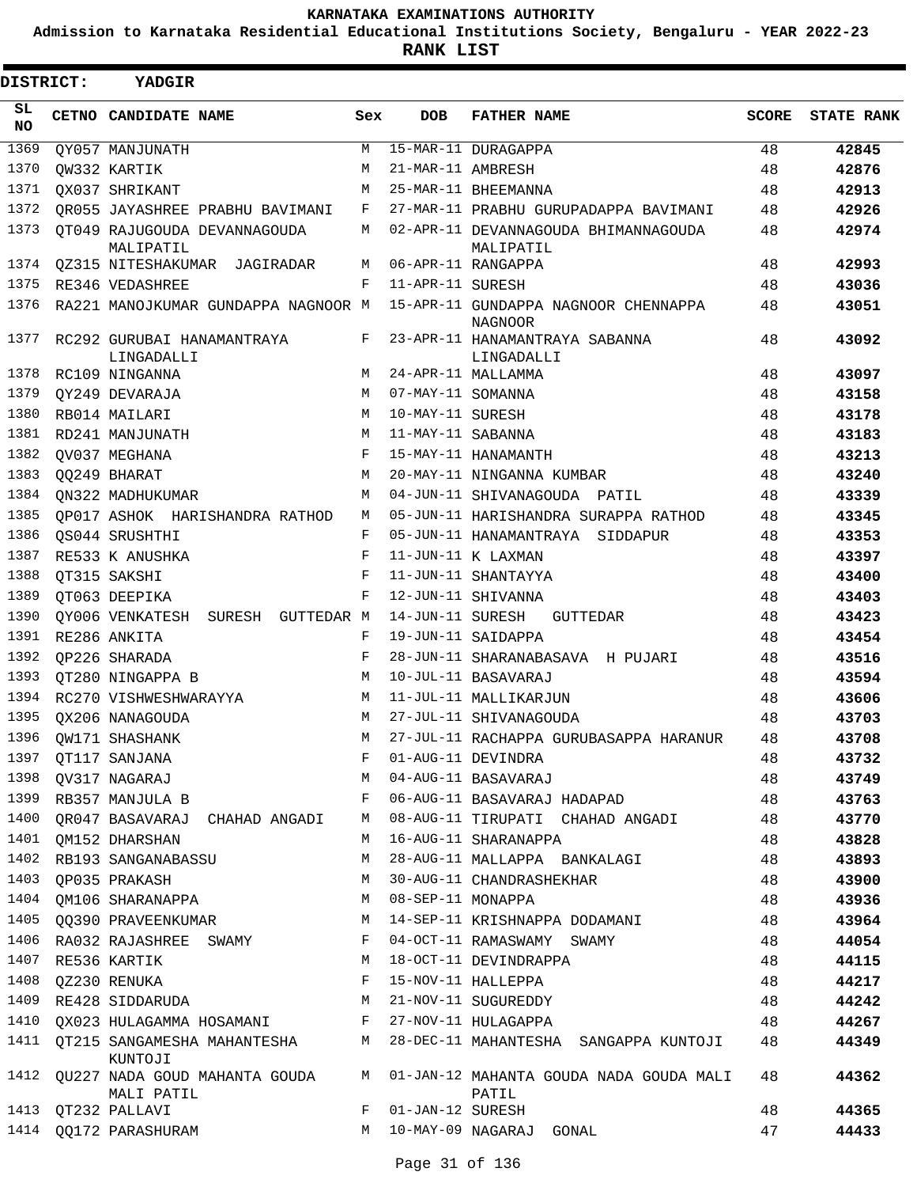KARNATAKA EXAMINATIONS AUTHORITY

Admission to Karnataka Residential Educational Institutions Society, Bengaluru - YEAR 2022-23

**RANK LIST**

**DISTRICT: YADGIR**

| SL NO | CETNO | CANDIDATE NAME | Sex | DOB | FATHER NAME | SCORE | STATE RANK |
|---|---|---|---|---|---|---|---|
| 1369 | QY057 | MANJUNATH | M | 15-MAR-11 | DURAGAPPA | 48 | **42845** |
| 1370 | QW332 | KARTIK | M | 21-MAR-11 | AMBRESH | 48 | **42876** |
| 1371 | QX037 | SHRIKANT | M | 25-MAR-11 | BHEEMANNA | 48 | **42913** |
| 1372 | QR055 | JAYASHREE PRABHU BAVIMANI | F | 27-MAR-11 | PRABHU GURUPADAPPA BAVIMANI | 48 | **42926** |
| 1373 | QT049 | RAJUGOUDA DEVANNAGOUDA MALIPATIL | M | 02-APR-11 | DEVANNAGOUDA BHIMANNAGOUDA MALIPATIL | 48 | **42974** |
| 1374 | QZ315 | NITESHAKUMAR JAGIRADAR | M | 06-APR-11 | RANGAPPA | 48 | **42993** |
| 1375 | RE346 | VEDASHREE | F | 11-APR-11 | SURESH | 48 | **43036** |
| 1376 | RA221 | MANOJKUMAR GUNDAPPA NAGNOOR | M | 15-APR-11 | GUNDAPPA NAGNOOR CHENNAPPA NAGNOOR | 48 | **43051** |
| 1377 | RC292 | GURUBAI HANAMANTRAYA LINGADALLI | F | 23-APR-11 | HANAMANTRAYA SABANNA LINGADALLI | 48 | **43092** |
| 1378 | RC109 | NINGANNA | M | 24-APR-11 | MALLAMMA | 48 | **43097** |
| 1379 | QY249 | DEVARAJA | M | 07-MAY-11 | SOMANNA | 48 | **43158** |
| 1380 | RB014 | MAILARI | M | 10-MAY-11 | SURESH | 48 | **43178** |
| 1381 | RD241 | MANJUNATH | M | 11-MAY-11 | SABANNA | 48 | **43183** |
| 1382 | QV037 | MEGHANA | F | 15-MAY-11 | HANAMANTH | 48 | **43213** |
| 1383 | QQ249 | BHARAT | M | 20-MAY-11 | NINGANNA KUMBAR | 48 | **43240** |
| 1384 | QN322 | MADHUKUMAR | M | 04-JUN-11 | SHIVANAGOUDA PATIL | 48 | **43339** |
| 1385 | QP017 | ASHOK HARISHANDRA RATHOD | M | 05-JUN-11 | HARISHANDRA SURAPPA RATHOD | 48 | **43345** |
| 1386 | QS044 | SRUSHTHI | F | 05-JUN-11 | HANAMANTRAYA SIDDAPUR | 48 | **43353** |
| 1387 | RE533 | K ANUSHKA | F | 11-JUN-11 | K LAXMAN | 48 | **43397** |
| 1388 | QT315 | SAKSHI | F | 11-JUN-11 | SHANTAYYA | 48 | **43400** |
| 1389 | QT063 | DEEPIKA | F | 12-JUN-11 | SHIVANNA | 48 | **43403** |
| 1390 | QY006 | VENKATESH SURESH GUTTEDAR | M | 14-JUN-11 | SURESH GUTTEDAR | 48 | **43423** |
| 1391 | RE286 | ANKITA | F | 19-JUN-11 | SAIDAPPA | 48 | **43454** |
| 1392 | QP226 | SHARADA | F | 28-JUN-11 | SHARANABASAVA H PUJARI | 48 | **43516** |
| 1393 | QT280 | NINGAPPA B | M | 10-JUL-11 | BASAVARAJ | 48 | **43594** |
| 1394 | RC270 | VISHWESHWARAYYA | M | 11-JUL-11 | MALLIKARJUN | 48 | **43606** |
| 1395 | QX206 | NANAGOUDA | M | 27-JUL-11 | SHIVANAGOUDA | 48 | **43703** |
| 1396 | QW171 | SHASHANK | M | 27-JUL-11 | RACHAPPA GURUBASAPPA HARANUR | 48 | **43708** |
| 1397 | QT117 | SANJANA | F | 01-AUG-11 | DEVINDRA | 48 | **43732** |
| 1398 | QV317 | NAGARAJ | M | 04-AUG-11 | BASAVARAJ | 48 | **43749** |
| 1399 | RB357 | MANJULA B | F | 06-AUG-11 | BASAVARAJ HADAPAD | 48 | **43763** |
| 1400 | QR047 | BASAVARAJ CHAHAD ANGADI | M | 08-AUG-11 | TIRUPATI CHAHAD ANGADI | 48 | **43770** |
| 1401 | QM152 | DHARSHAN | M | 16-AUG-11 | SHARANAPPA | 48 | **43828** |
| 1402 | RB193 | SANGANABASSU | M | 28-AUG-11 | MALLAPPA BANKALAGI | 48 | **43893** |
| 1403 | QP035 | PRAKASH | M | 30-AUG-11 | CHANDRASHEKHAR | 48 | **43900** |
| 1404 | QM106 | SHARANAPPA | M | 08-SEP-11 | MONAPPA | 48 | **43936** |
| 1405 | QQ390 | PRAVEENKUMAR | M | 14-SEP-11 | KRISHNAPPA DODAMANI | 48 | **43964** |
| 1406 | RA032 | RAJASHREE SWAMY | F | 04-OCT-11 | RAMASWAMY SWAMY | 48 | **44054** |
| 1407 | RE536 | KARTIK | M | 18-OCT-11 | DEVINDRAPPA | 48 | **44115** |
| 1408 | QZ230 | RENUKA | F | 15-NOV-11 | HALLEPPA | 48 | **44217** |
| 1409 | RE428 | SIDDARUDA | M | 21-NOV-11 | SUGUREDDY | 48 | **44242** |
| 1410 | QX023 | HULAGAMMA HOSAMANI | F | 27-NOV-11 | HULAGAPPA | 48 | **44267** |
| 1411 | QT215 | SANGAMESHA MAHANTESHA KUNTOJI | M | 28-DEC-11 | MAHANTESHA SANGAPPA KUNTOJI | 48 | **44349** |
| 1412 | QU227 | NADA GOUD MAHANTA GOUDA MALI PATIL | M | 01-JAN-12 | MAHANTA GOUDA NADA GOUDA MALI PATIL | 48 | **44362** |
| 1413 | QT232 | PALLAVI | F | 01-JAN-12 | SURESH | 48 | **44365** |
| 1414 | QQ172 | PARASHURAM | M | 10-MAY-09 | NAGARAJ GONAL | 47 | **44433** |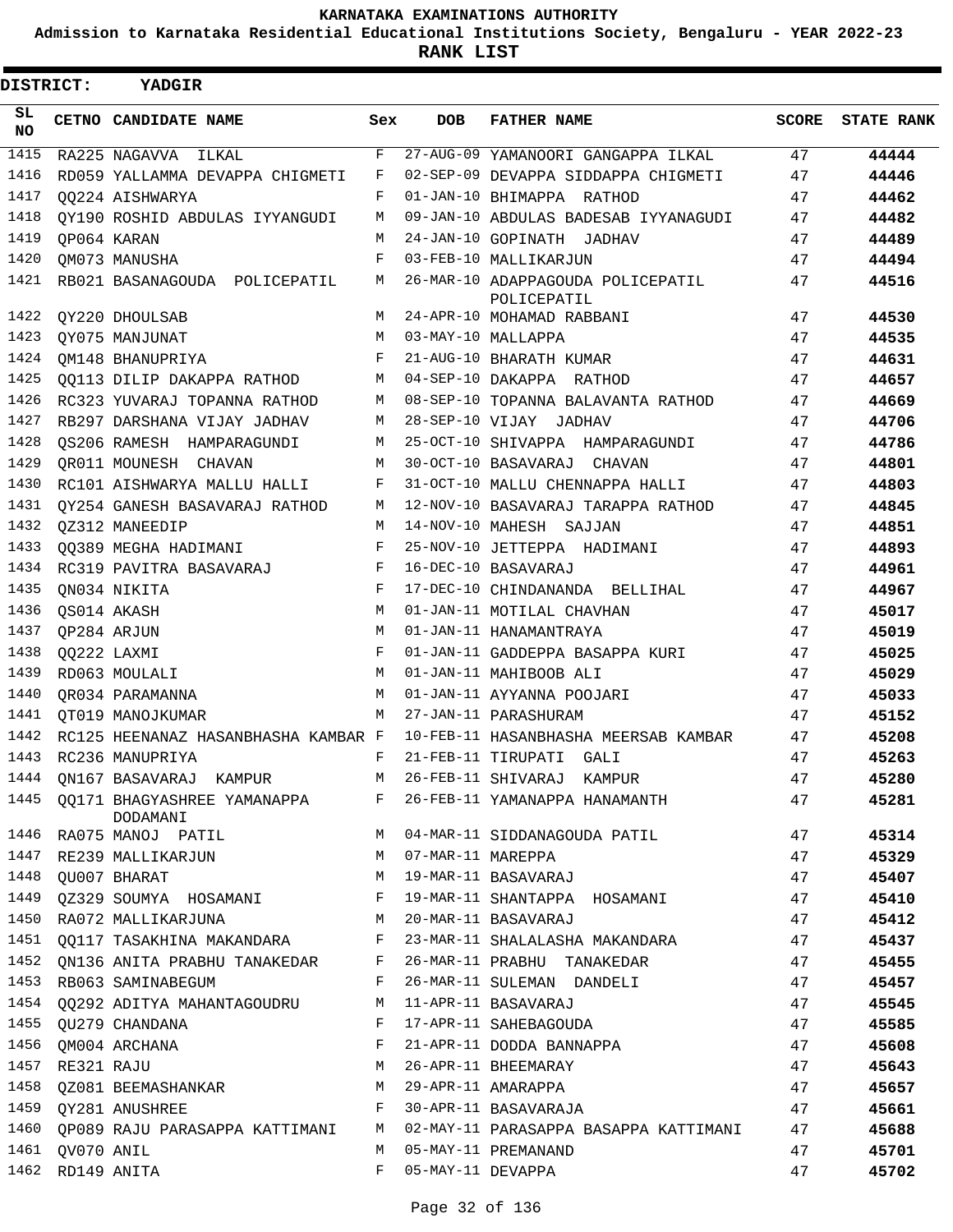KARNATAKA EXAMINATIONS AUTHORITY

Admission to Karnataka Residential Educational Institutions Society, Bengaluru - YEAR 2022-23

**RANK LIST**

**DISTRICT: YADGIR**

| SL NO | CETNO | CANDIDATE NAME | Sex | DOB | FATHER NAME | SCORE | STATE RANK |
|---|---|---|---|---|---|---|---|
| 1415 | RA225 | NAGAVVA ILKAL | F | 27-AUG-09 | YAMANOORI GANGAPPA ILKAL | 47 | 44444 |
| 1416 | RD059 | YALLAMMA DEVAPPA CHIGMETI | F | 02-SEP-09 | DEVAPPA SIDDAPPA CHIGMETI | 47 | 44446 |
| 1417 | QQ224 | AISHWARYA | F | 01-JAN-10 | BHIMAPPA RATHOD | 47 | 44462 |
| 1418 | QY190 | ROSHID ABDULAS IYYANGUDI | M | 09-JAN-10 | ABDULAS BADESAB IYYANAGUDI | 47 | 44482 |
| 1419 | QP064 | KARAN | M | 24-JAN-10 | GOPINATH JADHAV | 47 | 44489 |
| 1420 | QM073 | MANUSHA | F | 03-FEB-10 | MALLIKARJUN | 47 | 44494 |
| 1421 | RB021 | BASANAGOUDA POLICEPATIL | M | 26-MAR-10 | ADAPPAGOUDA POLICEPATIL POLICEPATIL | 47 | 44516 |
| 1422 | QY220 | DHOULSAB | M | 24-APR-10 | MOHAMAD RABBANI | 47 | 44530 |
| 1423 | QY075 | MANJUNAT | M | 03-MAY-10 | MALLAPPA | 47 | 44535 |
| 1424 | QM148 | BHANUPRIYA | F | 21-AUG-10 | BHARATH KUMAR | 47 | 44631 |
| 1425 | QQ113 | DILIP DAKAPPA RATHOD | M | 04-SEP-10 | DAKAPPA RATHOD | 47 | 44657 |
| 1426 | RC323 | YUVARAJ TOPANNA RATHOD | M | 08-SEP-10 | TOPANNA BALAVANTA RATHOD | 47 | 44669 |
| 1427 | RB297 | DARSHANA VIJAY JADHAV | M | 28-SEP-10 | VIJAY JADHAV | 47 | 44706 |
| 1428 | QS206 | RAMESH HAMPARAGUNDI | M | 25-OCT-10 | SHIVAPPA HAMPARAGUNDI | 47 | 44786 |
| 1429 | QR011 | MOUNESH CHAVAN | M | 30-OCT-10 | BASAVARAJ CHAVAN | 47 | 44801 |
| 1430 | RC101 | AISHWARYA MALLU HALLI | F | 31-OCT-10 | MALLU CHENNAPPA HALLI | 47 | 44803 |
| 1431 | QY254 | GANESH BASAVARAJ RATHOD | M | 12-NOV-10 | BASAVARAJ TARAPPA RATHOD | 47 | 44845 |
| 1432 | QZ312 | MANEEDIP | M | 14-NOV-10 | MAHESH SAJJAN | 47 | 44851 |
| 1433 | QQ389 | MEGHA HADIMANI | F | 25-NOV-10 | JETTEPPA HADIMANI | 47 | 44893 |
| 1434 | RC319 | PAVITRA BASAVARAJ | F | 16-DEC-10 | BASAVARAJ | 47 | 44961 |
| 1435 | QN034 | NIKITA | F | 17-DEC-10 | CHINDANANDA BELLIHAL | 47 | 44967 |
| 1436 | QS014 | AKASH | M | 01-JAN-11 | MOTILAL CHAVHAN | 47 | 45017 |
| 1437 | QP284 | ARJUN | M | 01-JAN-11 | HANAMANTRAYA | 47 | 45019 |
| 1438 | QQ222 | LAXMI | F | 01-JAN-11 | GADDEPPA BASAPPA KURI | 47 | 45025 |
| 1439 | RD063 | MOULALI | M | 01-JAN-11 | MAHIBOOB ALI | 47 | 45029 |
| 1440 | QR034 | PARAMANNA | M | 01-JAN-11 | AYYANNA POOJARI | 47 | 45033 |
| 1441 | QT019 | MANOJKUMAR | M | 27-JAN-11 | PARASHURAM | 47 | 45152 |
| 1442 | RC125 | HEENANAZ HASANBHASHA KAMBAR | F | 10-FEB-11 | HASANBHASHA MEERSAB KAMBAR | 47 | 45208 |
| 1443 | RC236 | MANUPRIYA | F | 21-FEB-11 | TIRUPATI GALI | 47 | 45263 |
| 1444 | QN167 | BASAVARAJ KAMPUR | M | 26-FEB-11 | SHIVARAJ KAMPUR | 47 | 45280 |
| 1445 | QQ171 | BHAGYASHREE YAMANAPPA DODAMANI | F | 26-FEB-11 | YAMANAPPA HANAMANTH | 47 | 45281 |
| 1446 | RA075 | MANOJ PATIL | M | 04-MAR-11 | SIDDANAGOUDA PATIL | 47 | 45314 |
| 1447 | RE239 | MALLIKARJUN | M | 07-MAR-11 | MAREPPA | 47 | 45329 |
| 1448 | QU007 | BHARAT | M | 19-MAR-11 | BASAVARAJ | 47 | 45407 |
| 1449 | QZ329 | SOUMYA HOSAMANI | F | 19-MAR-11 | SHANTAPPA HOSAMANI | 47 | 45410 |
| 1450 | RA072 | MALLIKARJUNA | M | 20-MAR-11 | BASAVARAJ | 47 | 45412 |
| 1451 | QQ117 | TASAKHINA MAKANDARA | F | 23-MAR-11 | SHALALASHA MAKANDARA | 47 | 45437 |
| 1452 | QN136 | ANITA PRABHU TANAKEDAR | F | 26-MAR-11 | PRABHU TANAKEDAR | 47 | 45455 |
| 1453 | RB063 | SAMINABEGUM | F | 26-MAR-11 | SULEMAN DANDELI | 47 | 45457 |
| 1454 | QQ292 | ADITYA MAHANTAGOUDRU | M | 11-APR-11 | BASAVARAJ | 47 | 45545 |
| 1455 | QU279 | CHANDANA | F | 17-APR-11 | SAHEBAGOUDA | 47 | 45585 |
| 1456 | QM004 | ARCHANA | F | 21-APR-11 | DODDA BANNAPPA | 47 | 45608 |
| 1457 | RE321 | RAJU | M | 26-APR-11 | BHEEMARAY | 47 | 45643 |
| 1458 | QZ081 | BEEMASHANKAR | M | 29-APR-11 | AMARAPPA | 47 | 45657 |
| 1459 | QY281 | ANUSHREE | F | 30-APR-11 | BASAVARAJA | 47 | 45661 |
| 1460 | QP089 | RAJU PARASAPPA KATTIMANI | M | 02-MAY-11 | PARASAPPA BASAPPA KATTIMANI | 47 | 45688 |
| 1461 | QV070 | ANIL | M | 05-MAY-11 | PREMANAND | 47 | 45701 |
| 1462 | RD149 | ANITA | F | 05-MAY-11 | DEVAPPA | 47 | 45702 |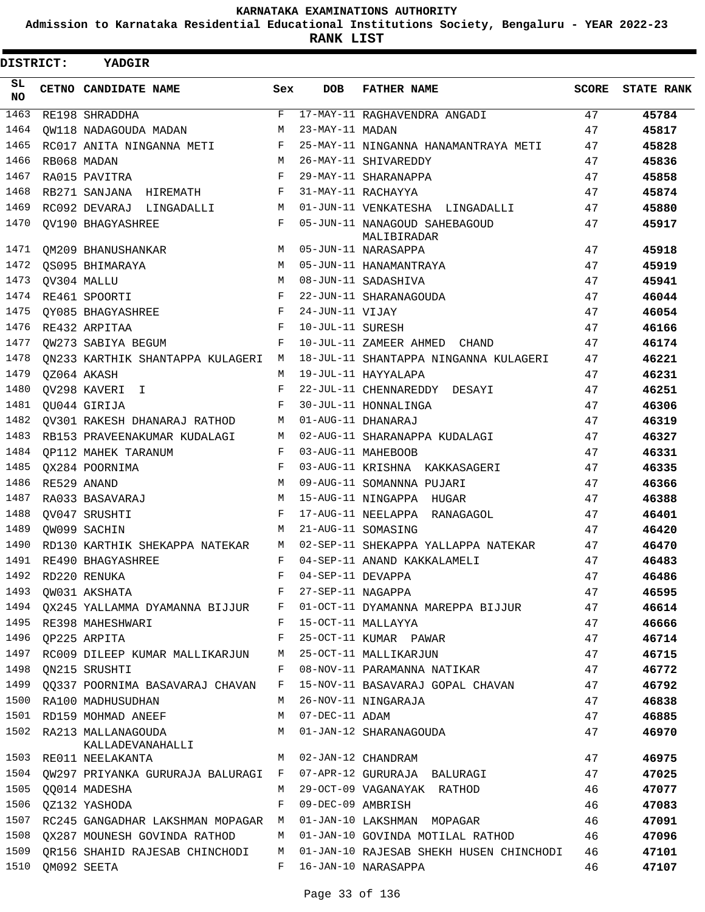KARNATAKA EXAMINATIONS AUTHORITY

Admission to Karnataka Residential Educational Institutions Society, Bengaluru - YEAR 2022-23

**RANK LIST**

**DISTRICT: YADGIR**

| SL NO | CETNO | CANDIDATE NAME | Sex | DOB | FATHER NAME | SCORE | STATE RANK |
|---|---|---|---|---|---|---|---|
| 1463 | RE198 | SHRADDHA | F | 17-MAY-11 | RAGHAVENDRA ANGADI | 47 | 45784 |
| 1464 | QW118 | NADAGOUDA MADAN | M | 23-MAY-11 | MADAN | 47 | 45817 |
| 1465 | RC017 | ANITA NINGANNA METI | F | 25-MAY-11 | NINGANNA HANAMANTRAYA METI | 47 | 45828 |
| 1466 | RB068 | MADAN | M | 26-MAY-11 | SHIVAREDDY | 47 | 45836 |
| 1467 | RA015 | PAVITRA | F | 29-MAY-11 | SHARANAPPA | 47 | 45858 |
| 1468 | RB271 | SANJANA HIREMATH | F | 31-MAY-11 | RACHAYYA | 47 | 45874 |
| 1469 | RC092 | DEVARAJ LINGADALLI | M | 01-JUN-11 | VENKATESHA LINGADALLI | 47 | 45880 |
| 1470 | QV190 | BHAGYASHREE | F | 05-JUN-11 | NANAGOUD SAHEBAGOUD MALIBIRADAR | 47 | 45917 |
| 1471 | QM209 | BHANUSHANKAR | M | 05-JUN-11 | NARASAPPA | 47 | 45918 |
| 1472 | QS095 | BHIMARAYA | M | 05-JUN-11 | HANAMANTRAYA | 47 | 45919 |
| 1473 | QV304 | MALLU | M | 08-JUN-11 | SADASHIVA | 47 | 45941 |
| 1474 | RE461 | SPOORTI | F | 22-JUN-11 | SHARANAGOUDA | 47 | 46044 |
| 1475 | QY085 | BHAGYASHREE | F | 24-JUN-11 | VIJAY | 47 | 46054 |
| 1476 | RE432 | ARPITAA | F | 10-JUL-11 | SURESH | 47 | 46166 |
| 1477 | QW273 | SABIYA BEGUM | F | 10-JUL-11 | ZAMEER AHMED CHAND | 47 | 46174 |
| 1478 | QN233 | KARTHIK SHANTAPPA KULAGERI | M | 18-JUL-11 | SHANTAPPA NINGANNA KULAGERI | 47 | 46221 |
| 1479 | QZ064 | AKASH | M | 19-JUL-11 | HAYYALAPA | 47 | 46231 |
| 1480 | QV298 | KAVERI I | F | 22-JUL-11 | CHENNAREDDY DESAYI | 47 | 46251 |
| 1481 | QU044 | GIRIJA | F | 30-JUL-11 | HONNALINGA | 47 | 46306 |
| 1482 | QV301 | RAKESH DHANARAJ RATHOD | M | 01-AUG-11 | DHANARAJ | 47 | 46319 |
| 1483 | RB153 | PRAVEENAKUMAR KUDALAGI | M | 02-AUG-11 | SHARANAPPA KUDALAGI | 47 | 46327 |
| 1484 | QP112 | MAHEK TARANUM | F | 03-AUG-11 | MAHEBOOB | 47 | 46331 |
| 1485 | QX284 | POORNIMA | F | 03-AUG-11 | KRISHNA KAKKASAGERI | 47 | 46335 |
| 1486 | RE529 | ANAND | M | 09-AUG-11 | SOMANNNA PUJARI | 47 | 46366 |
| 1487 | RA033 | BASAVARAJ | M | 15-AUG-11 | NINGAPPA HUGAR | 47 | 46388 |
| 1488 | QV047 | SRUSHTI | F | 17-AUG-11 | NEELAPPA RANAGAGOL | 47 | 46401 |
| 1489 | QW099 | SACHIN | M | 21-AUG-11 | SOMASING | 47 | 46420 |
| 1490 | RD130 | KARTHIK SHEKAPPA NATEKAR | M | 02-SEP-11 | SHEKAPPA YALLAPPA NATEKAR | 47 | 46470 |
| 1491 | RE490 | BHAGYASHREE | F | 04-SEP-11 | ANAND KAKKALAMELI | 47 | 46483 |
| 1492 | RD220 | RENUKA | F | 04-SEP-11 | DEVAPPA | 47 | 46486 |
| 1493 | QW031 | AKSHATA | F | 27-SEP-11 | NAGAPPA | 47 | 46595 |
| 1494 | QX245 | YALLAMMA DYAMANNA BIJJUR | F | 01-OCT-11 | DYAMANNA MAREPPA BIJJUR | 47 | 46614 |
| 1495 | RE398 | MAHESHWARI | F | 15-OCT-11 | MALLAYYA | 47 | 46666 |
| 1496 | QP225 | ARPITA | F | 25-OCT-11 | KUMAR PAWAR | 47 | 46714 |
| 1497 | RC009 | DILEEP KUMAR MALLIKARJUN | M | 25-OCT-11 | MALLIKARJUN | 47 | 46715 |
| 1498 | QN215 | SRUSHTI | F | 08-NOV-11 | PARAMANNA NATIKAR | 47 | 46772 |
| 1499 | QQ337 | POORNIMA BASAVARAJ CHAVAN | F | 15-NOV-11 | BASAVARAJ GOPAL CHAVAN | 47 | 46792 |
| 1500 | RA100 | MADHUSUDHAN | M | 26-NOV-11 | NINGARAJA | 47 | 46838 |
| 1501 | RD159 | MOHMAD ANEEF | M | 07-DEC-11 | ADAM | 47 | 46885 |
| 1502 | RA213 | MALLANAGOUDA KALLADEVANAHALLI | M | 01-JAN-12 | SHARANAGOUDA | 47 | 46970 |
| 1503 | RE011 | NEELAKANTA | M | 02-JAN-12 | CHANDRAM | 47 | 46975 |
| 1504 | QW297 | PRIYANKA GURURAJA BALURAGI | F | 07-APR-12 | GURURAJA BALURAGI | 47 | 47025 |
| 1505 | QQ014 | MADESHA | M | 29-OCT-09 | VAGANAYAK RATHOD | 46 | 47077 |
| 1506 | QZ132 | YASHODA | F | 09-DEC-09 | AMBRISH | 46 | 47083 |
| 1507 | RC245 | GANGADHAR LAKSHMAN MOPAGAR | M | 01-JAN-10 | LAKSHMAN MOPAGAR | 46 | 47091 |
| 1508 | QX287 | MOUNESH GOVINDA RATHOD | M | 01-JAN-10 | GOVINDA MOTILAL RATHOD | 46 | 47096 |
| 1509 | QR156 | SHAHID RAJESAB CHINCHODI | M | 01-JAN-10 | RAJESAB SHEKH HUSEN CHINCHODI | 46 | 47101 |
| 1510 | QM092 | SEETA | F | 16-JAN-10 | NARASAPPA | 46 | 47107 |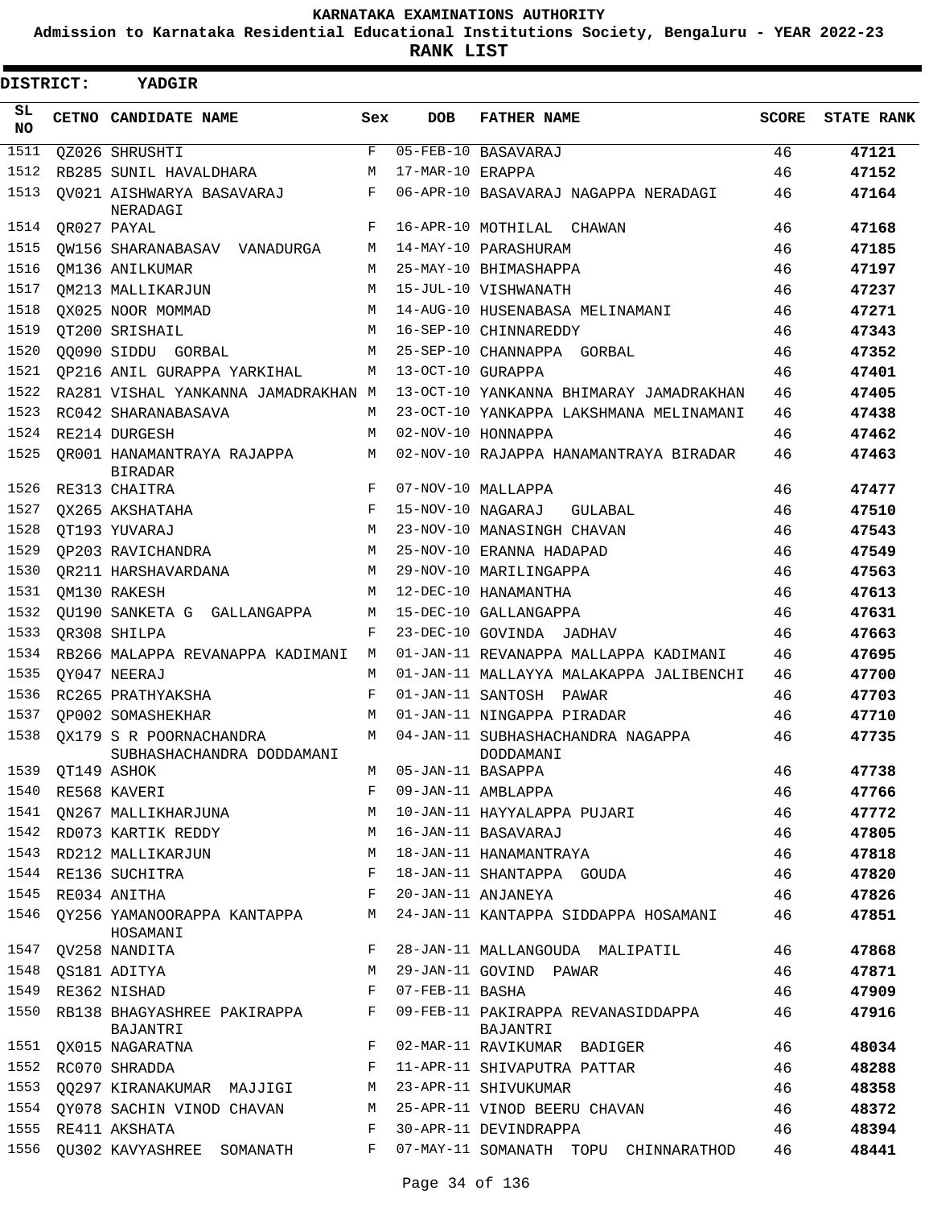# KARNATAKA EXAMINATIONS AUTHORITY

**Admission to Karnataka Residential Educational Institutions Society, Bengaluru - YEAR 2022-23**

**RANK LIST**

**DISTRICT: YADGIR**

| SL NO | CETNO | CANDIDATE NAME | Sex | DOB | FATHER NAME | SCORE | STATE RANK |
|---|---|---|---|---|---|---|---|
| 1511 | QZ026 | SHRUSHTI | F | 05-FEB-10 | BASAVARAJ | 46 | 47121 |
| 1512 | RB285 | SUNIL HAVALDHARA | M | 17-MAR-10 | ERAPPA | 46 | 47152 |
| 1513 | QV021 | AISHWARYA BASAVARAJ NERADAGI | F | 06-APR-10 | BASAVARAJ NAGAPPA NERADAGI | 46 | 47164 |
| 1514 | QR027 | PAYAL | F | 16-APR-10 | MOTHILAL CHAWAN | 46 | 47168 |
| 1515 | QW156 | SHARANABASAV VANADURGA | M | 14-MAY-10 | PARASHURAM | 46 | 47185 |
| 1516 | QM136 | ANILKUMAR | M | 25-MAY-10 | BHIMASHAPPA | 46 | 47197 |
| 1517 | QM213 | MALLIKARJUN | M | 15-JUL-10 | VISHWANATH | 46 | 47237 |
| 1518 | QX025 | NOOR MOMMAD | M | 14-AUG-10 | HUSENABASA MELINAMANI | 46 | 47271 |
| 1519 | QT200 | SRISHAIL | M | 16-SEP-10 | CHINNAREDDY | 46 | 47343 |
| 1520 | QQ090 | SIDDU GORBAL | M | 25-SEP-10 | CHANNAPPA GORBAL | 46 | 47352 |
| 1521 | QP216 | ANIL GURAPPA YARKIHAL | M | 13-OCT-10 | GURAPPA | 46 | 47401 |
| 1522 | RA281 | VISHAL YANKANNA JAMADRAKHAN | M | 13-OCT-10 | YANKANNA BHIMARAY JAMADRAKHAN | 46 | 47405 |
| 1523 | RC042 | SHARANABASAVA | M | 23-OCT-10 | YANKAPPA LAKSHMANA MELINAMANI | 46 | 47438 |
| 1524 | RE214 | DURGESH | M | 02-NOV-10 | HONNAPPA | 46 | 47462 |
| 1525 | QR001 | HANAMANTRAYA RAJAPPA BIRADAR | M | 02-NOV-10 | RAJAPPA HANAMANTRAYA BIRADAR | 46 | 47463 |
| 1526 | RE313 | CHAITRA | F | 07-NOV-10 | MALLAPPA | 46 | 47477 |
| 1527 | QX265 | AKSHATAHA | F | 15-NOV-10 | NAGARAJ GULABAL | 46 | 47510 |
| 1528 | QT193 | YUVARAJ | M | 23-NOV-10 | MANASINGH CHAVAN | 46 | 47543 |
| 1529 | QP203 | RAVICHANDRA | M | 25-NOV-10 | ERANNA HADAPAD | 46 | 47549 |
| 1530 | QR211 | HARSHAVARDANA | M | 29-NOV-10 | MARILINGAPPA | 46 | 47563 |
| 1531 | QM130 | RAKESH | M | 12-DEC-10 | HANAMANTHA | 46 | 47613 |
| 1532 | QU190 | SANKETA G GALLANGAPPA | M | 15-DEC-10 | GALLANGAPPA | 46 | 47631 |
| 1533 | QR308 | SHILPA | F | 23-DEC-10 | GOVINDA JADHAV | 46 | 47663 |
| 1534 | RB266 | MALAPPA REVANAPPA KADIMANI | M | 01-JAN-11 | REVANAPPA MALLAPPA KADIMANI | 46 | 47695 |
| 1535 | QY047 | NEERAJ | M | 01-JAN-11 | MALLAYYA MALAKAPPA JALIBENCHI | 46 | 47700 |
| 1536 | RC265 | PRATHYAKSHA | F | 01-JAN-11 | SANTOSH PAWAR | 46 | 47703 |
| 1537 | QP002 | SOMASHEKHAR | M | 01-JAN-11 | NINGAPPA PIRADAR | 46 | 47710 |
| 1538 | QX179 | S R POORNACHANDRA SUBHASHACHANDRA DODDAMANI | M | 04-JAN-11 | SUBHASHACHANDRA NAGAPPA DODDAMANI | 46 | 47735 |
| 1539 | QT149 | ASHOK | M | 05-JAN-11 | BASAPPA | 46 | 47738 |
| 1540 | RE568 | KAVERI | F | 09-JAN-11 | AMBLAPPA | 46 | 47766 |
| 1541 | QN267 | MALLIKHARJUNA | M | 10-JAN-11 | HAYYALAPPA PUJARI | 46 | 47772 |
| 1542 | RD073 | KARTIK REDDY | M | 16-JAN-11 | BASAVARAJ | 46 | 47805 |
| 1543 | RD212 | MALLIKARJUN | M | 18-JAN-11 | HANAMANTRAYA | 46 | 47818 |
| 1544 | RE136 | SUCHITRA | F | 18-JAN-11 | SHANTAPPA GOUDA | 46 | 47820 |
| 1545 | RE034 | ANITHA | F | 20-JAN-11 | ANJANEYA | 46 | 47826 |
| 1546 | QY256 | YAMANOORAPPA KANTAPPA HOSAMANI | M | 24-JAN-11 | KANTAPPA SIDDAPPA HOSAMANI | 46 | 47851 |
| 1547 | QV258 | NANDITA | F | 28-JAN-11 | MALLANGOUDA MALIPATIL | 46 | 47868 |
| 1548 | QS181 | ADITYA | M | 29-JAN-11 | GOVIND PAWAR | 46 | 47871 |
| 1549 | RE362 | NISHAD | F | 07-FEB-11 | BASHA | 46 | 47909 |
| 1550 | RB138 | BHAGYASHREE PAKIRAPPA BAJANTRI | F | 09-FEB-11 | PAKIRAPPA REVANASIDDAPPA BAJANTRI | 46 | 47916 |
| 1551 | QX015 | NAGARATNA | F | 02-MAR-11 | RAVIKUMAR BADIGER | 46 | 48034 |
| 1552 | RC070 | SHRADDA | F | 11-APR-11 | SHIVAPUTRA PATTAR | 46 | 48288 |
| 1553 | QQ297 | KIRANAKUMAR MAJJIGI | M | 23-APR-11 | SHIVUKUMAR | 46 | 48358 |
| 1554 | QY078 | SACHIN VINOD CHAVAN | M | 25-APR-11 | VINOD BEERU CHAVAN | 46 | 48372 |
| 1555 | RE411 | AKSHATA | F | 30-APR-11 | DEVINDRAPPA | 46 | 48394 |
| 1556 | QU302 | KAVYASHREE SOMANATH | F | 07-MAY-11 | SOMANATH TOPU CHINNARATHOD | 46 | 48441 |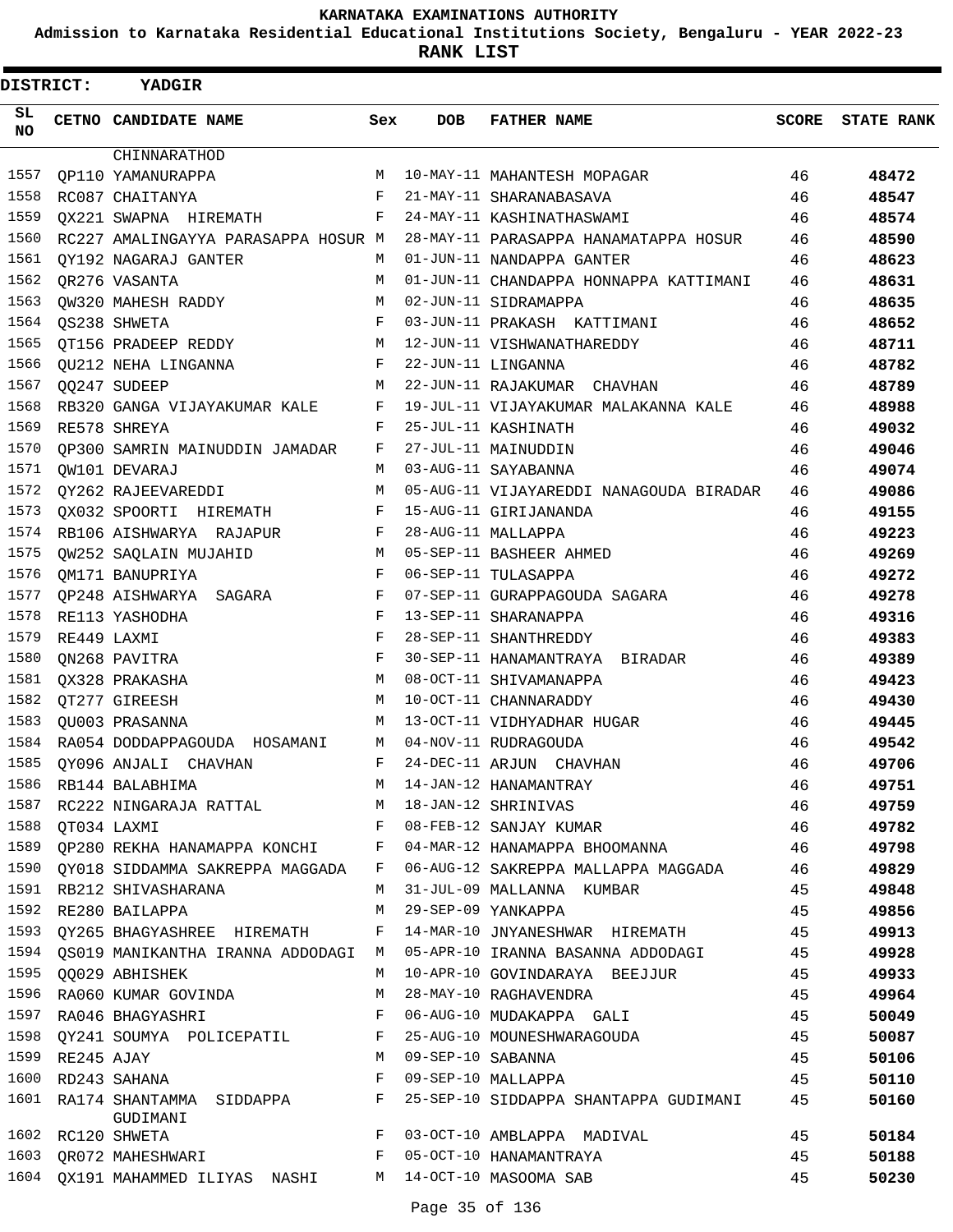KARNATAKA EXAMINATIONS AUTHORITY

Admission to Karnataka Residential Educational Institutions Society, Bengaluru - YEAR 2022-23

**RANK LIST**

**DISTRICT: YADGIR**

| SL NO | CETNO | CANDIDATE NAME | Sex | DOB | FATHER NAME | SCORE | STATE RANK |
|---|---|---|---|---|---|---|---|
| | | CHINNARATHOD | | | | | |
| 1557 | QP110 | YAMANURAPPA | M | 10-MAY-11 | MAHANTESH MOPAGAR | 46 | **48472** |
| 1558 | RC087 | CHAITANYA | F | 21-MAY-11 | SHARANABASAVA | 46 | **48547** |
| 1559 | QX221 | SWAPNA HIREMATH | F | 24-MAY-11 | KASHINATHASWAMI | 46 | **48574** |
| 1560 | RC227 | AMALINGAYYA PARASAPPA HOSUR | M | 28-MAY-11 | PARASAPPA HANAMATAPPA HOSUR | 46 | **48590** |
| 1561 | QY192 | NAGARAJ GANTER | M | 01-JUN-11 | NANDAPPA GANTER | 46 | **48623** |
| 1562 | QR276 | VASANTA | M | 01-JUN-11 | CHANDAPPA HONNAPPA KATTIMANI | 46 | **48631** |
| 1563 | QW320 | MAHESH RADDY | M | 02-JUN-11 | SIDRAMAPPA | 46 | **48635** |
| 1564 | QS238 | SHWETA | F | 03-JUN-11 | PRAKASH KATTIMANI | 46 | **48652** |
| 1565 | QT156 | PRADEEP REDDY | M | 12-JUN-11 | VISHWANATHAREDDY | 46 | **48711** |
| 1566 | QU212 | NEHA LINGANNA | F | 22-JUN-11 | LINGANNA | 46 | **48782** |
| 1567 | QQ247 | SUDEEP | M | 22-JUN-11 | RAJAKUMAR CHAVHAN | 46 | **48789** |
| 1568 | RB320 | GANGA VIJAYAKUMAR KALE | F | 19-JUL-11 | VIJAYAKUMAR MALAKANNA KALE | 46 | **48988** |
| 1569 | RE578 | SHREYA | F | 25-JUL-11 | KASHINATH | 46 | **49032** |
| 1570 | QP300 | SAMRIN MAINUDDIN JAMADAR | F | 27-JUL-11 | MAINUDDIN | 46 | **49046** |
| 1571 | QW101 | DEVARAJ | M | 03-AUG-11 | SAYABANNA | 46 | **49074** |
| 1572 | QY262 | RAJEEVAREDDI | M | 05-AUG-11 | VIJAYAREDDI NANAGOUDA BIRADAR | 46 | **49086** |
| 1573 | QX032 | SPOORTI HIREMATH | F | 15-AUG-11 | GIRIJANANDA | 46 | **49155** |
| 1574 | RB106 | AISHWARYA RAJAPUR | F | 28-AUG-11 | MALLAPPA | 46 | **49223** |
| 1575 | QW252 | SAQLAIN MUJAHID | M | 05-SEP-11 | BASHEER AHMED | 46 | **49269** |
| 1576 | QM171 | BANUPRIYA | F | 06-SEP-11 | TULASAPPA | 46 | **49272** |
| 1577 | QP248 | AISHWARYA SAGARA | F | 07-SEP-11 | GURAPPAGOUDA SAGARA | 46 | **49278** |
| 1578 | RE113 | YASHODHA | F | 13-SEP-11 | SHARANAPPA | 46 | **49316** |
| 1579 | RE449 | LAXMI | F | 28-SEP-11 | SHANTHREDDY | 46 | **49383** |
| 1580 | QN268 | PAVITRA | F | 30-SEP-11 | HANAMANTRAYA BIRADAR | 46 | **49389** |
| 1581 | QX328 | PRAKASHA | M | 08-OCT-11 | SHIVAMANAPPA | 46 | **49423** |
| 1582 | QT277 | GIREESH | M | 10-OCT-11 | CHANNARADDY | 46 | **49430** |
| 1583 | QU003 | PRASANNA | M | 13-OCT-11 | VIDHYADHAR HUGAR | 46 | **49445** |
| 1584 | RA054 | DODDAPPAGOUDA HOSAMANI | M | 04-NOV-11 | RUDRAGOUDA | 46 | **49542** |
| 1585 | QY096 | ANJALI CHAVHAN | F | 24-DEC-11 | ARJUN CHAVHAN | 46 | **49706** |
| 1586 | RB144 | BALABHIMA | M | 14-JAN-12 | HANAMANTRAY | 46 | **49751** |
| 1587 | RC222 | NINGARAJA RATTAL | M | 18-JAN-12 | SHRINIVAS | 46 | **49759** |
| 1588 | QT034 | LAXMI | F | 08-FEB-12 | SANJAY KUMAR | 46 | **49782** |
| 1589 | QP280 | REKHA HANAMAPPA KONCHI | F | 04-MAR-12 | HANAMAPPA BHOOMANNA | 46 | **49798** |
| 1590 | QY018 | SIDDAMMA SAKREPPA MAGGADA | F | 06-AUG-12 | SAKREPPA MALLAPPA MAGGADA | 46 | **49829** |
| 1591 | RB212 | SHIVASHARANA | M | 31-JUL-09 | MALLANNA KUMBAR | 45 | **49848** |
| 1592 | RE280 | BAILAPPA | M | 29-SEP-09 | YANKAPPA | 45 | **49856** |
| 1593 | QY265 | BHAGYASHREE HIREMATH | F | 14-MAR-10 | JNYANESHWAR HIREMATH | 45 | **49913** |
| 1594 | QS019 | MANIKANTHA IRANNA ADDODAGI | M | 05-APR-10 | IRANNA BASANNA ADDODAGI | 45 | **49928** |
| 1595 | QQ029 | ABHISHEK | M | 10-APR-10 | GOVINDARAYA BEEJJUR | 45 | **49933** |
| 1596 | RA060 | KUMAR GOVINDA | M | 28-MAY-10 | RAGHAVENDRA | 45 | **49964** |
| 1597 | RA046 | BHAGYASHRI | F | 06-AUG-10 | MUDAKAPPA GALI | 45 | **50049** |
| 1598 | QY241 | SOUMYA POLICEPATIL | F | 25-AUG-10 | MOUNESHWARAGOUDA | 45 | **50087** |
| 1599 | RE245 | AJAY | M | 09-SEP-10 | SABANNA | 45 | **50106** |
| 1600 | RD243 | SAHANA | F | 09-SEP-10 | MALLAPPA | 45 | **50110** |
| 1601 | RA174 | SHANTAMMA SIDDAPPA GUDIMANI | F | 25-SEP-10 | SIDDAPPA SHANTAPPA GUDIMANI | 45 | **50160** |
| 1602 | RC120 | SHWETA | F | 03-OCT-10 | AMBLAPPA MADIVAL | 45 | **50184** |
| 1603 | QR072 | MAHESHWARI | F | 05-OCT-10 | HANAMANTRAYA | 45 | **50188** |
| 1604 | QX191 | MAHAMMED ILIYAS NASHI | M | 14-OCT-10 | MASOOMA SAB | 45 | **50230** |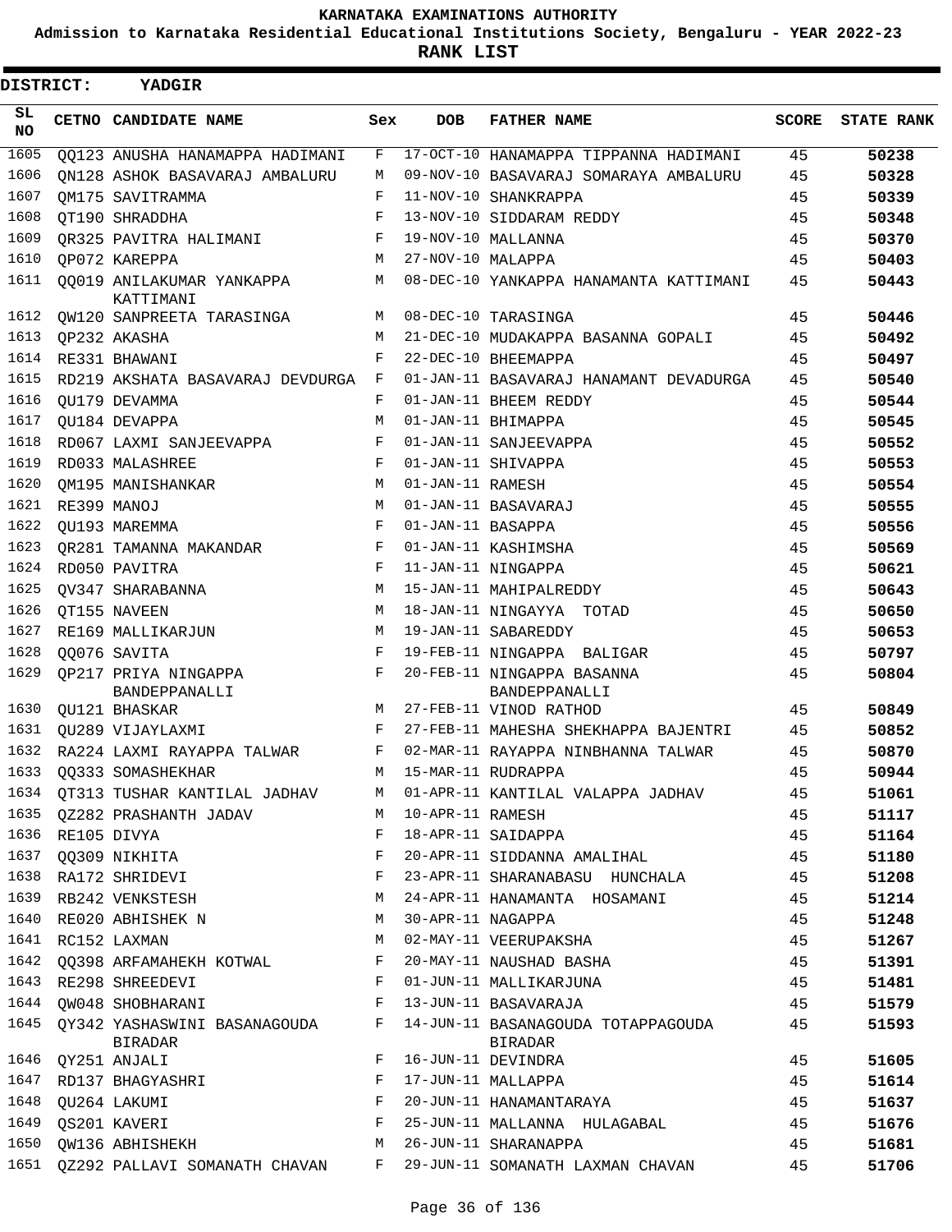# KARNATAKA EXAMINATIONS AUTHORITY

**Admission to Karnataka Residential Educational Institutions Society, Bengaluru - YEAR 2022-23**

**RANK LIST**

**DISTRICT: YADGIR**

| SL NO | CETNO | CANDIDATE NAME | Sex | DOB | FATHER NAME | SCORE | STATE RANK |
|---|---|---|---|---|---|---|---|
| 1605 | QQ123 | ANUSHA HANAMAPPA HADIMANI | F | 17-OCT-10 | HANAMAPPA TIPPANNA HADIMANI | 45 | 50238 |
| 1606 | QN128 | ASHOK BASAVARAJ AMBALURU | M | 09-NOV-10 | BASAVARAJ SOMARAYA AMBALURU | 45 | 50328 |
| 1607 | QM175 | SAVITRAMMA | F | 11-NOV-10 | SHANKRAPPA | 45 | 50339 |
| 1608 | QT190 | SHRADDHA | F | 13-NOV-10 | SIDDARAM REDDY | 45 | 50348 |
| 1609 | QR325 | PAVITRA HALIMANI | F | 19-NOV-10 | MALLANNA | 45 | 50370 |
| 1610 | QP072 | KAREPPA | M | 27-NOV-10 | MALAPPA | 45 | 50403 |
| 1611 | QQ019 | ANILAKUMAR YANKAPPA KATTIMANI | M | 08-DEC-10 | YANKAPPA HANAMANTA KATTIMANI | 45 | 50443 |
| 1612 | QW120 | SANPREETA TARASINGA | M | 08-DEC-10 | TARASINGA | 45 | 50446 |
| 1613 | QP232 | AKASHA | M | 21-DEC-10 | MUDAKAPPA BASANNA GOPALI | 45 | 50492 |
| 1614 | RE331 | BHAWANI | F | 22-DEC-10 | BHEEMAPPA | 45 | 50497 |
| 1615 | RD219 | AKSHATA BASAVARAJ DEVDURGA | F | 01-JAN-11 | BASAVARAJ HANAMANT DEVADURGA | 45 | 50540 |
| 1616 | QU179 | DEVAMMA | F | 01-JAN-11 | BHEEM REDDY | 45 | 50544 |
| 1617 | QU184 | DEVAPPA | M | 01-JAN-11 | BHIMAPPA | 45 | 50545 |
| 1618 | RD067 | LAXMI SANJEEVAPPA | F | 01-JAN-11 | SANJEEVAPPA | 45 | 50552 |
| 1619 | RD033 | MALASHREE | F | 01-JAN-11 | SHIVAPPA | 45 | 50553 |
| 1620 | QM195 | MANISHANKAR | M | 01-JAN-11 | RAMESH | 45 | 50554 |
| 1621 | RE399 | MANOJ | M | 01-JAN-11 | BASAVARAJ | 45 | 50555 |
| 1622 | QU193 | MAREMMA | F | 01-JAN-11 | BASAPPA | 45 | 50556 |
| 1623 | QR281 | TAMANNA MAKANDAR | F | 01-JAN-11 | KASHIMSHA | 45 | 50569 |
| 1624 | RD050 | PAVITRA | F | 11-JAN-11 | NINGAPPA | 45 | 50621 |
| 1625 | QV347 | SHARABANNA | M | 15-JAN-11 | MAHIPALREDDY | 45 | 50643 |
| 1626 | QT155 | NAVEEN | M | 18-JAN-11 | NINGAYYA TOTAD | 45 | 50650 |
| 1627 | RE169 | MALLIKARJUN | M | 19-JAN-11 | SABAREDDY | 45 | 50653 |
| 1628 | QQ076 | SAVITA | F | 19-FEB-11 | NINGAPPA BALIGAR | 45 | 50797 |
| 1629 | QP217 | PRIYA NINGAPPA BANDEPPANALLI | F | 20-FEB-11 | NINGAPPA BASANNA BANDEPPANALLI | 45 | 50804 |
| 1630 | QU121 | BHASKAR | M | 27-FEB-11 | VINOD RATHOD | 45 | 50849 |
| 1631 | QU289 | VIJAYLAXMI | F | 27-FEB-11 | MAHESHA SHEKHAPPA BAJENTRI | 45 | 50852 |
| 1632 | RA224 | LAXMI RAYAPPA TALWAR | F | 02-MAR-11 | RAYAPPA NINBHANNA TALWAR | 45 | 50870 |
| 1633 | QQ333 | SOMASHEKHAR | M | 15-MAR-11 | RUDRAPPA | 45 | 50944 |
| 1634 | QT313 | TUSHAR KANTILAL JADHAV | M | 01-APR-11 | KANTILAL VALAPPA JADHAV | 45 | 51061 |
| 1635 | QZ282 | PRASHANTH JADAV | M | 10-APR-11 | RAMESH | 45 | 51117 |
| 1636 | RE105 | DIVYA | F | 18-APR-11 | SAIDAPPA | 45 | 51164 |
| 1637 | QQ309 | NIKHITA | F | 20-APR-11 | SIDDANNA AMALIHAL | 45 | 51180 |
| 1638 | RA172 | SHRIDEVI | F | 23-APR-11 | SHARANABASU HUNCHALA | 45 | 51208 |
| 1639 | RB242 | VENKSTESH | M | 24-APR-11 | HANAMANTA HOSAMANI | 45 | 51214 |
| 1640 | RE020 | ABHISHEK N | M | 30-APR-11 | NAGAPPA | 45 | 51248 |
| 1641 | RC152 | LAXMAN | M | 02-MAY-11 | VEERUPAKSHA | 45 | 51267 |
| 1642 | QQ398 | ARFAMAHEKH KOTWAL | F | 20-MAY-11 | NAUSHAD BASHA | 45 | 51391 |
| 1643 | RE298 | SHREEDEVI | F | 01-JUN-11 | MALLIKARJUNA | 45 | 51481 |
| 1644 | QW048 | SHOBHARANI | F | 13-JUN-11 | BASAVARAJA | 45 | 51579 |
| 1645 | QY342 | YASHASWINI BASANAGOUDA BIRADAR | F | 14-JUN-11 | BASANAGOUDA TOTAPPAGOUDA BIRADAR | 45 | 51593 |
| 1646 | QY251 | ANJALI | F | 16-JUN-11 | DEVINDRA | 45 | 51605 |
| 1647 | RD137 | BHAGYASHRI | F | 17-JUN-11 | MALLAPPA | 45 | 51614 |
| 1648 | QU264 | LAKUMI | F | 20-JUN-11 | HANAMANTARAYA | 45 | 51637 |
| 1649 | QS201 | KAVERI | F | 25-JUN-11 | MALLANNA HULAGABAL | 45 | 51676 |
| 1650 | QW136 | ABHISHEKH | M | 26-JUN-11 | SHARANAPPA | 45 | 51681 |
| 1651 | QZ292 | PALLAVI SOMANATH CHAVAN | F | 29-JUN-11 | SOMANATH LAXMAN CHAVAN | 45 | 51706 |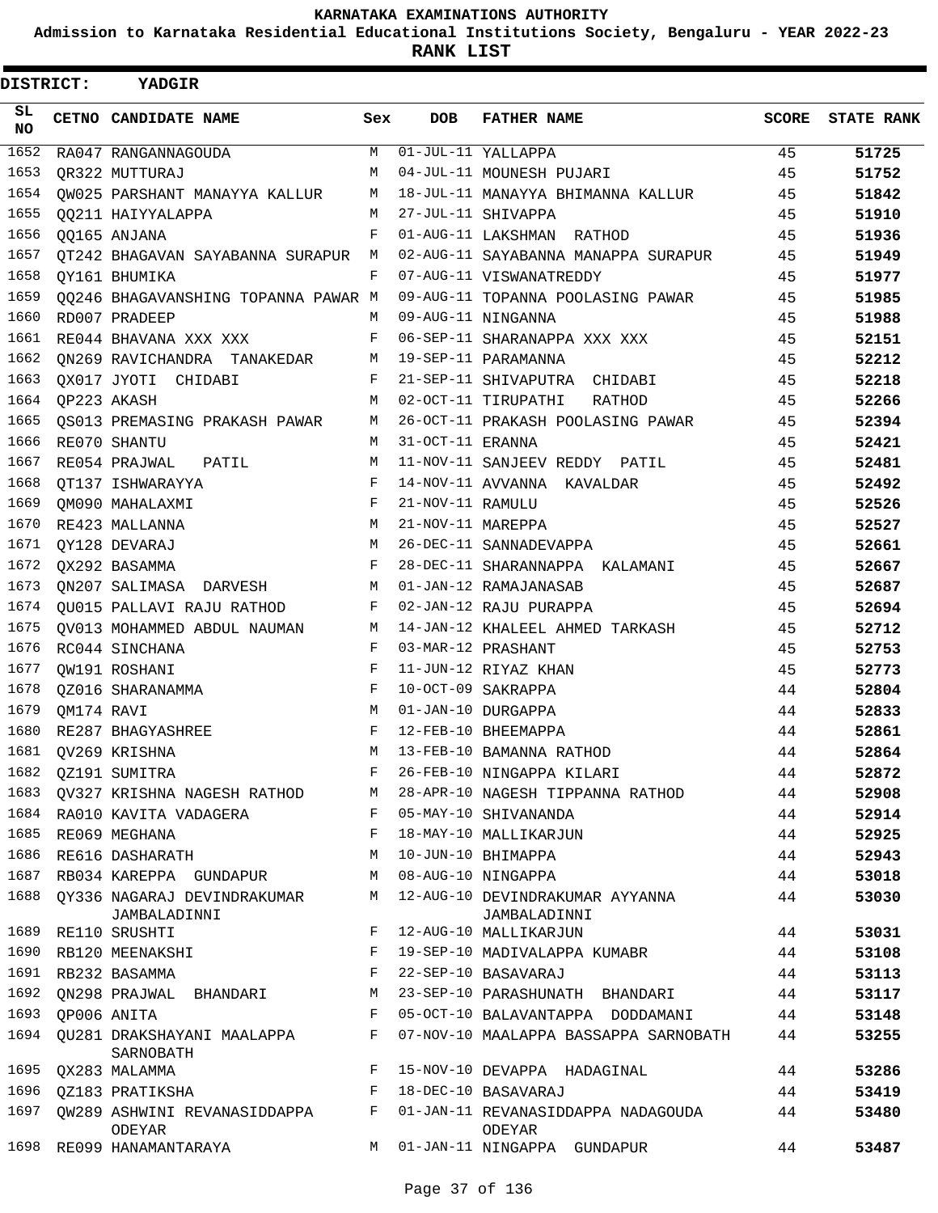KARNATAKA EXAMINATIONS AUTHORITY

Admission to Karnataka Residential Educational Institutions Society, Bengaluru - YEAR 2022-23

**RANK LIST**

**DISTRICT: YADGIR**

| SL NO | CETNO | CANDIDATE NAME | Sex | DOB | FATHER NAME | SCORE | STATE RANK |
|---|---|---|---|---|---|---|---|
| 1652 | RA047 | RANGANNAGOUDA | M | 01-JUL-11 | YALLAPPA | 45 | 51725 |
| 1653 | QR322 | MUTTURAJ | M | 04-JUL-11 | MOUNESH PUJARI | 45 | 51752 |
| 1654 | QW025 | PARSHANT MANAYYA KALLUR | M | 18-JUL-11 | MANAYYA BHIMANNA KALLUR | 45 | 51842 |
| 1655 | QQ211 | HAIYYALAPPA | M | 27-JUL-11 | SHIVAPPA | 45 | 51910 |
| 1656 | QQ165 | ANJANA | F | 01-AUG-11 | LAKSHMAN RATHOD | 45 | 51936 |
| 1657 | QT242 | BHAGAVAN SAYABANNA SURAPUR | M | 02-AUG-11 | SAYABANNA MANAPPA SURAPUR | 45 | 51949 |
| 1658 | QY161 | BHUMIKA | F | 07-AUG-11 | VISWANATREDDY | 45 | 51977 |
| 1659 | QQ246 | BHAGAVANSHING TOPANNA PAWAR | M | 09-AUG-11 | TOPANNA POOLASING PAWAR | 45 | 51985 |
| 1660 | RD007 | PRADEEP | M | 09-AUG-11 | NINGANNA | 45 | 51988 |
| 1661 | RE044 | BHAVANA XXX XXX | F | 06-SEP-11 | SHARANAPPA XXX XXX | 45 | 52151 |
| 1662 | QN269 | RAVICHANDRA TANAKEDAR | M | 19-SEP-11 | PARAMANNA | 45 | 52212 |
| 1663 | QX017 | JYOTI CHIDABI | F | 21-SEP-11 | SHIVAPUTRA CHIDABI | 45 | 52218 |
| 1664 | QP223 | AKASH | M | 02-OCT-11 | TIRUPATHI RATHOD | 45 | 52266 |
| 1665 | QS013 | PREMASING PRAKASH PAWAR | M | 26-OCT-11 | PRAKASH POOLASING PAWAR | 45 | 52394 |
| 1666 | RE070 | SHANTU | M | 31-OCT-11 | ERANNA | 45 | 52421 |
| 1667 | RE054 | PRAJWAL PATIL | M | 11-NOV-11 | SANJEEV REDDY PATIL | 45 | 52481 |
| 1668 | QT137 | ISHWARAYYA | F | 14-NOV-11 | AVVANNA KAVALDAR | 45 | 52492 |
| 1669 | QM090 | MAHALAXMI | F | 21-NOV-11 | RAMULU | 45 | 52526 |
| 1670 | RE423 | MALLANNA | M | 21-NOV-11 | MAREPPA | 45 | 52527 |
| 1671 | QY128 | DEVARAJ | M | 26-DEC-11 | SANNADEVAPPA | 45 | 52661 |
| 1672 | QX292 | BASAMMA | F | 28-DEC-11 | SHARANNAPPA KALAMANI | 45 | 52667 |
| 1673 | QN207 | SALIMASA DARVESH | M | 01-JAN-12 | RAMAJANASAB | 45 | 52687 |
| 1674 | QU015 | PALLAVI RAJU RATHOD | F | 02-JAN-12 | RAJU PURAPPA | 45 | 52694 |
| 1675 | QV013 | MOHAMMED ABDUL NAUMAN | M | 14-JAN-12 | KHALEEL AHMED TARKASH | 45 | 52712 |
| 1676 | RC044 | SINCHANA | F | 03-MAR-12 | PRASHANT | 45 | 52753 |
| 1677 | QW191 | ROSHANI | F | 11-JUN-12 | RIYAZ KHAN | 45 | 52773 |
| 1678 | QZ016 | SHARANAMMA | F | 10-OCT-09 | SAKRAPPA | 44 | 52804 |
| 1679 | QM174 | RAVI | M | 01-JAN-10 | DURGAPPA | 44 | 52833 |
| 1680 | RE287 | BHAGYASHREE | F | 12-FEB-10 | BHEEMAPPA | 44 | 52861 |
| 1681 | QV269 | KRISHNA | M | 13-FEB-10 | BAMANNA RATHOD | 44 | 52864 |
| 1682 | QZ191 | SUMITRA | F | 26-FEB-10 | NINGAPPA KILARI | 44 | 52872 |
| 1683 | QV327 | KRISHNA NAGESH RATHOD | M | 28-APR-10 | NAGESH TIPPANNA RATHOD | 44 | 52908 |
| 1684 | RA010 | KAVITA VADAGERA | F | 05-MAY-10 | SHIVANANDA | 44 | 52914 |
| 1685 | RE069 | MEGHANA | F | 18-MAY-10 | MALLIKARJUN | 44 | 52925 |
| 1686 | RE616 | DASHARATH | M | 10-JUN-10 | BHIMAPPA | 44 | 52943 |
| 1687 | RB034 | KAREPPA GUNDAPUR | M | 08-AUG-10 | NINGAPPA | 44 | 53018 |
| 1688 | QY336 | NAGARAJ DEVINDRAKUMAR JAMBALADINNI | M | 12-AUG-10 | DEVINDRAKUMAR AYYANNA JAMBALADINNI | 44 | 53030 |
| 1689 | RE110 | SRUSHTI | F | 12-AUG-10 | MALLIKARJUN | 44 | 53031 |
| 1690 | RB120 | MEENAKSHI | F | 19-SEP-10 | MADIVALAPPA KUMABR | 44 | 53108 |
| 1691 | RB232 | BASAMMA | F | 22-SEP-10 | BASAVARAJ | 44 | 53113 |
| 1692 | QN298 | PRAJWAL BHANDARI | M | 23-SEP-10 | PARASHUNATH BHANDARI | 44 | 53117 |
| 1693 | QP006 | ANITA | F | 05-OCT-10 | BALAVANTAPPA DODDAMANI | 44 | 53148 |
| 1694 | QU281 | DRAKSHAYANI MAALAPPA SARNOBATH | F | 07-NOV-10 | MAALAPPA BASSAPPA SARNOBATH | 44 | 53255 |
| 1695 | QX283 | MALAMMA | F | 15-NOV-10 | DEVAPPA HADAGINAL | 44 | 53286 |
| 1696 | QZ183 | PRATIKSHA | F | 18-DEC-10 | BASAVARAJ | 44 | 53419 |
| 1697 | QW289 | ASHWINI REVANASIDDAPPA ODEYAR | F | 01-JAN-11 | REVANASIDDAPPA NADAGOUDA ODEYAR | 44 | 53480 |
| 1698 | RE099 | HANAMANTARAYA | M | 01-JAN-11 | NINGAPPA GUNDAPUR | 44 | 53487 |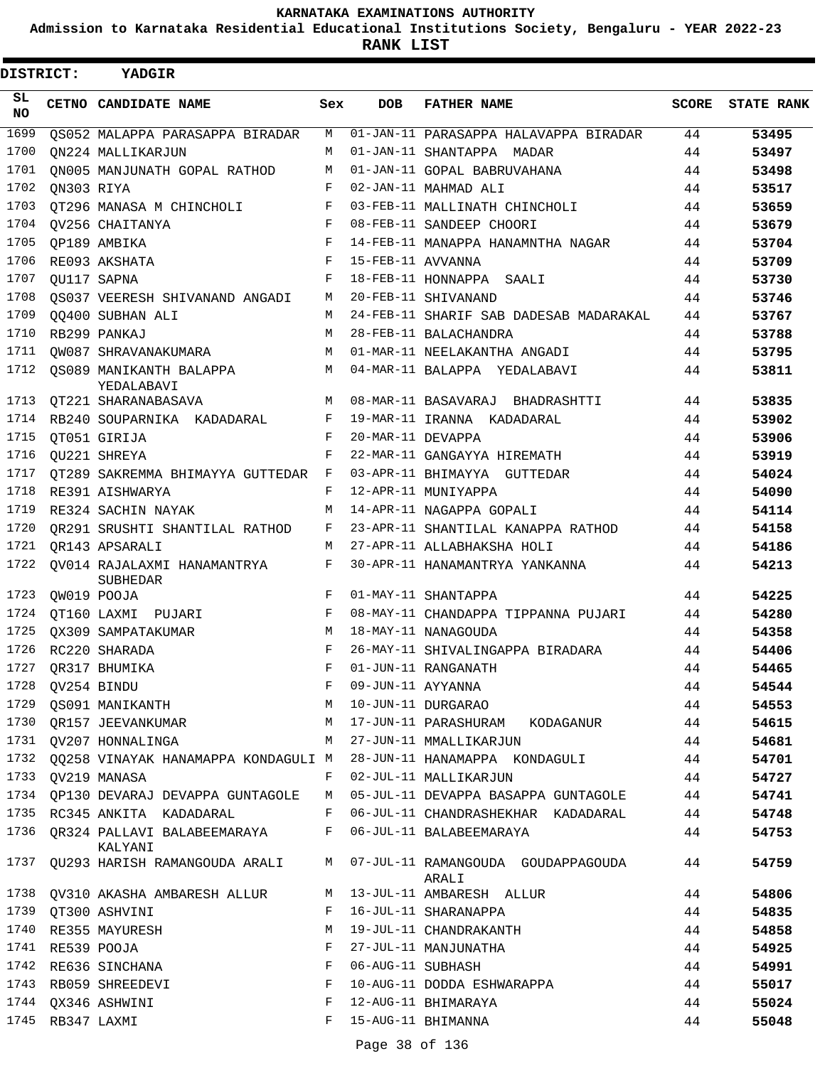# KARNATAKA EXAMINATIONS AUTHORITY

**Admission to Karnataka Residential Educational Institutions Society, Bengaluru - YEAR 2022-23**

**RANK LIST**

**DISTRICT: YADGIR**

| SL NO | CETNO | CANDIDATE NAME | Sex | DOB | FATHER NAME | SCORE | STATE RANK |
|---|---|---|---|---|---|---|---|
| 1699 | QS052 | MALAPPA PARASAPPA BIRADAR | M | 01-JAN-11 | PARASAPPA HALAVAPPA BIRADAR | 44 | **53495** |
| 1700 | QN224 | MALLIKARJUN | M | 01-JAN-11 | SHANTAPPA MADAR | 44 | **53497** |
| 1701 | QN005 | MANJUNATH GOPAL RATHOD | M | 01-JAN-11 | GOPAL BABRUVAHANA | 44 | **53498** |
| 1702 | QN303 | RIYA | F | 02-JAN-11 | MAHMAD ALI | 44 | **53517** |
| 1703 | QT296 | MANASA M CHINCHOLI | F | 03-FEB-11 | MALLINATH CHINCHOLI | 44 | **53659** |
| 1704 | QV256 | CHAITANYA | F | 08-FEB-11 | SANDEEP CHOORI | 44 | **53679** |
| 1705 | QP189 | AMBIKA | F | 14-FEB-11 | MANAPPA HANAMNTHA NAGAR | 44 | **53704** |
| 1706 | RE093 | AKSHATA | F | 15-FEB-11 | AVVANNA | 44 | **53709** |
| 1707 | QU117 | SAPNA | F | 18-FEB-11 | HONNAPPA SAALI | 44 | **53730** |
| 1708 | QS037 | VEERESH SHIVANAND ANGADI | M | 20-FEB-11 | SHIVANAND | 44 | **53746** |
| 1709 | QQ400 | SUBHAN ALI | M | 24-FEB-11 | SHARIF SAB DADESAB MADARAKAL | 44 | **53767** |
| 1710 | RB299 | PANKAJ | M | 28-FEB-11 | BALACHANDRA | 44 | **53788** |
| 1711 | QW087 | SHRAVANAKUMARA | M | 01-MAR-11 | NEELAKANTHA ANGADI | 44 | **53795** |
| 1712 | QS089 | MANIKANTH BALAPPA YEDALABAVI | M | 04-MAR-11 | BALAPPA YEDALABAVI | 44 | **53811** |
| 1713 | QT221 | SHARANABASAVA | M | 08-MAR-11 | BASAVARAJ BHADRASHTTI | 44 | **53835** |
| 1714 | RB240 | SOUPARNIKA KADADARAL | F | 19-MAR-11 | IRANNA KADADARAL | 44 | **53902** |
| 1715 | QT051 | GIRIJA | F | 20-MAR-11 | DEVAPPA | 44 | **53906** |
| 1716 | QU221 | SHREYA | F | 22-MAR-11 | GANGAYYA HIREMATH | 44 | **53919** |
| 1717 | QT289 | SAKREMMA BHIMAYYA GUTTEDAR | F | 03-APR-11 | BHIMAYYA GUTTEDAR | 44 | **54024** |
| 1718 | RE391 | AISHWARYA | F | 12-APR-11 | MUNIYAPPA | 44 | **54090** |
| 1719 | RE324 | SACHIN NAYAK | M | 14-APR-11 | NAGAPPA GOPALI | 44 | **54114** |
| 1720 | QR291 | SRUSHTI SHANTILAL RATHOD | F | 23-APR-11 | SHANTILAL KANAPPA RATHOD | 44 | **54158** |
| 1721 | QR143 | APSARALI | M | 27-APR-11 | ALLABHAKSHA HOLI | 44 | **54186** |
| 1722 | QV014 | RAJALAXMI HANAMANTRYA SUBHEDAR | F | 30-APR-11 | HANAMANTRYA YANKANNA | 44 | **54213** |
| 1723 | QW019 | POOJA | F | 01-MAY-11 | SHANTAPPA | 44 | **54225** |
| 1724 | QT160 | LAXMI PUJARI | F | 08-MAY-11 | CHANDAPPA TIPPANNA PUJARI | 44 | **54280** |
| 1725 | QX309 | SAMPATAKUMAR | M | 18-MAY-11 | NANAGOUDA | 44 | **54358** |
| 1726 | RC220 | SHARADA | F | 26-MAY-11 | SHIVALINGAPPA BIRADARA | 44 | **54406** |
| 1727 | QR317 | BHUMIKA | F | 01-JUN-11 | RANGANATH | 44 | **54465** |
| 1728 | QV254 | BINDU | F | 09-JUN-11 | AYYANNA | 44 | **54544** |
| 1729 | QS091 | MANIKANTH | M | 10-JUN-11 | DURGARAO | 44 | **54553** |
| 1730 | QR157 | JEEVANKUMAR | M | 17-JUN-11 | PARASHURAM KODAGANUR | 44 | **54615** |
| 1731 | QV207 | HONNALINGA | M | 27-JUN-11 | MMALLIKARJUN | 44 | **54681** |
| 1732 | QQ258 | VINAYAK HANAMAPPA KONDAGULI | M | 28-JUN-11 | HANAMAPPA KONDAGULI | 44 | **54701** |
| 1733 | QV219 | MANASA | F | 02-JUL-11 | MALLIKARJUN | 44 | **54727** |
| 1734 | QP130 | DEVARAJ DEVAPPA GUNTAGOLE | M | 05-JUL-11 | DEVAPPA BASAPPA GUNTAGOLE | 44 | **54741** |
| 1735 | RC345 | ANKITA KADADARAL | F | 06-JUL-11 | CHANDRASHEKHAR KADADARAL | 44 | **54748** |
| 1736 | QR324 | PALLAVI BALABEEMARAYA KALYANI | F | 06-JUL-11 | BALABEEMARAYA | 44 | **54753** |
| 1737 | QU293 | HARISH RAMANGOUDA ARALI | M | 07-JUL-11 | RAMANGOUDA GOUDAPPAGOUDA ARALI | 44 | **54759** |
| 1738 | QV310 | AKASHA AMBARESH ALLUR | M | 13-JUL-11 | AMBARESH ALLUR | 44 | **54806** |
| 1739 | QT300 | ASHVINI | F | 16-JUL-11 | SHARANAPPA | 44 | **54835** |
| 1740 | RE355 | MAYURESH | M | 19-JUL-11 | CHANDRAKANTH | 44 | **54858** |
| 1741 | RE539 | POOJA | F | 27-JUL-11 | MANJUNATHA | 44 | **54925** |
| 1742 | RE636 | SINCHANA | F | 06-AUG-11 | SUBHASH | 44 | **54991** |
| 1743 | RB059 | SHREEDEVI | F | 10-AUG-11 | DODDA ESHWARAPPA | 44 | **55017** |
| 1744 | QX346 | ASHWINI | F | 12-AUG-11 | BHIMARAYA | 44 | **55024** |
| 1745 | RB347 | LAXMI | F | 15-AUG-11 | BHIMANNA | 44 | **55048** |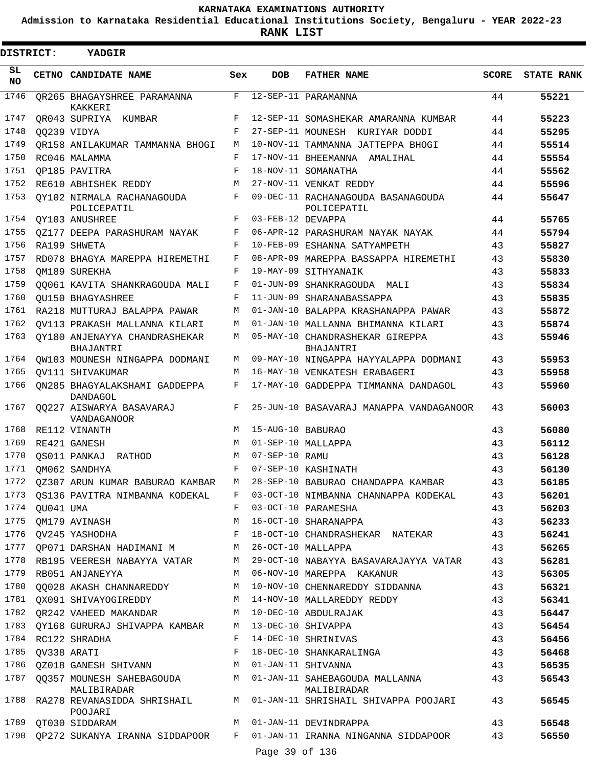# KARNATAKA EXAMINATIONS AUTHORITY

**Admission to Karnataka Residential Educational Institutions Society, Bengaluru - YEAR 2022-23**

**RANK LIST**

**DISTRICT: YADGIR**

| SL NO | CETNO | CANDIDATE NAME | Sex | DOB | FATHER NAME | SCORE | STATE RANK |
|---|---|---|---|---|---|---|---|
| 1746 | QR265 | BHAGAYSHREE PARAMANNA KAKKERI | F | 12-SEP-11 | PARAMANNA | 44 | 55221 |
| 1747 | QR043 | SUPRIYA KUMBAR | F | 12-SEP-11 | SOMASHEKAR AMARANNA KUMBAR | 44 | 55223 |
| 1748 | QQ239 | VIDYA | F | 27-SEP-11 | MOUNESH KURIYAR DODDI | 44 | 55295 |
| 1749 | QR158 | ANILAKUMAR TAMMANNA BHOGI | M | 10-NOV-11 | TAMMANNA JATTEPPA BHOGI | 44 | 55514 |
| 1750 | RC046 | MALAMMA | F | 17-NOV-11 | BHEEMANNA AMALIHAL | 44 | 55554 |
| 1751 | QP185 | PAVITRA | F | 18-NOV-11 | SOMANATHA | 44 | 55562 |
| 1752 | RE610 | ABHISHEK REDDY | M | 27-NOV-11 | VENKAT REDDY | 44 | 55596 |
| 1753 | QY102 | NIRMALA RACHANAGOUDA POLICEPATIL | F | 09-DEC-11 | RACHANAGOUDA BASANAGOUDA POLICEPATIL | 44 | 55647 |
| 1754 | QY103 | ANUSHREE | F | 03-FEB-12 | DEVAPPA | 44 | 55765 |
| 1755 | QZ177 | DEEPA PARASHURAM NAYAK | F | 06-APR-12 | PARASHURAM NAYAK NAYAK | 44 | 55794 |
| 1756 | RA199 | SHWETA | F | 10-FEB-09 | ESHANNA SATYAMPETH | 43 | 55827 |
| 1757 | RD078 | BHAGYA MAREPPA HIREMETHI | F | 08-APR-09 | MAREPPA BASSAPPA HIREMETHI | 43 | 55830 |
| 1758 | QM189 | SUREKHA | F | 19-MAY-09 | SITHYANAIK | 43 | 55833 |
| 1759 | QQ061 | KAVITA SHANKRAGOUDA MALI | F | 01-JUN-09 | SHANKRAGOUDA MALI | 43 | 55834 |
| 1760 | QU150 | BHAGYASHREE | F | 11-JUN-09 | SHARANABASSAPPA | 43 | 55835 |
| 1761 | RA218 | MUTTURAJ BALAPPA PAWAR | M | 01-JAN-10 | BALAPPA KRASHANAPPA PAWAR | 43 | 55872 |
| 1762 | QV113 | PRAKASH MALLANNA KILARI | M | 01-JAN-10 | MALLANNA BHIMANNA KILARI | 43 | 55874 |
| 1763 | QY180 | ANJENAYYA CHANDRASHEKAR BHAJANTRI | M | 05-MAY-10 | CHANDRASHEKAR GIREPPA BHAJANTRI | 43 | 55946 |
| 1764 | QW103 | MOUNESH NINGAPPA DODMANI | M | 09-MAY-10 | NINGAPPA HAYYALAPPA DODMANI | 43 | 55953 |
| 1765 | QV111 | SHIVAKUMAR | M | 16-MAY-10 | VENKATESH ERABAGERI | 43 | 55958 |
| 1766 | QN285 | BHAGYALAKSHAMI GADDEPPA DANDAGOL | F | 17-MAY-10 | GADDEPPA TIMMANNA DANDAGOL | 43 | 55960 |
| 1767 | QQ227 | AISWARYA BASAVARAJ VANDAGANOOR | F | 25-JUN-10 | BASAVARAJ MANAPPA VANDAGANOOR | 43 | 56003 |
| 1768 | RE112 | VINANTH | M | 15-AUG-10 | BABURAO | 43 | 56080 |
| 1769 | RE421 | GANESH | M | 01-SEP-10 | MALLAPPA | 43 | 56112 |
| 1770 | QS011 | PANKAJ RATHOD | M | 07-SEP-10 | RAMU | 43 | 56128 |
| 1771 | QM062 | SANDHYA | F | 07-SEP-10 | KASHINATH | 43 | 56130 |
| 1772 | QZ307 | ARUN KUMAR BABURAO KAMBAR | M | 28-SEP-10 | BABURAO CHANDAPPA KAMBAR | 43 | 56185 |
| 1773 | QS136 | PAVITRA NIMBANNA KODEKAL | F | 03-OCT-10 | NIMBANNA CHANNAPPA KODEKAL | 43 | 56201 |
| 1774 | QU041 | UMA | F | 03-OCT-10 | PARAMESHA | 43 | 56203 |
| 1775 | QM179 | AVINASH | M | 16-OCT-10 | SHARANAPPA | 43 | 56233 |
| 1776 | QV245 | YASHODHA | F | 18-OCT-10 | CHANDRASHEKAR NATEKAR | 43 | 56241 |
| 1777 | QP071 | DARSHAN HADIMANI M | M | 26-OCT-10 | MALLAPPA | 43 | 56265 |
| 1778 | RB195 | VEERESH NABAYYA VATAR | M | 29-OCT-10 | NABAYYA BASAVARAJAYYA VATAR | 43 | 56281 |
| 1779 | RB051 | ANJANEYYA | M | 06-NOV-10 | MAREPPA KAKANUR | 43 | 56305 |
| 1780 | QQ028 | AKASH CHANNAREDDY | M | 10-NOV-10 | CHENNAREDDY SIDDANNA | 43 | 56321 |
| 1781 | QX091 | SHIVAYOGIREDDY | M | 14-NOV-10 | MALLAREDDY REDDY | 43 | 56341 |
| 1782 | QR242 | VAHEED MAKANDAR | M | 10-DEC-10 | ABDULRAJAK | 43 | 56447 |
| 1783 | QY168 | GURURAJ SHIVAPPA KAMBAR | M | 13-DEC-10 | SHIVAPPA | 43 | 56454 |
| 1784 | RC122 | SHRADHA | F | 14-DEC-10 | SHRINIVAS | 43 | 56456 |
| 1785 | QV338 | ARATI | F | 18-DEC-10 | SHANKARALINGA | 43 | 56468 |
| 1786 | QZ018 | GANESH SHIVANN | M | 01-JAN-11 | SHIVANNA | 43 | 56535 |
| 1787 | QQ357 | MOUNESH SAHEBAGOUDA MALIBIRADAR | M | 01-JAN-11 | SAHEBAGOUDA MALLANNA MALIBIRADAR | 43 | 56543 |
| 1788 | RA278 | REVANASIDDA SHRISHAIL POOJARI | M | 01-JAN-11 | SHRISHAIL SHIVAPPA POOJARI | 43 | 56545 |
| 1789 | QT030 | SIDDARAM | M | 01-JAN-11 | DEVINDRAPPA | 43 | 56548 |
| 1790 | QP272 | SUKANYA IRANNA SIDDAPOOR | F | 01-JAN-11 | IRANNA NINGANNA SIDDAPOOR | 43 | 56550 |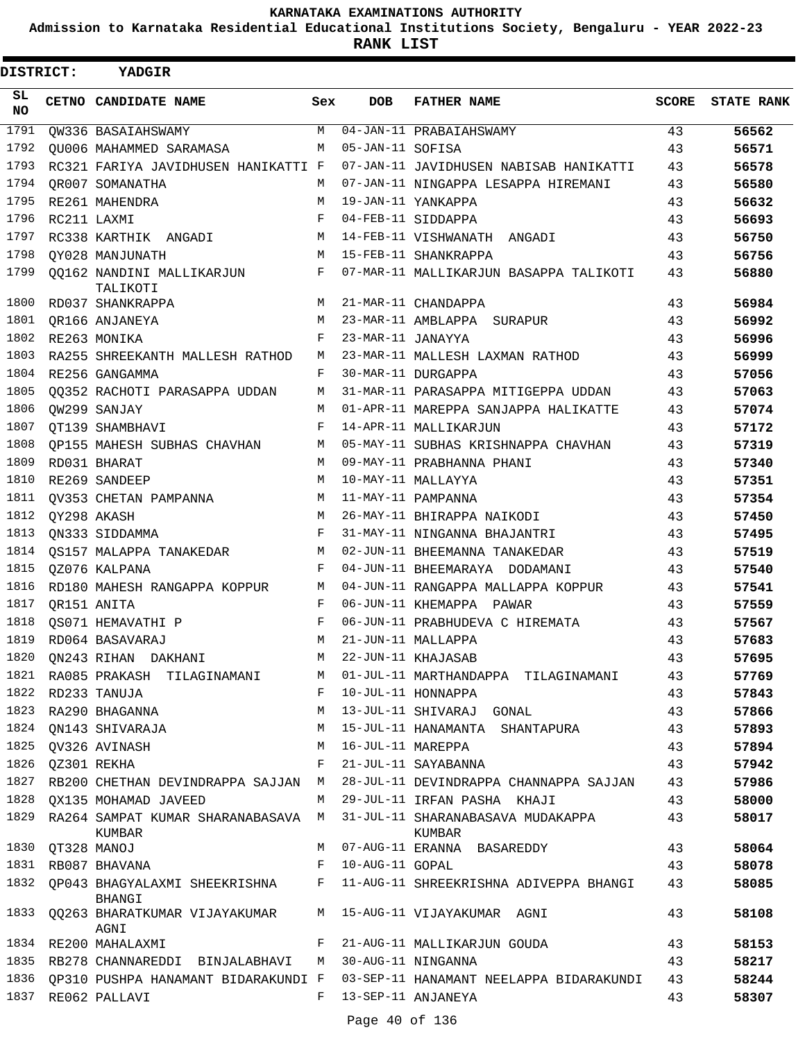KARNATAKA EXAMINATIONS AUTHORITY

Admission to Karnataka Residential Educational Institutions Society, Bengaluru - YEAR 2022-23

**RANK LIST**

**DISTRICT: YADGIR**

| SL NO | CETNO | CANDIDATE NAME | Sex | DOB | FATHER NAME | SCORE | STATE RANK |
|---|---|---|---|---|---|---|---|
| 1791 | QW336 | BASAIAHSWAMY | M | 04-JAN-11 | PRABAIAHSWAMY | 43 | 56562 |
| 1792 | QU006 | MAHAMMED SARAMASA | M | 05-JAN-11 | SOFISA | 43 | 56571 |
| 1793 | RC321 | FARIYA JAVIDHUSEN HANIKATTI | F | 07-JAN-11 | JAVIDHUSEN NABISAB HANIKATTI | 43 | 56578 |
| 1794 | QR007 | SOMANATHA | M | 07-JAN-11 | NINGAPPA LESAPPA HIREMANI | 43 | 56580 |
| 1795 | RE261 | MAHENDRA | M | 19-JAN-11 | YANKAPPA | 43 | 56632 |
| 1796 | RC211 | LAXMI | F | 04-FEB-11 | SIDDAPPA | 43 | 56693 |
| 1797 | RC338 | KARTHIK ANGADI | M | 14-FEB-11 | VISHWANATH ANGADI | 43 | 56750 |
| 1798 | QY028 | MANJUNATH | M | 15-FEB-11 | SHANKRAPPA | 43 | 56756 |
| 1799 | QQ162 | NANDINI MALLIKARJUN TALIKOTI | F | 07-MAR-11 | MALLIKARJUN BASAPPA TALIKOTI | 43 | 56880 |
| 1800 | RD037 | SHANKRAPPA | M | 21-MAR-11 | CHANDAPPA | 43 | 56984 |
| 1801 | QR166 | ANJANEYA | M | 23-MAR-11 | AMBLAPPA SURAPUR | 43 | 56992 |
| 1802 | RE263 | MONIKA | F | 23-MAR-11 | JANAYYA | 43 | 56996 |
| 1803 | RA255 | SHREEKANTH MALLESH RATHOD | M | 23-MAR-11 | MALLESH LAXMAN RATHOD | 43 | 56999 |
| 1804 | RE256 | GANGAMMA | F | 30-MAR-11 | DURGAPPA | 43 | 57056 |
| 1805 | QQ352 | RACHOTI PARASAPPA UDDAN | M | 31-MAR-11 | PARASAPPA MITIGEPPA UDDAN | 43 | 57063 |
| 1806 | QW299 | SANJAY | M | 01-APR-11 | MAREPPA SANJAPPA HALIKATTE | 43 | 57074 |
| 1807 | QT139 | SHAMBHAVI | F | 14-APR-11 | MALLIKARJUN | 43 | 57172 |
| 1808 | QP155 | MAHESH SUBHAS CHAVHAN | M | 05-MAY-11 | SUBHAS KRISHNAPPA CHAVHAN | 43 | 57319 |
| 1809 | RD031 | BHARAT | M | 09-MAY-11 | PRABHANNA PHANI | 43 | 57340 |
| 1810 | RE269 | SANDEEP | M | 10-MAY-11 | MALLAYYA | 43 | 57351 |
| 1811 | QV353 | CHETAN PAMPANNA | M | 11-MAY-11 | PAMPANNA | 43 | 57354 |
| 1812 | QY298 | AKASH | M | 26-MAY-11 | BHIRAPPA NAIKODI | 43 | 57450 |
| 1813 | QN333 | SIDDAMMA | F | 31-MAY-11 | NINGANNA BHAJANTRI | 43 | 57495 |
| 1814 | QS157 | MALAPPA TANAKEDAR | M | 02-JUN-11 | BHEEMANNA TANAKEDAR | 43 | 57519 |
| 1815 | QZ076 | KALPANA | F | 04-JUN-11 | BHEEMARAYA DODAMANI | 43 | 57540 |
| 1816 | RD180 | MAHESH RANGAPPA KOPPUR | M | 04-JUN-11 | RANGAPPA MALLAPPA KOPPUR | 43 | 57541 |
| 1817 | QR151 | ANITA | F | 06-JUN-11 | KHEMAPPA PAWAR | 43 | 57559 |
| 1818 | QS071 | HEMAVATHI P | F | 06-JUN-11 | PRABHUDEVA C HIREMATA | 43 | 57567 |
| 1819 | RD064 | BASAVARAJ | M | 21-JUN-11 | MALLAPPA | 43 | 57683 |
| 1820 | QN243 | RIHAN DAKHANI | M | 22-JUN-11 | KHAJASAB | 43 | 57695 |
| 1821 | RA085 | PRAKASH TILAGINAMANI | M | 01-JUL-11 | MARTHANDAPPA TILAGINAMANI | 43 | 57769 |
| 1822 | RD233 | TANUJA | F | 10-JUL-11 | HONNAPPA | 43 | 57843 |
| 1823 | RA290 | BHAGANNA | M | 13-JUL-11 | SHIVARAJ GONAL | 43 | 57866 |
| 1824 | QN143 | SHIVARAJA | M | 15-JUL-11 | HANAMANTA SHANTAPURA | 43 | 57893 |
| 1825 | QV326 | AVINASH | M | 16-JUL-11 | MAREPPA | 43 | 57894 |
| 1826 | QZ301 | REKHA | F | 21-JUL-11 | SAYABANNA | 43 | 57942 |
| 1827 | RB200 | CHETHAN DEVINDRAPPA SAJJAN | M | 28-JUL-11 | DEVINDRAPPA CHANNAPPA SAJJAN | 43 | 57986 |
| 1828 | QX135 | MOHAMAD JAVEED | M | 29-JUL-11 | IRFAN PASHA KHAJI | 43 | 58000 |
| 1829 | RA264 | SAMPAT KUMAR SHARANABASAVA KUMBAR | M | 31-JUL-11 | SHARANABASAVA MUDAKAPPA KUMBAR | 43 | 58017 |
| 1830 | QT328 | MANOJ | M | 07-AUG-11 | ERANNA BASAREDDY | 43 | 58064 |
| 1831 | RB087 | BHAVANA | F | 10-AUG-11 | GOPAL | 43 | 58078 |
| 1832 | QP043 | BHAGYALAXMI SHEEKRISHNA BHANGI | F | 11-AUG-11 | SHREEKRISHNA ADIVEPPA BHANGI | 43 | 58085 |
| 1833 | QQ263 | BHARATKUMAR VIJAYAKUMAR AGNI | M | 15-AUG-11 | VIJAYAKUMAR AGNI | 43 | 58108 |
| 1834 | RE200 | MAHALAXMI | F | 21-AUG-11 | MALLIKARJUN GOUDA | 43 | 58153 |
| 1835 | RB278 | CHANNAREDDI BINJALABHAVI | M | 30-AUG-11 | NINGANNA | 43 | 58217 |
| 1836 | QP310 | PUSHPA HANAMANT BIDARAKUNDI | F | 03-SEP-11 | HANAMANT NEELAPPA BIDARAKUNDI | 43 | 58244 |
| 1837 | RE062 | PALLAVI | F | 13-SEP-11 | ANJANEYA | 43 | 58307 |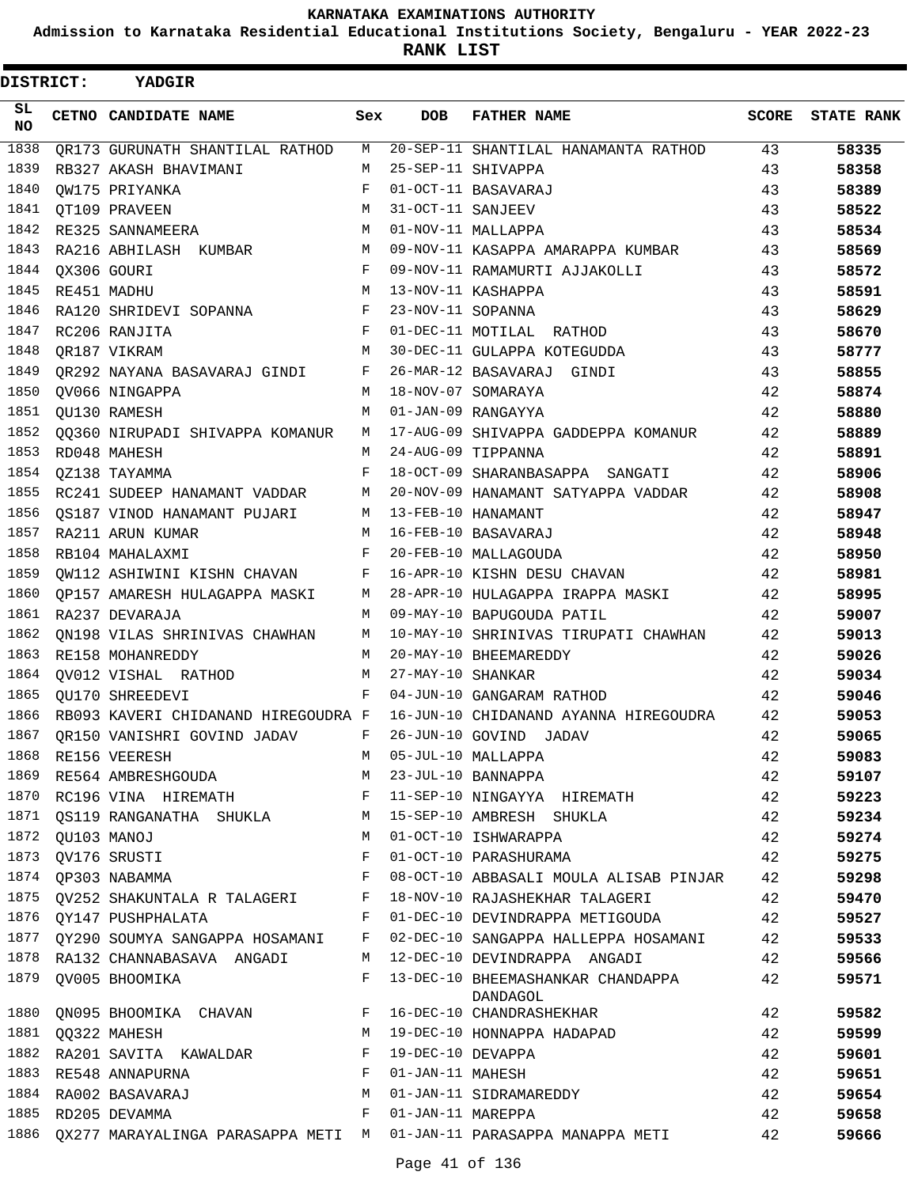# KARNATAKA EXAMINATIONS AUTHORITY

**Admission to Karnataka Residential Educational Institutions Society, Bengaluru - YEAR 2022-23**

**RANK LIST**

**DISTRICT: YADGIR**

| SL NO | CETNO | CANDIDATE NAME | Sex | DOB | FATHER NAME | SCORE | STATE RANK |
|---|---|---|---|---|---|---|---|
| 1838 | QR173 | GURUNATH SHANTILAL RATHOD | M | 20-SEP-11 | SHANTILAL HANAMANTA RATHOD | 43 | 58335 |
| 1839 | RB327 | AKASH BHAVIMANI | M | 25-SEP-11 | SHIVAPPA | 43 | 58358 |
| 1840 | QW175 | PRIYANKA | F | 01-OCT-11 | BASAVARAJ | 43 | 58389 |
| 1841 | QT109 | PRAVEEN | M | 31-OCT-11 | SANJEEV | 43 | 58522 |
| 1842 | RE325 | SANNAMEERA | M | 01-NOV-11 | MALLAPPA | 43 | 58534 |
| 1843 | RA216 | ABHILASH KUMBAR | M | 09-NOV-11 | KASAPPA AMARAPPA KUMBAR | 43 | 58569 |
| 1844 | QX306 | GOURI | F | 09-NOV-11 | RAMAMURTI AJJAKOLLI | 43 | 58572 |
| 1845 | RE451 | MADHU | M | 13-NOV-11 | KASHAPPA | 43 | 58591 |
| 1846 | RA120 | SHRIDEVI SOPANNA | F | 23-NOV-11 | SOPANNA | 43 | 58629 |
| 1847 | RC206 | RANJITA | F | 01-DEC-11 | MOTILAL RATHOD | 43 | 58670 |
| 1848 | QR187 | VIKRAM | M | 30-DEC-11 | GULAPPA KOTEGUDDA | 43 | 58777 |
| 1849 | QR292 | NAYANA BASAVARAJ GINDI | F | 26-MAR-12 | BASAVARAJ GINDI | 43 | 58855 |
| 1850 | QV066 | NINGAPPA | M | 18-NOV-07 | SOMARAYA | 42 | 58874 |
| 1851 | QU130 | RAMESH | M | 01-JAN-09 | RANGAYYA | 42 | 58880 |
| 1852 | QQ360 | NIRUPADI SHIVAPPA KOMANUR | M | 17-AUG-09 | SHIVAPPA GADDEPPA KOMANUR | 42 | 58889 |
| 1853 | RD048 | MAHESH | M | 24-AUG-09 | TIPPANNA | 42 | 58891 |
| 1854 | QZ138 | TAYAMMA | F | 18-OCT-09 | SHARANBASAPPA SANGATI | 42 | 58906 |
| 1855 | RC241 | SUDEEP HANAMANT VADDAR | M | 20-NOV-09 | HANAMANT SATYAPPA VADDAR | 42 | 58908 |
| 1856 | QS187 | VINOD HANAMANT PUJARI | M | 13-FEB-10 | HANAMANT | 42 | 58947 |
| 1857 | RA211 | ARUN KUMAR | M | 16-FEB-10 | BASAVARAJ | 42 | 58948 |
| 1858 | RB104 | MAHALAXMI | F | 20-FEB-10 | MALLAGOUDA | 42 | 58950 |
| 1859 | QW112 | ASHIWINI KISHN CHAVAN | F | 16-APR-10 | KISHN DESU CHAVAN | 42 | 58981 |
| 1860 | QP157 | AMARESH HULAGAPPA MASKI | M | 28-APR-10 | HULAGAPPA IRAPPA MASKI | 42 | 58995 |
| 1861 | RA237 | DEVARAJA | M | 09-MAY-10 | BAPUGOUDA PATIL | 42 | 59007 |
| 1862 | QN198 | VILAS SHRINIVAS CHAWHAN | M | 10-MAY-10 | SHRINIVAS TIRUPATI CHAWHAN | 42 | 59013 |
| 1863 | RE158 | MOHANREDDY | M | 20-MAY-10 | BHEEMAREDDY | 42 | 59026 |
| 1864 | QV012 | VISHAL RATHOD | M | 27-MAY-10 | SHANKAR | 42 | 59034 |
| 1865 | QU170 | SHREEDEVI | F | 04-JUN-10 | GANGARAM RATHOD | 42 | 59046 |
| 1866 | RB093 | KAVERI CHIDANAND HIREGOUDRA | F | 16-JUN-10 | CHIDANAND AYANNA HIREGOUDRA | 42 | 59053 |
| 1867 | QR150 | VANISHRI GOVIND JADAV | F | 26-JUN-10 | GOVIND JADAV | 42 | 59065 |
| 1868 | RE156 | VEERESH | M | 05-JUL-10 | MALLAPPA | 42 | 59083 |
| 1869 | RE564 | AMBRESHGOUDA | M | 23-JUL-10 | BANNAPPA | 42 | 59107 |
| 1870 | RC196 | VINA HIREMATH | F | 11-SEP-10 | NINGAYYA HIREMATH | 42 | 59223 |
| 1871 | QS119 | RANGANATHA SHUKLA | M | 15-SEP-10 | AMBRESH SHUKLA | 42 | 59234 |
| 1872 | QU103 | MANOJ | M | 01-OCT-10 | ISHWARAPPA | 42 | 59274 |
| 1873 | QV176 | SRUSTI | F | 01-OCT-10 | PARASHURAMA | 42 | 59275 |
| 1874 | QP303 | NABAMMA | F | 08-OCT-10 | ABBASALI MOULA ALISAB PINJAR | 42 | 59298 |
| 1875 | QV252 | SHAKUNTALA R TALAGERI | F | 18-NOV-10 | RAJASHEKHAR TALAGERI | 42 | 59470 |
| 1876 | QY147 | PUSHPHALATA | F | 01-DEC-10 | DEVINDRAPPA METIGOUDA | 42 | 59527 |
| 1877 | QY290 | SOUMYA SANGAPPA HOSAMANI | F | 02-DEC-10 | SANGAPPA HALLEPPA HOSAMANI | 42 | 59533 |
| 1878 | RA132 | CHANNABASAVA ANGADI | M | 12-DEC-10 | DEVINDRAPPA ANGADI | 42 | 59566 |
| 1879 | QV005 | BHOOMIKA | F | 13-DEC-10 | BHEEMASHANKAR CHANDAPPA DANDAGOL | 42 | 59571 |
| 1880 | QN095 | BHOOMIKA CHAVAN | F | 16-DEC-10 | CHANDRASHEKHAR | 42 | 59582 |
| 1881 | QQ322 | MAHESH | M | 19-DEC-10 | HONNAPPA HADAPAD | 42 | 59599 |
| 1882 | RA201 | SAVITA KAWALDAR | F | 19-DEC-10 | DEVAPPA | 42 | 59601 |
| 1883 | RE548 | ANNAPURNA | F | 01-JAN-11 | MAHESH | 42 | 59651 |
| 1884 | RA002 | BASAVARAJ | M | 01-JAN-11 | SIDRAMAREDDY | 42 | 59654 |
| 1885 | RD205 | DEVAMMA | F | 01-JAN-11 | MAREPPA | 42 | 59658 |
| 1886 | QX277 | MARAYALINGA PARASAPPA METI | M | 01-JAN-11 | PARASAPPA MANAPPA METI | 42 | 59666 |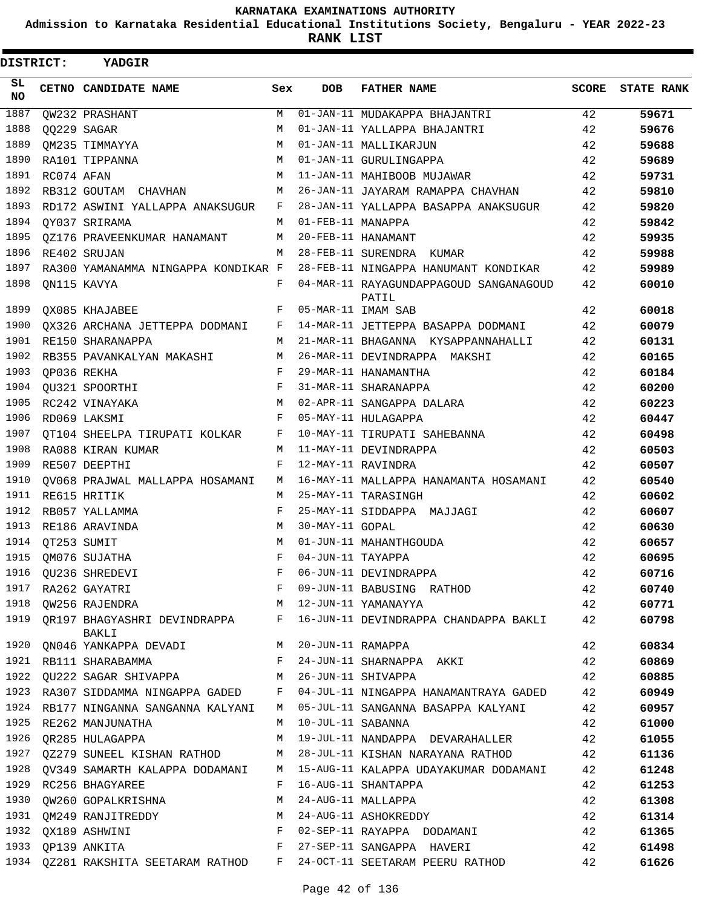**KARNATAKA EXAMINATIONS AUTHORITY**

**Admission to Karnataka Residential Educational Institutions Society, Bengaluru - YEAR 2022-23**

**RANK LIST**

**DISTRICT: YADGIR**

| SL NO | CETNO | CANDIDATE NAME | Sex | DOB | FATHER NAME | SCORE | STATE RANK |
|---|---|---|---|---|---|---|---|
| 1887 | QW232 | PRASHANT | M | 01-JAN-11 | MUDAKAPPA BHAJANTRI | 42 | 59671 |
| 1888 | QQ229 | SAGAR | M | 01-JAN-11 | YALLAPPA BHAJANTRI | 42 | 59676 |
| 1889 | QM235 | TIMMAYYA | M | 01-JAN-11 | MALLIKARJUN | 42 | 59688 |
| 1890 | RA101 | TIPPANNA | M | 01-JAN-11 | GURULINGAPPA | 42 | 59689 |
| 1891 | RC074 | AFAN | M | 11-JAN-11 | MAHIBOOB MUJAWAR | 42 | 59731 |
| 1892 | RB312 | GOUTAM CHAVHAN | M | 26-JAN-11 | JAYARAM RAMAPPA CHAVHAN | 42 | 59810 |
| 1893 | RD172 | ASWINI YALLAPPA ANAKSUGUR | F | 28-JAN-11 | YALLAPPA BASAPPA ANAKSUGUR | 42 | 59820 |
| 1894 | QY037 | SRIRAMA | M | 01-FEB-11 | MANAPPA | 42 | 59842 |
| 1895 | QZ176 | PRAVEENKUMAR HANAMANT | M | 20-FEB-11 | HANAMANT | 42 | 59935 |
| 1896 | RE402 | SRUJAN | M | 28-FEB-11 | SURENDRA KUMAR | 42 | 59988 |
| 1897 | RA300 | YAMANAMMA NINGAPPA KONDIKAR | F | 28-FEB-11 | NINGAPPA HANUMANT KONDIKAR | 42 | 59989 |
| 1898 | QN115 | KAVYA | F | 04-MAR-11 | RAYAGUNDAPPAGOUD SANGANAGOUD PATIL | 42 | 60010 |
| 1899 | QX085 | KHAJABEE | F | 05-MAR-11 | IMAM SAB | 42 | 60018 |
| 1900 | QX326 | ARCHANA JETTEPPA DODMANI | F | 14-MAR-11 | JETTEPPA BASAPPA DODMANI | 42 | 60079 |
| 1901 | RE150 | SHARANAPPA | M | 21-MAR-11 | BHAGANNA KYSAPPANNAHALLI | 42 | 60131 |
| 1902 | RB355 | PAVANKALYAN MAKASHI | M | 26-MAR-11 | DEVINDRAPPA MAKSHI | 42 | 60165 |
| 1903 | QP036 | REKHA | F | 29-MAR-11 | HANAMANTHA | 42 | 60184 |
| 1904 | QU321 | SPOORTHI | F | 31-MAR-11 | SHARANAPPA | 42 | 60200 |
| 1905 | RC242 | VINAYAKA | M | 02-APR-11 | SANGAPPA DALARA | 42 | 60223 |
| 1906 | RD069 | LAKSMI | F | 05-MAY-11 | HULAGAPPA | 42 | 60447 |
| 1907 | QT104 | SHEELPA TIRUPATI KOLKAR | F | 10-MAY-11 | TIRUPATI SAHEBANNA | 42 | 60498 |
| 1908 | RA088 | KIRAN KUMAR | M | 11-MAY-11 | DEVINDRAPPA | 42 | 60503 |
| 1909 | RE507 | DEEPTHI | F | 12-MAY-11 | RAVINDRA | 42 | 60507 |
| 1910 | QV068 | PRAJWAL MALLAPPA HOSAMANI | M | 16-MAY-11 | MALLAPPA HANAMANTA HOSAMANI | 42 | 60540 |
| 1911 | RE615 | HRITIK | M | 25-MAY-11 | TARASINGH | 42 | 60602 |
| 1912 | RB057 | YALLAMMA | F | 25-MAY-11 | SIDDAPPA MAJJAGI | 42 | 60607 |
| 1913 | RE186 | ARAVINDA | M | 30-MAY-11 | GOPAL | 42 | 60630 |
| 1914 | QT253 | SUMIT | M | 01-JUN-11 | MAHANTHGOUDA | 42 | 60657 |
| 1915 | QM076 | SUJATHA | F | 04-JUN-11 | TAYAPPA | 42 | 60695 |
| 1916 | QU236 | SHREDEVI | F | 06-JUN-11 | DEVINDRAPPA | 42 | 60716 |
| 1917 | RA262 | GAYATRI | F | 09-JUN-11 | BABUSING RATHOD | 42 | 60740 |
| 1918 | QW256 | RAJENDRA | M | 12-JUN-11 | YAMANAYYA | 42 | 60771 |
| 1919 | QR197 | BHAGYASHRI DEVINDRAPPA BAKLI | F | 16-JUN-11 | DEVINDRAPPA CHANDAPPA BAKLI | 42 | 60798 |
| 1920 | QN046 | YANKAPPA DEVADI | M | 20-JUN-11 | RAMAPPA | 42 | 60834 |
| 1921 | RB111 | SHARABAMMA | F | 24-JUN-11 | SHARNAPPA AKKI | 42 | 60869 |
| 1922 | QU222 | SAGAR SHIVAPPA | M | 26-JUN-11 | SHIVAPPA | 42 | 60885 |
| 1923 | RA307 | SIDDAMMA NINGAPPA GADED | F | 04-JUL-11 | NINGAPPA HANAMANTRAYA GADED | 42 | 60949 |
| 1924 | RB177 | NINGANNA SANGANNA KALYANI | M | 05-JUL-11 | SANGANNA BASAPPA KALYANI | 42 | 60957 |
| 1925 | RE262 | MANJUNATHA | M | 10-JUL-11 | SABANNA | 42 | 61000 |
| 1926 | QR285 | HULAGAPPA | M | 19-JUL-11 | NANDAPPA DEVARAHALLER | 42 | 61055 |
| 1927 | QZ279 | SUNEEL KISHAN RATHOD | M | 28-JUL-11 | KISHAN NARAYANA RATHOD | 42 | 61136 |
| 1928 | QV349 | SAMARTH KALAPPA DODAMANI | M | 15-AUG-11 | KALAPPA UDAYAKUMAR DODAMANI | 42 | 61248 |
| 1929 | RC256 | BHAGYAREE | F | 16-AUG-11 | SHANTAPPA | 42 | 61253 |
| 1930 | QW260 | GOPALKRISHNA | M | 24-AUG-11 | MALLAPPA | 42 | 61308 |
| 1931 | QM249 | RANJITREDDY | M | 24-AUG-11 | ASHOKREDDY | 42 | 61314 |
| 1932 | QX189 | ASHWINI | F | 02-SEP-11 | RAYAPPA DODAMANI | 42 | 61365 |
| 1933 | QP139 | ANKITA | F | 27-SEP-11 | SANGAPPA HAVERI | 42 | 61498 |
| 1934 | QZ281 | RAKSHITA SEETARAM RATHOD | F | 24-OCT-11 | SEETARAM PEERU RATHOD | 42 | 61626 |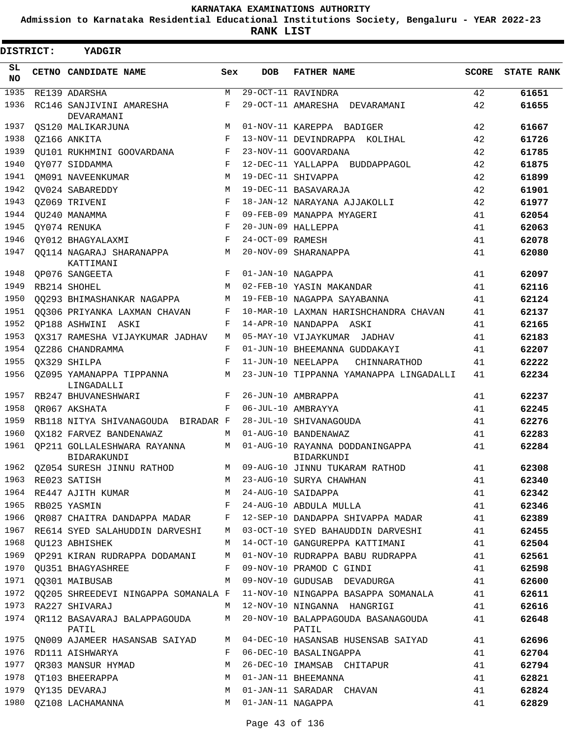KARNATAKA EXAMINATIONS AUTHORITY

Admission to Karnataka Residential Educational Institutions Society, Bengaluru - YEAR 2022-23

**RANK LIST**

**DISTRICT: YADGIR**

| SL NO | CETNO | CANDIDATE NAME | Sex | DOB | FATHER NAME | SCORE | STATE RANK |
|---|---|---|---|---|---|---|---|
| 1935 | RE139 | ADARSHA | M | 29-OCT-11 | RAVINDRA | 42 | 61651 |
| 1936 | RC146 | SANJIVINI AMARESHA DEVARAMANI | F | 29-OCT-11 | AMARESHA DEVARAMANI | 42 | 61655 |
| 1937 | QS120 | MALIKARJUNA | M | 01-NOV-11 | KAREPPA BADIGER | 42 | 61667 |
| 1938 | QZ166 | ANKITA | F | 13-NOV-11 | DEVINDRAPPA KOLIHAL | 42 | 61726 |
| 1939 | QU101 | RUKHMINI GOOVARDANA | F | 23-NOV-11 | GOOVARDANA | 42 | 61785 |
| 1940 | QY077 | SIDDAMMA | F | 12-DEC-11 | YALLAPPA BUDDAPPAGOL | 42 | 61875 |
| 1941 | QM091 | NAVEENKUMAR | M | 19-DEC-11 | SHIVAPPA | 42 | 61899 |
| 1942 | QV024 | SABAREDDY | M | 19-DEC-11 | BASAVARAJA | 42 | 61901 |
| 1943 | QZ069 | TRIVENI | F | 18-JAN-12 | NARAYANA AJJAKOLLI | 42 | 61977 |
| 1944 | QU240 | MANAMMA | F | 09-FEB-09 | MANAPPA MYAGERI | 41 | 62054 |
| 1945 | QY074 | RENUKA | F | 20-JUN-09 | HALLEPPA | 41 | 62063 |
| 1946 | QY012 | BHAGYALAXMI | F | 24-OCT-09 | RAMESH | 41 | 62078 |
| 1947 | QQ114 | NAGARAJ SHARANAPPA KATTIMANI | M | 20-NOV-09 | SHARANAPPA | 41 | 62080 |
| 1948 | QP076 | SANGEETA | F | 01-JAN-10 | NAGAPPA | 41 | 62097 |
| 1949 | RB214 | SHOHEL | M | 02-FEB-10 | YASIN MAKANDAR | 41 | 62116 |
| 1950 | QQ293 | BHIMASHANKAR NAGAPPA | M | 19-FEB-10 | NAGAPPA SAYABANNA | 41 | 62124 |
| 1951 | QQ306 | PRIYANKA LAXMAN CHAVAN | F | 10-MAR-10 | LAXMAN HARISHCHANDRA CHAVAN | 41 | 62137 |
| 1952 | QP188 | ASHWINI ASKI | F | 14-APR-10 | NANDAPPA ASKI | 41 | 62165 |
| 1953 | QX317 | RAMESHA VIJAYKUMAR JADHAV | M | 05-MAY-10 | VIJAYKUMAR JADHAV | 41 | 62183 |
| 1954 | QZ286 | CHANDRAMMA | F | 01-JUN-10 | BHEEMANNA GUDDAKAYI | 41 | 62207 |
| 1955 | QX329 | SHILPA | F | 11-JUN-10 | NEELAPPA CHINNARATHOD | 41 | 62222 |
| 1956 | QZ095 | YAMANAPPA TIPPANNA LINGADALLI | M | 23-JUN-10 | TIPPANNA YAMANAPPA LINGADALLI | 41 | 62234 |
| 1957 | RB247 | BHUVANESHWARI | F | 26-JUN-10 | AMBRAPPA | 41 | 62237 |
| 1958 | QR067 | AKSHATA | F | 06-JUL-10 | AMBRAYYA | 41 | 62245 |
| 1959 | RB118 | NITYA SHIVANAGOUDA BIRADAR | F | 28-JUL-10 | SHIVANAGOUDA | 41 | 62276 |
| 1960 | QX182 | FARVEZ BANDENAWAZ | M | 01-AUG-10 | BANDENAWAZ | 41 | 62283 |
| 1961 | QP211 | GOLLALESHWARA RAYANNA BIDARAKUNDI | M | 01-AUG-10 | RAYANNA DODDANINGAPPA BIDARKUNDI | 41 | 62284 |
| 1962 | QZ054 | SURESH JINNU RATHOD | M | 09-AUG-10 | JINNU TUKARAM RATHOD | 41 | 62308 |
| 1963 | RE023 | SATISH | M | 23-AUG-10 | SURYA CHAWHAN | 41 | 62340 |
| 1964 | RE447 | AJITH KUMAR | M | 24-AUG-10 | SAIDAPPA | 41 | 62342 |
| 1965 | RB025 | YASMIN | F | 24-AUG-10 | ABDULA MULLA | 41 | 62346 |
| 1966 | QR087 | CHAITRA DANDAPPA MADAR | F | 12-SEP-10 | DANDAPPA SHIVAPPA MADAR | 41 | 62389 |
| 1967 | RE614 | SYED SALAHUDDIN DARVESHI | M | 03-OCT-10 | SYED BAHAUDDIN DARVESHI | 41 | 62455 |
| 1968 | QU123 | ABHISHEK | M | 14-OCT-10 | GANGUREPPA KATTIMANI | 41 | 62504 |
| 1969 | QP291 | KIRAN RUDRAPPA DODAMANI | M | 01-NOV-10 | RUDRAPPA BABU RUDRAPPA | 41 | 62561 |
| 1970 | QU351 | BHAGYASHREE | F | 09-NOV-10 | PRAMOD C GINDI | 41 | 62598 |
| 1971 | QQ301 | MAIBUSAB | M | 09-NOV-10 | GUDUSAB DEVADURGA | 41 | 62600 |
| 1972 | QQ205 | SHREEDEVI NINGAPPA SOMANALA | F | 11-NOV-10 | NINGAPPA BASAPPA SOMANALA | 41 | 62611 |
| 1973 | RA227 | SHIVARAJ | M | 12-NOV-10 | NINGANNA HANGRIGI | 41 | 62616 |
| 1974 | QR112 | BASAVARAJ BALAPPAGOUDA PATIL | M | 20-NOV-10 | BALAPPAGOUDA BASANAGOUDA PATIL | 41 | 62648 |
| 1975 | QN009 | AJAMEER HASANSAB SAIYAD | M | 04-DEC-10 | HASANSAB HUSENSAB SAIYAD | 41 | 62696 |
| 1976 | RD111 | AISHWARYA | F | 06-DEC-10 | BASALINGAPPA | 41 | 62704 |
| 1977 | QR303 | MANSUR HYMAD | M | 26-DEC-10 | IMAMSAB CHITAPUR | 41 | 62794 |
| 1978 | QT103 | BHEERAPPA | M | 01-JAN-11 | BHEEMANNA | 41 | 62821 |
| 1979 | QY135 | DEVARAJ | M | 01-JAN-11 | SARADAR CHAVAN | 41 | 62824 |
| 1980 | QZ108 | LACHAMANNA | M | 01-JAN-11 | NAGAPPA | 41 | 62829 |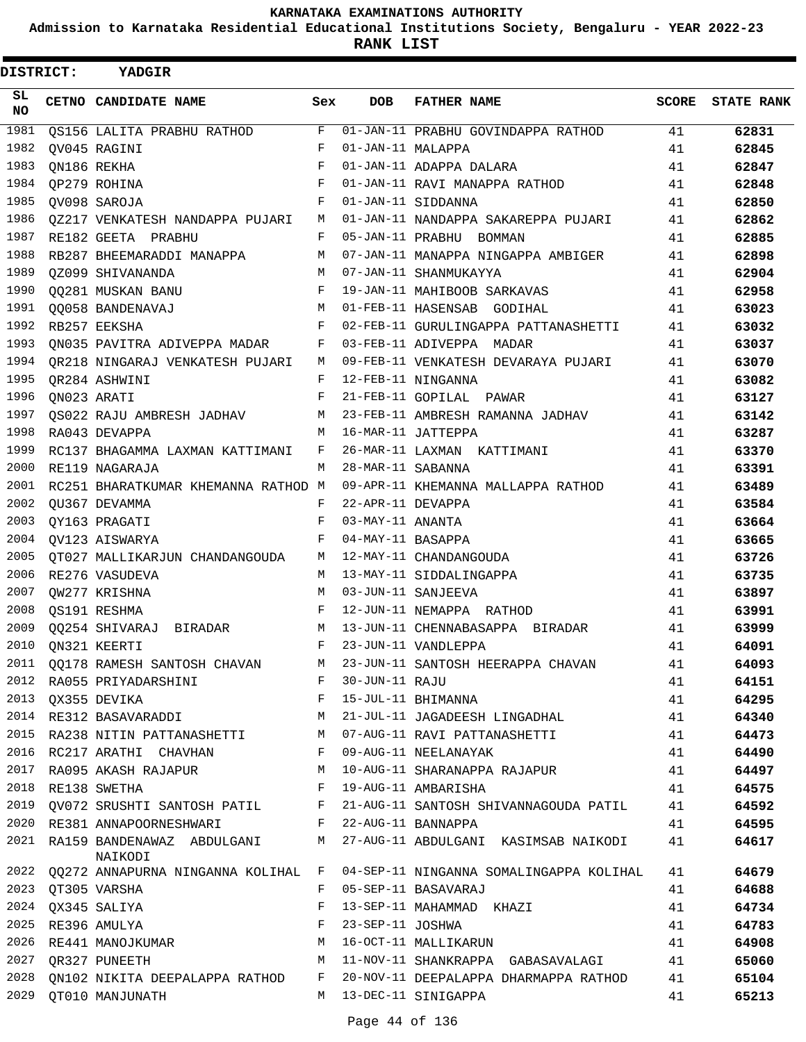KARNATAKA EXAMINATIONS AUTHORITY

Admission to Karnataka Residential Educational Institutions Society, Bengaluru - YEAR 2022-23

**RANK LIST**

**DISTRICT: YADGIR**

| SL NO | CETNO | CANDIDATE NAME | Sex | DOB | FATHER NAME | SCORE | STATE RANK |
|---|---|---|---|---|---|---|---|
| 1981 | QS156 | LALITA PRABHU RATHOD | F | 01-JAN-11 | PRABHU GOVINDAPPA RATHOD | 41 | 62831 |
| 1982 | QV045 | RAGINI | F | 01-JAN-11 | MALAPPA | 41 | 62845 |
| 1983 | QN186 | REKHA | F | 01-JAN-11 | ADAPPA DALARA | 41 | 62847 |
| 1984 | QP279 | ROHINA | F | 01-JAN-11 | RAVI MANAPPA RATHOD | 41 | 62848 |
| 1985 | QV098 | SAROJA | F | 01-JAN-11 | SIDDANNA | 41 | 62850 |
| 1986 | QZ217 | VENKATESH NANDAPPA PUJARI | M | 01-JAN-11 | NANDAPPA SAKAREPPA PUJARI | 41 | 62862 |
| 1987 | RE182 | GEETA PRABHU | F | 05-JAN-11 | PRABHU BOMMAN | 41 | 62885 |
| 1988 | RB287 | BHEEMARADDI MANAPPA | M | 07-JAN-11 | MANAPPA NINGAPPA AMBIGER | 41 | 62898 |
| 1989 | QZ099 | SHIVANANDA | M | 07-JAN-11 | SHANMUKAYYA | 41 | 62904 |
| 1990 | QQ281 | MUSKAN BANU | F | 19-JAN-11 | MAHIBOOB SARKAVAS | 41 | 62958 |
| 1991 | QQ058 | BANDENAVAJ | M | 01-FEB-11 | HASENSAB GODIHAL | 41 | 63023 |
| 1992 | RB257 | EEKSHA | F | 02-FEB-11 | GURULINGAPPA PATTANASHETTI | 41 | 63032 |
| 1993 | QN035 | PAVITRA ADIVEPPA MADAR | F | 03-FEB-11 | ADIVEPPA MADAR | 41 | 63037 |
| 1994 | QR218 | NINGARAJ VENKATESH PUJARI | M | 09-FEB-11 | VENKATESH DEVARAYA PUJARI | 41 | 63070 |
| 1995 | QR284 | ASHWINI | F | 12-FEB-11 | NINGANNA | 41 | 63082 |
| 1996 | QN023 | ARATI | F | 21-FEB-11 | GOPILAL PAWAR | 41 | 63127 |
| 1997 | QS022 | RAJU AMBRESH JADHAV | M | 23-FEB-11 | AMBRESH RAMANNA JADHAV | 41 | 63142 |
| 1998 | RA043 | DEVAPPA | M | 16-MAR-11 | JATTEPPA | 41 | 63287 |
| 1999 | RC137 | BHAGAMMA LAXMAN KATTIMANI | F | 26-MAR-11 | LAXMAN KATTIMANI | 41 | 63370 |
| 2000 | RE119 | NAGARAJA | M | 28-MAR-11 | SABANNA | 41 | 63391 |
| 2001 | RC251 | BHARATKUMAR KHEMANNA RATHOD | M | 09-APR-11 | KHEMANNA MALLAPPA RATHOD | 41 | 63489 |
| 2002 | QU367 | DEVAMMA | F | 22-APR-11 | DEVAPPA | 41 | 63584 |
| 2003 | QY163 | PRAGATI | F | 03-MAY-11 | ANANTA | 41 | 63664 |
| 2004 | QV123 | AISWARYA | F | 04-MAY-11 | BASAPPA | 41 | 63665 |
| 2005 | QT027 | MALLIKARJUN CHANDANGOUDA | M | 12-MAY-11 | CHANDANGOUDA | 41 | 63726 |
| 2006 | RE276 | VASUDEVA | M | 13-MAY-11 | SIDDALINGAPPA | 41 | 63735 |
| 2007 | QW277 | KRISHNA | M | 03-JUN-11 | SANJEEVA | 41 | 63897 |
| 2008 | QS191 | RESHMA | F | 12-JUN-11 | NEMAPPA RATHOD | 41 | 63991 |
| 2009 | QQ254 | SHIVARAJ BIRADAR | M | 13-JUN-11 | CHENNABASAPPA BIRADAR | 41 | 63999 |
| 2010 | QN321 | KEERTI | F | 23-JUN-11 | VANDLEPPA | 41 | 64091 |
| 2011 | QQ178 | RAMESH SANTOSH CHAVAN | M | 23-JUN-11 | SANTOSH HEERAPPA CHAVAN | 41 | 64093 |
| 2012 | RA055 | PRIYADARSHINI | F | 30-JUN-11 | RAJU | 41 | 64151 |
| 2013 | QX355 | DEVIKA | F | 15-JUL-11 | BHIMANNA | 41 | 64295 |
| 2014 | RE312 | BASAVARADDI | M | 21-JUL-11 | JAGADEESH LINGADHAL | 41 | 64340 |
| 2015 | RA238 | NITIN PATTANASHETTI | M | 07-AUG-11 | RAVI PATTANASHETTI | 41 | 64473 |
| 2016 | RC217 | ARATHI CHAVHAN | F | 09-AUG-11 | NEELANAYAK | 41 | 64490 |
| 2017 | RA095 | AKASH RAJAPUR | M | 10-AUG-11 | SHARANAPPA RAJAPUR | 41 | 64497 |
| 2018 | RE138 | SWETHA | F | 19-AUG-11 | AMBARISHA | 41 | 64575 |
| 2019 | QV072 | SRUSHTI SANTOSH PATIL | F | 21-AUG-11 | SANTOSH SHIVANNAGOUDA PATIL | 41 | 64592 |
| 2020 | RE381 | ANNAPOORNESHWARI | F | 22-AUG-11 | BANNAPPA | 41 | 64595 |
| 2021 | RA159 | BANDENAWAZ ABDULGANI NAIKODI | M | 27-AUG-11 | ABDULGANI KASIMSAB NAIKODI | 41 | 64617 |
| 2022 | QQ272 | ANNAPURNA NINGANNA KOLIHAL | F | 04-SEP-11 | NINGANNA SOMALINGAPPA KOLIHAL | 41 | 64679 |
| 2023 | QT305 | VARSHA | F | 05-SEP-11 | BASAVARAJ | 41 | 64688 |
| 2024 | QX345 | SALIYA | F | 13-SEP-11 | MAHAMMAD KHAZI | 41 | 64734 |
| 2025 | RE396 | AMULYA | F | 23-SEP-11 | JOSHWA | 41 | 64783 |
| 2026 | RE441 | MANOJKUMAR | M | 16-OCT-11 | MALLIKARUN | 41 | 64908 |
| 2027 | QR327 | PUNEETH | M | 11-NOV-11 | SHANKRAPPA GABASAVALAGI | 41 | 65060 |
| 2028 | QN102 | NIKITA DEEPALAPPA RATHOD | F | 20-NOV-11 | DEEPALAPPA DHARMAPPA RATHOD | 41 | 65104 |
| 2029 | QT010 | MANJUNATH | M | 13-DEC-11 | SINIGAPPA | 41 | 65213 |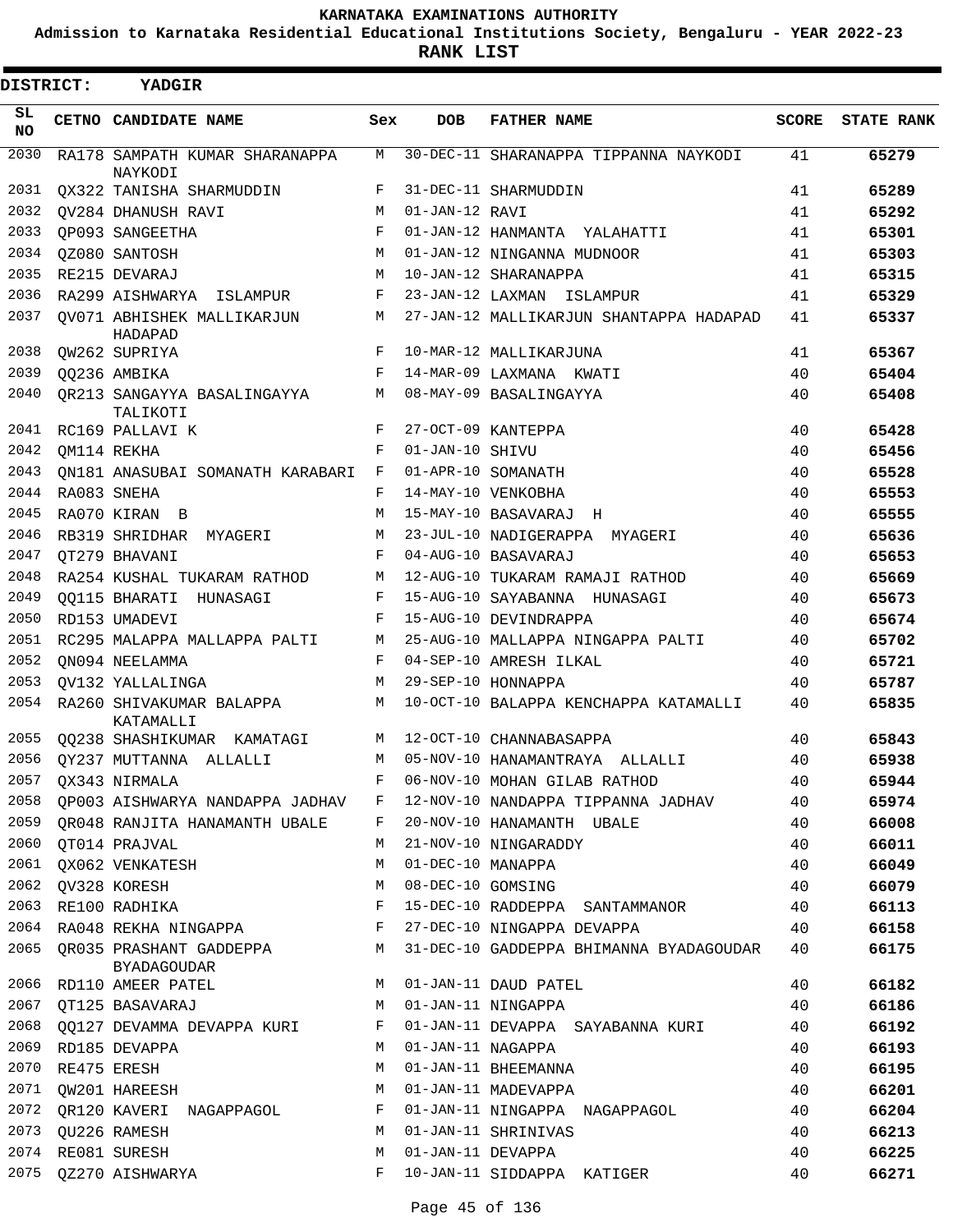# KARNATAKA EXAMINATIONS AUTHORITY

**Admission to Karnataka Residential Educational Institutions Society, Bengaluru - YEAR 2022-23**

**RANK LIST**

**DISTRICT: YADGIR**

| SL NO | CETNO | CANDIDATE NAME | Sex | DOB | FATHER NAME | SCORE | STATE RANK |
|---|---|---|---|---|---|---|---|
| 2030 | RA178 | SAMPATH KUMAR SHARANAPPA NAYKODI | M | 30-DEC-11 | SHARANAPPA TIPPANNA NAYKODI | 41 | 65279 |
| 2031 | QX322 | TANISHA SHARMUDDIN | F | 31-DEC-11 | SHARMUDDIN | 41 | 65289 |
| 2032 | QV284 | DHANUSH RAVI | M | 01-JAN-12 | RAVI | 41 | 65292 |
| 2033 | QP093 | SANGEETHA | F | 01-JAN-12 | HANMANTA YALAHATTI | 41 | 65301 |
| 2034 | QZ080 | SANTOSH | M | 01-JAN-12 | NINGANNA MUDNOOR | 41 | 65303 |
| 2035 | RE215 | DEVARAJ | M | 10-JAN-12 | SHARANAPPA | 41 | 65315 |
| 2036 | RA299 | AISHWARYA ISLAMPUR | F | 23-JAN-12 | LAXMAN ISLAMPUR | 41 | 65329 |
| 2037 | QV071 | ABHISHEK MALLIKARJUN HADAPAD | M | 27-JAN-12 | MALLIKARJUN SHANTAPPA HADAPAD | 41 | 65337 |
| 2038 | QW262 | SUPRIYA | F | 10-MAR-12 | MALLIKARJUNA | 41 | 65367 |
| 2039 | QQ236 | AMBIKA | F | 14-MAR-09 | LAXMANA KWATI | 40 | 65404 |
| 2040 | QR213 | SANGAYYA BASALINGAYYA TALIKOTI | M | 08-MAY-09 | BASALINGAYYA | 40 | 65408 |
| 2041 | RC169 | PALLAVI K | F | 27-OCT-09 | KANTEPPA | 40 | 65428 |
| 2042 | QM114 | REKHA | F | 01-JAN-10 | SHIVU | 40 | 65456 |
| 2043 | QN181 | ANASUBAI SOMANATH KARABARI | F | 01-APR-10 | SOMANATH | 40 | 65528 |
| 2044 | RA083 | SNEHA | F | 14-MAY-10 | VENKOBHA | 40 | 65553 |
| 2045 | RA070 | KIRAN B | M | 15-MAY-10 | BASAVARAJ H | 40 | 65555 |
| 2046 | RB319 | SHRIDHAR MYAGERI | M | 23-JUL-10 | NADIGERAPPA MYAGERI | 40 | 65636 |
| 2047 | QT279 | BHAVANI | F | 04-AUG-10 | BASAVARAJ | 40 | 65653 |
| 2048 | RA254 | KUSHAL TUKARAM RATHOD | M | 12-AUG-10 | TUKARAM RAMAJI RATHOD | 40 | 65669 |
| 2049 | QQ115 | BHARATI HUNASAGI | F | 15-AUG-10 | SAYABANNA HUNASAGI | 40 | 65673 |
| 2050 | RD153 | UMADEVI | F | 15-AUG-10 | DEVINDRAPPA | 40 | 65674 |
| 2051 | RC295 | MALAPPA MALLAPPA PALTI | M | 25-AUG-10 | MALLAPPA NINGAPPA PALTI | 40 | 65702 |
| 2052 | QN094 | NEELAMMA | F | 04-SEP-10 | AMRESH ILKAL | 40 | 65721 |
| 2053 | QV132 | YALLALINGA | M | 29-SEP-10 | HONNAPPA | 40 | 65787 |
| 2054 | RA260 | SHIVAKUMAR BALAPPA KATAMALLI | M | 10-OCT-10 | BALAPPA KENCHAPPA KATAMALLI | 40 | 65835 |
| 2055 | QQ238 | SHASHIKUMAR KAMATAGI | M | 12-OCT-10 | CHANNABASAPPA | 40 | 65843 |
| 2056 | QY237 | MUTTANNA ALLALLI | M | 05-NOV-10 | HANAMANTRAYA ALLALLI | 40 | 65938 |
| 2057 | QX343 | NIRMALA | F | 06-NOV-10 | MOHAN GILAB RATHOD | 40 | 65944 |
| 2058 | QP003 | AISHWARYA NANDAPPA JADHAV | F | 12-NOV-10 | NANDAPPA TIPPANNA JADHAV | 40 | 65974 |
| 2059 | QR048 | RANJITA HANAMANTH UBALE | F | 20-NOV-10 | HANAMANTH UBALE | 40 | 66008 |
| 2060 | QT014 | PRAJVAL | M | 21-NOV-10 | NINGARADDY | 40 | 66011 |
| 2061 | QX062 | VENKATESH | M | 01-DEC-10 | MANAPPA | 40 | 66049 |
| 2062 | QV328 | KORESH | M | 08-DEC-10 | GOMSING | 40 | 66079 |
| 2063 | RE100 | RADHIKA | F | 15-DEC-10 | RADDEPPA SANTAMMANOR | 40 | 66113 |
| 2064 | RA048 | REKHA NINGAPPA | F | 27-DEC-10 | NINGAPPA DEVAPPA | 40 | 66158 |
| 2065 | QR035 | PRASHANT GADDEPPA BYADAGOUDAR | M | 31-DEC-10 | GADDEPPA BHIMANNA BYADAGOUDAR | 40 | 66175 |
| 2066 | RD110 | AMEER PATEL | M | 01-JAN-11 | DAUD PATEL | 40 | 66182 |
| 2067 | QT125 | BASAVARAJ | M | 01-JAN-11 | NINGAPPA | 40 | 66186 |
| 2068 | QQ127 | DEVAMMA DEVAPPA KURI | F | 01-JAN-11 | DEVAPPA SAYABANNA KURI | 40 | 66192 |
| 2069 | RD185 | DEVAPPA | M | 01-JAN-11 | NAGAPPA | 40 | 66193 |
| 2070 | RE475 | ERESH | M | 01-JAN-11 | BHEEMANNA | 40 | 66195 |
| 2071 | QW201 | HAREESH | M | 01-JAN-11 | MADEVAPPA | 40 | 66201 |
| 2072 | QR120 | KAVERI NAGAPPAGOL | F | 01-JAN-11 | NINGAPPA NAGAPPAGOL | 40 | 66204 |
| 2073 | QU226 | RAMESH | M | 01-JAN-11 | SHRINIVAS | 40 | 66213 |
| 2074 | RE081 | SURESH | M | 01-JAN-11 | DEVAPPA | 40 | 66225 |
| 2075 | QZ270 | AISHWARYA | F | 10-JAN-11 | SIDDAPPA KATIGER | 40 | 66271 |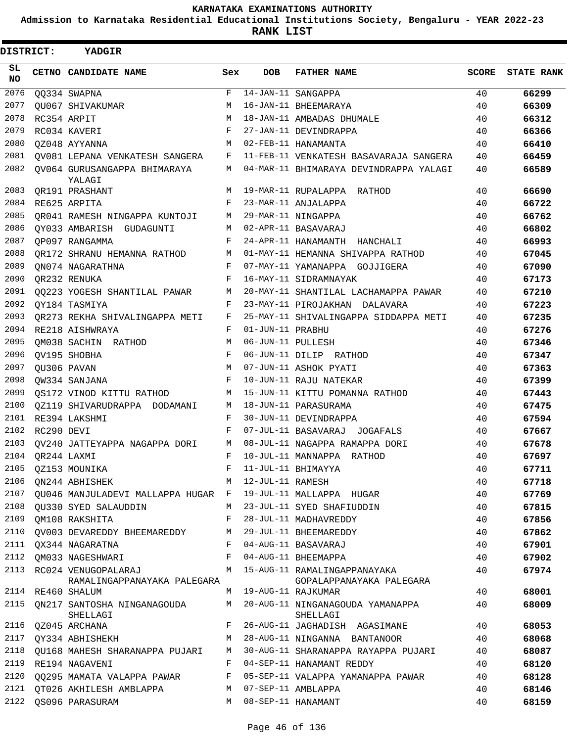KARNATAKA EXAMINATIONS AUTHORITY

Admission to Karnataka Residential Educational Institutions Society, Bengaluru - YEAR 2022-23

**RANK LIST**

**DISTRICT: YADGIR**

| SL NO | CETNO | CANDIDATE NAME | Sex | DOB | FATHER NAME | SCORE | STATE RANK |
|---|---|---|---|---|---|---|---|
| 2076 | QQ334 | SWAPNA | F | 14-JAN-11 | SANGAPPA | 40 | 66299 |
| 2077 | QU067 | SHIVAKUMAR | M | 16-JAN-11 | BHEEMARAYA | 40 | 66309 |
| 2078 | RC354 | ARPIT | M | 18-JAN-11 | AMBADAS DHUMALE | 40 | 66312 |
| 2079 | RC034 | KAVERI | F | 27-JAN-11 | DEVINDRAPPA | 40 | 66366 |
| 2080 | QZ048 | AYYANNA | M | 02-FEB-11 | HANAMANTA | 40 | 66410 |
| 2081 | QV081 | LEPANA VENKATESH SANGERA | F | 11-FEB-11 | VENKATESH BASAVARAJA SANGERA | 40 | 66459 |
| 2082 | QV064 | GURUSANGAPPA BHIMARAYA YALAGI | M | 04-MAR-11 | BHIMARAYA DEVINDRAPPA YALAGI | 40 | 66589 |
| 2083 | QR191 | PRASHANT | M | 19-MAR-11 | RUPALAPPA RATHOD | 40 | 66690 |
| 2084 | RE625 | ARPITA | F | 23-MAR-11 | ANJALAPPA | 40 | 66722 |
| 2085 | QR041 | RAMESH NINGAPPA KUNTOJI | M | 29-MAR-11 | NINGAPPA | 40 | 66762 |
| 2086 | QY033 | AMBARISH GUDAGUNTI | M | 02-APR-11 | BASAVARAJ | 40 | 66802 |
| 2087 | QP097 | RANGAMMA | F | 24-APR-11 | HANAMANTH HANCHALI | 40 | 66993 |
| 2088 | QR172 | SHRANU HEMANNA RATHOD | M | 01-MAY-11 | HEMANNA SHIVAPPA RATHOD | 40 | 67045 |
| 2089 | QN074 | NAGARATHNA | F | 07-MAY-11 | YAMANAPPA GOJJIGERA | 40 | 67090 |
| 2090 | QR232 | RENUKA | F | 16-MAY-11 | SIDRAMNAYAK | 40 | 67173 |
| 2091 | QQ223 | YOGESH SHANTILAL PAWAR | M | 20-MAY-11 | SHANTILAL LACHAMAPPA PAWAR | 40 | 67210 |
| 2092 | QY184 | TASMIYA | F | 23-MAY-11 | PIROJAKHAN DALAVARA | 40 | 67223 |
| 2093 | QR273 | REKHA SHIVALINGAPPA METI | F | 25-MAY-11 | SHIVALINGAPPA SIDDAPPA METI | 40 | 67235 |
| 2094 | RE218 | AISHWRAYA | F | 01-JUN-11 | PRABHU | 40 | 67276 |
| 2095 | QM038 | SACHIN RATHOD | M | 06-JUN-11 | PULLESH | 40 | 67346 |
| 2096 | QV195 | SHOBHA | F | 06-JUN-11 | DILIP RATHOD | 40 | 67347 |
| 2097 | QU306 | PAVAN | M | 07-JUN-11 | ASHOK PYATI | 40 | 67363 |
| 2098 | QW334 | SANJANA | F | 10-JUN-11 | RAJU NATEKAR | 40 | 67399 |
| 2099 | QS172 | VINOD KITTU RATHOD | M | 15-JUN-11 | KITTU POMANNA RATHOD | 40 | 67443 |
| 2100 | QZ119 | SHIVARUDRAPPA DODAMANI | M | 18-JUN-11 | PARASURAMA | 40 | 67475 |
| 2101 | RE394 | LAKSHMI | F | 30-JUN-11 | DEVINDRAPPA | 40 | 67594 |
| 2102 | RC290 | DEVI | F | 07-JUL-11 | BASAVARAJ JOGAFALS | 40 | 67667 |
| 2103 | QV240 | JATTEYAPPA NAGAPPA DORI | M | 08-JUL-11 | NAGAPPA RAMAPPA DORI | 40 | 67678 |
| 2104 | QR244 | LAXMI | F | 10-JUL-11 | MANNAPPA RATHOD | 40 | 67697 |
| 2105 | QZ153 | MOUNIKA | F | 11-JUL-11 | BHIMAYYA | 40 | 67711 |
| 2106 | QN244 | ABHISHEK | M | 12-JUL-11 | RAMESH | 40 | 67718 |
| 2107 | QU046 | MANJULADEVI MALLAPPA HUGAR | F | 19-JUL-11 | MALLAPPA HUGAR | 40 | 67769 |
| 2108 | QU330 | SYED SALAUDDIN | M | 23-JUL-11 | SYED SHAFIUDDIN | 40 | 67815 |
| 2109 | QM108 | RAKSHITA | F | 28-JUL-11 | MADHAVREDDY | 40 | 67856 |
| 2110 | QV003 | DEVAREDDY BHEEMAREDDY | M | 29-JUL-11 | BHEEMAREDDY | 40 | 67862 |
| 2111 | QX344 | NAGARATNA | F | 04-AUG-11 | BASAVARAJ | 40 | 67901 |
| 2112 | QM033 | NAGESHWARI | F | 04-AUG-11 | BHEEMAPPA | 40 | 67902 |
| 2113 | RC024 | VENUGOPALARAJ RAMALINGAPPANAYAKA PALEGARA | M | 15-AUG-11 | RAMALINGAPPANAYAKA GOPALAPPANAYAKA PALEGARA | 40 | 67974 |
| 2114 | RE460 | SHALUM | M | 19-AUG-11 | RAJKUMAR | 40 | 68001 |
| 2115 | QN217 | SANTOSHA NINGANAGOUDA SHELLAGI | M | 20-AUG-11 | NINGANAGOUDA YAMANAPPA SHELLAGI | 40 | 68009 |
| 2116 | QZ045 | ARCHANA | F | 26-AUG-11 | JAGHADISH AGASIMANE | 40 | 68053 |
| 2117 | QY334 | ABHISHEKH | M | 28-AUG-11 | NINGANNA BANTANOOR | 40 | 68068 |
| 2118 | QU168 | MAHESH SHARANAPPA PUJARI | M | 30-AUG-11 | SHARANAPPA RAYAPPA PUJARI | 40 | 68087 |
| 2119 | RE194 | NAGAVENI | F | 04-SEP-11 | HANAMANT REDDY | 40 | 68120 |
| 2120 | QQ295 | MAMATA VALAPPA PAWAR | F | 05-SEP-11 | VALAPPA YAMANAPPA PAWAR | 40 | 68128 |
| 2121 | QT026 | AKHILESH AMBLAPPA | M | 07-SEP-11 | AMBLAPPA | 40 | 68146 |
| 2122 | QS096 | PARASURAM | M | 08-SEP-11 | HANAMANT | 40 | 68159 |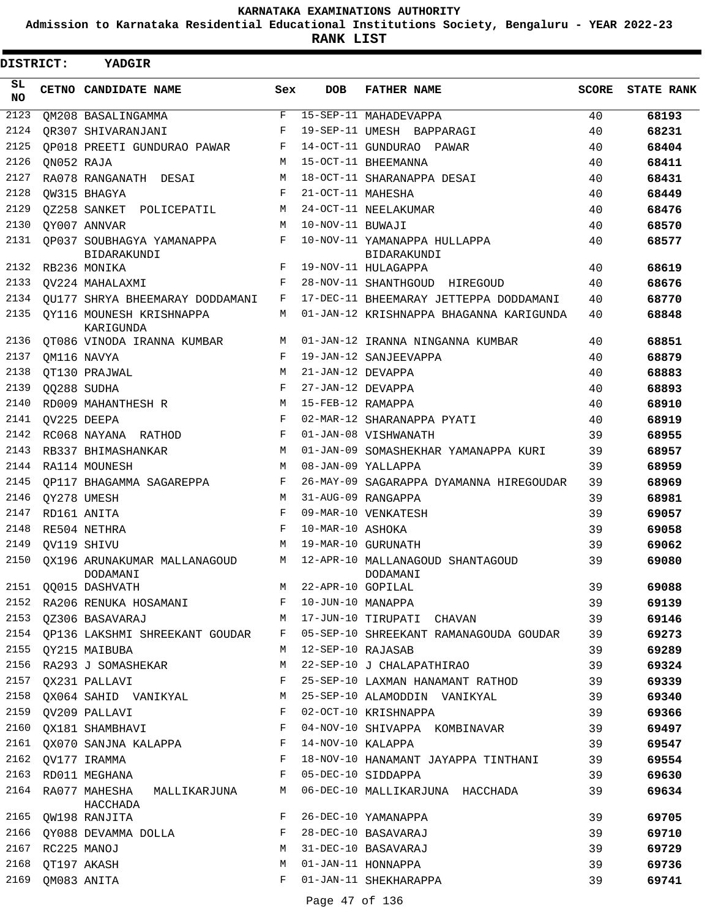KARNATAKA EXAMINATIONS AUTHORITY

Admission to Karnataka Residential Educational Institutions Society, Bengaluru - YEAR 2022-23

**RANK LIST**

**DISTRICT: YADGIR**

| SL NO | CETNO | CANDIDATE NAME | Sex | DOB | FATHER NAME | SCORE | STATE RANK |
|---|---|---|---|---|---|---|---|
| 2123 | QM208 | BASALINGAMMA | F | 15-SEP-11 | MAHADEVAPPA | 40 | 68193 |
| 2124 | QR307 | SHIVARANJANI | F | 19-SEP-11 | UMESH BAPPARAGI | 40 | 68231 |
| 2125 | QP018 | PREETI GUNDURAO PAWAR | F | 14-OCT-11 | GUNDURAO PAWAR | 40 | 68404 |
| 2126 | QN052 | RAJA | M | 15-OCT-11 | BHEEMANNA | 40 | 68411 |
| 2127 | RA078 | RANGANATH DESAI | M | 18-OCT-11 | SHARANAPPA DESAI | 40 | 68431 |
| 2128 | QW315 | BHAGYA | F | 21-OCT-11 | MAHESHA | 40 | 68449 |
| 2129 | QZ258 | SANKET POLICEPATIL | M | 24-OCT-11 | NEELAKUMAR | 40 | 68476 |
| 2130 | QY007 | ANNVAR | M | 10-NOV-11 | BUWAJI | 40 | 68570 |
| 2131 | QP037 | SOUBHAGYA YAMANAPPA BIDARAKUNDI | F | 10-NOV-11 | YAMANAPPA HULLAPPA BIDARAKUNDI | 40 | 68577 |
| 2132 | RB236 | MONIKA | F | 19-NOV-11 | HULAGAPPA | 40 | 68619 |
| 2133 | QV224 | MAHALAXMI | F | 28-NOV-11 | SHANTHGOUD HIREGOUD | 40 | 68676 |
| 2134 | QU177 | SHRYA BHEEMARAY DODDAMANI | F | 17-DEC-11 | BHEEMARAY JETTEPPA DODDAMANI | 40 | 68770 |
| 2135 | QY116 | MOUNESH KRISHNAPPA KARIGUNDA | M | 01-JAN-12 | KRISHNAPPA BHAGANNA KARIGUNDA | 40 | 68848 |
| 2136 | QT086 | VINODA IRANNA KUMBAR | M | 01-JAN-12 | IRANNA NINGANNA KUMBAR | 40 | 68851 |
| 2137 | QM116 | NAVYA | F | 19-JAN-12 | SANJEEVAPPA | 40 | 68879 |
| 2138 | QT130 | PRAJWAL | M | 21-JAN-12 | DEVAPPA | 40 | 68883 |
| 2139 | QQ288 | SUDHA | F | 27-JAN-12 | DEVAPPA | 40 | 68893 |
| 2140 | RD009 | MAHANTHESH R | M | 15-FEB-12 | RAMAPPA | 40 | 68910 |
| 2141 | QV225 | DEEPA | F | 02-MAR-12 | SHARANAPPA PYATI | 40 | 68919 |
| 2142 | RC068 | NAYANA RATHOD | F | 01-JAN-08 | VISHWANATH | 39 | 68955 |
| 2143 | RB337 | BHIMASHANKAR | M | 01-JAN-09 | SOMASHEKHAR YAMANAPPA KURI | 39 | 68957 |
| 2144 | RA114 | MOUNESH | M | 08-JAN-09 | YALLAPPA | 39 | 68959 |
| 2145 | QP117 | BHAGAMMA SAGAREPPA | F | 26-MAY-09 | SAGARAPPA DYAMANNA HIREGOUDAR | 39 | 68969 |
| 2146 | QY278 | UMESH | M | 31-AUG-09 | RANGAPPA | 39 | 68981 |
| 2147 | RD161 | ANITA | F | 09-MAR-10 | VENKATESH | 39 | 69057 |
| 2148 | RE504 | NETHRA | F | 10-MAR-10 | ASHOKA | 39 | 69058 |
| 2149 | QV119 | SHIVU | M | 19-MAR-10 | GURUNATH | 39 | 69062 |
| 2150 | QX196 | ARUNAKUMAR MALLANAGOUD DODAMANI | M | 12-APR-10 | MALLANAGOUD SHANTAGOUD DODAMANI | 39 | 69080 |
| 2151 | QQ015 | DASHVATH | M | 22-APR-10 | GOPILAL | 39 | 69088 |
| 2152 | RA206 | RENUKA HOSAMANI | F | 10-JUN-10 | MANAPPA | 39 | 69139 |
| 2153 | QZ306 | BASAVARAJ | M | 17-JUN-10 | TIRUPATI CHAVAN | 39 | 69146 |
| 2154 | QP136 | LAKSHMI SHREEKANT GOUDAR | F | 05-SEP-10 | SHREEKANT RAMANAGOUDA GOUDAR | 39 | 69273 |
| 2155 | QY215 | MAIBUBA | M | 12-SEP-10 | RAJASAB | 39 | 69289 |
| 2156 | RA293 | J SOMASHEKAR | M | 22-SEP-10 | J CHALAPATHIRAO | 39 | 69324 |
| 2157 | QX231 | PALLAVI | F | 25-SEP-10 | LAXMAN HANAMANT RATHOD | 39 | 69339 |
| 2158 | QX064 | SAHID VANIKYAL | M | 25-SEP-10 | ALAMODDIN VANIKYAL | 39 | 69340 |
| 2159 | QV209 | PALLAVI | F | 02-OCT-10 | KRISHNAPPA | 39 | 69366 |
| 2160 | QX181 | SHAMBHAVI | F | 04-NOV-10 | SHIVAPPA KOMBINAVAR | 39 | 69497 |
| 2161 | QX070 | SANJNA KALAPPA | F | 14-NOV-10 | KALAPPA | 39 | 69547 |
| 2162 | QV177 | IRAMMA | F | 18-NOV-10 | HANAMANT JAYAPPA TINTHANI | 39 | 69554 |
| 2163 | RD011 | MEGHANA | F | 05-DEC-10 | SIDDAPPA | 39 | 69630 |
| 2164 | RA077 | MAHESHA MALLIKARJUNA HACCHADA | M | 06-DEC-10 | MALLIKARJUNA HACCHADA | 39 | 69634 |
| 2165 | QW198 | RANJITA | F | 26-DEC-10 | YAMANAPPA | 39 | 69705 |
| 2166 | QY088 | DEVAMMA DOLLA | F | 28-DEC-10 | BASAVARAJ | 39 | 69710 |
| 2167 | RC225 | MANOJ | M | 31-DEC-10 | BASAVARAJ | 39 | 69729 |
| 2168 | QT197 | AKASH | M | 01-JAN-11 | HONNAPPA | 39 | 69736 |
| 2169 | QM083 | ANITA | F | 01-JAN-11 | SHEKHARAPPA | 39 | 69741 |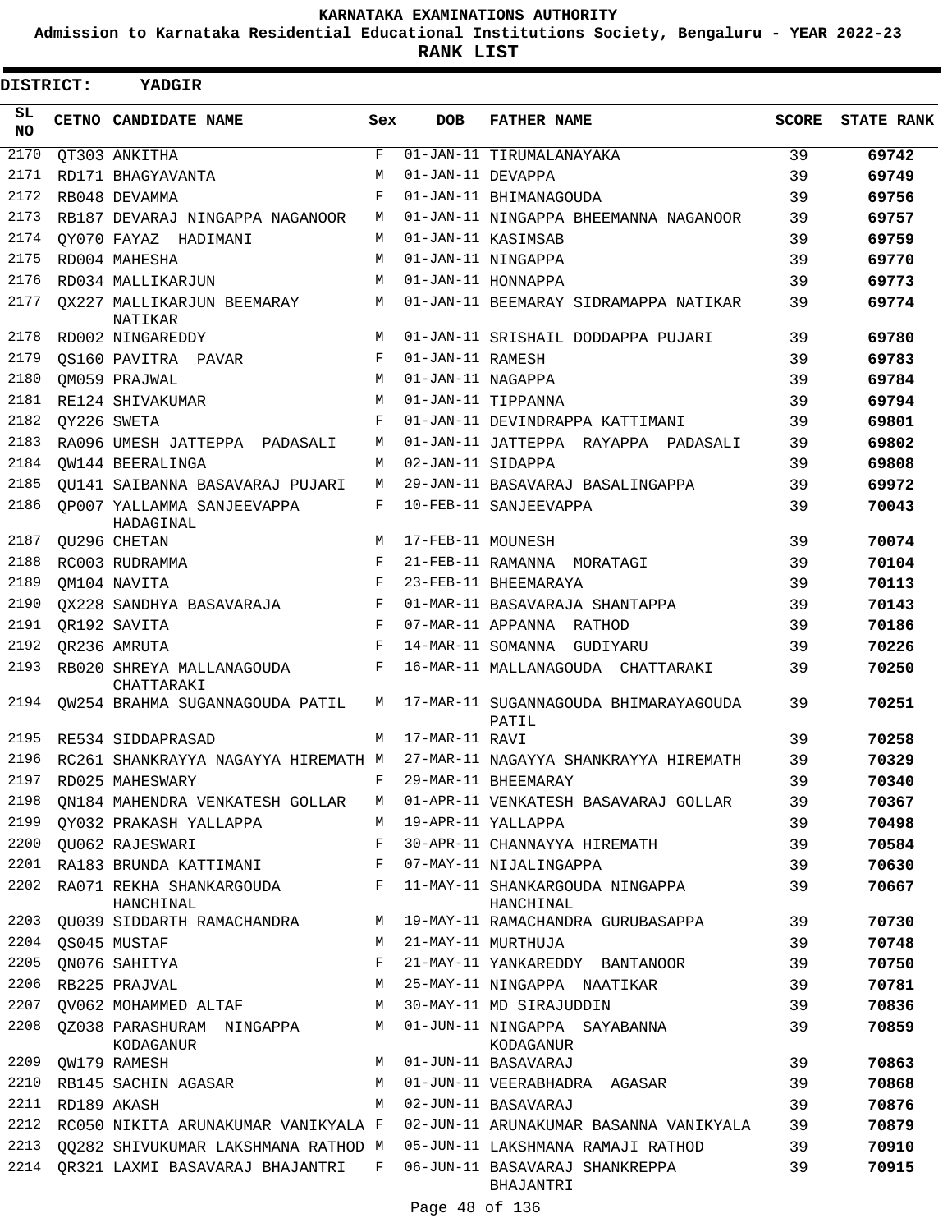KARNATAKA EXAMINATIONS AUTHORITY

Admission to Karnataka Residential Educational Institutions Society, Bengaluru - YEAR 2022-23

**RANK LIST**

**DISTRICT: YADGIR**

| SL NO | CETNO | CANDIDATE NAME | Sex | DOB | FATHER NAME | SCORE | STATE RANK |
|---|---|---|---|---|---|---|---|
| 2170 | QT303 | ANKITHA | F | 01-JAN-11 | TIRUMALANAYAKA | 39 | 69742 |
| 2171 | RD171 | BHAGYAVANTA | M | 01-JAN-11 | DEVAPPA | 39 | 69749 |
| 2172 | RB048 | DEVAMMA | F | 01-JAN-11 | BHIMANAGOUDA | 39 | 69756 |
| 2173 | RB187 | DEVARAJ NINGAPPA NAGANOOR | M | 01-JAN-11 | NINGAPPA BHEEMANNA NAGANOOR | 39 | 69757 |
| 2174 | QY070 | FAYAZ HADIMANI | M | 01-JAN-11 | KASIMSAB | 39 | 69759 |
| 2175 | RD004 | MAHESHA | M | 01-JAN-11 | NINGAPPA | 39 | 69770 |
| 2176 | RD034 | MALLIKARJUN | M | 01-JAN-11 | HONNAPPA | 39 | 69773 |
| 2177 | QX227 | MALLIKARJUN BEEMARAY NATIKAR | M | 01-JAN-11 | BEEMARAY SIDRAMAPPA NATIKAR | 39 | 69774 |
| 2178 | RD002 | NINGAREDDY | M | 01-JAN-11 | SRISHAIL DODDAPPA PUJARI | 39 | 69780 |
| 2179 | QS160 | PAVITRA PAVAR | F | 01-JAN-11 | RAMESH | 39 | 69783 |
| 2180 | QM059 | PRAJWAL | M | 01-JAN-11 | NAGAPPA | 39 | 69784 |
| 2181 | RE124 | SHIVAKUMAR | M | 01-JAN-11 | TIPPANNA | 39 | 69794 |
| 2182 | QY226 | SWETA | F | 01-JAN-11 | DEVINDRAPPA KATTIMANI | 39 | 69801 |
| 2183 | RA096 | UMESH JATTEPPA PADASALI | M | 01-JAN-11 | JATTEPPA RAYAPPA PADASALI | 39 | 69802 |
| 2184 | QW144 | BEERALINGA | M | 02-JAN-11 | SIDAPPA | 39 | 69808 |
| 2185 | QU141 | SAIBANNA BASAVARAJ PUJARI | M | 29-JAN-11 | BASAVARAJ BASALINGAPPA | 39 | 69972 |
| 2186 | QP007 | YALLAMMA SANJEEVAPPA HADAGINAL | F | 10-FEB-11 | SANJEEVAPPA | 39 | 70043 |
| 2187 | QU296 | CHETAN | M | 17-FEB-11 | MOUNESH | 39 | 70074 |
| 2188 | RC003 | RUDRAMMA | F | 21-FEB-11 | RAMANNA MORATAGI | 39 | 70104 |
| 2189 | QM104 | NAVITA | F | 23-FEB-11 | BHEEMARAYA | 39 | 70113 |
| 2190 | QX228 | SANDHYA BASAVARAJA | F | 01-MAR-11 | BASAVARAJA SHANTAPPA | 39 | 70143 |
| 2191 | QR192 | SAVITA | F | 07-MAR-11 | APPANNA RATHOD | 39 | 70186 |
| 2192 | QR236 | AMRUTA | F | 14-MAR-11 | SOMANNA GUDIYARU | 39 | 70226 |
| 2193 | RB020 | SHREYA MALLANAGOUDA CHATTARAKI | F | 16-MAR-11 | MALLANAGOUDA CHATTARAKI | 39 | 70250 |
| 2194 | QW254 | BRAHMA SUGANNAGOUDA PATIL | M | 17-MAR-11 | SUGANNAGOUDA BHIMARAYAGOUDA PATIL | 39 | 70251 |
| 2195 | RE534 | SIDDAPRASAD | M | 17-MAR-11 | RAVI | 39 | 70258 |
| 2196 | RC261 | SHANKRAYYA NAGAYYA HIREMATH | M | 27-MAR-11 | NAGAYYA SHANKRAYYA HIREMATH | 39 | 70329 |
| 2197 | RD025 | MAHESWARY | F | 29-MAR-11 | BHEEMARAY | 39 | 70340 |
| 2198 | QN184 | MAHENDRA VENKATESH GOLLAR | M | 01-APR-11 | VENKATESH BASAVARAJ GOLLAR | 39 | 70367 |
| 2199 | QY032 | PRAKASH YALLAPPA | M | 19-APR-11 | YALLAPPA | 39 | 70498 |
| 2200 | QU062 | RAJESWARI | F | 30-APR-11 | CHANNAYYA HIREMATH | 39 | 70584 |
| 2201 | RA183 | BRUNDA KATTIMANI | F | 07-MAY-11 | NIJALINGAPPA | 39 | 70630 |
| 2202 | RA071 | REKHA SHANKARGOUDA HANCHINAL | F | 11-MAY-11 | SHANKARGOUDA NINGAPPA HANCHINAL | 39 | 70667 |
| 2203 | QU039 | SIDDARTH RAMACHANDRA | M | 19-MAY-11 | RAMACHANDRA GURUBASAPPA | 39 | 70730 |
| 2204 | QS045 | MUSTAF | M | 21-MAY-11 | MURTHUJA | 39 | 70748 |
| 2205 | QN076 | SAHITYA | F | 21-MAY-11 | YANKAREDDY BANTANOOR | 39 | 70750 |
| 2206 | RB225 | PRAJVAL | M | 25-MAY-11 | NINGAPPA NAATIKAR | 39 | 70781 |
| 2207 | QV062 | MOHAMMED ALTAF | M | 30-MAY-11 | MD SIRAJUDDIN | 39 | 70836 |
| 2208 | QZ038 | PARASHURAM NINGAPPA KODAGANUR | M | 01-JUN-11 | NINGAPPA SAYABANNA KODAGANUR | 39 | 70859 |
| 2209 | QW179 | RAMESH | M | 01-JUN-11 | BASAVARAJ | 39 | 70863 |
| 2210 | RB145 | SACHIN AGASAR | M | 01-JUN-11 | VEERABHADRA AGASAR | 39 | 70868 |
| 2211 | RD189 | AKASH | M | 02-JUN-11 | BASAVARAJ | 39 | 70876 |
| 2212 | RC050 | NIKITA ARUNAKUMAR VANIKYALA | F | 02-JUN-11 | ARUNAKUMAR BASANNA VANIKYALA | 39 | 70879 |
| 2213 | QQ282 | SHIVUKUMAR LAKSHMANA RATHOD | M | 05-JUN-11 | LAKSHMANA RAMAJI RATHOD | 39 | 70910 |
| 2214 | QR321 | LAXMI BASAVARAJ BHAJANTRI | F | 06-JUN-11 | BASAVARAJ SHANKREPPA BHAJANTRI | 39 | 70915 |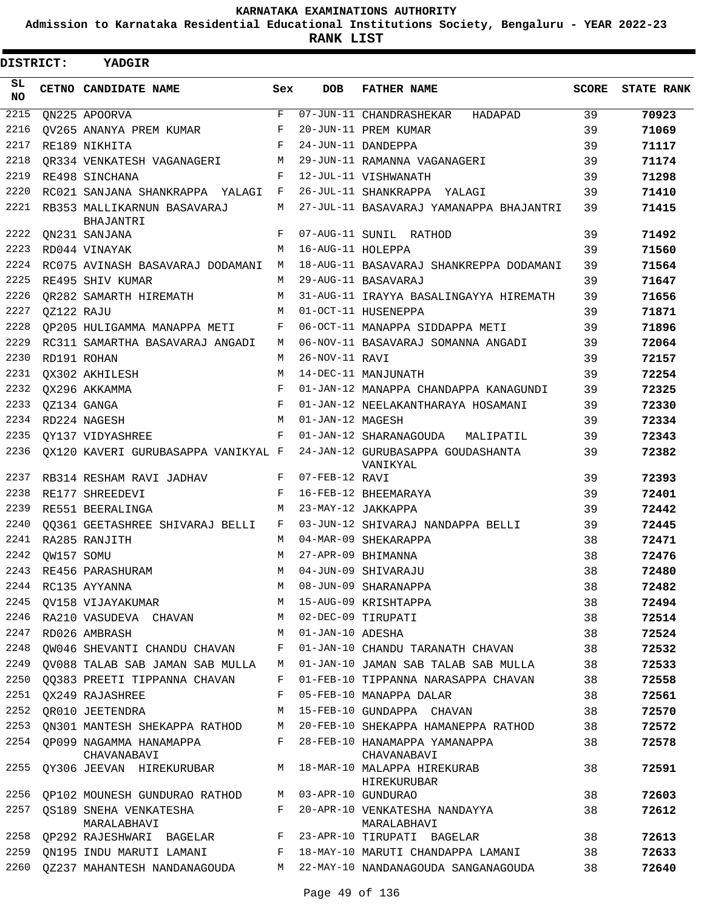KARNATAKA EXAMINATIONS AUTHORITY

Admission to Karnataka Residential Educational Institutions Society, Bengaluru - YEAR 2022-23

**RANK LIST**

**DISTRICT: YADGIR**

| SL NO | CETNO | CANDIDATE NAME | Sex | DOB | FATHER NAME | SCORE | STATE RANK |
|---|---|---|---|---|---|---|---|
| 2215 | QN225 | APOORVA | F | 07-JUN-11 | CHANDRASHEKAR HADAPAD | 39 | 70923 |
| 2216 | QV265 | ANANYA PREM KUMAR | F | 20-JUN-11 | PREM KUMAR | 39 | 71069 |
| 2217 | RE189 | NIKHITA | F | 24-JUN-11 | DANDEPPA | 39 | 71117 |
| 2218 | QR334 | VENKATESH VAGANAGERI | M | 29-JUN-11 | RAMANNA VAGANAGERI | 39 | 71174 |
| 2219 | RE498 | SINCHANA | F | 12-JUL-11 | VISHWANATH | 39 | 71298 |
| 2220 | RC021 | SANJANA SHANKRAPPA YALAGI | F | 26-JUL-11 | SHANKRAPPA YALAGI | 39 | 71410 |
| 2221 | RB353 | MALLIKARNUN BASAVARAJ BHAJANTRI | M | 27-JUL-11 | BASAVARAJ YAMANAPPA BHAJANTRI | 39 | 71415 |
| 2222 | QN231 | SANJANA | F | 07-AUG-11 | SUNIL RATHOD | 39 | 71492 |
| 2223 | RD044 | VINAYAK | M | 16-AUG-11 | HOLEPPA | 39 | 71560 |
| 2224 | RC075 | AVINASH BASAVARAJ DODAMANI | M | 18-AUG-11 | BASAVARAJ SHANKREPPA DODAMANI | 39 | 71564 |
| 2225 | RE495 | SHIV KUMAR | M | 29-AUG-11 | BASAVARAJ | 39 | 71647 |
| 2226 | QR282 | SAMARTH HIREMATH | M | 31-AUG-11 | IRAYYA BASALINGAYYA HIREMATH | 39 | 71656 |
| 2227 | QZ122 | RAJU | M | 01-OCT-11 | HUSENEPPA | 39 | 71871 |
| 2228 | QP205 | HULIGAMMA MANAPPA METI | F | 06-OCT-11 | MANAPPA SIDDAPPA METI | 39 | 71896 |
| 2229 | RC311 | SAMARTHA BASAVARAJ ANGADI | M | 06-NOV-11 | BASAVARAJ SOMANNA ANGADI | 39 | 72064 |
| 2230 | RD191 | ROHAN | M | 26-NOV-11 | RAVI | 39 | 72157 |
| 2231 | QX302 | AKHILESH | M | 14-DEC-11 | MANJUNATH | 39 | 72254 |
| 2232 | QX296 | AKKAMMA | F | 01-JAN-12 | MANAPPA CHANDAPPA KANAGUNDI | 39 | 72325 |
| 2233 | QZ134 | GANGA | F | 01-JAN-12 | NEELAKANTHARAYA HOSAMANI | 39 | 72330 |
| 2234 | RD224 | NAGESH | M | 01-JAN-12 | MAGESH | 39 | 72334 |
| 2235 | QY137 | VIDYASHREE | F | 01-JAN-12 | SHARANAGOUDA MALIPATIL | 39 | 72343 |
| 2236 | QX120 | KAVERI GURUBASAPPA VANIKYAL | F | 24-JAN-12 | GURUBASAPPA GOUDASHANTA VANIKYAL | 39 | 72382 |
| 2237 | RB314 | RESHAM RAVI JADHAV | F | 07-FEB-12 | RAVI | 39 | 72393 |
| 2238 | RE177 | SHREEDEVI | F | 16-FEB-12 | BHEEMARAYA | 39 | 72401 |
| 2239 | RE551 | BEERALINGA | M | 23-MAY-12 | JAKKAPPA | 39 | 72442 |
| 2240 | QQ361 | GEETASHREE SHIVARAJ BELLI | F | 03-JUN-12 | SHIVARAJ NANDAPPA BELLI | 39 | 72445 |
| 2241 | RA285 | RANJITH | M | 04-MAR-09 | SHEKARAPPA | 38 | 72471 |
| 2242 | QW157 | SOMU | M | 27-APR-09 | BHIMANNA | 38 | 72476 |
| 2243 | RE456 | PARASHURAM | M | 04-JUN-09 | SHIVARAJU | 38 | 72480 |
| 2244 | RC135 | AYYANNA | M | 08-JUN-09 | SHARANAPPA | 38 | 72482 |
| 2245 | QV158 | VIJAYAKUMAR | M | 15-AUG-09 | KRISHTAPPA | 38 | 72494 |
| 2246 | RA210 | VASUDEVA CHAVAN | M | 02-DEC-09 | TIRUPATI | 38 | 72514 |
| 2247 | RD026 | AMBRASH | M | 01-JAN-10 | ADESHA | 38 | 72524 |
| 2248 | QW046 | SHEVANTI CHANDU CHAVAN | F | 01-JAN-10 | CHANDU TARANATH CHAVAN | 38 | 72532 |
| 2249 | QV088 | TALAB SAB JAMAN SAB MULLA | M | 01-JAN-10 | JAMAN SAB TALAB SAB MULLA | 38 | 72533 |
| 2250 | QQ383 | PREETI TIPPANNA CHAVAN | F | 01-FEB-10 | TIPPANNA NARASAPPA CHAVAN | 38 | 72558 |
| 2251 | QX249 | RAJASHREE | F | 05-FEB-10 | MANAPPA DALAR | 38 | 72561 |
| 2252 | QR010 | JEETENDRA | M | 15-FEB-10 | GUNDAPPA CHAVAN | 38 | 72570 |
| 2253 | QN301 | MANTESH SHEKAPPA RATHOD | M | 20-FEB-10 | SHEKAPPA HAMANEPPA RATHOD | 38 | 72572 |
| 2254 | QP099 | NAGAMMA HANAMAPPA CHAVANABAVI | F | 28-FEB-10 | HANAMAPPA YAMANAPPA CHAVANABAVI | 38 | 72578 |
| 2255 | QY306 | JEEVAN HIREKURUBAR | M | 18-MAR-10 | MALAPPA HIREKURAB HIREKURUBAR | 38 | 72591 |
| 2256 | QP102 | MOUNESH GUNDURAO RATHOD | M | 03-APR-10 | GUNDURAO | 38 | 72603 |
| 2257 | QS189 | SNEHA VENKATESHA MARALABHAVI | F | 20-APR-10 | VENKATESHA NANDAYYA MARALABHAVI | 38 | 72612 |
| 2258 | QP292 | RAJESHWARI BAGELAR | F | 23-APR-10 | TIRUPATI BAGELAR | 38 | 72613 |
| 2259 | QN195 | INDU MARUTI LAMANI | F | 18-MAY-10 | MARUTI CHANDAPPA LAMANI | 38 | 72633 |
| 2260 | QZ237 | MAHANTESH NANDANAGOUDA | M | 22-MAY-10 | NANDANAGOUDA SANGANAGOUDA | 38 | 72640 |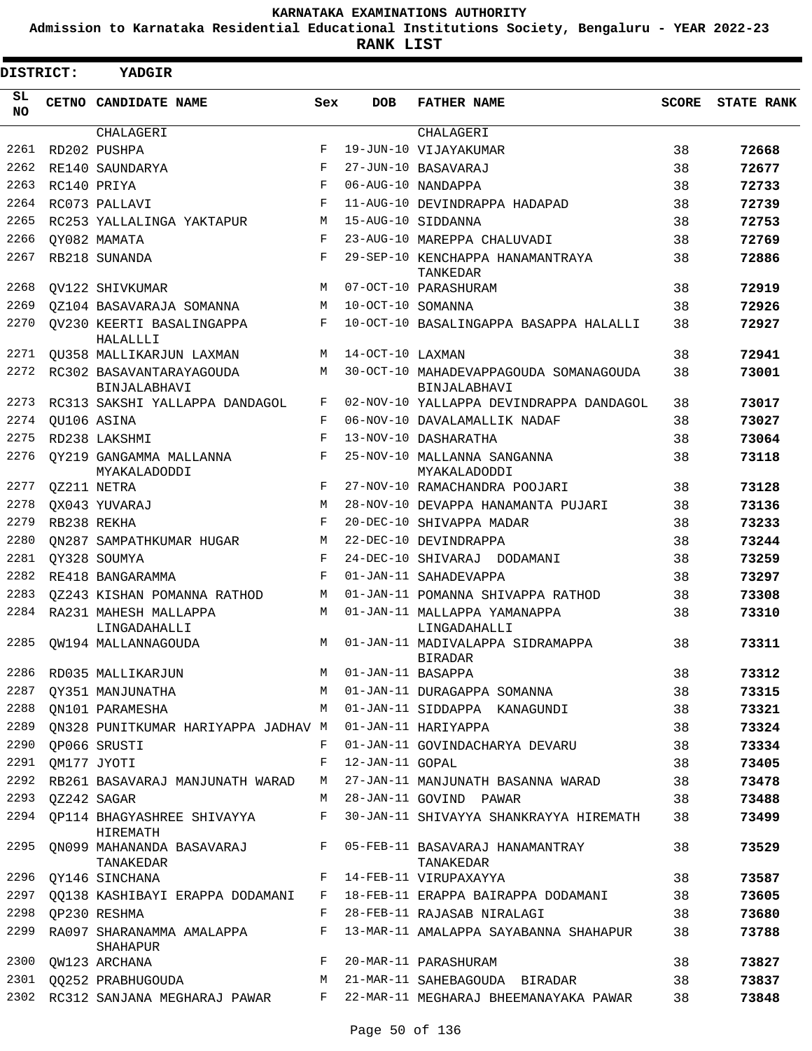KARNATAKA EXAMINATIONS AUTHORITY

Admission to Karnataka Residential Educational Institutions Society, Bengaluru - YEAR 2022-23

**RANK LIST**

**DISTRICT: YADGIR**

| SL NO | CETNO | CANDIDATE NAME | Sex | DOB | FATHER NAME | SCORE | STATE RANK |
|---|---|---|---|---|---|---|---|
| | | CHALAGERI | | | CHALAGERI | | |
| 2261 | RD202 | PUSHPA | F | 19-JUN-10 | VIJAYAKUMAR | 38 | 72668 |
| 2262 | RE140 | SAUNDARYA | F | 27-JUN-10 | BASAVARAJ | 38 | 72677 |
| 2263 | RC140 | PRIYA | F | 06-AUG-10 | NANDAPPA | 38 | 72733 |
| 2264 | RC073 | PALLAVI | F | 11-AUG-10 | DEVINDRAPPA HADAPAD | 38 | 72739 |
| 2265 | RC253 | YALLALINGA YAKTAPUR | M | 15-AUG-10 | SIDDANNA | 38 | 72753 |
| 2266 | QY082 | MAMATA | F | 23-AUG-10 | MAREPPA CHALUVADI | 38 | 72769 |
| 2267 | RB218 | SUNANDA | F | 29-SEP-10 | KENCHAPPA HANAMANTRAYA TANKEDAR | 38 | 72886 |
| 2268 | QV122 | SHIVKUMAR | M | 07-OCT-10 | PARASHURAM | 38 | 72919 |
| 2269 | QZ104 | BASAVARAJA SOMANNA | M | 10-OCT-10 | SOMANNA | 38 | 72926 |
| 2270 | QV230 | KEERTI BASALINGAPPA HALALLLI | F | 10-OCT-10 | BASALINGAPPA BASAPPA HALALLI | 38 | 72927 |
| 2271 | QU358 | MALLIKARJUN LAXMAN | M | 14-OCT-10 | LAXMAN | 38 | 72941 |
| 2272 | RC302 | BASAVANTARAYAGOUDA BINJALABHAVI | M | 30-OCT-10 | MAHADEVAPPAGOUDA SOMANAGOUDA BINJALABHAVI | 38 | 73001 |
| 2273 | RC313 | SAKSHI YALLAPPA DANDAGOL | F | 02-NOV-10 | YALLAPPA DEVINDRAPPA DANDAGOL | 38 | 73017 |
| 2274 | QU106 | ASINA | F | 06-NOV-10 | DAVALAMALLIK NADAF | 38 | 73027 |
| 2275 | RD238 | LAKSHMI | F | 13-NOV-10 | DASHARATHA | 38 | 73064 |
| 2276 | QY219 | GANGAMMA MALLANNA MYAKALADODDI | F | 25-NOV-10 | MALLANNA SANGANNA MYAKALADODDI | 38 | 73118 |
| 2277 | QZ211 | NETRA | F | 27-NOV-10 | RAMACHANDRA POOJARI | 38 | 73128 |
| 2278 | QX043 | YUVARAJ | M | 28-NOV-10 | DEVAPPA HANAMANTA PUJARI | 38 | 73136 |
| 2279 | RB238 | REKHA | F | 20-DEC-10 | SHIVAPPA MADAR | 38 | 73233 |
| 2280 | QN287 | SAMPATHKUMAR HUGAR | M | 22-DEC-10 | DEVINDRAPPA | 38 | 73244 |
| 2281 | QY328 | SOUMYA | F | 24-DEC-10 | SHIVARAJ DODAMANI | 38 | 73259 |
| 2282 | RE418 | BANGARAMMA | F | 01-JAN-11 | SAHADEVAPPA | 38 | 73297 |
| 2283 | QZ243 | KISHAN POMANNA RATHOD | M | 01-JAN-11 | POMANNA SHIVAPPA RATHOD | 38 | 73308 |
| 2284 | RA231 | MAHESH MALLAPPA LINGADAHALLI | M | 01-JAN-11 | MALLAPPA YAMANAPPA LINGADAHALLI | 38 | 73310 |
| 2285 | QW194 | MALLANNAGOUDA | M | 01-JAN-11 | MADIVALAPPA SIDRAMAPPA BIRADAR | 38 | 73311 |
| 2286 | RD035 | MALLIKARJUN | M | 01-JAN-11 | BASAPPA | 38 | 73312 |
| 2287 | QY351 | MANJUNATHA | M | 01-JAN-11 | DURAGAPPA SOMANNA | 38 | 73315 |
| 2288 | QN101 | PARAMESHA | M | 01-JAN-11 | SIDDAPPA KANAGUNDI | 38 | 73321 |
| 2289 | QN328 | PUNITKUMAR HARIYAPPA JADHAV | M | 01-JAN-11 | HARIYAPPA | 38 | 73324 |
| 2290 | QP066 | SRUSTI | F | 01-JAN-11 | GOVINDACHARYA DEVARU | 38 | 73334 |
| 2291 | QM177 | JYOTI | F | 12-JAN-11 | GOPAL | 38 | 73405 |
| 2292 | RB261 | BASAVARAJ MANJUNATH WARAD | M | 27-JAN-11 | MANJUNATH BASANNA WARAD | 38 | 73478 |
| 2293 | QZ242 | SAGAR | M | 28-JAN-11 | GOVIND PAWAR | 38 | 73488 |
| 2294 | QP114 | BHAGYASHREE SHIVAYYA HIREMATH | F | 30-JAN-11 | SHIVAYYA SHANKRAYYA HIREMATH | 38 | 73499 |
| 2295 | QN099 | MAHANANDA BASAVARAJ TANAKEDAR | F | 05-FEB-11 | BASAVARAJ HANAMANTRAY TANAKEDAR | 38 | 73529 |
| 2296 | QY146 | SINCHANA | F | 14-FEB-11 | VIRUPAXAYYA | 38 | 73587 |
| 2297 | QQ138 | KASHIBAYI ERAPPA DODAMANI | F | 18-FEB-11 | ERAPPA BAIRAPPA DODAMANI | 38 | 73605 |
| 2298 | QP230 | RESHMA | F | 28-FEB-11 | RAJASAB NIRALAGI | 38 | 73680 |
| 2299 | RA097 | SHARANAMMA AMALAPPA SHAHAPUR | F | 13-MAR-11 | AMALAPPA SAYABANNA SHAHAPUR | 38 | 73788 |
| 2300 | QW123 | ARCHANA | F | 20-MAR-11 | PARASHURAM | 38 | 73827 |
| 2301 | QQ252 | PRABHUGOUDA | M | 21-MAR-11 | SAHEBAGOUDA BIRADAR | 38 | 73837 |
| 2302 | RC312 | SANJANA MEGHARAJ PAWAR | F | 22-MAR-11 | MEGHARAJ BHEEMANAYAKA PAWAR | 38 | 73848 |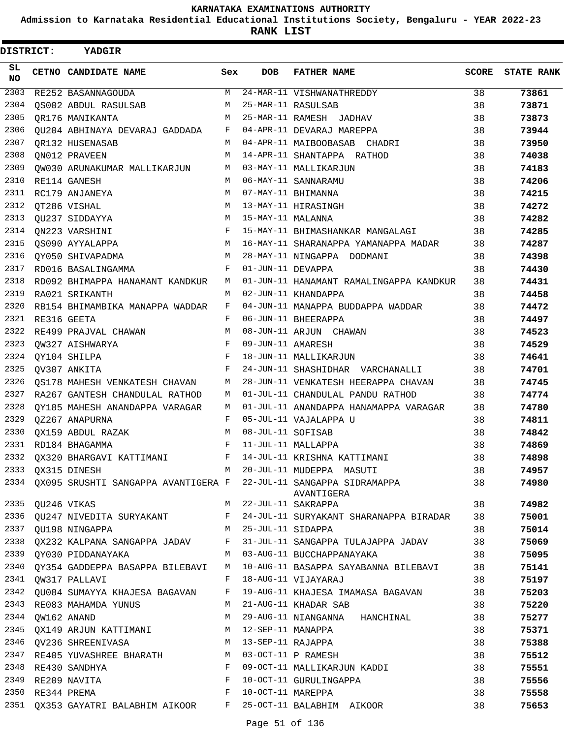# KARNATAKA EXAMINATIONS AUTHORITY

**Admission to Karnataka Residential Educational Institutions Society, Bengaluru - YEAR 2022-23**

**RANK LIST**

**DISTRICT: YADGIR**

| SL NO | CETNO | CANDIDATE NAME | Sex | DOB | FATHER NAME | SCORE | STATE RANK |
|---|---|---|---|---|---|---|---|
| 2303 | RE252 | BASANNAGOUDA | M | 24-MAR-11 | VISHWANATHREDDY | 38 | 73861 |
| 2304 | QS002 | ABDUL RASULSAB | M | 25-MAR-11 | RASULSAB | 38 | 73871 |
| 2305 | QR176 | MANIKANTA | M | 25-MAR-11 | RAMESH JADHAV | 38 | 73873 |
| 2306 | QU204 | ABHINAYA DEVARAJ GADDADA | F | 04-APR-11 | DEVARAJ MAREPPA | 38 | 73944 |
| 2307 | QR132 | HUSENASAB | M | 04-APR-11 | MAIBOOBASAB CHADRI | 38 | 73950 |
| 2308 | QN012 | PRAVEEN | M | 14-APR-11 | SHANTAPPA RATHOD | 38 | 74038 |
| 2309 | QW030 | ARUNAKUMAR MALLIKARJUN | M | 03-MAY-11 | MALLIKARJUN | 38 | 74183 |
| 2310 | RE114 | GANESH | M | 06-MAY-11 | SANNARAMU | 38 | 74206 |
| 2311 | RC179 | ANJANEYA | M | 07-MAY-11 | BHIMANNA | 38 | 74215 |
| 2312 | QT286 | VISHAL | M | 13-MAY-11 | HIRASINGH | 38 | 74272 |
| 2313 | QU237 | SIDDAYYA | M | 15-MAY-11 | MALANNA | 38 | 74282 |
| 2314 | QN223 | VARSHINI | F | 15-MAY-11 | BHIMASHANKAR MANGALAGI | 38 | 74285 |
| 2315 | QS090 | AYYALAPPA | M | 16-MAY-11 | SHARANAPPA YAMANAPPA MADAR | 38 | 74287 |
| 2316 | QY050 | SHIVAPADMA | M | 28-MAY-11 | NINGAPPA DODMANI | 38 | 74398 |
| 2317 | RD016 | BASALINGAMMA | F | 01-JUN-11 | DEVAPPA | 38 | 74430 |
| 2318 | RD092 | BHIMAPPA HANAMANT KANDKUR | M | 01-JUN-11 | HANAMANT RAMALINGAPPA KANDKUR | 38 | 74431 |
| 2319 | RA021 | SRIKANTH | M | 02-JUN-11 | KHANDAPPA | 38 | 74458 |
| 2320 | RB154 | BHIMAMBIKA MANAPPA WADDAR | F | 04-JUN-11 | MANAPPA BUDDAPPA WADDAR | 38 | 74472 |
| 2321 | RE316 | GEETA | F | 06-JUN-11 | BHEERAPPA | 38 | 74497 |
| 2322 | RE499 | PRAJVAL CHAWAN | M | 08-JUN-11 | ARJUN CHAWAN | 38 | 74523 |
| 2323 | QW327 | AISHWARYA | F | 09-JUN-11 | AMARESH | 38 | 74529 |
| 2324 | QY104 | SHILPA | F | 18-JUN-11 | MALLIKARJUN | 38 | 74641 |
| 2325 | QV307 | ANKITA | F | 24-JUN-11 | SHASHIDHAR VARCHANALLI | 38 | 74701 |
| 2326 | QS178 | MAHESH VENKATESH CHAVAN | M | 28-JUN-11 | VENKATESH HEERAPPA CHAVAN | 38 | 74745 |
| 2327 | RA267 | GANTESH CHANDULAL RATHOD | M | 01-JUL-11 | CHANDULAL PANDU RATHOD | 38 | 74774 |
| 2328 | QY185 | MAHESH ANANDAPPA VARAGAR | M | 01-JUL-11 | ANANDAPPA HANAMAPPA VARAGAR | 38 | 74780 |
| 2329 | QZ267 | ANAPURNA | F | 05-JUL-11 | VAJALAPPA U | 38 | 74811 |
| 2330 | QX159 | ABDUL RAZAK | M | 08-JUL-11 | SOFISAB | 38 | 74842 |
| 2331 | RD184 | BHAGAMMA | F | 11-JUL-11 | MALLAPPA | 38 | 74869 |
| 2332 | QX320 | BHARGAVI KATTIMANI | F | 14-JUL-11 | KRISHNA KATTIMANI | 38 | 74898 |
| 2333 | QX315 | DINESH | M | 20-JUL-11 | MUDEPPA MASUTI | 38 | 74957 |
| 2334 | QX095 | SRUSHTI SANGAPPA AVANTIGERA | F | 22-JUL-11 | SANGAPPA SIDRAMAPPA AVANTIGERA | 38 | 74980 |
| 2335 | QU246 | VIKAS | M | 22-JUL-11 | SAKRAPPA | 38 | 74982 |
| 2336 | QU247 | NIVEDITA SURYAKANT | F | 24-JUL-11 | SURYAKANT SHARANAPPA BIRADAR | 38 | 75001 |
| 2337 | QU198 | NINGAPPA | M | 25-JUL-11 | SIDAPPA | 38 | 75014 |
| 2338 | QX232 | KALPANA SANGAPPA JADAV | F | 31-JUL-11 | SANGAPPA TULAJAPPA JADAV | 38 | 75069 |
| 2339 | QY030 | PIDDANAYAKA | M | 03-AUG-11 | BUCCHAPPANAYAKA | 38 | 75095 |
| 2340 | QY354 | GADDEPPA BASAPPA BILEBAVI | M | 10-AUG-11 | BASAPPA SAYABANNA BILEBAVI | 38 | 75141 |
| 2341 | QW317 | PALLAVI | F | 18-AUG-11 | VIJAYARAJ | 38 | 75197 |
| 2342 | QU084 | SUMAYYA KHAJESA BAGAVAN | F | 19-AUG-11 | KHAJESA IMAMASA BAGAVAN | 38 | 75203 |
| 2343 | RE083 | MAHAMDA YUNUS | M | 21-AUG-11 | KHADAR SAB | 38 | 75220 |
| 2344 | QW162 | ANAND | M | 29-AUG-11 | NIANGANNA HANCHINAL | 38 | 75277 |
| 2345 | QX149 | ARJUN KATTIMANI | M | 12-SEP-11 | MANAPPA | 38 | 75371 |
| 2346 | QV236 | SHREENIVASA | M | 13-SEP-11 | RAJAPPA | 38 | 75388 |
| 2347 | RE405 | YUVASHREE BHARATH | M | 03-OCT-11 | P RAMESH | 38 | 75512 |
| 2348 | RE430 | SANDHYA | F | 09-OCT-11 | MALLIKARJUN KADDI | 38 | 75551 |
| 2349 | RE209 | NAVITA | F | 10-OCT-11 | GURULINGAPPA | 38 | 75556 |
| 2350 | RE344 | PREMA | F | 10-OCT-11 | MAREPPA | 38 | 75558 |
| 2351 | QX353 | GAYATRI BALABHIM AIKOOR | F | 25-OCT-11 | BALABHIM AIKOOR | 38 | 75653 |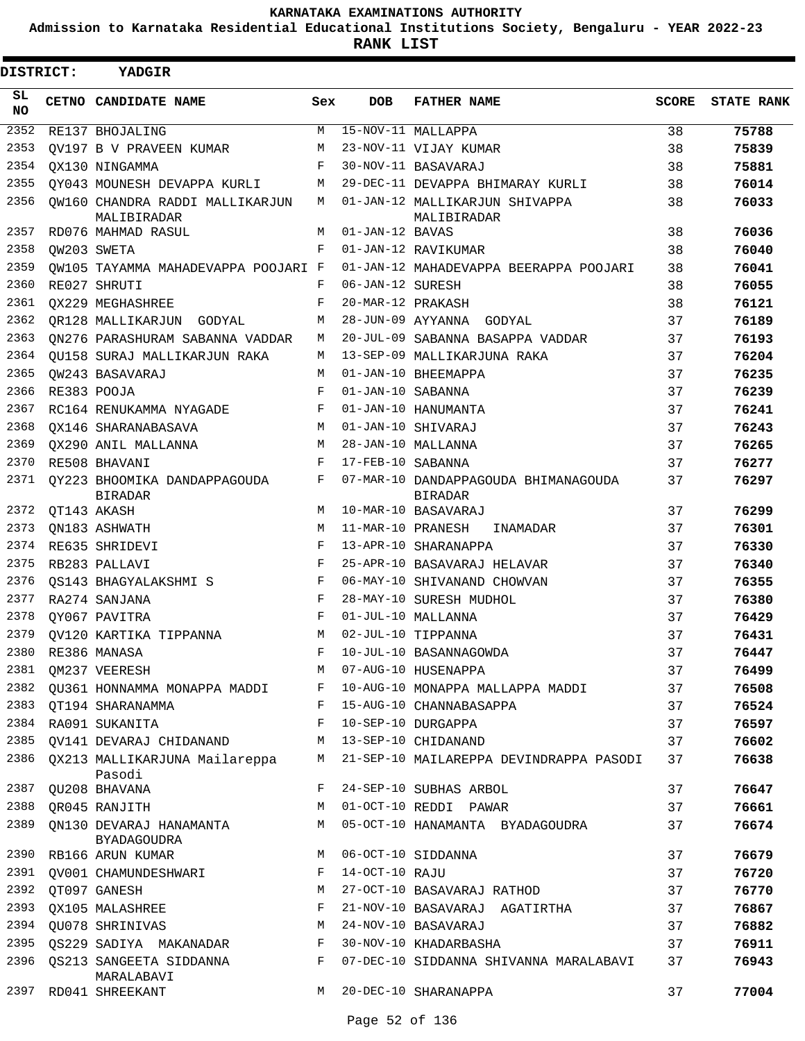# KARNATAKA EXAMINATIONS AUTHORITY

**Admission to Karnataka Residential Educational Institutions Society, Bengaluru - YEAR 2022-23**

**RANK LIST**

**DISTRICT: YADGIR**

| SL NO | CETNO | CANDIDATE NAME | Sex | DOB | FATHER NAME | SCORE | STATE RANK |
|---|---|---|---|---|---|---|---|
| 2352 | RE137 | BHOJALING | M | 15-NOV-11 | MALLAPPA | 38 | 75788 |
| 2353 | QV197 | B V PRAVEEN KUMAR | M | 23-NOV-11 | VIJAY KUMAR | 38 | 75839 |
| 2354 | QX130 | NINGAMMA | F | 30-NOV-11 | BASAVARAJ | 38 | 75881 |
| 2355 | QY043 | MOUNESH DEVAPPA KURLI | M | 29-DEC-11 | DEVAPPA BHIMARAY KURLI | 38 | 76014 |
| 2356 | QW160 | CHANDRA RADDI MALLIKARJUN MALIBIRADAR | M | 01-JAN-12 | MALLIKARJUN SHIVAPPA MALIBIRADAR | 38 | 76033 |
| 2357 | RD076 | MAHMAD RASUL | M | 01-JAN-12 | BAVAS | 38 | 76036 |
| 2358 | QW203 | SWETA | F | 01-JAN-12 | RAVIKUMAR | 38 | 76040 |
| 2359 | QW105 | TAYAMMA MAHADEVAPPA POOJARI | F | 01-JAN-12 | MAHADEVAPPA BEERAPPA POOJARI | 38 | 76041 |
| 2360 | RE027 | SHRUTI | F | 06-JAN-12 | SURESH | 38 | 76055 |
| 2361 | QX229 | MEGHASHREE | F | 20-MAR-12 | PRAKASH | 38 | 76121 |
| 2362 | QR128 | MALLIKARJUN GODYAL | M | 28-JUN-09 | AYYANNA GODYAL | 37 | 76189 |
| 2363 | QN276 | PARASHURAM SABANNA VADDAR | M | 20-JUL-09 | SABANNA BASAPPA VADDAR | 37 | 76193 |
| 2364 | QU158 | SURAJ MALLIKARJUN RAKA | M | 13-SEP-09 | MALLIKARJUNA RAKA | 37 | 76204 |
| 2365 | QW243 | BASAVARAJ | M | 01-JAN-10 | BHEEMAPPA | 37 | 76235 |
| 2366 | RE383 | POOJA | F | 01-JAN-10 | SABANNA | 37 | 76239 |
| 2367 | RC164 | RENUKAMMA NYAGADE | F | 01-JAN-10 | HANUMANTA | 37 | 76241 |
| 2368 | QX146 | SHARANABASAVA | M | 01-JAN-10 | SHIVARAJ | 37 | 76243 |
| 2369 | QX290 | ANIL MALLANNA | M | 28-JAN-10 | MALLANNA | 37 | 76265 |
| 2370 | RE508 | BHAVANI | F | 17-FEB-10 | SABANNA | 37 | 76277 |
| 2371 | QY223 | BHOOMIKA DANDAPPAGOUDA BIRADAR | F | 07-MAR-10 | DANDAPPAGOUDA BHIMANAGOUDA BIRADAR | 37 | 76297 |
| 2372 | QT143 | AKASH | M | 10-MAR-10 | BASAVARAJ | 37 | 76299 |
| 2373 | QN183 | ASHWATH | M | 11-MAR-10 | PRANESH INAMADAR | 37 | 76301 |
| 2374 | RE635 | SHRIDEVI | F | 13-APR-10 | SHARANAPPA | 37 | 76330 |
| 2375 | RB283 | PALLAVI | F | 25-APR-10 | BASAVARAJ HELAVAR | 37 | 76340 |
| 2376 | QS143 | BHAGYALAKSHMI S | F | 06-MAY-10 | SHIVANAND CHOWVAN | 37 | 76355 |
| 2377 | RA274 | SANJANA | F | 28-MAY-10 | SURESH MUDHOL | 37 | 76380 |
| 2378 | QY067 | PAVITRA | F | 01-JUL-10 | MALLANNA | 37 | 76429 |
| 2379 | QV120 | KARTIKA TIPPANNA | M | 02-JUL-10 | TIPPANNA | 37 | 76431 |
| 2380 | RE386 | MANASA | F | 10-JUL-10 | BASANNAGOWDA | 37 | 76447 |
| 2381 | QM237 | VEERESH | M | 07-AUG-10 | HUSENAPPA | 37 | 76499 |
| 2382 | QU361 | HONNAMMA MONAPPA MADDI | F | 10-AUG-10 | MONAPPA MALLAPPA MADDI | 37 | 76508 |
| 2383 | QT194 | SHARANAMMA | F | 15-AUG-10 | CHANNABASAPPA | 37 | 76524 |
| 2384 | RA091 | SUKANITA | F | 10-SEP-10 | DURGAPPA | 37 | 76597 |
| 2385 | QV141 | DEVARAJ CHIDANAND | M | 13-SEP-10 | CHIDANAND | 37 | 76602 |
| 2386 | QX213 | MALLIKARJUNA Mailareppa Pasodi | M | 21-SEP-10 | MAILAREPPA DEVINDRAPPA PASODI | 37 | 76638 |
| 2387 | QU208 | BHAVANA | F | 24-SEP-10 | SUBHAS ARBOL | 37 | 76647 |
| 2388 | QR045 | RANJITH | M | 01-OCT-10 | REDDI PAWAR | 37 | 76661 |
| 2389 | QN130 | DEVARAJ HANAMANTA BYADAGOUDRA | M | 05-OCT-10 | HANAMANTA BYADAGOUDRA | 37 | 76674 |
| 2390 | RB166 | ARUN KUMAR | M | 06-OCT-10 | SIDDANNA | 37 | 76679 |
| 2391 | QV001 | CHAMUNDESHWARI | F | 14-OCT-10 | RAJU | 37 | 76720 |
| 2392 | QT097 | GANESH | M | 27-OCT-10 | BASAVARAJ RATHOD | 37 | 76770 |
| 2393 | QX105 | MALASHREE | F | 21-NOV-10 | BASAVARAJ AGATIRTHA | 37 | 76867 |
| 2394 | QU078 | SHRINIVAS | M | 24-NOV-10 | BASAVARAJ | 37 | 76882 |
| 2395 | QS229 | SADIYA MAKANADAR | F | 30-NOV-10 | KHADARBASHA | 37 | 76911 |
| 2396 | QS213 | SANGEETA SIDDANNA MARALABAVI | F | 07-DEC-10 | SIDDANNA SHIVANNA MARALABAVI | 37 | 76943 |
| 2397 | RD041 | SHREEKANT | M | 20-DEC-10 | SHARANAPPA | 37 | 77004 |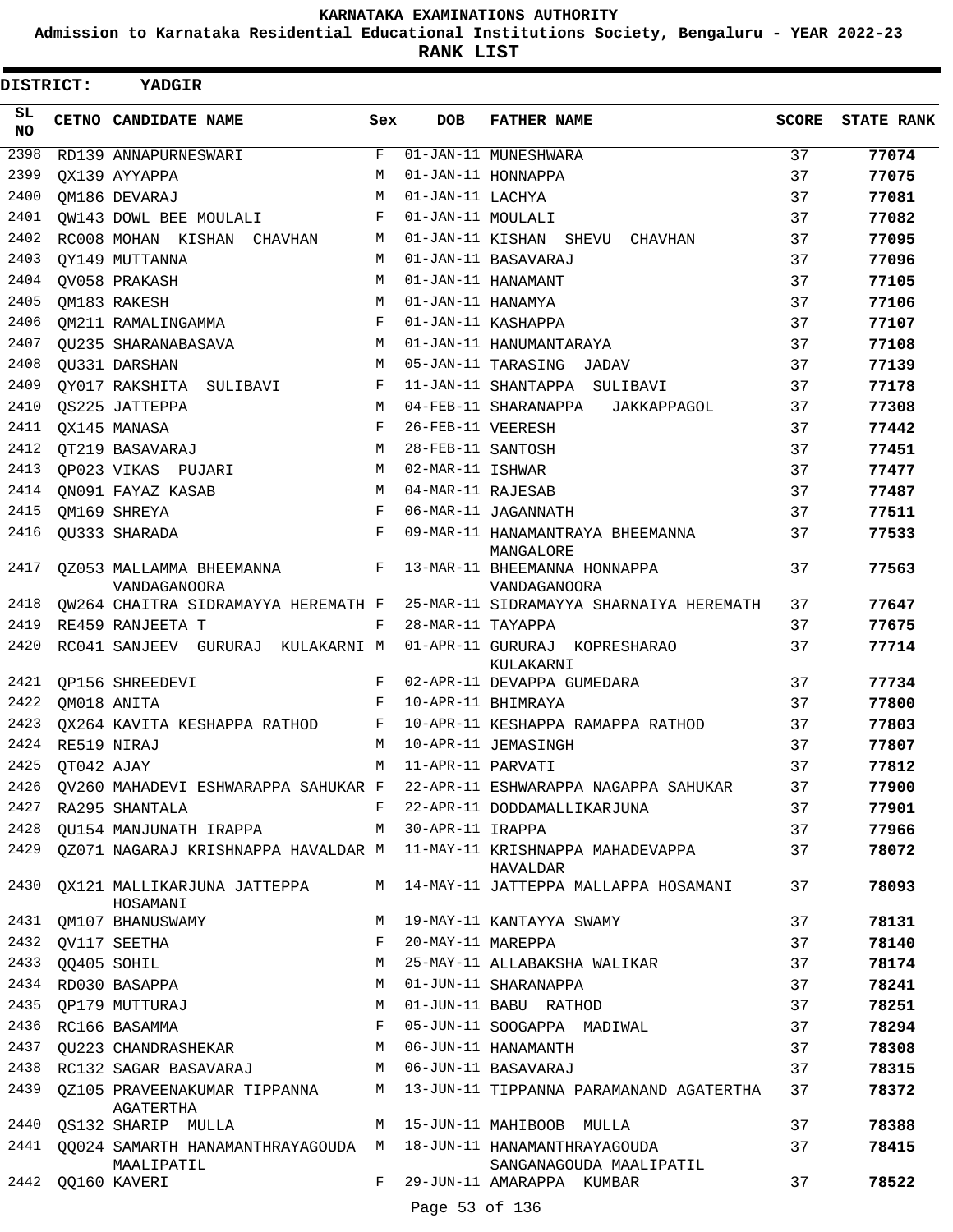KARNATAKA EXAMINATIONS AUTHORITY

Admission to Karnataka Residential Educational Institutions Society, Bengaluru - YEAR 2022-23

**RANK LIST**

**DISTRICT: YADGIR**

| SL NO | CETNO | CANDIDATE NAME | Sex | DOB | FATHER NAME | SCORE | STATE RANK |
|---|---|---|---|---|---|---|---|
| 2398 | RD139 | ANNAPURNESWARI | F | 01-JAN-11 | MUNESHWARA | 37 | 77074 |
| 2399 | QX139 | AYYAPPA | M | 01-JAN-11 | HONNAPPA | 37 | 77075 |
| 2400 | QM186 | DEVARAJ | M | 01-JAN-11 | LACHYA | 37 | 77081 |
| 2401 | QW143 | DOWL BEE MOULALI | F | 01-JAN-11 | MOULALI | 37 | 77082 |
| 2402 | RC008 | MOHAN KISHAN CHAVHAN | M | 01-JAN-11 | KISHAN SHEVU CHAVHAN | 37 | 77095 |
| 2403 | QY149 | MUTTANNA | M | 01-JAN-11 | BASAVARAJ | 37 | 77096 |
| 2404 | QV058 | PRAKASH | M | 01-JAN-11 | HANAMANT | 37 | 77105 |
| 2405 | QM183 | RAKESH | M | 01-JAN-11 | HANAMYA | 37 | 77106 |
| 2406 | QM211 | RAMALINGAMMA | F | 01-JAN-11 | KASHAPPA | 37 | 77107 |
| 2407 | QU235 | SHARANABASAVA | M | 01-JAN-11 | HANUMANTARAYA | 37 | 77108 |
| 2408 | QU331 | DARSHAN | M | 05-JAN-11 | TARASING JADAV | 37 | 77139 |
| 2409 | QY017 | RAKSHITA SULIBAVI | F | 11-JAN-11 | SHANTAPPA SULIBAVI | 37 | 77178 |
| 2410 | QS225 | JATTEPPA | M | 04-FEB-11 | SHARANAPPA JAKKAPPAGOL | 37 | 77308 |
| 2411 | QX145 | MANASA | F | 26-FEB-11 | VEERESH | 37 | 77442 |
| 2412 | QT219 | BASAVARAJ | M | 28-FEB-11 | SANTOSH | 37 | 77451 |
| 2413 | QP023 | VIKAS PUJARI | M | 02-MAR-11 | ISHWAR | 37 | 77477 |
| 2414 | QN091 | FAYAZ KASAB | M | 04-MAR-11 | RAJESAB | 37 | 77487 |
| 2415 | QM169 | SHREYA | F | 06-MAR-11 | JAGANNATH | 37 | 77511 |
| 2416 | QU333 | SHARADA | F | 09-MAR-11 | HANAMANTRAYA BHEEMANNA MANGALORE | 37 | 77533 |
| 2417 | QZ053 | MALLAMMA BHEEMANNA VANDAGANOORA | F | 13-MAR-11 | BHEEMANNA HONNAPPA VANDAGANOORA | 37 | 77563 |
| 2418 | QW264 | CHAITRA SIDRAMAYYA HEREMATH | F | 25-MAR-11 | SIDRAMAYYA SHARNAIYA HEREMATH | 37 | 77647 |
| 2419 | RE459 | RANJEETA T | F | 28-MAR-11 | TAYAPPA | 37 | 77675 |
| 2420 | RC041 | SANJEEV GURURAJ KULAKARNI | M | 01-APR-11 | GURURAJ KOPRESHARAO KULAKARNI | 37 | 77714 |
| 2421 | QP156 | SHREEDEVI | F | 02-APR-11 | DEVAPPA GUMEDARA | 37 | 77734 |
| 2422 | QM018 | ANITA | F | 10-APR-11 | BHIMRAYA | 37 | 77800 |
| 2423 | QX264 | KAVITA KESHAPPA RATHOD | F | 10-APR-11 | KESHAPPA RAMAPPA RATHOD | 37 | 77803 |
| 2424 | RE519 | NIRAJ | M | 10-APR-11 | JEMASINGH | 37 | 77807 |
| 2425 | QT042 | AJAY | M | 11-APR-11 | PARVATI | 37 | 77812 |
| 2426 | QV260 | MAHADEVI ESHWARAPPA SAHUKAR | F | 22-APR-11 | ESHWARAPPA NAGAPPA SAHUKAR | 37 | 77900 |
| 2427 | RA295 | SHANTALA | F | 22-APR-11 | DODDAMALLIKARJUNA | 37 | 77901 |
| 2428 | QU154 | MANJUNATH IRAPPA | M | 30-APR-11 | IRAPPA | 37 | 77966 |
| 2429 | QZ071 | NAGARAJ KRISHNAPPA HAVALDAR | M | 11-MAY-11 | KRISHNAPPA MAHADEVAPPA HAVALDAR | 37 | 78072 |
| 2430 | QX121 | MALLIKARJUNA JATTEPPA HOSAMANI | M | 14-MAY-11 | JATTEPPA MALLAPPA HOSAMANI | 37 | 78093 |
| 2431 | QM107 | BHANUSWAMY | M | 19-MAY-11 | KANTAYYA SWAMY | 37 | 78131 |
| 2432 | QV117 | SEETHA | F | 20-MAY-11 | MAREPPA | 37 | 78140 |
| 2433 | QQ405 | SOHIL | M | 25-MAY-11 | ALLABAKSHA WALIKAR | 37 | 78174 |
| 2434 | RD030 | BASAPPA | M | 01-JUN-11 | SHARANAPPA | 37 | 78241 |
| 2435 | QP179 | MUTTURAJ | M | 01-JUN-11 | BABU RATHOD | 37 | 78251 |
| 2436 | RC166 | BASAMMA | F | 05-JUN-11 | SOOGAPPA MADIWAL | 37 | 78294 |
| 2437 | QU223 | CHANDRASHEKAR | M | 06-JUN-11 | HANAMANTH | 37 | 78308 |
| 2438 | RC132 | SAGAR BASAVARAJ | M | 06-JUN-11 | BASAVARAJ | 37 | 78315 |
| 2439 | QZ105 | PRAVEENAKUMAR TIPPANNA AGATERTHA | M | 13-JUN-11 | TIPPANNA PARAMANAND AGATERTHA | 37 | 78372 |
| 2440 | QS132 | SHARIP MULLA | M | 15-JUN-11 | MAHIBOOB MULLA | 37 | 78388 |
| 2441 | QQ024 | SAMARTH HANAMANTHRAYAGOUDA MAALIPATIL | M | 18-JUN-11 | HANAMANTHRAYAGOUDA SANGANAGOUDA MAALIPATIL | 37 | 78415 |
| 2442 | QQ160 | KAVERI | F | 29-JUN-11 | AMARAPPA KUMBAR | 37 | 78522 |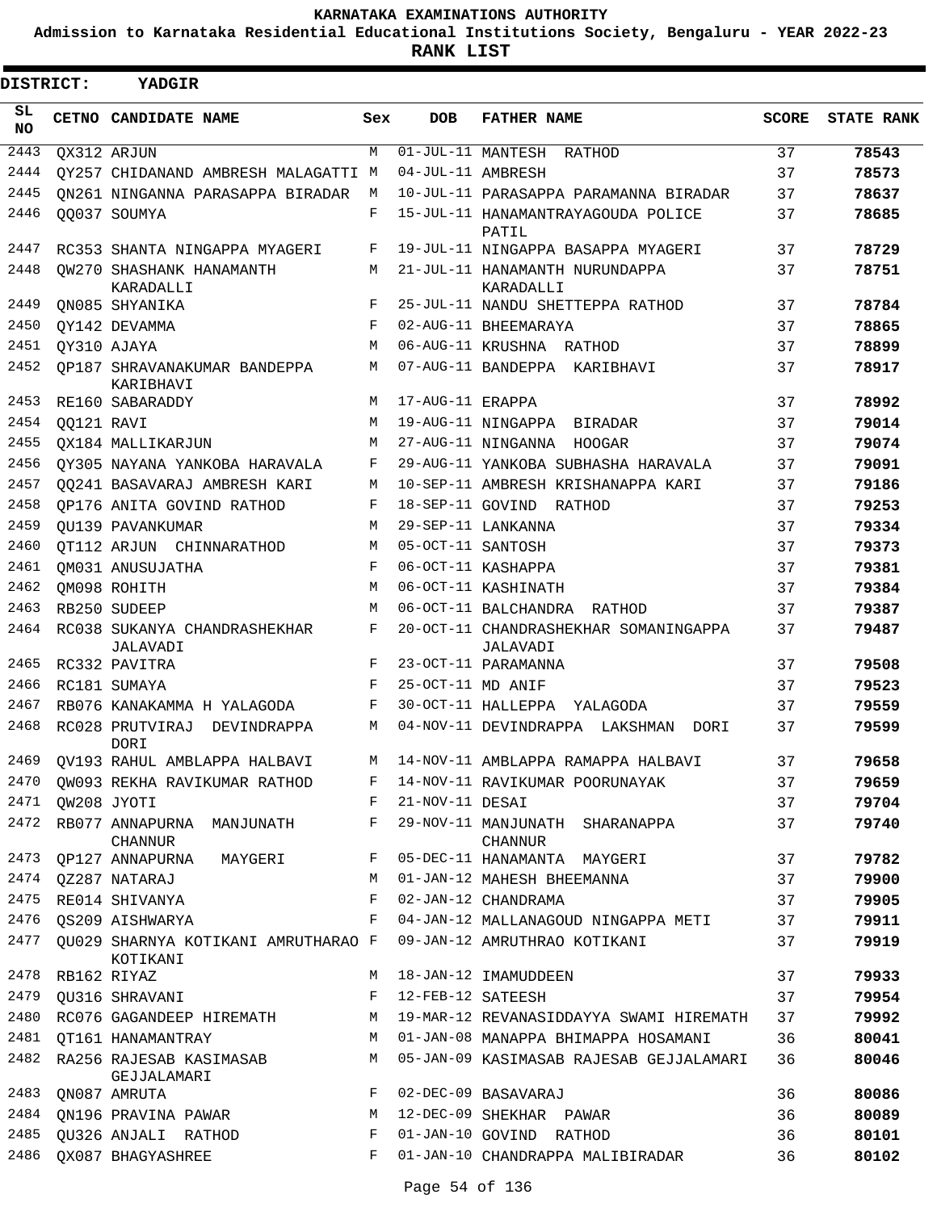**KARNATAKA EXAMINATIONS AUTHORITY**

**Admission to Karnataka Residential Educational Institutions Society, Bengaluru - YEAR 2022-23**

**RANK LIST**

**DISTRICT: YADGIR**

| SL NO | CETNO | CANDIDATE NAME | Sex | DOB | FATHER NAME | SCORE | STATE RANK |
|---|---|---|---|---|---|---|---|
| 2443 | QX312 | ARJUN | M | 01-JUL-11 | MANTESH RATHOD | 37 | 78543 |
| 2444 | QY257 | CHIDANAND AMBRESH MALAGATTI | M | 04-JUL-11 | AMBRESH | 37 | 78573 |
| 2445 | QN261 | NINGANNA PARASAPPA BIRADAR | M | 10-JUL-11 | PARASAPPA PARAMANNA BIRADAR | 37 | 78637 |
| 2446 | QQ037 | SOUMYA | F | 15-JUL-11 | HANAMANTRAYAGOUDA POLICE PATIL | 37 | 78685 |
| 2447 | RC353 | SHANTA NINGAPPA MYAGERI | F | 19-JUL-11 | NINGAPPA BASAPPA MYAGERI | 37 | 78729 |
| 2448 | QW270 | SHASHANK HANAMANTH KARADALLI | M | 21-JUL-11 | HANAMANTH NURUNDAPPA KARADALLI | 37 | 78751 |
| 2449 | QN085 | SHYANIKA | F | 25-JUL-11 | NANDU SHETTEPPA RATHOD | 37 | 78784 |
| 2450 | QY142 | DEVAMMA | F | 02-AUG-11 | BHEEMARAYA | 37 | 78865 |
| 2451 | QY310 | AJAYA | M | 06-AUG-11 | KRUSHNA RATHOD | 37 | 78899 |
| 2452 | QP187 | SHRAVANAKUMAR BANDEPPA KARIBHAVI | M | 07-AUG-11 | BANDEPPA KARIBHAVI | 37 | 78917 |
| 2453 | RE160 | SABARADDY | M | 17-AUG-11 | ERAPPA | 37 | 78992 |
| 2454 | QQ121 | RAVI | M | 19-AUG-11 | NINGAPPA BIRADAR | 37 | 79014 |
| 2455 | QX184 | MALLIKARJUN | M | 27-AUG-11 | NINGANNA HOOGAR | 37 | 79074 |
| 2456 | QY305 | NAYANA YANKOBA HARAVALA | F | 29-AUG-11 | YANKOBA SUBHASHA HARAVALA | 37 | 79091 |
| 2457 | QQ241 | BASAVARAJ AMBRESH KARI | M | 10-SEP-11 | AMBRESH KRISHANAPPA KARI | 37 | 79186 |
| 2458 | QP176 | ANITA GOVIND RATHOD | F | 18-SEP-11 | GOVIND RATHOD | 37 | 79253 |
| 2459 | QU139 | PAVANKUMAR | M | 29-SEP-11 | LANKANNA | 37 | 79334 |
| 2460 | QT112 | ARJUN CHINNARATHOD | M | 05-OCT-11 | SANTOSH | 37 | 79373 |
| 2461 | QM031 | ANUSUJATHA | F | 06-OCT-11 | KASHAPPA | 37 | 79381 |
| 2462 | QM098 | ROHITH | M | 06-OCT-11 | KASHINATH | 37 | 79384 |
| 2463 | RB250 | SUDEEP | M | 06-OCT-11 | BALCHANDRA RATHOD | 37 | 79387 |
| 2464 | RC038 | SUKANYA CHANDRASHEKHAR JALAVADI | F | 20-OCT-11 | CHANDRASHEKHAR SOMANINGAPPA JALAVADI | 37 | 79487 |
| 2465 | RC332 | PAVITRA | F | 23-OCT-11 | PARAMANNA | 37 | 79508 |
| 2466 | RC181 | SUMAYA | F | 25-OCT-11 | MD ANIF | 37 | 79523 |
| 2467 | RB076 | KANAKAMMA H YALAGODA | F | 30-OCT-11 | HALLEPPA YALAGODA | 37 | 79559 |
| 2468 | RC028 | PRUTVIRAJ DEVINDRAPPA DORI | M | 04-NOV-11 | DEVINDRAPPA LAKSHMAN DORI | 37 | 79599 |
| 2469 | QV193 | RAHUL AMBLAPPA HALBAVI | M | 14-NOV-11 | AMBLAPPA RAMAPPA HALBAVI | 37 | 79658 |
| 2470 | QW093 | REKHA RAVIKUMAR RATHOD | F | 14-NOV-11 | RAVIKUMAR POORUNAYAK | 37 | 79659 |
| 2471 | QW208 | JYOTI | F | 21-NOV-11 | DESAI | 37 | 79704 |
| 2472 | RB077 | ANNAPURNA MANJUNATH CHANNUR | F | 29-NOV-11 | MANJUNATH SHARANAPPA CHANNUR | 37 | 79740 |
| 2473 | QP127 | ANNAPURNA MAYGERI | F | 05-DEC-11 | HANAMANTA MAYGERI | 37 | 79782 |
| 2474 | QZ287 | NATARAJ | M | 01-JAN-12 | MAHESH BHEEMANNA | 37 | 79900 |
| 2475 | RE014 | SHIVANYA | F | 02-JAN-12 | CHANDRAMA | 37 | 79905 |
| 2476 | QS209 | AISHWARYA | F | 04-JAN-12 | MALLANAGOUD NINGAPPA METI | 37 | 79911 |
| 2477 | QU029 | SHARNYA KOTIKANI AMRUTHARAO KOTIKANI | F | 09-JAN-12 | AMRUTHRAO KOTIKANI | 37 | 79919 |
| 2478 | RB162 | RIYAZ | M | 18-JAN-12 | IMAMUDDEEN | 37 | 79933 |
| 2479 | QU316 | SHRAVANI | F | 12-FEB-12 | SATEESH | 37 | 79954 |
| 2480 | RC076 | GAGANDEEP HIREMATH | M | 19-MAR-12 | REVANASIDDAYYA SWAMI HIREMATH | 37 | 79992 |
| 2481 | QT161 | HANAMANTRAY | M | 01-JAN-08 | MANAPPA BHIMAPPA HOSAMANI | 36 | 80041 |
| 2482 | RA256 | RAJESAB KASIMASAB GEJJALAMARI | M | 05-JAN-09 | KASIMASAB RAJESAB GEJJALAMARI | 36 | 80046 |
| 2483 | QN087 | AMRUTA | F | 02-DEC-09 | BASAVARAJ | 36 | 80086 |
| 2484 | QN196 | PRAVINA PAWAR | M | 12-DEC-09 | SHEKHAR PAWAR | 36 | 80089 |
| 2485 | QU326 | ANJALI RATHOD | F | 01-JAN-10 | GOVIND RATHOD | 36 | 80101 |
| 2486 | QX087 | BHAGYASHREE | F | 01-JAN-10 | CHANDRAPPA MALIBIRADAR | 36 | 80102 |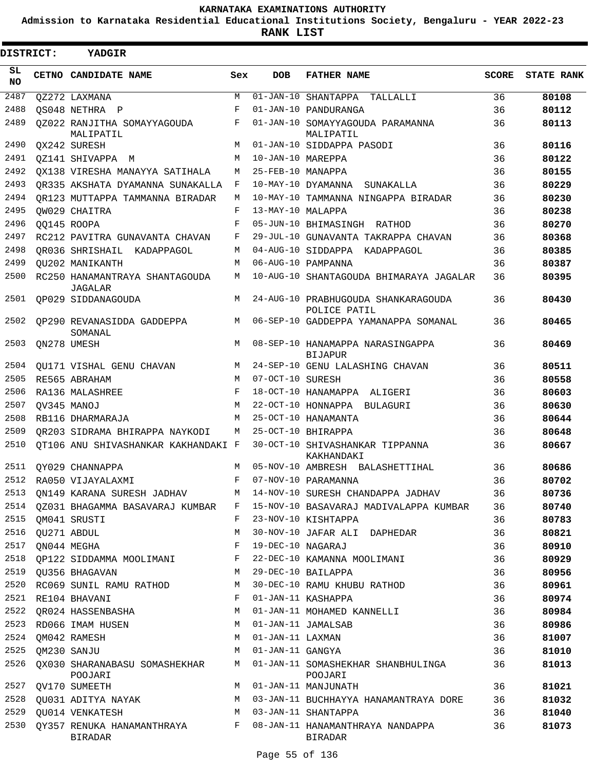KARNATAKA EXAMINATIONS AUTHORITY

Admission to Karnataka Residential Educational Institutions Society, Bengaluru - YEAR 2022-23

**RANK LIST**

**DISTRICT: YADGIR**

| SL NO | CETNO | CANDIDATE NAME | Sex | DOB | FATHER NAME | SCORE | STATE RANK |
|---|---|---|---|---|---|---|---|
| 2487 | QZ272 | LAXMANA | M | 01-JAN-10 | SHANTAPPA TALLALLI | 36 | 80108 |
| 2488 | QS048 | NETHRA P | F | 01-JAN-10 | PANDURANGA | 36 | 80112 |
| 2489 | QZ022 | RANJITHA SOMAYYAGOUDA MALIPATIL | F | 01-JAN-10 | SOMAYYAGOUDA PARAMANNA MALIPATIL | 36 | 80113 |
| 2490 | QX242 | SURESH | M | 01-JAN-10 | SIDDAPPA PASODI | 36 | 80116 |
| 2491 | QZ141 | SHIVAPPA M | M | 10-JAN-10 | MAREPPA | 36 | 80122 |
| 2492 | QX138 | VIRESHA MANAYYA SATIHALA | M | 25-FEB-10 | MANAPPA | 36 | 80155 |
| 2493 | QR335 | AKSHATA DYAMANNA SUNAKALLA | F | 10-MAY-10 | DYAMANNA SUNAKALLA | 36 | 80229 |
| 2494 | QR123 | MUTTAPPA TAMMANNA BIRADAR | M | 10-MAY-10 | TAMMANNA NINGAPPA BIRADAR | 36 | 80230 |
| 2495 | QW029 | CHAITRA | F | 13-MAY-10 | MALAPPA | 36 | 80238 |
| 2496 | QQ145 | ROOPA | F | 05-JUN-10 | BHIMASINGH RATHOD | 36 | 80270 |
| 2497 | RC212 | PAVITRA GUNAVANTA CHAVAN | F | 29-JUL-10 | GUNAVANTA TAKRAPPA CHAVAN | 36 | 80368 |
| 2498 | QR036 | SHRISHAIL KADAPPAGOL | M | 04-AUG-10 | SIDDAPPA KADAPPAGOL | 36 | 80385 |
| 2499 | QU202 | MANIKANTH | M | 06-AUG-10 | PAMPANNA | 36 | 80387 |
| 2500 | RC250 | HANAMANTRAYA SHANTAGOUDA JAGALAR | M | 10-AUG-10 | SHANTAGOUDA BHIMARAYA JAGALAR | 36 | 80395 |
| 2501 | QP029 | SIDDANAGOUDA | M | 24-AUG-10 | PRABHUGOUDA SHANKARAGOUDA POLICE PATIL | 36 | 80430 |
| 2502 | QP290 | REVANASIDDA GADDEPPA SOMANAL | M | 06-SEP-10 | GADDEPPA YAMANAPPA SOMANAL | 36 | 80465 |
| 2503 | QN278 | UMESH | M | 08-SEP-10 | HANAMAPPA NARASINGAPPA BIJAPUR | 36 | 80469 |
| 2504 | QU171 | VISHAL GENU CHAVAN | M | 24-SEP-10 | GENU LALASHING CHAVAN | 36 | 80511 |
| 2505 | RE565 | ABRAHAM | M | 07-OCT-10 | SURESH | 36 | 80558 |
| 2506 | RA136 | MALASHREE | F | 18-OCT-10 | HANAMAPPA ALIGERI | 36 | 80603 |
| 2507 | QV345 | MANOJ | M | 22-OCT-10 | HONNAPPA BULAGURI | 36 | 80630 |
| 2508 | RB116 | DHARMARAJA | M | 25-OCT-10 | HANAMANTA | 36 | 80644 |
| 2509 | QR203 | SIDRAMA BHIRAPPA NAYKODI | M | 25-OCT-10 | BHIRAPPA | 36 | 80648 |
| 2510 | QT106 | ANU SHIVASHANKAR KAKHANDAKI | F | 30-OCT-10 | SHIVASHANKAR TIPPANNA KAKHANDAKI | 36 | 80667 |
| 2511 | QY029 | CHANNAPPA | M | 05-NOV-10 | AMBRESH BALASHETTIHAL | 36 | 80686 |
| 2512 | RA050 | VIJAYALAXMI | F | 07-NOV-10 | PARAMANNA | 36 | 80702 |
| 2513 | QN149 | KARANA SURESH JADHAV | M | 14-NOV-10 | SURESH CHANDAPPA JADHAV | 36 | 80736 |
| 2514 | QZ031 | BHAGAMMA BASAVARAJ KUMBAR | F | 15-NOV-10 | BASAVARAJ MADIVALAPPA KUMBAR | 36 | 80740 |
| 2515 | QM041 | SRUSTI | F | 23-NOV-10 | KISHTAPPA | 36 | 80783 |
| 2516 | QU271 | ABDUL | M | 30-NOV-10 | JAFAR ALI DAPHEDAR | 36 | 80821 |
| 2517 | QN044 | MEGHA | F | 19-DEC-10 | NAGARAJ | 36 | 80910 |
| 2518 | QP122 | SIDDAMMA MOOLIMANI | F | 22-DEC-10 | KAMANNA MOOLIMANI | 36 | 80929 |
| 2519 | QU356 | BHAGAVAN | M | 29-DEC-10 | BAILAPPA | 36 | 80956 |
| 2520 | RC069 | SUNIL RAMU RATHOD | M | 30-DEC-10 | RAMU KHUBU RATHOD | 36 | 80961 |
| 2521 | RE104 | BHAVANI | F | 01-JAN-11 | KASHAPPA | 36 | 80974 |
| 2522 | QR024 | HASSENBASHA | M | 01-JAN-11 | MOHAMED KANNELLI | 36 | 80984 |
| 2523 | RD066 | IMAM HUSEN | M | 01-JAN-11 | JAMALSAB | 36 | 80986 |
| 2524 | QM042 | RAMESH | M | 01-JAN-11 | LAXMAN | 36 | 81007 |
| 2525 | QM230 | SANJU | M | 01-JAN-11 | GANGYA | 36 | 81010 |
| 2526 | QX030 | SHARANABASU SOMASHEKHAR POOJARI | M | 01-JAN-11 | SOMASHEKHAR SHANBHULINGA POOJARI | 36 | 81013 |
| 2527 | QV170 | SUMEETH | M | 01-JAN-11 | MANJUNATH | 36 | 81021 |
| 2528 | QU031 | ADITYA NAYAK | M | 03-JAN-11 | BUCHHAYYA HANAMANTRAYA DORE | 36 | 81032 |
| 2529 | QU014 | VENKATESH | M | 03-JAN-11 | SHANTAPPA | 36 | 81040 |
| 2530 | QY357 | RENUKA HANAMANTHRAYA BIRADAR | F | 08-JAN-11 | HANAMANTHRAYA NANDAPPA BIRADAR | 36 | 81073 |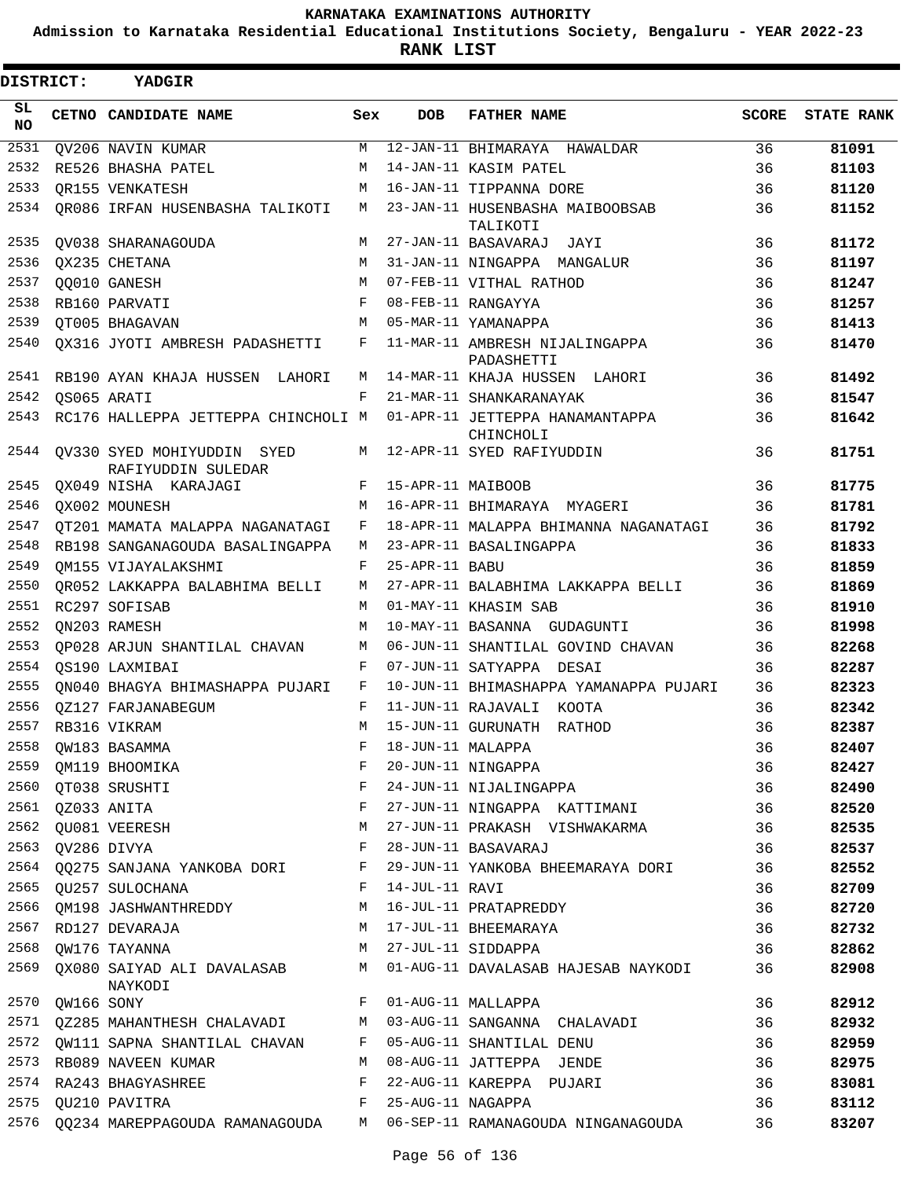# KARNATAKA EXAMINATIONS AUTHORITY

**Admission to Karnataka Residential Educational Institutions Society, Bengaluru - YEAR 2022-23**

**RANK LIST**

**DISTRICT: YADGIR**

| SL NO | CETNO | CANDIDATE NAME | Sex | DOB | FATHER NAME | SCORE | STATE RANK |
|---|---|---|---|---|---|---|---|
| 2531 | QV206 | NAVIN KUMAR | M | 12-JAN-11 | BHIMARAYA HAWALDAR | 36 | 81091 |
| 2532 | RE526 | BHASHA PATEL | M | 14-JAN-11 | KASIM PATEL | 36 | 81103 |
| 2533 | QR155 | VENKATESH | M | 16-JAN-11 | TIPPANNA DORE | 36 | 81120 |
| 2534 | QR086 | IRFAN HUSENBASHA TALIKOTI | M | 23-JAN-11 | HUSENBASHA MAIBOOBSAB TALIKOTI | 36 | 81152 |
| 2535 | QV038 | SHARANAGOUDA | M | 27-JAN-11 | BASAVARAJ JAYI | 36 | 81172 |
| 2536 | QX235 | CHETANA | M | 31-JAN-11 | NINGAPPA MANGALUR | 36 | 81197 |
| 2537 | QQ010 | GANESH | M | 07-FEB-11 | VITHAL RATHOD | 36 | 81247 |
| 2538 | RB160 | PARVATI | F | 08-FEB-11 | RANGAYYA | 36 | 81257 |
| 2539 | QT005 | BHAGAVAN | M | 05-MAR-11 | YAMANAPPA | 36 | 81413 |
| 2540 | QX316 | JYOTI AMBRESH PADASHETTI | F | 11-MAR-11 | AMBRESH NIJALINGAPPA PADASHETTI | 36 | 81470 |
| 2541 | RB190 | AYAN KHAJA HUSSEN LAHORI | M | 14-MAR-11 | KHAJA HUSSEN LAHORI | 36 | 81492 |
| 2542 | QS065 | ARATI | F | 21-MAR-11 | SHANKARANAYAK | 36 | 81547 |
| 2543 | RC176 | HALLEPPA JETTEPPA CHINCHOLI | M | 01-APR-11 | JETTEPPA HANAMANTAPPA CHINCHOLI | 36 | 81642 |
| 2544 | QV330 | SYED MOHIYUDDIN SYED RAFIYUDDIN SULEDAR | M | 12-APR-11 | SYED RAFIYUDDIN | 36 | 81751 |
| 2545 | QX049 | NISHA KARAJAGI | F | 15-APR-11 | MAIBOOB | 36 | 81775 |
| 2546 | QX002 | MOUNESH | M | 16-APR-11 | BHIMARAYA MYAGERI | 36 | 81781 |
| 2547 | QT201 | MAMATA MALAPPA NAGANATAGI | F | 18-APR-11 | MALAPPA BHIMANNA NAGANATAGI | 36 | 81792 |
| 2548 | RB198 | SANGANAGOUDA BASALINGAPPA | M | 23-APR-11 | BASALINGAPPA | 36 | 81833 |
| 2549 | QM155 | VIJAYALAKSHMI | F | 25-APR-11 | BABU | 36 | 81859 |
| 2550 | QR052 | LAKKAPPA BALABHIMA BELLI | M | 27-APR-11 | BALABHIMA LAKKAPPA BELLI | 36 | 81869 |
| 2551 | RC297 | SOFISAB | M | 01-MAY-11 | KHASIM SAB | 36 | 81910 |
| 2552 | QN203 | RAMESH | M | 10-MAY-11 | BASANNA GUDAGUNTI | 36 | 81998 |
| 2553 | QP028 | ARJUN SHANTILAL CHAVAN | M | 06-JUN-11 | SHANTILAL GOVIND CHAVAN | 36 | 82268 |
| 2554 | QS190 | LAXMIBAI | F | 07-JUN-11 | SATYAPPA DESAI | 36 | 82287 |
| 2555 | QN040 | BHAGYA BHIMASHAPPA PUJARI | F | 10-JUN-11 | BHIMASHAPPA YAMANAPPA PUJARI | 36 | 82323 |
| 2556 | QZ127 | FARJANABEGUM | F | 11-JUN-11 | RAJAVALI KOOTA | 36 | 82342 |
| 2557 | RB316 | VIKRAM | M | 15-JUN-11 | GURUNATH RATHOD | 36 | 82387 |
| 2558 | QW183 | BASAMMA | F | 18-JUN-11 | MALAPPA | 36 | 82407 |
| 2559 | QM119 | BHOOMIKA | F | 20-JUN-11 | NINGAPPA | 36 | 82427 |
| 2560 | QT038 | SRUSHTI | F | 24-JUN-11 | NIJALINGAPPA | 36 | 82490 |
| 2561 | QZ033 | ANITA | F | 27-JUN-11 | NINGAPPA KATTIMANI | 36 | 82520 |
| 2562 | QU081 | VEERESH | M | 27-JUN-11 | PRAKASH VISHWAKARMA | 36 | 82535 |
| 2563 | QV286 | DIVYA | F | 28-JUN-11 | BASAVARAJ | 36 | 82537 |
| 2564 | QQ275 | SANJANA YANKOBA DORI | F | 29-JUN-11 | YANKOBA BHEEMARAYA DORI | 36 | 82552 |
| 2565 | QU257 | SULOCHANA | F | 14-JUL-11 | RAVI | 36 | 82709 |
| 2566 | QM198 | JASHWANTHREDDY | M | 16-JUL-11 | PRATAPREDDY | 36 | 82720 |
| 2567 | RD127 | DEVARAJA | M | 17-JUL-11 | BHEEMARAYA | 36 | 82732 |
| 2568 | QW176 | TAYANNA | M | 27-JUL-11 | SIDDAPPA | 36 | 82862 |
| 2569 | QX080 | SAIYAD ALI DAVALASAB NAYKODI | M | 01-AUG-11 | DAVALASAB HAJESAB NAYKODI | 36 | 82908 |
| 2570 | QW166 | SONY | F | 01-AUG-11 | MALLAPPA | 36 | 82912 |
| 2571 | QZ285 | MAHANTHESH CHALAVADI | M | 03-AUG-11 | SANGANNA CHALAVADI | 36 | 82932 |
| 2572 | QW111 | SAPNA SHANTILAL CHAVAN | F | 05-AUG-11 | SHANTILAL DENU | 36 | 82959 |
| 2573 | RB089 | NAVEEN KUMAR | M | 08-AUG-11 | JATTEPPA JENDE | 36 | 82975 |
| 2574 | RA243 | BHAGYASHREE | F | 22-AUG-11 | KAREPPA PUJARI | 36 | 83081 |
| 2575 | QU210 | PAVITRA | F | 25-AUG-11 | NAGAPPA | 36 | 83112 |
| 2576 | QQ234 | MAREPPAGOUDA RAMANAGOUDA | M | 06-SEP-11 | RAMANAGOUDA NINGANAGOUDA | 36 | 83207 |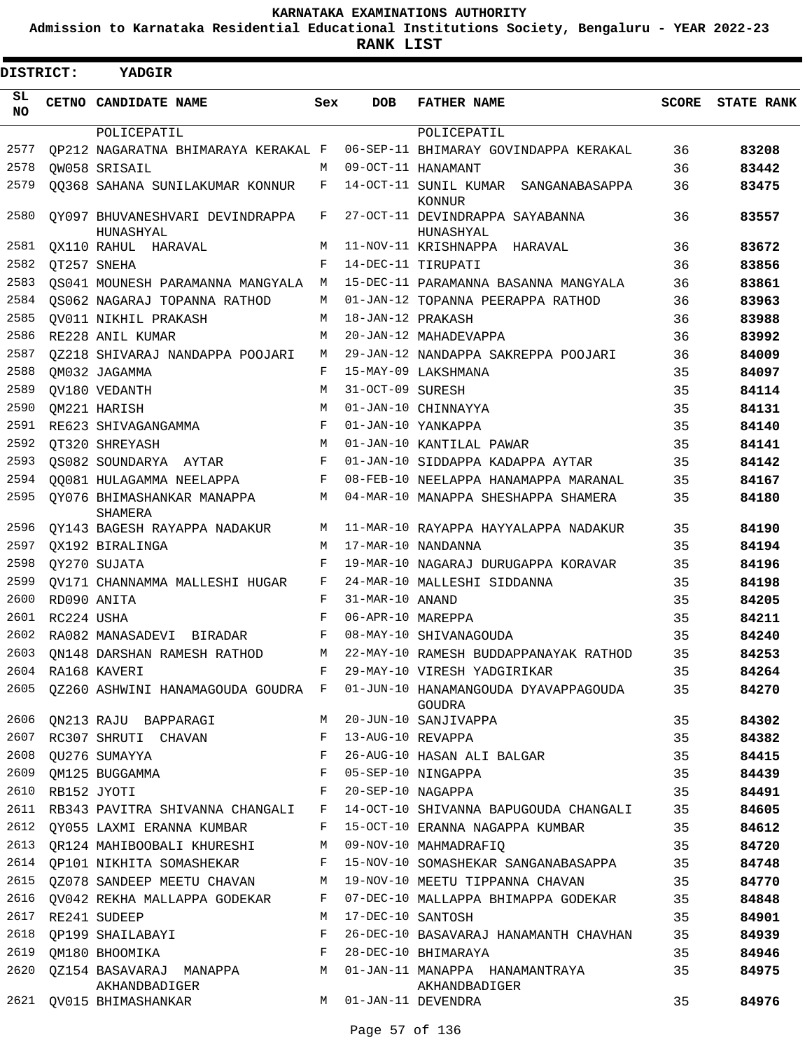KARNATAKA EXAMINATIONS AUTHORITY

Admission to Karnataka Residential Educational Institutions Society, Bengaluru - YEAR 2022-23

**RANK LIST**

**DISTRICT: YADGIR**

| SL NO | CETNO | CANDIDATE NAME | Sex | DOB | FATHER NAME | SCORE | STATE RANK |
|---|---|---|---|---|---|---|---|
| | | POLICEPATIL | | | POLICEPATIL | | |
| 2577 | QP212 | NAGARATNA BHIMARAYA KERAKAL | F | 06-SEP-11 | BHIMARAY GOVINDAPPA KERAKAL | 36 | **83208** |
| 2578 | QW058 | SRISAIL | M | 09-OCT-11 | HANAMANT | 36 | **83442** |
| 2579 | QQ368 | SAHANA SUNILAKUMAR KONNUR | F | 14-OCT-11 | SUNIL KUMAR SANGANABASAPPA KONNUR | 36 | **83475** |
| 2580 | QY097 | BHUVANESHVARI DEVINDRAPPA HUNASHYAL | F | 27-OCT-11 | DEVINDRAPPA SAYABANNA HUNASHYAL | 36 | **83557** |
| 2581 | QX110 | RAHUL HARAVAL | M | 11-NOV-11 | KRISHNAPPA HARAVAL | 36 | **83672** |
| 2582 | QT257 | SNEHA | F | 14-DEC-11 | TIRUPATI | 36 | **83856** |
| 2583 | QS041 | MOUNESH PARAMANNA MANGYALA | M | 15-DEC-11 | PARAMANNA BASANNA MANGYALA | 36 | **83861** |
| 2584 | QS062 | NAGARAJ TOPANNA RATHOD | M | 01-JAN-12 | TOPANNA PEERAPPA RATHOD | 36 | **83963** |
| 2585 | QV011 | NIKHIL PRAKASH | M | 18-JAN-12 | PRAKASH | 36 | **83988** |
| 2586 | RE228 | ANIL KUMAR | M | 20-JAN-12 | MAHADEVAPPA | 36 | **83992** |
| 2587 | QZ218 | SHIVARAJ NANDAPPA POOJARI | M | 29-JAN-12 | NANDAPPA SAKREPPA POOJARI | 36 | **84009** |
| 2588 | QM032 | JAGAMMA | F | 15-MAY-09 | LAKSHMANA | 35 | **84097** |
| 2589 | QV180 | VEDANTH | M | 31-OCT-09 | SURESH | 35 | **84114** |
| 2590 | QM221 | HARISH | M | 01-JAN-10 | CHINNAYYA | 35 | **84131** |
| 2591 | RE623 | SHIVAGANGAMMA | F | 01-JAN-10 | YANKAPPA | 35 | **84140** |
| 2592 | QT320 | SHREYASH | M | 01-JAN-10 | KANTILAL PAWAR | 35 | **84141** |
| 2593 | QS082 | SOUNDARYA AYTAR | F | 01-JAN-10 | SIDDAPPA KADAPPA AYTAR | 35 | **84142** |
| 2594 | QQ081 | HULAGAMMA NEELAPPA | F | 08-FEB-10 | NEELAPPA HANAMAPPA MARANAL | 35 | **84167** |
| 2595 | QY076 | BHIMASHANKAR MANAPPA SHAMERA | M | 04-MAR-10 | MANAPPA SHESHAPPA SHAMERA | 35 | **84180** |
| 2596 | QY143 | BAGESH RAYAPPA NADAKUR | M | 11-MAR-10 | RAYAPPA HAYYALAPPA NADAKUR | 35 | **84190** |
| 2597 | QX192 | BIRALINGA | M | 17-MAR-10 | NANDANNA | 35 | **84194** |
| 2598 | QY270 | SUJATA | F | 19-MAR-10 | NAGARAJ DURUGAPPA KORAVAR | 35 | **84196** |
| 2599 | QV171 | CHANNAMMA MALLESHI HUGAR | F | 24-MAR-10 | MALLESHI SIDDANNA | 35 | **84198** |
| 2600 | RD090 | ANITA | F | 31-MAR-10 | ANAND | 35 | **84205** |
| 2601 | RC224 | USHA | F | 06-APR-10 | MAREPPA | 35 | **84211** |
| 2602 | RA082 | MANASADEVI BIRADAR | F | 08-MAY-10 | SHIVANAGOUDA | 35 | **84240** |
| 2603 | QN148 | DARSHAN RAMESH RATHOD | M | 22-MAY-10 | RAMESH BUDDAPPANAYAK RATHOD | 35 | **84253** |
| 2604 | RA168 | KAVERI | F | 29-MAY-10 | VIRESH YADGIRIKAR | 35 | **84264** |
| 2605 | QZ260 | ASHWINI HANAMAGOUDA GOUDRA | F | 01-JUN-10 | HANAMANGOUDA DYAVAPPAGOUDA GOUDRA | 35 | **84270** |
| 2606 | QN213 | RAJU BAPPARAGI | M | 20-JUN-10 | SANJIVAPPA | 35 | **84302** |
| 2607 | RC307 | SHRUTI CHAVAN | F | 13-AUG-10 | REVAPPA | 35 | **84382** |
| 2608 | QU276 | SUMAYYA | F | 26-AUG-10 | HASAN ALI BALGAR | 35 | **84415** |
| 2609 | QM125 | BUGGAMMA | F | 05-SEP-10 | NINGAPPA | 35 | **84439** |
| 2610 | RB152 | JYOTI | F | 20-SEP-10 | NAGAPPA | 35 | **84491** |
| 2611 | RB343 | PAVITRA SHIVANNA CHANGALI | F | 14-OCT-10 | SHIVANNA BAPUGOUDA CHANGALI | 35 | **84605** |
| 2612 | QY055 | LAXMI ERANNA KUMBAR | F | 15-OCT-10 | ERANNA NAGAPPA KUMBAR | 35 | **84612** |
| 2613 | QR124 | MAHIBOOBALI KHURESHI | M | 09-NOV-10 | MAHMADRAFIQ | 35 | **84720** |
| 2614 | QP101 | NIKHITA SOMASHEKAR | F | 15-NOV-10 | SOMASHEKAR SANGANABASAPPA | 35 | **84748** |
| 2615 | QZ078 | SANDEEP MEETU CHAVAN | M | 19-NOV-10 | MEETU TIPPANNA CHAVAN | 35 | **84770** |
| 2616 | QV042 | REKHA MALLAPPA GODEKAR | F | 07-DEC-10 | MALLAPPA BHIMAPPA GODEKAR | 35 | **84848** |
| 2617 | RE241 | SUDEEP | M | 17-DEC-10 | SANTOSH | 35 | **84901** |
| 2618 | QP199 | SHAILABAYI | F | 26-DEC-10 | BASAVARAJ HANAMANTH CHAVHAN | 35 | **84939** |
| 2619 | QM180 | BHOOMIKA | F | 28-DEC-10 | BHIMARAYA | 35 | **84946** |
| 2620 | QZ154 | BASAVARAJ MANAPPA AKHANDBADIGER | M | 01-JAN-11 | MANAPPA HANAMANTRAYA AKHANDBADIGER | 35 | **84975** |
| 2621 | QV015 | BHIMASHANKAR | M | 01-JAN-11 | DEVENDRA | 35 | **84976** |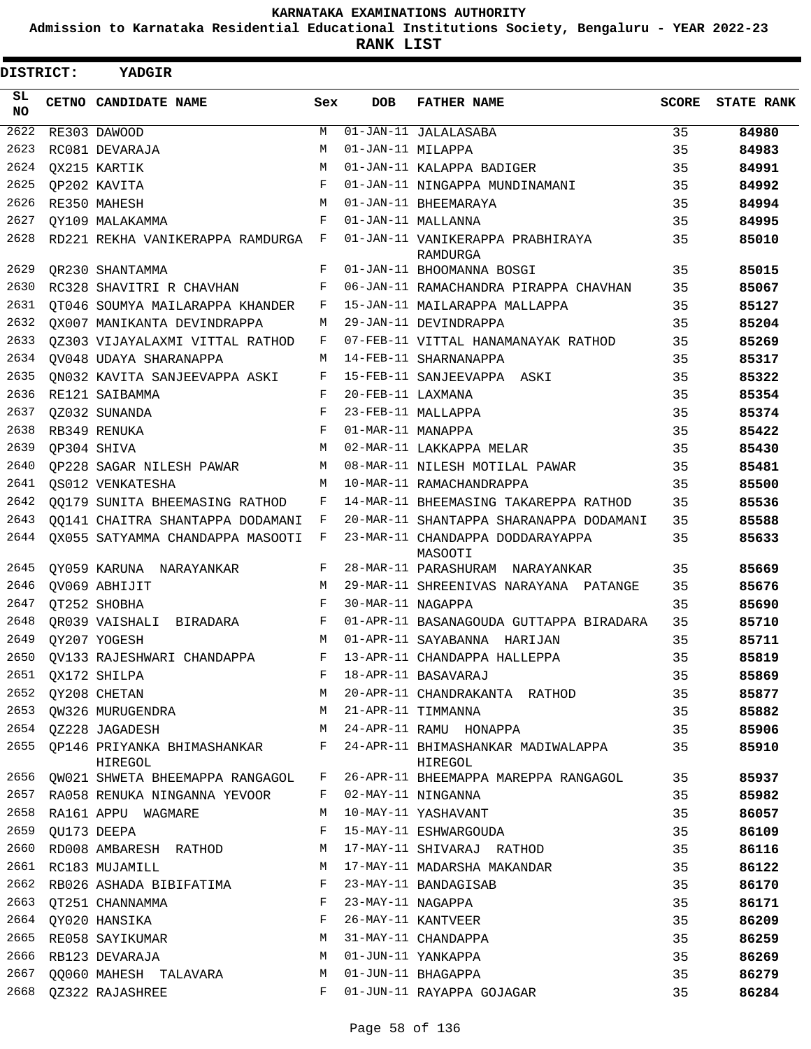KARNATAKA EXAMINATIONS AUTHORITY

Admission to Karnataka Residential Educational Institutions Society, Bengaluru - YEAR 2022-23

**RANK LIST**

**DISTRICT: YADGIR**

| SL NO | CETNO | CANDIDATE NAME | Sex | DOB | FATHER NAME | SCORE | STATE RANK |
|---|---|---|---|---|---|---|---|
| 2622 | RE303 | DAWOOD | M | 01-JAN-11 | JALALASABA | 35 | 84980 |
| 2623 | RC081 | DEVARAJA | M | 01-JAN-11 | MILAPPA | 35 | 84983 |
| 2624 | QX215 | KARTIK | M | 01-JAN-11 | KALAPPA BADIGER | 35 | 84991 |
| 2625 | QP202 | KAVITA | F | 01-JAN-11 | NINGAPPA MUNDINAMANI | 35 | 84992 |
| 2626 | RE350 | MAHESH | M | 01-JAN-11 | BHEEMARAYA | 35 | 84994 |
| 2627 | QY109 | MALAKAMMA | F | 01-JAN-11 | MALLANNA | 35 | 84995 |
| 2628 | RD221 | REKHA VANIKERAPPA RAMDURGA | F | 01-JAN-11 | VANIKERAPPA PRABHIRAYA RAMDURGA | 35 | 85010 |
| 2629 | QR230 | SHANTAMMA | F | 01-JAN-11 | BHOOMANNA BOSGI | 35 | 85015 |
| 2630 | RC328 | SHAVITRI R CHAVHAN | F | 06-JAN-11 | RAMACHANDRA PIRAPPA CHAVHAN | 35 | 85067 |
| 2631 | QT046 | SOUMYA MAILARAPPA KHANDER | F | 15-JAN-11 | MAILARAPPA MALLAPPA | 35 | 85127 |
| 2632 | QX007 | MANIKANTA DEVINDRAPPA | M | 29-JAN-11 | DEVINDRAPPA | 35 | 85204 |
| 2633 | QZ303 | VIJAYALAXMI VITTAL RATHOD | F | 07-FEB-11 | VITTAL HANAMANAYAK RATHOD | 35 | 85269 |
| 2634 | QV048 | UDAYA SHARANAPPA | M | 14-FEB-11 | SHARNANAPPA | 35 | 85317 |
| 2635 | QN032 | KAVITA SANJEEVAPPA ASKI | F | 15-FEB-11 | SANJEEVAPPA ASKI | 35 | 85322 |
| 2636 | RE121 | SAIBAMMA | F | 20-FEB-11 | LAXMANA | 35 | 85354 |
| 2637 | QZ032 | SUNANDA | F | 23-FEB-11 | MALLAPPA | 35 | 85374 |
| 2638 | RB349 | RENUKA | F | 01-MAR-11 | MANAPPA | 35 | 85422 |
| 2639 | QP304 | SHIVA | M | 02-MAR-11 | LAKKAPPA MELAR | 35 | 85430 |
| 2640 | QP228 | SAGAR NILESH PAWAR | M | 08-MAR-11 | NILESH MOTILAL PAWAR | 35 | 85481 |
| 2641 | QS012 | VENKATESHA | M | 10-MAR-11 | RAMACHANDRAPPA | 35 | 85500 |
| 2642 | QQ179 | SUNITA BHEEMASING RATHOD | F | 14-MAR-11 | BHEEMASING TAKAREPPA RATHOD | 35 | 85536 |
| 2643 | QQ141 | CHAITRA SHANTAPPA DODAMANI | F | 20-MAR-11 | SHANTAPPA SHARANAPPA DODAMANI | 35 | 85588 |
| 2644 | QX055 | SATYAMMA CHANDAPPA MASOOTI | F | 23-MAR-11 | CHANDAPPA DODDARAYAPPA MASOOTI | 35 | 85633 |
| 2645 | QY059 | KARUNA NARAYANKAR | F | 28-MAR-11 | PARASHURAM NARAYANKAR | 35 | 85669 |
| 2646 | QV069 | ABHIJIT | M | 29-MAR-11 | SHREENIVAS NARAYANA PATANGE | 35 | 85676 |
| 2647 | QT252 | SHOBHA | F | 30-MAR-11 | NAGAPPA | 35 | 85690 |
| 2648 | QR039 | VAISHALI BIRADARA | F | 01-APR-11 | BASANAGOUDA GUTTAPPA BIRADARA | 35 | 85710 |
| 2649 | QY207 | YOGESH | M | 01-APR-11 | SAYABANNA HARIJAN | 35 | 85711 |
| 2650 | QV133 | RAJESHWARI CHANDAPPA | F | 13-APR-11 | CHANDAPPA HALLEPPA | 35 | 85819 |
| 2651 | QX172 | SHILPA | F | 18-APR-11 | BASAVARAJ | 35 | 85869 |
| 2652 | QY208 | CHETAN | M | 20-APR-11 | CHANDRAKANTA RATHOD | 35 | 85877 |
| 2653 | QW326 | MURUGENDRA | M | 21-APR-11 | TIMMANNA | 35 | 85882 |
| 2654 | QZ228 | JAGADESH | M | 24-APR-11 | RAMU HONAPPA | 35 | 85906 |
| 2655 | QP146 | PRIYANKA BHIMASHANKAR HIREGOL | F | 24-APR-11 | BHIMASHANKAR MADIWALAPPA HIREGOL | 35 | 85910 |
| 2656 | QW021 | SHWETA BHEEMAPPA RANGAGOL | F | 26-APR-11 | BHEEMAPPA MAREPPA RANGAGOL | 35 | 85937 |
| 2657 | RA058 | RENUKA NINGANNA YEVOOR | F | 02-MAY-11 | NINGANNA | 35 | 85982 |
| 2658 | RA161 | APPU WAGMARE | M | 10-MAY-11 | YASHAVANT | 35 | 86057 |
| 2659 | QU173 | DEEPA | F | 15-MAY-11 | ESHWARGOUDA | 35 | 86109 |
| 2660 | RD008 | AMBARESH RATHOD | M | 17-MAY-11 | SHIVARAJ RATHOD | 35 | 86116 |
| 2661 | RC183 | MUJAMILL | M | 17-MAY-11 | MADARSHA MAKANDAR | 35 | 86122 |
| 2662 | RB026 | ASHADA BIBIFATIMA | F | 23-MAY-11 | BANDAGISAB | 35 | 86170 |
| 2663 | QT251 | CHANNAMMA | F | 23-MAY-11 | NAGAPPA | 35 | 86171 |
| 2664 | QY020 | HANSIKA | F | 26-MAY-11 | KANTVEER | 35 | 86209 |
| 2665 | RE058 | SAYIKUMAR | M | 31-MAY-11 | CHANDAPPA | 35 | 86259 |
| 2666 | RB123 | DEVARAJA | M | 01-JUN-11 | YANKAPPA | 35 | 86269 |
| 2667 | QQ060 | MAHESH TALAVARA | M | 01-JUN-11 | BHAGAPPA | 35 | 86279 |
| 2668 | QZ322 | RAJASHREE | F | 01-JUN-11 | RAYAPPA GOJAGAR | 35 | 86284 |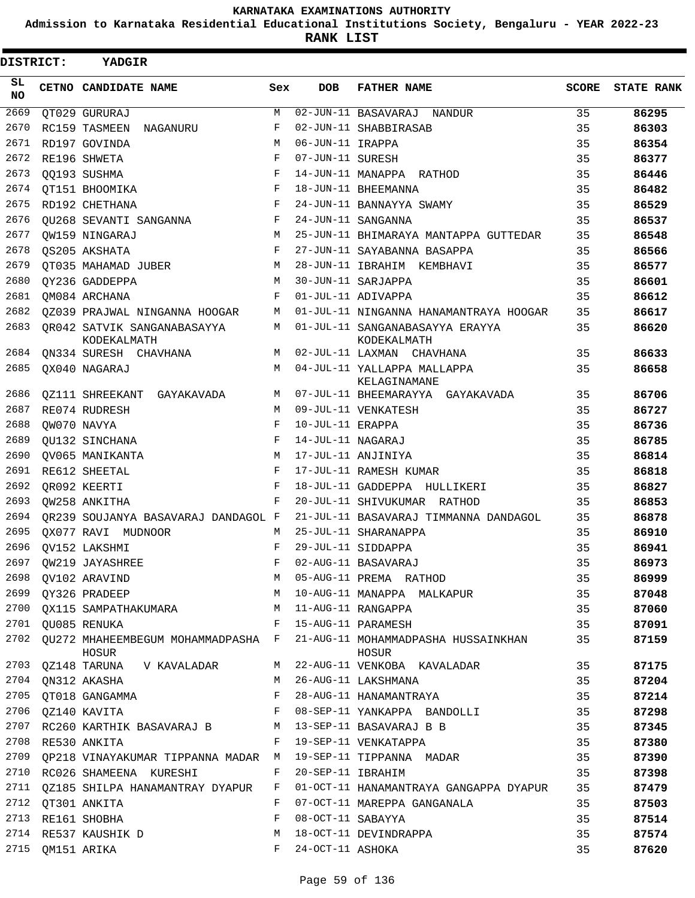KARNATAKA EXAMINATIONS AUTHORITY

Admission to Karnataka Residential Educational Institutions Society, Bengaluru - YEAR 2022-23

**RANK LIST**

**DISTRICT: YADGIR**

| SL NO | CETNO | CANDIDATE NAME | Sex | DOB | FATHER NAME | SCORE | STATE RANK |
|---|---|---|---|---|---|---|---|
| 2669 | QT029 | GURURAJ | M | 02-JUN-11 | BASAVARAJ NANDUR | 35 | **86295** |
| 2670 | RC159 | TASMEEN NAGANURU | F | 02-JUN-11 | SHABBIRASAB | 35 | **86303** |
| 2671 | RD197 | GOVINDA | M | 06-JUN-11 | IRAPPA | 35 | **86354** |
| 2672 | RE196 | SHWETA | F | 07-JUN-11 | SURESH | 35 | **86377** |
| 2673 | QQ193 | SUSHMA | F | 14-JUN-11 | MANAPPA RATHOD | 35 | **86446** |
| 2674 | QT151 | BHOOMIKA | F | 18-JUN-11 | BHEEMANNA | 35 | **86482** |
| 2675 | RD192 | CHETHANA | F | 24-JUN-11 | BANNAYYA SWAMY | 35 | **86529** |
| 2676 | QU268 | SEVANTI SANGANNA | F | 24-JUN-11 | SANGANNA | 35 | **86537** |
| 2677 | QW159 | NINGARAJ | M | 25-JUN-11 | BHIMARAYA MANTAPPA GUTTEDAR | 35 | **86548** |
| 2678 | QS205 | AKSHATA | F | 27-JUN-11 | SAYABANNA BASAPPA | 35 | **86566** |
| 2679 | QT035 | MAHAMAD JUBER | M | 28-JUN-11 | IBRAHIM KEMBHAVI | 35 | **86577** |
| 2680 | QY236 | GADDEPPA | M | 30-JUN-11 | SARJAPPA | 35 | **86601** |
| 2681 | QM084 | ARCHANA | F | 01-JUL-11 | ADIVAPPA | 35 | **86612** |
| 2682 | QZ039 | PRAJWAL NINGANNA HOOGAR | M | 01-JUL-11 | NINGANNA HANAMANTRAYA HOOGAR | 35 | **86617** |
| 2683 | QR042 | SATVIK SANGANABASAYYA KODEKALMATH | M | 01-JUL-11 | SANGANABASAYYA ERAYYA KODEKALMATH | 35 | **86620** |
| 2684 | QN334 | SURESH CHAVHANA | M | 02-JUL-11 | LAXMAN CHAVHANA | 35 | **86633** |
| 2685 | QX040 | NAGARAJ | M | 04-JUL-11 | YALLAPPA MALLAPPA KELAGINAMANE | 35 | **86658** |
| 2686 | QZ111 | SHREEKANT GAYAKAVADA | M | 07-JUL-11 | BHEEMARAYYA GAYAKAVADA | 35 | **86706** |
| 2687 | RE074 | RUDRESH | M | 09-JUL-11 | VENKATESH | 35 | **86727** |
| 2688 | QW070 | NAVYA | F | 10-JUL-11 | ERAPPA | 35 | **86736** |
| 2689 | QU132 | SINCHANA | F | 14-JUL-11 | NAGARAJ | 35 | **86785** |
| 2690 | QV065 | MANIKANTA | M | 17-JUL-11 | ANJINIYA | 35 | **86814** |
| 2691 | RE612 | SHEETAL | F | 17-JUL-11 | RAMESH KUMAR | 35 | **86818** |
| 2692 | QR092 | KEERTI | F | 18-JUL-11 | GADDEPPA HULLIKERI | 35 | **86827** |
| 2693 | QW258 | ANKITHA | F | 20-JUL-11 | SHIVUKUMAR RATHOD | 35 | **86853** |
| 2694 | QR239 | SOUJANYA BASAVARAJ DANDAGOL | F | 21-JUL-11 | BASAVARAJ TIMMANNA DANDAGOL | 35 | **86878** |
| 2695 | QX077 | RAVI MUDNOOR | M | 25-JUL-11 | SHARANAPPA | 35 | **86910** |
| 2696 | QV152 | LAKSHMI | F | 29-JUL-11 | SIDDAPPA | 35 | **86941** |
| 2697 | QW219 | JAYASHREE | F | 02-AUG-11 | BASAVARAJ | 35 | **86973** |
| 2698 | QV102 | ARAVIND | M | 05-AUG-11 | PREMA RATHOD | 35 | **86999** |
| 2699 | QY326 | PRADEEP | M | 10-AUG-11 | MANAPPA MALKAPUR | 35 | **87048** |
| 2700 | QX115 | SAMPATHAKUMARA | M | 11-AUG-11 | RANGAPPA | 35 | **87060** |
| 2701 | QU085 | RENUKA | F | 15-AUG-11 | PARAMESH | 35 | **87091** |
| 2702 | QU272 | MHAHEEMBEGUM MOHAMMADPASHA HOSUR | F | 21-AUG-11 | MOHAMMADPASHA HUSSAINKHAN HOSUR | 35 | **87159** |
| 2703 | QZ148 | TARUNA V KAVALADAR | M | 22-AUG-11 | VENKOBA KAVALADAR | 35 | **87175** |
| 2704 | QN312 | AKASHA | M | 26-AUG-11 | LAKSHMANA | 35 | **87204** |
| 2705 | QT018 | GANGAMMA | F | 28-AUG-11 | HANAMANTRAYA | 35 | **87214** |
| 2706 | QZ140 | KAVITA | F | 08-SEP-11 | YANKAPPA BANDOLLI | 35 | **87298** |
| 2707 | RC260 | KARTHIK BASAVARAJ B | M | 13-SEP-11 | BASAVARAJ B B | 35 | **87345** |
| 2708 | RE530 | ANKITA | F | 19-SEP-11 | VENKATAPPA | 35 | **87380** |
| 2709 | QP218 | VINAYAKUMAR TIPPANNA MADAR | M | 19-SEP-11 | TIPPANNA MADAR | 35 | **87390** |
| 2710 | RC026 | SHAMEENA KURESHI | F | 20-SEP-11 | IBRAHIM | 35 | **87398** |
| 2711 | QZ185 | SHILPA HANAMANTRAY DYAPUR | F | 01-OCT-11 | HANAMANTRAYA GANGAPPA DYAPUR | 35 | **87479** |
| 2712 | QT301 | ANKITA | F | 07-OCT-11 | MAREPPA GANGANALA | 35 | **87503** |
| 2713 | RE161 | SHOBHA | F | 08-OCT-11 | SABAYYA | 35 | **87514** |
| 2714 | RE537 | KAUSHIK D | M | 18-OCT-11 | DEVINDRAPPA | 35 | **87574** |
| 2715 | QM151 | ARIKA | F | 24-OCT-11 | ASHOKA | 35 | **87620** |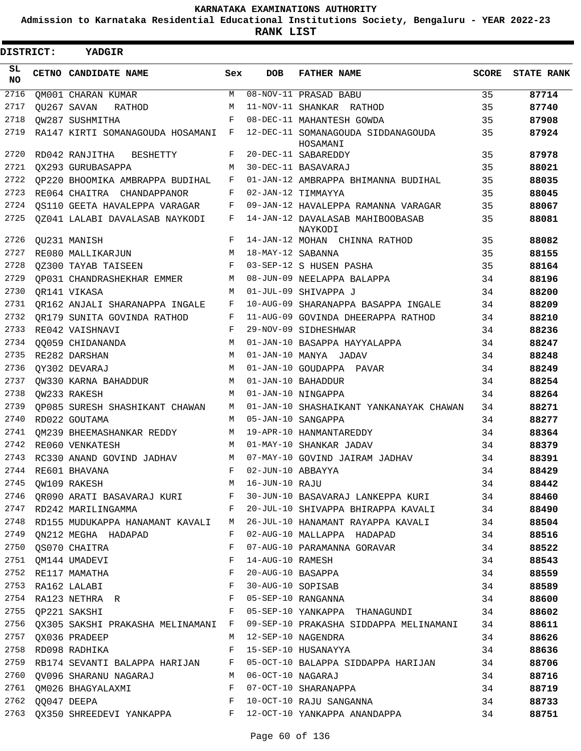KARNATAKA EXAMINATIONS AUTHORITY

Admission to Karnataka Residential Educational Institutions Society, Bengaluru - YEAR 2022-23

**RANK LIST**

**DISTRICT: YADGIR**

| SL NO | CETNO | CANDIDATE NAME | Sex | DOB | FATHER NAME | SCORE | STATE RANK |
|---|---|---|---|---|---|---|---|
| 2716 | QM001 | CHARAN KUMAR | M | 08-NOV-11 | PRASAD BABU | 35 | 87714 |
| 2717 | QU267 | SAVAN RATHOD | M | 11-NOV-11 | SHANKAR RATHOD | 35 | 87740 |
| 2718 | QW287 | SUSHMITHA | F | 08-DEC-11 | MAHANTESH GOWDA | 35 | 87908 |
| 2719 | RA147 | KIRTI SOMANAGOUDA HOSAMANI | F | 12-DEC-11 | SOMANAGOUDA SIDDANAGOUDA HOSAMANI | 35 | 87924 |
| 2720 | RD042 | RANJITHA BESHETTY | F | 20-DEC-11 | SABAREDDY | 35 | 87978 |
| 2721 | QX293 | GURUBASAPPA | M | 30-DEC-11 | BASAVARAJ | 35 | 88021 |
| 2722 | QP220 | BHOOMIKA AMBRAPPA BUDIHAL | F | 01-JAN-12 | AMBRAPPA BHIMANNA BUDIHAL | 35 | 88035 |
| 2723 | RE064 | CHAITRA CHANDAPPANOR | F | 02-JAN-12 | TIMMAYYA | 35 | 88045 |
| 2724 | QS110 | GEETA HAVALEPPA VARAGAR | F | 09-JAN-12 | HAVALEPPA RAMANNA VARAGAR | 35 | 88067 |
| 2725 | QZ041 | LALABI DAVALASAB NAYKODI | F | 14-JAN-12 | DAVALASAB MAHIBOOBASAB NAYKODI | 35 | 88081 |
| 2726 | QU231 | MANISH | F | 14-JAN-12 | MOHAN CHINNA RATHOD | 35 | 88082 |
| 2727 | RE080 | MALLIKARJUN | M | 18-MAY-12 | SABANNA | 35 | 88155 |
| 2728 | QZ300 | TAYAB TAISEEN | F | 03-SEP-12 | S HUSEN PASHA | 35 | 88164 |
| 2729 | QP031 | CHANDRASHEKHAR EMMER | M | 08-JUN-09 | NEELAPPA BALAPPA | 34 | 88196 |
| 2730 | QR141 | VIKASA | M | 01-JUL-09 | SHIVAPPA J | 34 | 88200 |
| 2731 | QR162 | ANJALI SHARANAPPA INGALE | F | 10-AUG-09 | SHARANAPPA BASAPPA INGALE | 34 | 88209 |
| 2732 | QR179 | SUNITA GOVINDA RATHOD | F | 11-AUG-09 | GOVINDA DHEERAPPA RATHOD | 34 | 88210 |
| 2733 | RE042 | VAISHNAVI | F | 29-NOV-09 | SIDHESHWAR | 34 | 88236 |
| 2734 | QQ059 | CHIDANANDA | M | 01-JAN-10 | BASAPPA HAYYALAPPA | 34 | 88247 |
| 2735 | RE282 | DARSHAN | M | 01-JAN-10 | MANYA JADAV | 34 | 88248 |
| 2736 | QY302 | DEVARAJ | M | 01-JAN-10 | GOUDAPPA PAVAR | 34 | 88249 |
| 2737 | QW330 | KARNA BAHADDUR | M | 01-JAN-10 | BAHADDUR | 34 | 88254 |
| 2738 | QW233 | RAKESH | M | 01-JAN-10 | NINGAPPA | 34 | 88264 |
| 2739 | QP085 | SURESH SHASHIKANT CHAWAN | M | 01-JAN-10 | SHASHAIKANT YANKANAYAK CHAWAN | 34 | 88271 |
| 2740 | RD022 | GOUTAMA | M | 05-JAN-10 | SANGAPPA | 34 | 88277 |
| 2741 | QM239 | BHEEMASHANKAR REDDY | M | 19-APR-10 | HANMANTAREDDY | 34 | 88364 |
| 2742 | RE060 | VENKATESH | M | 01-MAY-10 | SHANKAR JADAV | 34 | 88379 |
| 2743 | RC330 | ANAND GOVIND JADHAV | M | 07-MAY-10 | GOVIND JAIRAM JADHAV | 34 | 88391 |
| 2744 | RE601 | BHAVANA | F | 02-JUN-10 | ABBAYYA | 34 | 88429 |
| 2745 | QW109 | RAKESH | M | 16-JUN-10 | RAJU | 34 | 88442 |
| 2746 | QR090 | ARATI BASAVARAJ KURI | F | 30-JUN-10 | BASAVARAJ LANKEPPA KURI | 34 | 88460 |
| 2747 | RD242 | MARILINGAMMA | F | 20-JUL-10 | SHIVAPPA BHIRAPPA KAVALI | 34 | 88490 |
| 2748 | RD155 | MUDUKAPPA HANAMANT KAVALI | M | 26-JUL-10 | HANAMANT RAYAPPA KAVALI | 34 | 88504 |
| 2749 | QN212 | MEGHA HADAPAD | F | 02-AUG-10 | MALLAPPA HADAPAD | 34 | 88516 |
| 2750 | QS070 | CHAITRA | F | 07-AUG-10 | PARAMANNA GORAVAR | 34 | 88522 |
| 2751 | QM144 | UMADEVI | F | 14-AUG-10 | RAMESH | 34 | 88543 |
| 2752 | RE117 | MAMATHA | F | 20-AUG-10 | BASAPPA | 34 | 88559 |
| 2753 | RA162 | LALABI | F | 30-AUG-10 | SOPISAB | 34 | 88589 |
| 2754 | RA123 | NETHRA R | F | 05-SEP-10 | RANGANNA | 34 | 88600 |
| 2755 | QP221 | SAKSHI | F | 05-SEP-10 | YANKAPPA THANAGUNDI | 34 | 88602 |
| 2756 | QX305 | SAKSHI PRAKASHA MELINAMANI | F | 09-SEP-10 | PRAKASHA SIDDAPPA MELINAMANI | 34 | 88611 |
| 2757 | QX036 | PRADEEP | M | 12-SEP-10 | NAGENDRA | 34 | 88626 |
| 2758 | RD098 | RADHIKA | F | 15-SEP-10 | HUSANAYYA | 34 | 88636 |
| 2759 | RB174 | SEVANTI BALAPPA HARIJAN | F | 05-OCT-10 | BALAPPA SIDDAPPA HARIJAN | 34 | 88706 |
| 2760 | QV096 | SHARANU NAGARAJ | M | 06-OCT-10 | NAGARAJ | 34 | 88716 |
| 2761 | QM026 | BHAGYALAXMI | F | 07-OCT-10 | SHARANAPPA | 34 | 88719 |
| 2762 | QQ047 | DEEPA | F | 10-OCT-10 | RAJU SANGANNA | 34 | 88733 |
| 2763 | QX350 | SHREEDEVI YANKAPPA | F | 12-OCT-10 | YANKAPPA ANANDAPPA | 34 | 88751 |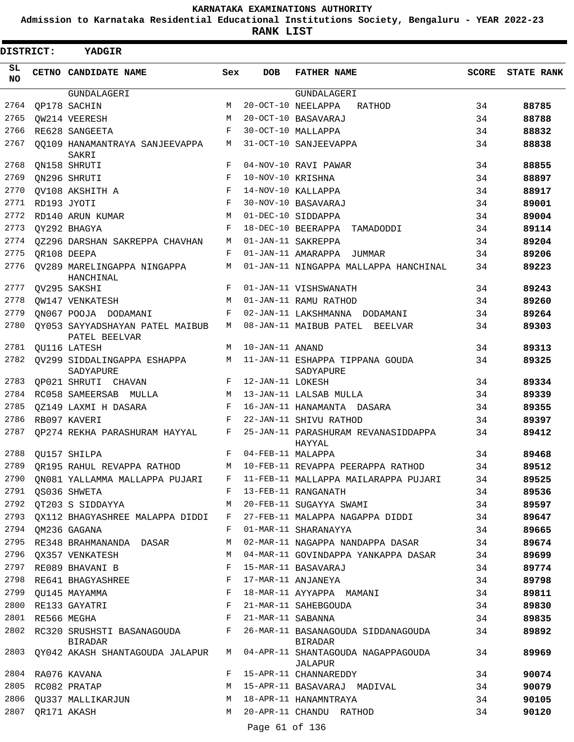KARNATAKA EXAMINATIONS AUTHORITY

Admission to Karnataka Residential Educational Institutions Society, Bengaluru - YEAR 2022-23

**RANK LIST**

**DISTRICT: YADGIR**

| SL NO | CETNO | CANDIDATE NAME | Sex | DOB | FATHER NAME | SCORE | STATE RANK |
|---|---|---|---|---|---|---|---|
| | | GUNDALAGERI | | | GUNDALAGERI | | |
| 2764 | QP178 | SACHIN | M | 20-OCT-10 | NEELAPPA RATHOD | 34 | **88785** |
| 2765 | QW214 | VEERESH | M | 20-OCT-10 | BASAVARAJ | 34 | **88788** |
| 2766 | RE628 | SANGEETA | F | 30-OCT-10 | MALLAPPA | 34 | **88832** |
| 2767 | QQ109 | HANAMANTRAYA SANJEEVAPPA SAKRI | M | 31-OCT-10 | SANJEEVAPPA | 34 | **88838** |
| 2768 | QN158 | SHRUTI | F | 04-NOV-10 | RAVI PAWAR | 34 | **88855** |
| 2769 | QN296 | SHRUTI | F | 10-NOV-10 | KRISHNA | 34 | **88897** |
| 2770 | QV108 | AKSHITH A | F | 14-NOV-10 | KALLAPPA | 34 | **88917** |
| 2771 | RD193 | JYOTI | F | 30-NOV-10 | BASAVARAJ | 34 | **89001** |
| 2772 | RD140 | ARUN KUMAR | M | 01-DEC-10 | SIDDAPPA | 34 | **89004** |
| 2773 | QY292 | BHAGYA | F | 18-DEC-10 | BEERAPPA TAMADODDI | 34 | **89114** |
| 2774 | QZ296 | DARSHAN SAKREPPA CHAVHAN | M | 01-JAN-11 | SAKREPPA | 34 | **89204** |
| 2775 | QR108 | DEEPA | F | 01-JAN-11 | AMARAPPA JUMMAR | 34 | **89206** |
| 2776 | QV289 | MARELINGAPPA NINGAPPA HANCHINAL | M | 01-JAN-11 | NINGAPPA MALLAPPA HANCHINAL | 34 | **89223** |
| 2777 | QV295 | SAKSHI | F | 01-JAN-11 | VISHSWANATH | 34 | **89243** |
| 2778 | QW147 | VENKATESH | M | 01-JAN-11 | RAMU RATHOD | 34 | **89260** |
| 2779 | QN067 | POOJA DODAMANI | F | 02-JAN-11 | LAKSHMANNA DODAMANI | 34 | **89264** |
| 2780 | QY053 | SAYYADSHAYAN PATEL MAIBUB PATEL BEELVAR | M | 08-JAN-11 | MAIBUB PATEL BEELVAR | 34 | **89303** |
| 2781 | QU116 | LATESH | M | 10-JAN-11 | ANAND | 34 | **89313** |
| 2782 | QV299 | SIDDALINGAPPA ESHAPPA SADYAPURE | M | 11-JAN-11 | ESHAPPA TIPPANA GOUDA SADYAPURE | 34 | **89325** |
| 2783 | QP021 | SHRUTI CHAVAN | F | 12-JAN-11 | LOKESH | 34 | **89334** |
| 2784 | RC058 | SAMEERSAB MULLA | M | 13-JAN-11 | LALSAB MULLA | 34 | **89339** |
| 2785 | QZ149 | LAXMI H DASARA | F | 16-JAN-11 | HANAMANTA DASARA | 34 | **89355** |
| 2786 | RB097 | KAVERI | F | 22-JAN-11 | SHIVU RATHOD | 34 | **89397** |
| 2787 | QP274 | REKHA PARASHURAM HAYYAL | F | 25-JAN-11 | PARASHURAM REVANASIDDAPPA HAYYAL | 34 | **89412** |
| 2788 | QU157 | SHILPA | F | 04-FEB-11 | MALAPPA | 34 | **89468** |
| 2789 | QR195 | RAHUL REVAPPA RATHOD | M | 10-FEB-11 | REVAPPA PEERAPPA RATHOD | 34 | **89512** |
| 2790 | QN081 | YALLAMMA MALLAPPA PUJARI | F | 11-FEB-11 | MALLAPPA MAILARAPPA PUJARI | 34 | **89525** |
| 2791 | QS036 | SHWETA | F | 13-FEB-11 | RANGANATH | 34 | **89536** |
| 2792 | QT203 | S SIDDAYYA | M | 20-FEB-11 | SUGAYYA SWAMI | 34 | **89597** |
| 2793 | QX112 | BHAGYASHREE MALAPPA DIDDI | F | 27-FEB-11 | MALAPPA NAGAPPA DIDDI | 34 | **89647** |
| 2794 | QM236 | GAGANA | F | 01-MAR-11 | SHARANAYYA | 34 | **89665** |
| 2795 | RE348 | BRAHMANANDA DASAR | M | 02-MAR-11 | NAGAPPA NANDAPPA DASAR | 34 | **89674** |
| 2796 | QX357 | VENKATESH | M | 04-MAR-11 | GOVINDAPPA YANKAPPA DASAR | 34 | **89699** |
| 2797 | RE089 | BHAVANI B | F | 15-MAR-11 | BASAVARAJ | 34 | **89774** |
| 2798 | RE641 | BHAGYASHREE | F | 17-MAR-11 | ANJANEYA | 34 | **89798** |
| 2799 | QU145 | MAYAMMA | F | 18-MAR-11 | AYYAPPA MAMANI | 34 | **89811** |
| 2800 | RE133 | GAYATRI | F | 21-MAR-11 | SAHEBGOUDA | 34 | **89830** |
| 2801 | RE566 | MEGHA | F | 21-MAR-11 | SABANNA | 34 | **89835** |
| 2802 | RC320 | SRUSHSTI BASANAGOUDA BIRADAR | F | 26-MAR-11 | BASANAGOUDA SIDDANAGOUDA BIRADAR | 34 | **89892** |
| 2803 | QY042 | AKASH SHANTAGOUDA JALAPUR | M | 04-APR-11 | SHANTAGOUDA NAGAPPAGOUDA JALAPUR | 34 | **89969** |
| 2804 | RA076 | KAVANA | F | 15-APR-11 | CHANNAREDDY | 34 | **90074** |
| 2805 | RC082 | PRATAP | M | 15-APR-11 | BASAVARAJ MADIVAL | 34 | **90079** |
| 2806 | QU337 | MALLIKARJUN | M | 18-APR-11 | HANAMNTRAYA | 34 | **90105** |
| 2807 | QR171 | AKASH | M | 20-APR-11 | CHANDU RATHOD | 34 | **90120** |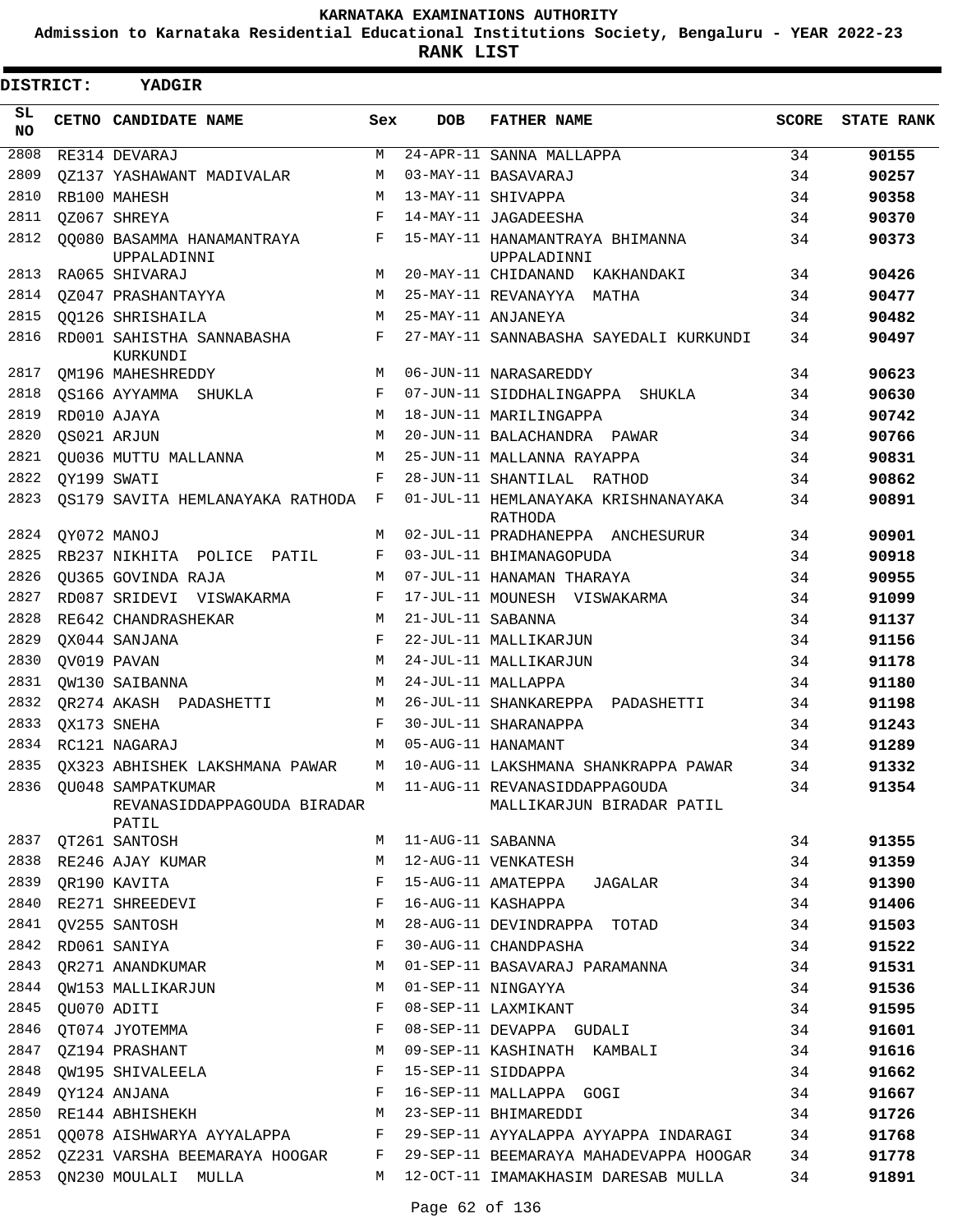KARNATAKA EXAMINATIONS AUTHORITY

Admission to Karnataka Residential Educational Institutions Society, Bengaluru - YEAR 2022-23

**RANK LIST**

**DISTRICT: YADGIR**

| SL NO | CETNO | CANDIDATE NAME | Sex | DOB | FATHER NAME | SCORE | STATE RANK |
|---|---|---|---|---|---|---|---|
| 2808 | RE314 | DEVARAJ | M | 24-APR-11 | SANNA MALLAPPA | 34 | 90155 |
| 2809 | QZ137 | YASHAWANT MADIVALAR | M | 03-MAY-11 | BASAVARAJ | 34 | 90257 |
| 2810 | RB100 | MAHESH | M | 13-MAY-11 | SHIVAPPA | 34 | 90358 |
| 2811 | QZ067 | SHREYA | F | 14-MAY-11 | JAGADEESHA | 34 | 90370 |
| 2812 | QQ080 | BASAMMA HANAMANTRAYA UPPALADINNI | F | 15-MAY-11 | HANAMANTRAYA BHIMANNA UPPALADINNI | 34 | 90373 |
| 2813 | RA065 | SHIVARAJ | M | 20-MAY-11 | CHIDANAND KAKHANDAKI | 34 | 90426 |
| 2814 | QZ047 | PRASHANTAYYA | M | 25-MAY-11 | REVANAYYA MATHA | 34 | 90477 |
| 2815 | QQ126 | SHRISHAILA | M | 25-MAY-11 | ANJANEYA | 34 | 90482 |
| 2816 | RD001 | SAHISTHA SANNABASHA KURKUNDI | F | 27-MAY-11 | SANNABASHA SAYEDALI KURKUNDI | 34 | 90497 |
| 2817 | QM196 | MAHESHREDDY | M | 06-JUN-11 | NARASAREDDY | 34 | 90623 |
| 2818 | QS166 | AYYAMMA SHUKLA | F | 07-JUN-11 | SIDDHALINGAPPA SHUKLA | 34 | 90630 |
| 2819 | RD010 | AJAYA | M | 18-JUN-11 | MARILINGAPPA | 34 | 90742 |
| 2820 | QS021 | ARJUN | M | 20-JUN-11 | BALACHANDRA PAWAR | 34 | 90766 |
| 2821 | QU036 | MUTTU MALLANNA | M | 25-JUN-11 | MALLANNA RAYAPPA | 34 | 90831 |
| 2822 | QY199 | SWATI | F | 28-JUN-11 | SHANTILAL RATHOD | 34 | 90862 |
| 2823 | QS179 | SAVITA HEMLANAYAKA RATHODA | F | 01-JUL-11 | HEMLANAYAKA KRISHNANAYAKA RATHODA | 34 | 90891 |
| 2824 | QY072 | MANOJ | M | 02-JUL-11 | PRADHANEPPA ANCHESURUR | 34 | 90901 |
| 2825 | RB237 | NIKHITA POLICE PATIL | F | 03-JUL-11 | BHIMANAGOPUDA | 34 | 90918 |
| 2826 | QU365 | GOVINDA RAJA | M | 07-JUL-11 | HANAMAN THARAYA | 34 | 90955 |
| 2827 | RD087 | SRIDEVI VISWAKARMA | F | 17-JUL-11 | MOUNESH VISWAKARMA | 34 | 91099 |
| 2828 | RE642 | CHANDRASHEKAR | M | 21-JUL-11 | SABANNA | 34 | 91137 |
| 2829 | QX044 | SANJANA | F | 22-JUL-11 | MALLIKARJUN | 34 | 91156 |
| 2830 | QV019 | PAVAN | M | 24-JUL-11 | MALLIKARJUN | 34 | 91178 |
| 2831 | QW130 | SAIBANNA | M | 24-JUL-11 | MALLAPPA | 34 | 91180 |
| 2832 | QR274 | AKASH PADASHETTI | M | 26-JUL-11 | SHANKAREPPA PADASHETTI | 34 | 91198 |
| 2833 | QX173 | SNEHA | F | 30-JUL-11 | SHARANAPPA | 34 | 91243 |
| 2834 | RC121 | NAGARAJ | M | 05-AUG-11 | HANAMANT | 34 | 91289 |
| 2835 | QX323 | ABHISHEK LAKSHMANA PAWAR | M | 10-AUG-11 | LAKSHMANA SHANKRAPPA PAWAR | 34 | 91332 |
| 2836 | QU048 | SAMPATKUMAR REVANASIDDAPPAGOUDA BIRADAR PATIL | M | 11-AUG-11 | REVANASIDDAPPAGOUDA MALLIKARJUN BIRADAR PATIL | 34 | 91354 |
| 2837 | QT261 | SANTOSH | M | 11-AUG-11 | SABANNA | 34 | 91355 |
| 2838 | RE246 | AJAY KUMAR | M | 12-AUG-11 | VENKATESH | 34 | 91359 |
| 2839 | QR190 | KAVITA | F | 15-AUG-11 | AMATEPPA JAGALAR | 34 | 91390 |
| 2840 | RE271 | SHREEDEVI | F | 16-AUG-11 | KASHAPPA | 34 | 91406 |
| 2841 | QV255 | SANTOSH | M | 28-AUG-11 | DEVINDRAPPA TOTAD | 34 | 91503 |
| 2842 | RD061 | SANIYA | F | 30-AUG-11 | CHANDPASHA | 34 | 91522 |
| 2843 | QR271 | ANANDKUMAR | M | 01-SEP-11 | BASAVARAJ PARAMANNA | 34 | 91531 |
| 2844 | QW153 | MALLIKARJUN | M | 01-SEP-11 | NINGAYYA | 34 | 91536 |
| 2845 | QU070 | ADITI | F | 08-SEP-11 | LAXMIKANT | 34 | 91595 |
| 2846 | QT074 | JYOTEMMA | F | 08-SEP-11 | DEVAPPA GUDALI | 34 | 91601 |
| 2847 | QZ194 | PRASHANT | M | 09-SEP-11 | KASHINATH KAMBALI | 34 | 91616 |
| 2848 | QW195 | SHIVALEELA | F | 15-SEP-11 | SIDDAPPA | 34 | 91662 |
| 2849 | QY124 | ANJANA | F | 16-SEP-11 | MALLAPPA GOGI | 34 | 91667 |
| 2850 | RE144 | ABHISHEKH | M | 23-SEP-11 | BHIMAREDDI | 34 | 91726 |
| 2851 | QQ078 | AISHWARYA AYYALAPPA | F | 29-SEP-11 | AYYALAPPA AYYAPPA INDARAGI | 34 | 91768 |
| 2852 | QZ231 | VARSHA BEEMARAYA HOOGAR | F | 29-SEP-11 | BEEMARAYA MAHADEVAPPA HOOGAR | 34 | 91778 |
| 2853 | QN230 | MOULALI MULLA | M | 12-OCT-11 | IMAMAKHASIM DARESAB MULLA | 34 | 91891 |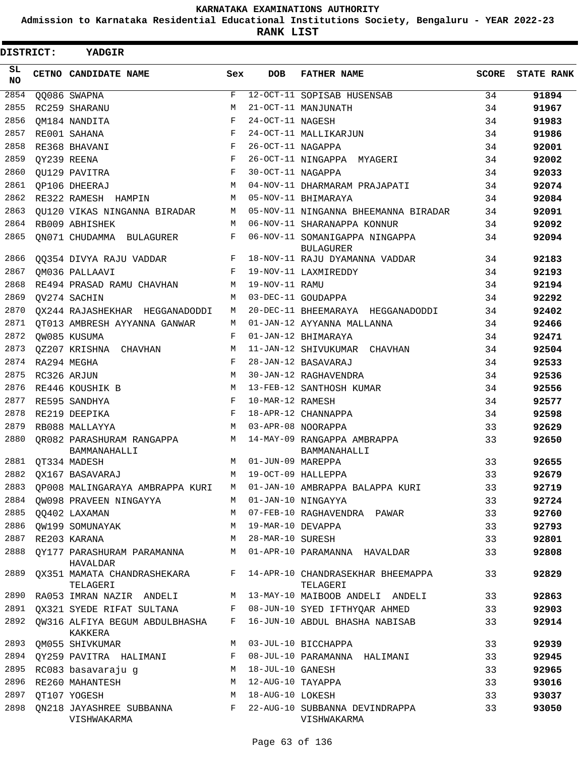# KARNATAKA EXAMINATIONS AUTHORITY

## Admission to Karnataka Residential Educational Institutions Society, Bengaluru - YEAR 2022-23

## RANK LIST

**DISTRICT: YADGIR**

| SL NO | CETNO | CANDIDATE NAME | Sex | DOB | FATHER NAME | SCORE | STATE RANK |
|---|---|---|---|---|---|---|---|
| 2854 | QQ086 | SWAPNA | F | 12-OCT-11 | SOPISAB HUSENSAB | 34 | 91894 |
| 2855 | RC259 | SHARANU | M | 21-OCT-11 | MANJUNATH | 34 | 91967 |
| 2856 | QM184 | NANDITA | F | 24-OCT-11 | NAGESH | 34 | 91983 |
| 2857 | RE001 | SAHANA | F | 24-OCT-11 | MALLIKARJUN | 34 | 91986 |
| 2858 | RE368 | BHAVANI | F | 26-OCT-11 | NAGAPPA | 34 | 92001 |
| 2859 | QY239 | REENA | F | 26-OCT-11 | NINGAPPA MYAGERI | 34 | 92002 |
| 2860 | QU129 | PAVITRA | F | 30-OCT-11 | NAGAPPA | 34 | 92033 |
| 2861 | QP106 | DHEERAJ | M | 04-NOV-11 | DHARMARAM PRAJAPATI | 34 | 92074 |
| 2862 | RE322 | RAMESH HAMPIN | M | 05-NOV-11 | BHIMARAYA | 34 | 92084 |
| 2863 | QU120 | VIKAS NINGANNA BIRADAR | M | 05-NOV-11 | NINGANNA BHEEMANNA BIRADAR | 34 | 92091 |
| 2864 | RB009 | ABHISHEK | M | 06-NOV-11 | SHARANAPPA KONNUR | 34 | 92092 |
| 2865 | QN071 | CHUDAMMA BULAGURER | F | 06-NOV-11 | SOMANIGAPPA NINGAPPA BULAGURER | 34 | 92094 |
| 2866 | QQ354 | DIVYA RAJU VADDAR | F | 18-NOV-11 | RAJU DYAMANNA VADDAR | 34 | 92183 |
| 2867 | QM036 | PALLAAVI | F | 19-NOV-11 | LAXMIREDDY | 34 | 92193 |
| 2868 | RE494 | PRASAD RAMU CHAVHAN | M | 19-NOV-11 | RAMU | 34 | 92194 |
| 2869 | QV274 | SACHIN | M | 03-DEC-11 | GOUDAPPA | 34 | 92292 |
| 2870 | QX244 | RAJASHEKHAR HEGGANADODDI | M | 20-DEC-11 | BHEEMARAYA HEGGANADODDI | 34 | 92402 |
| 2871 | QT013 | AMBRESH AYYANNA GANWAR | M | 01-JAN-12 | AYYANNA MALLANNA | 34 | 92466 |
| 2872 | QW085 | KUSUMA | F | 01-JAN-12 | BHIMARAYA | 34 | 92471 |
| 2873 | QZ207 | KRISHNA CHAVHAN | M | 11-JAN-12 | SHIVUKUMAR CHAVHAN | 34 | 92504 |
| 2874 | RA294 | MEGHA | F | 28-JAN-12 | BASAVARAJ | 34 | 92533 |
| 2875 | RC326 | ARJUN | M | 30-JAN-12 | RAGHAVENDRA | 34 | 92536 |
| 2876 | RE446 | KOUSHIK B | M | 13-FEB-12 | SANTHOSH KUMAR | 34 | 92556 |
| 2877 | RE595 | SANDHYA | F | 10-MAR-12 | RAMESH | 34 | 92577 |
| 2878 | RE219 | DEEPIKA | F | 18-APR-12 | CHANNAPPA | 34 | 92598 |
| 2879 | RB088 | MALLAYYA | M | 03-APR-08 | NOORAPPA | 33 | 92629 |
| 2880 | QR082 | PARASHURAM RANGAPPA BAMMANAHALLI | M | 14-MAY-09 | RANGAPPA AMBRAPPA BAMMANAHALLI | 33 | 92650 |
| 2881 | QT334 | MADESH | M | 01-JUN-09 | MAREPPA | 33 | 92655 |
| 2882 | QX167 | BASAVARAJ | M | 19-OCT-09 | HALLEPPA | 33 | 92679 |
| 2883 | QP008 | MALINGARAYA AMBRAPPA KURI | M | 01-JAN-10 | AMBRAPPA BALAPPA KURI | 33 | 92719 |
| 2884 | QW098 | PRAVEEN NINGAYYA | M | 01-JAN-10 | NINGAYYA | 33 | 92724 |
| 2885 | QQ402 | LAXAMAN | M | 07-FEB-10 | RAGHAVENDRA PAWAR | 33 | 92760 |
| 2886 | QW199 | SOMUNAYAK | M | 19-MAR-10 | DEVAPPA | 33 | 92793 |
| 2887 | RE203 | KARANA | M | 28-MAR-10 | SURESH | 33 | 92801 |
| 2888 | QY177 | PARASHURAM PARAMANNA HAVALDAR | M | 01-APR-10 | PARAMANNA HAVALDAR | 33 | 92808 |
| 2889 | QX351 | MAMATA CHANDRASHEKARA TELAGERI | F | 14-APR-10 | CHANDRASEKHAR BHEEMAPPA TELAGERI | 33 | 92829 |
| 2890 | RA053 | IMRAN NAZIR ANDELI | M | 13-MAY-10 | MAIBOOB ANDELI ANDELI | 33 | 92863 |
| 2891 | QX321 | SYEDE RIFAT SULTANA | F | 08-JUN-10 | SYED IFTHYQAR AHMED | 33 | 92903 |
| 2892 | QW316 | ALFIYA BEGUM ABDULBHASHA KAKKERA | F | 16-JUN-10 | ABDUL BHASHA NABISAB | 33 | 92914 |
| 2893 | QM055 | SHIVKUMAR | M | 03-JUL-10 | BICCHAPPA | 33 | 92939 |
| 2894 | QY259 | PAVITRA HALIMANI | F | 08-JUL-10 | PARAMANNA HALIMANI | 33 | 92945 |
| 2895 | RC083 | basavaraju g | M | 18-JUL-10 | GANESH | 33 | 92965 |
| 2896 | RE260 | MAHANTESH | M | 12-AUG-10 | TAYAPPA | 33 | 93016 |
| 2897 | QT107 | YOGESH | M | 18-AUG-10 | LOKESH | 33 | 93037 |
| 2898 | QN218 | JAYASHREE SUBBANNA VISHWAKARMA | F | 22-AUG-10 | SUBBANNA DEVINDRAPPA VISHWAKARMA | 33 | 93050 |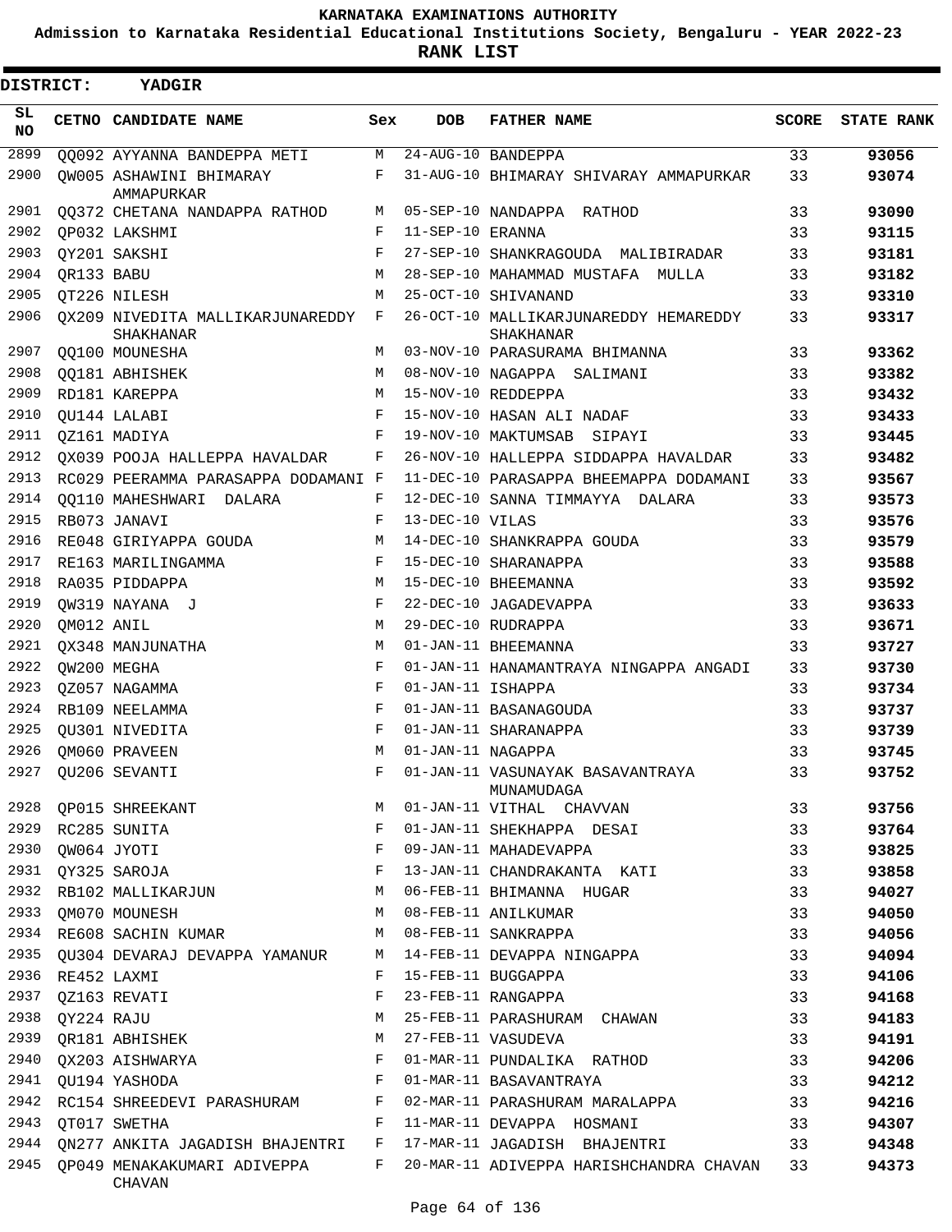# KARNATAKA EXAMINATIONS AUTHORITY

**Admission to Karnataka Residential Educational Institutions Society, Bengaluru - YEAR 2022-23**

**RANK LIST**

**DISTRICT: YADGIR**

| SL NO | CETNO | CANDIDATE NAME | Sex | DOB | FATHER NAME | SCORE | STATE RANK |
|---|---|---|---|---|---|---|---|
| 2899 | QQ092 | AYYANNA BANDEPPA METI | M | 24-AUG-10 | BANDEPPA | 33 | **93056** |
| 2900 | QW005 | ASHAWINI BHIMARAY AMMAPURKAR | F | 31-AUG-10 | BHIMARAY SHIVARAY AMMAPURKAR | 33 | **93074** |
| 2901 | QQ372 | CHETANA NANDAPPA RATHOD | M | 05-SEP-10 | NANDAPPA RATHOD | 33 | **93090** |
| 2902 | QP032 | LAKSHMI | F | 11-SEP-10 | ERANNA | 33 | **93115** |
| 2903 | QY201 | SAKSHI | F | 27-SEP-10 | SHANKRAGOUDA MALIBIRADAR | 33 | **93181** |
| 2904 | QR133 | BABU | M | 28-SEP-10 | MAHAMMAD MUSTAFA MULLA | 33 | **93182** |
| 2905 | QT226 | NILESH | M | 25-OCT-10 | SHIVANAND | 33 | **93310** |
| 2906 | QX209 | NIVEDITA MALLIKARJUNAREDDY SHAKHANAR | F | 26-OCT-10 | MALLIKARJUNAREDDY HEMAREDDY SHAKHANAR | 33 | **93317** |
| 2907 | QQ100 | MOUNESHA | M | 03-NOV-10 | PARASURAMA BHIMANNA | 33 | **93362** |
| 2908 | QQ181 | ABHISHEK | M | 08-NOV-10 | NAGAPPA SALIMANI | 33 | **93382** |
| 2909 | RD181 | KAREPPA | M | 15-NOV-10 | REDDEPPA | 33 | **93432** |
| 2910 | QU144 | LALABI | F | 15-NOV-10 | HASAN ALI NADAF | 33 | **93433** |
| 2911 | QZ161 | MADIYA | F | 19-NOV-10 | MAKTUMSAB SIPAYI | 33 | **93445** |
| 2912 | QX039 | POOJA HALLEPPA HAVALDAR | F | 26-NOV-10 | HALLEPPA SIDDAPPA HAVALDAR | 33 | **93482** |
| 2913 | RC029 | PEERAMMA PARASAPPA DODAMANI | F | 11-DEC-10 | PARASAPPA BHEEMAPPA DODAMANI | 33 | **93567** |
| 2914 | QQ110 | MAHESHWARI DALARA | F | 12-DEC-10 | SANNA TIMMAYYA DALARA | 33 | **93573** |
| 2915 | RB073 | JANAVI | F | 13-DEC-10 | VILAS | 33 | **93576** |
| 2916 | RE048 | GIRIYAPPA GOUDA | M | 14-DEC-10 | SHANKRAPPA GOUDA | 33 | **93579** |
| 2917 | RE163 | MARILINGAMMA | F | 15-DEC-10 | SHARANAPPA | 33 | **93588** |
| 2918 | RA035 | PIDDAPPA | M | 15-DEC-10 | BHEEMANNA | 33 | **93592** |
| 2919 | QW319 | NAYANA J | F | 22-DEC-10 | JAGADEVAPPA | 33 | **93633** |
| 2920 | QM012 | ANIL | M | 29-DEC-10 | RUDRAPPA | 33 | **93671** |
| 2921 | QX348 | MANJUNATHA | M | 01-JAN-11 | BHEEMANNA | 33 | **93727** |
| 2922 | QW200 | MEGHA | F | 01-JAN-11 | HANAMANTRAYA NINGAPPA ANGADI | 33 | **93730** |
| 2923 | QZ057 | NAGAMMA | F | 01-JAN-11 | ISHAPPA | 33 | **93734** |
| 2924 | RB109 | NEELAMMA | F | 01-JAN-11 | BASANAGOUDA | 33 | **93737** |
| 2925 | QU301 | NIVEDITA | F | 01-JAN-11 | SHARANAPPA | 33 | **93739** |
| 2926 | QM060 | PRAVEEN | M | 01-JAN-11 | NAGAPPA | 33 | **93745** |
| 2927 | QU206 | SEVANTI | F | 01-JAN-11 | VASUNAYAK BASAVANTRAYA MUNAMUDAGA | 33 | **93752** |
| 2928 | QP015 | SHREEKANT | M | 01-JAN-11 | VITHAL CHAVVAN | 33 | **93756** |
| 2929 | RC285 | SUNITA | F | 01-JAN-11 | SHEKHAPPA DESAI | 33 | **93764** |
| 2930 | QW064 | JYOTI | F | 09-JAN-11 | MAHADEVAPPA | 33 | **93825** |
| 2931 | QY325 | SAROJA | F | 13-JAN-11 | CHANDRAKANTA KATI | 33 | **93858** |
| 2932 | RB102 | MALLIKARJUN | M | 06-FEB-11 | BHIMANNA HUGAR | 33 | **94027** |
| 2933 | QM070 | MOUNESH | M | 08-FEB-11 | ANILKUMAR | 33 | **94050** |
| 2934 | RE608 | SACHIN KUMAR | M | 08-FEB-11 | SANKRAPPA | 33 | **94056** |
| 2935 | QU304 | DEVARAJ DEVAPPA YAMANUR | M | 14-FEB-11 | DEVAPPA NINGAPPA | 33 | **94094** |
| 2936 | RE452 | LAXMI | F | 15-FEB-11 | BUGGAPPA | 33 | **94106** |
| 2937 | QZ163 | REVATI | F | 23-FEB-11 | RANGAPPA | 33 | **94168** |
| 2938 | QY224 | RAJU | M | 25-FEB-11 | PARASHURAM CHAWAN | 33 | **94183** |
| 2939 | QR181 | ABHISHEK | M | 27-FEB-11 | VASUDEVA | 33 | **94191** |
| 2940 | QX203 | AISHWARYA | F | 01-MAR-11 | PUNDALIKA RATHOD | 33 | **94206** |
| 2941 | QU194 | YASHODA | F | 01-MAR-11 | BASAVANTRAYA | 33 | **94212** |
| 2942 | RC154 | SHREEDEVI PARASHURAM | F | 02-MAR-11 | PARASHURAM MARALAPPA | 33 | **94216** |
| 2943 | QT017 | SWETHA | F | 11-MAR-11 | DEVAPPA HOSMANI | 33 | **94307** |
| 2944 | QN277 | ANKITA JAGADISH BHAJENTRI | F | 17-MAR-11 | JAGADISH BHAJENTRI | 33 | **94348** |
| 2945 | QP049 | MENAKAKUMARI ADIVEPPA CHAVAN | F | 20-MAR-11 | ADIVEPPA HARISHCHANDRA CHAVAN | 33 | **94373** |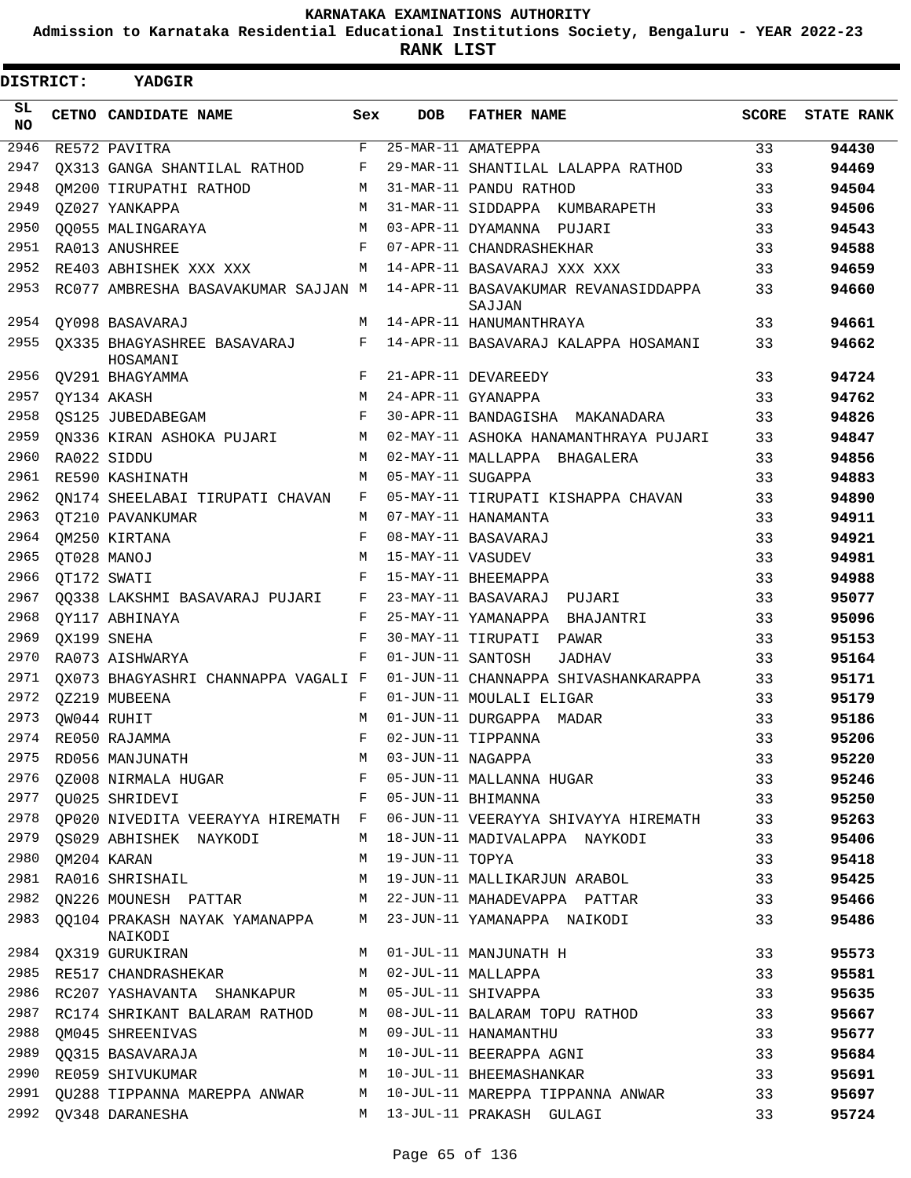KARNATAKA EXAMINATIONS AUTHORITY

Admission to Karnataka Residential Educational Institutions Society, Bengaluru - YEAR 2022-23

**RANK LIST**

**DISTRICT: YADGIR**

| SL NO | CETNO | CANDIDATE NAME | Sex | DOB | FATHER NAME | SCORE | STATE RANK |
|---|---|---|---|---|---|---|---|
| 2946 | RE572 | PAVITRA | F | 25-MAR-11 | AMATEPPA | 33 | **94430** |
| 2947 | QX313 | GANGA SHANTILAL RATHOD | F | 29-MAR-11 | SHANTILAL LALAPPA RATHOD | 33 | **94469** |
| 2948 | QM200 | TIRUPATHI RATHOD | M | 31-MAR-11 | PANDU RATHOD | 33 | **94504** |
| 2949 | QZ027 | YANKAPPA | M | 31-MAR-11 | SIDDAPPA KUMBARAPETH | 33 | **94506** |
| 2950 | QQ055 | MALINGARAYA | M | 03-APR-11 | DYAMANNA PUJARI | 33 | **94543** |
| 2951 | RA013 | ANUSHREE | F | 07-APR-11 | CHANDRASHEKHAR | 33 | **94588** |
| 2952 | RE403 | ABHISHEK XXX XXX | M | 14-APR-11 | BASAVARAJ XXX XXX | 33 | **94659** |
| 2953 | RC077 | AMBRESHA BASAVAKUMAR SAJJAN | M | 14-APR-11 | BASAVAKUMAR REVANASIDDAPPA SAJJAN | 33 | **94660** |
| 2954 | QY098 | BASAVARAJ | M | 14-APR-11 | HANUMANTHRAYA | 33 | **94661** |
| 2955 | QX335 | BHAGYASHREE BASAVARAJ HOSAMANI | F | 14-APR-11 | BASAVARAJ KALAPPA HOSAMANI | 33 | **94662** |
| 2956 | QV291 | BHAGYAMMA | F | 21-APR-11 | DEVAREEDY | 33 | **94724** |
| 2957 | QY134 | AKASH | M | 24-APR-11 | GYANAPPA | 33 | **94762** |
| 2958 | QS125 | JUBEDABEGAM | F | 30-APR-11 | BANDAGISHA MAKANADARA | 33 | **94826** |
| 2959 | QN336 | KIRAN ASHOKA PUJARI | M | 02-MAY-11 | ASHOKA HANAMANTHRAYA PUJARI | 33 | **94847** |
| 2960 | RA022 | SIDDU | M | 02-MAY-11 | MALLAPPA BHAGALERA | 33 | **94856** |
| 2961 | RE590 | KASHINATH | M | 05-MAY-11 | SUGAPPA | 33 | **94883** |
| 2962 | QN174 | SHEELABAI TIRUPATI CHAVAN | F | 05-MAY-11 | TIRUPATI KISHAPPA CHAVAN | 33 | **94890** |
| 2963 | QT210 | PAVANKUMAR | M | 07-MAY-11 | HANAMANTA | 33 | **94911** |
| 2964 | QM250 | KIRTANA | F | 08-MAY-11 | BASAVARAJ | 33 | **94921** |
| 2965 | QT028 | MANOJ | M | 15-MAY-11 | VASUDEV | 33 | **94981** |
| 2966 | QT172 | SWATI | F | 15-MAY-11 | BHEEMAPPA | 33 | **94988** |
| 2967 | QQ338 | LAKSHMI BASAVARAJ PUJARI | F | 23-MAY-11 | BASAVARAJ PUJARI | 33 | **95077** |
| 2968 | QY117 | ABHINAYA | F | 25-MAY-11 | YAMANAPPA BHAJANTRI | 33 | **95096** |
| 2969 | QX199 | SNEHA | F | 30-MAY-11 | TIRUPATI PAWAR | 33 | **95153** |
| 2970 | RA073 | AISHWARYA | F | 01-JUN-11 | SANTOSH JADHAV | 33 | **95164** |
| 2971 | QX073 | BHAGYASHRI CHANNAPPA VAGALI | F | 01-JUN-11 | CHANNAPPA SHIVASHANKARAPPA | 33 | **95171** |
| 2972 | QZ219 | MUBEENA | F | 01-JUN-11 | MOULALI ELIGAR | 33 | **95179** |
| 2973 | QW044 | RUHIT | M | 01-JUN-11 | DURGAPPA MADAR | 33 | **95186** |
| 2974 | RE050 | RAJAMMA | F | 02-JUN-11 | TIPPANNA | 33 | **95206** |
| 2975 | RD056 | MANJUNATH | M | 03-JUN-11 | NAGAPPA | 33 | **95220** |
| 2976 | QZ008 | NIRMALA HUGAR | F | 05-JUN-11 | MALLANNA HUGAR | 33 | **95246** |
| 2977 | QU025 | SHRIDEVI | F | 05-JUN-11 | BHIMANNA | 33 | **95250** |
| 2978 | QP020 | NIVEDITA VEERAYYA HIREMATH | F | 06-JUN-11 | VEERAYYA SHIVAYYA HIREMATH | 33 | **95263** |
| 2979 | QS029 | ABHISHEK NAYKODI | M | 18-JUN-11 | MADIVALAPPA NAYKODI | 33 | **95406** |
| 2980 | QM204 | KARAN | M | 19-JUN-11 | TOPYA | 33 | **95418** |
| 2981 | RA016 | SHRISHAIL | M | 19-JUN-11 | MALLIKARJUN ARABOL | 33 | **95425** |
| 2982 | QN226 | MOUNESH PATTAR | M | 22-JUN-11 | MAHADEVAPPA PATTAR | 33 | **95466** |
| 2983 | QQ104 | PRAKASH NAYAK YAMANAPPA NAIKODI | M | 23-JUN-11 | YAMANAPPA NAIKODI | 33 | **95486** |
| 2984 | QX319 | GURUKIRAN | M | 01-JUL-11 | MANJUNATH H | 33 | **95573** |
| 2985 | RE517 | CHANDRASHEKAR | M | 02-JUL-11 | MALLAPPA | 33 | **95581** |
| 2986 | RC207 | YASHAVANTA SHANKAPUR | M | 05-JUL-11 | SHIVAPPA | 33 | **95635** |
| 2987 | RC174 | SHRIKANT BALARAM RATHOD | M | 08-JUL-11 | BALARAM TOPU RATHOD | 33 | **95667** |
| 2988 | QM045 | SHREENIVAS | M | 09-JUL-11 | HANAMANTHU | 33 | **95677** |
| 2989 | QQ315 | BASAVARAJA | M | 10-JUL-11 | BEERAPPA AGNI | 33 | **95684** |
| 2990 | RE059 | SHIVUKUMAR | M | 10-JUL-11 | BHEEMASHANKAR | 33 | **95691** |
| 2991 | QU288 | TIPPANNA MAREPPA ANWAR | M | 10-JUL-11 | MAREPPA TIPPANNA ANWAR | 33 | **95697** |
| 2992 | QV348 | DARANESHA | M | 13-JUL-11 | PRAKASH GULAGI | 33 | **95724** |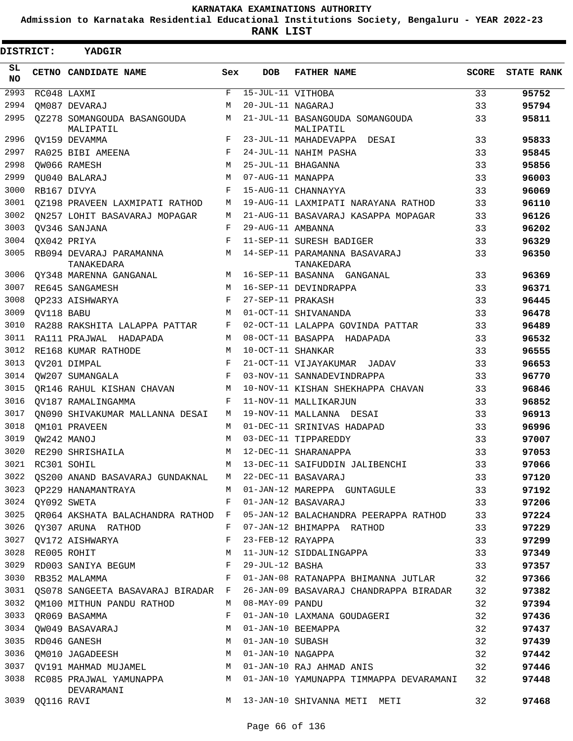KARNATAKA EXAMINATIONS AUTHORITY

Admission to Karnataka Residential Educational Institutions Society, Bengaluru - YEAR 2022-23

**RANK LIST**

**DISTRICT: YADGIR**

| SL NO | CETNO | CANDIDATE NAME | Sex | DOB | FATHER NAME | SCORE | STATE RANK |
|---|---|---|---|---|---|---|---|
| 2993 | RC048 | LAXMI | F | 15-JUL-11 | VITHOBA | 33 | 95752 |
| 2994 | QM087 | DEVARAJ | M | 20-JUL-11 | NAGARAJ | 33 | 95794 |
| 2995 | QZ278 | SOMANGOUDA BASANGOUDA MALIPATIL | M | 21-JUL-11 | BASANGOUDA SOMANGOUDA MALIPATIL | 33 | 95811 |
| 2996 | QV159 | DEVAMMA | F | 23-JUL-11 | MAHADEVAPPA DESAI | 33 | 95833 |
| 2997 | RA025 | BIBI AMEENA | F | 24-JUL-11 | NAHIM PASHA | 33 | 95845 |
| 2998 | QW066 | RAMESH | M | 25-JUL-11 | BHAGANNA | 33 | 95856 |
| 2999 | QU040 | BALARAJ | M | 07-AUG-11 | MANAPPA | 33 | 96003 |
| 3000 | RB167 | DIVYA | F | 15-AUG-11 | CHANNAYYA | 33 | 96069 |
| 3001 | QZ198 | PRAVEEN LAXMIPATI RATHOD | M | 19-AUG-11 | LAXMIPATI NARAYANA RATHOD | 33 | 96110 |
| 3002 | QN257 | LOHIT BASAVARAJ MOPAGAR | M | 21-AUG-11 | BASAVARAJ KASAPPA MOPAGAR | 33 | 96126 |
| 3003 | QV346 | SANJANA | F | 29-AUG-11 | AMBANNA | 33 | 96202 |
| 3004 | QX042 | PRIYA | F | 11-SEP-11 | SURESH BADIGER | 33 | 96329 |
| 3005 | RB094 | DEVARAJ PARAMANNA TANAKEDARA | M | 14-SEP-11 | PARAMANNA BASAVARAJ TANAKEDARA | 33 | 96350 |
| 3006 | QY348 | MARENNA GANGANAL | M | 16-SEP-11 | BASANNA GANGANAL | 33 | 96369 |
| 3007 | RE645 | SANGAMESH | M | 16-SEP-11 | DEVINDRAPPA | 33 | 96371 |
| 3008 | QP233 | AISHWARYA | F | 27-SEP-11 | PRAKASH | 33 | 96445 |
| 3009 | QV118 | BABU | M | 01-OCT-11 | SHIVANANDA | 33 | 96478 |
| 3010 | RA288 | RAKSHITA LALAPPA PATTAR | F | 02-OCT-11 | LALAPPA GOVINDA PATTAR | 33 | 96489 |
| 3011 | RA111 | PRAJWAL HADAPADA | M | 08-OCT-11 | BASAPPA HADAPADA | 33 | 96532 |
| 3012 | RE168 | KUMAR RATHODE | M | 10-OCT-11 | SHANKAR | 33 | 96555 |
| 3013 | QV201 | DIMPAL | F | 21-OCT-11 | VIJAYAKUMAR JADAV | 33 | 96653 |
| 3014 | QW207 | SUMANGALA | F | 03-NOV-11 | SANNADEVINDRAPPA | 33 | 96770 |
| 3015 | QR146 | RAHUL KISHAN CHAVAN | M | 10-NOV-11 | KISHAN SHEKHAPPA CHAVAN | 33 | 96846 |
| 3016 | QV187 | RAMALINGAMMA | F | 11-NOV-11 | MALLIKARJUN | 33 | 96852 |
| 3017 | QN090 | SHIVAKUMAR MALLANNA DESAI | M | 19-NOV-11 | MALLANNA DESAI | 33 | 96913 |
| 3018 | QM101 | PRAVEEN | M | 01-DEC-11 | SRINIVAS HADAPAD | 33 | 96996 |
| 3019 | QW242 | MANOJ | M | 03-DEC-11 | TIPPAREDDY | 33 | 97007 |
| 3020 | RE290 | SHRISHAILA | M | 12-DEC-11 | SHARANAPPA | 33 | 97053 |
| 3021 | RC301 | SOHIL | M | 13-DEC-11 | SAIFUDDIN JALIBENCHI | 33 | 97066 |
| 3022 | QS200 | ANAND BASAVARAJ GUNDAKNAL | M | 22-DEC-11 | BASAVARAJ | 33 | 97120 |
| 3023 | QP229 | HANAMANTRAYA | M | 01-JAN-12 | MAREPPA GUNTAGULE | 33 | 97192 |
| 3024 | QY092 | SWETA | F | 01-JAN-12 | BASAVARAJ | 33 | 97206 |
| 3025 | QR064 | AKSHATA BALACHANDRA RATHOD | F | 05-JAN-12 | BALACHANDRA PEERAPPA RATHOD | 33 | 97224 |
| 3026 | QY307 | ARUNA RATHOD | F | 07-JAN-12 | BHIMAPPA RATHOD | 33 | 97229 |
| 3027 | QV172 | AISHWARYA | F | 23-FEB-12 | RAYAPPA | 33 | 97299 |
| 3028 | RE005 | ROHIT | M | 11-JUN-12 | SIDDALINGAPPA | 33 | 97349 |
| 3029 | RD003 | SANIYA BEGUM | F | 29-JUL-12 | BASHA | 33 | 97357 |
| 3030 | RB352 | MALAMMA | F | 01-JAN-08 | RATANAPPA BHIMANNA JUTLAR | 32 | 97366 |
| 3031 | QS078 | SANGEETA BASAVARAJ BIRADAR | F | 26-JAN-09 | BASAVARAJ CHANDRAPPA BIRADAR | 32 | 97382 |
| 3032 | QM100 | MITHUN PANDU RATHOD | M | 08-MAY-09 | PANDU | 32 | 97394 |
| 3033 | QR069 | BASAMMA | F | 01-JAN-10 | LAXMANA GOUDAGERI | 32 | 97436 |
| 3034 | QW049 | BASAVARAJ | M | 01-JAN-10 | BEEMAPPA | 32 | 97437 |
| 3035 | RD046 | GANESH | M | 01-JAN-10 | SUBASH | 32 | 97439 |
| 3036 | QM010 | JAGADEESH | M | 01-JAN-10 | NAGAPPA | 32 | 97442 |
| 3037 | QV191 | MAHMAD MUJAMEL | M | 01-JAN-10 | RAJ AHMAD ANIS | 32 | 97446 |
| 3038 | RC085 | PRAJWAL YAMUNAPPA DEVARAMANI | M | 01-JAN-10 | YAMUNAPPA TIMMAPPA DEVARAMANI | 32 | 97448 |
| 3039 | QQ116 | RAVI | M | 13-JAN-10 | SHIVANNA METI METI | 32 | 97468 |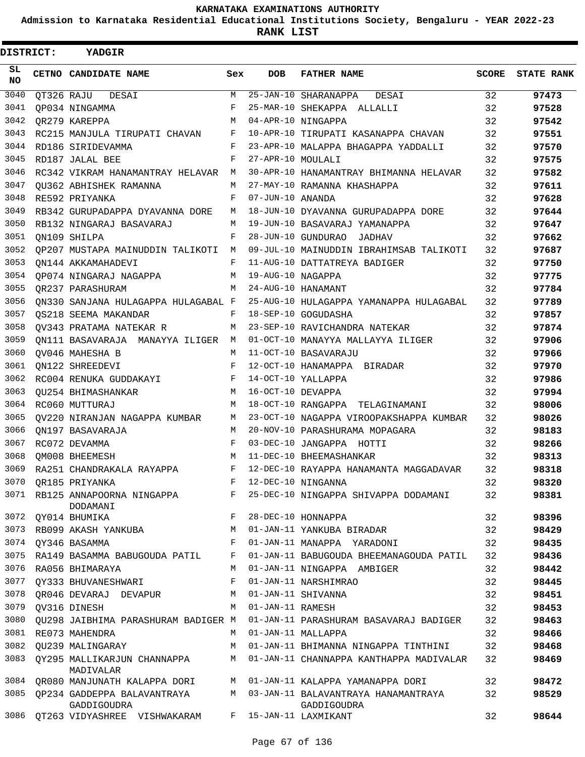# KARNATAKA EXAMINATIONS AUTHORITY

**Admission to Karnataka Residential Educational Institutions Society, Bengaluru - YEAR 2022-23**

**RANK LIST**

**DISTRICT: YADGIR**

| SL NO | CETNO | CANDIDATE NAME | Sex | DOB | FATHER NAME | SCORE | STATE RANK |
|---|---|---|---|---|---|---|---|
| 3040 | QT326 | RAJU DESAI | M | 25-JAN-10 | SHARANAPPA DESAI | 32 | **97473** |
| 3041 | QP034 | NINGAMMA | F | 25-MAR-10 | SHEKAPPA ALLALLI | 32 | **97528** |
| 3042 | QR279 | KAREPPA | M | 04-APR-10 | NINGAPPA | 32 | **97542** |
| 3043 | RC215 | MANJULA TIRUPATI CHAVAN | F | 10-APR-10 | TIRUPATI KASANAPPA CHAVAN | 32 | **97551** |
| 3044 | RD186 | SIRIDEVAMMA | F | 23-APR-10 | MALAPPA BHAGAPPA YADDALLI | 32 | **97570** |
| 3045 | RD187 | JALAL BEE | F | 27-APR-10 | MOULALI | 32 | **97575** |
| 3046 | RC342 | VIKRAM HANAMANTRAY HELAVAR | M | 30-APR-10 | HANAMANTRAY BHIMANNA HELAVAR | 32 | **97582** |
| 3047 | QU362 | ABHISHEK RAMANNA | M | 27-MAY-10 | RAMANNA KHASHAPPA | 32 | **97611** |
| 3048 | RE592 | PRIYANKA | F | 07-JUN-10 | ANANDA | 32 | **97628** |
| 3049 | RB342 | GURUPADAPPA DYAVANNA DORE | M | 18-JUN-10 | DYAVANNA GURUPADAPPA DORE | 32 | **97644** |
| 3050 | RB132 | NINGARAJ BASAVARAJ | M | 19-JUN-10 | BASAVARAJ YAMANAPPA | 32 | **97647** |
| 3051 | QN109 | SHILPA | F | 28-JUN-10 | GUNDURAO JADHAV | 32 | **97662** |
| 3052 | QP207 | MUSTAPA MAINUDDIN TALIKOTI | M | 09-JUL-10 | MAINUDDIN IBRAHIMSAB TALIKOTI | 32 | **97687** |
| 3053 | QN144 | AKKAMAHADEVI | F | 11-AUG-10 | DATTATREYA BADIGER | 32 | **97750** |
| 3054 | QP074 | NINGARAJ NAGAPPA | M | 19-AUG-10 | NAGAPPA | 32 | **97775** |
| 3055 | QR237 | PARASHURAM | M | 24-AUG-10 | HANAMANT | 32 | **97784** |
| 3056 | QN330 | SANJANA HULAGAPPA HULAGABAL | F | 25-AUG-10 | HULAGAPPA YAMANAPPA HULAGABAL | 32 | **97789** |
| 3057 | QS218 | SEEMA MAKANDAR | F | 18-SEP-10 | GOGUDASHA | 32 | **97857** |
| 3058 | QV343 | PRATAMA NATEKAR R | M | 23-SEP-10 | RAVICHANDRA NATEKAR | 32 | **97874** |
| 3059 | QN111 | BASAVARAJA MANAYYA ILIGER | M | 01-OCT-10 | MANAYYA MALLAYYA ILIGER | 32 | **97906** |
| 3060 | QV046 | MAHESHA B | M | 11-OCT-10 | BASAVARAJU | 32 | **97966** |
| 3061 | QN122 | SHREEDEVI | F | 12-OCT-10 | HANAMAPPA BIRADAR | 32 | **97970** |
| 3062 | RC004 | RENUKA GUDDAKAYI | F | 14-OCT-10 | YALLAPPA | 32 | **97986** |
| 3063 | QU254 | BHIMASHANKAR | M | 16-OCT-10 | DEVAPPA | 32 | **97994** |
| 3064 | RC060 | MUTTURAJ | M | 18-OCT-10 | RANGAPPA TELAGINAMANI | 32 | **98006** |
| 3065 | QV220 | NIRANJAN NAGAPPA KUMBAR | M | 23-OCT-10 | NAGAPPA VIROOPAKSHAPPA KUMBAR | 32 | **98026** |
| 3066 | QN197 | BASAVARAJA | M | 20-NOV-10 | PARASHURAMA MOPAGARA | 32 | **98183** |
| 3067 | RC072 | DEVAMMA | F | 03-DEC-10 | JANGAPPA HOTTI | 32 | **98266** |
| 3068 | QM008 | BHEEMESH | M | 11-DEC-10 | BHEEMASHANKAR | 32 | **98313** |
| 3069 | RA251 | CHANDRAKALA RAYAPPA | F | 12-DEC-10 | RAYAPPA HANAMANTA MAGGADAVAR | 32 | **98318** |
| 3070 | QR185 | PRIYANKA | F | 12-DEC-10 | NINGANNA | 32 | **98320** |
| 3071 | RB125 | ANNAPOORNA NINGAPPA DODAMANI | F | 25-DEC-10 | NINGAPPA SHIVAPPA DODAMANI | 32 | **98381** |
| 3072 | QY014 | BHUMIKA | F | 28-DEC-10 | HONNAPPA | 32 | **98396** |
| 3073 | RB099 | AKASH YANKUBA | M | 01-JAN-11 | YANKUBA BIRADAR | 32 | **98429** |
| 3074 | QY346 | BASAMMA | F | 01-JAN-11 | MANAPPA YARADONI | 32 | **98435** |
| 3075 | RA149 | BASAMMA BABUGOUDA PATIL | F | 01-JAN-11 | BABUGOUDA BHEEMANAGOUDA PATIL | 32 | **98436** |
| 3076 | RA056 | BHIMARAYA | M | 01-JAN-11 | NINGAPPA AMBIGER | 32 | **98442** |
| 3077 | QY333 | BHUVANESHWARI | F | 01-JAN-11 | NARSHIMRAO | 32 | **98445** |
| 3078 | QR046 | DEVARAJ DEVAPUR | M | 01-JAN-11 | SHIVANNA | 32 | **98451** |
| 3079 | QV316 | DINESH | M | 01-JAN-11 | RAMESH | 32 | **98453** |
| 3080 | QU298 | JAIBHIMA PARASHURAM BADIGER | M | 01-JAN-11 | PARASHURAM BASAVARAJ BADIGER | 32 | **98463** |
| 3081 | RE073 | MAHENDRA | M | 01-JAN-11 | MALLAPPA | 32 | **98466** |
| 3082 | QU239 | MALINGARAY | M | 01-JAN-11 | BHIMANNA NINGAPPA TINTHINI | 32 | **98468** |
| 3083 | QY295 | MALLIKARJUN CHANNAPPA MADIVALAR | M | 01-JAN-11 | CHANNAPPA KANTHAPPA MADIVALAR | 32 | **98469** |
| 3084 | QR080 | MANJUNATH KALAPPA DORI | M | 01-JAN-11 | KALAPPA YAMANAPPA DORI | 32 | **98472** |
| 3085 | QP234 | GADDEPPA BALAVANTRAYA GADDIGOUDRA | M | 03-JAN-11 | BALAVANTRAYA HANAMANTRAYA GADDIGOUDRA | 32 | **98529** |
| 3086 | QT263 | VIDYASHREE VISHWAKARAM | F | 15-JAN-11 | LAXMIKANT | 32 | **98644** |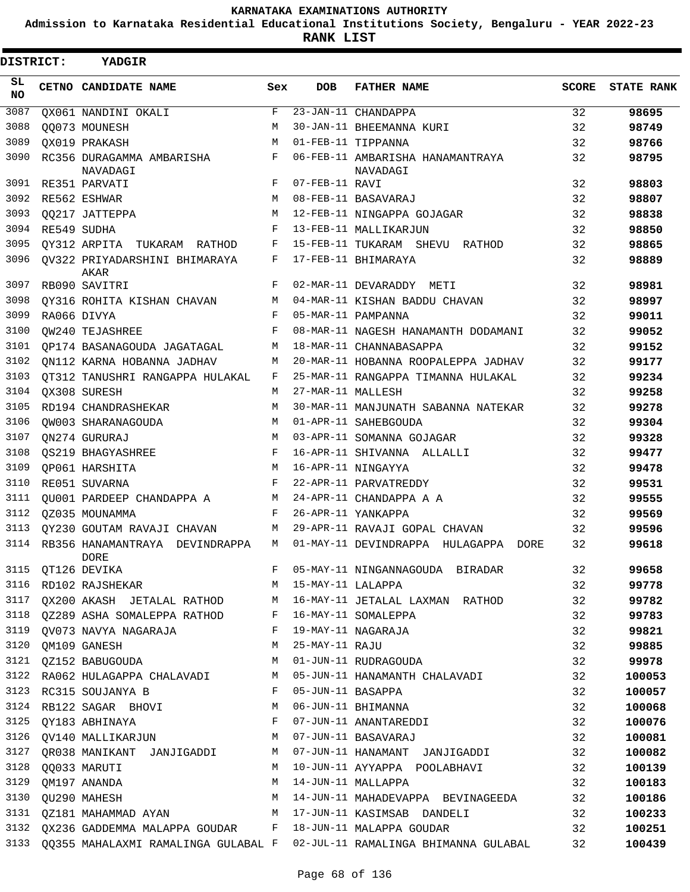KARNATAKA EXAMINATIONS AUTHORITY

Admission to Karnataka Residential Educational Institutions Society, Bengaluru - YEAR 2022-23

**RANK LIST**

**DISTRICT: YADGIR**

| SL NO | CETNO | CANDIDATE NAME | Sex | DOB | FATHER NAME | SCORE | STATE RANK |
|---|---|---|---|---|---|---|---|
| 3087 | QX061 | NANDINI OKALI | F | 23-JAN-11 | CHANDAPPA | 32 | 98695 |
| 3088 | QQ073 | MOUNESH | M | 30-JAN-11 | BHEEMANNA KURI | 32 | 98749 |
| 3089 | QX019 | PRAKASH | M | 01-FEB-11 | TIPPANNA | 32 | 98766 |
| 3090 | RC356 | DURAGAMMA AMBARISHA NAVADAGI | F | 06-FEB-11 | AMBARISHA HANAMANTRAYA NAVADAGI | 32 | 98795 |
| 3091 | RE351 | PARVATI | F | 07-FEB-11 | RAVI | 32 | 98803 |
| 3092 | RE562 | ESHWAR | M | 08-FEB-11 | BASAVARAJ | 32 | 98807 |
| 3093 | QQ217 | JATTEPPA | M | 12-FEB-11 | NINGAPPA GOJAGAR | 32 | 98838 |
| 3094 | RE549 | SUDHA | F | 13-FEB-11 | MALLIKARJUN | 32 | 98850 |
| 3095 | QY312 | ARPITA TUKARAM RATHOD | F | 15-FEB-11 | TUKARAM SHEVU RATHOD | 32 | 98865 |
| 3096 | QV322 | PRIYADARSHINI BHIMARAYA AKAR | F | 17-FEB-11 | BHIMARAYA | 32 | 98889 |
| 3097 | RB090 | SAVITRI | F | 02-MAR-11 | DEVARADDY METI | 32 | 98981 |
| 3098 | QY316 | ROHITA KISHAN CHAVAN | M | 04-MAR-11 | KISHAN BADDU CHAVAN | 32 | 98997 |
| 3099 | RA066 | DIVYA | F | 05-MAR-11 | PAMPANNA | 32 | 99011 |
| 3100 | QW240 | TEJASHREE | F | 08-MAR-11 | NAGESH HANAMANTH DODAMANI | 32 | 99052 |
| 3101 | QP174 | BASANAGOUDA JAGATAGAL | M | 18-MAR-11 | CHANNABASAPPA | 32 | 99152 |
| 3102 | QN112 | KARNA HOBANNA JADHAV | M | 20-MAR-11 | HOBANNA ROOPALEPPA JADHAV | 32 | 99177 |
| 3103 | QT312 | TANUSHRI RANGAPPA HULAKAL | F | 25-MAR-11 | RANGAPPA TIMANNA HULAKAL | 32 | 99234 |
| 3104 | QX308 | SURESH | M | 27-MAR-11 | MALLESH | 32 | 99258 |
| 3105 | RD194 | CHANDRASHEKAR | M | 30-MAR-11 | MANJUNATH SABANNA NATEKAR | 32 | 99278 |
| 3106 | QW003 | SHARANAGOUDA | M | 01-APR-11 | SAHEBGOUDA | 32 | 99304 |
| 3107 | QN274 | GURURAJ | M | 03-APR-11 | SOMANNA GOJAGAR | 32 | 99328 |
| 3108 | QS219 | BHAGYASHREE | F | 16-APR-11 | SHIVANNA ALLALLI | 32 | 99477 |
| 3109 | QP061 | HARSHITA | M | 16-APR-11 | NINGAYYA | 32 | 99478 |
| 3110 | RE051 | SUVARNA | F | 22-APR-11 | PARVATREDDY | 32 | 99531 |
| 3111 | QU001 | PARDEEP CHANDAPPA A | M | 24-APR-11 | CHANDAPPA A A | 32 | 99555 |
| 3112 | QZ035 | MOUNAMMA | F | 26-APR-11 | YANKAPPA | 32 | 99569 |
| 3113 | QY230 | GOUTAM RAVAJI CHAVAN | M | 29-APR-11 | RAVAJI GOPAL CHAVAN | 32 | 99596 |
| 3114 | RB356 | HANAMANTRAYA DEVINDRAPPA DORE | M | 01-MAY-11 | DEVINDRAPPA HULAGAPPA DORE | 32 | 99618 |
| 3115 | QT126 | DEVIKA | F | 05-MAY-11 | NINGANNAGOUDA BIRADAR | 32 | 99658 |
| 3116 | RD102 | RAJSHEKAR | M | 15-MAY-11 | LALAPPA | 32 | 99778 |
| 3117 | QX200 | AKASH JETALAL RATHOD | M | 16-MAY-11 | JETALAL LAXMAN RATHOD | 32 | 99782 |
| 3118 | QZ289 | ASHA SOMALEPPA RATHOD | F | 16-MAY-11 | SOMALEPPA | 32 | 99783 |
| 3119 | QV073 | NAVYA NAGARAJA | F | 19-MAY-11 | NAGARAJA | 32 | 99821 |
| 3120 | QM109 | GANESH | M | 25-MAY-11 | RAJU | 32 | 99885 |
| 3121 | QZ152 | BABUGOUDA | M | 01-JUN-11 | RUDRAGOUDA | 32 | 99978 |
| 3122 | RA062 | HULAGAPPA CHALAVADI | M | 05-JUN-11 | HANAMANTH CHALAVADI | 32 | 100053 |
| 3123 | RC315 | SOUJANYA B | F | 05-JUN-11 | BASAPPA | 32 | 100057 |
| 3124 | RB122 | SAGAR BHOVI | M | 06-JUN-11 | BHIMANNA | 32 | 100068 |
| 3125 | QY183 | ABHINAYA | F | 07-JUN-11 | ANANTAREDDI | 32 | 100076 |
| 3126 | QV140 | MALLIKARJUN | M | 07-JUN-11 | BASAVARAJ | 32 | 100081 |
| 3127 | QR038 | MANIKANT JANJIGADDI | M | 07-JUN-11 | HANAMANT JANJIGADDI | 32 | 100082 |
| 3128 | QQ033 | MARUTI | M | 10-JUN-11 | AYYAPPA POOLABHAVI | 32 | 100139 |
| 3129 | QM197 | ANANDA | M | 14-JUN-11 | MALLAPPA | 32 | 100183 |
| 3130 | QU290 | MAHESH | M | 14-JUN-11 | MAHADEVAPPA BEVINAGEEDA | 32 | 100186 |
| 3131 | QZ181 | MAHAMMAD AYAN | M | 17-JUN-11 | KASIMSAB DANDELI | 32 | 100233 |
| 3132 | QX236 | GADDEMMA MALAPPA GOUDAR | F | 18-JUN-11 | MALAPPA GOUDAR | 32 | 100251 |
| 3133 | QQ355 | MAHALAXMI RAMALINGA GULABAL | F | 02-JUL-11 | RAMALINGA BHIMANNA GULABAL | 32 | 100439 |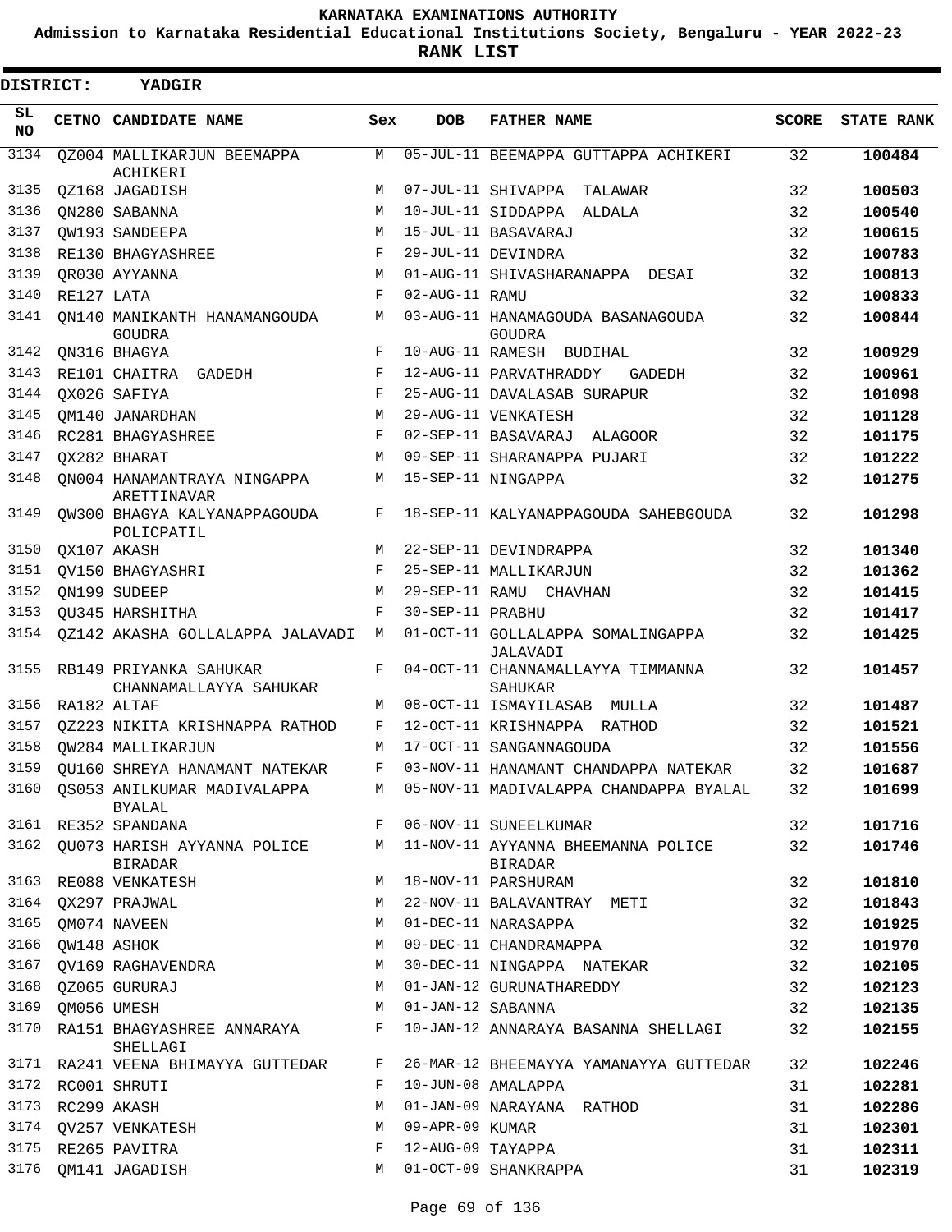# KARNATAKA EXAMINATIONS AUTHORITY

**Admission to Karnataka Residential Educational Institutions Society, Bengaluru - YEAR 2022-23**

**RANK LIST**

**DISTRICT: YADGIR**

| SL NO | CETNO | CANDIDATE NAME | Sex | DOB | FATHER NAME | SCORE | STATE RANK |
|---|---|---|---|---|---|---|---|
| 3134 | QZ004 | MALLIKARJUN BEEMAPPA ACHIKERI | M | 05-JUL-11 | BEEMAPPA GUTTAPPA ACHIKERI | 32 | **100484** |
| 3135 | QZ168 | JAGADISH | M | 07-JUL-11 | SHIVAPPA TALAWAR | 32 | **100503** |
| 3136 | QN280 | SABANNA | M | 10-JUL-11 | SIDDAPPA ALDALA | 32 | **100540** |
| 3137 | QW193 | SANDEEPA | M | 15-JUL-11 | BASAVARAJ | 32 | **100615** |
| 3138 | RE130 | BHAGYASHREE | F | 29-JUL-11 | DEVINDRA | 32 | **100783** |
| 3139 | QR030 | AYYANNA | M | 01-AUG-11 | SHIVASHARANAPPA DESAI | 32 | **100813** |
| 3140 | RE127 | LATA | F | 02-AUG-11 | RAMU | 32 | **100833** |
| 3141 | QN140 | MANIKANTH HANAMANGOUDA GOUDRA | M | 03-AUG-11 | HANAMAGOUDA BASANAGOUDA GOUDRA | 32 | **100844** |
| 3142 | QN316 | BHAGYA | F | 10-AUG-11 | RAMESH BUDIHAL | 32 | **100929** |
| 3143 | RE101 | CHAITRA GADEDH | F | 12-AUG-11 | PARVATHRADDY GADEDH | 32 | **100961** |
| 3144 | QX026 | SAFIYA | F | 25-AUG-11 | DAVALASAB SURAPUR | 32 | **101098** |
| 3145 | QM140 | JANARDHAN | M | 29-AUG-11 | VENKATESH | 32 | **101128** |
| 3146 | RC281 | BHAGYASHREE | F | 02-SEP-11 | BASAVARAJ ALAGOOR | 32 | **101175** |
| 3147 | QX282 | BHARAT | M | 09-SEP-11 | SHARANAPPA PUJARI | 32 | **101222** |
| 3148 | QN004 | HANAMANTRAYA NINGAPPA ARETTINAVAR | M | 15-SEP-11 | NINGAPPA | 32 | **101275** |
| 3149 | QW300 | BHAGYA KALYANAPPAGOUDA POLICPATIL | F | 18-SEP-11 | KALYANAPPAGOUDA SAHEBGOUDA | 32 | **101298** |
| 3150 | QX107 | AKASH | M | 22-SEP-11 | DEVINDRAPPA | 32 | **101340** |
| 3151 | QV150 | BHAGYASHRI | F | 25-SEP-11 | MALLIKARJUN | 32 | **101362** |
| 3152 | QN199 | SUDEEP | M | 29-SEP-11 | RAMU CHAVHAN | 32 | **101415** |
| 3153 | QU345 | HARSHITHA | F | 30-SEP-11 | PRABHU | 32 | **101417** |
| 3154 | QZ142 | AKASHA GOLLALAPPA JALAVADI | M | 01-OCT-11 | GOLLALAPPA SOMALINGAPPA JALAVADI | 32 | **101425** |
| 3155 | RB149 | PRIYANKA SAHUKAR CHANNAMALLAYYA SAHUKAR | F | 04-OCT-11 | CHANNAMALLAYYA TIMMANNA SAHUKAR | 32 | **101457** |
| 3156 | RA182 | ALTAF | M | 08-OCT-11 | ISMAYILASAB MULLA | 32 | **101487** |
| 3157 | QZ223 | NIKITA KRISHNAPPA RATHOD | F | 12-OCT-11 | KRISHNAPPA RATHOD | 32 | **101521** |
| 3158 | QW284 | MALLIKARJUN | M | 17-OCT-11 | SANGANNAGOUDA | 32 | **101556** |
| 3159 | QU160 | SHREYA HANAMANT NATEKAR | F | 03-NOV-11 | HANAMANT CHANDAPPA NATEKAR | 32 | **101687** |
| 3160 | QS053 | ANILKUMAR MADIVALAPPA BYALAL | M | 05-NOV-11 | MADIVALAPPA CHANDAPPA BYALAL | 32 | **101699** |
| 3161 | RE352 | SPANDANA | F | 06-NOV-11 | SUNEELKUMAR | 32 | **101716** |
| 3162 | QU073 | HARISH AYYANNA POLICE BIRADAR | M | 11-NOV-11 | AYYANNA BHEEMANNA POLICE BIRADAR | 32 | **101746** |
| 3163 | RE088 | VENKATESH | M | 18-NOV-11 | PARSHURAM | 32 | **101810** |
| 3164 | QX297 | PRAJWAL | M | 22-NOV-11 | BALAVANTRAY METI | 32 | **101843** |
| 3165 | QM074 | NAVEEN | M | 01-DEC-11 | NARASAPPA | 32 | **101925** |
| 3166 | QW148 | ASHOK | M | 09-DEC-11 | CHANDRAMAPPA | 32 | **101970** |
| 3167 | QV169 | RAGHAVENDRA | M | 30-DEC-11 | NINGAPPA NATEKAR | 32 | **102105** |
| 3168 | QZ065 | GURURAJ | M | 01-JAN-12 | GURUNATHAREDDY | 32 | **102123** |
| 3169 | QM056 | UMESH | M | 01-JAN-12 | SABANNA | 32 | **102135** |
| 3170 | RA151 | BHAGYASHREE ANNARAYA SHELLAGI | F | 10-JAN-12 | ANNARAYA BASANNA SHELLAGI | 32 | **102155** |
| 3171 | RA241 | VEENA BHIMAYYA GUTTEDAR | F | 26-MAR-12 | BHEEMAYYA YAMANAYYA GUTTEDAR | 32 | **102246** |
| 3172 | RC001 | SHRUTI | F | 10-JUN-08 | AMALAPPA | 31 | **102281** |
| 3173 | RC299 | AKASH | M | 01-JAN-09 | NARAYANA RATHOD | 31 | **102286** |
| 3174 | QV257 | VENKATESH | M | 09-APR-09 | KUMAR | 31 | **102301** |
| 3175 | RE265 | PAVITRA | F | 12-AUG-09 | TAYAPPA | 31 | **102311** |
| 3176 | QM141 | JAGADISH | M | 01-OCT-09 | SHANKRAPPA | 31 | **102319** |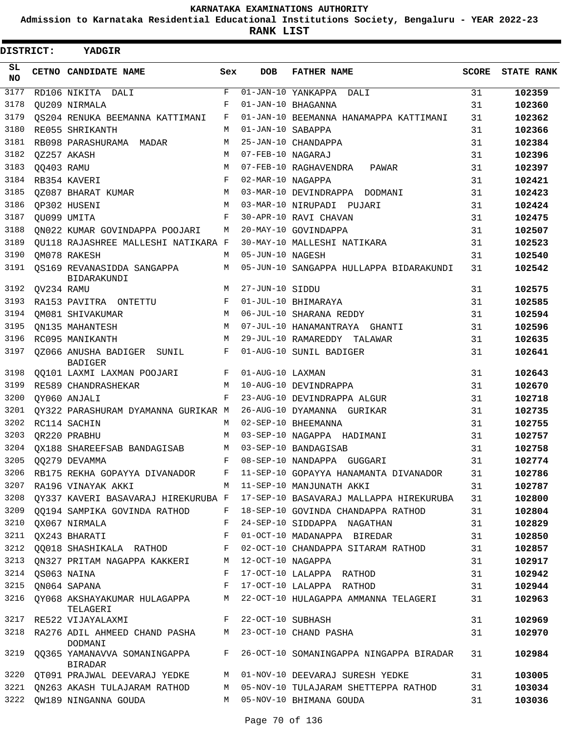**KARNATAKA EXAMINATIONS AUTHORITY**

**Admission to Karnataka Residential Educational Institutions Society, Bengaluru - YEAR 2022-23**

**RANK LIST**

**DISTRICT: YADGIR**

| SL NO | CETNO | CANDIDATE NAME | Sex | DOB | FATHER NAME | SCORE | STATE RANK |
|---|---|---|---|---|---|---|---|
| 3177 | RD106 | NIKITA DALI | F | 01-JAN-10 | YANKAPPA DALI | 31 | 102359 |
| 3178 | QU209 | NIRMALA | F | 01-JAN-10 | BHAGANNA | 31 | 102360 |
| 3179 | QS204 | RENUKA BEEMANNA KATTIMANI | F | 01-JAN-10 | BEEMANNA HANAMAPPA KATTIMANI | 31 | 102362 |
| 3180 | RE055 | SHRIKANTH | M | 01-JAN-10 | SABAPPA | 31 | 102366 |
| 3181 | RB098 | PARASHURAMA MADAR | M | 25-JAN-10 | CHANDAPPA | 31 | 102384 |
| 3182 | QZ257 | AKASH | M | 07-FEB-10 | NAGARAJ | 31 | 102396 |
| 3183 | QQ403 | RAMU | M | 07-FEB-10 | RAGHAVENDRA PAWAR | 31 | 102397 |
| 3184 | RB354 | KAVERI | F | 02-MAR-10 | NAGAPPA | 31 | 102421 |
| 3185 | QZ087 | BHARAT KUMAR | M | 03-MAR-10 | DEVINDRAPPA DODMANI | 31 | 102423 |
| 3186 | QP302 | HUSENI | M | 03-MAR-10 | NIRUPADI PUJARI | 31 | 102424 |
| 3187 | QU099 | UMITA | F | 30-APR-10 | RAVI CHAVAN | 31 | 102475 |
| 3188 | QN022 | KUMAR GOVINDAPPA POOJARI | M | 20-MAY-10 | GOVINDAPPA | 31 | 102507 |
| 3189 | QU118 | RAJASHREE MALLESHI NATIKARA | F | 30-MAY-10 | MALLESHI NATIKARA | 31 | 102523 |
| 3190 | QM078 | RAKESH | M | 05-JUN-10 | NAGESH | 31 | 102540 |
| 3191 | QS169 | REVANASIDDA SANGAPPA BIDARAKUNDI | M | 05-JUN-10 | SANGAPPA HULLAPPA BIDARAKUNDI | 31 | 102542 |
| 3192 | QV234 | RAMU | M | 27-JUN-10 | SIDDU | 31 | 102575 |
| 3193 | RA153 | PAVITRA ONTETTU | F | 01-JUL-10 | BHIMARAYA | 31 | 102585 |
| 3194 | QM081 | SHIVAKUMAR | M | 06-JUL-10 | SHARANA REDDY | 31 | 102594 |
| 3195 | QN135 | MAHANTESH | M | 07-JUL-10 | HANAMANTRAYA GHANTI | 31 | 102596 |
| 3196 | RC095 | MANIKANTH | M | 29-JUL-10 | RAMAREDDY TALAWAR | 31 | 102635 |
| 3197 | QZ066 | ANUSHA BADIGER SUNIL BADIGER | F | 01-AUG-10 | SUNIL BADIGER | 31 | 102641 |
| 3198 | QQ101 | LAXMI LAXMAN POOJARI | F | 01-AUG-10 | LAXMAN | 31 | 102643 |
| 3199 | RE589 | CHANDRASHEKAR | M | 10-AUG-10 | DEVINDRAPPA | 31 | 102670 |
| 3200 | QY060 | ANJALI | F | 23-AUG-10 | DEVINDRAPPA ALGUR | 31 | 102718 |
| 3201 | QY322 | PARASHURAM DYAMANNA GURIKAR | M | 26-AUG-10 | DYAMANNA GURIKAR | 31 | 102735 |
| 3202 | RC114 | SACHIN | M | 02-SEP-10 | BHEEMANNA | 31 | 102755 |
| 3203 | QR220 | PRABHU | M | 03-SEP-10 | NAGAPPA HADIMANI | 31 | 102757 |
| 3204 | QX188 | SHAREEFSAB BANDAGISAB | M | 03-SEP-10 | BANDAGISAB | 31 | 102758 |
| 3205 | QQ279 | DEVAMMA | F | 08-SEP-10 | NANDAPPA GUGGARI | 31 | 102774 |
| 3206 | RB175 | REKHA GOPAYYA DIVANADOR | F | 11-SEP-10 | GOPAYYA HANAMANTA DIVANADOR | 31 | 102786 |
| 3207 | RA196 | VINAYAK AKKI | M | 11-SEP-10 | MANJUNATH AKKI | 31 | 102787 |
| 3208 | QY337 | KAVERI BASAVARAJ HIREKURUBA | F | 17-SEP-10 | BASAVARAJ MALLAPPA HIREKURUBA | 31 | 102800 |
| 3209 | QQ194 | SAMPIKA GOVINDA RATHOD | F | 18-SEP-10 | GOVINDA CHANDAPPA RATHOD | 31 | 102804 |
| 3210 | QX067 | NIRMALA | F | 24-SEP-10 | SIDDAPPA NAGATHAN | 31 | 102829 |
| 3211 | QX243 | BHARATI | F | 01-OCT-10 | MADANAPPA BIREDAR | 31 | 102850 |
| 3212 | QQ018 | SHASHIKALA RATHOD | F | 02-OCT-10 | CHANDAPPA SITARAM RATHOD | 31 | 102857 |
| 3213 | QN327 | PRITAM NAGAPPA KAKKERI | M | 12-OCT-10 | NAGAPPA | 31 | 102917 |
| 3214 | QS063 | NAINA | F | 17-OCT-10 | LALAPPA RATHOD | 31 | 102942 |
| 3215 | QN064 | SAPANA | F | 17-OCT-10 | LALAPPA RATHOD | 31 | 102944 |
| 3216 | QY068 | AKSHAYAKUMAR HULAGAPPA TELAGERI | M | 22-OCT-10 | HULAGAPPA AMMANNA TELAGERI | 31 | 102963 |
| 3217 | RE522 | VIJAYALAXMI | F | 22-OCT-10 | SUBHASH | 31 | 102969 |
| 3218 | RA276 | ADIL AHMEED CHAND PASHA DODMANI | M | 23-OCT-10 | CHAND PASHA | 31 | 102970 |
| 3219 | QQ365 | YAMANAVVA SOMANINGAPPA BIRADAR | F | 26-OCT-10 | SOMANINGAPPA NINGAPPA BIRADAR | 31 | 102984 |
| 3220 | QT091 | PRAJWAL DEEVARAJ YEDKE | M | 01-NOV-10 | DEEVARAJ SURESH YEDKE | 31 | 103005 |
| 3221 | QN263 | AKASH TULAJARAM RATHOD | M | 05-NOV-10 | TULAJARAM SHETTEPPA RATHOD | 31 | 103034 |
| 3222 | QW189 | NINGANNA GOUDA | M | 05-NOV-10 | BHIMANA GOUDA | 31 | 103036 |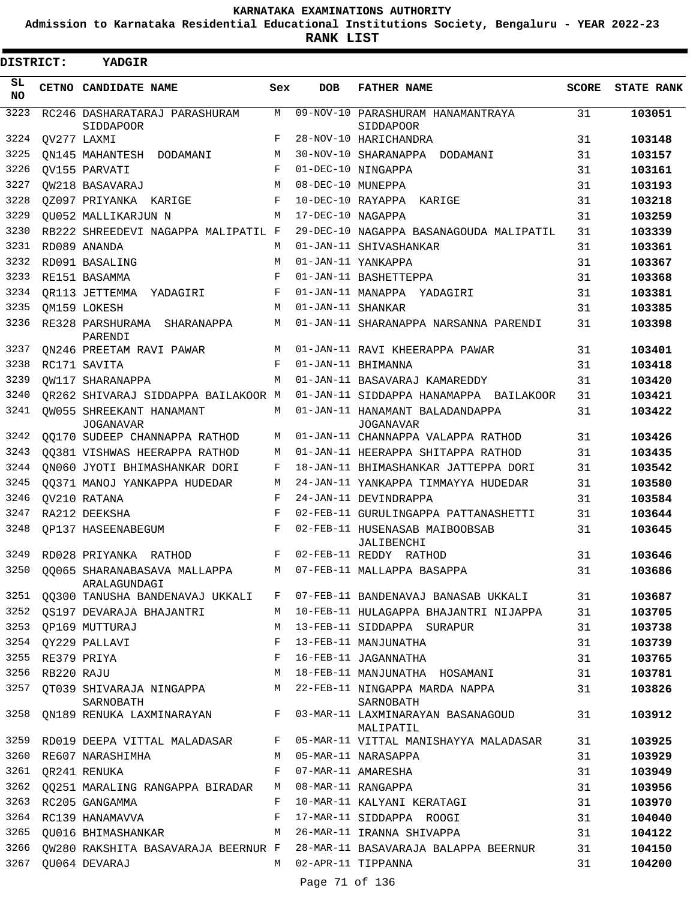# KARNATAKA EXAMINATIONS AUTHORITY

**Admission to Karnataka Residential Educational Institutions Society, Bengaluru - YEAR 2022-23**

**RANK LIST**

**DISTRICT: YADGIR**

| SL NO | CETNO | CANDIDATE NAME | Sex | DOB | FATHER NAME | SCORE | STATE RANK |
|---|---|---|---|---|---|---|---|
| 3223 | RC246 | DASHARATARAJ PARASHURAM SIDDAPOOR | M | 09-NOV-10 | PARASHURAM HANAMANTRAYA SIDDAPOOR | 31 | **103051** |
| 3224 | QV277 | LAXMI | F | 28-NOV-10 | HARICHANDRA | 31 | **103148** |
| 3225 | QN145 | MAHANTESH DODAMANI | M | 30-NOV-10 | SHARANAPPA DODAMANI | 31 | **103157** |
| 3226 | QV155 | PARVATI | F | 01-DEC-10 | NINGAPPA | 31 | **103161** |
| 3227 | QW218 | BASAVARAJ | M | 08-DEC-10 | MUNEPPA | 31 | **103193** |
| 3228 | QZ097 | PRIYANKA KARIGE | F | 10-DEC-10 | RAYAPPA KARIGE | 31 | **103218** |
| 3229 | QU052 | MALLIKARJUN N | M | 17-DEC-10 | NAGAPPA | 31 | **103259** |
| 3230 | RB222 | SHREEDEVI NAGAPPA MALIPATIL | F | 29-DEC-10 | NAGAPPA BASANAGOUDA MALIPATIL | 31 | **103339** |
| 3231 | RD089 | ANANDA | M | 01-JAN-11 | SHIVASHANKAR | 31 | **103361** |
| 3232 | RD091 | BASALING | M | 01-JAN-11 | YANKAPPA | 31 | **103367** |
| 3233 | RE151 | BASAMMA | F | 01-JAN-11 | BASHETTEPPA | 31 | **103368** |
| 3234 | QR113 | JETTEMMA YADAGIRI | F | 01-JAN-11 | MANAPPA YADAGIRI | 31 | **103381** |
| 3235 | QM159 | LOKESH | M | 01-JAN-11 | SHANKAR | 31 | **103385** |
| 3236 | RE328 | PARSHURAMA SHARANAPPA PARENDI | M | 01-JAN-11 | SHARANAPPA NARSANNA PARENDI | 31 | **103398** |
| 3237 | QN246 | PREETAM RAVI PAWAR | M | 01-JAN-11 | RAVI KHEERAPPA PAWAR | 31 | **103401** |
| 3238 | RC171 | SAVITA | F | 01-JAN-11 | BHIMANNA | 31 | **103418** |
| 3239 | QW117 | SHARANAPPA | M | 01-JAN-11 | BASAVARAJ KAMAREDDY | 31 | **103420** |
| 3240 | QR262 | SHIVARAJ SIDDAPPA BAILAKOOR | M | 01-JAN-11 | SIDDAPPA HANAMAPPA BAILAKOOR | 31 | **103421** |
| 3241 | QW055 | SHREEKANT HANAMANT JOGANAVAR | M | 01-JAN-11 | HANAMANT BALADANDAPPA JOGANAVAR | 31 | **103422** |
| 3242 | QQ170 | SUDEEP CHANNAPPA RATHOD | M | 01-JAN-11 | CHANNAPPA VALAPPA RATHOD | 31 | **103426** |
| 3243 | QQ381 | VISHWAS HEERAPPA RATHOD | M | 01-JAN-11 | HEERAPPA SHITAPPA RATHOD | 31 | **103435** |
| 3244 | QN060 | JYOTI BHIMASHANKAR DORI | F | 18-JAN-11 | BHIMASHANKAR JATTEPPA DORI | 31 | **103542** |
| 3245 | QQ371 | MANOJ YANKAPPA HUDEDAR | M | 24-JAN-11 | YANKAPPA TIMMAYYA HUDEDAR | 31 | **103580** |
| 3246 | QV210 | RATANA | F | 24-JAN-11 | DEVINDRAPPA | 31 | **103584** |
| 3247 | RA212 | DEEKSHA | F | 02-FEB-11 | GURULINGAPPA PATTANASHETTI | 31 | **103644** |
| 3248 | QP137 | HASEENABEGUM | F | 02-FEB-11 | HUSENASAB MAIBOOBSAB JALIBENCHI | 31 | **103645** |
| 3249 | RD028 | PRIYANKA RATHOD | F | 02-FEB-11 | REDDY RATHOD | 31 | **103646** |
| 3250 | QQ065 | SHARANABASAVA MALLAPPA ARALAGUNDAGI | M | 07-FEB-11 | MALLAPPA BASAPPA | 31 | **103686** |
| 3251 | QQ300 | TANUSHA BANDENAVAJ UKKALI | F | 07-FEB-11 | BANDENAVAJ BANASAB UKKALI | 31 | **103687** |
| 3252 | QS197 | DEVARAJA BHAJANTRI | M | 10-FEB-11 | HULAGAPPA BHAJANTRI NIJAPPA | 31 | **103705** |
| 3253 | QP169 | MUTTURAJ | M | 13-FEB-11 | SIDDAPPA SURAPUR | 31 | **103738** |
| 3254 | QY229 | PALLAVI | F | 13-FEB-11 | MANJUNATHA | 31 | **103739** |
| 3255 | RE379 | PRIYA | F | 16-FEB-11 | JAGANNATHA | 31 | **103765** |
| 3256 | RB220 | RAJU | M | 18-FEB-11 | MANJUNATHA HOSAMANI | 31 | **103781** |
| 3257 | QT039 | SHIVARAJA NINGAPPA SARNOBATH | M | 22-FEB-11 | NINGAPPA MARDA NAPPA SARNOBATH | 31 | **103826** |
| 3258 | QN189 | RENUKA LAXMINARAYAN | F | 03-MAR-11 | LAXMINARAYAN BASANAGOUD MALIPATIL | 31 | **103912** |
| 3259 | RD019 | DEEPA VITTAL MALADASAR | F | 05-MAR-11 | VITTAL MANISHAYYA MALADASAR | 31 | **103925** |
| 3260 | RE607 | NARASHIMHA | M | 05-MAR-11 | NARASAPPA | 31 | **103929** |
| 3261 | QR241 | RENUKA | F | 07-MAR-11 | AMARESHA | 31 | **103949** |
| 3262 | QQ251 | MARALING RANGAPPA BIRADAR | M | 08-MAR-11 | RANGAPPA | 31 | **103956** |
| 3263 | RC205 | GANGAMMA | F | 10-MAR-11 | KALYANI KERATAGI | 31 | **103970** |
| 3264 | RC139 | HANAMAVVA | F | 17-MAR-11 | SIDDAPPA ROOGI | 31 | **104040** |
| 3265 | QU016 | BHIMASHANKAR | M | 26-MAR-11 | IRANNA SHIVAPPA | 31 | **104122** |
| 3266 | QW280 | RAKSHITA BASAVARAJA BEERNUR | F | 28-MAR-11 | BASAVARAJA BALAPPA BEERNUR | 31 | **104150** |
| 3267 | QU064 | DEVARAJ | M | 02-APR-11 | TIPPANNA | 31 | **104200** |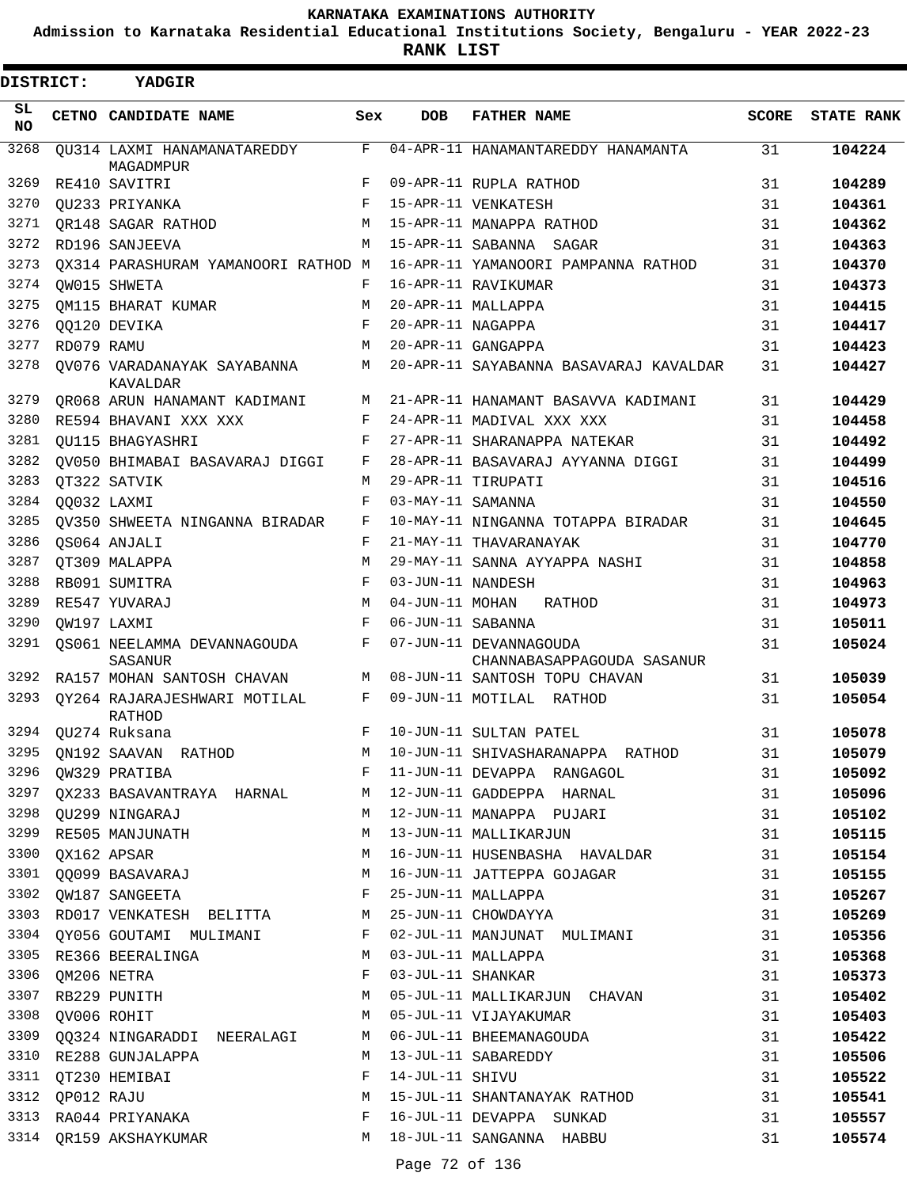KARNATAKA EXAMINATIONS AUTHORITY

Admission to Karnataka Residential Educational Institutions Society, Bengaluru - YEAR 2022-23

**RANK LIST**

**DISTRICT: YADGIR**

| SL NO | CETNO | CANDIDATE NAME | Sex | DOB | FATHER NAME | SCORE | STATE RANK |
|---|---|---|---|---|---|---|---|
| 3268 | QU314 | LAXMI HANAMANATAREDDY MAGADMPUR | F | 04-APR-11 | HANAMANTAREDDY HANAMANTA | 31 | **104224** |
| 3269 | RE410 | SAVITRI | F | 09-APR-11 | RUPLA RATHOD | 31 | **104289** |
| 3270 | QU233 | PRIYANKA | F | 15-APR-11 | VENKATESH | 31 | **104361** |
| 3271 | QR148 | SAGAR RATHOD | M | 15-APR-11 | MANAPPA RATHOD | 31 | **104362** |
| 3272 | RD196 | SANJEEVA | M | 15-APR-11 | SABANNA SAGAR | 31 | **104363** |
| 3273 | QX314 | PARASHURAM YAMANOORI RATHOD | M | 16-APR-11 | YAMANOORI PAMPANNA RATHOD | 31 | **104370** |
| 3274 | QW015 | SHWETA | F | 16-APR-11 | RAVIKUMAR | 31 | **104373** |
| 3275 | QM115 | BHARAT KUMAR | M | 20-APR-11 | MALLAPPA | 31 | **104415** |
| 3276 | QQ120 | DEVIKA | F | 20-APR-11 | NAGAPPA | 31 | **104417** |
| 3277 | RD079 | RAMU | M | 20-APR-11 | GANGAPPA | 31 | **104423** |
| 3278 | QV076 | VARADANAYAK SAYABANNA KAVALDAR | M | 20-APR-11 | SAYABANNA BASAVARAJ KAVALDAR | 31 | **104427** |
| 3279 | QR068 | ARUN HANAMANT KADIMANI | M | 21-APR-11 | HANAMANT BASAVVA KADIMANI | 31 | **104429** |
| 3280 | RE594 | BHAVANI XXX XXX | F | 24-APR-11 | MADIVAL XXX XXX | 31 | **104458** |
| 3281 | QU115 | BHAGYASHRI | F | 27-APR-11 | SHARANAPPA NATEKAR | 31 | **104492** |
| 3282 | QV050 | BHIMABAI BASAVARAJ DIGGI | F | 28-APR-11 | BASAVARAJ AYYANNA DIGGI | 31 | **104499** |
| 3283 | QT322 | SATVIK | M | 29-APR-11 | TIRUPATI | 31 | **104516** |
| 3284 | QQ032 | LAXMI | F | 03-MAY-11 | SAMANNA | 31 | **104550** |
| 3285 | QV350 | SHWEETA NINGANNA BIRADAR | F | 10-MAY-11 | NINGANNA TOTAPPA BIRADAR | 31 | **104645** |
| 3286 | QS064 | ANJALI | F | 21-MAY-11 | THAVARANAYAK | 31 | **104770** |
| 3287 | QT309 | MALAPPA | M | 29-MAY-11 | SANNA AYYAPPA NASHI | 31 | **104858** |
| 3288 | RB091 | SUMITRA | F | 03-JUN-11 | NANDESH | 31 | **104963** |
| 3289 | RE547 | YUVARAJ | M | 04-JUN-11 | MOHAN RATHOD | 31 | **104973** |
| 3290 | QW197 | LAXMI | F | 06-JUN-11 | SABANNA | 31 | **105011** |
| 3291 | QS061 | NEELAMMA DEVANNAGOUDA SASANUR | F | 07-JUN-11 | DEVANNAGOUDA CHANNABASAPPAGOUDA SASANUR | 31 | **105024** |
| 3292 | RA157 | MOHAN SANTOSH CHAVAN | M | 08-JUN-11 | SANTOSH TOPU CHAVAN | 31 | **105039** |
| 3293 | QY264 | RAJARAJESHWARI MOTILAL RATHOD | F | 09-JUN-11 | MOTILAL RATHOD | 31 | **105054** |
| 3294 | QU274 | Ruksana | F | 10-JUN-11 | SULTAN PATEL | 31 | **105078** |
| 3295 | QN192 | SAAVAN RATHOD | M | 10-JUN-11 | SHIVASHARANAPPA RATHOD | 31 | **105079** |
| 3296 | QW329 | PRATIBA | F | 11-JUN-11 | DEVAPPA RANGAGOL | 31 | **105092** |
| 3297 | QX233 | BASAVANTRAYA HARNAL | M | 12-JUN-11 | GADDEPPA HARNAL | 31 | **105096** |
| 3298 | QU299 | NINGARAJ | M | 12-JUN-11 | MANAPPA PUJARI | 31 | **105102** |
| 3299 | RE505 | MANJUNATH | M | 13-JUN-11 | MALLIKARJUN | 31 | **105115** |
| 3300 | QX162 | APSAR | M | 16-JUN-11 | HUSENBASHA HAVALDAR | 31 | **105154** |
| 3301 | QQ099 | BASAVARAJ | M | 16-JUN-11 | JATTEPPA GOJAGAR | 31 | **105155** |
| 3302 | QW187 | SANGEETA | F | 25-JUN-11 | MALLAPPA | 31 | **105267** |
| 3303 | RD017 | VENKATESH BELITTA | M | 25-JUN-11 | CHOWDAYYA | 31 | **105269** |
| 3304 | QY056 | GOUTAMI MULIMANI | F | 02-JUL-11 | MANJUNAT MULIMANI | 31 | **105356** |
| 3305 | RE366 | BEERALINGA | M | 03-JUL-11 | MALLAPPA | 31 | **105368** |
| 3306 | QM206 | NETRA | F | 03-JUL-11 | SHANKAR | 31 | **105373** |
| 3307 | RB229 | PUNITH | M | 05-JUL-11 | MALLIKARJUN CHAVAN | 31 | **105402** |
| 3308 | QV006 | ROHIT | M | 05-JUL-11 | VIJAYAKUMAR | 31 | **105403** |
| 3309 | QQ324 | NINGARADDI NEERALAGI | M | 06-JUL-11 | BHEEMANAGOUDA | 31 | **105422** |
| 3310 | RE288 | GUNJALAPPA | M | 13-JUL-11 | SABAREDDY | 31 | **105506** |
| 3311 | QT230 | HEMIBAI | F | 14-JUL-11 | SHIVU | 31 | **105522** |
| 3312 | QP012 | RAJU | M | 15-JUL-11 | SHANTANAYAK RATHOD | 31 | **105541** |
| 3313 | RA044 | PRIYANAKA | F | 16-JUL-11 | DEVAPPA SUNKAD | 31 | **105557** |
| 3314 | QR159 | AKSHAYKUMAR | M | 18-JUL-11 | SANGANNA HABBU | 31 | **105574** |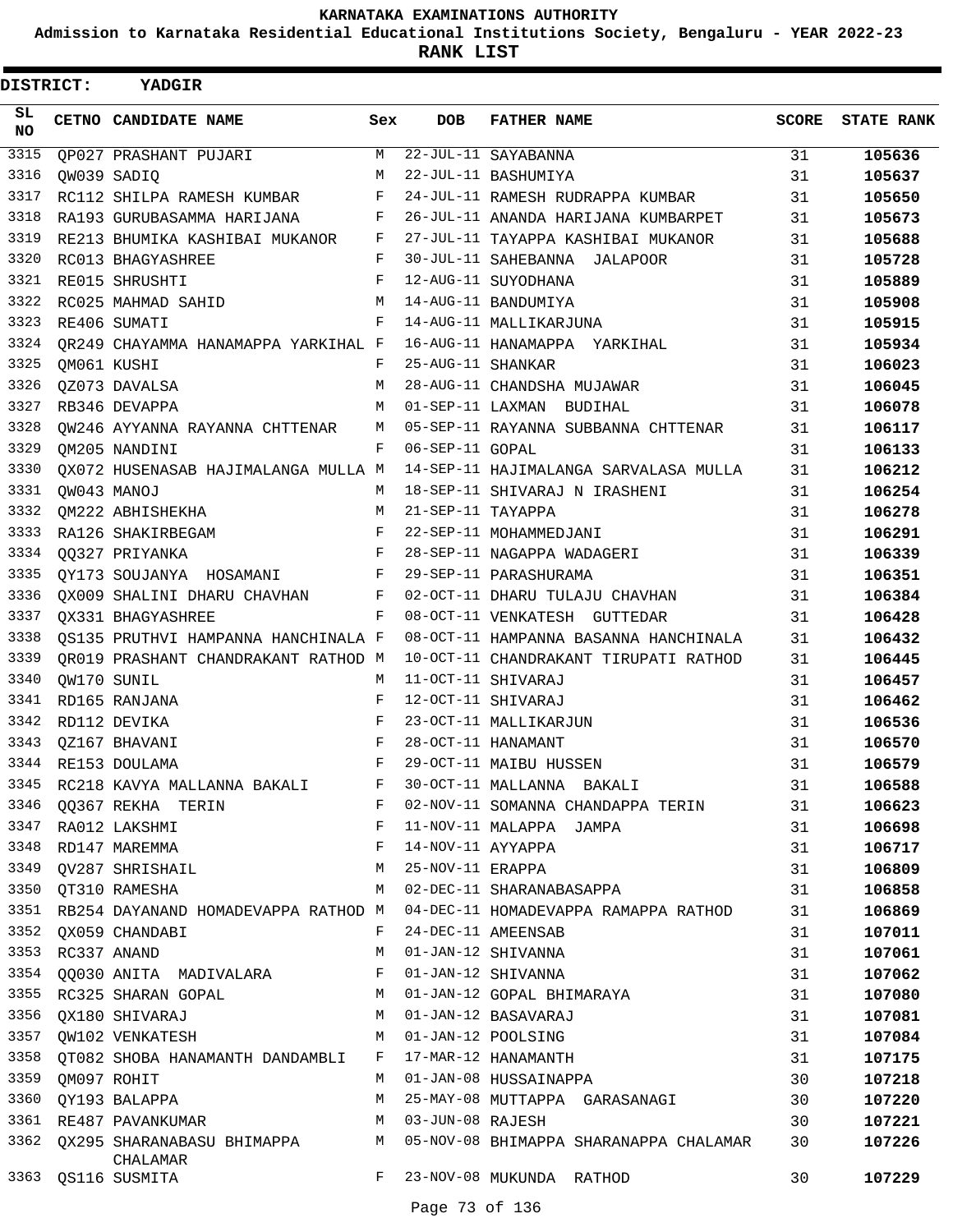KARNATAKA EXAMINATIONS AUTHORITY

Admission to Karnataka Residential Educational Institutions Society, Bengaluru - YEAR 2022-23

**RANK LIST**

**DISTRICT: YADGIR**

| SL NO | CETNO | CANDIDATE NAME | Sex | DOB | FATHER NAME | SCORE | STATE RANK |
|---|---|---|---|---|---|---|---|
| 3315 | QP027 | PRASHANT PUJARI | M | 22-JUL-11 | SAYABANNA | 31 | 105636 |
| 3316 | QW039 | SADIQ | M | 22-JUL-11 | BASHUMIYA | 31 | 105637 |
| 3317 | RC112 | SHILPA RAMESH KUMBAR | F | 24-JUL-11 | RAMESH RUDRAPPA KUMBAR | 31 | 105650 |
| 3318 | RA193 | GURUBASAMMA HARIJANA | F | 26-JUL-11 | ANANDA HARIJANA KUMBARPET | 31 | 105673 |
| 3319 | RE213 | BHUMIKA KASHIBAI MUKANOR | F | 27-JUL-11 | TAYAPPA KASHIBAI MUKANOR | 31 | 105688 |
| 3320 | RC013 | BHAGYASHREE | F | 30-JUL-11 | SAHEBANNA JALAPOOR | 31 | 105728 |
| 3321 | RE015 | SHRUSHTI | F | 12-AUG-11 | SUYODHANA | 31 | 105889 |
| 3322 | RC025 | MAHMAD SAHID | M | 14-AUG-11 | BANDUMIYA | 31 | 105908 |
| 3323 | RE406 | SUMATI | F | 14-AUG-11 | MALLIKARJUNA | 31 | 105915 |
| 3324 | QR249 | CHAYAMMA HANAMAPPA YARKIHAL | F | 16-AUG-11 | HANAMAPPA YARKIHAL | 31 | 105934 |
| 3325 | QM061 | KUSHI | F | 25-AUG-11 | SHANKAR | 31 | 106023 |
| 3326 | QZ073 | DAVALSA | M | 28-AUG-11 | CHANDSHA MUJAWAR | 31 | 106045 |
| 3327 | RB346 | DEVAPPA | M | 01-SEP-11 | LAXMAN BUDIHAL | 31 | 106078 |
| 3328 | QW246 | AYYANNA RAYANNA CHTTENAR | M | 05-SEP-11 | RAYANNA SUBBANNA CHTTENAR | 31 | 106117 |
| 3329 | QM205 | NANDINI | F | 06-SEP-11 | GOPAL | 31 | 106133 |
| 3330 | QX072 | HUSENASAB HAJIMALANGA MULLA | M | 14-SEP-11 | HAJIMALANGA SARVALASA MULLA | 31 | 106212 |
| 3331 | QW043 | MANOJ | M | 18-SEP-11 | SHIVARAJ N IRASHENI | 31 | 106254 |
| 3332 | QM222 | ABHISHEKHA | M | 21-SEP-11 | TAYAPPA | 31 | 106278 |
| 3333 | RA126 | SHAKIRBEGAM | F | 22-SEP-11 | MOHAMMEDJANI | 31 | 106291 |
| 3334 | QQ327 | PRIYANKA | F | 28-SEP-11 | NAGAPPA WADAGERI | 31 | 106339 |
| 3335 | QY173 | SOUJANYA HOSAMANI | F | 29-SEP-11 | PARASHURAMA | 31 | 106351 |
| 3336 | QX009 | SHALINI DHARU CHAVHAN | F | 02-OCT-11 | DHARU TULAJU CHAVHAN | 31 | 106384 |
| 3337 | QX331 | BHAGYASHREE | F | 08-OCT-11 | VENKATESH GUTTEDAR | 31 | 106428 |
| 3338 | QS135 | PRUTHVI HAMPANNA HANCHINALA | F | 08-OCT-11 | HAMPANNA BASANNA HANCHINALA | 31 | 106432 |
| 3339 | QR019 | PRASHANT CHANDRAKANT RATHOD | M | 10-OCT-11 | CHANDRAKANT TIRUPATI RATHOD | 31 | 106445 |
| 3340 | QW170 | SUNIL | M | 11-OCT-11 | SHIVARAJ | 31 | 106457 |
| 3341 | RD165 | RANJANA | F | 12-OCT-11 | SHIVARAJ | 31 | 106462 |
| 3342 | RD112 | DEVIKA | F | 23-OCT-11 | MALLIKARJUN | 31 | 106536 |
| 3343 | QZ167 | BHAVANI | F | 28-OCT-11 | HANAMANT | 31 | 106570 |
| 3344 | RE153 | DOULAMA | F | 29-OCT-11 | MAIBU HUSSEN | 31 | 106579 |
| 3345 | RC218 | KAVYA MALLANNA BAKALI | F | 30-OCT-11 | MALLANNA BAKALI | 31 | 106588 |
| 3346 | QQ367 | REKHA TERIN | F | 02-NOV-11 | SOMANNA CHANDAPPA TERIN | 31 | 106623 |
| 3347 | RA012 | LAKSHMI | F | 11-NOV-11 | MALAPPA JAMPA | 31 | 106698 |
| 3348 | RD147 | MAREMMA | F | 14-NOV-11 | AYYAPPA | 31 | 106717 |
| 3349 | QV287 | SHRISHAIL | M | 25-NOV-11 | ERAPPA | 31 | 106809 |
| 3350 | QT310 | RAMESHA | M | 02-DEC-11 | SHARANABASAPPA | 31 | 106858 |
| 3351 | RB254 | DAYANAND HOMADEVAPPA RATHOD | M | 04-DEC-11 | HOMADEVAPPA RAMAPPA RATHOD | 31 | 106869 |
| 3352 | QX059 | CHANDABI | F | 24-DEC-11 | AMEENSAB | 31 | 107011 |
| 3353 | RC337 | ANAND | M | 01-JAN-12 | SHIVANNA | 31 | 107061 |
| 3354 | QQ030 | ANITA MADIVALARA | F | 01-JAN-12 | SHIVANNA | 31 | 107062 |
| 3355 | RC325 | SHARAN GOPAL | M | 01-JAN-12 | GOPAL BHIMARAYA | 31 | 107080 |
| 3356 | QX180 | SHIVARAJ | M | 01-JAN-12 | BASAVARAJ | 31 | 107081 |
| 3357 | QW102 | VENKATESH | M | 01-JAN-12 | POOLSING | 31 | 107084 |
| 3358 | QT082 | SHOBA HANAMANTH DANDAMBLI | F | 17-MAR-12 | HANAMANTH | 31 | 107175 |
| 3359 | QM097 | ROHIT | M | 01-JAN-08 | HUSSAINAPPA | 30 | 107218 |
| 3360 | QY193 | BALAPPA | M | 25-MAY-08 | MUTTAPPA GARASANAGI | 30 | 107220 |
| 3361 | RE487 | PAVANKUMAR | M | 03-JUN-08 | RAJESH | 30 | 107221 |
| 3362 | QX295 | SHARANABASU BHIMAPPA CHALAMAR | M | 05-NOV-08 | BHIMAPPA SHARANAPPA CHALAMAR | 30 | 107226 |
| 3363 | QS116 | SUSMITA | F | 23-NOV-08 | MUKUNDA RATHOD | 30 | 107229 |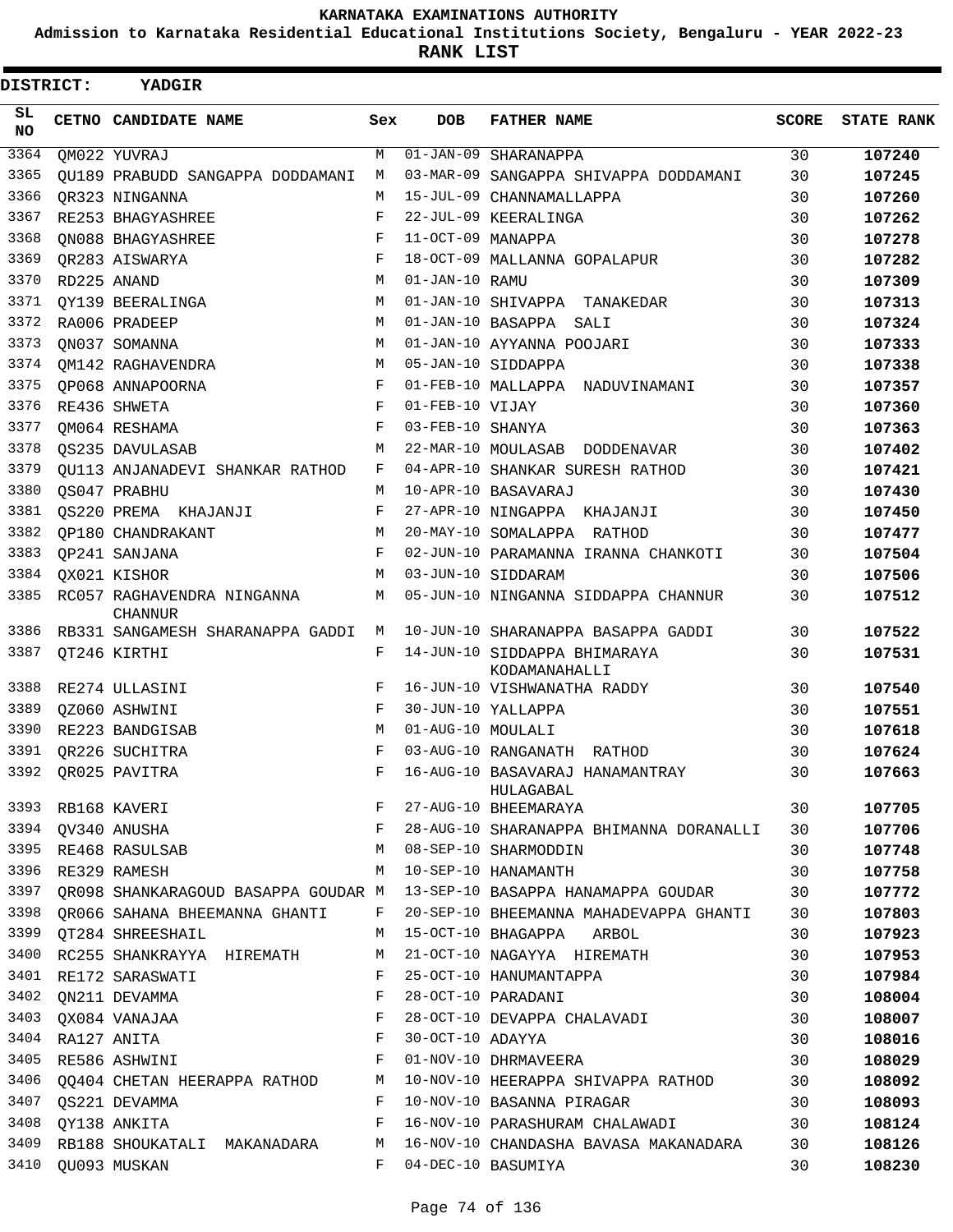# KARNATAKA EXAMINATIONS AUTHORITY

**Admission to Karnataka Residential Educational Institutions Society, Bengaluru - YEAR 2022-23**

**RANK LIST**

**DISTRICT: YADGIR**

| SL NO | CETNO | CANDIDATE NAME | Sex | DOB | FATHER NAME | SCORE | STATE RANK |
|---|---|---|---|---|---|---|---|
| 3364 | QM022 | YUVRAJ | M | 01-JAN-09 | SHARANAPPA | 30 | 107240 |
| 3365 | QU189 | PRABUDD SANGAPPA DODDAMANI | M | 03-MAR-09 | SANGAPPA SHIVAPPA DODDAMANI | 30 | 107245 |
| 3366 | QR323 | NINGANNA | M | 15-JUL-09 | CHANNAMALLAPPA | 30 | 107260 |
| 3367 | RE253 | BHAGYASHREE | F | 22-JUL-09 | KEERALINGA | 30 | 107262 |
| 3368 | QN088 | BHAGYASHREE | F | 11-OCT-09 | MANAPPA | 30 | 107278 |
| 3369 | QR283 | AISWARYA | F | 18-OCT-09 | MALLANNA GOPALAPUR | 30 | 107282 |
| 3370 | RD225 | ANAND | M | 01-JAN-10 | RAMU | 30 | 107309 |
| 3371 | QY139 | BEERALINGA | M | 01-JAN-10 | SHIVAPPA TANAKEDAR | 30 | 107313 |
| 3372 | RA006 | PRADEEP | M | 01-JAN-10 | BASAPPA SALI | 30 | 107324 |
| 3373 | QN037 | SOMANNA | M | 01-JAN-10 | AYYANNA POOJARI | 30 | 107333 |
| 3374 | QM142 | RAGHAVENDRA | M | 05-JAN-10 | SIDDAPPA | 30 | 107338 |
| 3375 | QP068 | ANNAPOORNA | F | 01-FEB-10 | MALLAPPA NADUVINAMANI | 30 | 107357 |
| 3376 | RE436 | SHWETA | F | 01-FEB-10 | VIJAY | 30 | 107360 |
| 3377 | QM064 | RESHAMA | F | 03-FEB-10 | SHANYA | 30 | 107363 |
| 3378 | QS235 | DAVULASAB | M | 22-MAR-10 | MOULASAB DODDENAVAR | 30 | 107402 |
| 3379 | QU113 | ANJANADEVI SHANKAR RATHOD | F | 04-APR-10 | SHANKAR SURESH RATHOD | 30 | 107421 |
| 3380 | QS047 | PRABHU | M | 10-APR-10 | BASAVARAJ | 30 | 107430 |
| 3381 | QS220 | PREMA KHAJANJI | F | 27-APR-10 | NINGAPPA KHAJANJI | 30 | 107450 |
| 3382 | QP180 | CHANDRAKANT | M | 20-MAY-10 | SOMALAPPA RATHOD | 30 | 107477 |
| 3383 | QP241 | SANJANA | F | 02-JUN-10 | PARAMANNA IRANNA CHANKOTI | 30 | 107504 |
| 3384 | QX021 | KISHOR | M | 03-JUN-10 | SIDDARAM | 30 | 107506 |
| 3385 | RC057 | RAGHAVENDRA NINGANNA CHANNUR | M | 05-JUN-10 | NINGANNA SIDDAPPA CHANNUR | 30 | 107512 |
| 3386 | RB331 | SANGAMESH SHARANAPPA GADDI | M | 10-JUN-10 | SHARANAPPA BASAPPA GADDI | 30 | 107522 |
| 3387 | QT246 | KIRTHI | F | 14-JUN-10 | SIDDAPPA BHIMARAYA KODAMANAHALLI | 30 | 107531 |
| 3388 | RE274 | ULLASINI | F | 16-JUN-10 | VISHWANATHA RADDY | 30 | 107540 |
| 3389 | QZ060 | ASHWINI | F | 30-JUN-10 | YALLAPPA | 30 | 107551 |
| 3390 | RE223 | BANDGISAB | M | 01-AUG-10 | MOULALI | 30 | 107618 |
| 3391 | QR226 | SUCHITRA | F | 03-AUG-10 | RANGANATH RATHOD | 30 | 107624 |
| 3392 | QR025 | PAVITRA | F | 16-AUG-10 | BASAVARAJ HANAMANTRAY HULAGABAL | 30 | 107663 |
| 3393 | RB168 | KAVERI | F | 27-AUG-10 | BHEEMARAYA | 30 | 107705 |
| 3394 | QV340 | ANUSHA | F | 28-AUG-10 | SHARANAPPA BHIMANNA DORANALLI | 30 | 107706 |
| 3395 | RE468 | RASULSAB | M | 08-SEP-10 | SHARMODDIN | 30 | 107748 |
| 3396 | RE329 | RAMESH | M | 10-SEP-10 | HANAMANTH | 30 | 107758 |
| 3397 | QR098 | SHANKARAGOUD BASAPPA GOUDAR | M | 13-SEP-10 | BASAPPA HANAMAPPA GOUDAR | 30 | 107772 |
| 3398 | QR066 | SAHANA BHEEMANNA GHANTI | F | 20-SEP-10 | BHEEMANNA MAHADEVAPPA GHANTI | 30 | 107803 |
| 3399 | QT284 | SHREESHAIL | M | 15-OCT-10 | BHAGAPPA ARBOL | 30 | 107923 |
| 3400 | RC255 | SHANKRAYYA HIREMATH | M | 21-OCT-10 | NAGAYYA HIREMATH | 30 | 107953 |
| 3401 | RE172 | SARASWATI | F | 25-OCT-10 | HANUMANTAPPA | 30 | 107984 |
| 3402 | QN211 | DEVAMMA | F | 28-OCT-10 | PARADANI | 30 | 108004 |
| 3403 | QX084 | VANAJAA | F | 28-OCT-10 | DEVAPPA CHALAVADI | 30 | 108007 |
| 3404 | RA127 | ANITA | F | 30-OCT-10 | ADAYYA | 30 | 108016 |
| 3405 | RE586 | ASHWINI | F | 01-NOV-10 | DHRMAVEERA | 30 | 108029 |
| 3406 | QQ404 | CHETAN HEERAPPA RATHOD | M | 10-NOV-10 | HEERAPPA SHIVAPPA RATHOD | 30 | 108092 |
| 3407 | QS221 | DEVAMMA | F | 10-NOV-10 | BASANNA PIRAGAR | 30 | 108093 |
| 3408 | QY138 | ANKITA | F | 16-NOV-10 | PARASHURAM CHALAWADI | 30 | 108124 |
| 3409 | RB188 | SHOUKATALI MAKANADARA | M | 16-NOV-10 | CHANDASHA BAVASA MAKANADARA | 30 | 108126 |
| 3410 | QU093 | MUSKAN | F | 04-DEC-10 | BASUMIYA | 30 | 108230 |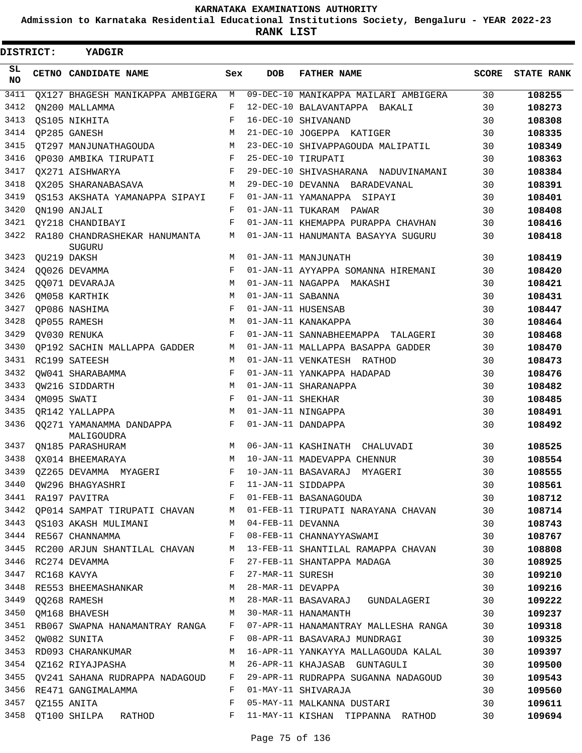**KARNATAKA EXAMINATIONS AUTHORITY**

**Admission to Karnataka Residential Educational Institutions Society, Bengaluru - YEAR 2022-23**

**RANK LIST**

**DISTRICT: YADGIR**

| SL NO | CETNO | CANDIDATE NAME | Sex | DOB | FATHER NAME | SCORE | STATE RANK |
|---|---|---|---|---|---|---|---|
| 3411 | QX127 | BHAGESH MANIKAPPA AMBIGERA | M | 09-DEC-10 | MANIKAPPA MAILARI AMBIGERA | 30 | 108255 |
| 3412 | QN200 | MALLAMMA | F | 12-DEC-10 | BALAVANTAPPA BAKALI | 30 | 108273 |
| 3413 | QS105 | NIKHITA | F | 16-DEC-10 | SHIVANAND | 30 | 108308 |
| 3414 | QP285 | GANESH | M | 21-DEC-10 | JOGEPPA KATIGER | 30 | 108335 |
| 3415 | QT297 | MANJUNATHAGOUDA | M | 23-DEC-10 | SHIVAPPAGOUDA MALIPATIL | 30 | 108349 |
| 3416 | QP030 | AMBIKA TIRUPATI | F | 25-DEC-10 | TIRUPATI | 30 | 108363 |
| 3417 | QX271 | AISHWARYA | F | 29-DEC-10 | SHIVASHARANA NADUVINAMANI | 30 | 108384 |
| 3418 | QX205 | SHARANABASAVA | M | 29-DEC-10 | DEVANNA BARADEVANAL | 30 | 108391 |
| 3419 | QS153 | AKSHATA YAMANAPPA SIPAYI | F | 01-JAN-11 | YAMANAPPA SIPAYI | 30 | 108401 |
| 3420 | QN190 | ANJALI | F | 01-JAN-11 | TUKARAM PAWAR | 30 | 108408 |
| 3421 | QY218 | CHANDIBAYI | F | 01-JAN-11 | KHEMAPPA PURAPPA CHAVHAN | 30 | 108416 |
| 3422 | RA180 | CHANDRASHEKAR HANUMANTA SUGURU | M | 01-JAN-11 | HANUMANTA BASAYYA SUGURU | 30 | 108418 |
| 3423 | QU219 | DAKSH | M | 01-JAN-11 | MANJUNATH | 30 | 108419 |
| 3424 | QQ026 | DEVAMMA | F | 01-JAN-11 | AYYAPPA SOMANNA HIREMANI | 30 | 108420 |
| 3425 | QQ071 | DEVARAJA | M | 01-JAN-11 | NAGAPPA MAKASHI | 30 | 108421 |
| 3426 | QM058 | KARTHIK | M | 01-JAN-11 | SABANNA | 30 | 108431 |
| 3427 | QP086 | NASHIMA | F | 01-JAN-11 | HUSENSAB | 30 | 108447 |
| 3428 | QP055 | RAMESH | M | 01-JAN-11 | KANAKAPPA | 30 | 108464 |
| 3429 | QV030 | RENUKA | F | 01-JAN-11 | SANNABHEEMAPPA TALAGERI | 30 | 108468 |
| 3430 | QP192 | SACHIN MALLAPPA GADDER | M | 01-JAN-11 | MALLAPPA BASAPPA GADDER | 30 | 108470 |
| 3431 | RC199 | SATEESH | M | 01-JAN-11 | VENKATESH RATHOD | 30 | 108473 |
| 3432 | QW041 | SHARABAMMA | F | 01-JAN-11 | YANKAPPA HADAPAD | 30 | 108476 |
| 3433 | QW216 | SIDDARTH | M | 01-JAN-11 | SHARANAPPA | 30 | 108482 |
| 3434 | QM095 | SWATI | F | 01-JAN-11 | SHEKHAR | 30 | 108485 |
| 3435 | QR142 | YALLAPPA | M | 01-JAN-11 | NINGAPPA | 30 | 108491 |
| 3436 | QQ271 | YAMANAMMA DANDAPPA MALIGOUDRA | F | 01-JAN-11 | DANDAPPA | 30 | 108492 |
| 3437 | QN185 | PARASHURAM | M | 06-JAN-11 | KASHINATH CHALUVADI | 30 | 108525 |
| 3438 | QX014 | BHEEMARAYA | M | 10-JAN-11 | MADEVAPPA CHENNUR | 30 | 108554 |
| 3439 | QZ265 | DEVAMMA MYAGERI | F | 10-JAN-11 | BASAVARAJ MYAGERI | 30 | 108555 |
| 3440 | QW296 | BHAGYASHRI | F | 11-JAN-11 | SIDDAPPA | 30 | 108561 |
| 3441 | RA197 | PAVITRA | F | 01-FEB-11 | BASANAGOUDA | 30 | 108712 |
| 3442 | QP014 | SAMPAT TIRUPATI CHAVAN | M | 01-FEB-11 | TIRUPATI NARAYANA CHAVAN | 30 | 108714 |
| 3443 | QS103 | AKASH MULIMANI | M | 04-FEB-11 | DEVANNA | 30 | 108743 |
| 3444 | RE567 | CHANNAMMA | F | 08-FEB-11 | CHANNAYYASWAMI | 30 | 108767 |
| 3445 | RC200 | ARJUN SHANTILAL CHAVAN | M | 13-FEB-11 | SHANTILAL RAMAPPA CHAVAN | 30 | 108808 |
| 3446 | RC274 | DEVAMMA | F | 27-FEB-11 | SHANTAPPA MADAGA | 30 | 108925 |
| 3447 | RC168 | KAVYA | F | 27-MAR-11 | SURESH | 30 | 109210 |
| 3448 | RE553 | BHEEMASHANKAR | M | 28-MAR-11 | DEVAPPA | 30 | 109216 |
| 3449 | QQ268 | RAMESH | M | 28-MAR-11 | BASAVARAJ GUNDALAGERI | 30 | 109222 |
| 3450 | QM168 | BHAVESH | M | 30-MAR-11 | HANAMANTH | 30 | 109237 |
| 3451 | RB067 | SWAPNA HANAMANTRAY RANGA | F | 07-APR-11 | HANAMANTRAY MALLESHA RANGA | 30 | 109318 |
| 3452 | QW082 | SUNITA | F | 08-APR-11 | BASAVARAJ MUNDRAGI | 30 | 109325 |
| 3453 | RD093 | CHARANKUMAR | M | 16-APR-11 | YANKAYYA MALLAGOUDA KALAL | 30 | 109397 |
| 3454 | QZ162 | RIYAJPASHA | M | 26-APR-11 | KHAJASAB GUNTAGULI | 30 | 109500 |
| 3455 | QV241 | SAHANA RUDRAPPA NADAGOUD | F | 29-APR-11 | RUDRAPPA SUGANNA NADAGOUD | 30 | 109543 |
| 3456 | RE471 | GANGIMALAMMA | F | 01-MAY-11 | SHIVARAJA | 30 | 109560 |
| 3457 | QZ155 | ANITA | F | 05-MAY-11 | MALKANNA DUSTARI | 30 | 109611 |
| 3458 | QT100 | SHILPA RATHOD | F | 11-MAY-11 | KISHAN TIPPANNA RATHOD | 30 | 109694 |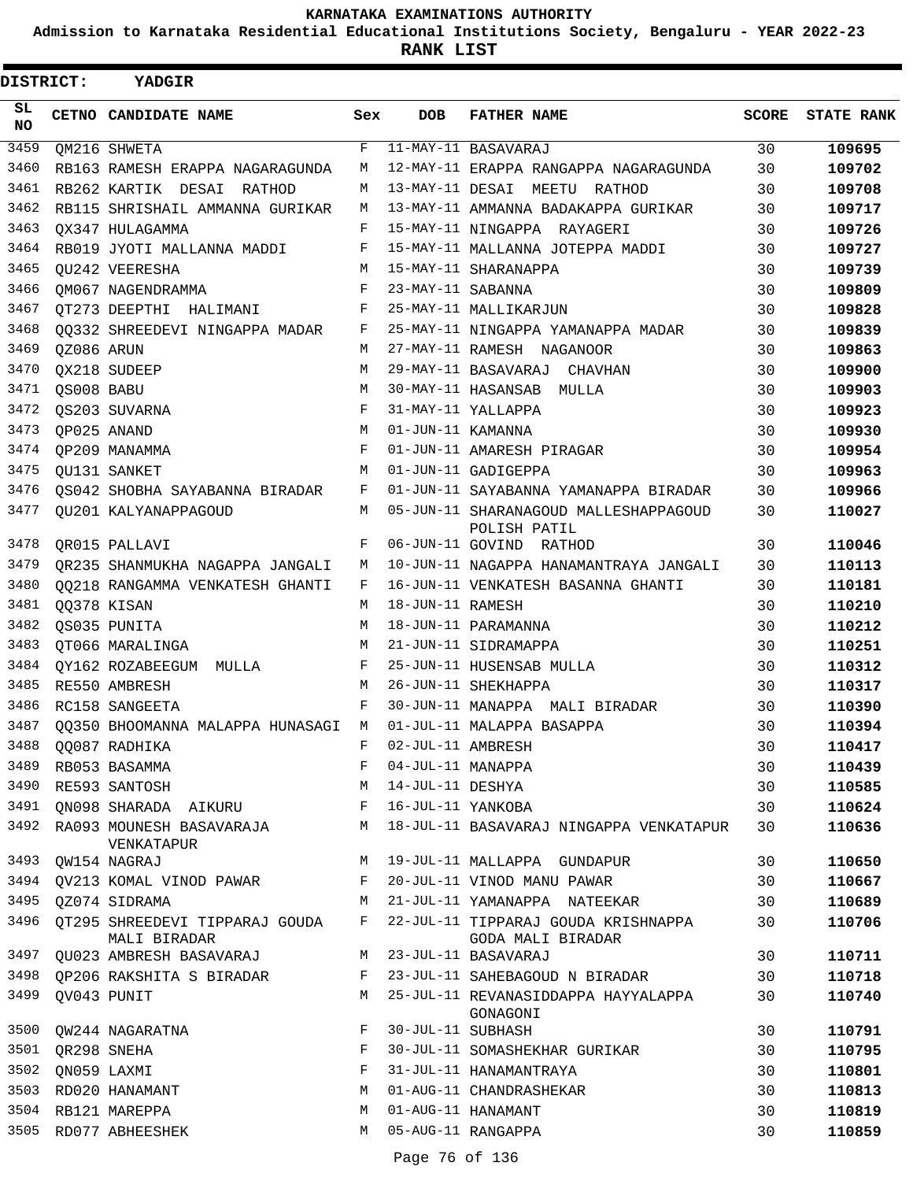**KARNATAKA EXAMINATIONS AUTHORITY**

**Admission to Karnataka Residential Educational Institutions Society, Bengaluru - YEAR 2022-23**

**RANK LIST**

**DISTRICT: YADGIR**

| SL NO | CETNO | CANDIDATE NAME | Sex | DOB | FATHER NAME | SCORE | STATE RANK |
|---|---|---|---|---|---|---|---|
| 3459 | QM216 | SHWETA | F | 11-MAY-11 | BASAVARAJ | 30 | 109695 |
| 3460 | RB163 | RAMESH ERAPPA NAGARAGUNDA | M | 12-MAY-11 | ERAPPA RANGAPPA NAGARAGUNDA | 30 | 109702 |
| 3461 | RB262 | KARTIK DESAI RATHOD | M | 13-MAY-11 | DESAI MEETU RATHOD | 30 | 109708 |
| 3462 | RB115 | SHRISHAIL AMMANNA GURIKAR | M | 13-MAY-11 | AMMANNA BADAKAPPA GURIKAR | 30 | 109717 |
| 3463 | QX347 | HULAGAMMA | F | 15-MAY-11 | NINGAPPA RAYAGERI | 30 | 109726 |
| 3464 | RB019 | JYOTI MALLANNA MADDI | F | 15-MAY-11 | MALLANNA JOTEPPA MADDI | 30 | 109727 |
| 3465 | QU242 | VEERESHA | M | 15-MAY-11 | SHARANAPPA | 30 | 109739 |
| 3466 | QM067 | NAGENDRAMMA | F | 23-MAY-11 | SABANNA | 30 | 109809 |
| 3467 | QT273 | DEEPTHI HALIMANI | F | 25-MAY-11 | MALLIKARJUN | 30 | 109828 |
| 3468 | QQ332 | SHREEDEVI NINGAPPA MADAR | F | 25-MAY-11 | NINGAPPA YAMANAPPA MADAR | 30 | 109839 |
| 3469 | QZ086 | ARUN | M | 27-MAY-11 | RAMESH NAGANOOR | 30 | 109863 |
| 3470 | QX218 | SUDEEP | M | 29-MAY-11 | BASAVARAJ CHAVHAN | 30 | 109900 |
| 3471 | QS008 | BABU | M | 30-MAY-11 | HASANSAB MULLA | 30 | 109903 |
| 3472 | QS203 | SUVARNA | F | 31-MAY-11 | YALLAPPA | 30 | 109923 |
| 3473 | QP025 | ANAND | M | 01-JUN-11 | KAMANNA | 30 | 109930 |
| 3474 | QP209 | MANAMMA | F | 01-JUN-11 | AMARESH PIRAGAR | 30 | 109954 |
| 3475 | QU131 | SANKET | M | 01-JUN-11 | GADIGEPPA | 30 | 109963 |
| 3476 | QS042 | SHOBHA SAYABANNA BIRADAR | F | 01-JUN-11 | SAYABANNA YAMANAPPA BIRADAR | 30 | 109966 |
| 3477 | QU201 | KALYANAPPAGOUD | M | 05-JUN-11 | SHARANAGOUD MALLESHAPPAGOUD POLISH PATIL | 30 | 110027 |
| 3478 | QR015 | PALLAVI | F | 06-JUN-11 | GOVIND RATHOD | 30 | 110046 |
| 3479 | QR235 | SHANMUKHA NAGAPPA JANGALI | M | 10-JUN-11 | NAGAPPA HANAMANTRAYA JANGALI | 30 | 110113 |
| 3480 | QQ218 | RANGAMMA VENKATESH GHANTI | F | 16-JUN-11 | VENKATESH BASANNA GHANTI | 30 | 110181 |
| 3481 | QQ378 | KISAN | M | 18-JUN-11 | RAMESH | 30 | 110210 |
| 3482 | QS035 | PUNITA | M | 18-JUN-11 | PARAMANNA | 30 | 110212 |
| 3483 | QT066 | MARALINGA | M | 21-JUN-11 | SIDRAMAPPA | 30 | 110251 |
| 3484 | QY162 | ROZABEEGUM MULLA | F | 25-JUN-11 | HUSENSAB MULLA | 30 | 110312 |
| 3485 | RE550 | AMBRESH | M | 26-JUN-11 | SHEKHAPPA | 30 | 110317 |
| 3486 | RC158 | SANGEETA | F | 30-JUN-11 | MANAPPA MALI BIRADAR | 30 | 110390 |
| 3487 | QQ350 | BHOOMANNA MALAPPA HUNASAGI | M | 01-JUL-11 | MALAPPA BASAPPA | 30 | 110394 |
| 3488 | QQ087 | RADHIKA | F | 02-JUL-11 | AMBRESH | 30 | 110417 |
| 3489 | RB053 | BASAMMA | F | 04-JUL-11 | MANAPPA | 30 | 110439 |
| 3490 | RE593 | SANTOSH | M | 14-JUL-11 | DESHYA | 30 | 110585 |
| 3491 | QN098 | SHARADA AIKURU | F | 16-JUL-11 | YANKOBA | 30 | 110624 |
| 3492 | RA093 | MOUNESH BASAVARAJA VENKATAPUR | M | 18-JUL-11 | BASAVARAJ NINGAPPA VENKATAPUR | 30 | 110636 |
| 3493 | QW154 | NAGRAJ | M | 19-JUL-11 | MALLAPPA GUNDAPUR | 30 | 110650 |
| 3494 | QV213 | KOMAL VINOD PAWAR | F | 20-JUL-11 | VINOD MANU PAWAR | 30 | 110667 |
| 3495 | QZ074 | SIDRAMA | M | 21-JUL-11 | YAMANAPPA NATEEKAR | 30 | 110689 |
| 3496 | QT295 | SHREEDEVI TIPPARAJ GOUDA MALI BIRADAR | F | 22-JUL-11 | TIPPARAJ GOUDA KRISHNAPPA GODA MALI BIRADAR | 30 | 110706 |
| 3497 | QU023 | AMBRESH BASAVARAJ | M | 23-JUL-11 | BASAVARAJ | 30 | 110711 |
| 3498 | QP206 | RAKSHITA S BIRADAR | F | 23-JUL-11 | SAHEBAGOUD N BIRADAR | 30 | 110718 |
| 3499 | QV043 | PUNIT | M | 25-JUL-11 | REVANASIDDAPPA HAYYALAPPA GONAGONI | 30 | 110740 |
| 3500 | QW244 | NAGARATNA | F | 30-JUL-11 | SUBHASH | 30 | 110791 |
| 3501 | QR298 | SNEHA | F | 30-JUL-11 | SOMASHEKHAR GURIKAR | 30 | 110795 |
| 3502 | QN059 | LAXMI | F | 31-JUL-11 | HANAMANTRAYA | 30 | 110801 |
| 3503 | RD020 | HANAMANT | M | 01-AUG-11 | CHANDRASHEKAR | 30 | 110813 |
| 3504 | RB121 | MAREPPA | M | 01-AUG-11 | HANAMANT | 30 | 110819 |
| 3505 | RD077 | ABHEESHEK | M | 05-AUG-11 | RANGAPPA | 30 | 110859 |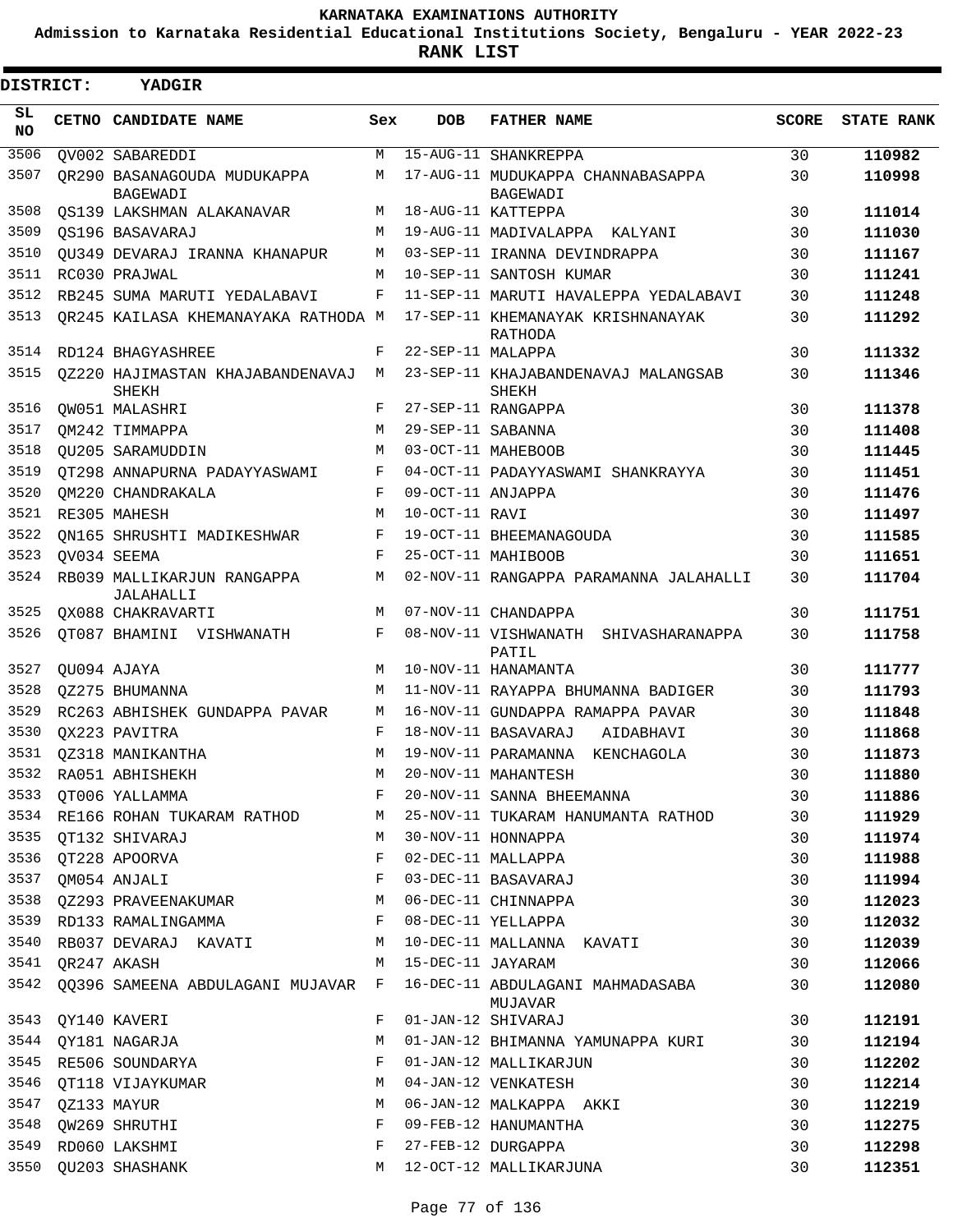# KARNATAKA EXAMINATIONS AUTHORITY

**Admission to Karnataka Residential Educational Institutions Society, Bengaluru - YEAR 2022-23**

**RANK LIST**

**DISTRICT: YADGIR**

| SL NO | CETNO | CANDIDATE NAME | Sex | DOB | FATHER NAME | SCORE | STATE RANK |
|---|---|---|---|---|---|---|---|
| 3506 | QV002 | SABAREDDI | M | 15-AUG-11 | SHANKREPPA | 30 | **110982** |
| 3507 | QR290 | BASANAGOUDA MUDUKAPPA BAGEWADI | M | 17-AUG-11 | MUDUKAPPA CHANNABASAPPA BAGEWADI | 30 | **110998** |
| 3508 | QS139 | LAKSHMAN ALAKANAVAR | M | 18-AUG-11 | KATTEPPA | 30 | **111014** |
| 3509 | QS196 | BASAVARAJ | M | 19-AUG-11 | MADIVALAPPA KALYANI | 30 | **111030** |
| 3510 | QU349 | DEVARAJ IRANNA KHANAPUR | M | 03-SEP-11 | IRANNA DEVINDRAPPA | 30 | **111167** |
| 3511 | RC030 | PRAJWAL | M | 10-SEP-11 | SANTOSH KUMAR | 30 | **111241** |
| 3512 | RB245 | SUMA MARUTI YEDALABAVI | F | 11-SEP-11 | MARUTI HAVALEPPA YEDALABAVI | 30 | **111248** |
| 3513 | QR245 | KAILASA KHEMANAYAKA RATHODA | M | 17-SEP-11 | KHEMANAYAK KRISHNANAYAK RATHODA | 30 | **111292** |
| 3514 | RD124 | BHAGYASHREE | F | 22-SEP-11 | MALAPPA | 30 | **111332** |
| 3515 | QZ220 | HAJIMASTAN KHAJABANDENAVAJ SHEKH | M | 23-SEP-11 | KHAJABANDENAVAJ MALANGSAB SHEKH | 30 | **111346** |
| 3516 | QW051 | MALASHRI | F | 27-SEP-11 | RANGAPPA | 30 | **111378** |
| 3517 | QM242 | TIMMAPPA | M | 29-SEP-11 | SABANNA | 30 | **111408** |
| 3518 | QU205 | SARAMUDDIN | M | 03-OCT-11 | MAHEBOOB | 30 | **111445** |
| 3519 | QT298 | ANNAPURNA PADAYYASWAMI | F | 04-OCT-11 | PADAYYASWAMI SHANKRAYYA | 30 | **111451** |
| 3520 | QM220 | CHANDRAKALA | F | 09-OCT-11 | ANJAPPA | 30 | **111476** |
| 3521 | RE305 | MAHESH | M | 10-OCT-11 | RAVI | 30 | **111497** |
| 3522 | QN165 | SHRUSHTI MADIKESHWAR | F | 19-OCT-11 | BHEEMANAGOUDA | 30 | **111585** |
| 3523 | QV034 | SEEMA | F | 25-OCT-11 | MAHIBOOB | 30 | **111651** |
| 3524 | RB039 | MALLIKARJUN RANGAPPA JALAHALLI | M | 02-NOV-11 | RANGAPPA PARAMANNA JALAHALLI | 30 | **111704** |
| 3525 | QX088 | CHAKRAVARTI | M | 07-NOV-11 | CHANDAPPA | 30 | **111751** |
| 3526 | QT087 | BHAMINI VISHWANATH | F | 08-NOV-11 | VISHWANATH SHIVASHARANAPPA PATIL | 30 | **111758** |
| 3527 | QU094 | AJAYA | M | 10-NOV-11 | HANAMANTA | 30 | **111777** |
| 3528 | QZ275 | BHUMANNA | M | 11-NOV-11 | RAYAPPA BHUMANNA BADIGER | 30 | **111793** |
| 3529 | RC263 | ABHISHEK GUNDAPPA PAVAR | M | 16-NOV-11 | GUNDAPPA RAMAPPA PAVAR | 30 | **111848** |
| 3530 | QX223 | PAVITRA | F | 18-NOV-11 | BASAVARAJ AIDABHAVI | 30 | **111868** |
| 3531 | QZ318 | MANIKANTHA | M | 19-NOV-11 | PARAMANNA KENCHAGOLA | 30 | **111873** |
| 3532 | RA051 | ABHISHEKH | M | 20-NOV-11 | MAHANTESH | 30 | **111880** |
| 3533 | QT006 | YALLAMMA | F | 20-NOV-11 | SANNA BHEEMANNA | 30 | **111886** |
| 3534 | RE166 | ROHAN TUKARAM RATHOD | M | 25-NOV-11 | TUKARAM HANUMANTA RATHOD | 30 | **111929** |
| 3535 | QT132 | SHIVARAJ | M | 30-NOV-11 | HONNAPPA | 30 | **111974** |
| 3536 | QT228 | APOORVA | F | 02-DEC-11 | MALLAPPA | 30 | **111988** |
| 3537 | QM054 | ANJALI | F | 03-DEC-11 | BASAVARAJ | 30 | **111994** |
| 3538 | QZ293 | PRAVEENAKUMAR | M | 06-DEC-11 | CHINNAPPA | 30 | **112023** |
| 3539 | RD133 | RAMALINGAMMA | F | 08-DEC-11 | YELLAPPA | 30 | **112032** |
| 3540 | RB037 | DEVARAJ KAVATI | M | 10-DEC-11 | MALLANNA KAVATI | 30 | **112039** |
| 3541 | QR247 | AKASH | M | 15-DEC-11 | JAYARAM | 30 | **112066** |
| 3542 | QQ396 | SAMEENA ABDULAGANI MUJAVAR | F | 16-DEC-11 | ABDULAGANI MAHMADASABA MUJAVAR | 30 | **112080** |
| 3543 | QY140 | KAVERI | F | 01-JAN-12 | SHIVARAJ | 30 | **112191** |
| 3544 | QY181 | NAGARJA | M | 01-JAN-12 | BHIMANNA YAMUNAPPA KURI | 30 | **112194** |
| 3545 | RE506 | SOUNDARYA | F | 01-JAN-12 | MALLIKARJUN | 30 | **112202** |
| 3546 | QT118 | VIJAYKUMAR | M | 04-JAN-12 | VENKATESH | 30 | **112214** |
| 3547 | QZ133 | MAYUR | M | 06-JAN-12 | MALKAPPA AKKI | 30 | **112219** |
| 3548 | QW269 | SHRUTHI | F | 09-FEB-12 | HANUMANTHA | 30 | **112275** |
| 3549 | RD060 | LAKSHMI | F | 27-FEB-12 | DURGAPPA | 30 | **112298** |
| 3550 | QU203 | SHASHANK | M | 12-OCT-12 | MALLIKARJUNA | 30 | **112351** |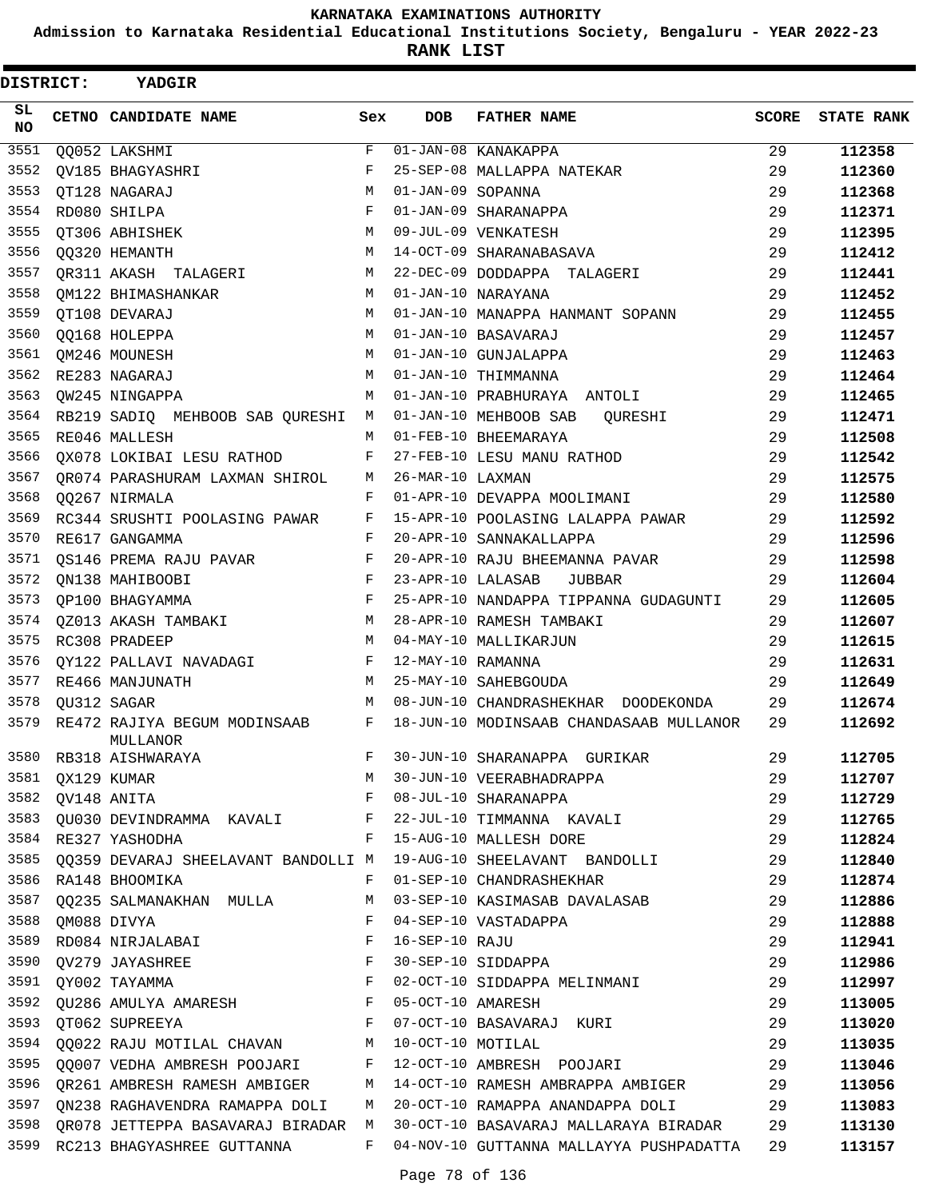KARNATAKA EXAMINATIONS AUTHORITY

Admission to Karnataka Residential Educational Institutions Society, Bengaluru - YEAR 2022-23

**RANK LIST**

**DISTRICT: YADGIR**

| SL NO | CETNO | CANDIDATE NAME | Sex | DOB | FATHER NAME | SCORE | STATE RANK |
|---|---|---|---|---|---|---|---|
| 3551 | QQ052 | LAKSHMI | F | 01-JAN-08 | KANAKAPPA | 29 | 112358 |
| 3552 | QV185 | BHAGYASHRI | F | 25-SEP-08 | MALLAPPA NATEKAR | 29 | 112360 |
| 3553 | QT128 | NAGARAJ | M | 01-JAN-09 | SOPANNA | 29 | 112368 |
| 3554 | RD080 | SHILPA | F | 01-JAN-09 | SHARANAPPA | 29 | 112371 |
| 3555 | QT306 | ABHISHEK | M | 09-JUL-09 | VENKATESH | 29 | 112395 |
| 3556 | QQ320 | HEMANTH | M | 14-OCT-09 | SHARANABASAVA | 29 | 112412 |
| 3557 | QR311 | AKASH TALAGERI | M | 22-DEC-09 | DODDAPPA TALAGERI | 29 | 112441 |
| 3558 | QM122 | BHIMASHANKAR | M | 01-JAN-10 | NARAYANA | 29 | 112452 |
| 3559 | QT108 | DEVARAJ | M | 01-JAN-10 | MANAPPA HANMANT SOPANN | 29 | 112455 |
| 3560 | QQ168 | HOLEPPA | M | 01-JAN-10 | BASAVARAJ | 29 | 112457 |
| 3561 | QM246 | MOUNESH | M | 01-JAN-10 | GUNJALAPPA | 29 | 112463 |
| 3562 | RE283 | NAGARAJ | M | 01-JAN-10 | THIMMANNA | 29 | 112464 |
| 3563 | QW245 | NINGAPPA | M | 01-JAN-10 | PRABHURAYA ANTOLI | 29 | 112465 |
| 3564 | RB219 | SADIQ MEHBOOB SAB QURESHI | M | 01-JAN-10 | MEHBOOB SAB QURESHI | 29 | 112471 |
| 3565 | RE046 | MALLESH | M | 01-FEB-10 | BHEEMARAYA | 29 | 112508 |
| 3566 | QX078 | LOKIBAI LESU RATHOD | F | 27-FEB-10 | LESU MANU RATHOD | 29 | 112542 |
| 3567 | QR074 | PARASHURAM LAXMAN SHIROL | M | 26-MAR-10 | LAXMAN | 29 | 112575 |
| 3568 | QQ267 | NIRMALA | F | 01-APR-10 | DEVAPPA MOOLIMANI | 29 | 112580 |
| 3569 | RC344 | SRUSHTI POOLASING PAWAR | F | 15-APR-10 | POOLASING LALAPPA PAWAR | 29 | 112592 |
| 3570 | RE617 | GANGAMMA | F | 20-APR-10 | SANNAKALLAPPA | 29 | 112596 |
| 3571 | QS146 | PREMA RAJU PAVAR | F | 20-APR-10 | RAJU BHEEMANNA PAVAR | 29 | 112598 |
| 3572 | QN138 | MAHIBOOBI | F | 23-APR-10 | LALASAB JUBBAR | 29 | 112604 |
| 3573 | QP100 | BHAGYAMMA | F | 25-APR-10 | NANDAPPA TIPPANNA GUDAGUNTI | 29 | 112605 |
| 3574 | QZ013 | AKASH TAMBAKI | M | 28-APR-10 | RAMESH TAMBAKI | 29 | 112607 |
| 3575 | RC308 | PRADEEP | M | 04-MAY-10 | MALLIKARJUN | 29 | 112615 |
| 3576 | QY122 | PALLAVI NAVADAGI | F | 12-MAY-10 | RAMANNA | 29 | 112631 |
| 3577 | RE466 | MANJUNATH | M | 25-MAY-10 | SAHEBGOUDA | 29 | 112649 |
| 3578 | QU312 | SAGAR | M | 08-JUN-10 | CHANDRASHEKHAR DOODEKONDA | 29 | 112674 |
| 3579 | RE472 | RAJIYA BEGUM MODINSAAB MULLANOR | F | 18-JUN-10 | MODINSAAB CHANDASAAB MULLANOR | 29 | 112692 |
| 3580 | RB318 | AISHWARAYA | F | 30-JUN-10 | SHARANAPPA GURIKAR | 29 | 112705 |
| 3581 | QX129 | KUMAR | M | 30-JUN-10 | VEERABHADRAPPA | 29 | 112707 |
| 3582 | QV148 | ANITA | F | 08-JUL-10 | SHARANAPPA | 29 | 112729 |
| 3583 | QU030 | DEVINDRAMMA KAVALI | F | 22-JUL-10 | TIMMANNA KAVALI | 29 | 112765 |
| 3584 | RE327 | YASHODHA | F | 15-AUG-10 | MALLESH DORE | 29 | 112824 |
| 3585 | QQ359 | DEVARAJ SHEELAVANT BANDOLLI | M | 19-AUG-10 | SHEELAVANT BANDOLLI | 29 | 112840 |
| 3586 | RA148 | BHOOMIKA | F | 01-SEP-10 | CHANDRASHEKHAR | 29 | 112874 |
| 3587 | QQ235 | SALMANAKHAN MULLA | M | 03-SEP-10 | KASIMASAB DAVALASAB | 29 | 112886 |
| 3588 | QM088 | DIVYA | F | 04-SEP-10 | VASTADAPPA | 29 | 112888 |
| 3589 | RD084 | NIRJALABAI | F | 16-SEP-10 | RAJU | 29 | 112941 |
| 3590 | QV279 | JAYASHREE | F | 30-SEP-10 | SIDDAPPA | 29 | 112986 |
| 3591 | QY002 | TAYAMMA | F | 02-OCT-10 | SIDDAPPA MELINMANI | 29 | 112997 |
| 3592 | QU286 | AMULYA AMARESH | F | 05-OCT-10 | AMARESH | 29 | 113005 |
| 3593 | QT062 | SUPREEYA | F | 07-OCT-10 | BASAVARAJ KURI | 29 | 113020 |
| 3594 | QQ022 | RAJU MOTILAL CHAVAN | M | 10-OCT-10 | MOTILAL | 29 | 113035 |
| 3595 | QQ007 | VEDHA AMBRESH POOJARI | F | 12-OCT-10 | AMBRESH POOJARI | 29 | 113046 |
| 3596 | QR261 | AMBRESH RAMESH AMBIGER | M | 14-OCT-10 | RAMESH AMBRAPPA AMBIGER | 29 | 113056 |
| 3597 | QN238 | RAGHAVENDRA RAMAPPA DOLI | M | 20-OCT-10 | RAMAPPA ANANDAPPA DOLI | 29 | 113083 |
| 3598 | QR078 | JETTEPPA BASAVARAJ BIRADAR | M | 30-OCT-10 | BASAVARAJ MALLARAYA BIRADAR | 29 | 113130 |
| 3599 | RC213 | BHAGYASHREE GUTTANNA | F | 04-NOV-10 | GUTTANNA MALLAYYA PUSHPADATTA | 29 | 113157 |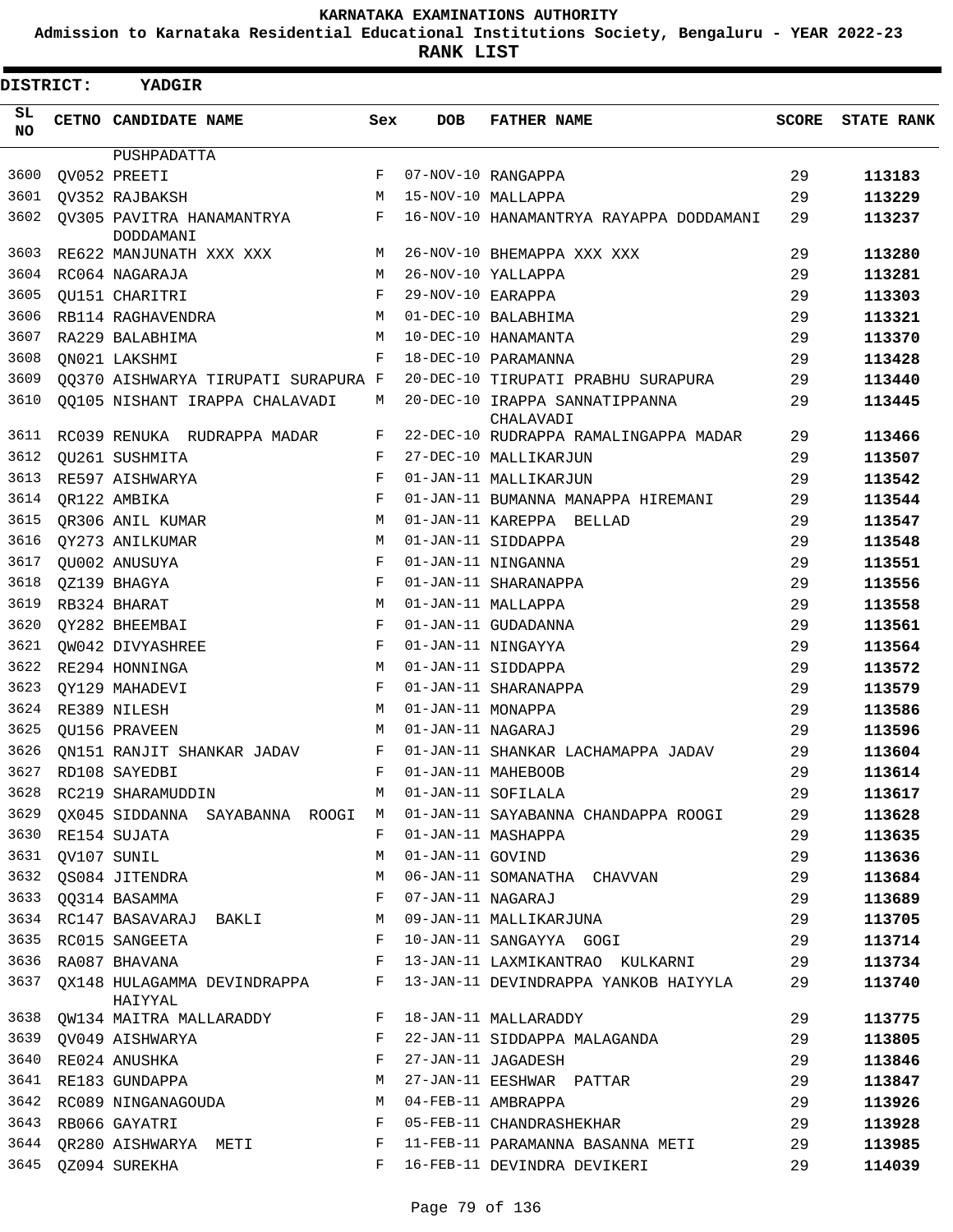KARNATAKA EXAMINATIONS AUTHORITY

Admission to Karnataka Residential Educational Institutions Society, Bengaluru - YEAR 2022-23

**RANK LIST**

**DISTRICT: YADGIR**

| SL NO | CETNO | CANDIDATE NAME | Sex | DOB | FATHER NAME | SCORE | STATE RANK |
|---|---|---|---|---|---|---|---|
| | | PUSHPADATTA | | | | | |
| 3600 | QV052 | PREETI | F | 07-NOV-10 | RANGAPPA | 29 | 113183 |
| 3601 | QV352 | RAJBAKSH | M | 15-NOV-10 | MALLAPPA | 29 | 113229 |
| 3602 | QV305 | PAVITRA HANAMANTRYA DODDAMANI | F | 16-NOV-10 | HANAMANTRYA RAYAPPA DODDAMANI | 29 | 113237 |
| 3603 | RE622 | MANJUNATH XXX XXX | M | 26-NOV-10 | BHEMAPPA XXX XXX | 29 | 113280 |
| 3604 | RC064 | NAGARAJA | M | 26-NOV-10 | YALLAPPA | 29 | 113281 |
| 3605 | QU151 | CHARITRI | F | 29-NOV-10 | EARAPPA | 29 | 113303 |
| 3606 | RB114 | RAGHAVENDRA | M | 01-DEC-10 | BALABHIMA | 29 | 113321 |
| 3607 | RA229 | BALABHIMA | M | 10-DEC-10 | HANAMANTA | 29 | 113370 |
| 3608 | QN021 | LAKSHMI | F | 18-DEC-10 | PARAMANNA | 29 | 113428 |
| 3609 | QQ370 | AISHWARYA TIRUPATI SURAPURA | F | 20-DEC-10 | TIRUPATI PRABHU SURAPURA | 29 | 113440 |
| 3610 | QQ105 | NISHANT IRAPPA CHALAVADI | M | 20-DEC-10 | IRAPPA SANNATIPPANNA CHALAVADI | 29 | 113445 |
| 3611 | RC039 | RENUKA RUDRAPPA MADAR | F | 22-DEC-10 | RUDRAPPA RAMALINGAPPA MADAR | 29 | 113466 |
| 3612 | QU261 | SUSHMITA | F | 27-DEC-10 | MALLIKARJUN | 29 | 113507 |
| 3613 | RE597 | AISHWARYA | F | 01-JAN-11 | MALLIKARJUN | 29 | 113542 |
| 3614 | QR122 | AMBIKA | F | 01-JAN-11 | BUMANNA MANAPPA HIREMANI | 29 | 113544 |
| 3615 | QR306 | ANIL KUMAR | M | 01-JAN-11 | KAREPPA BELLAD | 29 | 113547 |
| 3616 | QY273 | ANILKUMAR | M | 01-JAN-11 | SIDDAPPA | 29 | 113548 |
| 3617 | QU002 | ANUSUYA | F | 01-JAN-11 | NINGANNA | 29 | 113551 |
| 3618 | QZ139 | BHAGYA | F | 01-JAN-11 | SHARANAPPA | 29 | 113556 |
| 3619 | RB324 | BHARAT | M | 01-JAN-11 | MALLAPPA | 29 | 113558 |
| 3620 | QY282 | BHEEMBAI | F | 01-JAN-11 | GUDADANNA | 29 | 113561 |
| 3621 | QW042 | DIVYASHREE | F | 01-JAN-11 | NINGAYYA | 29 | 113564 |
| 3622 | RE294 | HONNINGA | M | 01-JAN-11 | SIDDAPPA | 29 | 113572 |
| 3623 | QY129 | MAHADEVI | F | 01-JAN-11 | SHARANAPPA | 29 | 113579 |
| 3624 | RE389 | NILESH | M | 01-JAN-11 | MONAPPA | 29 | 113586 |
| 3625 | QU156 | PRAVEEN | M | 01-JAN-11 | NAGARAJ | 29 | 113596 |
| 3626 | QN151 | RANJIT SHANKAR JADAV | F | 01-JAN-11 | SHANKAR LACHAMAPPA JADAV | 29 | 113604 |
| 3627 | RD108 | SAYEDBI | F | 01-JAN-11 | MAHEBOOB | 29 | 113614 |
| 3628 | RC219 | SHARAMUDDIN | M | 01-JAN-11 | SOFILALA | 29 | 113617 |
| 3629 | QX045 | SIDDANNA SAYABANNA ROOGI | M | 01-JAN-11 | SAYABANNA CHANDAPPA ROOGI | 29 | 113628 |
| 3630 | RE154 | SUJATA | F | 01-JAN-11 | MASHAPPA | 29 | 113635 |
| 3631 | QV107 | SUNIL | M | 01-JAN-11 | GOVIND | 29 | 113636 |
| 3632 | QS084 | JITENDRA | M | 06-JAN-11 | SOMANATHA CHAVVAN | 29 | 113684 |
| 3633 | QQ314 | BASAMMA | F | 07-JAN-11 | NAGARAJ | 29 | 113689 |
| 3634 | RC147 | BASAVARAJ BAKLI | M | 09-JAN-11 | MALLIKARJUNA | 29 | 113705 |
| 3635 | RC015 | SANGEETA | F | 10-JAN-11 | SANGAYYA GOGI | 29 | 113714 |
| 3636 | RA087 | BHAVANA | F | 13-JAN-11 | LAXMIKANTRAO KULKARNI | 29 | 113734 |
| 3637 | QX148 | HULAGAMMA DEVINDRAPPA HAIYYAL | F | 13-JAN-11 | DEVINDRAPPA YANKOB HAIYYLA | 29 | 113740 |
| 3638 | QW134 | MAITRA MALLARADDY | F | 18-JAN-11 | MALLARADDY | 29 | 113775 |
| 3639 | QV049 | AISHWARYA | F | 22-JAN-11 | SIDDAPPA MALAGANDA | 29 | 113805 |
| 3640 | RE024 | ANUSHKA | F | 27-JAN-11 | JAGADESH | 29 | 113846 |
| 3641 | RE183 | GUNDAPPA | M | 27-JAN-11 | EESHWAR PATTAR | 29 | 113847 |
| 3642 | RC089 | NINGANAGOUDA | M | 04-FEB-11 | AMBRAPPA | 29 | 113926 |
| 3643 | RB066 | GAYATRI | F | 05-FEB-11 | CHANDRASHEKHAR | 29 | 113928 |
| 3644 | QR280 | AISHWARYA METI | F | 11-FEB-11 | PARAMANNA BASANNA METI | 29 | 113985 |
| 3645 | QZ094 | SUREKHA | F | 16-FEB-11 | DEVINDRA DEVIKERI | 29 | 114039 |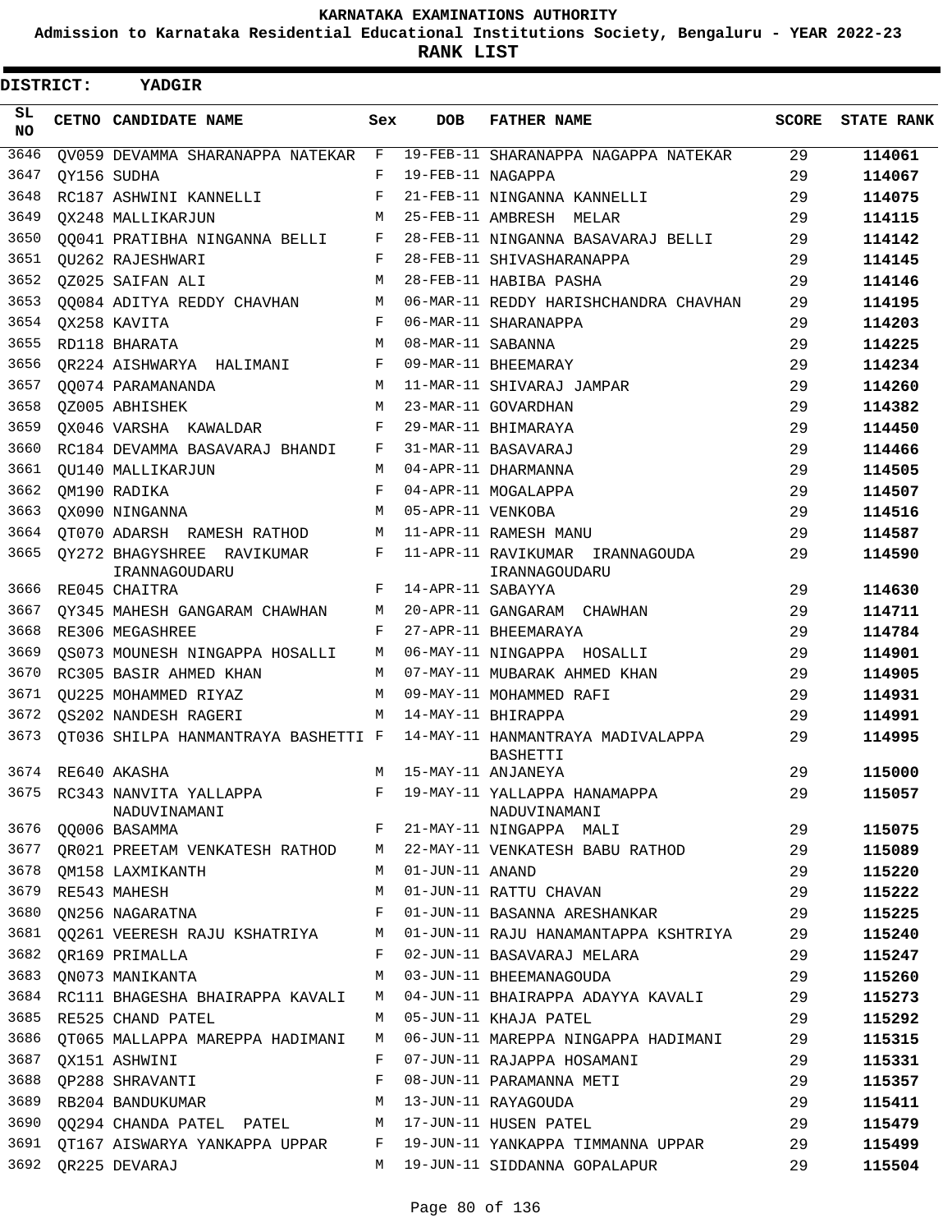KARNATAKA EXAMINATIONS AUTHORITY

Admission to Karnataka Residential Educational Institutions Society, Bengaluru - YEAR 2022-23

**RANK LIST**

**DISTRICT: YADGIR**

| SL NO | CETNO | CANDIDATE NAME | Sex | DOB | FATHER NAME | SCORE | STATE RANK |
|---|---|---|---|---|---|---|---|
| 3646 | QV059 | DEVAMMA SHARANAPPA NATEKAR | F | 19-FEB-11 | SHARANAPPA NAGAPPA NATEKAR | 29 | 114061 |
| 3647 | QY156 | SUDHA | F | 19-FEB-11 | NAGAPPA | 29 | 114067 |
| 3648 | RC187 | ASHWINI KANNELLI | F | 21-FEB-11 | NINGANNA KANNELLI | 29 | 114075 |
| 3649 | QX248 | MALLIKARJUN | M | 25-FEB-11 | AMBRESH MELAR | 29 | 114115 |
| 3650 | QQ041 | PRATIBHA NINGANNA BELLI | F | 28-FEB-11 | NINGANNA BASAVARAJ BELLI | 29 | 114142 |
| 3651 | QU262 | RAJESHWARI | F | 28-FEB-11 | SHIVASHARANAPPA | 29 | 114145 |
| 3652 | QZ025 | SAIFAN ALI | M | 28-FEB-11 | HABIBA PASHA | 29 | 114146 |
| 3653 | QQ084 | ADITYA REDDY CHAVHAN | M | 06-MAR-11 | REDDY HARISHCHANDRA CHAVHAN | 29 | 114195 |
| 3654 | QX258 | KAVITA | F | 06-MAR-11 | SHARANAPPA | 29 | 114203 |
| 3655 | RD118 | BHARATA | M | 08-MAR-11 | SABANNA | 29 | 114225 |
| 3656 | QR224 | AISHWARYA HALIMANI | F | 09-MAR-11 | BHEEMARAY | 29 | 114234 |
| 3657 | QQ074 | PARAMANANDA | M | 11-MAR-11 | SHIVARAJ JAMPAR | 29 | 114260 |
| 3658 | QZ005 | ABHISHEK | M | 23-MAR-11 | GOVARDHAN | 29 | 114382 |
| 3659 | QX046 | VARSHA KAWALDAR | F | 29-MAR-11 | BHIMARAYA | 29 | 114450 |
| 3660 | RC184 | DEVAMMA BASAVARAJ BHANDI | F | 31-MAR-11 | BASAVARAJ | 29 | 114466 |
| 3661 | QU140 | MALLIKARJUN | M | 04-APR-11 | DHARMANNA | 29 | 114505 |
| 3662 | QM190 | RADIKA | F | 04-APR-11 | MOGALAPPA | 29 | 114507 |
| 3663 | QX090 | NINGANNA | M | 05-APR-11 | VENKOBA | 29 | 114516 |
| 3664 | QT070 | ADARSH RAMESH RATHOD | M | 11-APR-11 | RAMESH MANU | 29 | 114587 |
| 3665 | QY272 | BHAGYSHREE RAVIKUMAR IRANNAGOUDARU | F | 11-APR-11 | RAVIKUMAR IRANNAGOUDA IRANNAGOUDARU | 29 | 114590 |
| 3666 | RE045 | CHAITRA | F | 14-APR-11 | SABAYYA | 29 | 114630 |
| 3667 | QY345 | MAHESH GANGARAM CHAWHAN | M | 20-APR-11 | GANGARAM CHAWHAN | 29 | 114711 |
| 3668 | RE306 | MEGASHREE | F | 27-APR-11 | BHEEMARAYA | 29 | 114784 |
| 3669 | QS073 | MOUNESH NINGAPPA HOSALLI | M | 06-MAY-11 | NINGAPPA HOSALLI | 29 | 114901 |
| 3670 | RC305 | BASIR AHMED KHAN | M | 07-MAY-11 | MUBARAK AHMED KHAN | 29 | 114905 |
| 3671 | QU225 | MOHAMMED RIYAZ | M | 09-MAY-11 | MOHAMMED RAFI | 29 | 114931 |
| 3672 | QS202 | NANDESH RAGERI | M | 14-MAY-11 | BHIRAPPA | 29 | 114991 |
| 3673 | QT036 | SHILPA HANMANTRAYA BASHETTI | F | 14-MAY-11 | HANMANTRAYA MADIVALAPPA BASHETTI | 29 | 114995 |
| 3674 | RE640 | AKASHA | M | 15-MAY-11 | ANJANEYA | 29 | 115000 |
| 3675 | RC343 | NANVITA YALLAPPA NADUVINAMANI | F | 19-MAY-11 | YALLAPPA HANAMAPPA NADUVINAMANI | 29 | 115057 |
| 3676 | QQ006 | BASAMMA | F | 21-MAY-11 | NINGAPPA MALI | 29 | 115075 |
| 3677 | QR021 | PREETAM VENKATESH RATHOD | M | 22-MAY-11 | VENKATESH BABU RATHOD | 29 | 115089 |
| 3678 | QM158 | LAXMIKANTH | M | 01-JUN-11 | ANAND | 29 | 115220 |
| 3679 | RE543 | MAHESH | M | 01-JUN-11 | RATTU CHAVAN | 29 | 115222 |
| 3680 | QN256 | NAGARATNA | F | 01-JUN-11 | BASANNA ARESHANKAR | 29 | 115225 |
| 3681 | QQ261 | VEERESH RAJU KSHATRIYA | M | 01-JUN-11 | RAJU HANAMANTAPPA KSHTRIYA | 29 | 115240 |
| 3682 | QR169 | PRIMALLA | F | 02-JUN-11 | BASAVARAJ MELARA | 29 | 115247 |
| 3683 | QN073 | MANIKANTA | M | 03-JUN-11 | BHEEMANAGOUDA | 29 | 115260 |
| 3684 | RC111 | BHAGESHA BHAIRAPPA KAVALI | M | 04-JUN-11 | BHAIRAPPA ADAYYA KAVALI | 29 | 115273 |
| 3685 | RE525 | CHAND PATEL | M | 05-JUN-11 | KHAJA PATEL | 29 | 115292 |
| 3686 | QT065 | MALLAPPA MAREPPA HADIMANI | M | 06-JUN-11 | MAREPPA NINGAPPA HADIMANI | 29 | 115315 |
| 3687 | QX151 | ASHWINI | F | 07-JUN-11 | RAJAPPA HOSAMANI | 29 | 115331 |
| 3688 | QP288 | SHRAVANTI | F | 08-JUN-11 | PARAMANNA METI | 29 | 115357 |
| 3689 | RB204 | BANDUKUMAR | M | 13-JUN-11 | RAYAGOUDA | 29 | 115411 |
| 3690 | QQ294 | CHANDA PATEL PATEL | M | 17-JUN-11 | HUSEN PATEL | 29 | 115479 |
| 3691 | QT167 | AISWARYA YANKAPPA UPPAR | F | 19-JUN-11 | YANKAPPA TIMMANNA UPPAR | 29 | 115499 |
| 3692 | QR225 | DEVARAJ | M | 19-JUN-11 | SIDDANNA GOPALAPUR | 29 | 115504 |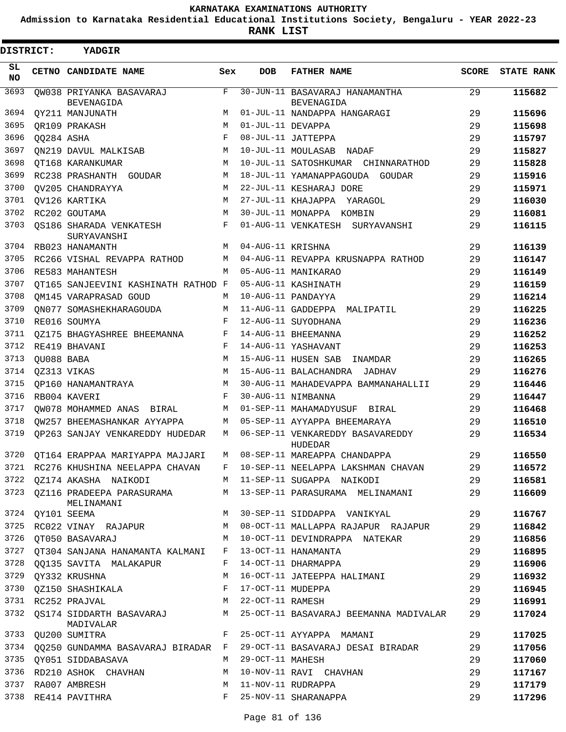# KARNATAKA EXAMINATIONS AUTHORITY

**Admission to Karnataka Residential Educational Institutions Society, Bengaluru - YEAR 2022-23**

**RANK LIST**

**DISTRICT: YADGIR**

| SL NO | CETNO | CANDIDATE NAME | Sex | DOB | FATHER NAME | SCORE | STATE RANK |
|---|---|---|---|---|---|---|---|
| 3693 | QW038 | PRIYANKA BASAVARAJ BEVENAGIDA | F | 30-JUN-11 | BASAVARAJ HANAMANTHA BEVENAGIDA | 29 | **115682** |
| 3694 | QY211 | MANJUNATH | M | 01-JUL-11 | NANDAPPA HANGARAGI | 29 | **115696** |
| 3695 | QR109 | PRAKASH | M | 01-JUL-11 | DEVAPPA | 29 | **115698** |
| 3696 | QQ284 | ASHA | F | 08-JUL-11 | JATTEPPA | 29 | **115797** |
| 3697 | QN219 | DAVUL MALKISAB | M | 10-JUL-11 | MOULASAB NADAF | 29 | **115827** |
| 3698 | QT168 | KARANKUMAR | M | 10-JUL-11 | SATOSHKUMAR CHINNARATHOD | 29 | **115828** |
| 3699 | RC238 | PRASHANTH GOUDAR | M | 18-JUL-11 | YAMANAPPAGOUDA GOUDAR | 29 | **115916** |
| 3700 | QV205 | CHANDRAYYA | M | 22-JUL-11 | KESHARAJ DORE | 29 | **115971** |
| 3701 | QV126 | KARTIKA | M | 27-JUL-11 | KHAJAPPA YARAGOL | 29 | **116030** |
| 3702 | RC202 | GOUTAMA | M | 30-JUL-11 | MONAPPA KOMBIN | 29 | **116081** |
| 3703 | QS186 | SHARADA VENKATESH SURYAVANSHI | F | 01-AUG-11 | VENKATESH SURYAVANSHI | 29 | **116115** |
| 3704 | RB023 | HANAMANTH | M | 04-AUG-11 | KRISHNA | 29 | **116139** |
| 3705 | RC266 | VISHAL REVAPPA RATHOD | M | 04-AUG-11 | REVAPPA KRUSNAPPA RATHOD | 29 | **116147** |
| 3706 | RE583 | MAHANTESH | M | 05-AUG-11 | MANIKARAO | 29 | **116149** |
| 3707 | QT165 | SANJEEVINI KASHINATH RATHOD | F | 05-AUG-11 | KASHINATH | 29 | **116159** |
| 3708 | QM145 | VARAPRASAD GOUD | M | 10-AUG-11 | PANDAYYA | 29 | **116214** |
| 3709 | QN077 | SOMASHEKHARAGOUDA | M | 11-AUG-11 | GADDEPPA MALIPATIL | 29 | **116225** |
| 3710 | RE016 | SOUMYA | F | 12-AUG-11 | SUYODHANA | 29 | **116236** |
| 3711 | QZ175 | BHAGYASHREE BHEEMANNA | F | 14-AUG-11 | BHEEMANNA | 29 | **116252** |
| 3712 | RE419 | BHAVANI | F | 14-AUG-11 | YASHAVANT | 29 | **116253** |
| 3713 | QU088 | BABA | M | 15-AUG-11 | HUSEN SAB INAMDAR | 29 | **116265** |
| 3714 | QZ313 | VIKAS | M | 15-AUG-11 | BALACHANDRA JADHAV | 29 | **116276** |
| 3715 | QP160 | HANAMANTRAYA | M | 30-AUG-11 | MAHADEVAPPA BAMMANAHALLII | 29 | **116446** |
| 3716 | RB004 | KAVERI | F | 30-AUG-11 | NIMBANNA | 29 | **116447** |
| 3717 | QW078 | MOHAMMED ANAS BIRAL | M | 01-SEP-11 | MAHAMADYUSUF BIRAL | 29 | **116468** |
| 3718 | QW257 | BHEEMASHANKAR AYYAPPA | M | 05-SEP-11 | AYYAPPA BHEEMARAYA | 29 | **116510** |
| 3719 | QP263 | SANJAY VENKAREDDY HUDEDAR | M | 06-SEP-11 | VENKAREDDY BASAVAREDDY HUDEDAR | 29 | **116534** |
| 3720 | QT164 | ERAPPAA MARIYAPPA MAJJARI | M | 08-SEP-11 | MAREAPPA CHANDAPPA | 29 | **116550** |
| 3721 | RC276 | KHUSHINA NEELAPPA CHAVAN | F | 10-SEP-11 | NEELAPPA LAKSHMAN CHAVAN | 29 | **116572** |
| 3722 | QZ174 | AKASHA NAIKODI | M | 11-SEP-11 | SUGAPPA NAIKODI | 29 | **116581** |
| 3723 | QZ116 | PRADEEPA PARASURAMA MELINAMANI | M | 13-SEP-11 | PARASURAMA MELINAMANI | 29 | **116609** |
| 3724 | QY101 | SEEMA | M | 30-SEP-11 | SIDDAPPA VANIKYAL | 29 | **116767** |
| 3725 | RC022 | VINAY RAJAPUR | M | 08-OCT-11 | MALLAPPA RAJAPUR RAJAPUR | 29 | **116842** |
| 3726 | QT050 | BASAVARAJ | M | 10-OCT-11 | DEVINDRAPPA NATEKAR | 29 | **116856** |
| 3727 | QT304 | SANJANA HANAMANTA KALMANI | F | 13-OCT-11 | HANAMANTA | 29 | **116895** |
| 3728 | QQ135 | SAVITA MALAKAPUR | F | 14-OCT-11 | DHARMAPPA | 29 | **116906** |
| 3729 | QY332 | KRUSHNA | M | 16-OCT-11 | JATEEPPA HALIMANI | 29 | **116932** |
| 3730 | QZ150 | SHASHIKALA | F | 17-OCT-11 | MUDEPPA | 29 | **116945** |
| 3731 | RC252 | PRAJVAL | M | 22-OCT-11 | RAMESH | 29 | **116991** |
| 3732 | QS174 | SIDDARTH BASAVARAJ MADIVALAR | M | 25-OCT-11 | BASAVARAJ BEEMANNA MADIVALAR | 29 | **117024** |
| 3733 | QU200 | SUMITRA | F | 25-OCT-11 | AYYAPPA MAMANI | 29 | **117025** |
| 3734 | QQ250 | GUNDAMMA BASAVARAJ BIRADAR | F | 29-OCT-11 | BASAVARAJ DESAI BIRADAR | 29 | **117056** |
| 3735 | QY051 | SIDDABASAVA | M | 29-OCT-11 | MAHESH | 29 | **117060** |
| 3736 | RD210 | ASHOK CHAVHAN | M | 10-NOV-11 | RAVI CHAVHAN | 29 | **117167** |
| 3737 | RA007 | AMBRESH | M | 11-NOV-11 | RUDRAPPA | 29 | **117179** |
| 3738 | RE414 | PAVITHRA | F | 25-NOV-11 | SHARANAPPA | 29 | **117296** |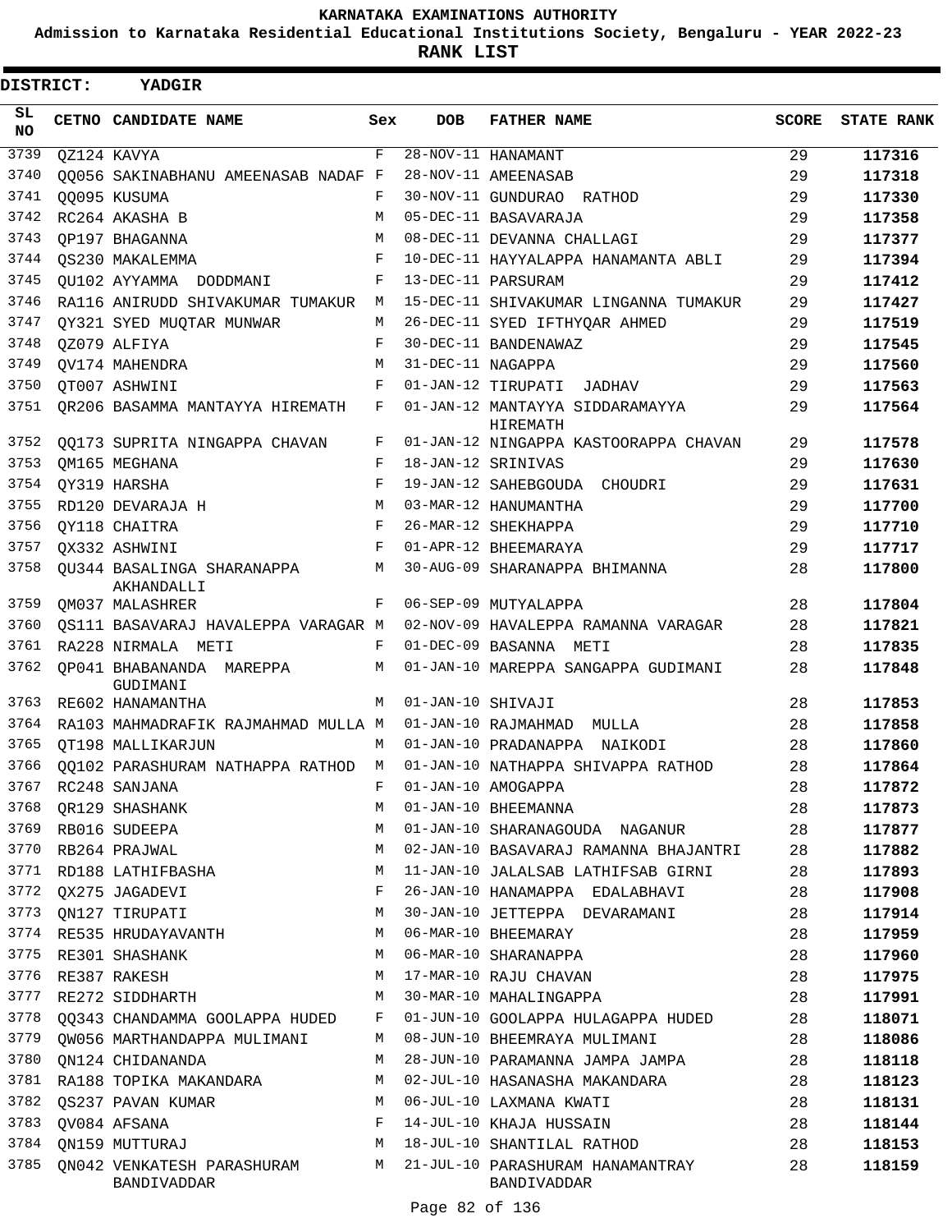KARNATAKA EXAMINATIONS AUTHORITY

Admission to Karnataka Residential Educational Institutions Society, Bengaluru - YEAR 2022-23

**RANK LIST**

**DISTRICT: YADGIR**

| SL NO | CETNO | CANDIDATE NAME | Sex | DOB | FATHER NAME | SCORE | STATE RANK |
|---|---|---|---|---|---|---|---|
| 3739 | QZ124 | KAVYA | F | 28-NOV-11 | HANAMANT | 29 | **117316** |
| 3740 | QQ056 | SAKINABHANU AMEENASAB NADAF | F | 28-NOV-11 | AMEENASAB | 29 | **117318** |
| 3741 | QQ095 | KUSUMA | F | 30-NOV-11 | GUNDURAO RATHOD | 29 | **117330** |
| 3742 | RC264 | AKASHA B | M | 05-DEC-11 | BASAVARAJA | 29 | **117358** |
| 3743 | QP197 | BHAGANNA | M | 08-DEC-11 | DEVANNA CHALLAGI | 29 | **117377** |
| 3744 | QS230 | MAKALEMMA | F | 10-DEC-11 | HAYYALAPPA HANAMANTA ABLI | 29 | **117394** |
| 3745 | QU102 | AYYAMMA DODDMANI | F | 13-DEC-11 | PARSURAM | 29 | **117412** |
| 3746 | RA116 | ANIRUDD SHIVAKUMAR TUMAKUR | M | 15-DEC-11 | SHIVAKUMAR LINGANNA TUMAKUR | 29 | **117427** |
| 3747 | QY321 | SYED MUQTAR MUNWAR | M | 26-DEC-11 | SYED IFTHYQAR AHMED | 29 | **117519** |
| 3748 | QZ079 | ALFIYA | F | 30-DEC-11 | BANDENAWAZ | 29 | **117545** |
| 3749 | QV174 | MAHENDRA | M | 31-DEC-11 | NAGAPPA | 29 | **117560** |
| 3750 | QT007 | ASHWINI | F | 01-JAN-12 | TIRUPATI JADHAV | 29 | **117563** |
| 3751 | QR206 | BASAMMA MANTAYYA HIREMATH | F | 01-JAN-12 | MANTAYYA SIDDARAMAYYA HIREMATH | 29 | **117564** |
| 3752 | QQ173 | SUPRITA NINGAPPA CHAVAN | F | 01-JAN-12 | NINGAPPA KASTOORAPPA CHAVAN | 29 | **117578** |
| 3753 | QM165 | MEGHANA | F | 18-JAN-12 | SRINIVAS | 29 | **117630** |
| 3754 | QY319 | HARSHA | F | 19-JAN-12 | SAHEBGOUDA CHOUDRI | 29 | **117631** |
| 3755 | RD120 | DEVARAJA H | M | 03-MAR-12 | HANUMANTHA | 29 | **117700** |
| 3756 | QY118 | CHAITRA | F | 26-MAR-12 | SHEKHAPPA | 29 | **117710** |
| 3757 | QX332 | ASHWINI | F | 01-APR-12 | BHEEMARAYA | 29 | **117717** |
| 3758 | QU344 | BASALINGA SHARANAPPA AKHANDALLI | M | 30-AUG-09 | SHARANAPPA BHIMANNA | 28 | **117800** |
| 3759 | QM037 | MALASHRER | F | 06-SEP-09 | MUTYALAPPA | 28 | **117804** |
| 3760 | QS111 | BASAVARAJ HAVALEPPA VARAGAR | M | 02-NOV-09 | HAVALEPPA RAMANNA VARAGAR | 28 | **117821** |
| 3761 | RA228 | NIRMALA METI | F | 01-DEC-09 | BASANNA METI | 28 | **117835** |
| 3762 | QP041 | BHABANANDA MAREPPA GUDIMANI | M | 01-JAN-10 | MAREPPA SANGAPPA GUDIMANI | 28 | **117848** |
| 3763 | RE602 | HANAMANTHA | M | 01-JAN-10 | SHIVAJI | 28 | **117853** |
| 3764 | RA103 | MAHMADRAFIK RAJMAHMAD MULLA | M | 01-JAN-10 | RAJMAHMAD MULLA | 28 | **117858** |
| 3765 | QT198 | MALLIKARJUN | M | 01-JAN-10 | PRADANAPPA NAIKODI | 28 | **117860** |
| 3766 | QQ102 | PARASHURAM NATHAPPA RATHOD | M | 01-JAN-10 | NATHAPPA SHIVAPPA RATHOD | 28 | **117864** |
| 3767 | RC248 | SANJANA | F | 01-JAN-10 | AMOGAPPA | 28 | **117872** |
| 3768 | QR129 | SHASHANK | M | 01-JAN-10 | BHEEMANNA | 28 | **117873** |
| 3769 | RB016 | SUDEEPA | M | 01-JAN-10 | SHARANAGOUDA NAGANUR | 28 | **117877** |
| 3770 | RB264 | PRAJWAL | M | 02-JAN-10 | BASAVARAJ RAMANNA BHAJANTRI | 28 | **117882** |
| 3771 | RD188 | LATHIFBASHA | M | 11-JAN-10 | JALALSAB LATHIFSAB GIRNI | 28 | **117893** |
| 3772 | QX275 | JAGADEVI | F | 26-JAN-10 | HANAMAPPA EDALABHAVI | 28 | **117908** |
| 3773 | QN127 | TIRUPATI | M | 30-JAN-10 | JETTEPPA DEVARAMANI | 28 | **117914** |
| 3774 | RE535 | HRUDAYAVANTH | M | 06-MAR-10 | BHEEMARAY | 28 | **117959** |
| 3775 | RE301 | SHASHANK | M | 06-MAR-10 | SHARANAPPA | 28 | **117960** |
| 3776 | RE387 | RAKESH | M | 17-MAR-10 | RAJU CHAVAN | 28 | **117975** |
| 3777 | RE272 | SIDDHARTH | M | 30-MAR-10 | MAHALINGAPPA | 28 | **117991** |
| 3778 | QQ343 | CHANDAMMA GOOLAPPA HUDED | F | 01-JUN-10 | GOOLAPPA HULAGAPPA HUDED | 28 | **118071** |
| 3779 | QW056 | MARTHANDAPPA MULIMANI | M | 08-JUN-10 | BHEEMRAYA MULIMANI | 28 | **118086** |
| 3780 | QN124 | CHIDANANDA | M | 28-JUN-10 | PARAMANNA JAMPA JAMPA | 28 | **118118** |
| 3781 | RA188 | TOPIKA MAKANDARA | M | 02-JUL-10 | HASANASHA MAKANDARA | 28 | **118123** |
| 3782 | QS237 | PAVAN KUMAR | M | 06-JUL-10 | LAXMANA KWATI | 28 | **118131** |
| 3783 | QV084 | AFSANA | F | 14-JUL-10 | KHAJA HUSSAIN | 28 | **118144** |
| 3784 | QN159 | MUTTURAJ | M | 18-JUL-10 | SHANTILAL RATHOD | 28 | **118153** |
| 3785 | QN042 | VENKATESH PARASHURAM BANDIVADDAR | M | 21-JUL-10 | PARASHURAM HANAMANTRAY BANDIVADDAR | 28 | **118159** |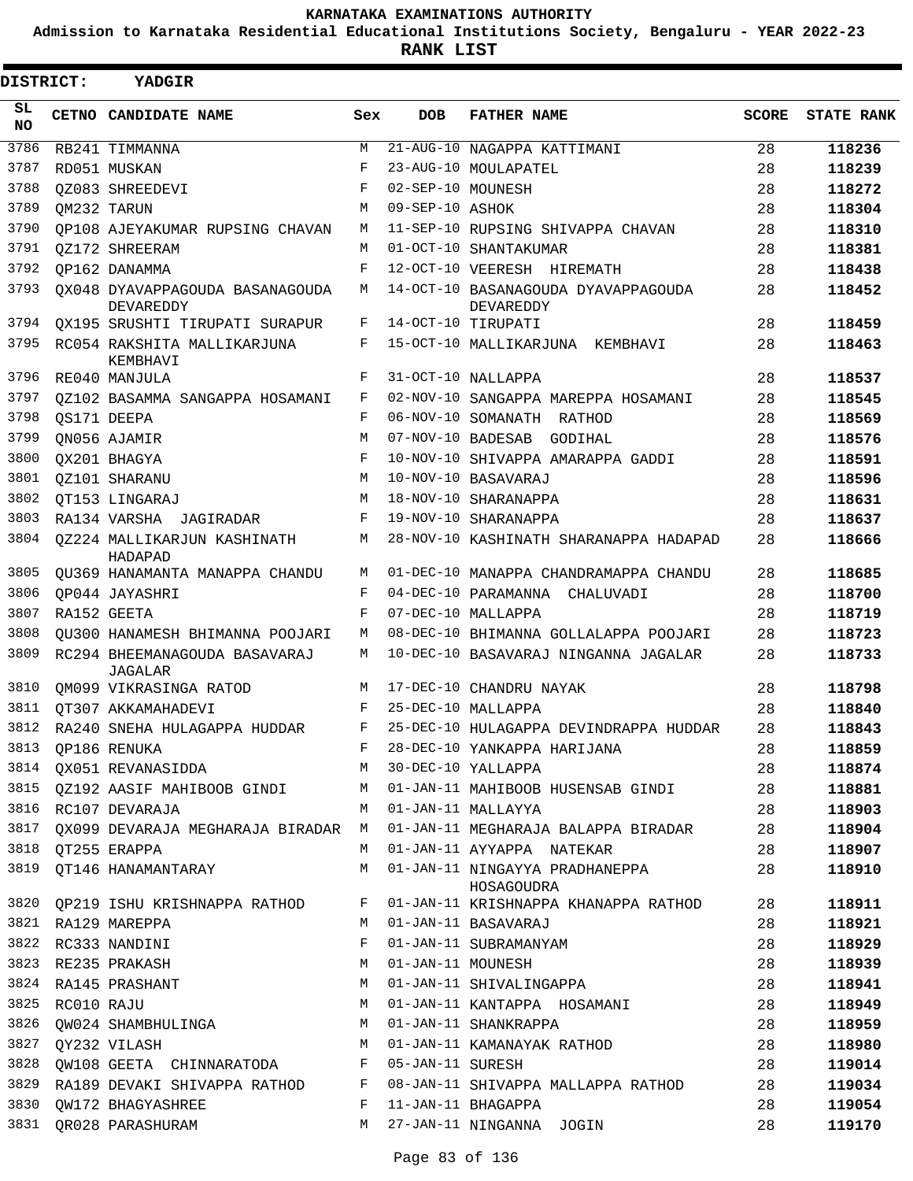KARNATAKA EXAMINATIONS AUTHORITY

Admission to Karnataka Residential Educational Institutions Society, Bengaluru - YEAR 2022-23

**RANK LIST**

**DISTRICT: YADGIR**

| SL NO | CETNO | CANDIDATE NAME | Sex | DOB | FATHER NAME | SCORE | STATE RANK |
|---|---|---|---|---|---|---|---|
| 3786 | RB241 | TIMMANNA | M | 21-AUG-10 | NAGAPPA KATTIMANI | 28 | **118236** |
| 3787 | RD051 | MUSKAN | F | 23-AUG-10 | MOULAPATEL | 28 | **118239** |
| 3788 | QZ083 | SHREEDEVI | F | 02-SEP-10 | MOUNESH | 28 | **118272** |
| 3789 | QM232 | TARUN | M | 09-SEP-10 | ASHOK | 28 | **118304** |
| 3790 | QP108 | AJEYAKUMAR RUPSING CHAVAN | M | 11-SEP-10 | RUPSING SHIVAPPA CHAVAN | 28 | **118310** |
| 3791 | QZ172 | SHREERAM | M | 01-OCT-10 | SHANTAKUMAR | 28 | **118381** |
| 3792 | QP162 | DANAMMA | F | 12-OCT-10 | VEERESH HIREMATH | 28 | **118438** |
| 3793 | QX048 | DYAVAPPAGOUDA BASANAGOUDA DEVAREDDY | M | 14-OCT-10 | BASANAGOUDA DYAVAPPAGOUDA DEVAREDDY | 28 | **118452** |
| 3794 | QX195 | SRUSHTI TIRUPATI SURAPUR | F | 14-OCT-10 | TIRUPATI | 28 | **118459** |
| 3795 | RC054 | RAKSHITA MALLIKARJUNA KEMBHAVI | F | 15-OCT-10 | MALLIKARJUNA KEMBHAVI | 28 | **118463** |
| 3796 | RE040 | MANJULA | F | 31-OCT-10 | NALLAPPA | 28 | **118537** |
| 3797 | QZ102 | BASAMMA SANGAPPA HOSAMANI | F | 02-NOV-10 | SANGAPPA MAREPPA HOSAMANI | 28 | **118545** |
| 3798 | QS171 | DEEPA | F | 06-NOV-10 | SOMANATH RATHOD | 28 | **118569** |
| 3799 | QN056 | AJAMIR | M | 07-NOV-10 | BADESAB GODIHAL | 28 | **118576** |
| 3800 | QX201 | BHAGYA | F | 10-NOV-10 | SHIVAPPA AMARAPPA GADDI | 28 | **118591** |
| 3801 | QZ101 | SHARANU | M | 10-NOV-10 | BASAVARAJ | 28 | **118596** |
| 3802 | QT153 | LINGARAJ | M | 18-NOV-10 | SHARANAPPA | 28 | **118631** |
| 3803 | RA134 | VARSHA JAGIRADAR | F | 19-NOV-10 | SHARANAPPA | 28 | **118637** |
| 3804 | QZ224 | MALLIKARJUN KASHINATH HADAPAD | M | 28-NOV-10 | KASHINATH SHARANAPPA HADAPAD | 28 | **118666** |
| 3805 | QU369 | HANAMANTA MANAPPA CHANDU | M | 01-DEC-10 | MANAPPA CHANDRAMAPPA CHANDU | 28 | **118685** |
| 3806 | QP044 | JAYASHRI | F | 04-DEC-10 | PARAMANNA CHALUVADI | 28 | **118700** |
| 3807 | RA152 | GEETA | F | 07-DEC-10 | MALLAPPA | 28 | **118719** |
| 3808 | QU300 | HANAMESH BHIMANNA POOJARI | M | 08-DEC-10 | BHIMANNA GOLLALAPPA POOJARI | 28 | **118723** |
| 3809 | RC294 | BHEEMANAGOUDA BASAVARAJ JAGALAR | M | 10-DEC-10 | BASAVARAJ NINGANNA JAGALAR | 28 | **118733** |
| 3810 | QM099 | VIKRASINGA RATOD | M | 17-DEC-10 | CHANDRU NAYAK | 28 | **118798** |
| 3811 | QT307 | AKKAMAHADEVI | F | 25-DEC-10 | MALLAPPA | 28 | **118840** |
| 3812 | RA240 | SNEHA HULAGAPPA HUDDAR | F | 25-DEC-10 | HULAGAPPA DEVINDRAPPA HUDDAR | 28 | **118843** |
| 3813 | QP186 | RENUKA | F | 28-DEC-10 | YANKAPPA HARIJANA | 28 | **118859** |
| 3814 | QX051 | REVANASIDDA | M | 30-DEC-10 | YALLAPPA | 28 | **118874** |
| 3815 | QZ192 | AASIF MAHIBOOB GINDI | M | 01-JAN-11 | MAHIBOOB HUSENSAB GINDI | 28 | **118881** |
| 3816 | RC107 | DEVARAJA | M | 01-JAN-11 | MALLAYYA | 28 | **118903** |
| 3817 | QX099 | DEVARAJA MEGHARAJA BIRADAR | M | 01-JAN-11 | MEGHARAJA BALAPPA BIRADAR | 28 | **118904** |
| 3818 | QT255 | ERAPPA | M | 01-JAN-11 | AYYAPPA NATEKAR | 28 | **118907** |
| 3819 | QT146 | HANAMANTARAY | M | 01-JAN-11 | NINGAYYA PRADHANEPPA HOSAGOUDRA | 28 | **118910** |
| 3820 | QP219 | ISHU KRISHNAPPA RATHOD | F | 01-JAN-11 | KRISHNAPPA KHANAPPA RATHOD | 28 | **118911** |
| 3821 | RA129 | MAREPPA | M | 01-JAN-11 | BASAVARAJ | 28 | **118921** |
| 3822 | RC333 | NANDINI | F | 01-JAN-11 | SUBRAMANYAM | 28 | **118929** |
| 3823 | RE235 | PRAKASH | M | 01-JAN-11 | MOUNESH | 28 | **118939** |
| 3824 | RA145 | PRASHANT | M | 01-JAN-11 | SHIVALINGAPPA | 28 | **118941** |
| 3825 | RC010 | RAJU | M | 01-JAN-11 | KANTAPPA HOSAMANI | 28 | **118949** |
| 3826 | QW024 | SHAMBHULINGA | M | 01-JAN-11 | SHANKRAPPA | 28 | **118959** |
| 3827 | QY232 | VILASH | M | 01-JAN-11 | KAMANAYAK RATHOD | 28 | **118980** |
| 3828 | QW108 | GEETA CHINNARATODA | F | 05-JAN-11 | SURESH | 28 | **119014** |
| 3829 | RA189 | DEVAKI SHIVAPPA RATHOD | F | 08-JAN-11 | SHIVAPPA MALLAPPA RATHOD | 28 | **119034** |
| 3830 | QW172 | BHAGYASHREE | F | 11-JAN-11 | BHAGAPPA | 28 | **119054** |
| 3831 | QR028 | PARASHURAM | M | 27-JAN-11 | NINGANNA JOGIN | 28 | **119170** |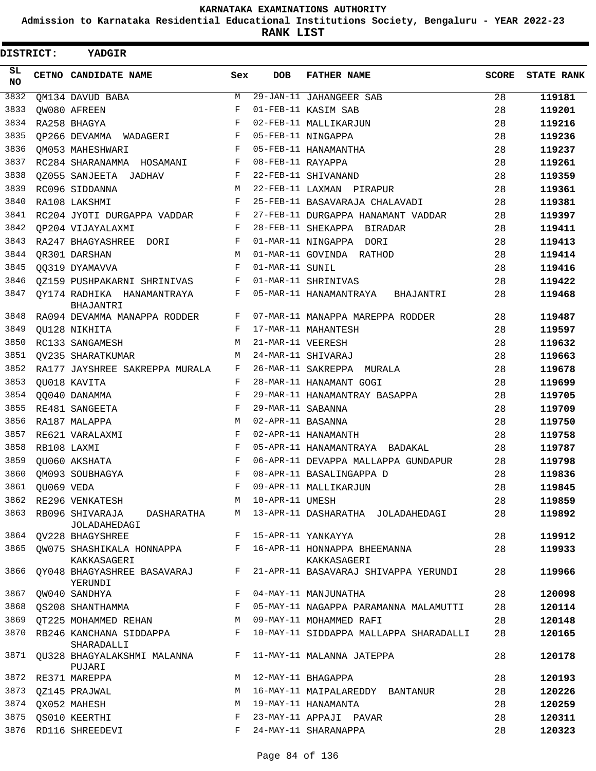**KARNATAKA EXAMINATIONS AUTHORITY**

**Admission to Karnataka Residential Educational Institutions Society, Bengaluru - YEAR 2022-23**

**RANK LIST**

**DISTRICT: YADGIR**

| SL NO | CETNO | CANDIDATE NAME | Sex | DOB | FATHER NAME | SCORE | STATE RANK |
|---|---|---|---|---|---|---|---|
| 3832 | QM134 | DAVUD BABA | M | 29-JAN-11 | JAHANGEER SAB | 28 | 119181 |
| 3833 | QW080 | AFREEN | F | 01-FEB-11 | KASIM SAB | 28 | 119201 |
| 3834 | RA258 | BHAGYA | F | 02-FEB-11 | MALLIKARJUN | 28 | 119216 |
| 3835 | QP266 | DEVAMMA WADAGERI | F | 05-FEB-11 | NINGAPPA | 28 | 119236 |
| 3836 | QM053 | MAHESHWARI | F | 05-FEB-11 | HANAMANTHA | 28 | 119237 |
| 3837 | RC284 | SHARANAMMA HOSAMANI | F | 08-FEB-11 | RAYAPPA | 28 | 119261 |
| 3838 | QZ055 | SANJEETA JADHAV | F | 22-FEB-11 | SHIVANAND | 28 | 119359 |
| 3839 | RC096 | SIDDANNA | M | 22-FEB-11 | LAXMAN PIRAPUR | 28 | 119361 |
| 3840 | RA108 | LAKSHMI | F | 25-FEB-11 | BASAVARAJA CHALAVADI | 28 | 119381 |
| 3841 | RC204 | JYOTI DURGAPPA VADDAR | F | 27-FEB-11 | DURGAPPA HANAMANT VADDAR | 28 | 119397 |
| 3842 | QP204 | VIJAYALAXMI | F | 28-FEB-11 | SHEKAPPA BIRADAR | 28 | 119411 |
| 3843 | RA247 | BHAGYASHREE DORI | F | 01-MAR-11 | NINGAPPA DORI | 28 | 119413 |
| 3844 | QR301 | DARSHAN | M | 01-MAR-11 | GOVINDA RATHOD | 28 | 119414 |
| 3845 | QQ319 | DYAMAVVA | F | 01-MAR-11 | SUNIL | 28 | 119416 |
| 3846 | QZ159 | PUSHPAKARNI SHRINIVAS | F | 01-MAR-11 | SHRINIVAS | 28 | 119422 |
| 3847 | QY174 | RADHIKA HANAMANTRAYA BHAJANTRI | F | 05-MAR-11 | HANAMANTRAYA BHAJANTRI | 28 | 119468 |
| 3848 | RA094 | DEVAMMA MANAPPA RODDER | F | 07-MAR-11 | MANAPPA MAREPPA RODDER | 28 | 119487 |
| 3849 | QU128 | NIKHITA | F | 17-MAR-11 | MAHANTESH | 28 | 119597 |
| 3850 | RC133 | SANGAMESH | M | 21-MAR-11 | VEERESH | 28 | 119632 |
| 3851 | QV235 | SHARATKUMAR | M | 24-MAR-11 | SHIVARAJ | 28 | 119663 |
| 3852 | RA177 | JAYSHREE SAKREPPA MURALA | F | 26-MAR-11 | SAKREPPA MURALA | 28 | 119678 |
| 3853 | QU018 | KAVITA | F | 28-MAR-11 | HANAMANT GOGI | 28 | 119699 |
| 3854 | QQ040 | DANAMMA | F | 29-MAR-11 | HANAMANTRAY BASAPPA | 28 | 119705 |
| 3855 | RE481 | SANGEETA | F | 29-MAR-11 | SABANNA | 28 | 119709 |
| 3856 | RA187 | MALAPPA | M | 02-APR-11 | BASANNA | 28 | 119750 |
| 3857 | RE621 | VARALAXMI | F | 02-APR-11 | HANAMANTH | 28 | 119758 |
| 3858 | RB108 | LAXMI | F | 05-APR-11 | HANAMANTRAYA BADAKAL | 28 | 119787 |
| 3859 | QU060 | AKSHATA | F | 06-APR-11 | DEVAPPA MALLAPPA GUNDAPUR | 28 | 119798 |
| 3860 | QM093 | SOUBHAGYA | F | 08-APR-11 | BASALINGAPPA D | 28 | 119836 |
| 3861 | QU069 | VEDA | F | 09-APR-11 | MALLIKARJUN | 28 | 119845 |
| 3862 | RE296 | VENKATESH | M | 10-APR-11 | UMESH | 28 | 119859 |
| 3863 | RB096 | SHIVARAJA DASHARATHA JOLADAHEDAGI | M | 13-APR-11 | DASHARATHA JOLADAHEDAGI | 28 | 119892 |
| 3864 | QV228 | BHAGYSHREE | F | 15-APR-11 | YANKAYYA | 28 | 119912 |
| 3865 | QW075 | SHASHIKALA HONNAPPA KAKKASAGERI | F | 16-APR-11 | HONNAPPA BHEEMANNA KAKKASAGERI | 28 | 119933 |
| 3866 | QY048 | BHAGYASHREE BASAVARAJ YERUNDI | F | 21-APR-11 | BASAVARAJ SHIVAPPA YERUNDI | 28 | 119966 |
| 3867 | QW040 | SANDHYA | F | 04-MAY-11 | MANJUNATHA | 28 | 120098 |
| 3868 | QS208 | SHANTHAMMA | F | 05-MAY-11 | NAGAPPA PARAMANNA MALAMUTTI | 28 | 120114 |
| 3869 | QT225 | MOHAMMED REHAN | M | 09-MAY-11 | MOHAMMED RAFI | 28 | 120148 |
| 3870 | RB246 | KANCHANA SIDDAPPA SHARADALLI | F | 10-MAY-11 | SIDDAPPA MALLAPPA SHARADALLI | 28 | 120165 |
| 3871 | QU328 | BHAGYALAKSHMI MALANNA PUJARI | F | 11-MAY-11 | MALANNA JATEPPA | 28 | 120178 |
| 3872 | RE371 | MAREPPA | M | 12-MAY-11 | BHAGAPPA | 28 | 120193 |
| 3873 | QZ145 | PRAJWAL | M | 16-MAY-11 | MAIPALAREDDY BANTANUR | 28 | 120226 |
| 3874 | QX052 | MAHESH | M | 19-MAY-11 | HANAMANTA | 28 | 120259 |
| 3875 | QS010 | KEERTHI | F | 23-MAY-11 | APPAJI PAVAR | 28 | 120311 |
| 3876 | RD116 | SHREEDEVI | F | 24-MAY-11 | SHARANAPPA | 28 | 120323 |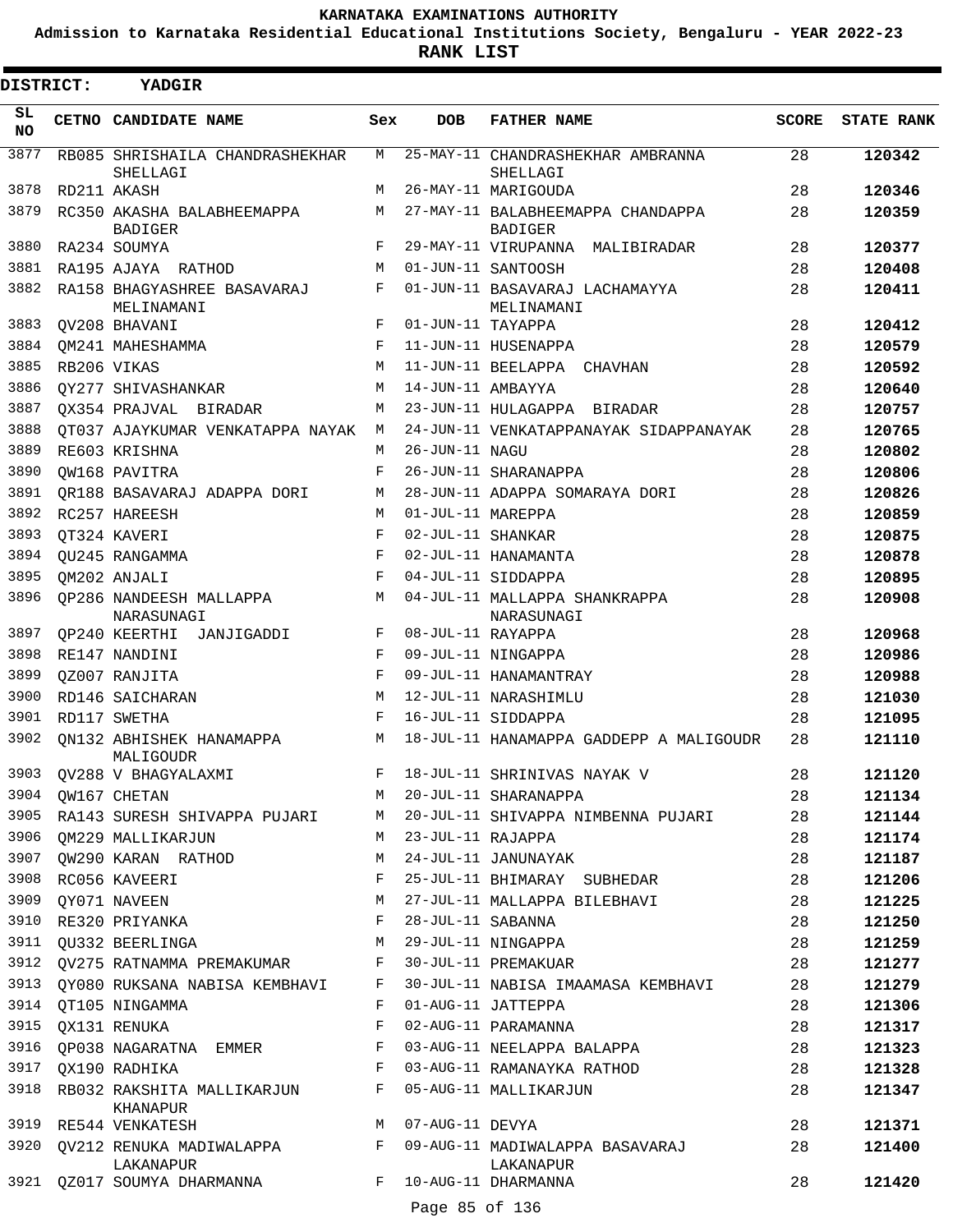KARNATAKA EXAMINATIONS AUTHORITY

Admission to Karnataka Residential Educational Institutions Society, Bengaluru - YEAR 2022-23

**RANK LIST**

**DISTRICT: YADGIR**

| SL NO | CETNO | CANDIDATE NAME | Sex | DOB | FATHER NAME | SCORE | STATE RANK |
|---|---|---|---|---|---|---|---|
| 3877 | RB085 | SHRISHAILA CHANDRASHEKHAR SHELLAGI | M | 25-MAY-11 | CHANDRASHEKHAR AMBRANNA SHELLAGI | 28 | **120342** |
| 3878 | RD211 | AKASH | M | 26-MAY-11 | MARIGOUDA | 28 | **120346** |
| 3879 | RC350 | AKASHA BALABHEEMAPPA BADIGER | M | 27-MAY-11 | BALABHEEMAPPA CHANDAPPA BADIGER | 28 | **120359** |
| 3880 | RA234 | SOUMYA | F | 29-MAY-11 | VIRUPANNA MALIBIRADAR | 28 | **120377** |
| 3881 | RA195 | AJAYA RATHOD | M | 01-JUN-11 | SANTOOSH | 28 | **120408** |
| 3882 | RA158 | BHAGYASHREE BASAVARAJ MELINAMANI | F | 01-JUN-11 | BASAVARAJ LACHAMAYYA MELINAMANI | 28 | **120411** |
| 3883 | QV208 | BHAVANI | F | 01-JUN-11 | TAYAPPA | 28 | **120412** |
| 3884 | QM241 | MAHESHAMMA | F | 11-JUN-11 | HUSENAPPA | 28 | **120579** |
| 3885 | RB206 | VIKAS | M | 11-JUN-11 | BEELAPPA CHAVHAN | 28 | **120592** |
| 3886 | QY277 | SHIVASHANKAR | M | 14-JUN-11 | AMBAYYA | 28 | **120640** |
| 3887 | QX354 | PRAJVAL BIRADAR | M | 23-JUN-11 | HULAGAPPA BIRADAR | 28 | **120757** |
| 3888 | QT037 | AJAYKUMAR VENKATAPPA NAYAK | M | 24-JUN-11 | VENKATAPPANAYAK SIDAPPANAYAK | 28 | **120765** |
| 3889 | RE603 | KRISHNA | M | 26-JUN-11 | NAGU | 28 | **120802** |
| 3890 | QW168 | PAVITRA | F | 26-JUN-11 | SHARANAPPA | 28 | **120806** |
| 3891 | QR188 | BASAVARAJ ADAPPA DORI | M | 28-JUN-11 | ADAPPA SOMARAYA DORI | 28 | **120826** |
| 3892 | RC257 | HAREESH | M | 01-JUL-11 | MAREPPA | 28 | **120859** |
| 3893 | QT324 | KAVERI | F | 02-JUL-11 | SHANKAR | 28 | **120875** |
| 3894 | QU245 | RANGAMMA | F | 02-JUL-11 | HANAMANTA | 28 | **120878** |
| 3895 | QM202 | ANJALI | F | 04-JUL-11 | SIDDAPPA | 28 | **120895** |
| 3896 | QP286 | NANDEESH MALLAPPA NARASUNAGI | M | 04-JUL-11 | MALLAPPA SHANKRAPPA NARASUNAGI | 28 | **120908** |
| 3897 | QP240 | KEERTHI JANJIGADDI | F | 08-JUL-11 | RAYAPPA | 28 | **120968** |
| 3898 | RE147 | NANDINI | F | 09-JUL-11 | NINGAPPA | 28 | **120986** |
| 3899 | QZ007 | RANJITA | F | 09-JUL-11 | HANAMANTRAY | 28 | **120988** |
| 3900 | RD146 | SAICHARAN | M | 12-JUL-11 | NARASHIMLU | 28 | **121030** |
| 3901 | RD117 | SWETHA | F | 16-JUL-11 | SIDDAPPA | 28 | **121095** |
| 3902 | QN132 | ABHISHEK HANAMAPPA MALIGOUDR | M | 18-JUL-11 | HANAMAPPA GADDEPP A MALIGOUDR | 28 | **121110** |
| 3903 | QV288 | V BHAGYALAXMI | F | 18-JUL-11 | SHRINIVAS NAYAK V | 28 | **121120** |
| 3904 | QW167 | CHETAN | M | 20-JUL-11 | SHARANAPPA | 28 | **121134** |
| 3905 | RA143 | SURESH SHIVAPPA PUJARI | M | 20-JUL-11 | SHIVAPPA NIMBENNA PUJARI | 28 | **121144** |
| 3906 | QM229 | MALLIKARJUN | M | 23-JUL-11 | RAJAPPA | 28 | **121174** |
| 3907 | QW290 | KARAN RATHOD | M | 24-JUL-11 | JANUNAYAK | 28 | **121187** |
| 3908 | RC056 | KAVEERI | F | 25-JUL-11 | BHIMARAY SUBHEDAR | 28 | **121206** |
| 3909 | QY071 | NAVEEN | M | 27-JUL-11 | MALLAPPA BILEBHAVI | 28 | **121225** |
| 3910 | RE320 | PRIYANKA | F | 28-JUL-11 | SABANNA | 28 | **121250** |
| 3911 | QU332 | BEERLINGA | M | 29-JUL-11 | NINGAPPA | 28 | **121259** |
| 3912 | QV275 | RATNAMMA PREMAKUMAR | F | 30-JUL-11 | PREMAKUAR | 28 | **121277** |
| 3913 | QY080 | RUKSANA NABISA KEMBHAVI | F | 30-JUL-11 | NABISA IMAAMASA KEMBHAVI | 28 | **121279** |
| 3914 | QT105 | NINGAMMA | F | 01-AUG-11 | JATTEPPA | 28 | **121306** |
| 3915 | QX131 | RENUKA | F | 02-AUG-11 | PARAMANNA | 28 | **121317** |
| 3916 | QP038 | NAGARATNA EMMER | F | 03-AUG-11 | NEELAPPA BALAPPA | 28 | **121323** |
| 3917 | QX190 | RADHIKA | F | 03-AUG-11 | RAMANAYKA RATHOD | 28 | **121328** |
| 3918 | RB032 | RAKSHITA MALLIKARJUN KHANAPUR | F | 05-AUG-11 | MALLIKARJUN | 28 | **121347** |
| 3919 | RE544 | VENKATESH | M | 07-AUG-11 | DEVYA | 28 | **121371** |
| 3920 | QV212 | RENUKA MADIWALAPPA LAKANAPUR | F | 09-AUG-11 | MADIWALAPPA BASAVARAJ LAKANAPUR | 28 | **121400** |
| 3921 | QZ017 | SOUMYA DHARMANNA | F | 10-AUG-11 | DHARMANNA | 28 | **121420** |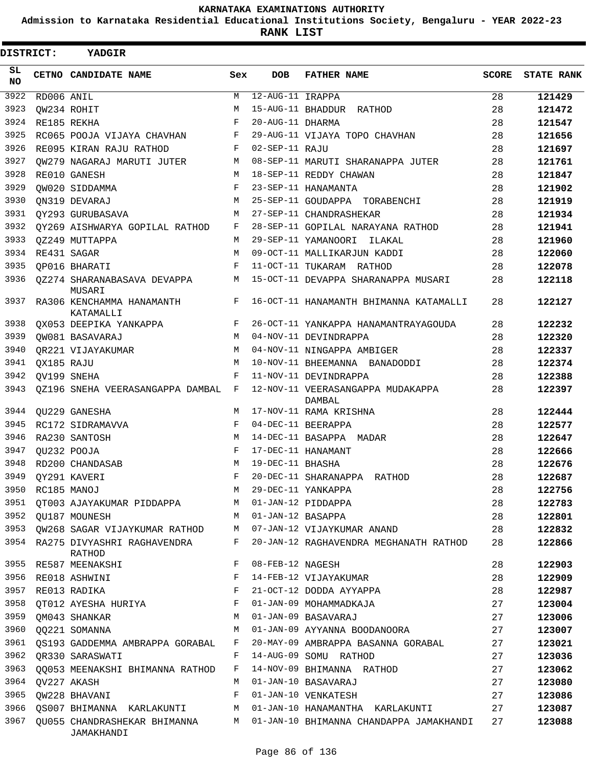KARNATAKA EXAMINATIONS AUTHORITY

Admission to Karnataka Residential Educational Institutions Society, Bengaluru - YEAR 2022-23

**RANK LIST**

**DISTRICT: YADGIR**

| SL NO | CETNO | CANDIDATE NAME | Sex | DOB | FATHER NAME | SCORE | STATE RANK |
|---|---|---|---|---|---|---|---|
| 3922 | RD006 | ANIL | M | 12-AUG-11 | IRAPPA | 28 | 121429 |
| 3923 | QW234 | ROHIT | M | 15-AUG-11 | BHADDUR RATHOD | 28 | 121472 |
| 3924 | RE185 | REKHA | F | 20-AUG-11 | DHARMA | 28 | 121547 |
| 3925 | RC065 | POOJA VIJAYA CHAVHAN | F | 29-AUG-11 | VIJAYA TOPO CHAVHAN | 28 | 121656 |
| 3926 | RE095 | KIRAN RAJU RATHOD | F | 02-SEP-11 | RAJU | 28 | 121697 |
| 3927 | QW279 | NAGARAJ MARUTI JUTER | M | 08-SEP-11 | MARUTI SHARANAPPA JUTER | 28 | 121761 |
| 3928 | RE010 | GANESH | M | 18-SEP-11 | REDDY CHAWAN | 28 | 121847 |
| 3929 | QW020 | SIDDAMMA | F | 23-SEP-11 | HANAMANTA | 28 | 121902 |
| 3930 | QN319 | DEVARAJ | M | 25-SEP-11 | GOUDAPPA TORABENCHI | 28 | 121919 |
| 3931 | QY293 | GURUBASAVA | M | 27-SEP-11 | CHANDRASHEKAR | 28 | 121934 |
| 3932 | QY269 | AISHWARYA GOPILAL RATHOD | F | 28-SEP-11 | GOPILAL NARAYANA RATHOD | 28 | 121941 |
| 3933 | QZ249 | MUTTAPPA | M | 29-SEP-11 | YAMANOORI ILAKAL | 28 | 121960 |
| 3934 | RE431 | SAGAR | M | 09-OCT-11 | MALLIKARJUN KADDI | 28 | 122060 |
| 3935 | QP016 | BHARATI | F | 11-OCT-11 | TUKARAM RATHOD | 28 | 122078 |
| 3936 | QZ274 | SHARANABASAVA DEVAPPA MUSARI | M | 15-OCT-11 | DEVAPPA SHARANAPPA MUSARI | 28 | 122118 |
| 3937 | RA306 | KENCHAMMA HANAMANTH KATAMALLI | F | 16-OCT-11 | HANAMANTH BHIMANNA KATAMALLI | 28 | 122127 |
| 3938 | QX053 | DEEPIKA YANKAPPA | F | 26-OCT-11 | YANKAPPA HANAMANTRAYAGOUDA | 28 | 122232 |
| 3939 | QW081 | BASAVARAJ | M | 04-NOV-11 | DEVINDRAPPA | 28 | 122320 |
| 3940 | QR221 | VIJAYAKUMAR | M | 04-NOV-11 | NINGAPPA AMBIGER | 28 | 122337 |
| 3941 | QX185 | RAJU | M | 10-NOV-11 | BHEEMANNA BANADODDI | 28 | 122374 |
| 3942 | QV199 | SNEHA | F | 11-NOV-11 | DEVINDRAPPA | 28 | 122388 |
| 3943 | QZ196 | SNEHA VEERASANGAPPA DAMBAL | F | 12-NOV-11 | VEERASANGAPPA MUDAKAPPA DAMBAL | 28 | 122397 |
| 3944 | QU229 | GANESHA | M | 17-NOV-11 | RAMA KRISHNA | 28 | 122444 |
| 3945 | RC172 | SIDRAMAVVA | F | 04-DEC-11 | BEERAPPA | 28 | 122577 |
| 3946 | RA230 | SANTOSH | M | 14-DEC-11 | BASAPPA MADAR | 28 | 122647 |
| 3947 | QU232 | POOJA | F | 17-DEC-11 | HANAMANT | 28 | 122666 |
| 3948 | RD200 | CHANDASAB | M | 19-DEC-11 | BHASHA | 28 | 122676 |
| 3949 | QY291 | KAVERI | F | 20-DEC-11 | SHARANAPPA RATHOD | 28 | 122687 |
| 3950 | RC185 | MANOJ | M | 29-DEC-11 | YANKAPPA | 28 | 122756 |
| 3951 | QT003 | AJAYAKUMAR PIDDAPPA | M | 01-JAN-12 | PIDDAPPA | 28 | 122783 |
| 3952 | QU187 | MOUNESH | M | 01-JAN-12 | BASAPPA | 28 | 122801 |
| 3953 | QW268 | SAGAR VIJAYKUMAR RATHOD | M | 07-JAN-12 | VIJAYKUMAR ANAND | 28 | 122832 |
| 3954 | RA275 | DIVYASHRI RAGHAVENDRA RATHOD | F | 20-JAN-12 | RAGHAVENDRA MEGHANATH RATHOD | 28 | 122866 |
| 3955 | RE587 | MEENAKSHI | F | 08-FEB-12 | NAGESH | 28 | 122903 |
| 3956 | RE018 | ASHWINI | F | 14-FEB-12 | VIJAYAKUMAR | 28 | 122909 |
| 3957 | RE013 | RADIKA | F | 21-OCT-12 | DODDA AYYAPPA | 28 | 122987 |
| 3958 | QT012 | AYESHA HURIYA | F | 01-JAN-09 | MOHAMMADKAJA | 27 | 123004 |
| 3959 | QM043 | SHANKAR | M | 01-JAN-09 | BASAVARAJ | 27 | 123006 |
| 3960 | QQ221 | SOMANNA | M | 01-JAN-09 | AYYANNA BOODANOORA | 27 | 123007 |
| 3961 | QS193 | GADDEMMA AMBRAPPA GORABAL | F | 20-MAY-09 | AMBRAPPA BASANNA GORABAL | 27 | 123021 |
| 3962 | QR330 | SARASWATI | F | 14-AUG-09 | SOMU RATHOD | 27 | 123036 |
| 3963 | QQ053 | MEENAKSHI BHIMANNA RATHOD | F | 14-NOV-09 | BHIMANNA RATHOD | 27 | 123062 |
| 3964 | QV227 | AKASH | M | 01-JAN-10 | BASAVARAJ | 27 | 123080 |
| 3965 | QW228 | BHAVANI | F | 01-JAN-10 | VENKATESH | 27 | 123086 |
| 3966 | QS007 | BHIMANNA KARLAKUNTI | M | 01-JAN-10 | HANAMANTHA KARLAKUNTI | 27 | 123087 |
| 3967 | QU055 | CHANDRASHEKAR BHIMANNA JAMAKHANDI | M | 01-JAN-10 | BHIMANNA CHANDAPPA JAMAKHANDI | 27 | 123088 |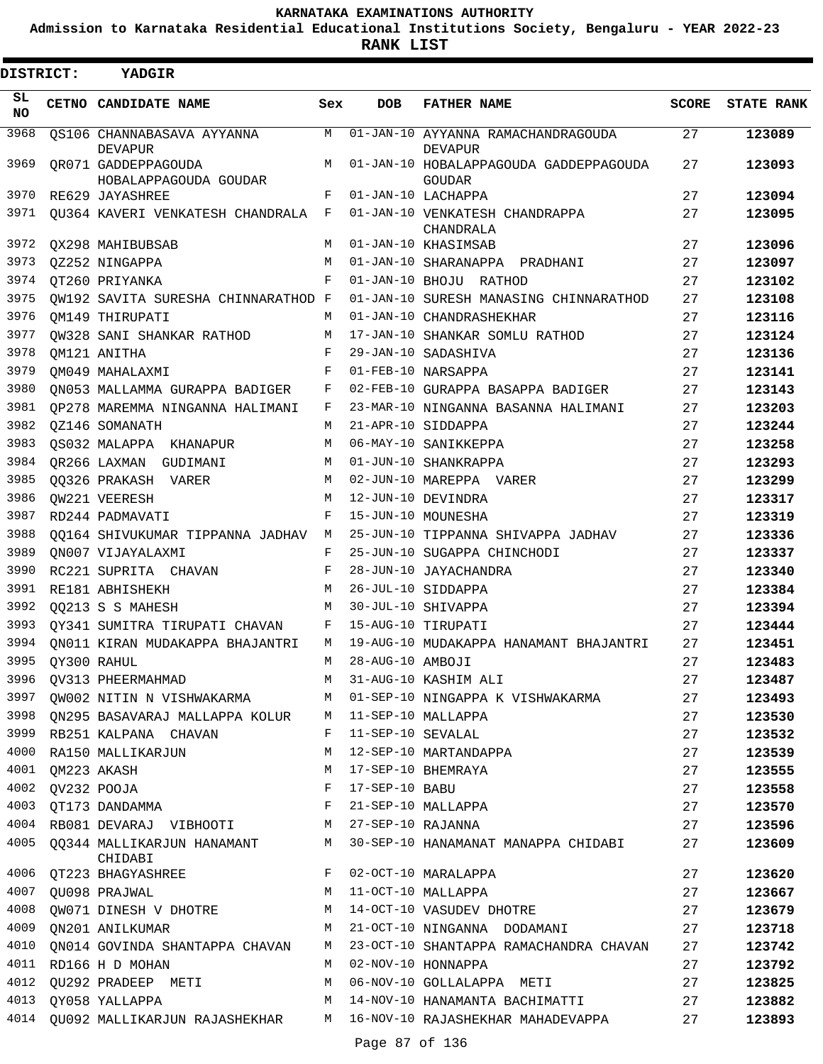KARNATAKA EXAMINATIONS AUTHORITY

Admission to Karnataka Residential Educational Institutions Society, Bengaluru - YEAR 2022-23

**RANK LIST**

**DISTRICT: YADGIR**

| SL NO | CETNO | CANDIDATE NAME | Sex | DOB | FATHER NAME | SCORE | STATE RANK |
|---|---|---|---|---|---|---|---|
| 3968 | QS106 | CHANNABASAVA AYYANNA DEVAPUR | M | 01-JAN-10 | AYYANNA RAMACHANDRAGOUDA DEVAPUR | 27 | **123089** |
| 3969 | QR071 | GADDEPPAGOUDA HOBALAPPAGOUDA GOUDAR | M | 01-JAN-10 | HOBALAPPAGOUDA GADDEPPAGOUDA GOUDAR | 27 | **123093** |
| 3970 | RE629 | JAYASHREE | F | 01-JAN-10 | LACHAPPA | 27 | **123094** |
| 3971 | QU364 | KAVERI VENKATESH CHANDRALA | F | 01-JAN-10 | VENKATESH CHANDRAPPA CHANDRALA | 27 | **123095** |
| 3972 | QX298 | MAHIBUBSAB | M | 01-JAN-10 | KHASIMSAB | 27 | **123096** |
| 3973 | QZ252 | NINGAPPA | M | 01-JAN-10 | SHARANAPPA PRADHANI | 27 | **123097** |
| 3974 | QT260 | PRIYANKA | F | 01-JAN-10 | BHOJU RATHOD | 27 | **123102** |
| 3975 | QW192 | SAVITA SURESHA CHINNARATHOD | F | 01-JAN-10 | SURESH MANASING CHINNARATHOD | 27 | **123108** |
| 3976 | QM149 | THIRUPATI | M | 01-JAN-10 | CHANDRASHEKHAR | 27 | **123116** |
| 3977 | QW328 | SANI SHANKAR RATHOD | M | 17-JAN-10 | SHANKAR SOMLU RATHOD | 27 | **123124** |
| 3978 | QM121 | ANITHA | F | 29-JAN-10 | SADASHIVA | 27 | **123136** |
| 3979 | QM049 | MAHALAXMI | F | 01-FEB-10 | NARSAPPA | 27 | **123141** |
| 3980 | QN053 | MALLAMMA GURAPPA BADIGER | F | 02-FEB-10 | GURAPPA BASAPPA BADIGER | 27 | **123143** |
| 3981 | QP278 | MAREMMA NINGANNA HALIMANI | F | 23-MAR-10 | NINGANNA BASANNA HALIMANI | 27 | **123203** |
| 3982 | QZ146 | SOMANATH | M | 21-APR-10 | SIDDAPPA | 27 | **123244** |
| 3983 | QS032 | MALAPPA KHANAPUR | M | 06-MAY-10 | SANIKKEPPA | 27 | **123258** |
| 3984 | QR266 | LAXMAN GUDIMANI | M | 01-JUN-10 | SHANKRAPPA | 27 | **123293** |
| 3985 | QQ326 | PRAKASH VARER | M | 02-JUN-10 | MAREPPA VARER | 27 | **123299** |
| 3986 | QW221 | VEERESH | M | 12-JUN-10 | DEVINDRA | 27 | **123317** |
| 3987 | RD244 | PADMAVATI | F | 15-JUN-10 | MOUNESHA | 27 | **123319** |
| 3988 | QQ164 | SHIVUKUMAR TIPPANNA JADHAV | M | 25-JUN-10 | TIPPANNA SHIVAPPA JADHAV | 27 | **123336** |
| 3989 | QN007 | VIJAYALAXMI | F | 25-JUN-10 | SUGAPPA CHINCHODI | 27 | **123337** |
| 3990 | RC221 | SUPRITA CHAVAN | F | 28-JUN-10 | JAYACHANDRA | 27 | **123340** |
| 3991 | RE181 | ABHISHEKH | M | 26-JUL-10 | SIDDAPPA | 27 | **123384** |
| 3992 | QQ213 | S S MAHESH | M | 30-JUL-10 | SHIVAPPA | 27 | **123394** |
| 3993 | QY341 | SUMITRA TIRUPATI CHAVAN | F | 15-AUG-10 | TIRUPATI | 27 | **123444** |
| 3994 | QN011 | KIRAN MUDAKAPPA BHAJANTRI | M | 19-AUG-10 | MUDAKAPPA HANAMANT BHAJANTRI | 27 | **123451** |
| 3995 | QY300 | RAHUL | M | 28-AUG-10 | AMBOJI | 27 | **123483** |
| 3996 | QV313 | PHEERMAHMAD | M | 31-AUG-10 | KASHIM ALI | 27 | **123487** |
| 3997 | QW002 | NITIN N VISHWAKARMA | M | 01-SEP-10 | NINGAPPA K VISHWAKARMA | 27 | **123493** |
| 3998 | QN295 | BASAVARAJ MALLAPPA KOLUR | M | 11-SEP-10 | MALLAPPA | 27 | **123530** |
| 3999 | RB251 | KALPANA CHAVAN | F | 11-SEP-10 | SEVALAL | 27 | **123532** |
| 4000 | RA150 | MALLIKARJUN | M | 12-SEP-10 | MARTANDAPPA | 27 | **123539** |
| 4001 | QM223 | AKASH | M | 17-SEP-10 | BHEMRAYA | 27 | **123555** |
| 4002 | QV232 | POOJA | F | 17-SEP-10 | BABU | 27 | **123558** |
| 4003 | QT173 | DANDAMMA | F | 21-SEP-10 | MALLAPPA | 27 | **123570** |
| 4004 | RB081 | DEVARAJ VIBHOOTI | M | 27-SEP-10 | RAJANNA | 27 | **123596** |
| 4005 | QQ344 | MALLIKARJUN HANAMANT CHIDABI | M | 30-SEP-10 | HANAMANAT MANAPPA CHIDABI | 27 | **123609** |
| 4006 | QT223 | BHAGYASHREE | F | 02-OCT-10 | MARALAPPA | 27 | **123620** |
| 4007 | QU098 | PRAJWAL | M | 11-OCT-10 | MALLAPPA | 27 | **123667** |
| 4008 | QW071 | DINESH V DHOTRE | M | 14-OCT-10 | VASUDEV DHOTRE | 27 | **123679** |
| 4009 | QN201 | ANILKUMAR | M | 21-OCT-10 | NINGANNA DODAMANI | 27 | **123718** |
| 4010 | QN014 | GOVINDA SHANTAPPA CHAVAN | M | 23-OCT-10 | SHANTAPPA RAMACHANDRA CHAVAN | 27 | **123742** |
| 4011 | RD166 | H D MOHAN | M | 02-NOV-10 | HONNAPPA | 27 | **123792** |
| 4012 | QU292 | PRADEEP METI | M | 06-NOV-10 | GOLLALAPPA METI | 27 | **123825** |
| 4013 | QY058 | YALLAPPA | M | 14-NOV-10 | HANAMANTA BACHIMATTI | 27 | **123882** |
| 4014 | QU092 | MALLIKARJUN RAJASHEKHAR | M | 16-NOV-10 | RAJASHEKHAR MAHADEVAPPA | 27 | **123893** |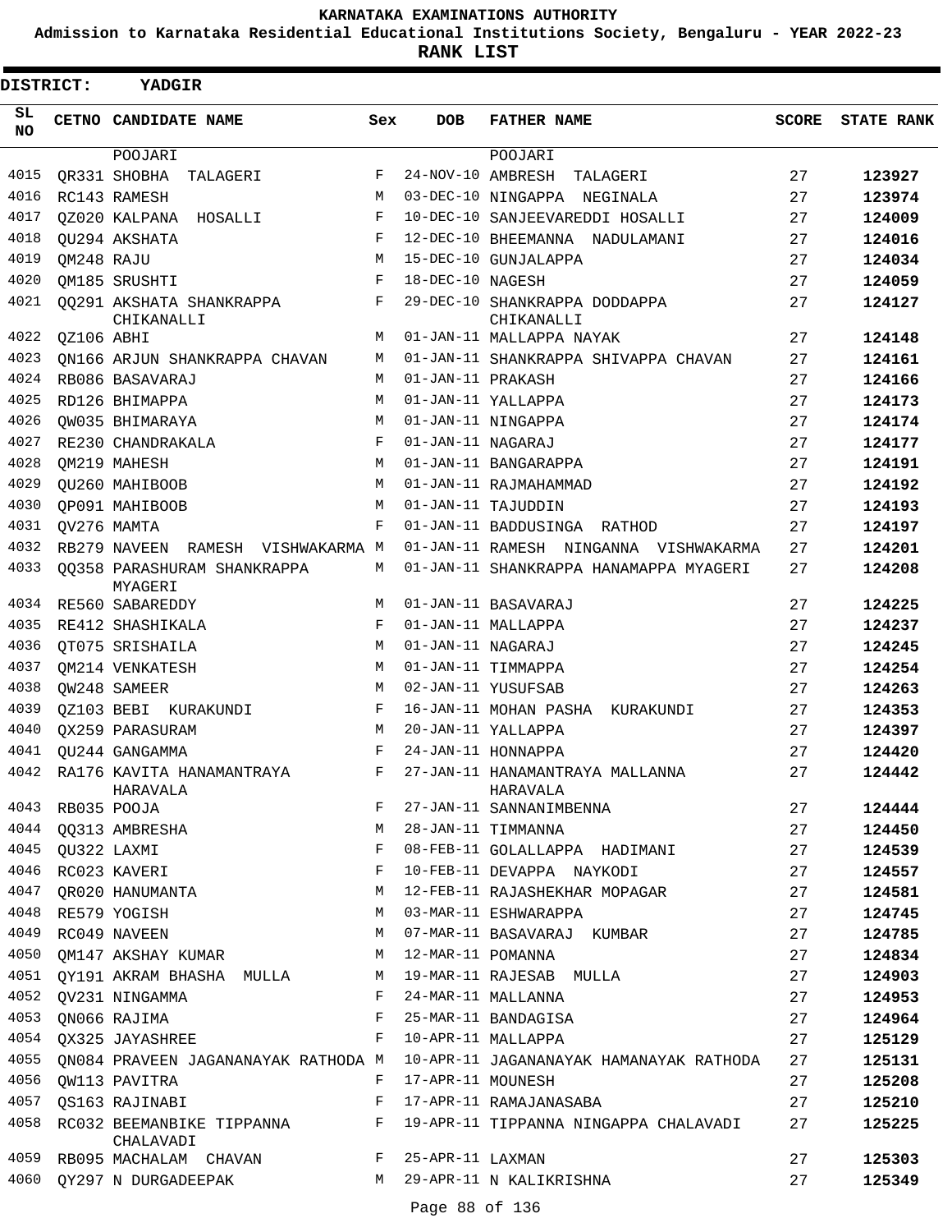KARNATAKA EXAMINATIONS AUTHORITY

Admission to Karnataka Residential Educational Institutions Society, Bengaluru - YEAR 2022-23

**RANK LIST**

**DISTRICT: YADGIR**

| SL NO | CETNO | CANDIDATE NAME | Sex | DOB | FATHER NAME | SCORE | STATE RANK |
|---|---|---|---|---|---|---|---|
| | | POOJARI | | | POOJARI | | |
| 4015 | QR331 | SHOBHA TALAGERI | F | 24-NOV-10 | AMBRESH TALAGERI | 27 | **123927** |
| 4016 | RC143 | RAMESH | M | 03-DEC-10 | NINGAPPA NEGINALA | 27 | **123974** |
| 4017 | QZ020 | KALPANA HOSALLI | F | 10-DEC-10 | SANJEEVAREDDI HOSALLI | 27 | **124009** |
| 4018 | QU294 | AKSHATA | F | 12-DEC-10 | BHEEMANNA NADULAMANI | 27 | **124016** |
| 4019 | QM248 | RAJU | M | 15-DEC-10 | GUNJALAPPA | 27 | **124034** |
| 4020 | QM185 | SRUSHTI | F | 18-DEC-10 | NAGESH | 27 | **124059** |
| 4021 | QQ291 | AKSHATA SHANKRAPPA CHIKANALLI | F | 29-DEC-10 | SHANKRAPPA DODDAPPA CHIKANALLI | 27 | **124127** |
| 4022 | QZ106 | ABHI | M | 01-JAN-11 | MALLAPPA NAYAK | 27 | **124148** |
| 4023 | QN166 | ARJUN SHANKRAPPA CHAVAN | M | 01-JAN-11 | SHANKRAPPA SHIVAPPA CHAVAN | 27 | **124161** |
| 4024 | RB086 | BASAVARAJ | M | 01-JAN-11 | PRAKASH | 27 | **124166** |
| 4025 | RD126 | BHIMAPPA | M | 01-JAN-11 | YALLAPPA | 27 | **124173** |
| 4026 | QW035 | BHIMARAYA | M | 01-JAN-11 | NINGAPPA | 27 | **124174** |
| 4027 | RE230 | CHANDRAKALA | F | 01-JAN-11 | NAGARAJ | 27 | **124177** |
| 4028 | QM219 | MAHESH | M | 01-JAN-11 | BANGARAPPA | 27 | **124191** |
| 4029 | QU260 | MAHIBOOB | M | 01-JAN-11 | RAJMAHAMMAD | 27 | **124192** |
| 4030 | QP091 | MAHIBOOB | M | 01-JAN-11 | TAJUDDIN | 27 | **124193** |
| 4031 | QV276 | MAMTA | F | 01-JAN-11 | BADDUSINGA RATHOD | 27 | **124197** |
| 4032 | RB279 | NAVEEN RAMESH VISHWAKARMA | M | 01-JAN-11 | RAMESH NINGANNA VISHWAKARMA | 27 | **124201** |
| 4033 | QQ358 | PARASHURAM SHANKRAPPA MYAGERI | M | 01-JAN-11 | SHANKRAPPA HANAMAPPA MYAGERI | 27 | **124208** |
| 4034 | RE560 | SABAREDDY | M | 01-JAN-11 | BASAVARAJ | 27 | **124225** |
| 4035 | RE412 | SHASHIKALA | F | 01-JAN-11 | MALLAPPA | 27 | **124237** |
| 4036 | QT075 | SRISHAILA | M | 01-JAN-11 | NAGARAJ | 27 | **124245** |
| 4037 | QM214 | VENKATESH | M | 01-JAN-11 | TIMMAPPA | 27 | **124254** |
| 4038 | QW248 | SAMEER | M | 02-JAN-11 | YUSUFSAB | 27 | **124263** |
| 4039 | QZ103 | BEBI KURAKUNDI | F | 16-JAN-11 | MOHAN PASHA KURAKUNDI | 27 | **124353** |
| 4040 | QX259 | PARASURAM | M | 20-JAN-11 | YALLAPPA | 27 | **124397** |
| 4041 | QU244 | GANGAMMA | F | 24-JAN-11 | HONNAPPA | 27 | **124420** |
| 4042 | RA176 | KAVITA HANAMANTRAYA HARAVALA | F | 27-JAN-11 | HANAMANTRAYA MALLANNA HARAVALA | 27 | **124442** |
| 4043 | RB035 | POOJA | F | 27-JAN-11 | SANNANIMBENNA | 27 | **124444** |
| 4044 | QQ313 | AMBRESHA | M | 28-JAN-11 | TIMMANNA | 27 | **124450** |
| 4045 | QU322 | LAXMI | F | 08-FEB-11 | GOLALLAPPA HADIMANI | 27 | **124539** |
| 4046 | RC023 | KAVERI | F | 10-FEB-11 | DEVAPPA NAYKODI | 27 | **124557** |
| 4047 | QR020 | HANUMANTA | M | 12-FEB-11 | RAJASHEKHAR MOPAGAR | 27 | **124581** |
| 4048 | RE579 | YOGISH | M | 03-MAR-11 | ESHWARAPPA | 27 | **124745** |
| 4049 | RC049 | NAVEEN | M | 07-MAR-11 | BASAVARAJ KUMBAR | 27 | **124785** |
| 4050 | QM147 | AKSHAY KUMAR | M | 12-MAR-11 | POMANNA | 27 | **124834** |
| 4051 | QY191 | AKRAM BHASHA MULLA | M | 19-MAR-11 | RAJESAB MULLA | 27 | **124903** |
| 4052 | QV231 | NINGAMMA | F | 24-MAR-11 | MALLANNA | 27 | **124953** |
| 4053 | QN066 | RAJIMA | F | 25-MAR-11 | BANDAGISA | 27 | **124964** |
| 4054 | QX325 | JAYASHREE | F | 10-APR-11 | MALLAPPA | 27 | **125129** |
| 4055 | QN084 | PRAVEEN JAGANANAYAK RATHODA | M | 10-APR-11 | JAGANANAYAK HAMANAYAK RATHODA | 27 | **125131** |
| 4056 | QW113 | PAVITRA | F | 17-APR-11 | MOUNESH | 27 | **125208** |
| 4057 | QS163 | RAJINABI | F | 17-APR-11 | RAMAJANASABA | 27 | **125210** |
| 4058 | RC032 | BEEMANBIKE TIPPANNA CHALAVADI | F | 19-APR-11 | TIPPANNA NINGAPPA CHALAVADI | 27 | **125225** |
| 4059 | RB095 | MACHALAM CHAVAN | F | 25-APR-11 | LAXMAN | 27 | **125303** |
| 4060 | QY297 | N DURGADEEPAK | M | 29-APR-11 | N KALIKRISHNA | 27 | **125349** |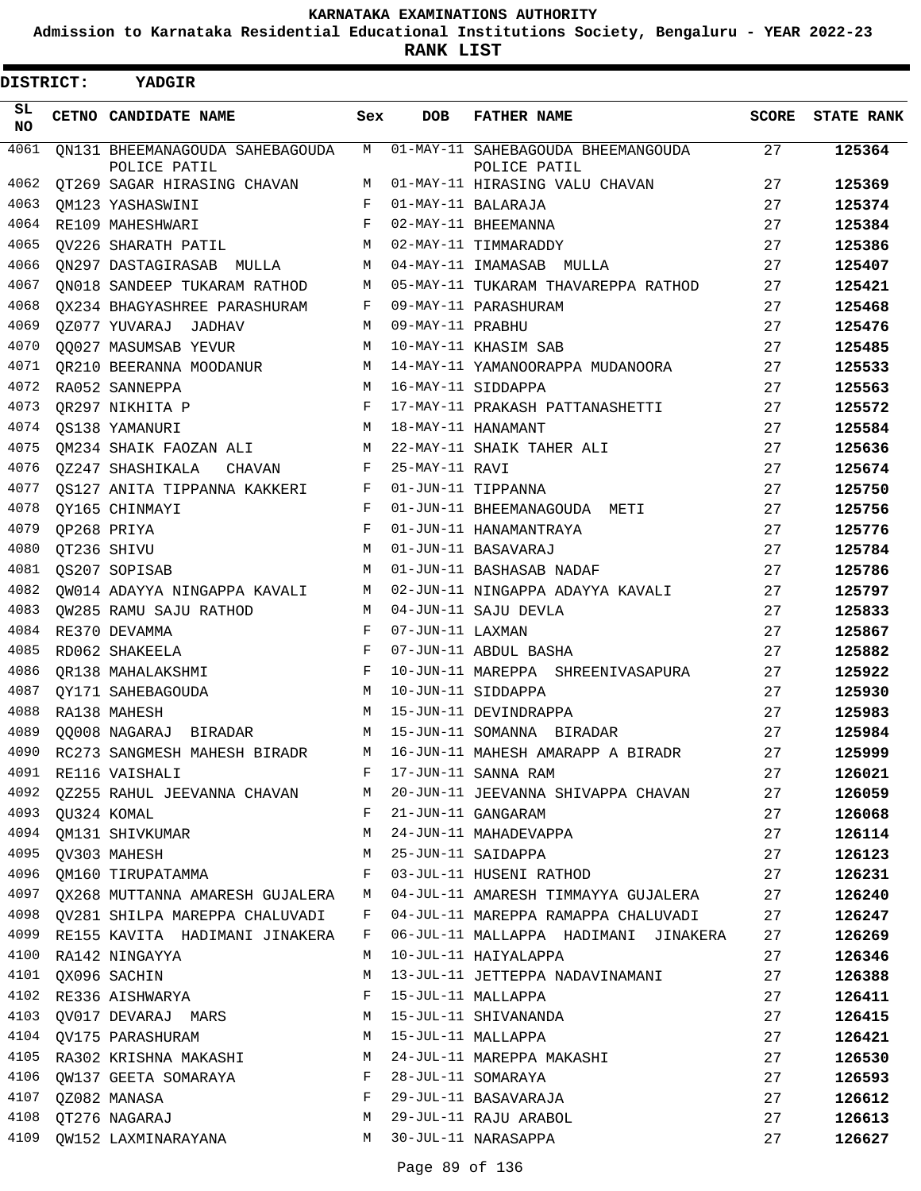# KARNATAKA EXAMINATIONS AUTHORITY

**Admission to Karnataka Residential Educational Institutions Society, Bengaluru - YEAR 2022-23**

**RANK LIST**

**DISTRICT: YADGIR**

| SL NO | CETNO | CANDIDATE NAME | Sex | DOB | FATHER NAME | SCORE | STATE RANK |
|---|---|---|---|---|---|---|---|
| 4061 | QN131 | BHEEMANAGOUDA SAHEBAGOUDA POLICE PATIL | M | 01-MAY-11 | SAHEBAGOUDA BHEEMANGOUDA POLICE PATIL | 27 | **125364** |
| 4062 | QT269 | SAGAR HIRASING CHAVAN | M | 01-MAY-11 | HIRASING VALU CHAVAN | 27 | **125369** |
| 4063 | QM123 | YASHASWINI | F | 01-MAY-11 | BALARAJA | 27 | **125374** |
| 4064 | RE109 | MAHESHWARI | F | 02-MAY-11 | BHEEMANNA | 27 | **125384** |
| 4065 | QV226 | SHARATH PATIL | M | 02-MAY-11 | TIMMARADDY | 27 | **125386** |
| 4066 | QN297 | DASTAGIRASAB MULLA | M | 04-MAY-11 | IMAMASAB MULLA | 27 | **125407** |
| 4067 | QN018 | SANDEEP TUKARAM RATHOD | M | 05-MAY-11 | TUKARAM THAVAREPPA RATHOD | 27 | **125421** |
| 4068 | QX234 | BHAGYASHREE PARASHURAM | F | 09-MAY-11 | PARASHURAM | 27 | **125468** |
| 4069 | QZ077 | YUVARAJ JADHAV | M | 09-MAY-11 | PRABHU | 27 | **125476** |
| 4070 | QQ027 | MASUMSAB YEVUR | M | 10-MAY-11 | KHASIM SAB | 27 | **125485** |
| 4071 | QR210 | BEERANNA MOODANUR | M | 14-MAY-11 | YAMANOORAPPA MUDANOORA | 27 | **125533** |
| 4072 | RA052 | SANNEPPA | M | 16-MAY-11 | SIDDAPPA | 27 | **125563** |
| 4073 | QR297 | NIKHITA P | F | 17-MAY-11 | PRAKASH PATTANASHETTI | 27 | **125572** |
| 4074 | QS138 | YAMANURI | M | 18-MAY-11 | HANAMANT | 27 | **125584** |
| 4075 | QM234 | SHAIK FAOZAN ALI | M | 22-MAY-11 | SHAIK TAHER ALI | 27 | **125636** |
| 4076 | QZ247 | SHASHIKALA CHAVAN | F | 25-MAY-11 | RAVI | 27 | **125674** |
| 4077 | QS127 | ANITA TIPPANNA KAKKERI | F | 01-JUN-11 | TIPPANNA | 27 | **125750** |
| 4078 | QY165 | CHINMAYI | F | 01-JUN-11 | BHEEMANAGOUDA METI | 27 | **125756** |
| 4079 | QP268 | PRIYA | F | 01-JUN-11 | HANAMANTRAYA | 27 | **125776** |
| 4080 | QT236 | SHIVU | M | 01-JUN-11 | BASAVARAJ | 27 | **125784** |
| 4081 | QS207 | SOPISAB | M | 01-JUN-11 | BASHASAB NADAF | 27 | **125786** |
| 4082 | QW014 | ADAYYA NINGAPPA KAVALI | M | 02-JUN-11 | NINGAPPA ADAYYA KAVALI | 27 | **125797** |
| 4083 | QW285 | RAMU SAJU RATHOD | M | 04-JUN-11 | SAJU DEVLA | 27 | **125833** |
| 4084 | RE370 | DEVAMMA | F | 07-JUN-11 | LAXMAN | 27 | **125867** |
| 4085 | RD062 | SHAKEELA | F | 07-JUN-11 | ABDUL BASHA | 27 | **125882** |
| 4086 | QR138 | MAHALAKSHMI | F | 10-JUN-11 | MAREPPA SHREENIVASAPURA | 27 | **125922** |
| 4087 | QY171 | SAHEBAGOUDA | M | 10-JUN-11 | SIDDAPPA | 27 | **125930** |
| 4088 | RA138 | MAHESH | M | 15-JUN-11 | DEVINDRAPPA | 27 | **125983** |
| 4089 | QQ008 | NAGARAJ BIRADAR | M | 15-JUN-11 | SOMANNA BIRADAR | 27 | **125984** |
| 4090 | RC273 | SANGMESH MAHESH BIRADR | M | 16-JUN-11 | MAHESH AMARAPP A BIRADR | 27 | **125999** |
| 4091 | RE116 | VAISHALI | F | 17-JUN-11 | SANNA RAM | 27 | **126021** |
| 4092 | QZ255 | RAHUL JEEVANNA CHAVAN | M | 20-JUN-11 | JEEVANNA SHIVAPPA CHAVAN | 27 | **126059** |
| 4093 | QU324 | KOMAL | F | 21-JUN-11 | GANGARAM | 27 | **126068** |
| 4094 | QM131 | SHIVKUMAR | M | 24-JUN-11 | MAHADEVAPPA | 27 | **126114** |
| 4095 | QV303 | MAHESH | M | 25-JUN-11 | SAIDAPPA | 27 | **126123** |
| 4096 | QM160 | TIRUPATAMMA | F | 03-JUL-11 | HUSENI RATHOD | 27 | **126231** |
| 4097 | QX268 | MUTTANNA AMARESH GUJALERA | M | 04-JUL-11 | AMARESH TIMMAYYA GUJALERA | 27 | **126240** |
| 4098 | QV281 | SHILPA MAREPPA CHALUVADI | F | 04-JUL-11 | MAREPPA RAMAPPA CHALUVADI | 27 | **126247** |
| 4099 | RE155 | KAVITA HADIMANI JINAKERA | F | 06-JUL-11 | MALLAPPA HADIMANI JINAKERA | 27 | **126269** |
| 4100 | RA142 | NINGAYYA | M | 10-JUL-11 | HAIYALAPPA | 27 | **126346** |
| 4101 | QX096 | SACHIN | M | 13-JUL-11 | JETTEPPA NADAVINAMANI | 27 | **126388** |
| 4102 | RE336 | AISHWARYA | F | 15-JUL-11 | MALLAPPA | 27 | **126411** |
| 4103 | QV017 | DEVARAJ MARS | M | 15-JUL-11 | SHIVANANDA | 27 | **126415** |
| 4104 | QV175 | PARASHURAM | M | 15-JUL-11 | MALLAPPA | 27 | **126421** |
| 4105 | RA302 | KRISHNA MAKASHI | M | 24-JUL-11 | MAREPPA MAKASHI | 27 | **126530** |
| 4106 | QW137 | GEETA SOMARAYA | F | 28-JUL-11 | SOMARAYA | 27 | **126593** |
| 4107 | QZ082 | MANASA | F | 29-JUL-11 | BASAVARAJA | 27 | **126612** |
| 4108 | QT276 | NAGARAJ | M | 29-JUL-11 | RAJU ARABOL | 27 | **126613** |
| 4109 | QW152 | LAXMINARAYANA | M | 30-JUL-11 | NARASAPPA | 27 | **126627** |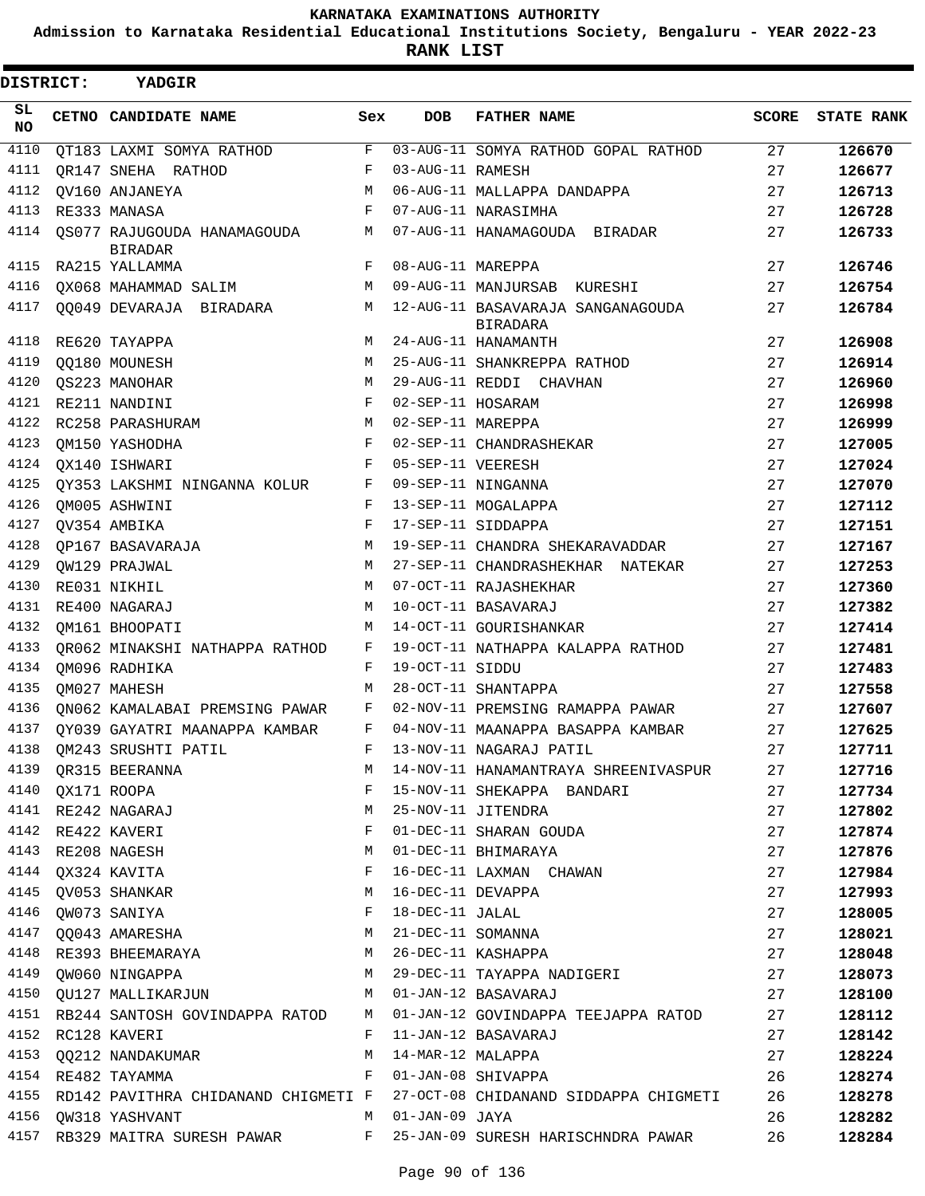KARNATAKA EXAMINATIONS AUTHORITY

Admission to Karnataka Residential Educational Institutions Society, Bengaluru - YEAR 2022-23

**RANK LIST**

**DISTRICT: YADGIR**

| SL NO | CETNO | CANDIDATE NAME | Sex | DOB | FATHER NAME | SCORE | STATE RANK |
|---|---|---|---|---|---|---|---|
| 4110 | QT183 | LAXMI SOMYA RATHOD | F | 03-AUG-11 | SOMYA RATHOD GOPAL RATHOD | 27 | **126670** |
| 4111 | QR147 | SNEHA RATHOD | F | 03-AUG-11 | RAMESH | 27 | **126677** |
| 4112 | QV160 | ANJANEYA | M | 06-AUG-11 | MALLAPPA DANDAPPA | 27 | **126713** |
| 4113 | RE333 | MANASA | F | 07-AUG-11 | NARASIMHA | 27 | **126728** |
| 4114 | QS077 | RAJUGOUDA HANAMAGOUDA BIRADAR | M | 07-AUG-11 | HANAMAGOUDA BIRADAR | 27 | **126733** |
| 4115 | RA215 | YALLAMMA | F | 08-AUG-11 | MAREPPA | 27 | **126746** |
| 4116 | QX068 | MAHAMMAD SALIM | M | 09-AUG-11 | MANJURSAB KURESHI | 27 | **126754** |
| 4117 | QQ049 | DEVARAJA BIRADARA | M | 12-AUG-11 | BASAVARAJA SANGANAGOUDA BIRADARA | 27 | **126784** |
| 4118 | RE620 | TAYAPPA | M | 24-AUG-11 | HANAMANTH | 27 | **126908** |
| 4119 | QQ180 | MOUNESH | M | 25-AUG-11 | SHANKREPPA RATHOD | 27 | **126914** |
| 4120 | QS223 | MANOHAR | M | 29-AUG-11 | REDDI CHAVHAN | 27 | **126960** |
| 4121 | RE211 | NANDINI | F | 02-SEP-11 | HOSARAM | 27 | **126998** |
| 4122 | RC258 | PARASHURAM | M | 02-SEP-11 | MAREPPA | 27 | **126999** |
| 4123 | QM150 | YASHODHA | F | 02-SEP-11 | CHANDRASHEKAR | 27 | **127005** |
| 4124 | QX140 | ISHWARI | F | 05-SEP-11 | VEERESH | 27 | **127024** |
| 4125 | QY353 | LAKSHMI NINGANNA KOLUR | F | 09-SEP-11 | NINGANNA | 27 | **127070** |
| 4126 | QM005 | ASHWINI | F | 13-SEP-11 | MOGALAPPA | 27 | **127112** |
| 4127 | QV354 | AMBIKA | F | 17-SEP-11 | SIDDAPPA | 27 | **127151** |
| 4128 | QP167 | BASAVARAJA | M | 19-SEP-11 | CHANDRA SHEKARAVADDAR | 27 | **127167** |
| 4129 | QW129 | PRAJWAL | M | 27-SEP-11 | CHANDRASHEKHAR NATEKAR | 27 | **127253** |
| 4130 | RE031 | NIKHIL | M | 07-OCT-11 | RAJASHEKHAR | 27 | **127360** |
| 4131 | RE400 | NAGARAJ | M | 10-OCT-11 | BASAVARAJ | 27 | **127382** |
| 4132 | QM161 | BHOOPATI | M | 14-OCT-11 | GOURISHANKAR | 27 | **127414** |
| 4133 | QR062 | MINAKSHI NATHAPPA RATHOD | F | 19-OCT-11 | NATHAPPA KALAPPA RATHOD | 27 | **127481** |
| 4134 | QM096 | RADHIKA | F | 19-OCT-11 | SIDDU | 27 | **127483** |
| 4135 | QM027 | MAHESH | M | 28-OCT-11 | SHANTAPPA | 27 | **127558** |
| 4136 | QN062 | KAMALABAI PREMSING PAWAR | F | 02-NOV-11 | PREMSING RAMAPPA PAWAR | 27 | **127607** |
| 4137 | QY039 | GAYATRI MAANAPPA KAMBAR | F | 04-NOV-11 | MAANAPPA BASAPPA KAMBAR | 27 | **127625** |
| 4138 | QM243 | SRUSHTI PATIL | F | 13-NOV-11 | NAGARAJ PATIL | 27 | **127711** |
| 4139 | QR315 | BEERANNA | M | 14-NOV-11 | HANAMANTRAYA SHREENIVASPUR | 27 | **127716** |
| 4140 | QX171 | ROOPA | F | 15-NOV-11 | SHEKAPPA BANDARI | 27 | **127734** |
| 4141 | RE242 | NAGARAJ | M | 25-NOV-11 | JITENDRA | 27 | **127802** |
| 4142 | RE422 | KAVERI | F | 01-DEC-11 | SHARAN GOUDA | 27 | **127874** |
| 4143 | RE208 | NAGESH | M | 01-DEC-11 | BHIMARAYA | 27 | **127876** |
| 4144 | QX324 | KAVITA | F | 16-DEC-11 | LAXMAN CHAWAN | 27 | **127984** |
| 4145 | QV053 | SHANKAR | M | 16-DEC-11 | DEVAPPA | 27 | **127993** |
| 4146 | QW073 | SANIYA | F | 18-DEC-11 | JALAL | 27 | **128005** |
| 4147 | QQ043 | AMARESHA | M | 21-DEC-11 | SOMANNA | 27 | **128021** |
| 4148 | RE393 | BHEEMARAYA | M | 26-DEC-11 | KASHAPPA | 27 | **128048** |
| 4149 | QW060 | NINGAPPA | M | 29-DEC-11 | TAYAPPA NADIGERI | 27 | **128073** |
| 4150 | QU127 | MALLIKARJUN | M | 01-JAN-12 | BASAVARAJ | 27 | **128100** |
| 4151 | RB244 | SANTOSH GOVINDAPPA RATOD | M | 01-JAN-12 | GOVINDAPPA TEEJAPPA RATOD | 27 | **128112** |
| 4152 | RC128 | KAVERI | F | 11-JAN-12 | BASAVARAJ | 27 | **128142** |
| 4153 | QQ212 | NANDAKUMAR | M | 14-MAR-12 | MALAPPA | 27 | **128224** |
| 4154 | RE482 | TAYAMMA | F | 01-JAN-08 | SHIVAPPA | 26 | **128274** |
| 4155 | RD142 | PAVITHRA CHIDANAND CHIGMETI | F | 27-OCT-08 | CHIDANAND SIDDAPPA CHIGMETI | 26 | **128278** |
| 4156 | QW318 | YASHVANT | M | 01-JAN-09 | JAYA | 26 | **128282** |
| 4157 | RB329 | MAITRA SURESH PAWAR | F | 25-JAN-09 | SURESH HARISCHNDRA PAWAR | 26 | **128284** |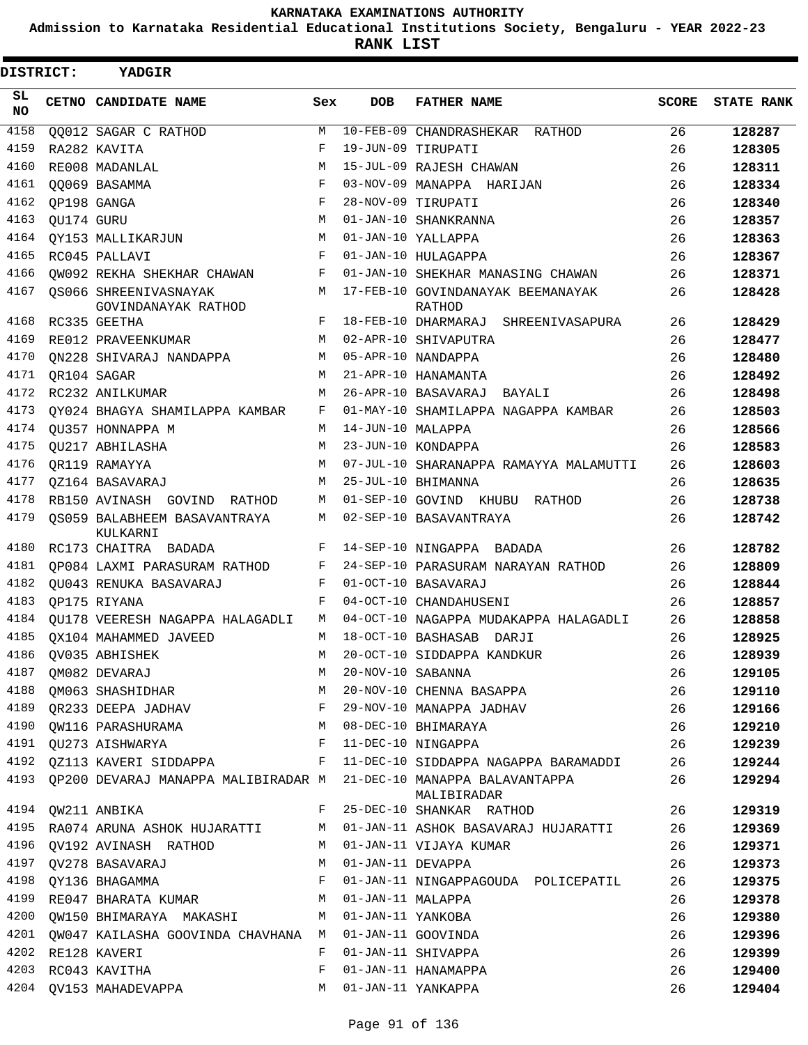# KARNATAKA EXAMINATIONS AUTHORITY

**Admission to Karnataka Residential Educational Institutions Society, Bengaluru - YEAR 2022-23**

**RANK LIST**

**DISTRICT: YADGIR**

| SL NO | CETNO | CANDIDATE NAME | Sex | DOB | FATHER NAME | SCORE | STATE RANK |
|---|---|---|---|---|---|---|---|
| 4158 | QQ012 | SAGAR C RATHOD | M | 10-FEB-09 | CHANDRASHEKAR RATHOD | 26 | **128287** |
| 4159 | RA282 | KAVITA | F | 19-JUN-09 | TIRUPATI | 26 | **128305** |
| 4160 | RE008 | MADANLAL | M | 15-JUL-09 | RAJESH CHAWAN | 26 | **128311** |
| 4161 | QQ069 | BASAMMA | F | 03-NOV-09 | MANAPPA HARIJAN | 26 | **128334** |
| 4162 | QP198 | GANGA | F | 28-NOV-09 | TIRUPATI | 26 | **128340** |
| 4163 | QU174 | GURU | M | 01-JAN-10 | SHANKRANNA | 26 | **128357** |
| 4164 | QY153 | MALLIKARJUN | M | 01-JAN-10 | YALLAPPA | 26 | **128363** |
| 4165 | RC045 | PALLAVI | F | 01-JAN-10 | HULAGAPPA | 26 | **128367** |
| 4166 | QW092 | REKHA SHEKHAR CHAWAN | F | 01-JAN-10 | SHEKHAR MANASING CHAWAN | 26 | **128371** |
| 4167 | QS066 | SHREENIVASNAYAK GOVINDANAYAK RATHOD | M | 17-FEB-10 | GOVINDANAYAK BEEMANAYAK RATHOD | 26 | **128428** |
| 4168 | RC335 | GEETHA | F | 18-FEB-10 | DHARMARAJ SHREENIVASAPURA | 26 | **128429** |
| 4169 | RE012 | PRAVEENKUMAR | M | 02-APR-10 | SHIVAPUTRA | 26 | **128477** |
| 4170 | QN228 | SHIVARAJ NANDAPPA | M | 05-APR-10 | NANDAPPA | 26 | **128480** |
| 4171 | QR104 | SAGAR | M | 21-APR-10 | HANAMANTA | 26 | **128492** |
| 4172 | RC232 | ANILKUMAR | M | 26-APR-10 | BASAVARAJ BAYALI | 26 | **128498** |
| 4173 | QY024 | BHAGYA SHAMILAPPA KAMBAR | F | 01-MAY-10 | SHAMILAPPA NAGAPPA KAMBAR | 26 | **128503** |
| 4174 | QU357 | HONNAPPA M | M | 14-JUN-10 | MALAPPA | 26 | **128566** |
| 4175 | QU217 | ABHILASHA | M | 23-JUN-10 | KONDAPPA | 26 | **128583** |
| 4176 | QR119 | RAMAYYA | M | 07-JUL-10 | SHARANAPPA RAMAYYA MALAMUTTI | 26 | **128603** |
| 4177 | QZ164 | BASAVARAJ | M | 25-JUL-10 | BHIMANNA | 26 | **128635** |
| 4178 | RB150 | AVINASH GOVIND RATHOD | M | 01-SEP-10 | GOVIND KHUBU RATHOD | 26 | **128738** |
| 4179 | QS059 | BALABHEEM BASAVANTRAYA KULKARNI | M | 02-SEP-10 | BASAVANTRAYA | 26 | **128742** |
| 4180 | RC173 | CHAITRA BADADA | F | 14-SEP-10 | NINGAPPA BADADA | 26 | **128782** |
| 4181 | QP084 | LAXMI PARASURAM RATHOD | F | 24-SEP-10 | PARASURAM NARAYAN RATHOD | 26 | **128809** |
| 4182 | QU043 | RENUKA BASAVARAJ | F | 01-OCT-10 | BASAVARAJ | 26 | **128844** |
| 4183 | QP175 | RIYANA | F | 04-OCT-10 | CHANDAHUSENI | 26 | **128857** |
| 4184 | QU178 | VEERESH NAGAPPA HALAGADLI | M | 04-OCT-10 | NAGAPPA MUDAKAPPA HALAGADLI | 26 | **128858** |
| 4185 | QX104 | MAHAMMED JAVEED | M | 18-OCT-10 | BASHASAB DARJI | 26 | **128925** |
| 4186 | QV035 | ABHISHEK | M | 20-OCT-10 | SIDDAPPA KANDKUR | 26 | **128939** |
| 4187 | QM082 | DEVARAJ | M | 20-NOV-10 | SABANNA | 26 | **129105** |
| 4188 | QM063 | SHASHIDHAR | M | 20-NOV-10 | CHENNA BASAPPA | 26 | **129110** |
| 4189 | QR233 | DEEPA JADHAV | F | 29-NOV-10 | MANAPPA JADHAV | 26 | **129166** |
| 4190 | QW116 | PARASHURAMA | M | 08-DEC-10 | BHIMARAYA | 26 | **129210** |
| 4191 | QU273 | AISHWARYA | F | 11-DEC-10 | NINGAPPA | 26 | **129239** |
| 4192 | QZ113 | KAVERI SIDDAPPA | F | 11-DEC-10 | SIDDAPPA NAGAPPA BARAMADDI | 26 | **129244** |
| 4193 | QP200 | DEVARAJ MANAPPA MALIBIRADAR | M | 21-DEC-10 | MANAPPA BALAVANTAPPA MALIBIRADAR | 26 | **129294** |
| 4194 | QW211 | ANBIKA | F | 25-DEC-10 | SHANKAR RATHOD | 26 | **129319** |
| 4195 | RA074 | ARUNA ASHOK HUJARATTI | M | 01-JAN-11 | ASHOK BASAVARAJ HUJARATTI | 26 | **129369** |
| 4196 | QV192 | AVINASH RATHOD | M | 01-JAN-11 | VIJAYA KUMAR | 26 | **129371** |
| 4197 | QV278 | BASAVARAJ | M | 01-JAN-11 | DEVAPPA | 26 | **129373** |
| 4198 | QY136 | BHAGAMMA | F | 01-JAN-11 | NINGAPPAGOUDA POLICEPATIL | 26 | **129375** |
| 4199 | RE047 | BHARATA KUMAR | M | 01-JAN-11 | MALAPPA | 26 | **129378** |
| 4200 | QW150 | BHIMARAYA MAKASHI | M | 01-JAN-11 | YANKOBA | 26 | **129380** |
| 4201 | QW047 | KAILASHA GOOVINDA CHAVHANA | M | 01-JAN-11 | GOOVINDA | 26 | **129396** |
| 4202 | RE128 | KAVERI | F | 01-JAN-11 | SHIVAPPA | 26 | **129399** |
| 4203 | RC043 | KAVITHA | F | 01-JAN-11 | HANAMAPPA | 26 | **129400** |
| 4204 | QV153 | MAHADEVAPPA | M | 01-JAN-11 | YANKAPPA | 26 | **129404** |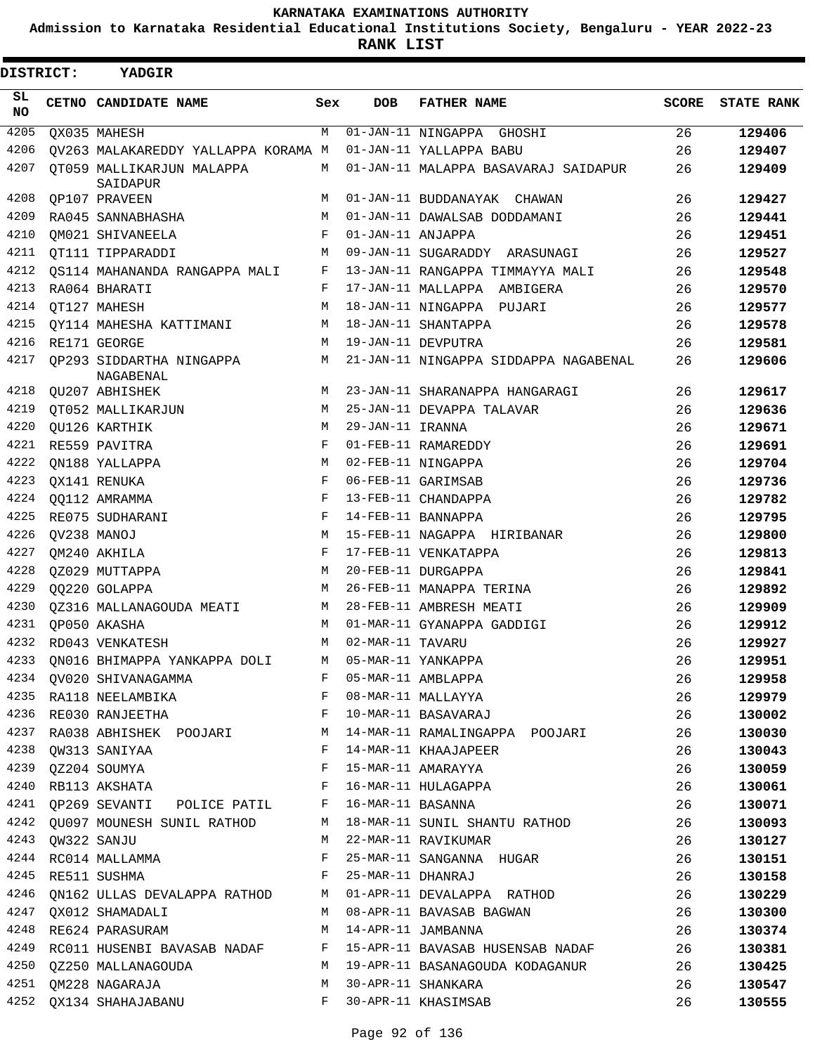# KARNATAKA EXAMINATIONS AUTHORITY

**Admission to Karnataka Residential Educational Institutions Society, Bengaluru - YEAR 2022-23**

**RANK LIST**

**DISTRICT: YADGIR**

| SL NO | CETNO | CANDIDATE NAME | Sex | DOB | FATHER NAME | SCORE | STATE RANK |
|---|---|---|---|---|---|---|---|
| 4205 | QX035 | MAHESH | M | 01-JAN-11 | NINGAPPA GHOSHI | 26 | 129406 |
| 4206 | QV263 | MALAKAREDDY YALLAPPA KORAMA | M | 01-JAN-11 | YALLAPPA BABU | 26 | 129407 |
| 4207 | QT059 | MALLIKARJUN MALAPPA SAIDAPUR | M | 01-JAN-11 | MALAPPA BASAVARAJ SAIDAPUR | 26 | 129409 |
| 4208 | QP107 | PRAVEEN | M | 01-JAN-11 | BUDDANAYAK CHAWAN | 26 | 129427 |
| 4209 | RA045 | SANNABHASHA | M | 01-JAN-11 | DAWALSAB DODDAMANI | 26 | 129441 |
| 4210 | QM021 | SHIVANEELA | F | 01-JAN-11 | ANJAPPA | 26 | 129451 |
| 4211 | QT111 | TIPPARADDI | M | 09-JAN-11 | SUGARADDY ARASUNAGI | 26 | 129527 |
| 4212 | QS114 | MAHANANDA RANGAPPA MALI | F | 13-JAN-11 | RANGAPPA TIMMAYYA MALI | 26 | 129548 |
| 4213 | RA064 | BHARATI | F | 17-JAN-11 | MALLAPPA AMBIGERA | 26 | 129570 |
| 4214 | QT127 | MAHESH | M | 18-JAN-11 | NINGAPPA PUJARI | 26 | 129577 |
| 4215 | QY114 | MAHESHA KATTIMANI | M | 18-JAN-11 | SHANTAPPA | 26 | 129578 |
| 4216 | RE171 | GEORGE | M | 19-JAN-11 | DEVPUTRA | 26 | 129581 |
| 4217 | QP293 | SIDDARTHA NINGAPPA NAGABENAL | M | 21-JAN-11 | NINGAPPA SIDDAPPA NAGABENAL | 26 | 129606 |
| 4218 | QU207 | ABHISHEK | M | 23-JAN-11 | SHARANAPPA HANGARAGI | 26 | 129617 |
| 4219 | QT052 | MALLIKARJUN | M | 25-JAN-11 | DEVAPPA TALAVAR | 26 | 129636 |
| 4220 | QU126 | KARTHIK | M | 29-JAN-11 | IRANNA | 26 | 129671 |
| 4221 | RE559 | PAVITRA | F | 01-FEB-11 | RAMAREDDY | 26 | 129691 |
| 4222 | QN188 | YALLAPPA | M | 02-FEB-11 | NINGAPPA | 26 | 129704 |
| 4223 | QX141 | RENUKA | F | 06-FEB-11 | GARIMSAB | 26 | 129736 |
| 4224 | QQ112 | AMRAMMA | F | 13-FEB-11 | CHANDAPPA | 26 | 129782 |
| 4225 | RE075 | SUDHARANI | F | 14-FEB-11 | BANNAPPA | 26 | 129795 |
| 4226 | QV238 | MANOJ | M | 15-FEB-11 | NAGAPPA HIRIBANAR | 26 | 129800 |
| 4227 | QM240 | AKHILA | F | 17-FEB-11 | VENKATAPPA | 26 | 129813 |
| 4228 | QZ029 | MUTTAPPA | M | 20-FEB-11 | DURGAPPA | 26 | 129841 |
| 4229 | QQ220 | GOLAPPA | M | 26-FEB-11 | MANAPPA TERINA | 26 | 129892 |
| 4230 | QZ316 | MALLANAGOUDA MEATI | M | 28-FEB-11 | AMBRESH MEATI | 26 | 129909 |
| 4231 | QP050 | AKASHA | M | 01-MAR-11 | GYANAPPA GADDIGI | 26 | 129912 |
| 4232 | RD043 | VENKATESH | M | 02-MAR-11 | TAVARU | 26 | 129927 |
| 4233 | QN016 | BHIMAPPA YANKAPPA DOLI | M | 05-MAR-11 | YANKAPPA | 26 | 129951 |
| 4234 | QV020 | SHIVANAGAMMA | F | 05-MAR-11 | AMBLAPPA | 26 | 129958 |
| 4235 | RA118 | NEELAMBIKA | F | 08-MAR-11 | MALLAYYA | 26 | 129979 |
| 4236 | RE030 | RANJEETHA | F | 10-MAR-11 | BASAVARAJ | 26 | 130002 |
| 4237 | RA038 | ABHISHEK POOJARI | M | 14-MAR-11 | RAMALINGAPPA POOJARI | 26 | 130030 |
| 4238 | QW313 | SANIYAA | F | 14-MAR-11 | KHAAJAPEER | 26 | 130043 |
| 4239 | QZ204 | SOUMYA | F | 15-MAR-11 | AMARAYYA | 26 | 130059 |
| 4240 | RB113 | AKSHATA | F | 16-MAR-11 | HULAGAPPA | 26 | 130061 |
| 4241 | QP269 | SEVANTI POLICE PATIL | F | 16-MAR-11 | BASANNA | 26 | 130071 |
| 4242 | QU097 | MOUNESH SUNIL RATHOD | M | 18-MAR-11 | SUNIL SHANTU RATHOD | 26 | 130093 |
| 4243 | QW322 | SANJU | M | 22-MAR-11 | RAVIKUMAR | 26 | 130127 |
| 4244 | RC014 | MALLAMMA | F | 25-MAR-11 | SANGANNA HUGAR | 26 | 130151 |
| 4245 | RE511 | SUSHMA | F | 25-MAR-11 | DHANRAJ | 26 | 130158 |
| 4246 | QN162 | ULLAS DEVALAPPA RATHOD | M | 01-APR-11 | DEVALAPPA RATHOD | 26 | 130229 |
| 4247 | QX012 | SHAMADALI | M | 08-APR-11 | BAVASAB BAGWAN | 26 | 130300 |
| 4248 | RE624 | PARASURAM | M | 14-APR-11 | JAMBANNA | 26 | 130374 |
| 4249 | RC011 | HUSENBI BAVASAB NADAF | F | 15-APR-11 | BAVASAB HUSENSAB NADAF | 26 | 130381 |
| 4250 | QZ250 | MALLANAGOUDA | M | 19-APR-11 | BASANAGOUDA KODAGANUR | 26 | 130425 |
| 4251 | QM228 | NAGARAJA | M | 30-APR-11 | SHANKARA | 26 | 130547 |
| 4252 | QX134 | SHAHAJABANU | F | 30-APR-11 | KHASIMSAB | 26 | 130555 |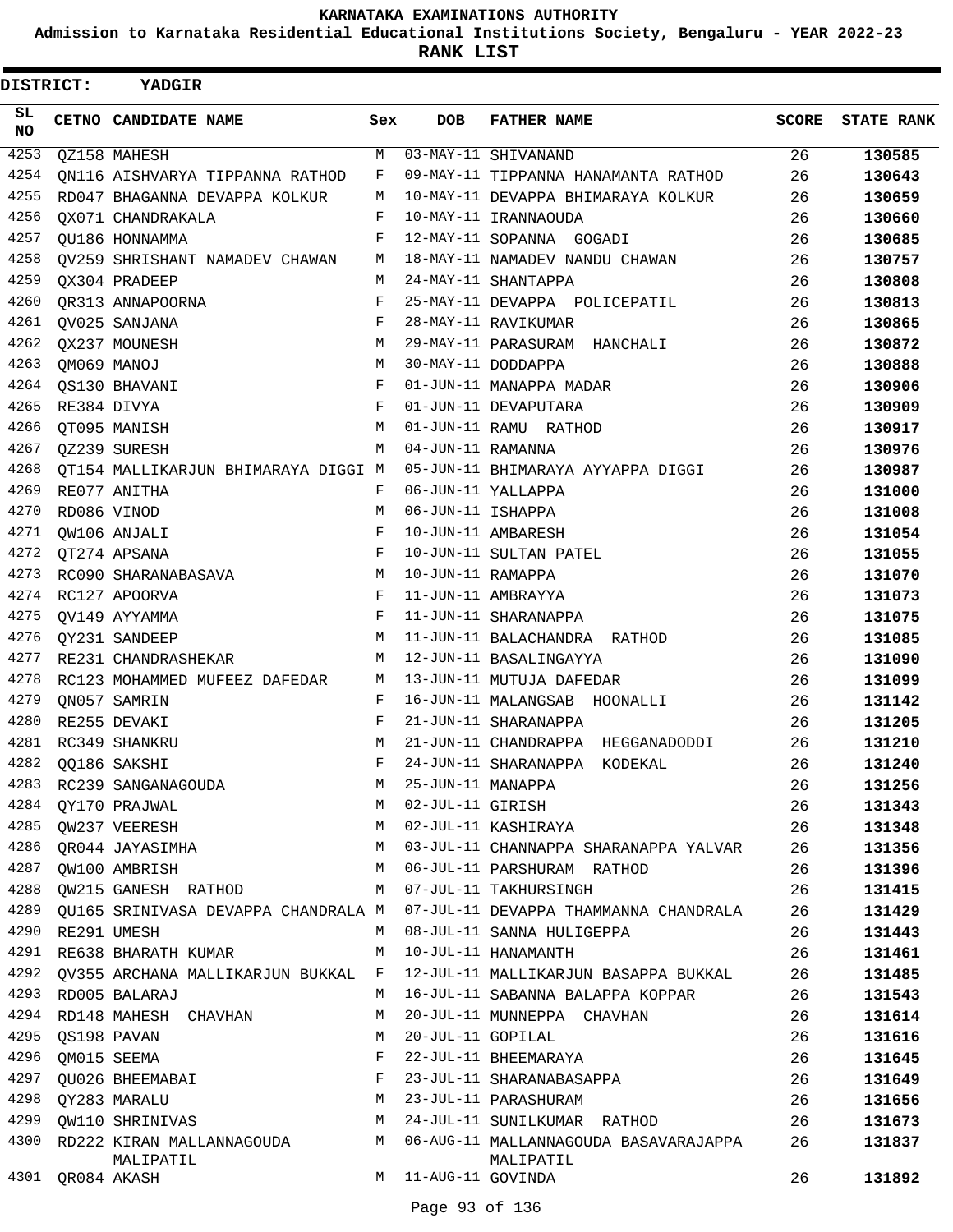# KARNATAKA EXAMINATIONS AUTHORITY

**Admission to Karnataka Residential Educational Institutions Society, Bengaluru - YEAR 2022-23**

**RANK LIST**

**DISTRICT: YADGIR**

| SL NO | CETNO | CANDIDATE NAME | Sex | DOB | FATHER NAME | SCORE | STATE RANK |
|---|---|---|---|---|---|---|---|
| 4253 | QZ158 | MAHESH | M | 03-MAY-11 | SHIVANAND | 26 | 130585 |
| 4254 | QN116 | AISHVARYA TIPPANNA RATHOD | F | 09-MAY-11 | TIPPANNA HANAMANTA RATHOD | 26 | 130643 |
| 4255 | RD047 | BHAGANNA DEVAPPA KOLKUR | M | 10-MAY-11 | DEVAPPA BHIMARAYA KOLKUR | 26 | 130659 |
| 4256 | QX071 | CHANDRAKALA | F | 10-MAY-11 | IRANNAOUDA | 26 | 130660 |
| 4257 | QU186 | HONNAMMA | F | 12-MAY-11 | SOPANNA GOGADI | 26 | 130685 |
| 4258 | QV259 | SHRISHANT NAMADEV CHAWAN | M | 18-MAY-11 | NAMADEV NANDU CHAWAN | 26 | 130757 |
| 4259 | QX304 | PRADEEP | M | 24-MAY-11 | SHANTAPPA | 26 | 130808 |
| 4260 | QR313 | ANNAPOORNA | F | 25-MAY-11 | DEVAPPA POLICEPATIL | 26 | 130813 |
| 4261 | QV025 | SANJANA | F | 28-MAY-11 | RAVIKUMAR | 26 | 130865 |
| 4262 | QX237 | MOUNESH | M | 29-MAY-11 | PARASURAM HANCHALI | 26 | 130872 |
| 4263 | QM069 | MANOJ | M | 30-MAY-11 | DODDAPPA | 26 | 130888 |
| 4264 | QS130 | BHAVANI | F | 01-JUN-11 | MANAPPA MADAR | 26 | 130906 |
| 4265 | RE384 | DIVYA | F | 01-JUN-11 | DEVAPUTARA | 26 | 130909 |
| 4266 | QT095 | MANISH | M | 01-JUN-11 | RAMU RATHOD | 26 | 130917 |
| 4267 | QZ239 | SURESH | M | 04-JUN-11 | RAMANNA | 26 | 130976 |
| 4268 | QT154 | MALLIKARJUN BHIMARAYA DIGGI | M | 05-JUN-11 | BHIMARAYA AYYAPPA DIGGI | 26 | 130987 |
| 4269 | RE077 | ANITHA | F | 06-JUN-11 | YALLAPPA | 26 | 131000 |
| 4270 | RD086 | VINOD | M | 06-JUN-11 | ISHAPPA | 26 | 131008 |
| 4271 | QW106 | ANJALI | F | 10-JUN-11 | AMBARESH | 26 | 131054 |
| 4272 | QT274 | APSANA | F | 10-JUN-11 | SULTAN PATEL | 26 | 131055 |
| 4273 | RC090 | SHARANABASAVA | M | 10-JUN-11 | RAMAPPA | 26 | 131070 |
| 4274 | RC127 | APOORVA | F | 11-JUN-11 | AMBRAYYA | 26 | 131073 |
| 4275 | QV149 | AYYAMMA | F | 11-JUN-11 | SHARANAPPA | 26 | 131075 |
| 4276 | QY231 | SANDEEP | M | 11-JUN-11 | BALACHANDRA RATHOD | 26 | 131085 |
| 4277 | RE231 | CHANDRASHEKAR | M | 12-JUN-11 | BASALINGAYYA | 26 | 131090 |
| 4278 | RC123 | MOHAMMED MUFEEZ DAFEDAR | M | 13-JUN-11 | MUTUJA DAFEDAR | 26 | 131099 |
| 4279 | QN057 | SAMRIN | F | 16-JUN-11 | MALANGSAB HOONALLI | 26 | 131142 |
| 4280 | RE255 | DEVAKI | F | 21-JUN-11 | SHARANAPPA | 26 | 131205 |
| 4281 | RC349 | SHANKRU | M | 21-JUN-11 | CHANDRAPPA HEGGANADODDI | 26 | 131210 |
| 4282 | QQ186 | SAKSHI | F | 24-JUN-11 | SHARANAPPA KODEKAL | 26 | 131240 |
| 4283 | RC239 | SANGANAGOUDA | M | 25-JUN-11 | MANAPPA | 26 | 131256 |
| 4284 | QY170 | PRAJWAL | M | 02-JUL-11 | GIRISH | 26 | 131343 |
| 4285 | QW237 | VEERESH | M | 02-JUL-11 | KASHIRAYA | 26 | 131348 |
| 4286 | QR044 | JAYASIMHA | M | 03-JUL-11 | CHANNAPPA SHARANAPPA YALVAR | 26 | 131356 |
| 4287 | QW100 | AMBRISH | M | 06-JUL-11 | PARSHURAM RATHOD | 26 | 131396 |
| 4288 | QW215 | GANESH RATHOD | M | 07-JUL-11 | TAKHURSINGH | 26 | 131415 |
| 4289 | QU165 | SRINIVASA DEVAPPA CHANDRALA | M | 07-JUL-11 | DEVAPPA THAMMANNA CHANDRALA | 26 | 131429 |
| 4290 | RE291 | UMESH | M | 08-JUL-11 | SANNA HULIGEPPA | 26 | 131443 |
| 4291 | RE638 | BHARATH KUMAR | M | 10-JUL-11 | HANAMANTH | 26 | 131461 |
| 4292 | QV355 | ARCHANA MALLIKARJUN BUKKAL | F | 12-JUL-11 | MALLIKARJUN BASAPPA BUKKAL | 26 | 131485 |
| 4293 | RD005 | BALARAJ | M | 16-JUL-11 | SABANNA BALAPPA KOPPAR | 26 | 131543 |
| 4294 | RD148 | MAHESH CHAVHAN | M | 20-JUL-11 | MUNNEPPA CHAVHAN | 26 | 131614 |
| 4295 | QS198 | PAVAN | M | 20-JUL-11 | GOPILAL | 26 | 131616 |
| 4296 | QM015 | SEEMA | F | 22-JUL-11 | BHEEMARAYA | 26 | 131645 |
| 4297 | QU026 | BHEEMABAI | F | 23-JUL-11 | SHARANABASAPPA | 26 | 131649 |
| 4298 | QY283 | MARALU | M | 23-JUL-11 | PARASHURAM | 26 | 131656 |
| 4299 | QW110 | SHRINIVAS | M | 24-JUL-11 | SUNILKUMAR RATHOD | 26 | 131673 |
| 4300 | RD222 | KIRAN MALLANNAGOUDA MALIPATIL | M | 06-AUG-11 | MALLANNAGOUDA BASAVARAJAPPA MALIPATIL | 26 | 131837 |
| 4301 | QR084 | AKASH | M | 11-AUG-11 | GOVINDA | 26 | 131892 |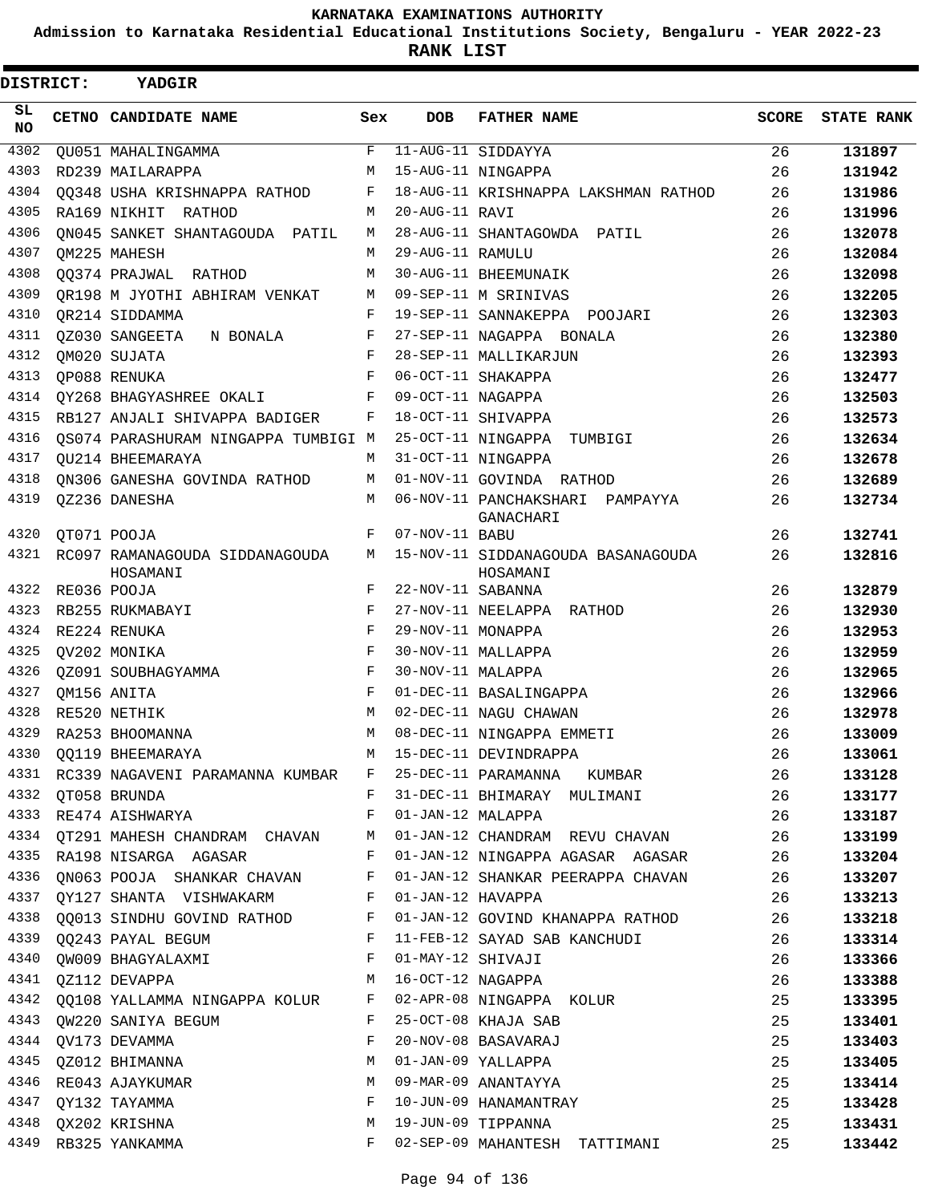KARNATAKA EXAMINATIONS AUTHORITY

Admission to Karnataka Residential Educational Institutions Society, Bengaluru - YEAR 2022-23

**RANK LIST**

**DISTRICT: YADGIR**

| SL NO | CETNO | CANDIDATE NAME | Sex | DOB | FATHER NAME | SCORE | STATE RANK |
|---|---|---|---|---|---|---|---|
| 4302 | QU051 | MAHALINGAMMA | F | 11-AUG-11 | SIDDAYYA | 26 | 131897 |
| 4303 | RD239 | MAILARAPPA | M | 15-AUG-11 | NINGAPPA | 26 | 131942 |
| 4304 | QQ348 | USHA KRISHNAPPA RATHOD | F | 18-AUG-11 | KRISHNAPPA LAKSHMAN RATHOD | 26 | 131986 |
| 4305 | RA169 | NIKHIT RATHOD | M | 20-AUG-11 | RAVI | 26 | 131996 |
| 4306 | QN045 | SANKET SHANTAGOUDA PATIL | M | 28-AUG-11 | SHANTAGOWDA PATIL | 26 | 132078 |
| 4307 | QM225 | MAHESH | M | 29-AUG-11 | RAMULU | 26 | 132084 |
| 4308 | QQ374 | PRAJWAL RATHOD | M | 30-AUG-11 | BHEEMUNAIK | 26 | 132098 |
| 4309 | QR198 | M JYOTHI ABHIRAM VENKAT | M | 09-SEP-11 | M SRINIVAS | 26 | 132205 |
| 4310 | QR214 | SIDDAMMA | F | 19-SEP-11 | SANNAKEPPA POOJARI | 26 | 132303 |
| 4311 | QZ030 | SANGEETA N BONALA | F | 27-SEP-11 | NAGAPPA BONALA | 26 | 132380 |
| 4312 | QM020 | SUJATA | F | 28-SEP-11 | MALLIKARJUN | 26 | 132393 |
| 4313 | QP088 | RENUKA | F | 06-OCT-11 | SHAKAPPA | 26 | 132477 |
| 4314 | QY268 | BHAGYASHREE OKALI | F | 09-OCT-11 | NAGAPPA | 26 | 132503 |
| 4315 | RB127 | ANJALI SHIVAPPA BADIGER | F | 18-OCT-11 | SHIVAPPA | 26 | 132573 |
| 4316 | QS074 | PARASHURAM NINGAPPA TUMBIGI | M | 25-OCT-11 | NINGAPPA TUMBIGI | 26 | 132634 |
| 4317 | QU214 | BHEEMARAYA | M | 31-OCT-11 | NINGAPPA | 26 | 132678 |
| 4318 | QN306 | GANESHA GOVINDA RATHOD | M | 01-NOV-11 | GOVINDA RATHOD | 26 | 132689 |
| 4319 | QZ236 | DANESHA | M | 06-NOV-11 | PANCHAKSHARI PAMPAYYA GANACHARI | 26 | 132734 |
| 4320 | QT071 | POOJA | F | 07-NOV-11 | BABU | 26 | 132741 |
| 4321 | RC097 | RAMANAGOUDA SIDDANAGOUDA HOSAMANI | M | 15-NOV-11 | SIDDANAGOUDA BASANAGOUDA HOSAMANI | 26 | 132816 |
| 4322 | RE036 | POOJA | F | 22-NOV-11 | SABANNA | 26 | 132879 |
| 4323 | RB255 | RUKMABAYI | F | 27-NOV-11 | NEELAPPA RATHOD | 26 | 132930 |
| 4324 | RE224 | RENUKA | F | 29-NOV-11 | MONAPPA | 26 | 132953 |
| 4325 | QV202 | MONIKA | F | 30-NOV-11 | MALLAPPA | 26 | 132959 |
| 4326 | QZ091 | SOUBHAGYAMMA | F | 30-NOV-11 | MALAPPA | 26 | 132965 |
| 4327 | QM156 | ANITA | F | 01-DEC-11 | BASALINGAPPA | 26 | 132966 |
| 4328 | RE520 | NETHIK | M | 02-DEC-11 | NAGU CHAWAN | 26 | 132978 |
| 4329 | RA253 | BHOOMANNA | M | 08-DEC-11 | NINGAPPA EMMETI | 26 | 133009 |
| 4330 | QQ119 | BHEEMARAYA | M | 15-DEC-11 | DEVINDRAPPA | 26 | 133061 |
| 4331 | RC339 | NAGAVENI PARAMANNA KUMBAR | F | 25-DEC-11 | PARAMANNA KUMBAR | 26 | 133128 |
| 4332 | QT058 | BRUNDA | F | 31-DEC-11 | BHIMARAY MULIMANI | 26 | 133177 |
| 4333 | RE474 | AISHWARYA | F | 01-JAN-12 | MALAPPA | 26 | 133187 |
| 4334 | QT291 | MAHESH CHANDRAM CHAVAN | M | 01-JAN-12 | CHANDRAM REVU CHAVAN | 26 | 133199 |
| 4335 | RA198 | NISARGA AGASAR | F | 01-JAN-12 | NINGAPPA AGASAR AGASAR | 26 | 133204 |
| 4336 | QN063 | POOJA SHANKAR CHAVAN | F | 01-JAN-12 | SHANKAR PEERAPPA CHAVAN | 26 | 133207 |
| 4337 | QY127 | SHANTA VISHWAKARM | F | 01-JAN-12 | HAVAPPA | 26 | 133213 |
| 4338 | QQ013 | SINDHU GOVIND RATHOD | F | 01-JAN-12 | GOVIND KHANAPPA RATHOD | 26 | 133218 |
| 4339 | QQ243 | PAYAL BEGUM | F | 11-FEB-12 | SAYAD SAB KANCHUDI | 26 | 133314 |
| 4340 | QW009 | BHAGYALAXMI | F | 01-MAY-12 | SHIVAJI | 26 | 133366 |
| 4341 | QZ112 | DEVAPPA | M | 16-OCT-12 | NAGAPPA | 26 | 133388 |
| 4342 | QQ108 | YALLAMMA NINGAPPA KOLUR | F | 02-APR-08 | NINGAPPA KOLUR | 25 | 133395 |
| 4343 | QW220 | SANIYA BEGUM | F | 25-OCT-08 | KHAJA SAB | 25 | 133401 |
| 4344 | QV173 | DEVAMMA | F | 20-NOV-08 | BASAVARAJ | 25 | 133403 |
| 4345 | QZ012 | BHIMANNA | M | 01-JAN-09 | YALLAPPA | 25 | 133405 |
| 4346 | RE043 | AJAYKUMAR | M | 09-MAR-09 | ANANTAYYA | 25 | 133414 |
| 4347 | QY132 | TAYAMMA | F | 10-JUN-09 | HANAMANTRAY | 25 | 133428 |
| 4348 | QX202 | KRISHNA | M | 19-JUN-09 | TIPPANNA | 25 | 133431 |
| 4349 | RB325 | YANKAMMA | F | 02-SEP-09 | MAHANTESH TATTIMANI | 25 | 133442 |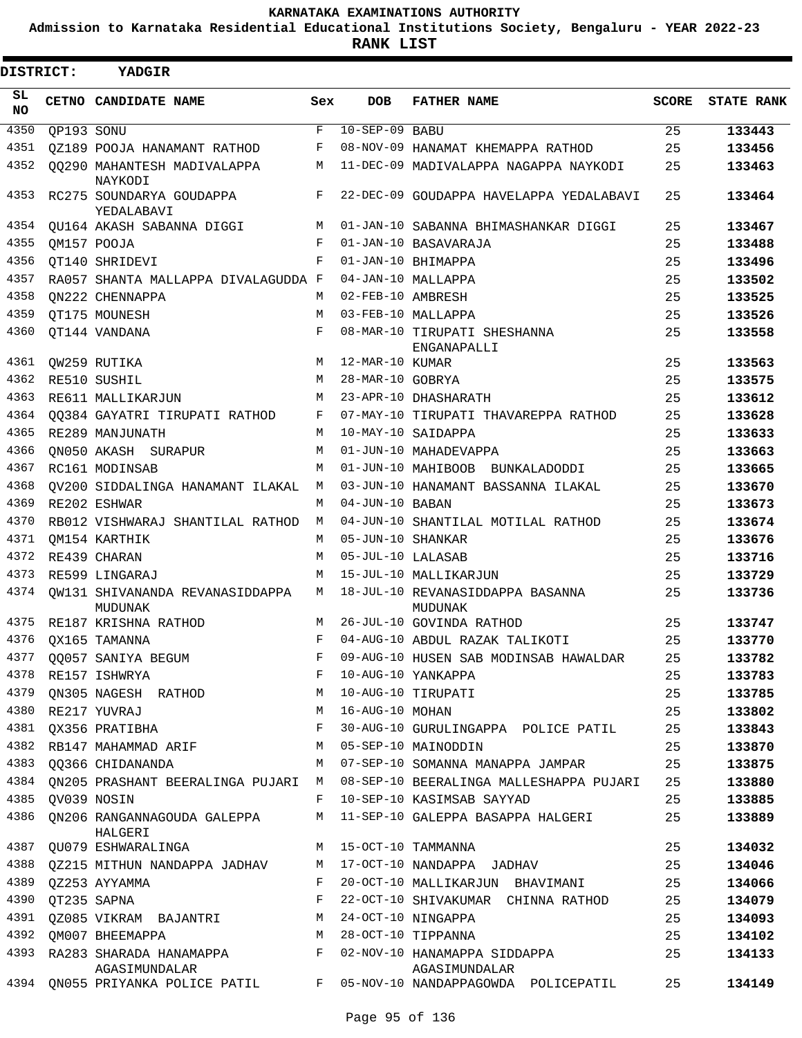KARNATAKA EXAMINATIONS AUTHORITY

Admission to Karnataka Residential Educational Institutions Society, Bengaluru - YEAR 2022-23

**RANK LIST**

**DISTRICT: YADGIR**

| SL NO | CETNO | CANDIDATE NAME | Sex | DOB | FATHER NAME | SCORE | STATE RANK |
|---|---|---|---|---|---|---|---|
| 4350 | QP193 | SONU | F | 10-SEP-09 | BABU | 25 | 133443 |
| 4351 | QZ189 | POOJA HANAMANT RATHOD | F | 08-NOV-09 | HANAMAT KHEMAPPA RATHOD | 25 | 133456 |
| 4352 | QQ290 | MAHANTESH MADIVALAPPA NAYKODI | M | 11-DEC-09 | MADIVALAPPA NAGAPPA NAYKODI | 25 | 133463 |
| 4353 | RC275 | SOUNDARYA GOUDAPPA YEDALABAVI | F | 22-DEC-09 | GOUDAPPA HAVELAPPA YEDALABAVI | 25 | 133464 |
| 4354 | QU164 | AKASH SABANNA DIGGI | M | 01-JAN-10 | SABANNA BHIMASHANKAR DIGGI | 25 | 133467 |
| 4355 | QM157 | POOJA | F | 01-JAN-10 | BASAVARAJA | 25 | 133488 |
| 4356 | QT140 | SHRIDEVI | F | 01-JAN-10 | BHIMAPPA | 25 | 133496 |
| 4357 | RA057 | SHANTA MALLAPPA DIVALAGUDDA | F | 04-JAN-10 | MALLAPPA | 25 | 133502 |
| 4358 | QN222 | CHENNAPPA | M | 02-FEB-10 | AMBRESH | 25 | 133525 |
| 4359 | QT175 | MOUNESH | M | 03-FEB-10 | MALLAPPA | 25 | 133526 |
| 4360 | QT144 | VANDANA | F | 08-MAR-10 | TIRUPATI SHESHANNA ENGANAPALLI | 25 | 133558 |
| 4361 | QW259 | RUTIKA | M | 12-MAR-10 | KUMAR | 25 | 133563 |
| 4362 | RE510 | SUSHIL | M | 28-MAR-10 | GOBRYA | 25 | 133575 |
| 4363 | RE611 | MALLIKARJUN | M | 23-APR-10 | DHASHARATH | 25 | 133612 |
| 4364 | QQ384 | GAYATRI TIRUPATI RATHOD | F | 07-MAY-10 | TIRUPATI THAVAREPPA RATHOD | 25 | 133628 |
| 4365 | RE289 | MANJUNATH | M | 10-MAY-10 | SAIDAPPA | 25 | 133633 |
| 4366 | QN050 | AKASH SURAPUR | M | 01-JUN-10 | MAHADEVAPPA | 25 | 133663 |
| 4367 | RC161 | MODINSAB | M | 01-JUN-10 | MAHIBOOB BUNKALADODDI | 25 | 133665 |
| 4368 | QV200 | SIDDALINGA HANAMANT ILAKAL | M | 03-JUN-10 | HANAMANT BASSANNA ILAKAL | 25 | 133670 |
| 4369 | RE202 | ESHWAR | M | 04-JUN-10 | BABAN | 25 | 133673 |
| 4370 | RB012 | VISHWARAJ SHANTILAL RATHOD | M | 04-JUN-10 | SHANTILAL MOTILAL RATHOD | 25 | 133674 |
| 4371 | QM154 | KARTHIK | M | 05-JUN-10 | SHANKAR | 25 | 133676 |
| 4372 | RE439 | CHARAN | M | 05-JUL-10 | LALASAB | 25 | 133716 |
| 4373 | RE599 | LINGARAJ | M | 15-JUL-10 | MALLIKARJUN | 25 | 133729 |
| 4374 | QW131 | SHIVANANDA REVANASIDDAPPA MUDUNAK | M | 18-JUL-10 | REVANASIDDAPPA BASANNA MUDUNAK | 25 | 133736 |
| 4375 | RE187 | KRISHNA RATHOD | M | 26-JUL-10 | GOVINDA RATHOD | 25 | 133747 |
| 4376 | QX165 | TAMANNA | F | 04-AUG-10 | ABDUL RAZAK TALIKOTI | 25 | 133770 |
| 4377 | QQ057 | SANIYA BEGUM | F | 09-AUG-10 | HUSEN SAB MODINSAB HAWALDAR | 25 | 133782 |
| 4378 | RE157 | ISHWRYA | F | 10-AUG-10 | YANKAPPA | 25 | 133783 |
| 4379 | QN305 | NAGESH RATHOD | M | 10-AUG-10 | TIRUPATI | 25 | 133785 |
| 4380 | RE217 | YUVRAJ | M | 16-AUG-10 | MOHAN | 25 | 133802 |
| 4381 | QX356 | PRATIBHA | F | 30-AUG-10 | GURULINGAPPA POLICE PATIL | 25 | 133843 |
| 4382 | RB147 | MAHAMMAD ARIF | M | 05-SEP-10 | MAINODDIN | 25 | 133870 |
| 4383 | QQ366 | CHIDANANDA | M | 07-SEP-10 | SOMANNA MANAPPA JAMPAR | 25 | 133875 |
| 4384 | QN205 | PRASHANT BEERALINGA PUJARI | M | 08-SEP-10 | BEERALINGA MALLESHAPPA PUJARI | 25 | 133880 |
| 4385 | QV039 | NOSIN | F | 10-SEP-10 | KASIMSAB SAYYAD | 25 | 133885 |
| 4386 | QN206 | RANGANNAGOUDA GALEPPA HALGERI | M | 11-SEP-10 | GALEPPA BASAPPA HALGERI | 25 | 133889 |
| 4387 | QU079 | ESHWARALINGA | M | 15-OCT-10 | TAMMANNA | 25 | 134032 |
| 4388 | QZ215 | MITHUN NANDAPPA JADHAV | M | 17-OCT-10 | NANDAPPA JADHAV | 25 | 134046 |
| 4389 | QZ253 | AYYAMMA | F | 20-OCT-10 | MALLIKARJUN BHAVIMANI | 25 | 134066 |
| 4390 | QT235 | SAPNA | F | 22-OCT-10 | SHIVAKUMAR CHINNA RATHOD | 25 | 134079 |
| 4391 | QZ085 | VIKRAM BAJANTRI | M | 24-OCT-10 | NINGAPPA | 25 | 134093 |
| 4392 | QM007 | BHEEMAPPA | M | 28-OCT-10 | TIPPANNA | 25 | 134102 |
| 4393 | RA283 | SHARADA HANAMAPPA AGASIMUNDALAR | F | 02-NOV-10 | HANAMAPPA SIDDAPPA AGASIMUNDALAR | 25 | 134133 |
| 4394 | QN055 | PRIYANKA POLICE PATIL | F | 05-NOV-10 | NANDAPPAGOWDA POLICEPATIL | 25 | 134149 |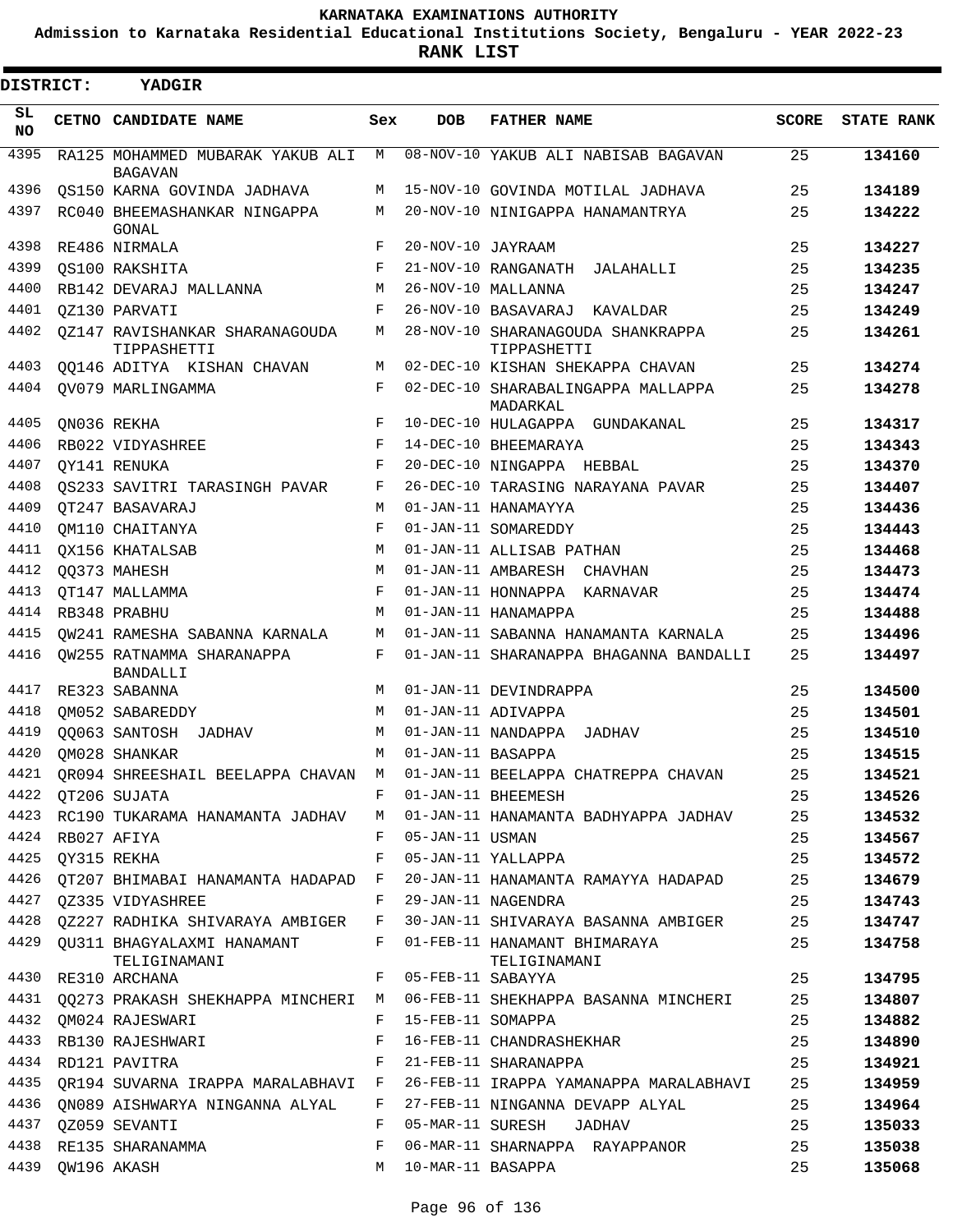# KARNATAKA EXAMINATIONS AUTHORITY

**Admission to Karnataka Residential Educational Institutions Society, Bengaluru - YEAR 2022-23**

**RANK LIST**

**DISTRICT: YADGIR**

| SL NO | CETNO | CANDIDATE NAME | Sex | DOB | FATHER NAME | SCORE | STATE RANK |
|---|---|---|---|---|---|---|---|
| 4395 | RA125 | MOHAMMED MUBARAK YAKUB ALI BAGAVAN | M | 08-NOV-10 | YAKUB ALI NABISAB BAGAVAN | 25 | 134160 |
| 4396 | QS150 | KARNA GOVINDA JADHAVA | M | 15-NOV-10 | GOVINDA MOTILAL JADHAVA | 25 | 134189 |
| 4397 | RC040 | BHEEMASHANKAR NINGAPPA GONAL | M | 20-NOV-10 | NINIGAPPA HANAMANTRYA | 25 | 134222 |
| 4398 | RE486 | NIRMALA | F | 20-NOV-10 | JAYRAAM | 25 | 134227 |
| 4399 | QS100 | RAKSHITA | F | 21-NOV-10 | RANGANATH JALAHALLI | 25 | 134235 |
| 4400 | RB142 | DEVARAJ MALLANNA | M | 26-NOV-10 | MALLANNA | 25 | 134247 |
| 4401 | QZ130 | PARVATI | F | 26-NOV-10 | BASAVARAJ KAVALDAR | 25 | 134249 |
| 4402 | QZ147 | RAVISHANKAR SHARANAGOUDA TIPPASHETTI | M | 28-NOV-10 | SHARANAGOUDA SHANKRAPPA TIPPASHETTI | 25 | 134261 |
| 4403 | QQ146 | ADITYA KISHAN CHAVAN | M | 02-DEC-10 | KISHAN SHEKAPPA CHAVAN | 25 | 134274 |
| 4404 | QV079 | MARLINGAMMA | F | 02-DEC-10 | SHARABALINGAPPA MALLAPPA MADARKAL | 25 | 134278 |
| 4405 | QN036 | REKHA | F | 10-DEC-10 | HULAGAPPA GUNDAKANAL | 25 | 134317 |
| 4406 | RB022 | VIDYASHREE | F | 14-DEC-10 | BHEEMARAYA | 25 | 134343 |
| 4407 | QY141 | RENUKA | F | 20-DEC-10 | NINGAPPA HEBBAL | 25 | 134370 |
| 4408 | QS233 | SAVITRI TARASINGH PAVAR | F | 26-DEC-10 | TARASING NARAYANA PAVAR | 25 | 134407 |
| 4409 | QT247 | BASAVARAJ | M | 01-JAN-11 | HANAMAYYA | 25 | 134436 |
| 4410 | QM110 | CHAITANYA | F | 01-JAN-11 | SOMAREDDY | 25 | 134443 |
| 4411 | QX156 | KHATALSAB | M | 01-JAN-11 | ALLISAB PATHAN | 25 | 134468 |
| 4412 | QQ373 | MAHESH | M | 01-JAN-11 | AMBARESH CHAVHAN | 25 | 134473 |
| 4413 | QT147 | MALLAMMA | F | 01-JAN-11 | HONNAPPA KARNAVAR | 25 | 134474 |
| 4414 | RB348 | PRABHU | M | 01-JAN-11 | HANAMAPPA | 25 | 134488 |
| 4415 | QW241 | RAMESHA SABANNA KARNALA | M | 01-JAN-11 | SABANNA HANAMANTA KARNALA | 25 | 134496 |
| 4416 | QW255 | RATNAMMA SHARANAPPA BANDALLI | F | 01-JAN-11 | SHARANAPPA BHAGANNA BANDALLI | 25 | 134497 |
| 4417 | RE323 | SABANNA | M | 01-JAN-11 | DEVINDRAPPA | 25 | 134500 |
| 4418 | QM052 | SABAREDDY | M | 01-JAN-11 | ADIVAPPA | 25 | 134501 |
| 4419 | QQ063 | SANTOSH JADHAV | M | 01-JAN-11 | NANDAPPA JADHAV | 25 | 134510 |
| 4420 | QM028 | SHANKAR | M | 01-JAN-11 | BASAPPA | 25 | 134515 |
| 4421 | QR094 | SHREESHAIL BEELAPPA CHAVAN | M | 01-JAN-11 | BEELAPPA CHATREPPA CHAVAN | 25 | 134521 |
| 4422 | QT206 | SUJATA | F | 01-JAN-11 | BHEEMESH | 25 | 134526 |
| 4423 | RC190 | TUKARAMA HANAMANTA JADHAV | M | 01-JAN-11 | HANAMANTA BADHYAPPA JADHAV | 25 | 134532 |
| 4424 | RB027 | AFIYA | F | 05-JAN-11 | USMAN | 25 | 134567 |
| 4425 | QY315 | REKHA | F | 05-JAN-11 | YALLAPPA | 25 | 134572 |
| 4426 | QT207 | BHIMABAI HANAMANTA HADAPAD | F | 20-JAN-11 | HANAMANTA RAMAYYA HADAPAD | 25 | 134679 |
| 4427 | QZ335 | VIDYASHREE | F | 29-JAN-11 | NAGENDRA | 25 | 134743 |
| 4428 | QZ227 | RADHIKA SHIVARAYA AMBIGER | F | 30-JAN-11 | SHIVARAYA BASANNA AMBIGER | 25 | 134747 |
| 4429 | QU311 | BHAGYALAXMI HANAMANT TELIGINAMANI | F | 01-FEB-11 | HANAMANT BHIMARAYA TELIGINAMANI | 25 | 134758 |
| 4430 | RE310 | ARCHANA | F | 05-FEB-11 | SABAYYA | 25 | 134795 |
| 4431 | QQ273 | PRAKASH SHEKHAPPA MINCHERI | M | 06-FEB-11 | SHEKHAPPA BASANNA MINCHERI | 25 | 134807 |
| 4432 | QM024 | RAJESWARI | F | 15-FEB-11 | SOMAPPA | 25 | 134882 |
| 4433 | RB130 | RAJESHWARI | F | 16-FEB-11 | CHANDRASHEKHAR | 25 | 134890 |
| 4434 | RD121 | PAVITRA | F | 21-FEB-11 | SHARANAPPA | 25 | 134921 |
| 4435 | QR194 | SUVARNA IRAPPA MARALABHAVI | F | 26-FEB-11 | IRAPPA YAMANAPPA MARALABHAVI | 25 | 134959 |
| 4436 | QN089 | AISHWARYA NINGANNA ALYAL | F | 27-FEB-11 | NINGANNA DEVAPP ALYAL | 25 | 134964 |
| 4437 | QZ059 | SEVANTI | F | 05-MAR-11 | SURESH JADHAV | 25 | 135033 |
| 4438 | RE135 | SHARANAMMA | F | 06-MAR-11 | SHARNAPPA RAYAPPANOR | 25 | 135038 |
| 4439 | QW196 | AKASH | M | 10-MAR-11 | BASAPPA | 25 | 135068 |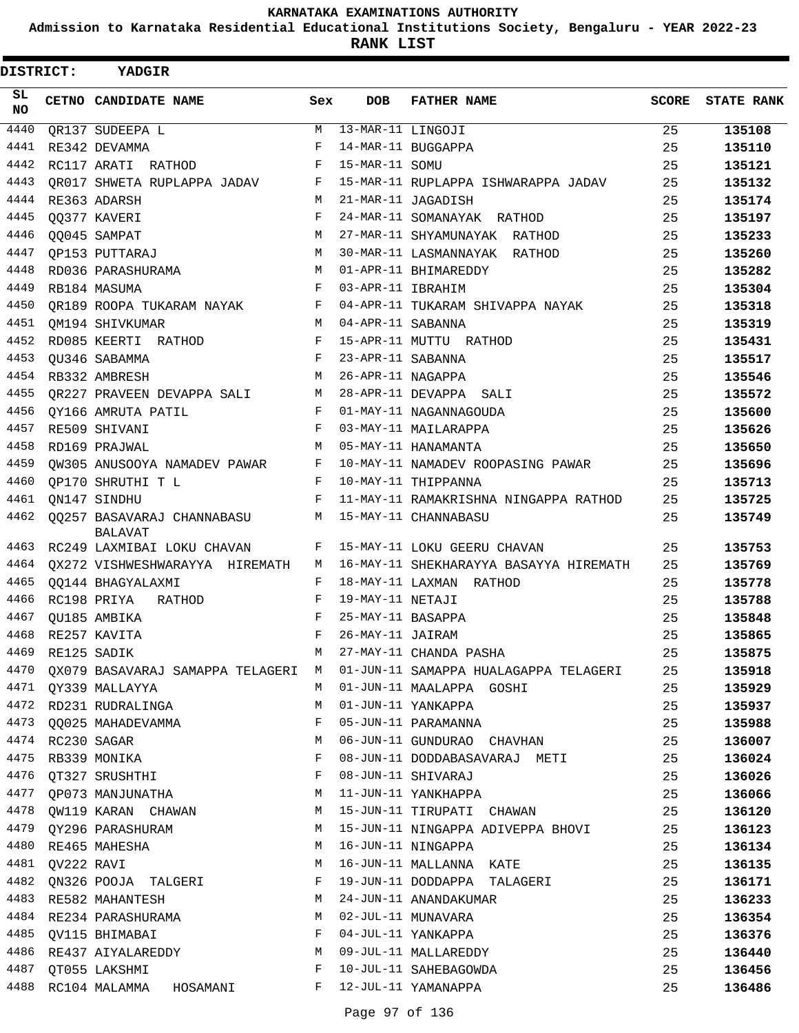KARNATAKA EXAMINATIONS AUTHORITY

Admission to Karnataka Residential Educational Institutions Society, Bengaluru - YEAR 2022-23

**RANK LIST**

**DISTRICT: YADGIR**

| SL NO | CETNO | CANDIDATE NAME | Sex | DOB | FATHER NAME | SCORE | STATE RANK |
|---|---|---|---|---|---|---|---|
| 4440 | QR137 | SUDEEPA L | M | 13-MAR-11 | LINGOJI | 25 | 135108 |
| 4441 | RE342 | DEVAMMA | F | 14-MAR-11 | BUGGAPPA | 25 | 135110 |
| 4442 | RC117 | ARATI RATHOD | F | 15-MAR-11 | SOMU | 25 | 135121 |
| 4443 | QR017 | SHWETA RUPLAPPA JADAV | F | 15-MAR-11 | RUPLAPPA ISHWARAPPA JADAV | 25 | 135132 |
| 4444 | RE363 | ADARSH | M | 21-MAR-11 | JAGADISH | 25 | 135174 |
| 4445 | QQ377 | KAVERI | F | 24-MAR-11 | SOMANAYAK RATHOD | 25 | 135197 |
| 4446 | QQ045 | SAMPAT | M | 27-MAR-11 | SHYAMUNAYAK RATHOD | 25 | 135233 |
| 4447 | QP153 | PUTTARAJ | M | 30-MAR-11 | LASMANNAYAK RATHOD | 25 | 135260 |
| 4448 | RD036 | PARASHURAMA | M | 01-APR-11 | BHIMAREDDY | 25 | 135282 |
| 4449 | RB184 | MASUMA | F | 03-APR-11 | IBRAHIM | 25 | 135304 |
| 4450 | QR189 | ROOPA TUKARAM NAYAK | F | 04-APR-11 | TUKARAM SHIVAPPA NAYAK | 25 | 135318 |
| 4451 | QM194 | SHIVKUMAR | M | 04-APR-11 | SABANNA | 25 | 135319 |
| 4452 | RD085 | KEERTI RATHOD | F | 15-APR-11 | MUTTU RATHOD | 25 | 135431 |
| 4453 | QU346 | SABAMMA | F | 23-APR-11 | SABANNA | 25 | 135517 |
| 4454 | RB332 | AMBRESH | M | 26-APR-11 | NAGAPPA | 25 | 135546 |
| 4455 | QR227 | PRAVEEN DEVAPPA SALI | M | 28-APR-11 | DEVAPPA SALI | 25 | 135572 |
| 4456 | QY166 | AMRUTA PATIL | F | 01-MAY-11 | NAGANNAGOUDA | 25 | 135600 |
| 4457 | RE509 | SHIVANI | F | 03-MAY-11 | MAILARAPPA | 25 | 135626 |
| 4458 | RD169 | PRAJWAL | M | 05-MAY-11 | HANAMANTA | 25 | 135650 |
| 4459 | QW305 | ANUSOOYA NAMADEV PAWAR | F | 10-MAY-11 | NAMADEV ROOPASING PAWAR | 25 | 135696 |
| 4460 | QP170 | SHRUTHI T L | F | 10-MAY-11 | THIPPANNA | 25 | 135713 |
| 4461 | QN147 | SINDHU | F | 11-MAY-11 | RAMAKRISHNA NINGAPPA RATHOD | 25 | 135725 |
| 4462 | QQ257 | BASAVARAJ CHANNABASU BALAVAT | M | 15-MAY-11 | CHANNABASU | 25 | 135749 |
| 4463 | RC249 | LAXMIBAI LOKU CHAVAN | F | 15-MAY-11 | LOKU GEERU CHAVAN | 25 | 135753 |
| 4464 | QX272 | VISHWESHWARAYYA HIREMATH | M | 16-MAY-11 | SHEKHARAYYA BASAYYA HIREMATH | 25 | 135769 |
| 4465 | QQ144 | BHAGYALAXMI | F | 18-MAY-11 | LAXMAN RATHOD | 25 | 135778 |
| 4466 | RC198 | PRIYA RATHOD | F | 19-MAY-11 | NETAJI | 25 | 135788 |
| 4467 | QU185 | AMBIKA | F | 25-MAY-11 | BASAPPA | 25 | 135848 |
| 4468 | RE257 | KAVITA | F | 26-MAY-11 | JAIRAM | 25 | 135865 |
| 4469 | RE125 | SADIK | M | 27-MAY-11 | CHANDA PASHA | 25 | 135875 |
| 4470 | QX079 | BASAVARAJ SAMAPPA TELAGERI | M | 01-JUN-11 | SAMAPPA HUALAGAPPA TELAGERI | 25 | 135918 |
| 4471 | QY339 | MALLAYYA | M | 01-JUN-11 | MAALAPPA GOSHI | 25 | 135929 |
| 4472 | RD231 | RUDRALINGA | M | 01-JUN-11 | YANKAPPA | 25 | 135937 |
| 4473 | QQ025 | MAHADEVAMMA | F | 05-JUN-11 | PARAMANNA | 25 | 135988 |
| 4474 | RC230 | SAGAR | M | 06-JUN-11 | GUNDURAO CHAVHAN | 25 | 136007 |
| 4475 | RB339 | MONIKA | F | 08-JUN-11 | DODDABASAVARAJ METI | 25 | 136024 |
| 4476 | QT327 | SRUSHTHI | F | 08-JUN-11 | SHIVARAJ | 25 | 136026 |
| 4477 | QP073 | MANJUNATHA | M | 11-JUN-11 | YANKHAPPA | 25 | 136066 |
| 4478 | QW119 | KARAN CHAWAN | M | 15-JUN-11 | TIRUPATI CHAWAN | 25 | 136120 |
| 4479 | QY296 | PARASHURAM | M | 15-JUN-11 | NINGAPPA ADIVEPPA BHOVI | 25 | 136123 |
| 4480 | RE465 | MAHESHA | M | 16-JUN-11 | NINGAPPA | 25 | 136134 |
| 4481 | QV222 | RAVI | M | 16-JUN-11 | MALLANNA KATE | 25 | 136135 |
| 4482 | QN326 | POOJA TALGERI | F | 19-JUN-11 | DODDAPPA TALAGERI | 25 | 136171 |
| 4483 | RE582 | MAHANTESH | M | 24-JUN-11 | ANANDAKUMAR | 25 | 136233 |
| 4484 | RE234 | PARASHURAMA | M | 02-JUL-11 | MUNAVARA | 25 | 136354 |
| 4485 | QV115 | BHIMABAI | F | 04-JUL-11 | YANKAPPA | 25 | 136376 |
| 4486 | RE437 | AIYALAREDDY | M | 09-JUL-11 | MALLAREDDY | 25 | 136440 |
| 4487 | QT055 | LAKSHMI | F | 10-JUL-11 | SAHEBAGOWDA | 25 | 136456 |
| 4488 | RC104 | MALAMMA HOSAMANI | F | 12-JUL-11 | YAMANAPPA | 25 | 136486 |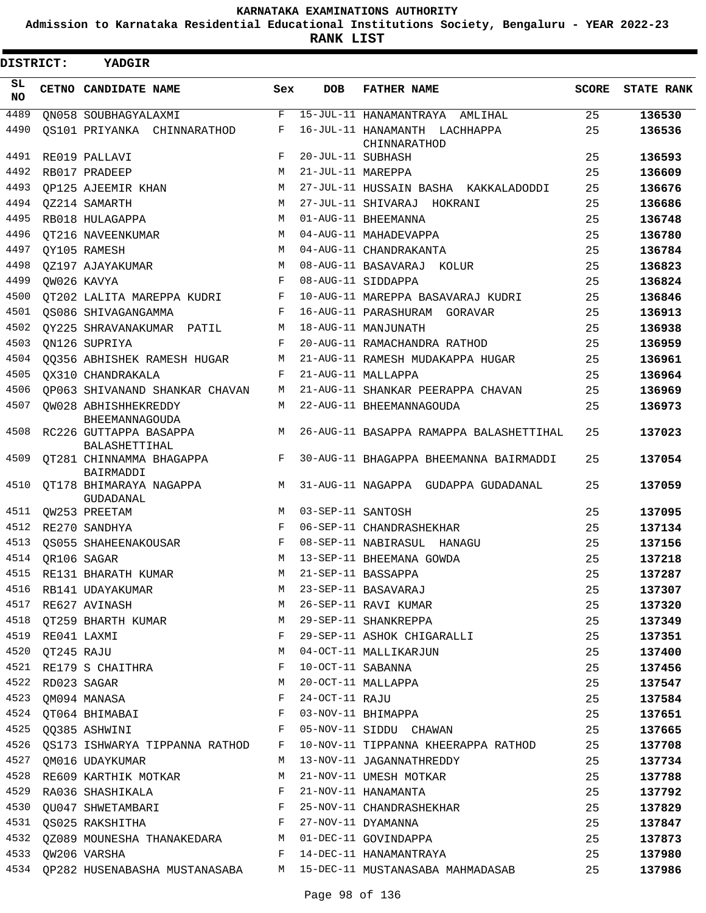# KARNATAKA EXAMINATIONS AUTHORITY

**Admission to Karnataka Residential Educational Institutions Society, Bengaluru - YEAR 2022-23**

**RANK LIST**

**DISTRICT: YADGIR**

| SL NO | CETNO | CANDIDATE NAME | Sex | DOB | FATHER NAME | SCORE | STATE RANK |
|---|---|---|---|---|---|---|---|
| 4489 | QN058 | SOUBHAGYALAXMI | F | 15-JUL-11 | HANAMANTRAYA AMLIHAL | 25 | **136530** |
| 4490 | QS101 | PRIYANKA CHINNARATHOD | F | 16-JUL-11 | HANAMANTH LACHHAPPA CHINNARATHOD | 25 | **136536** |
| 4491 | RE019 | PALLAVI | F | 20-JUL-11 | SUBHASH | 25 | **136593** |
| 4492 | RB017 | PRADEEP | M | 21-JUL-11 | MAREPPA | 25 | **136609** |
| 4493 | QP125 | AJEEMIR KHAN | M | 27-JUL-11 | HUSSAIN BASHA KAKKALADODDI | 25 | **136676** |
| 4494 | QZ214 | SAMARTH | M | 27-JUL-11 | SHIVARAJ HOKRANI | 25 | **136686** |
| 4495 | RB018 | HULAGAPPA | M | 01-AUG-11 | BHEEMANNA | 25 | **136748** |
| 4496 | QT216 | NAVEENKUMAR | M | 04-AUG-11 | MAHADEVAPPA | 25 | **136780** |
| 4497 | QY105 | RAMESH | M | 04-AUG-11 | CHANDRAKANTA | 25 | **136784** |
| 4498 | QZ197 | AJAYAKUMAR | M | 08-AUG-11 | BASAVARAJ KOLUR | 25 | **136823** |
| 4499 | QW026 | KAVYA | F | 08-AUG-11 | SIDDAPPA | 25 | **136824** |
| 4500 | QT202 | LALITA MAREPPA KUDRI | F | 10-AUG-11 | MAREPPA BASAVARAJ KUDRI | 25 | **136846** |
| 4501 | QS086 | SHIVAGANGAMMA | F | 16-AUG-11 | PARASHURAM GORAVAR | 25 | **136913** |
| 4502 | QY225 | SHRAVANAKUMAR PATIL | M | 18-AUG-11 | MANJUNATH | 25 | **136938** |
| 4503 | QN126 | SUPRIYA | F | 20-AUG-11 | RAMACHANDRA RATHOD | 25 | **136959** |
| 4504 | QQ356 | ABHISHEK RAMESH HUGAR | M | 21-AUG-11 | RAMESH MUDAKAPPA HUGAR | 25 | **136961** |
| 4505 | QX310 | CHANDRAKALA | F | 21-AUG-11 | MALLAPPA | 25 | **136964** |
| 4506 | QP063 | SHIVANAND SHANKAR CHAVAN | M | 21-AUG-11 | SHANKAR PEERAPPA CHAVAN | 25 | **136969** |
| 4507 | QW028 | ABHISHHEKREDDY BHEEMANNAGOUDA | M | 22-AUG-11 | BHEEMANNAGOUDA | 25 | **136973** |
| 4508 | RC226 | GUTTAPPA BASAPPA BALASHETTIHAL | M | 26-AUG-11 | BASAPPA RAMAPPA BALASHETTIHAL | 25 | **137023** |
| 4509 | QT281 | CHINNAMMA BHAGAPPA BAIRMADDI | F | 30-AUG-11 | BHAGAPPA BHEEMANNA BAIRMADDI | 25 | **137054** |
| 4510 | QT178 | BHIMARAYA NAGAPPA GUDADANAL | M | 31-AUG-11 | NAGAPPA GUDAPPA GUDADANAL | 25 | **137059** |
| 4511 | QW253 | PREETAM | M | 03-SEP-11 | SANTOSH | 25 | **137095** |
| 4512 | RE270 | SANDHYA | F | 06-SEP-11 | CHANDRASHEKHAR | 25 | **137134** |
| 4513 | QS055 | SHAHEENAKOUSAR | F | 08-SEP-11 | NABIRASUL HANAGU | 25 | **137156** |
| 4514 | QR106 | SAGAR | M | 13-SEP-11 | BHEEMANA GOWDA | 25 | **137218** |
| 4515 | RE131 | BHARATH KUMAR | M | 21-SEP-11 | BASSAPPA | 25 | **137287** |
| 4516 | RB141 | UDAYAKUMAR | M | 23-SEP-11 | BASAVARAJ | 25 | **137307** |
| 4517 | RE627 | AVINASH | M | 26-SEP-11 | RAVI KUMAR | 25 | **137320** |
| 4518 | QT259 | BHARTH KUMAR | M | 29-SEP-11 | SHANKREPPA | 25 | **137349** |
| 4519 | RE041 | LAXMI | F | 29-SEP-11 | ASHOK CHIGARALLI | 25 | **137351** |
| 4520 | QT245 | RAJU | M | 04-OCT-11 | MALLIKARJUN | 25 | **137400** |
| 4521 | RE179 | S CHAITHRA | F | 10-OCT-11 | SABANNA | 25 | **137456** |
| 4522 | RD023 | SAGAR | M | 20-OCT-11 | MALLAPPA | 25 | **137547** |
| 4523 | QM094 | MANASA | F | 24-OCT-11 | RAJU | 25 | **137584** |
| 4524 | QT064 | BHIMABAI | F | 03-NOV-11 | BHIMAPPA | 25 | **137651** |
| 4525 | QQ385 | ASHWINI | F | 05-NOV-11 | SIDDU CHAWAN | 25 | **137665** |
| 4526 | QS173 | ISHWARYA TIPPANNA RATHOD | F | 10-NOV-11 | TIPPANNA KHEERAPPA RATHOD | 25 | **137708** |
| 4527 | QM016 | UDAYKUMAR | M | 13-NOV-11 | JAGANNATHREDDY | 25 | **137734** |
| 4528 | RE609 | KARTHIK MOTKAR | M | 21-NOV-11 | UMESH MOTKAR | 25 | **137788** |
| 4529 | RA036 | SHASHIKALA | F | 21-NOV-11 | HANAMANTA | 25 | **137792** |
| 4530 | QU047 | SHWETAMBARI | F | 25-NOV-11 | CHANDRASHEKHAR | 25 | **137829** |
| 4531 | QS025 | RAKSHITHA | F | 27-NOV-11 | DYAMANNA | 25 | **137847** |
| 4532 | QZ089 | MOUNESHA THANAKEDARA | M | 01-DEC-11 | GOVINDAPPA | 25 | **137873** |
| 4533 | QW206 | VARSHA | F | 14-DEC-11 | HANAMANTRAYA | 25 | **137980** |
| 4534 | QP282 | HUSENABASHA MUSTANASABA | M | 15-DEC-11 | MUSTANASABA MAHMADASAB | 25 | **137986** |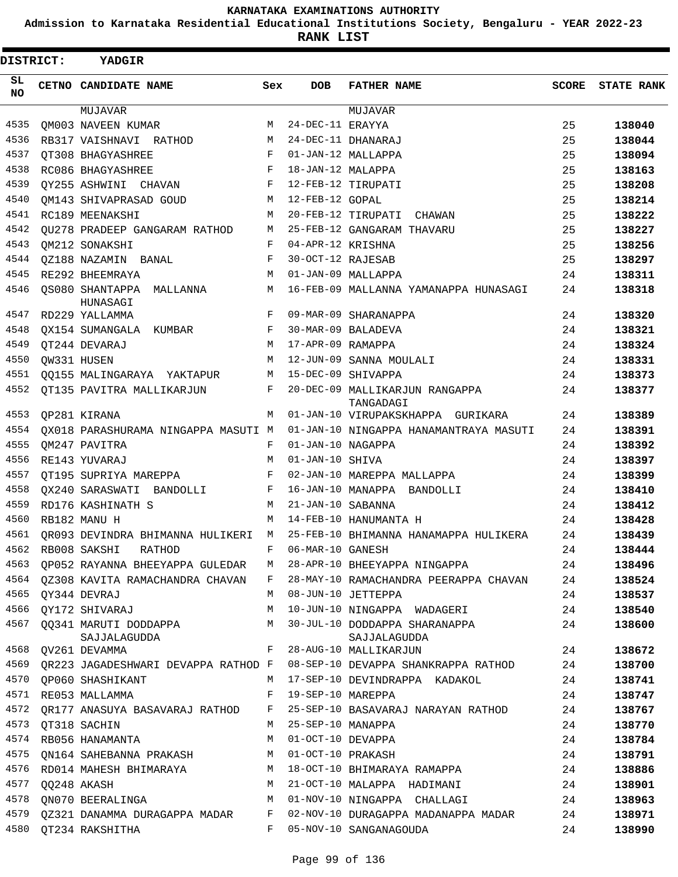# KARNATAKA EXAMINATIONS AUTHORITY

**Admission to Karnataka Residential Educational Institutions Society, Bengaluru - YEAR 2022-23**

**RANK LIST**

**DISTRICT: YADGIR**

| SL NO | CETNO | CANDIDATE NAME | Sex | DOB | FATHER NAME | SCORE | STATE RANK |
|---|---|---|---|---|---|---|---|
| | | MUJAVAR | | | MUJAVAR | | |
| 4535 | QM003 | NAVEEN KUMAR | M | 24-DEC-11 | ERAYYA | 25 | 138040 |
| 4536 | RB317 | VAISHNAVI RATHOD | M | 24-DEC-11 | DHANARAJ | 25 | 138044 |
| 4537 | QT308 | BHAGYASHREE | F | 01-JAN-12 | MALLAPPA | 25 | 138094 |
| 4538 | RC086 | BHAGYASHREE | F | 18-JAN-12 | MALAPPA | 25 | 138163 |
| 4539 | QY255 | ASHWINI CHAVAN | F | 12-FEB-12 | TIRUPATI | 25 | 138208 |
| 4540 | QM143 | SHIVAPRASAD GOUD | M | 12-FEB-12 | GOPAL | 25 | 138214 |
| 4541 | RC189 | MEENAKSHI | M | 20-FEB-12 | TIRUPATI CHAWAN | 25 | 138222 |
| 4542 | QU278 | PRADEEP GANGARAM RATHOD | M | 25-FEB-12 | GANGARAM THAVARU | 25 | 138227 |
| 4543 | QM212 | SONAKSHI | F | 04-APR-12 | KRISHNA | 25 | 138256 |
| 4544 | QZ188 | NAZAMIN BANAL | F | 30-OCT-12 | RAJESAB | 25 | 138297 |
| 4545 | RE292 | BHEEMRAYA | M | 01-JAN-09 | MALLAPPA | 24 | 138311 |
| 4546 | QS080 | SHANTAPPA MALLANNA HUNASAGI | M | 16-FEB-09 | MALLANNA YAMANAPPA HUNASAGI | 24 | 138318 |
| 4547 | RD229 | YALLAMMA | F | 09-MAR-09 | SHARANAPPA | 24 | 138320 |
| 4548 | QX154 | SUMANGALA KUMBAR | F | 30-MAR-09 | BALADEVA | 24 | 138321 |
| 4549 | QT244 | DEVARAJ | M | 17-APR-09 | RAMAPPA | 24 | 138324 |
| 4550 | QW331 | HUSEN | M | 12-JUN-09 | SANNA MOULALI | 24 | 138331 |
| 4551 | QQ155 | MALINGARAYA YAKTAPUR | M | 15-DEC-09 | SHIVAPPA | 24 | 138373 |
| 4552 | QT135 | PAVITRA MALLIKARJUN | F | 20-DEC-09 | MALLIKARJUN RANGAPPA TANGADAGI | 24 | 138377 |
| 4553 | QP281 | KIRANA | M | 01-JAN-10 | VIRUPAKSKHAPPA GURIKARA | 24 | 138389 |
| 4554 | QX018 | PARASHURAMA NINGAPPA MASUTI | M | 01-JAN-10 | NINGAPPA HANAMANTRAYA MASUTI | 24 | 138391 |
| 4555 | QM247 | PAVITRA | F | 01-JAN-10 | NAGAPPA | 24 | 138392 |
| 4556 | RE143 | YUVARAJ | M | 01-JAN-10 | SHIVA | 24 | 138397 |
| 4557 | QT195 | SUPRIYA MAREPPA | F | 02-JAN-10 | MAREPPA MALLAPPA | 24 | 138399 |
| 4558 | QX240 | SARASWATI BANDOLLI | F | 16-JAN-10 | MANAPPA BANDOLLI | 24 | 138410 |
| 4559 | RD176 | KASHINATH S | M | 21-JAN-10 | SABANNA | 24 | 138412 |
| 4560 | RB182 | MANU H | M | 14-FEB-10 | HANUMANTA H | 24 | 138428 |
| 4561 | QR093 | DEVINDRA BHIMANNA HULIKERI | M | 25-FEB-10 | BHIMANNA HANAMAPPA HULIKERA | 24 | 138439 |
| 4562 | RB008 | SAKSHI RATHOD | F | 06-MAR-10 | GANESH | 24 | 138444 |
| 4563 | QP052 | RAYANNA BHEEYAPPA GULEDAR | M | 28-APR-10 | BHEEYAPPA NINGAPPA | 24 | 138496 |
| 4564 | QZ308 | KAVITA RAMACHANDRA CHAVAN | F | 28-MAY-10 | RAMACHANDRA PEERAPPA CHAVAN | 24 | 138524 |
| 4565 | QY344 | DEVRAJ | M | 08-JUN-10 | JETTEPPA | 24 | 138537 |
| 4566 | QY172 | SHIVARAJ | M | 10-JUN-10 | NINGAPPA WADAGERI | 24 | 138540 |
| 4567 | QQ341 | MARUTI DODDAPPA SAJJALAGUDDA | M | 30-JUL-10 | DODDAPPA SHARANAPPA SAJJALAGUDDA | 24 | 138600 |
| 4568 | QV261 | DEVAMMA | F | 28-AUG-10 | MALLIKARJUN | 24 | 138672 |
| 4569 | QR223 | JAGADESHWARI DEVAPPA RATHOD | F | 08-SEP-10 | DEVAPPA SHANKRAPPA RATHOD | 24 | 138700 |
| 4570 | QP060 | SHASHIKANT | M | 17-SEP-10 | DEVINDRAPPA KADAKOL | 24 | 138741 |
| 4571 | RE053 | MALLAMMA | F | 19-SEP-10 | MAREPPA | 24 | 138747 |
| 4572 | QR177 | ANASUYA BASAVARAJ RATHOD | F | 25-SEP-10 | BASAVARAJ NARAYAN RATHOD | 24 | 138767 |
| 4573 | QT318 | SACHIN | M | 25-SEP-10 | MANAPPA | 24 | 138770 |
| 4574 | RB056 | HANAMANTA | M | 01-OCT-10 | DEVAPPA | 24 | 138784 |
| 4575 | QN164 | SAHEBANNA PRAKASH | M | 01-OCT-10 | PRAKASH | 24 | 138791 |
| 4576 | RD014 | MAHESH BHIMARAYA | M | 18-OCT-10 | BHIMARAYA RAMAPPA | 24 | 138886 |
| 4577 | QQ248 | AKASH | M | 21-OCT-10 | MALAPPA HADIMANI | 24 | 138901 |
| 4578 | QN070 | BEERALINGA | M | 01-NOV-10 | NINGAPPA CHALLAGI | 24 | 138963 |
| 4579 | QZ321 | DANAMMA DURAGAPPA MADAR | F | 02-NOV-10 | DURAGAPPA MADANAPPA MADAR | 24 | 138971 |
| 4580 | QT234 | RAKSHITHA | F | 05-NOV-10 | SANGANAGOUDA | 24 | 138990 |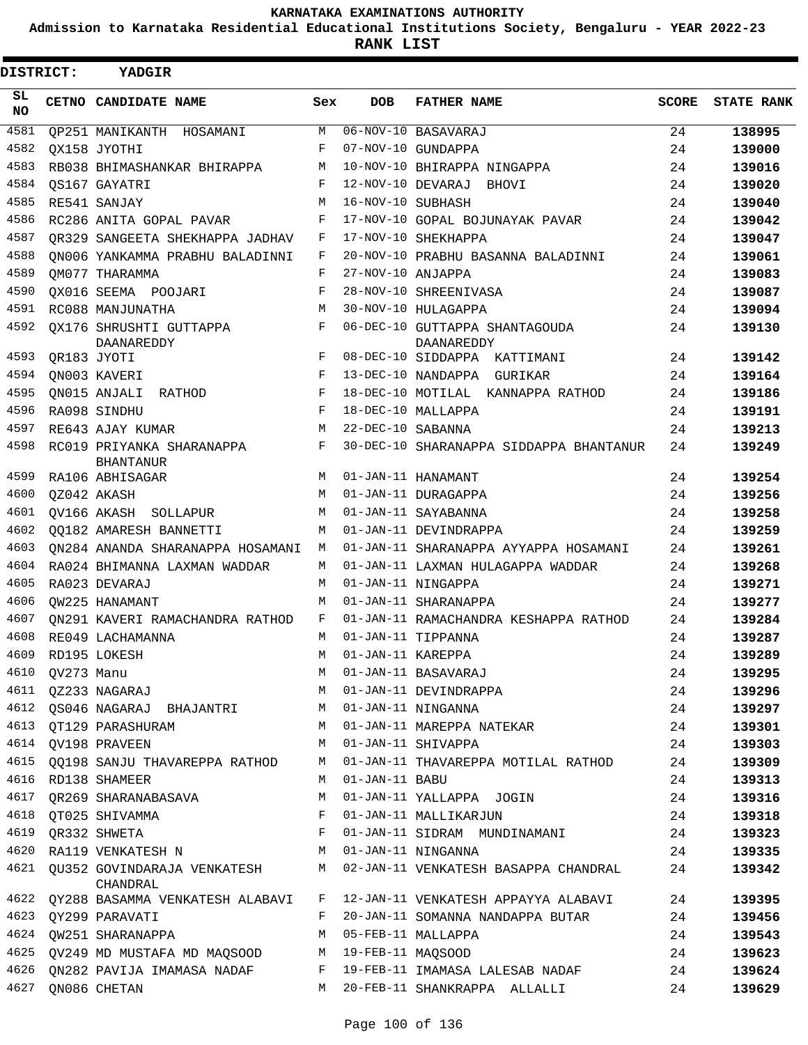# KARNATAKA EXAMINATIONS AUTHORITY

**Admission to Karnataka Residential Educational Institutions Society, Bengaluru - YEAR 2022-23**

**RANK LIST**

**DISTRICT: YADGIR**

| SL NO | CETNO | CANDIDATE NAME | Sex | DOB | FATHER NAME | SCORE | STATE RANK |
|---|---|---|---|---|---|---|---|
| 4581 | QP251 | MANIKANTH HOSAMANI | M | 06-NOV-10 | BASAVARAJ | 24 | 138995 |
| 4582 | QX158 | JYOTHI | F | 07-NOV-10 | GUNDAPPA | 24 | 139000 |
| 4583 | RB038 | BHIMASHANKAR BHIRAPPA | M | 10-NOV-10 | BHIRAPPA NINGAPPA | 24 | 139016 |
| 4584 | QS167 | GAYATRI | F | 12-NOV-10 | DEVARAJ BHOVI | 24 | 139020 |
| 4585 | RE541 | SANJAY | M | 16-NOV-10 | SUBHASH | 24 | 139040 |
| 4586 | RC286 | ANITA GOPAL PAVAR | F | 17-NOV-10 | GOPAL BOJUNAYAK PAVAR | 24 | 139042 |
| 4587 | QR329 | SANGEETA SHEKHAPPA JADHAV | F | 17-NOV-10 | SHEKHAPPA | 24 | 139047 |
| 4588 | QN006 | YANKAMMA PRABHU BALADINNI | F | 20-NOV-10 | PRABHU BASANNA BALADINNI | 24 | 139061 |
| 4589 | QM077 | THARAMMA | F | 27-NOV-10 | ANJAPPA | 24 | 139083 |
| 4590 | QX016 | SEEMA POOJARI | F | 28-NOV-10 | SHREENIVASA | 24 | 139087 |
| 4591 | RC088 | MANJUNATHA | M | 30-NOV-10 | HULAGAPPA | 24 | 139094 |
| 4592 | QX176 | SHRUSHTI GUTTAPPA DAANAREDDY | F | 06-DEC-10 | GUTTAPPA SHANTAGOUDA DAANAREDDY | 24 | 139130 |
| 4593 | QR183 | JYOTI | F | 08-DEC-10 | SIDDAPPA KATTIMANI | 24 | 139142 |
| 4594 | QN003 | KAVERI | F | 13-DEC-10 | NANDAPPA GURIKAR | 24 | 139164 |
| 4595 | QN015 | ANJALI RATHOD | F | 18-DEC-10 | MOTILAL KANNAPPA RATHOD | 24 | 139186 |
| 4596 | RA098 | SINDHU | F | 18-DEC-10 | MALLAPPA | 24 | 139191 |
| 4597 | RE643 | AJAY KUMAR | M | 22-DEC-10 | SABANNA | 24 | 139213 |
| 4598 | RC019 | PRIYANKA SHARANAPPA BHANTANUR | F | 30-DEC-10 | SHARANAPPA SIDDAPPA BHANTANUR | 24 | 139249 |
| 4599 | RA106 | ABHISAGAR | M | 01-JAN-11 | HANAMANT | 24 | 139254 |
| 4600 | QZ042 | AKASH | M | 01-JAN-11 | DURAGAPPA | 24 | 139256 |
| 4601 | QV166 | AKASH SOLLAPUR | M | 01-JAN-11 | SAYABANNA | 24 | 139258 |
| 4602 | QQ182 | AMARESH BANNETTI | M | 01-JAN-11 | DEVINDRAPPA | 24 | 139259 |
| 4603 | QN284 | ANANDA SHARANAPPA HOSAMANI | M | 01-JAN-11 | SHARANAPPA AYYAPPA HOSAMANI | 24 | 139261 |
| 4604 | RA024 | BHIMANNA LAXMAN WADDAR | M | 01-JAN-11 | LAXMAN HULAGAPPA WADDAR | 24 | 139268 |
| 4605 | RA023 | DEVARAJ | M | 01-JAN-11 | NINGAPPA | 24 | 139271 |
| 4606 | QW225 | HANAMANT | M | 01-JAN-11 | SHARANAPPA | 24 | 139277 |
| 4607 | QN291 | KAVERI RAMACHANDRA RATHOD | F | 01-JAN-11 | RAMACHANDRA KESHAPPA RATHOD | 24 | 139284 |
| 4608 | RE049 | LACHAMANNA | M | 01-JAN-11 | TIPPANNA | 24 | 139287 |
| 4609 | RD195 | LOKESH | M | 01-JAN-11 | KAREPPA | 24 | 139289 |
| 4610 | QV273 | Manu | M | 01-JAN-11 | BASAVARAJ | 24 | 139295 |
| 4611 | QZ233 | NAGARAJ | M | 01-JAN-11 | DEVINDRAPPA | 24 | 139296 |
| 4612 | QS046 | NAGARAJ BHAJANTRI | M | 01-JAN-11 | NINGANNA | 24 | 139297 |
| 4613 | QT129 | PARASHURAM | M | 01-JAN-11 | MAREPPA NATEKAR | 24 | 139301 |
| 4614 | QV198 | PRAVEEN | M | 01-JAN-11 | SHIVAPPA | 24 | 139303 |
| 4615 | QQ198 | SANJU THAVAREPPA RATHOD | M | 01-JAN-11 | THAVAREPPA MOTILAL RATHOD | 24 | 139309 |
| 4616 | RD138 | SHAMEER | M | 01-JAN-11 | BABU | 24 | 139313 |
| 4617 | QR269 | SHARANABASAVA | M | 01-JAN-11 | YALLAPPA JOGIN | 24 | 139316 |
| 4618 | QT025 | SHIVAMMA | F | 01-JAN-11 | MALLIKARJUN | 24 | 139318 |
| 4619 | QR332 | SHWETA | F | 01-JAN-11 | SIDRAM MUNDINAMANI | 24 | 139323 |
| 4620 | RA119 | VENKATESH N | M | 01-JAN-11 | NINGANNA | 24 | 139335 |
| 4621 | QU352 | GOVINDARAJA VENKATESH CHANDRAL | M | 02-JAN-11 | VENKATESH BASAPPA CHANDRAL | 24 | 139342 |
| 4622 | QY288 | BASAMMA VENKATESH ALABAVI | F | 12-JAN-11 | VENKATESH APPAYYA ALABAVI | 24 | 139395 |
| 4623 | QY299 | PARAVATI | F | 20-JAN-11 | SOMANNA NANDAPPA BUTAR | 24 | 139456 |
| 4624 | QW251 | SHARANAPPA | M | 05-FEB-11 | MALLAPPA | 24 | 139543 |
| 4625 | QV249 | MD MUSTAFA MD MAQSOOD | M | 19-FEB-11 | MAQSOOD | 24 | 139623 |
| 4626 | QN282 | PAVIJA IMAMASA NADAF | F | 19-FEB-11 | IMAMASA LALESAB NADAF | 24 | 139624 |
| 4627 | QN086 | CHETAN | M | 20-FEB-11 | SHANKRAPPA ALLALLI | 24 | 139629 |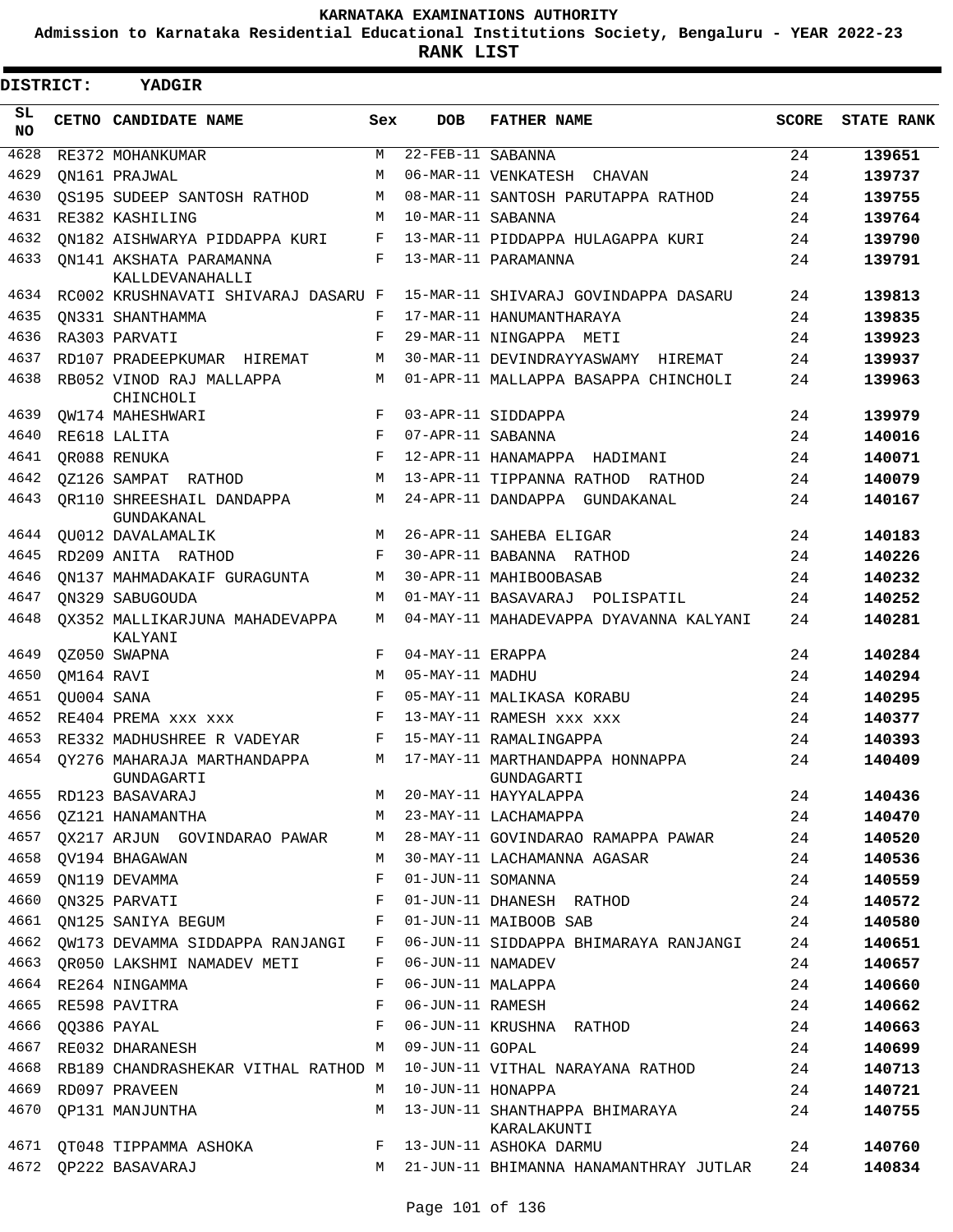KARNATAKA EXAMINATIONS AUTHORITY

Admission to Karnataka Residential Educational Institutions Society, Bengaluru - YEAR 2022-23

**RANK LIST**

**DISTRICT: YADGIR**

| SL NO | CETNO | CANDIDATE NAME | Sex | DOB | FATHER NAME | SCORE | STATE RANK |
|---|---|---|---|---|---|---|---|
| 4628 | RE372 | MOHANKUMAR | M | 22-FEB-11 | SABANNA | 24 | 139651 |
| 4629 | QN161 | PRAJWAL | M | 06-MAR-11 | VENKATESH CHAVAN | 24 | 139737 |
| 4630 | QS195 | SUDEEP SANTOSH RATHOD | M | 08-MAR-11 | SANTOSH PARUTAPPA RATHOD | 24 | 139755 |
| 4631 | RE382 | KASHILING | M | 10-MAR-11 | SABANNA | 24 | 139764 |
| 4632 | QN182 | AISHWARYA PIDDAPPA KURI | F | 13-MAR-11 | PIDDAPPA HULAGAPPA KURI | 24 | 139790 |
| 4633 | QN141 | AKSHATA PARAMANNA KALLDEVANAHALLI | F | 13-MAR-11 | PARAMANNA | 24 | 139791 |
| 4634 | RC002 | KRUSHNAVATI SHIVARAJ DASARU | F | 15-MAR-11 | SHIVARAJ GOVINDAPPA DASARU | 24 | 139813 |
| 4635 | QN331 | SHANTHAMMA | F | 17-MAR-11 | HANUMANTHARAYA | 24 | 139835 |
| 4636 | RA303 | PARVATI | F | 29-MAR-11 | NINGAPPA METI | 24 | 139923 |
| 4637 | RD107 | PRADEEPKUMAR HIREMAT | M | 30-MAR-11 | DEVINDRAYYASWAMY HIREMAT | 24 | 139937 |
| 4638 | RB052 | VINOD RAJ MALLAPPA CHINCHOLI | M | 01-APR-11 | MALLAPPA BASAPPA CHINCHOLI | 24 | 139963 |
| 4639 | QW174 | MAHESHWARI | F | 03-APR-11 | SIDDAPPA | 24 | 139979 |
| 4640 | RE618 | LALITA | F | 07-APR-11 | SABANNA | 24 | 140016 |
| 4641 | QR088 | RENUKA | F | 12-APR-11 | HANAMAPPA HADIMANI | 24 | 140071 |
| 4642 | QZ126 | SAMPAT RATHOD | M | 13-APR-11 | TIPPANNA RATHOD RATHOD | 24 | 140079 |
| 4643 | QR110 | SHREESHAIL DANDAPPA GUNDAKANAL | M | 24-APR-11 | DANDAPPA GUNDAKANAL | 24 | 140167 |
| 4644 | QU012 | DAVALAMALIK | M | 26-APR-11 | SAHEBA ELIGAR | 24 | 140183 |
| 4645 | RD209 | ANITA RATHOD | F | 30-APR-11 | BABANNA RATHOD | 24 | 140226 |
| 4646 | QN137 | MAHMADAKAIF GURAGUNTA | M | 30-APR-11 | MAHIBOOBASAB | 24 | 140232 |
| 4647 | QN329 | SABUGOUDA | M | 01-MAY-11 | BASAVARAJ POLISPATIL | 24 | 140252 |
| 4648 | QX352 | MALLIKARJUNA MAHADEVAPPA KALYANI | M | 04-MAY-11 | MAHADEVAPPA DYAVANNA KALYANI | 24 | 140281 |
| 4649 | QZ050 | SWAPNA | F | 04-MAY-11 | ERAPPA | 24 | 140284 |
| 4650 | QM164 | RAVI | M | 05-MAY-11 | MADHU | 24 | 140294 |
| 4651 | QU004 | SANA | F | 05-MAY-11 | MALIKASA KORABU | 24 | 140295 |
| 4652 | RE404 | PREMA xxx xxx | F | 13-MAY-11 | RAMESH xxx xxx | 24 | 140377 |
| 4653 | RE332 | MADHUSHREE R VADEYAR | F | 15-MAY-11 | RAMALINGAPPA | 24 | 140393 |
| 4654 | QY276 | MAHARAJA MARTHANDAPPA GUNDAGARTI | M | 17-MAY-11 | MARTHANDAPPA HONNAPPA GUNDAGARTI | 24 | 140409 |
| 4655 | RD123 | BASAVARAJ | M | 20-MAY-11 | HAYYALAPPA | 24 | 140436 |
| 4656 | QZ121 | HANAMANTHA | M | 23-MAY-11 | LACHAMAPPA | 24 | 140470 |
| 4657 | QX217 | ARJUN GOVINDARAO PAWAR | M | 28-MAY-11 | GOVINDARAO RAMAPPA PAWAR | 24 | 140520 |
| 4658 | QV194 | BHAGAWAN | M | 30-MAY-11 | LACHAMANNA AGASAR | 24 | 140536 |
| 4659 | QN119 | DEVAMMA | F | 01-JUN-11 | SOMANNA | 24 | 140559 |
| 4660 | QN325 | PARVATI | F | 01-JUN-11 | DHANESH RATHOD | 24 | 140572 |
| 4661 | QN125 | SANIYA BEGUM | F | 01-JUN-11 | MAIBOOB SAB | 24 | 140580 |
| 4662 | QW173 | DEVAMMA SIDDAPPA RANJANGI | F | 06-JUN-11 | SIDDAPPA BHIMARAYA RANJANGI | 24 | 140651 |
| 4663 | QR050 | LAKSHMI NAMADEV METI | F | 06-JUN-11 | NAMADEV | 24 | 140657 |
| 4664 | RE264 | NINGAMMA | F | 06-JUN-11 | MALAPPA | 24 | 140660 |
| 4665 | RE598 | PAVITRA | F | 06-JUN-11 | RAMESH | 24 | 140662 |
| 4666 | QQ386 | PAYAL | F | 06-JUN-11 | KRUSHNA RATHOD | 24 | 140663 |
| 4667 | RE032 | DHARANESH | M | 09-JUN-11 | GOPAL | 24 | 140699 |
| 4668 | RB189 | CHANDRASHEKAR VITHAL RATHOD | M | 10-JUN-11 | VITHAL NARAYANA RATHOD | 24 | 140713 |
| 4669 | RD097 | PRAVEEN | M | 10-JUN-11 | HONAPPA | 24 | 140721 |
| 4670 | QP131 | MANJUNTHA | M | 13-JUN-11 | SHANTHAPPA BHIMARAYA KARALAKUNTI | 24 | 140755 |
| 4671 | QT048 | TIPPAMMA ASHOKA | F | 13-JUN-11 | ASHOKA DARMU | 24 | 140760 |
| 4672 | QP222 | BASAVARAJ | M | 21-JUN-11 | BHIMANNA HANAMANTHRAY JUTLAR | 24 | 140834 |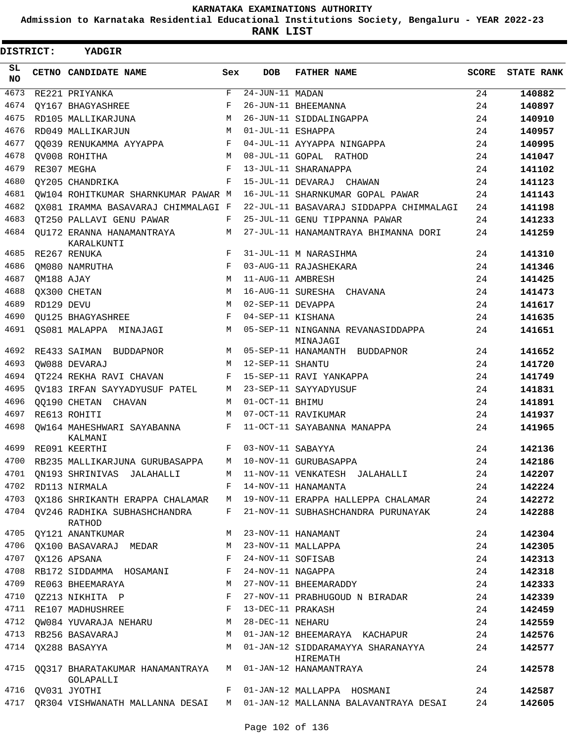# KARNATAKA EXAMINATIONS AUTHORITY

**Admission to Karnataka Residential Educational Institutions Society, Bengaluru - YEAR 2022-23**

**RANK LIST**

**DISTRICT: YADGIR**

| SL NO | CETNO | CANDIDATE NAME | Sex | DOB | FATHER NAME | SCORE | STATE RANK |
|---|---|---|---|---|---|---|---|
| 4673 | RE221 | PRIYANKA | F | 24-JUN-11 | MADAN | 24 | 140882 |
| 4674 | QY167 | BHAGYASHREE | F | 26-JUN-11 | BHEEMANNA | 24 | 140897 |
| 4675 | RD105 | MALLIKARJUNA | M | 26-JUN-11 | SIDDALINGAPPA | 24 | 140910 |
| 4676 | RD049 | MALLIKARJUN | M | 01-JUL-11 | ESHAPPA | 24 | 140957 |
| 4677 | QQ039 | RENUKAMMA AYYAPPA | F | 04-JUL-11 | AYYAPPA NINGAPPA | 24 | 140995 |
| 4678 | QV008 | ROHITHA | M | 08-JUL-11 | GOPAL RATHOD | 24 | 141047 |
| 4679 | RE307 | MEGHA | F | 13-JUL-11 | SHARANAPPA | 24 | 141102 |
| 4680 | QY205 | CHANDRIKA | F | 15-JUL-11 | DEVARAJ CHAWAN | 24 | 141123 |
| 4681 | QW104 | ROHITKUMAR SHARNKUMAR PAWAR | M | 16-JUL-11 | SHARNKUMAR GOPAL PAWAR | 24 | 141143 |
| 4682 | QX081 | IRAMMA BASAVARAJ CHIMMALAGI | F | 22-JUL-11 | BASAVARAJ SIDDAPPA CHIMMALAGI | 24 | 141198 |
| 4683 | QT250 | PALLAVI GENU PAWAR | F | 25-JUL-11 | GENU TIPPANNA PAWAR | 24 | 141233 |
| 4684 | QU172 | ERANNA HANAMANTRAYA KARALKUNTI | M | 27-JUL-11 | HANAMANTRAYA BHIMANNA DORI | 24 | 141259 |
| 4685 | RE267 | RENUKA | F | 31-JUL-11 | M NARASIHMA | 24 | 141310 |
| 4686 | QM080 | NAMRUTHA | F | 03-AUG-11 | RAJASHEKARA | 24 | 141346 |
| 4687 | QM188 | AJAY | M | 11-AUG-11 | AMBRESH | 24 | 141425 |
| 4688 | QX300 | CHETAN | M | 16-AUG-11 | SURESHA CHAVANA | 24 | 141473 |
| 4689 | RD129 | DEVU | M | 02-SEP-11 | DEVAPPA | 24 | 141617 |
| 4690 | QU125 | BHAGYASHREE | F | 04-SEP-11 | KISHANA | 24 | 141635 |
| 4691 | QS081 | MALAPPA MINAJAGI | M | 05-SEP-11 | NINGANNA REVANASIDDAPPA MINAJAGI | 24 | 141651 |
| 4692 | RE433 | SAIMAN BUDDAPNOR | M | 05-SEP-11 | HANAMANTH BUDDAPNOR | 24 | 141652 |
| 4693 | QW088 | DEVARAJ | M | 12-SEP-11 | SHANTU | 24 | 141720 |
| 4694 | QT224 | REKHA RAVI CHAVAN | F | 15-SEP-11 | RAVI YANKAPPA | 24 | 141749 |
| 4695 | QV183 | IRFAN SAYYADYUSUF PATEL | M | 23-SEP-11 | SAYYADYUSUF | 24 | 141831 |
| 4696 | QQ190 | CHETAN CHAVAN | M | 01-OCT-11 | BHIMU | 24 | 141891 |
| 4697 | RE613 | ROHITI | M | 07-OCT-11 | RAVIKUMAR | 24 | 141937 |
| 4698 | QW164 | MAHESHWARI SAYABANNA KALMANI | F | 11-OCT-11 | SAYABANNA MANAPPA | 24 | 141965 |
| 4699 | RE091 | KEERTHI | F | 03-NOV-11 | SABAYYA | 24 | 142136 |
| 4700 | RB235 | MALLIKARJUNA GURUBASAPPA | M | 10-NOV-11 | GURUBASAPPA | 24 | 142186 |
| 4701 | QN193 | SHRINIVAS JALAHALLI | M | 11-NOV-11 | VENKATESH JALAHALLI | 24 | 142207 |
| 4702 | RD113 | NIRMALA | F | 14-NOV-11 | HANAMANTA | 24 | 142224 |
| 4703 | QX186 | SHRIKANTH ERAPPA CHALAMAR | M | 19-NOV-11 | ERAPPA HALLEPPA CHALAMAR | 24 | 142272 |
| 4704 | QV246 | RADHIKA SUBHASHCHANDRA RATHOD | F | 21-NOV-11 | SUBHASHCHANDRA PURUNAYAK | 24 | 142288 |
| 4705 | QY121 | ANANTKUMAR | M | 23-NOV-11 | HANAMANT | 24 | 142304 |
| 4706 | QX100 | BASAVARAJ MEDAR | M | 23-NOV-11 | MALLAPPA | 24 | 142305 |
| 4707 | QX126 | APSANA | F | 24-NOV-11 | SOFISAB | 24 | 142313 |
| 4708 | RB172 | SIDDAMMA HOSAMANI | F | 24-NOV-11 | NAGAPPA | 24 | 142318 |
| 4709 | RE063 | BHEEMARAYA | M | 27-NOV-11 | BHEEMARADDY | 24 | 142333 |
| 4710 | QZ213 | NIKHITA P | F | 27-NOV-11 | PRABHUGOUD N BIRADAR | 24 | 142339 |
| 4711 | RE107 | MADHUSHREE | F | 13-DEC-11 | PRAKASH | 24 | 142459 |
| 4712 | QW084 | YUVARAJA NEHARU | M | 28-DEC-11 | NEHARU | 24 | 142559 |
| 4713 | RB256 | BASAVARAJ | M | 01-JAN-12 | BHEEMARAYA KACHAPUR | 24 | 142576 |
| 4714 | QX288 | BASAYYA | M | 01-JAN-12 | SIDDARAMAYYA SHARANAYYA HIREMATH | 24 | 142577 |
| 4715 | QQ317 | BHARATAKUMAR HANAMANTRAYA GOLAPALLI | M | 01-JAN-12 | HANAMANTRAYA | 24 | 142578 |
| 4716 | QV031 | JYOTHI | F | 01-JAN-12 | MALLAPPA HOSMANI | 24 | 142587 |
| 4717 | QR304 | VISHWANATH MALLANNA DESAI | M | 01-JAN-12 | MALLANNA BALAVANTRAYA DESAI | 24 | 142605 |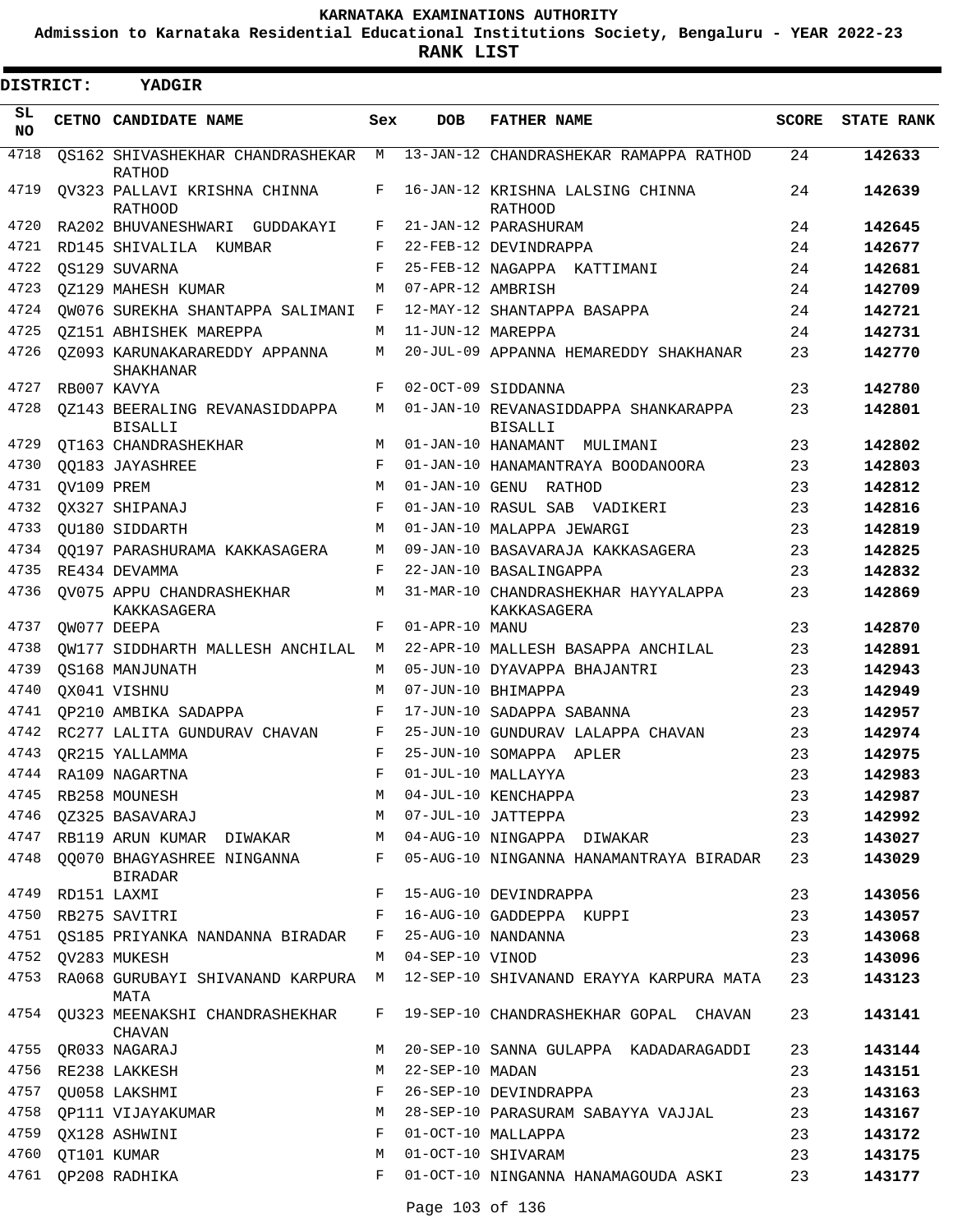# KARNATAKA EXAMINATIONS AUTHORITY

**Admission to Karnataka Residential Educational Institutions Society, Bengaluru - YEAR 2022-23**

**RANK LIST**

**DISTRICT: YADGIR**

| SL NO | CETNO | CANDIDATE NAME | Sex | DOB | FATHER NAME | SCORE | STATE RANK |
|---|---|---|---|---|---|---|---|
| 4718 | QS162 | SHIVASHEKHAR CHANDRASHEKAR RATHOD | M | 13-JAN-12 | CHANDRASHEKAR RAMAPPA RATHOD | 24 | **142633** |
| 4719 | QV323 | PALLAVI KRISHNA CHINNA RATHOOD | F | 16-JAN-12 | KRISHNA LALSING CHINNA RATHOOD | 24 | **142639** |
| 4720 | RA202 | BHUVANESHWARI GUDDAKAYI | F | 21-JAN-12 | PARASHURAM | 24 | **142645** |
| 4721 | RD145 | SHIVALILA KUMBAR | F | 22-FEB-12 | DEVINDRAPPA | 24 | **142677** |
| 4722 | QS129 | SUVARNA | F | 25-FEB-12 | NAGAPPA KATTIMANI | 24 | **142681** |
| 4723 | QZ129 | MAHESH KUMAR | M | 07-APR-12 | AMBRISH | 24 | **142709** |
| 4724 | QW076 | SUREKHA SHANTAPPA SALIMANI | F | 12-MAY-12 | SHANTAPPA BASAPPA | 24 | **142721** |
| 4725 | QZ151 | ABHISHEK MAREPPA | M | 11-JUN-12 | MAREPPA | 24 | **142731** |
| 4726 | QZ093 | KARUNAKARAREDDY APPANNA SHAKHANAR | M | 20-JUL-09 | APPANNA HEMAREDDY SHAKHANAR | 23 | **142770** |
| 4727 | RB007 | KAVYA | F | 02-OCT-09 | SIDDANNA | 23 | **142780** |
| 4728 | QZ143 | BEERALING REVANASIDDAPPA BISALLI | M | 01-JAN-10 | REVANASIDDAPPA SHANKARAPPA BISALLI | 23 | **142801** |
| 4729 | QT163 | CHANDRASHEKHAR | M | 01-JAN-10 | HANAMANT MULIMANI | 23 | **142802** |
| 4730 | QQ183 | JAYASHREE | F | 01-JAN-10 | HANAMANTRAYA BOODANOORA | 23 | **142803** |
| 4731 | QV109 | PREM | M | 01-JAN-10 | GENU RATHOD | 23 | **142812** |
| 4732 | QX327 | SHIPANAJ | F | 01-JAN-10 | RASUL SAB VADIKERI | 23 | **142816** |
| 4733 | QU180 | SIDDARTH | M | 01-JAN-10 | MALAPPA JEWARGI | 23 | **142819** |
| 4734 | QQ197 | PARASHURAMA KAKKASAGERA | M | 09-JAN-10 | BASAVARAJA KAKKASAGERA | 23 | **142825** |
| 4735 | RE434 | DEVAMMA | F | 22-JAN-10 | BASALINGAPPA | 23 | **142832** |
| 4736 | QV075 | APPU CHANDRASHEKHAR KAKKASAGERA | M | 31-MAR-10 | CHANDRASHEKHAR HAYYALAPPA KAKKASAGERA | 23 | **142869** |
| 4737 | QW077 | DEEPA | F | 01-APR-10 | MANU | 23 | **142870** |
| 4738 | QW177 | SIDDHARTH MALLESH ANCHILAL | M | 22-APR-10 | MALLESH BASAPPA ANCHILAL | 23 | **142891** |
| 4739 | QS168 | MANJUNATH | M | 05-JUN-10 | DYAVAPPA BHAJANTRI | 23 | **142943** |
| 4740 | QX041 | VISHNU | M | 07-JUN-10 | BHIMAPPA | 23 | **142949** |
| 4741 | QP210 | AMBIKA SADAPPA | F | 17-JUN-10 | SADAPPA SABANNA | 23 | **142957** |
| 4742 | RC277 | LALITA GUNDURAV CHAVAN | F | 25-JUN-10 | GUNDURAV LALAPPA CHAVAN | 23 | **142974** |
| 4743 | QR215 | YALLAMMA | F | 25-JUN-10 | SOMAPPA APLER | 23 | **142975** |
| 4744 | RA109 | NAGARTNA | F | 01-JUL-10 | MALLAYYA | 23 | **142983** |
| 4745 | RB258 | MOUNESH | M | 04-JUL-10 | KENCHAPPA | 23 | **142987** |
| 4746 | QZ325 | BASAVARAJ | M | 07-JUL-10 | JATTEPPA | 23 | **142992** |
| 4747 | RB119 | ARUN KUMAR DIWAKAR | M | 04-AUG-10 | NINGAPPA DIWAKAR | 23 | **143027** |
| 4748 | QQ070 | BHAGYASHREE NINGANNA BIRADAR | F | 05-AUG-10 | NINGANNA HANAMANTRAYA BIRADAR | 23 | **143029** |
| 4749 | RD151 | LAXMI | F | 15-AUG-10 | DEVINDRAPPA | 23 | **143056** |
| 4750 | RB275 | SAVITRI | F | 16-AUG-10 | GADDEPPA KUPPI | 23 | **143057** |
| 4751 | QS185 | PRIYANKA NANDANNA BIRADAR | F | 25-AUG-10 | NANDANNA | 23 | **143068** |
| 4752 | QV283 | MUKESH | M | 04-SEP-10 | VINOD | 23 | **143096** |
| 4753 | RA068 | GURUBAYI SHIVANAND KARPURA MATA | M | 12-SEP-10 | SHIVANAND ERAYYA KARPURA MATA | 23 | **143123** |
| 4754 | QU323 | MEENAKSHI CHANDRASHEKHAR CHAVAN | F | 19-SEP-10 | CHANDRASHEKHAR GOPAL CHAVAN | 23 | **143141** |
| 4755 | QR033 | NAGARAJ | M | 20-SEP-10 | SANNA GULAPPA KADADARAGADDI | 23 | **143144** |
| 4756 | RE238 | LAKKESH | M | 22-SEP-10 | MADAN | 23 | **143151** |
| 4757 | QU058 | LAKSHMI | F | 26-SEP-10 | DEVINDRAPPA | 23 | **143163** |
| 4758 | QP111 | VIJAYAKUMAR | M | 28-SEP-10 | PARASURAM SABAYYA VAJJAL | 23 | **143167** |
| 4759 | QX128 | ASHWINI | F | 01-OCT-10 | MALLAPPA | 23 | **143172** |
| 4760 | QT101 | KUMAR | M | 01-OCT-10 | SHIVARAM | 23 | **143175** |
| 4761 | QP208 | RADHIKA | F | 01-OCT-10 | NINGANNA HANAMAGOUDA ASKI | 23 | **143177** |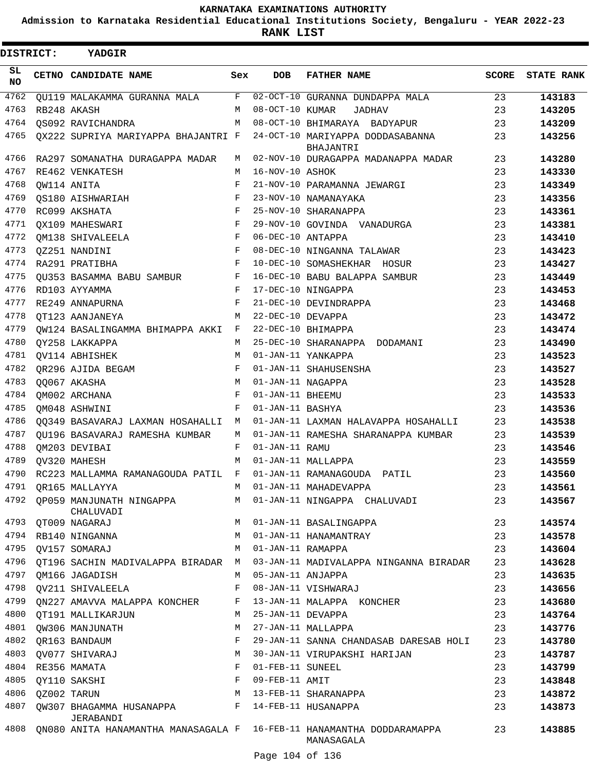# KARNATAKA EXAMINATIONS AUTHORITY

**Admission to Karnataka Residential Educational Institutions Society, Bengaluru - YEAR 2022-23**

**RANK LIST**

**DISTRICT: YADGIR**

| SL NO | CETNO | CANDIDATE NAME | Sex | DOB | FATHER NAME | SCORE | STATE RANK |
|---|---|---|---|---|---|---|---|
| 4762 | QU119 | MALAKAMMA GURANNA MALA | F | 02-OCT-10 | GURANNA DUNDAPPA MALA | 23 | 143183 |
| 4763 | RB248 | AKASH | M | 08-OCT-10 | KUMAR JADHAV | 23 | 143205 |
| 4764 | QS092 | RAVICHANDRA | M | 08-OCT-10 | BHIMARAYA BADYAPUR | 23 | 143209 |
| 4765 | QX222 | SUPRIYA MARIYAPPA BHAJANTRI | F | 24-OCT-10 | MARIYAPPA DODDASABANNA BHAJANTRI | 23 | 143256 |
| 4766 | RA297 | SOMANATHA DURAGAPPA MADAR | M | 02-NOV-10 | DURAGAPPA MADANAPPA MADAR | 23 | 143280 |
| 4767 | RE462 | VENKATESH | M | 16-NOV-10 | ASHOK | 23 | 143330 |
| 4768 | QW114 | ANITA | F | 21-NOV-10 | PARAMANNA JEWARGI | 23 | 143349 |
| 4769 | QS180 | AISHWARIAH | F | 23-NOV-10 | NAMANAYAKA | 23 | 143356 |
| 4770 | RC099 | AKSHATA | F | 25-NOV-10 | SHARANAPPA | 23 | 143361 |
| 4771 | QX109 | MAHESWARI | F | 29-NOV-10 | GOVINDA VANADURGA | 23 | 143381 |
| 4772 | QM138 | SHIVALEELA | F | 06-DEC-10 | ANTAPPA | 23 | 143410 |
| 4773 | QZ251 | NANDINI | F | 08-DEC-10 | NINGANNA TALAWAR | 23 | 143423 |
| 4774 | RA291 | PRATIBHA | F | 10-DEC-10 | SOMASHEKHAR HOSUR | 23 | 143427 |
| 4775 | QU353 | BASAMMA BABU SAMBUR | F | 16-DEC-10 | BABU BALAPPA SAMBUR | 23 | 143449 |
| 4776 | RD103 | AYYAMMA | F | 17-DEC-10 | NINGAPPA | 23 | 143453 |
| 4777 | RE249 | ANNAPURNA | F | 21-DEC-10 | DEVINDRAPPA | 23 | 143468 |
| 4778 | QT123 | AANJANEYA | M | 22-DEC-10 | DEVAPPA | 23 | 143472 |
| 4779 | QW124 | BASALINGAMMA BHIMAPPA AKKI | F | 22-DEC-10 | BHIMAPPA | 23 | 143474 |
| 4780 | QY258 | LAKKAPPA | M | 25-DEC-10 | SHARANAPPA DODAMANI | 23 | 143490 |
| 4781 | QV114 | ABHISHEK | M | 01-JAN-11 | YANKAPPA | 23 | 143523 |
| 4782 | QR296 | AJIDA BEGAM | F | 01-JAN-11 | SHAHUSENSHA | 23 | 143527 |
| 4783 | QQ067 | AKASHA | M | 01-JAN-11 | NAGAPPA | 23 | 143528 |
| 4784 | QM002 | ARCHANA | F | 01-JAN-11 | BHEEMU | 23 | 143533 |
| 4785 | QM048 | ASHWINI | F | 01-JAN-11 | BASHYA | 23 | 143536 |
| 4786 | QQ349 | BASAVARAJ LAXMAN HOSAHALLI | M | 01-JAN-11 | LAXMAN HALAVAPPA HOSAHALLI | 23 | 143538 |
| 4787 | QU196 | BASAVARAJ RAMESHA KUMBAR | M | 01-JAN-11 | RAMESHA SHARANAPPA KUMBAR | 23 | 143539 |
| 4788 | QM203 | DEVIBAI | F | 01-JAN-11 | RAMU | 23 | 143546 |
| 4789 | QV320 | MAHESH | M | 01-JAN-11 | MALLAPPA | 23 | 143559 |
| 4790 | RC223 | MALLAMMA RAMANAGOUDA PATIL | F | 01-JAN-11 | RAMANAGOUDA PATIL | 23 | 143560 |
| 4791 | QR165 | MALLAYYA | M | 01-JAN-11 | MAHADEVAPPA | 23 | 143561 |
| 4792 | QP059 | MANJUNATH NINGAPPA CHALUVADI | M | 01-JAN-11 | NINGAPPA CHALUVADI | 23 | 143567 |
| 4793 | QT009 | NAGARAJ | M | 01-JAN-11 | BASALINGAPPA | 23 | 143574 |
| 4794 | RB140 | NINGANNA | M | 01-JAN-11 | HANAMANTRAY | 23 | 143578 |
| 4795 | QV157 | SOMARAJ | M | 01-JAN-11 | RAMAPPA | 23 | 143604 |
| 4796 | QT196 | SACHIN MADIVALAPPA BIRADAR | M | 03-JAN-11 | MADIVALAPPA NINGANNA BIRADAR | 23 | 143628 |
| 4797 | QM166 | JAGADISH | M | 05-JAN-11 | ANJAPPA | 23 | 143635 |
| 4798 | QV211 | SHIVALEELA | F | 08-JAN-11 | VISHWARAJ | 23 | 143656 |
| 4799 | QN227 | AMAVVA MALAPPA KONCHER | F | 13-JAN-11 | MALAPPA KONCHER | 23 | 143680 |
| 4800 | QT191 | MALLIKARJUN | M | 25-JAN-11 | DEVAPPA | 23 | 143764 |
| 4801 | QW306 | MANJUNATH | M | 27-JAN-11 | MALLAPPA | 23 | 143776 |
| 4802 | QR163 | BANDAUM | F | 29-JAN-11 | SANNA CHANDASAB DARESAB HOLI | 23 | 143780 |
| 4803 | QV077 | SHIVARAJ | M | 30-JAN-11 | VIRUPAKSHI HARIJAN | 23 | 143787 |
| 4804 | RE356 | MAMATA | F | 01-FEB-11 | SUNEEL | 23 | 143799 |
| 4805 | QY110 | SAKSHI | F | 09-FEB-11 | AMIT | 23 | 143848 |
| 4806 | QZ002 | TARUN | M | 13-FEB-11 | SHARANAPPA | 23 | 143872 |
| 4807 | QW307 | BHAGAMMA HUSANAPPA JERABANDI | F | 14-FEB-11 | HUSANAPPA | 23 | 143873 |
| 4808 | QN080 | ANITA HANAMANTHA MANASAGALA | F | 16-FEB-11 | HANAMANTHA DODDARAMAPPA MANASAGALA | 23 | 143885 |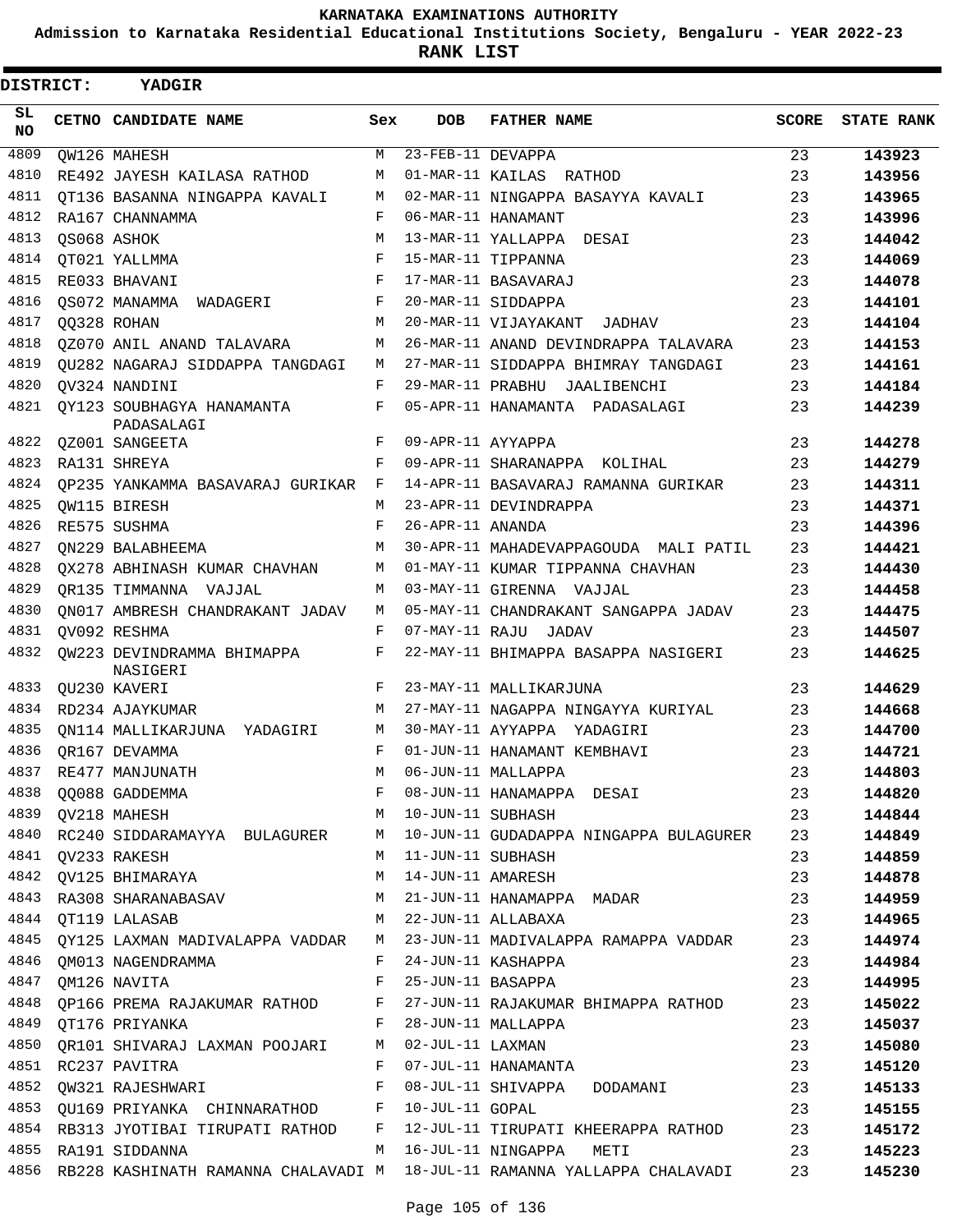# KARNATAKA EXAMINATIONS AUTHORITY

**Admission to Karnataka Residential Educational Institutions Society, Bengaluru - YEAR 2022-23**

**RANK LIST**

**DISTRICT: YADGIR**

| SL NO | CETNO | CANDIDATE NAME | Sex | DOB | FATHER NAME | SCORE | STATE RANK |
|---|---|---|---|---|---|---|---|
| 4809 | QW126 | MAHESH | M | 23-FEB-11 | DEVAPPA | 23 | 143923 |
| 4810 | RE492 | JAYESH KAILASA RATHOD | M | 01-MAR-11 | KAILAS RATHOD | 23 | 143956 |
| 4811 | QT136 | BASANNA NINGAPPA KAVALI | M | 02-MAR-11 | NINGAPPA BASAYYA KAVALI | 23 | 143965 |
| 4812 | RA167 | CHANNAMMA | F | 06-MAR-11 | HANAMANT | 23 | 143996 |
| 4813 | QS068 | ASHOK | M | 13-MAR-11 | YALLAPPA DESAI | 23 | 144042 |
| 4814 | QT021 | YALLMMA | F | 15-MAR-11 | TIPPANNA | 23 | 144069 |
| 4815 | RE033 | BHAVANI | F | 17-MAR-11 | BASAVARAJ | 23 | 144078 |
| 4816 | QS072 | MANAMMA WADAGERI | F | 20-MAR-11 | SIDDAPPA | 23 | 144101 |
| 4817 | QQ328 | ROHAN | M | 20-MAR-11 | VIJAYAKANT JADHAV | 23 | 144104 |
| 4818 | QZ070 | ANIL ANAND TALAVARA | M | 26-MAR-11 | ANAND DEVINDRAPPA TALAVARA | 23 | 144153 |
| 4819 | QU282 | NAGARAJ SIDDAPPA TANGDAGI | M | 27-MAR-11 | SIDDAPPA BHIMRAY TANGDAGI | 23 | 144161 |
| 4820 | QV324 | NANDINI | F | 29-MAR-11 | PRABHU JAALIBENCHI | 23 | 144184 |
| 4821 | QY123 | SOUBHAGYA HANAMANTA PADASALAGI | F | 05-APR-11 | HANAMANTA PADASALAGI | 23 | 144239 |
| 4822 | QZ001 | SANGEETA | F | 09-APR-11 | AYYAPPA | 23 | 144278 |
| 4823 | RA131 | SHREYA | F | 09-APR-11 | SHARANAPPA KOLIHAL | 23 | 144279 |
| 4824 | QP235 | YANKAMMA BASAVARAJ GURIKAR | F | 14-APR-11 | BASAVARAJ RAMANNA GURIKAR | 23 | 144311 |
| 4825 | QW115 | BIRESH | M | 23-APR-11 | DEVINDRAPPA | 23 | 144371 |
| 4826 | RE575 | SUSHMA | F | 26-APR-11 | ANANDA | 23 | 144396 |
| 4827 | QN229 | BALABHEEMA | M | 30-APR-11 | MAHADEVAPPAGOUDA MALI PATIL | 23 | 144421 |
| 4828 | QX278 | ABHINASH KUMAR CHAVHAN | M | 01-MAY-11 | KUMAR TIPPANNA CHAVHAN | 23 | 144430 |
| 4829 | QR135 | TIMMANNA VAJJAL | M | 03-MAY-11 | GIRENNA VAJJAL | 23 | 144458 |
| 4830 | QN017 | AMBRESH CHANDRAKANT JADAV | M | 05-MAY-11 | CHANDRAKANT SANGAPPA JADAV | 23 | 144475 |
| 4831 | QV092 | RESHMA | F | 07-MAY-11 | RAJU JADAV | 23 | 144507 |
| 4832 | QW223 | DEVINDRAMMA BHIMAPPA NASIGERI | F | 22-MAY-11 | BHIMAPPA BASAPPA NASIGERI | 23 | 144625 |
| 4833 | QU230 | KAVERI | F | 23-MAY-11 | MALLIKARJUNA | 23 | 144629 |
| 4834 | RD234 | AJAYKUMAR | M | 27-MAY-11 | NAGAPPA NINGAYYA KURIYAL | 23 | 144668 |
| 4835 | QN114 | MALLIKARJUNA YADAGIRI | M | 30-MAY-11 | AYYAPPA YADAGIRI | 23 | 144700 |
| 4836 | QR167 | DEVAMMA | F | 01-JUN-11 | HANAMANT KEMBHAVI | 23 | 144721 |
| 4837 | RE477 | MANJUNATH | M | 06-JUN-11 | MALLAPPA | 23 | 144803 |
| 4838 | QQ088 | GADDEMMA | F | 08-JUN-11 | HANAMAPPA DESAI | 23 | 144820 |
| 4839 | QV218 | MAHESH | M | 10-JUN-11 | SUBHASH | 23 | 144844 |
| 4840 | RC240 | SIDDARAMAYYA BULAGURER | M | 10-JUN-11 | GUDADAPPA NINGAPPA BULAGURER | 23 | 144849 |
| 4841 | QV233 | RAKESH | M | 11-JUN-11 | SUBHASH | 23 | 144859 |
| 4842 | QV125 | BHIMARAYA | M | 14-JUN-11 | AMARESH | 23 | 144878 |
| 4843 | RA308 | SHARANABASAV | M | 21-JUN-11 | HANAMAPPA MADAR | 23 | 144959 |
| 4844 | QT119 | LALASAB | M | 22-JUN-11 | ALLABAXA | 23 | 144965 |
| 4845 | QY125 | LAXMAN MADIVALAPPA VADDAR | M | 23-JUN-11 | MADIVALAPPA RAMAPPA VADDAR | 23 | 144974 |
| 4846 | QM013 | NAGENDRAMMA | F | 24-JUN-11 | KASHAPPA | 23 | 144984 |
| 4847 | QM126 | NAVITA | F | 25-JUN-11 | BASAPPA | 23 | 144995 |
| 4848 | QP166 | PREMA RAJAKUMAR RATHOD | F | 27-JUN-11 | RAJAKUMAR BHIMAPPA RATHOD | 23 | 145022 |
| 4849 | QT176 | PRIYANKA | F | 28-JUN-11 | MALLAPPA | 23 | 145037 |
| 4850 | QR101 | SHIVARAJ LAXMAN POOJARI | M | 02-JUL-11 | LAXMAN | 23 | 145080 |
| 4851 | RC237 | PAVITRA | F | 07-JUL-11 | HANAMANTA | 23 | 145120 |
| 4852 | QW321 | RAJESHWARI | F | 08-JUL-11 | SHIVAPPA DODAMANI | 23 | 145133 |
| 4853 | QU169 | PRIYANKA CHINNARATHOD | F | 10-JUL-11 | GOPAL | 23 | 145155 |
| 4854 | RB313 | JYOTIBAI TIRUPATI RATHOD | F | 12-JUL-11 | TIRUPATI KHEERAPPA RATHOD | 23 | 145172 |
| 4855 | RA191 | SIDDANNA | M | 16-JUL-11 | NINGAPPA METI | 23 | 145223 |
| 4856 | RB228 | KASHINATH RAMANNA CHALAVADI | M | 18-JUL-11 | RAMANNA YALLAPPA CHALAVADI | 23 | 145230 |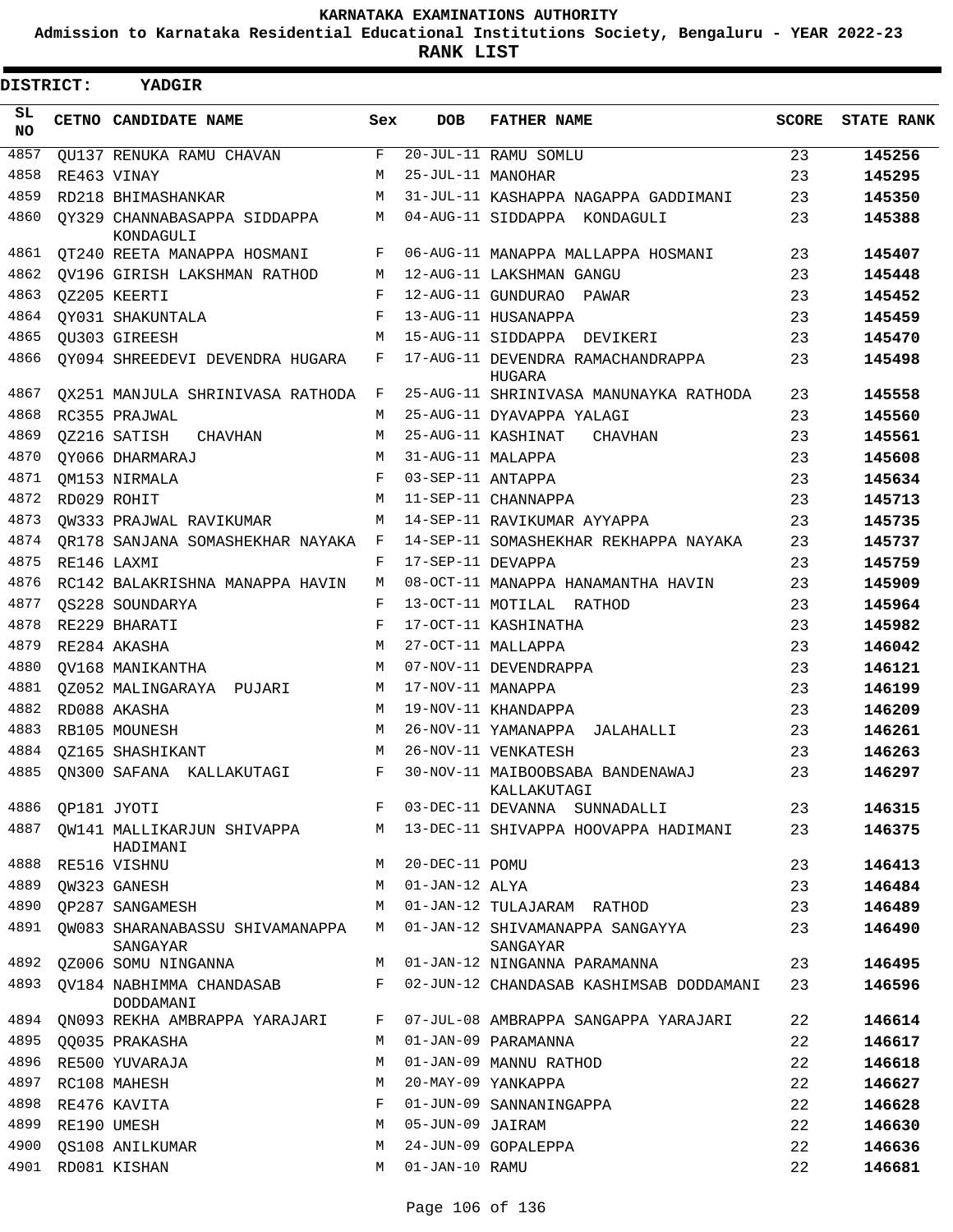# KARNATAKA EXAMINATIONS AUTHORITY

**Admission to Karnataka Residential Educational Institutions Society, Bengaluru - YEAR 2022-23**

**RANK LIST**

**DISTRICT: YADGIR**

| SL NO | CETNO | CANDIDATE NAME | Sex | DOB | FATHER NAME | SCORE | STATE RANK |
|---|---|---|---|---|---|---|---|
| 4857 | QU137 | RENUKA RAMU CHAVAN | F | 20-JUL-11 | RAMU SOMLU | 23 | **145256** |
| 4858 | RE463 | VINAY | M | 25-JUL-11 | MANOHAR | 23 | **145295** |
| 4859 | RD218 | BHIMASHANKAR | M | 31-JUL-11 | KASHAPPA NAGAPPA GADDIMANI | 23 | **145350** |
| 4860 | QY329 | CHANNABASAPPA SIDDAPPA KONDAGULI | M | 04-AUG-11 | SIDDAPPA KONDAGULI | 23 | **145388** |
| 4861 | QT240 | REETA MANAPPA HOSMANI | F | 06-AUG-11 | MANAPPA MALLAPPA HOSMANI | 23 | **145407** |
| 4862 | QV196 | GIRISH LAKSHMAN RATHOD | M | 12-AUG-11 | LAKSHMAN GANGU | 23 | **145448** |
| 4863 | QZ205 | KEERTI | F | 12-AUG-11 | GUNDURAO PAWAR | 23 | **145452** |
| 4864 | QY031 | SHAKUNTALA | F | 13-AUG-11 | HUSANAPPA | 23 | **145459** |
| 4865 | QU303 | GIREESH | M | 15-AUG-11 | SIDDAPPA DEVIKERI | 23 | **145470** |
| 4866 | QY094 | SHREEDEVI DEVENDRA HUGARA | F | 17-AUG-11 | DEVENDRA RAMACHANDRAPPA HUGARA | 23 | **145498** |
| 4867 | QX251 | MANJULA SHRINIVASA RATHODA | F | 25-AUG-11 | SHRINIVASA MANUNAYKA RATHODA | 23 | **145558** |
| 4868 | RC355 | PRAJWAL | M | 25-AUG-11 | DYAVAPPA YALAGI | 23 | **145560** |
| 4869 | QZ216 | SATISH CHAVHAN | M | 25-AUG-11 | KASHINAT CHAVHAN | 23 | **145561** |
| 4870 | QY066 | DHARMARAJ | M | 31-AUG-11 | MALAPPA | 23 | **145608** |
| 4871 | QM153 | NIRMALA | F | 03-SEP-11 | ANTAPPA | 23 | **145634** |
| 4872 | RD029 | ROHIT | M | 11-SEP-11 | CHANNAPPA | 23 | **145713** |
| 4873 | QW333 | PRAJWAL RAVIKUMAR | M | 14-SEP-11 | RAVIKUMAR AYYAPPA | 23 | **145735** |
| 4874 | QR178 | SANJANA SOMASHEKHAR NAYAKA | F | 14-SEP-11 | SOMASHEKHAR REKHAPPA NAYAKA | 23 | **145737** |
| 4875 | RE146 | LAXMI | F | 17-SEP-11 | DEVAPPA | 23 | **145759** |
| 4876 | RC142 | BALAKRISHNA MANAPPA HAVIN | M | 08-OCT-11 | MANAPPA HANAMANTHA HAVIN | 23 | **145909** |
| 4877 | QS228 | SOUNDARYA | F | 13-OCT-11 | MOTILAL RATHOD | 23 | **145964** |
| 4878 | RE229 | BHARATI | F | 17-OCT-11 | KASHINATHA | 23 | **145982** |
| 4879 | RE284 | AKASHA | M | 27-OCT-11 | MALLAPPA | 23 | **146042** |
| 4880 | QV168 | MANIKANTHA | M | 07-NOV-11 | DEVENDRAPPA | 23 | **146121** |
| 4881 | QZ052 | MALINGARAYA PUJARI | M | 17-NOV-11 | MANAPPA | 23 | **146199** |
| 4882 | RD088 | AKASHA | M | 19-NOV-11 | KHANDAPPA | 23 | **146209** |
| 4883 | RB105 | MOUNESH | M | 26-NOV-11 | YAMANAPPA JALAHALLI | 23 | **146261** |
| 4884 | QZ165 | SHASHIKANT | M | 26-NOV-11 | VENKATESH | 23 | **146263** |
| 4885 | QN300 | SAFANA KALLAKUTAGI | F | 30-NOV-11 | MAIBOOBSABA BANDENAWAJ KALLAKUTAGI | 23 | **146297** |
| 4886 | QP181 | JYOTI | F | 03-DEC-11 | DEVANNA SUNNADALLI | 23 | **146315** |
| 4887 | QW141 | MALLIKARJUN SHIVAPPA HADIMANI | M | 13-DEC-11 | SHIVAPPA HOOVAPPA HADIMANI | 23 | **146375** |
| 4888 | RE516 | VISHNU | M | 20-DEC-11 | POMU | 23 | **146413** |
| 4889 | QW323 | GANESH | M | 01-JAN-12 | ALYA | 23 | **146484** |
| 4890 | QP287 | SANGAMESH | M | 01-JAN-12 | TULAJARAM RATHOD | 23 | **146489** |
| 4891 | QW083 | SHARANABASSU SHIVAMANAPPA SANGAYAR | M | 01-JAN-12 | SHIVAMANAPPA SANGAYYA SANGAYAR | 23 | **146490** |
| 4892 | QZ006 | SOMU NINGANNA | M | 01-JAN-12 | NINGANNA PARAMANNA | 23 | **146495** |
| 4893 | QV184 | NABHIMMA CHANDASAB DODDAMANI | F | 02-JUN-12 | CHANDASAB KASHIMSAB DODDAMANI | 23 | **146596** |
| 4894 | QN093 | REKHA AMBRAPPA YARAJARI | F | 07-JUL-08 | AMBRAPPA SANGAPPA YARAJARI | 22 | **146614** |
| 4895 | QQ035 | PRAKASHA | M | 01-JAN-09 | PARAMANNA | 22 | **146617** |
| 4896 | RE500 | YUVARAJA | M | 01-JAN-09 | MANNU RATHOD | 22 | **146618** |
| 4897 | RC108 | MAHESH | M | 20-MAY-09 | YANKAPPA | 22 | **146627** |
| 4898 | RE476 | KAVITA | F | 01-JUN-09 | SANNANINGAPPA | 22 | **146628** |
| 4899 | RE190 | UMESH | M | 05-JUN-09 | JAIRAM | 22 | **146630** |
| 4900 | QS108 | ANILKUMAR | M | 24-JUN-09 | GOPALEPPA | 22 | **146636** |
| 4901 | RD081 | KISHAN | M | 01-JAN-10 | RAMU | 22 | **146681** |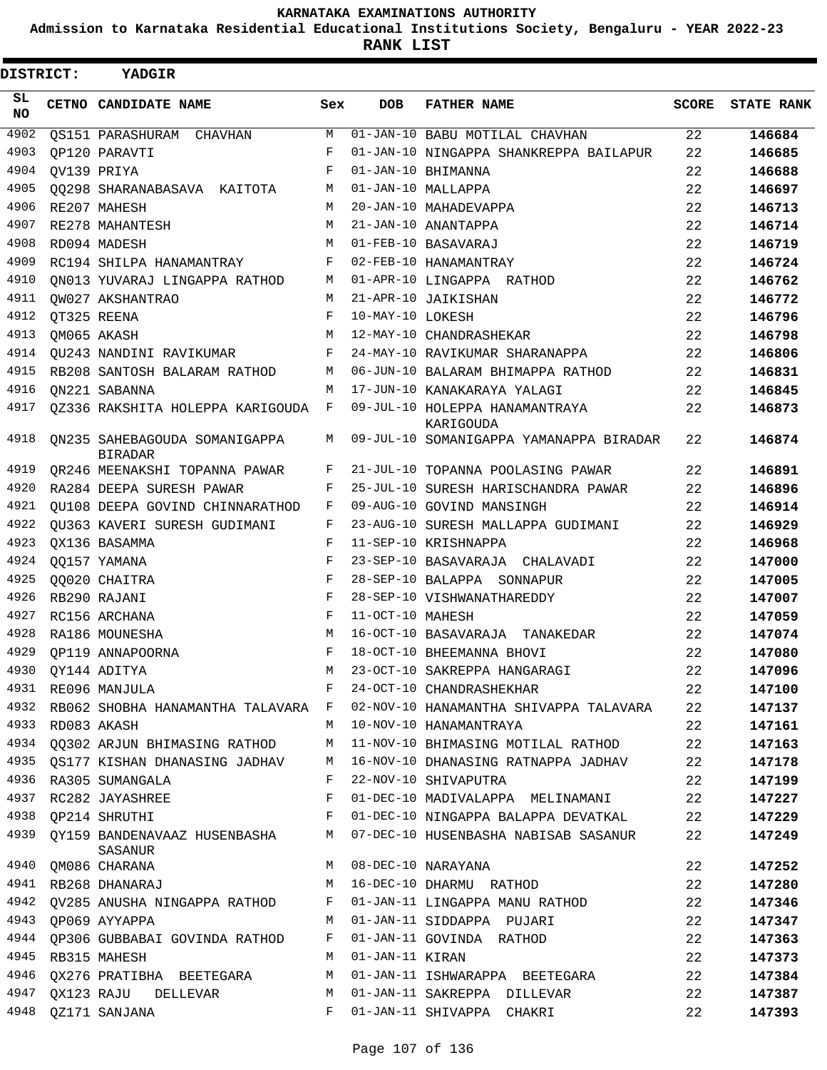# KARNATAKA EXAMINATIONS AUTHORITY

**Admission to Karnataka Residential Educational Institutions Society, Bengaluru - YEAR 2022-23**

**RANK LIST**

**DISTRICT: YADGIR**

| SL NO | CETNO | CANDIDATE NAME | Sex | DOB | FATHER NAME | SCORE | STATE RANK |
|---|---|---|---|---|---|---|---|
| 4902 | QS151 | PARASHURAM CHAVHAN | M | 01-JAN-10 | BABU MOTILAL CHAVHAN | 22 | **146684** |
| 4903 | QP120 | PARAVTI | F | 01-JAN-10 | NINGAPPA SHANKREPPA BAILAPUR | 22 | **146685** |
| 4904 | QV139 | PRIYA | F | 01-JAN-10 | BHIMANNA | 22 | **146688** |
| 4905 | QQ298 | SHARANABASAVA KAITOTA | M | 01-JAN-10 | MALLAPPA | 22 | **146697** |
| 4906 | RE207 | MAHESH | M | 20-JAN-10 | MAHADEVAPPA | 22 | **146713** |
| 4907 | RE278 | MAHANTESH | M | 21-JAN-10 | ANANTAPPA | 22 | **146714** |
| 4908 | RD094 | MADESH | M | 01-FEB-10 | BASAVARAJ | 22 | **146719** |
| 4909 | RC194 | SHILPA HANAMANTRAY | F | 02-FEB-10 | HANAMANTRAY | 22 | **146724** |
| 4910 | QN013 | YUVARAJ LINGAPPA RATHOD | M | 01-APR-10 | LINGAPPA RATHOD | 22 | **146762** |
| 4911 | QW027 | AKSHANTRAO | M | 21-APR-10 | JAIKISHAN | 22 | **146772** |
| 4912 | QT325 | REENA | F | 10-MAY-10 | LOKESH | 22 | **146796** |
| 4913 | QM065 | AKASH | M | 12-MAY-10 | CHANDRASHEKAR | 22 | **146798** |
| 4914 | QU243 | NANDINI RAVIKUMAR | F | 24-MAY-10 | RAVIKUMAR SHARANAPPA | 22 | **146806** |
| 4915 | RB208 | SANTOSH BALARAM RATHOD | M | 06-JUN-10 | BALARAM BHIMAPPA RATHOD | 22 | **146831** |
| 4916 | QN221 | SABANNA | M | 17-JUN-10 | KANAKARAYA YALAGI | 22 | **146845** |
| 4917 | QZ336 | RAKSHITA HOLEPPA KARIGOUDA | F | 09-JUL-10 | HOLEPPA HANAMANTRAYA KARIGOUDA | 22 | **146873** |
| 4918 | QN235 | SAHEBAGOUDA SOMANIGAPPA BIRADAR | M | 09-JUL-10 | SOMANIGAPPA YAMANAPPA BIRADAR | 22 | **146874** |
| 4919 | QR246 | MEENAKSHI TOPANNA PAWAR | F | 21-JUL-10 | TOPANNA POOLASING PAWAR | 22 | **146891** |
| 4920 | RA284 | DEEPA SURESH PAWAR | F | 25-JUL-10 | SURESH HARISCHANDRA PAWAR | 22 | **146896** |
| 4921 | QU108 | DEEPA GOVIND CHINNARATHOD | F | 09-AUG-10 | GOVIND MANSINGH | 22 | **146914** |
| 4922 | QU363 | KAVERI SURESH GUDIMANI | F | 23-AUG-10 | SURESH MALLAPPA GUDIMANI | 22 | **146929** |
| 4923 | QX136 | BASAMMA | F | 11-SEP-10 | KRISHNAPPA | 22 | **146968** |
| 4924 | QQ157 | YAMANA | F | 23-SEP-10 | BASAVARAJA CHALAVADI | 22 | **147000** |
| 4925 | QQ020 | CHAITRA | F | 28-SEP-10 | BALAPPA SONNAPUR | 22 | **147005** |
| 4926 | RB290 | RAJANI | F | 28-SEP-10 | VISHWANATHAREDDY | 22 | **147007** |
| 4927 | RC156 | ARCHANA | F | 11-OCT-10 | MAHESH | 22 | **147059** |
| 4928 | RA186 | MOUNESHA | M | 16-OCT-10 | BASAVARAJA TANAKEDAR | 22 | **147074** |
| 4929 | QP119 | ANNAPOORNA | F | 18-OCT-10 | BHEEMANNA BHOVI | 22 | **147080** |
| 4930 | QY144 | ADITYA | M | 23-OCT-10 | SAKREPPA HANGARAGI | 22 | **147096** |
| 4931 | RE096 | MANJULA | F | 24-OCT-10 | CHANDRASHEKHAR | 22 | **147100** |
| 4932 | RB062 | SHOBHA HANAMANTHA TALAVARA | F | 02-NOV-10 | HANAMANTHA SHIVAPPA TALAVARA | 22 | **147137** |
| 4933 | RD083 | AKASH | M | 10-NOV-10 | HANAMANTRAYA | 22 | **147161** |
| 4934 | QQ302 | ARJUN BHIMASING RATHOD | M | 11-NOV-10 | BHIMASING MOTILAL RATHOD | 22 | **147163** |
| 4935 | QS177 | KISHAN DHANASING JADHAV | M | 16-NOV-10 | DHANASING RATNAPPA JADHAV | 22 | **147178** |
| 4936 | RA305 | SUMANGALA | F | 22-NOV-10 | SHIVAPUTRA | 22 | **147199** |
| 4937 | RC282 | JAYASHREE | F | 01-DEC-10 | MADIVALAPPA MELINAMANI | 22 | **147227** |
| 4938 | QP214 | SHRUTHI | F | 01-DEC-10 | NINGAPPA BALAPPA DEVATKAL | 22 | **147229** |
| 4939 | QY159 | BANDENAVAAZ HUSENBASHA SASANUR | M | 07-DEC-10 | HUSENBASHA NABISAB SASANUR | 22 | **147249** |
| 4940 | QM086 | CHARANA | M | 08-DEC-10 | NARAYANA | 22 | **147252** |
| 4941 | RB268 | DHANARAJ | M | 16-DEC-10 | DHARMU RATHOD | 22 | **147280** |
| 4942 | QV285 | ANUSHA NINGAPPA RATHOD | F | 01-JAN-11 | LINGAPPA MANU RATHOD | 22 | **147346** |
| 4943 | QP069 | AYYAPPA | M | 01-JAN-11 | SIDDAPPA PUJARI | 22 | **147347** |
| 4944 | QP306 | GUBBABAI GOVINDA RATHOD | F | 01-JAN-11 | GOVINDA RATHOD | 22 | **147363** |
| 4945 | RB315 | MAHESH | M | 01-JAN-11 | KIRAN | 22 | **147373** |
| 4946 | QX276 | PRATIBHA BEETEGARA | M | 01-JAN-11 | ISHWARAPPA BEETEGARA | 22 | **147384** |
| 4947 | QX123 | RAJU DELLEVAR | M | 01-JAN-11 | SAKREPPA DILLEVAR | 22 | **147387** |
| 4948 | QZ171 | SANJANA | F | 01-JAN-11 | SHIVAPPA CHAKRI | 22 | **147393** |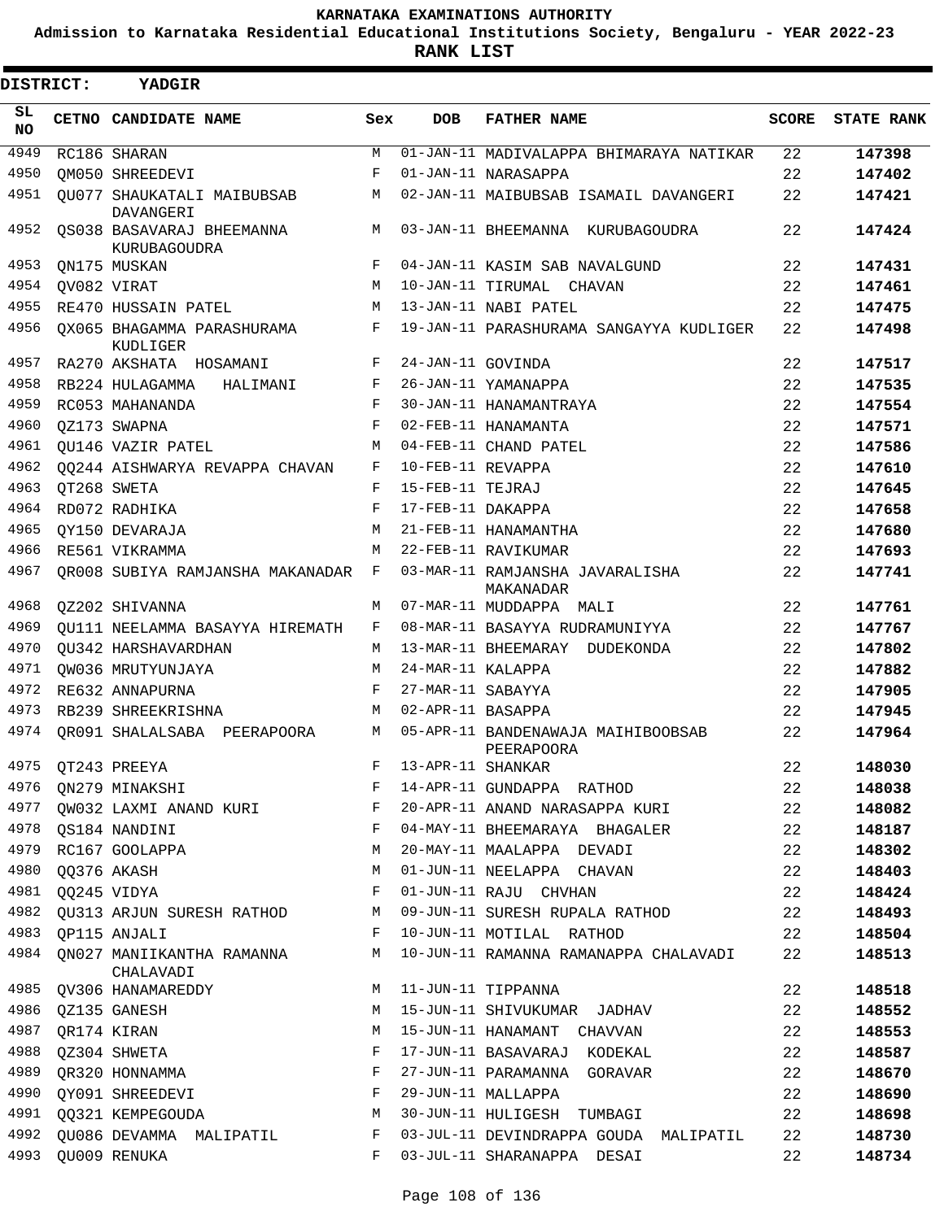KARNATAKA EXAMINATIONS AUTHORITY

Admission to Karnataka Residential Educational Institutions Society, Bengaluru - YEAR 2022-23

**RANK LIST**

**DISTRICT: YADGIR**

| SL NO | CETNO | CANDIDATE NAME | Sex | DOB | FATHER NAME | SCORE | STATE RANK |
|---|---|---|---|---|---|---|---|
| 4949 | RC186 | SHARAN | M | 01-JAN-11 | MADIVALAPPA BHIMARAYA NATIKAR | 22 | **147398** |
| 4950 | QM050 | SHREEDEVI | F | 01-JAN-11 | NARASAPPA | 22 | **147402** |
| 4951 | QU077 | SHAUKATALI MAIBUBSAB DAVANGERI | M | 02-JAN-11 | MAIBUBSAB ISAMAIL DAVANGERI | 22 | **147421** |
| 4952 | QS038 | BASAVARAJ BHEEMANNA KURUBAGOUDRA | M | 03-JAN-11 | BHEEMANNA KURUBAGOUDRA | 22 | **147424** |
| 4953 | QN175 | MUSKAN | F | 04-JAN-11 | KASIM SAB NAVALGUND | 22 | **147431** |
| 4954 | QV082 | VIRAT | M | 10-JAN-11 | TIRUMAL CHAVAN | 22 | **147461** |
| 4955 | RE470 | HUSSAIN PATEL | M | 13-JAN-11 | NABI PATEL | 22 | **147475** |
| 4956 | QX065 | BHAGAMMA PARASHURAMA KUDLIGER | F | 19-JAN-11 | PARASHURAMA SANGAYYA KUDLIGER | 22 | **147498** |
| 4957 | RA270 | AKSHATA HOSAMANI | F | 24-JAN-11 | GOVINDA | 22 | **147517** |
| 4958 | RB224 | HULAGAMMA HALIMANI | F | 26-JAN-11 | YAMANAPPA | 22 | **147535** |
| 4959 | RC053 | MAHANANDA | F | 30-JAN-11 | HANAMANTRAYA | 22 | **147554** |
| 4960 | QZ173 | SWAPNA | F | 02-FEB-11 | HANAMANTA | 22 | **147571** |
| 4961 | QU146 | VAZIR PATEL | M | 04-FEB-11 | CHAND PATEL | 22 | **147586** |
| 4962 | QQ244 | AISHWARYA REVAPPA CHAVAN | F | 10-FEB-11 | REVAPPA | 22 | **147610** |
| 4963 | QT268 | SWETA | F | 15-FEB-11 | TEJRAJ | 22 | **147645** |
| 4964 | RD072 | RADHIKA | F | 17-FEB-11 | DAKAPPA | 22 | **147658** |
| 4965 | QY150 | DEVARAJA | M | 21-FEB-11 | HANAMANTHA | 22 | **147680** |
| 4966 | RE561 | VIKRAMMA | M | 22-FEB-11 | RAVIKUMAR | 22 | **147693** |
| 4967 | QR008 | SUBIYA RAMJANSHA MAKANADAR | F | 03-MAR-11 | RAMJANSHA JAVARALISHA MAKANADAR | 22 | **147741** |
| 4968 | QZ202 | SHIVANNA | M | 07-MAR-11 | MUDDAPPA MALI | 22 | **147761** |
| 4969 | QU111 | NEELAMMA BASAYYA HIREMATH | F | 08-MAR-11 | BASAYYA RUDRAMUNIYYA | 22 | **147767** |
| 4970 | QU342 | HARSHAVARDHAN | M | 13-MAR-11 | BHEEMARAY DUDEKONDA | 22 | **147802** |
| 4971 | QW036 | MRUTYUNJAYA | M | 24-MAR-11 | KALAPPA | 22 | **147882** |
| 4972 | RE632 | ANNAPURNA | F | 27-MAR-11 | SABAYYA | 22 | **147905** |
| 4973 | RB239 | SHREEKRISHNA | M | 02-APR-11 | BASAPPA | 22 | **147945** |
| 4974 | QR091 | SHALALSABA PEERAPOORA | M | 05-APR-11 | BANDENAWAJA MAIHIBOOBSAB PEERAPOORA | 22 | **147964** |
| 4975 | QT243 | PREEYA | F | 13-APR-11 | SHANKAR | 22 | **148030** |
| 4976 | QN279 | MINAKSHI | F | 14-APR-11 | GUNDAPPA RATHOD | 22 | **148038** |
| 4977 | QW032 | LAXMI ANAND KURI | F | 20-APR-11 | ANAND NARASAPPA KURI | 22 | **148082** |
| 4978 | QS184 | NANDINI | F | 04-MAY-11 | BHEEMARAYA BHAGALER | 22 | **148187** |
| 4979 | RC167 | GOOLAPPA | M | 20-MAY-11 | MAALAPPA DEVADI | 22 | **148302** |
| 4980 | QQ376 | AKASH | M | 01-JUN-11 | NEELAPPA CHAVAN | 22 | **148403** |
| 4981 | QQ245 | VIDYA | F | 01-JUN-11 | RAJU CHVHAN | 22 | **148424** |
| 4982 | QU313 | ARJUN SURESH RATHOD | M | 09-JUN-11 | SURESH RUPALA RATHOD | 22 | **148493** |
| 4983 | QP115 | ANJALI | F | 10-JUN-11 | MOTILAL RATHOD | 22 | **148504** |
| 4984 | QN027 | MANIIKANTHA RAMANNA CHALAVADI | M | 10-JUN-11 | RAMANNA RAMANAPPA CHALAVADI | 22 | **148513** |
| 4985 | QV306 | HANAMAREDDY | M | 11-JUN-11 | TIPPANNA | 22 | **148518** |
| 4986 | QZ135 | GANESH | M | 15-JUN-11 | SHIVUKUMAR JADHAV | 22 | **148552** |
| 4987 | QR174 | KIRAN | M | 15-JUN-11 | HANAMANT CHAVVAN | 22 | **148553** |
| 4988 | QZ304 | SHWETA | F | 17-JUN-11 | BASAVARAJ KODEKAL | 22 | **148587** |
| 4989 | QR320 | HONNAMMA | F | 27-JUN-11 | PARAMANNA GORAVAR | 22 | **148670** |
| 4990 | QY091 | SHREEDEVI | F | 29-JUN-11 | MALLAPPA | 22 | **148690** |
| 4991 | QQ321 | KEMPEGOUDA | M | 30-JUN-11 | HULIGESH TUMBAGI | 22 | **148698** |
| 4992 | QU086 | DEVAMMA MALIPATIL | F | 03-JUL-11 | DEVINDRAPPA GOUDA MALIPATIL | 22 | **148730** |
| 4993 | QU009 | RENUKA | F | 03-JUL-11 | SHARANAPPA DESAI | 22 | **148734** |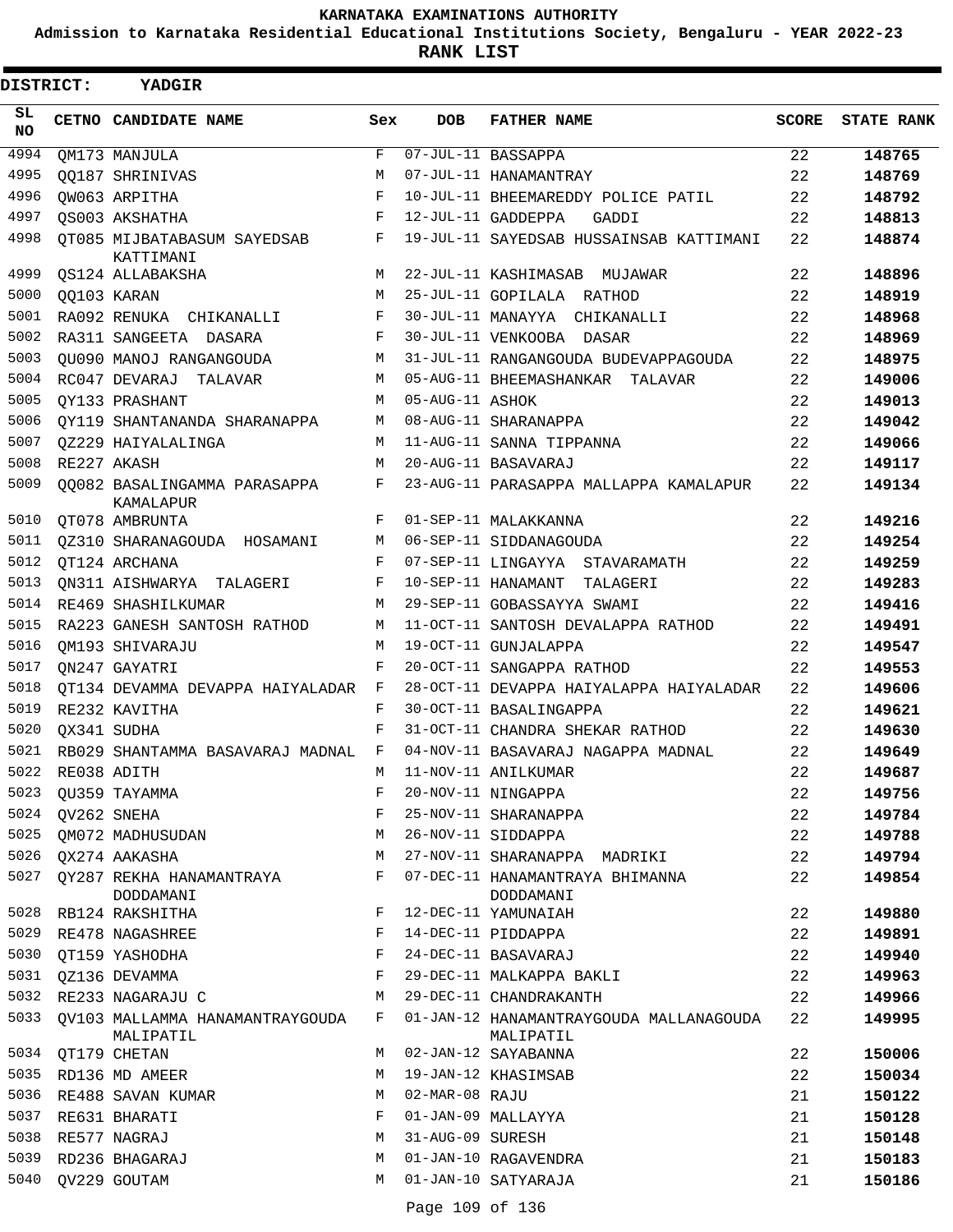# KARNATAKA EXAMINATIONS AUTHORITY

**Admission to Karnataka Residential Educational Institutions Society, Bengaluru - YEAR 2022-23**

**RANK LIST**

**DISTRICT: YADGIR**

| SL NO | CETNO | CANDIDATE NAME | Sex | DOB | FATHER NAME | SCORE | STATE RANK |
|---|---|---|---|---|---|---|---|
| 4994 | QM173 | MANJULA | F | 07-JUL-11 | BASSAPPA | 22 | **148765** |
| 4995 | QQ187 | SHRINIVAS | M | 07-JUL-11 | HANAMANTRAY | 22 | **148769** |
| 4996 | QW063 | ARPITHA | F | 10-JUL-11 | BHEEMAREDDY POLICE PATIL | 22 | **148792** |
| 4997 | QS003 | AKSHATHA | F | 12-JUL-11 | GADDEPPA GADDI | 22 | **148813** |
| 4998 | QT085 | MIJBATABASUM SAYEDSAB KATTIMANI | F | 19-JUL-11 | SAYEDSAB HUSSAINSAB KATTIMANI | 22 | **148874** |
| 4999 | QS124 | ALLABAKSHA | M | 22-JUL-11 | KASHIMASAB MUJAWAR | 22 | **148896** |
| 5000 | QQ103 | KARAN | M | 25-JUL-11 | GOPILALA RATHOD | 22 | **148919** |
| 5001 | RA092 | RENUKA CHIKANALLI | F | 30-JUL-11 | MANAYYA CHIKANALLI | 22 | **148968** |
| 5002 | RA311 | SANGEETA DASARA | F | 30-JUL-11 | VENKOOBA DASAR | 22 | **148969** |
| 5003 | QU090 | MANOJ RANGANGOUDA | M | 31-JUL-11 | RANGANGOUDA BUDEVAPPAGOUDA | 22 | **148975** |
| 5004 | RC047 | DEVARAJ TALAVAR | M | 05-AUG-11 | BHEEMASHANKAR TALAVAR | 22 | **149006** |
| 5005 | QY133 | PRASHANT | M | 05-AUG-11 | ASHOK | 22 | **149013** |
| 5006 | QY119 | SHANTANANDA SHARANAPPA | M | 08-AUG-11 | SHARANAPPA | 22 | **149042** |
| 5007 | QZ229 | HAIYALALINGA | M | 11-AUG-11 | SANNA TIPPANNA | 22 | **149066** |
| 5008 | RE227 | AKASH | M | 20-AUG-11 | BASAVARAJ | 22 | **149117** |
| 5009 | QQ082 | BASALINGAMMA PARASAPPA KAMALAPUR | F | 23-AUG-11 | PARASAPPA MALLAPPA KAMALAPUR | 22 | **149134** |
| 5010 | QT078 | AMBRUNTA | F | 01-SEP-11 | MALAKKANNA | 22 | **149216** |
| 5011 | QZ310 | SHARANAGOUDA HOSAMANI | M | 06-SEP-11 | SIDDANAGOUDA | 22 | **149254** |
| 5012 | QT124 | ARCHANA | F | 07-SEP-11 | LINGAYYA STAVARAMATH | 22 | **149259** |
| 5013 | QN311 | AISHWARYA TALAGERI | F | 10-SEP-11 | HANAMANT TALAGERI | 22 | **149283** |
| 5014 | RE469 | SHASHILKUMAR | M | 29-SEP-11 | GOBASSAYYA SWAMI | 22 | **149416** |
| 5015 | RA223 | GANESH SANTOSH RATHOD | M | 11-OCT-11 | SANTOSH DEVALAPPA RATHOD | 22 | **149491** |
| 5016 | QM193 | SHIVARAJU | M | 19-OCT-11 | GUNJALAPPA | 22 | **149547** |
| 5017 | QN247 | GAYATRI | F | 20-OCT-11 | SANGAPPA RATHOD | 22 | **149553** |
| 5018 | QT134 | DEVAMMA DEVAPPA HAIYALADAR | F | 28-OCT-11 | DEVAPPA HAIYALAPPA HAIYALADAR | 22 | **149606** |
| 5019 | RE232 | KAVITHA | F | 30-OCT-11 | BASALINGAPPA | 22 | **149621** |
| 5020 | QX341 | SUDHA | F | 31-OCT-11 | CHANDRA SHEKAR RATHOD | 22 | **149630** |
| 5021 | RB029 | SHANTAMMA BASAVARAJ MADNAL | F | 04-NOV-11 | BASAVARAJ NAGAPPA MADNAL | 22 | **149649** |
| 5022 | RE038 | ADITH | M | 11-NOV-11 | ANILKUMAR | 22 | **149687** |
| 5023 | QU359 | TAYAMMA | F | 20-NOV-11 | NINGAPPA | 22 | **149756** |
| 5024 | QV262 | SNEHA | F | 25-NOV-11 | SHARANAPPA | 22 | **149784** |
| 5025 | QM072 | MADHUSUDAN | M | 26-NOV-11 | SIDDAPPA | 22 | **149788** |
| 5026 | QX274 | AAKASHA | M | 27-NOV-11 | SHARANAPPA MADRIKI | 22 | **149794** |
| 5027 | QY287 | REKHA HANAMANTRAYA DODDAMANI | F | 07-DEC-11 | HANAMANTRAYA BHIMANNA DODDAMANI | 22 | **149854** |
| 5028 | RB124 | RAKSHITHA | F | 12-DEC-11 | YAMUNAIAH | 22 | **149880** |
| 5029 | RE478 | NAGASHREE | F | 14-DEC-11 | PIDDAPPA | 22 | **149891** |
| 5030 | QT159 | YASHODHA | F | 24-DEC-11 | BASAVARAJ | 22 | **149940** |
| 5031 | QZ136 | DEVAMMA | F | 29-DEC-11 | MALKAPPA BAKLI | 22 | **149963** |
| 5032 | RE233 | NAGARAJU C | M | 29-DEC-11 | CHANDRAKANTH | 22 | **149966** |
| 5033 | QV103 | MALLAMMA HANAMANTRAYGOUDA MALIPATIL | F | 01-JAN-12 | HANAMANTRAYGOUDA MALLANAGOUDA MALIPATIL | 22 | **149995** |
| 5034 | QT179 | CHETAN | M | 02-JAN-12 | SAYABANNA | 22 | **150006** |
| 5035 | RD136 | MD AMEER | M | 19-JAN-12 | KHASIMSAB | 22 | **150034** |
| 5036 | RE488 | SAVAN KUMAR | M | 02-MAR-08 | RAJU | 21 | **150122** |
| 5037 | RE631 | BHARATI | F | 01-JAN-09 | MALLAYYA | 21 | **150128** |
| 5038 | RE577 | NAGRAJ | M | 31-AUG-09 | SURESH | 21 | **150148** |
| 5039 | RD236 | BHAGARAJ | M | 01-JAN-10 | RAGAVENDRA | 21 | **150183** |
| 5040 | QV229 | GOUTAM | M | 01-JAN-10 | SATYARAJA | 21 | **150186** |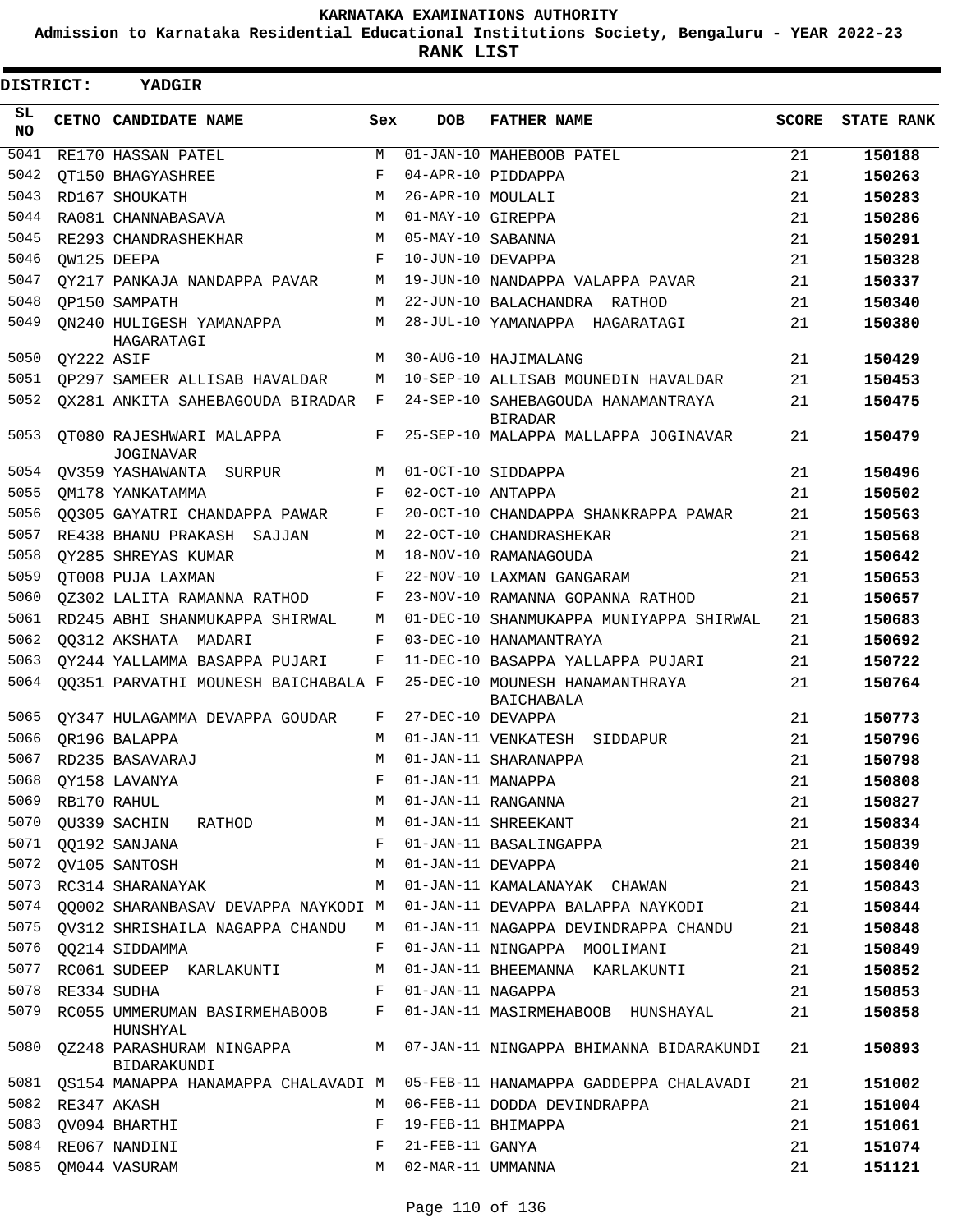KARNATAKA EXAMINATIONS AUTHORITY

Admission to Karnataka Residential Educational Institutions Society, Bengaluru - YEAR 2022-23

**RANK LIST**

**DISTRICT: YADGIR**

| SL NO | CETNO | CANDIDATE NAME | Sex | DOB | FATHER NAME | SCORE | STATE RANK |
|---|---|---|---|---|---|---|---|
| 5041 | RE170 | HASSAN PATEL | M | 01-JAN-10 | MAHEBOOB PATEL | 21 | 150188 |
| 5042 | QT150 | BHAGYASHREE | F | 04-APR-10 | PIDDAPPA | 21 | 150263 |
| 5043 | RD167 | SHOUKATH | M | 26-APR-10 | MOULALI | 21 | 150283 |
| 5044 | RA081 | CHANNABASAVA | M | 01-MAY-10 | GIREPPA | 21 | 150286 |
| 5045 | RE293 | CHANDRASHEKHAR | M | 05-MAY-10 | SABANNA | 21 | 150291 |
| 5046 | QW125 | DEEPA | F | 10-JUN-10 | DEVAPPA | 21 | 150328 |
| 5047 | QY217 | PANKAJA NANDAPPA PAVAR | M | 19-JUN-10 | NANDAPPA VALAPPA PAVAR | 21 | 150337 |
| 5048 | QP150 | SAMPATH | M | 22-JUN-10 | BALACHANDRA RATHOD | 21 | 150340 |
| 5049 | QN240 | HULIGESH YAMANAPPA HAGARATAGI | M | 28-JUL-10 | YAMANAPPA HAGARATAGI | 21 | 150380 |
| 5050 | QY222 | ASIF | M | 30-AUG-10 | HAJIMALANG | 21 | 150429 |
| 5051 | QP297 | SAMEER ALLISAB HAVALDAR | M | 10-SEP-10 | ALLISAB MOUNEDIN HAVALDAR | 21 | 150453 |
| 5052 | QX281 | ANKITA SAHEBAGOUDA BIRADAR | F | 24-SEP-10 | SAHEBAGOUDA HANAMANTRAYA BIRADAR | 21 | 150475 |
| 5053 | QT080 | RAJESHWARI MALAPPA JOGINAVAR | F | 25-SEP-10 | MALAPPA MALLAPPA JOGINAVAR | 21 | 150479 |
| 5054 | QV359 | YASHAWANTA SURPUR | M | 01-OCT-10 | SIDDAPPA | 21 | 150496 |
| 5055 | QM178 | YANKATAMMA | F | 02-OCT-10 | ANTAPPA | 21 | 150502 |
| 5056 | QQ305 | GAYATRI CHANDAPPA PAWAR | F | 20-OCT-10 | CHANDAPPA SHANKRAPPA PAWAR | 21 | 150563 |
| 5057 | RE438 | BHANU PRAKASH SAJJAN | M | 22-OCT-10 | CHANDRASHEKAR | 21 | 150568 |
| 5058 | QY285 | SHREYAS KUMAR | M | 18-NOV-10 | RAMANAGOUDA | 21 | 150642 |
| 5059 | QT008 | PUJA LAXMAN | F | 22-NOV-10 | LAXMAN GANGARAM | 21 | 150653 |
| 5060 | QZ302 | LALITA RAMANNA RATHOD | F | 23-NOV-10 | RAMANNA GOPANNA RATHOD | 21 | 150657 |
| 5061 | RD245 | ABHI SHANMUKAPPA SHIRWAL | M | 01-DEC-10 | SHANMUKAPPA MUNIYAPPA SHIRWAL | 21 | 150683 |
| 5062 | QQ312 | AKSHATA MADARI | F | 03-DEC-10 | HANAMANTRAYA | 21 | 150692 |
| 5063 | QY244 | YALLAMMA BASAPPA PUJARI | F | 11-DEC-10 | BASAPPA YALLAPPA PUJARI | 21 | 150722 |
| 5064 | QQ351 | PARVATHI MOUNESH BAICHABALA | F | 25-DEC-10 | MOUNESH HANAMANTHRAYA BAICHABALA | 21 | 150764 |
| 5065 | QY347 | HULAGAMMA DEVAPPA GOUDAR | F | 27-DEC-10 | DEVAPPA | 21 | 150773 |
| 5066 | QR196 | BALAPPA | M | 01-JAN-11 | VENKATESH SIDDAPUR | 21 | 150796 |
| 5067 | RD235 | BASAVARAJ | M | 01-JAN-11 | SHARANAPPA | 21 | 150798 |
| 5068 | QY158 | LAVANYA | F | 01-JAN-11 | MANAPPA | 21 | 150808 |
| 5069 | RB170 | RAHUL | M | 01-JAN-11 | RANGANNA | 21 | 150827 |
| 5070 | QU339 | SACHIN RATHOD | M | 01-JAN-11 | SHREEKANT | 21 | 150834 |
| 5071 | QQ192 | SANJANA | F | 01-JAN-11 | BASALINGAPPA | 21 | 150839 |
| 5072 | QV105 | SANTOSH | M | 01-JAN-11 | DEVAPPA | 21 | 150840 |
| 5073 | RC314 | SHARANAYAK | M | 01-JAN-11 | KAMALANAYAK CHAWAN | 21 | 150843 |
| 5074 | QQ002 | SHARANBASAV DEVAPPA NAYKODI | M | 01-JAN-11 | DEVAPPA BALAPPA NAYKODI | 21 | 150844 |
| 5075 | QV312 | SHRISHAILA NAGAPPA CHANDU | M | 01-JAN-11 | NAGAPPA DEVINDRAPPA CHANDU | 21 | 150848 |
| 5076 | QQ214 | SIDDAMMA | F | 01-JAN-11 | NINGAPPA MOOLIMANI | 21 | 150849 |
| 5077 | RC061 | SUDEEP KARLAKUNTI | M | 01-JAN-11 | BHEEMANNA KARLAKUNTI | 21 | 150852 |
| 5078 | RE334 | SUDHA | F | 01-JAN-11 | NAGAPPA | 21 | 150853 |
| 5079 | RC055 | UMMERUMAN BASIRMEHABOOB HUNSHYAL | F | 01-JAN-11 | MASIRMEHABOOB HUNSHAYAL | 21 | 150858 |
| 5080 | QZ248 | PARASHURAM NINGAPPA BIDARAKUNDI | M | 07-JAN-11 | NINGAPPA BHIMANNA BIDARAKUNDI | 21 | 150893 |
| 5081 | QS154 | MANAPPA HANAMAPPA CHALAVADI | M | 05-FEB-11 | HANAMAPPA GADDEPPA CHALAVADI | 21 | 151002 |
| 5082 | RE347 | AKASH | M | 06-FEB-11 | DODDA DEVINDRAPPA | 21 | 151004 |
| 5083 | QV094 | BHARTHI | F | 19-FEB-11 | BHIMAPPA | 21 | 151061 |
| 5084 | RE067 | NANDINI | F | 21-FEB-11 | GANYA | 21 | 151074 |
| 5085 | QM044 | VASURAM | M | 02-MAR-11 | UMMANNA | 21 | 151121 |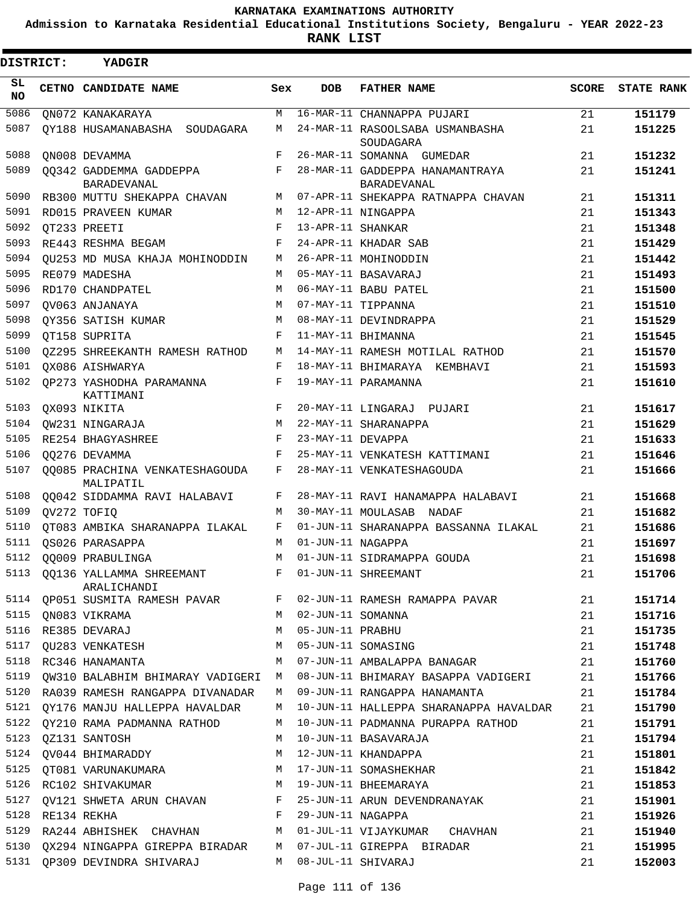KARNATAKA EXAMINATIONS AUTHORITY

Admission to Karnataka Residential Educational Institutions Society, Bengaluru - YEAR 2022-23

**RANK LIST**

**DISTRICT: YADGIR**

| SL NO | CETNO | CANDIDATE NAME | Sex | DOB | FATHER NAME | SCORE | STATE RANK |
|---|---|---|---|---|---|---|---|
| 5086 | QN072 | KANAKARAYA | M | 16-MAR-11 | CHANNAPPA PUJARI | 21 | 151179 |
| 5087 | QY188 | HUSAMANABASHA SOUDAGARA | M | 24-MAR-11 | RASOOLSABA USMANBASHA SOUDAGARA | 21 | 151225 |
| 5088 | QN008 | DEVAMMA | F | 26-MAR-11 | SOMANNA GUMEDAR | 21 | 151232 |
| 5089 | QQ342 | GADDEMMA GADDEPPA BARADEVANAL | F | 28-MAR-11 | GADDEPPA HANAMANTRAYA BARADEVANAL | 21 | 151241 |
| 5090 | RB300 | MUTTU SHEKAPPA CHAVAN | M | 07-APR-11 | SHEKAPPA RATNAPPA CHAVAN | 21 | 151311 |
| 5091 | RD015 | PRAVEEN KUMAR | M | 12-APR-11 | NINGAPPA | 21 | 151343 |
| 5092 | QT233 | PREETI | F | 13-APR-11 | SHANKAR | 21 | 151348 |
| 5093 | RE443 | RESHMA BEGAM | F | 24-APR-11 | KHADAR SAB | 21 | 151429 |
| 5094 | QU253 | MD MUSA KHAJA MOHINODDIN | M | 26-APR-11 | MOHINODDIN | 21 | 151442 |
| 5095 | RE079 | MADESHA | M | 05-MAY-11 | BASAVARAJ | 21 | 151493 |
| 5096 | RD170 | CHANDPATEL | M | 06-MAY-11 | BABU PATEL | 21 | 151500 |
| 5097 | QV063 | ANJANAYA | M | 07-MAY-11 | TIPPANNA | 21 | 151510 |
| 5098 | QY356 | SATISH KUMAR | M | 08-MAY-11 | DEVINDRAPPA | 21 | 151529 |
| 5099 | QT158 | SUPRITA | F | 11-MAY-11 | BHIMANNA | 21 | 151545 |
| 5100 | QZ295 | SHREEKANTH RAMESH RATHOD | M | 14-MAY-11 | RAMESH MOTILAL RATHOD | 21 | 151570 |
| 5101 | QX086 | AISHWARYA | F | 18-MAY-11 | BHIMARAYA KEMBHAVI | 21 | 151593 |
| 5102 | QP273 | YASHODHA PARAMANNA KATTIMANI | F | 19-MAY-11 | PARAMANNA | 21 | 151610 |
| 5103 | QX093 | NIKITA | F | 20-MAY-11 | LINGARAJ PUJARI | 21 | 151617 |
| 5104 | QW231 | NINGARAJA | M | 22-MAY-11 | SHARANAPPA | 21 | 151629 |
| 5105 | RE254 | BHAGYASHREE | F | 23-MAY-11 | DEVAPPA | 21 | 151633 |
| 5106 | QQ276 | DEVAMMA | F | 25-MAY-11 | VENKATESH KATTIMANI | 21 | 151646 |
| 5107 | QQ085 | PRACHINA VENKATESHAGOUDA MALIPATIL | F | 28-MAY-11 | VENKATESHAGOUDA | 21 | 151666 |
| 5108 | QQ042 | SIDDAMMA RAVI HALABAVI | F | 28-MAY-11 | RAVI HANAMAPPA HALABAVI | 21 | 151668 |
| 5109 | QV272 | TOFIQ | M | 30-MAY-11 | MOULASAB NADAF | 21 | 151682 |
| 5110 | QT083 | AMBIKA SHARANAPPA ILAKAL | F | 01-JUN-11 | SHARANAPPA BASSANNA ILAKAL | 21 | 151686 |
| 5111 | QS026 | PARASAPPA | M | 01-JUN-11 | NAGAPPA | 21 | 151697 |
| 5112 | QQ009 | PRABULINGA | M | 01-JUN-11 | SIDRAMAPPA GOUDA | 21 | 151698 |
| 5113 | QQ136 | YALLAMMA SHREEMANT ARALICHANDI | F | 01-JUN-11 | SHREEMANT | 21 | 151706 |
| 5114 | QP051 | SUSMITA RAMESH PAVAR | F | 02-JUN-11 | RAMESH RAMAPPA PAVAR | 21 | 151714 |
| 5115 | QN083 | VIKRAMA | M | 02-JUN-11 | SOMANNA | 21 | 151716 |
| 5116 | RE385 | DEVARAJ | M | 05-JUN-11 | PRABHU | 21 | 151735 |
| 5117 | QU283 | VENKATESH | M | 05-JUN-11 | SOMASING | 21 | 151748 |
| 5118 | RC346 | HANAMANTA | M | 07-JUN-11 | AMBALAPPA BANAGAR | 21 | 151760 |
| 5119 | QW310 | BALABHIM BHIMARAY VADIGERI | M | 08-JUN-11 | BHIMARAY BASAPPA VADIGERI | 21 | 151766 |
| 5120 | RA039 | RAMESH RANGAPPA DIVANADAR | M | 09-JUN-11 | RANGAPPA HANAMANTA | 21 | 151784 |
| 5121 | QY176 | MANJU HALLEPPA HAVALDAR | M | 10-JUN-11 | HALLEPPA SHARANAPPA HAVALDAR | 21 | 151790 |
| 5122 | QY210 | RAMA PADMANNA RATHOD | M | 10-JUN-11 | PADMANNA PURAPPA RATHOD | 21 | 151791 |
| 5123 | QZ131 | SANTOSH | M | 10-JUN-11 | BASAVARAJA | 21 | 151794 |
| 5124 | QV044 | BHIMARADDY | M | 12-JUN-11 | KHANDAPPA | 21 | 151801 |
| 5125 | QT081 | VARUNAKUMARA | M | 17-JUN-11 | SOMASHEKHAR | 21 | 151842 |
| 5126 | RC102 | SHIVAKUMAR | M | 19-JUN-11 | BHEEMARAYA | 21 | 151853 |
| 5127 | QV121 | SHWETA ARUN CHAVAN | F | 25-JUN-11 | ARUN DEVENDRANAYAK | 21 | 151901 |
| 5128 | RE134 | REKHA | F | 29-JUN-11 | NAGAPPA | 21 | 151926 |
| 5129 | RA244 | ABHISHEK CHAVHAN | M | 01-JUL-11 | VIJAYKUMAR CHAVHAN | 21 | 151940 |
| 5130 | QX294 | NINGAPPA GIREPPA BIRADAR | M | 07-JUL-11 | GIREPPA BIRADAR | 21 | 151995 |
| 5131 | QP309 | DEVINDRA SHIVARAJ | M | 08-JUL-11 | SHIVARAJ | 21 | 152003 |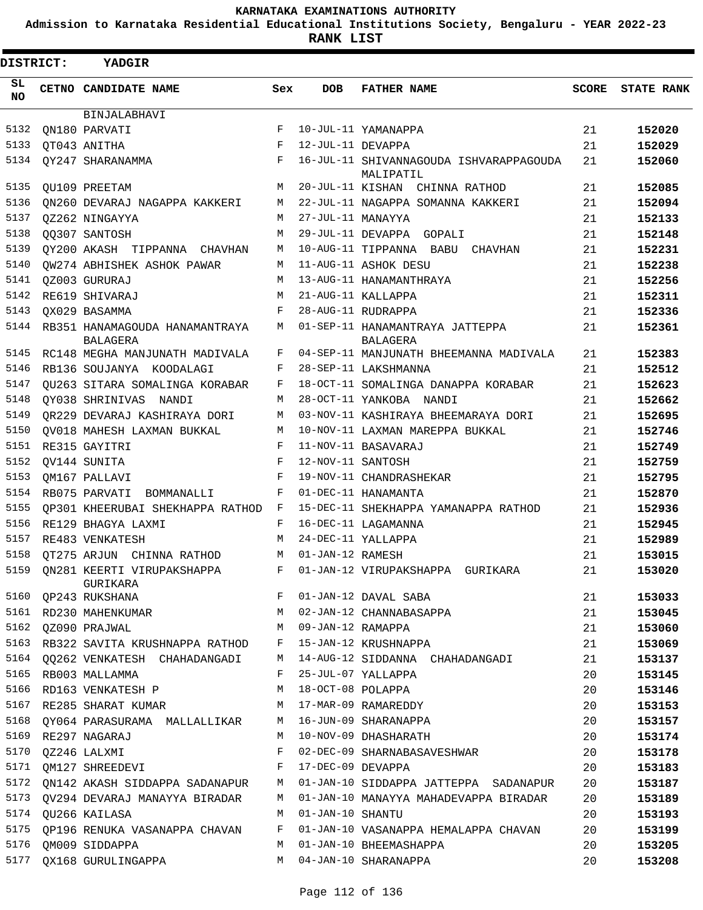KARNATAKA EXAMINATIONS AUTHORITY

Admission to Karnataka Residential Educational Institutions Society, Bengaluru - YEAR 2022-23

**RANK LIST**

**DISTRICT: YADGIR**

| SL NO | CETNO | CANDIDATE NAME | Sex | DOB | FATHER NAME | SCORE | STATE RANK |
|---|---|---|---|---|---|---|---|
| | | BINJALABHAVI | | | | | |
| 5132 | QN180 | PARVATI | F | 10-JUL-11 | YAMANAPPA | 21 | **152020** |
| 5133 | QT043 | ANITHA | F | 12-JUL-11 | DEVAPPA | 21 | **152029** |
| 5134 | QY247 | SHARANAMMA | F | 16-JUL-11 | SHIVANNAGOUDA ISHVARAPPAGOUDA MALIPATIL | 21 | **152060** |
| 5135 | QU109 | PREETAM | M | 20-JUL-11 | KISHAN CHINNA RATHOD | 21 | **152085** |
| 5136 | QN260 | DEVARAJ NAGAPPA KAKKERI | M | 22-JUL-11 | NAGAPPA SOMANNA KAKKERI | 21 | **152094** |
| 5137 | QZ262 | NINGAYYA | M | 27-JUL-11 | MANAYYA | 21 | **152133** |
| 5138 | QQ307 | SANTOSH | M | 29-JUL-11 | DEVAPPA GOPALI | 21 | **152148** |
| 5139 | QY200 | AKASH TIPPANNA CHAVHAN | M | 10-AUG-11 | TIPPANNA BABU CHAVHAN | 21 | **152231** |
| 5140 | QW274 | ABHISHEK ASHOK PAWAR | M | 11-AUG-11 | ASHOK DESU | 21 | **152238** |
| 5141 | QZ003 | GURURAJ | M | 13-AUG-11 | HANAMANTHRAYA | 21 | **152256** |
| 5142 | RE619 | SHIVARAJ | M | 21-AUG-11 | KALLAPPA | 21 | **152311** |
| 5143 | QX029 | BASAMMA | F | 28-AUG-11 | RUDRAPPA | 21 | **152336** |
| 5144 | RB351 | HANAMAGOUDA HANAMANTRAYA BALAGERA | M | 01-SEP-11 | HANAMANTRAYA JATTEPPA BALAGERA | 21 | **152361** |
| 5145 | RC148 | MEGHA MANJUNATH MADIVALA | F | 04-SEP-11 | MANJUNATH BHEEMANNA MADIVALA | 21 | **152383** |
| 5146 | RB136 | SOUJANYA KOODALAGI | F | 28-SEP-11 | LAKSHMANNA | 21 | **152512** |
| 5147 | QU263 | SITARA SOMALINGA KORABAR | F | 18-OCT-11 | SOMALINGA DANAPPA KORABAR | 21 | **152623** |
| 5148 | QY038 | SHRINIVAS NANDI | M | 28-OCT-11 | YANKOBA NANDI | 21 | **152662** |
| 5149 | QR229 | DEVARAJ KASHIRAYA DORI | M | 03-NOV-11 | KASHIRAYA BHEEMARAYA DORI | 21 | **152695** |
| 5150 | QV018 | MAHESH LAXMAN BUKKAL | M | 10-NOV-11 | LAXMAN MAREPPA BUKKAL | 21 | **152746** |
| 5151 | RE315 | GAYITRI | F | 11-NOV-11 | BASAVARAJ | 21 | **152749** |
| 5152 | QV144 | SUNITA | F | 12-NOV-11 | SANTOSH | 21 | **152759** |
| 5153 | QM167 | PALLAVI | F | 19-NOV-11 | CHANDRASHEKAR | 21 | **152795** |
| 5154 | RB075 | PARVATI BOMMANALLI | F | 01-DEC-11 | HANAMANTA | 21 | **152870** |
| 5155 | QP301 | KHEERUBAI SHEKHAPPA RATHOD | F | 15-DEC-11 | SHEKHAPPA YAMANAPPA RATHOD | 21 | **152936** |
| 5156 | RE129 | BHAGYA LAXMI | F | 16-DEC-11 | LAGAMANNA | 21 | **152945** |
| 5157 | RE483 | VENKATESH | M | 24-DEC-11 | YALLAPPA | 21 | **152989** |
| 5158 | QT275 | ARJUN CHINNA RATHOD | M | 01-JAN-12 | RAMESH | 21 | **153015** |
| 5159 | QN281 | KEERTI VIRUPAKSHAPPA GURIKARA | F | 01-JAN-12 | VIRUPAKSHAPPA GURIKARA | 21 | **153020** |
| 5160 | QP243 | RUKSHANA | F | 01-JAN-12 | DAVAL SABA | 21 | **153033** |
| 5161 | RD230 | MAHENKUMAR | M | 02-JAN-12 | CHANNABASAPPA | 21 | **153045** |
| 5162 | QZ090 | PRAJWAL | M | 09-JAN-12 | RAMAPPA | 21 | **153060** |
| 5163 | RB322 | SAVITA KRUSHNAPPA RATHOD | F | 15-JAN-12 | KRUSHNAPPA | 21 | **153069** |
| 5164 | QQ262 | VENKATESH CHAHADANGADI | M | 14-AUG-12 | SIDDANNA CHAHADANGADI | 21 | **153137** |
| 5165 | RB003 | MALLAMMA | F | 25-JUL-07 | YALLAPPA | 20 | **153145** |
| 5166 | RD163 | VENKATESH P | M | 18-OCT-08 | POLAPPA | 20 | **153146** |
| 5167 | RE285 | SHARAT KUMAR | M | 17-MAR-09 | RAMAREDDY | 20 | **153153** |
| 5168 | QY064 | PARASURAMA MALLALLIKAR | M | 16-JUN-09 | SHARANAPPA | 20 | **153157** |
| 5169 | RE297 | NAGARAJ | M | 10-NOV-09 | DHASHARATH | 20 | **153174** |
| 5170 | QZ246 | LALXMI | F | 02-DEC-09 | SHARNABASAVESHWAR | 20 | **153178** |
| 5171 | QM127 | SHREEDEVI | F | 17-DEC-09 | DEVAPPA | 20 | **153183** |
| 5172 | QN142 | AKASH SIDDAPPA SADANAPUR | M | 01-JAN-10 | SIDDAPPA JATTEPPA SADANAPUR | 20 | **153187** |
| 5173 | QV294 | DEVARAJ MANAYYA BIRADAR | M | 01-JAN-10 | MANAYYA MAHADEVAPPA BIRADAR | 20 | **153189** |
| 5174 | QU266 | KAILASA | M | 01-JAN-10 | SHANTU | 20 | **153193** |
| 5175 | QP196 | RENUKA VASANAPPA CHAVAN | F | 01-JAN-10 | VASANAPPA HEMALAPPA CHAVAN | 20 | **153199** |
| 5176 | QM009 | SIDDAPPA | M | 01-JAN-10 | BHEEMASHAPPA | 20 | **153205** |
| 5177 | QX168 | GURULINGAPPA | M | 04-JAN-10 | SHARANAPPA | 20 | **153208** |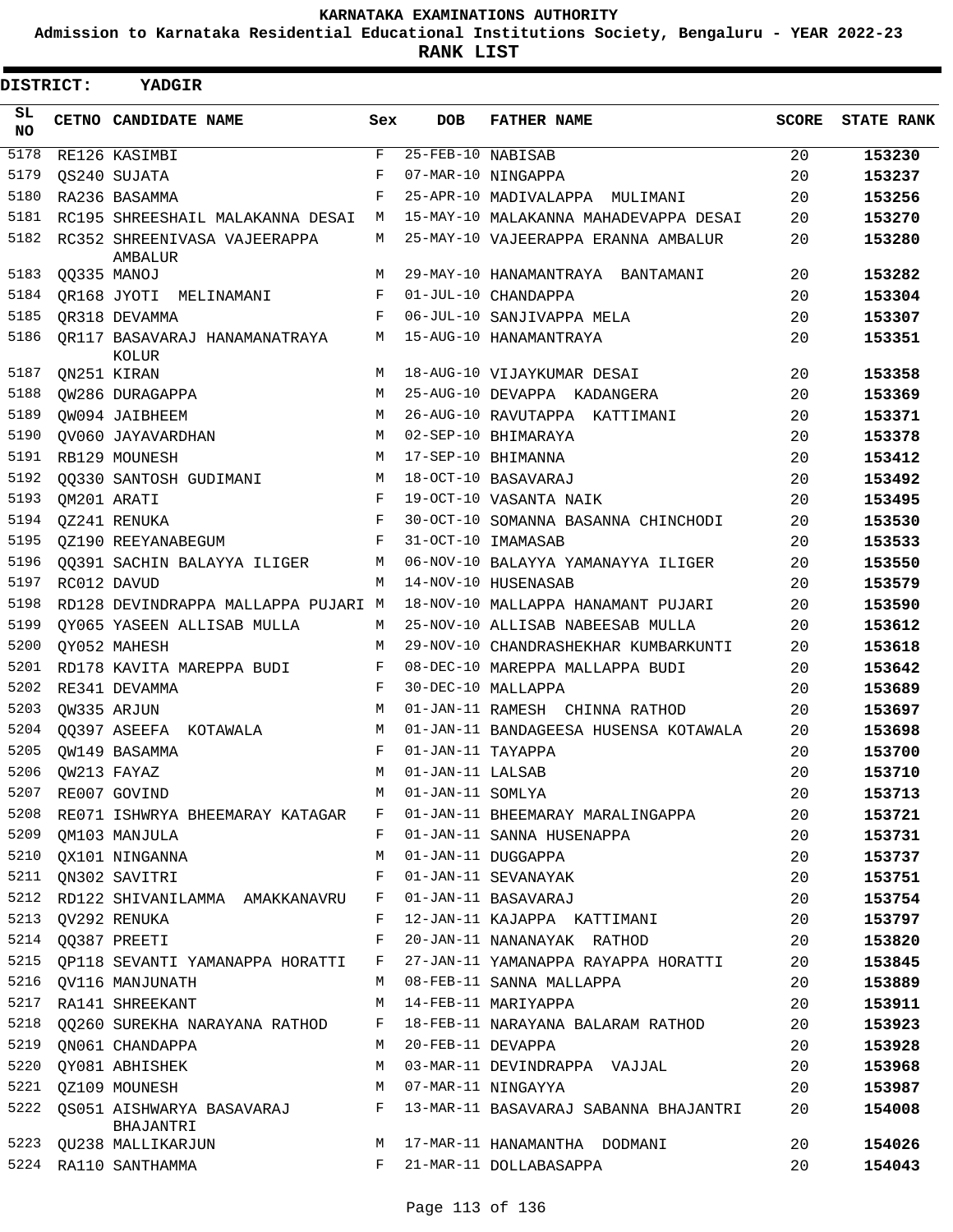# KARNATAKA EXAMINATIONS AUTHORITY

**Admission to Karnataka Residential Educational Institutions Society, Bengaluru - YEAR 2022-23**

**RANK LIST**

**DISTRICT: YADGIR**

| SL NO | CETNO | CANDIDATE NAME | Sex | DOB | FATHER NAME | SCORE | STATE RANK |
|---|---|---|---|---|---|---|---|
| 5178 | RE126 | KASIMBI | F | 25-FEB-10 | NABISAB | 20 | 153230 |
| 5179 | QS240 | SUJATA | F | 07-MAR-10 | NINGAPPA | 20 | 153237 |
| 5180 | RA236 | BASAMMA | F | 25-APR-10 | MADIVALAPPA MULIMANI | 20 | 153256 |
| 5181 | RC195 | SHREESHAIL MALAKANNA DESAI | M | 15-MAY-10 | MALAKANNA MAHADEVAPPA DESAI | 20 | 153270 |
| 5182 | RC352 | SHREENIVASA VAJEERAPPA AMBALUR | M | 25-MAY-10 | VAJEERAPPA ERANNA AMBALUR | 20 | 153280 |
| 5183 | QQ335 | MANOJ | M | 29-MAY-10 | HANAMANTRAYA BANTAMANI | 20 | 153282 |
| 5184 | QR168 | JYOTI MELINAMANI | F | 01-JUL-10 | CHANDAPPA | 20 | 153304 |
| 5185 | QR318 | DEVAMMA | F | 06-JUL-10 | SANJIVAPPA MELA | 20 | 153307 |
| 5186 | QR117 | BASAVARAJ HANAMANATRAYA KOLUR | M | 15-AUG-10 | HANAMANTRAYA | 20 | 153351 |
| 5187 | QN251 | KIRAN | M | 18-AUG-10 | VIJAYKUMAR DESAI | 20 | 153358 |
| 5188 | QW286 | DURAGAPPA | M | 25-AUG-10 | DEVAPPA KADANGERA | 20 | 153369 |
| 5189 | QW094 | JAIBHEEM | M | 26-AUG-10 | RAVUTAPPA KATTIMANI | 20 | 153371 |
| 5190 | QV060 | JAYAVARDHAN | M | 02-SEP-10 | BHIMARAYA | 20 | 153378 |
| 5191 | RB129 | MOUNESH | M | 17-SEP-10 | BHIMANNA | 20 | 153412 |
| 5192 | QQ330 | SANTOSH GUDIMANI | M | 18-OCT-10 | BASAVARAJ | 20 | 153492 |
| 5193 | QM201 | ARATI | F | 19-OCT-10 | VASANTA NAIK | 20 | 153495 |
| 5194 | QZ241 | RENUKA | F | 30-OCT-10 | SOMANNA BASANNA CHINCHODI | 20 | 153530 |
| 5195 | QZ190 | REEYANABEGUM | F | 31-OCT-10 | IMAMASAB | 20 | 153533 |
| 5196 | QQ391 | SACHIN BALAYYA ILIGER | M | 06-NOV-10 | BALAYYA YAMANAYYA ILIGER | 20 | 153550 |
| 5197 | RC012 | DAVUD | M | 14-NOV-10 | HUSENASAB | 20 | 153579 |
| 5198 | RD128 | DEVINDRAPPA MALLAPPA PUJARI | M | 18-NOV-10 | MALLAPPA HANAMANT PUJARI | 20 | 153590 |
| 5199 | QY065 | YASEEN ALLISAB MULLA | M | 25-NOV-10 | ALLISAB NABEESAB MULLA | 20 | 153612 |
| 5200 | QY052 | MAHESH | M | 29-NOV-10 | CHANDRASHEKHAR KUMBARKUNTI | 20 | 153618 |
| 5201 | RD178 | KAVITA MAREPPA BUDI | F | 08-DEC-10 | MAREPPA MALLAPPA BUDI | 20 | 153642 |
| 5202 | RE341 | DEVAMMA | F | 30-DEC-10 | MALLAPPA | 20 | 153689 |
| 5203 | QW335 | ARJUN | M | 01-JAN-11 | RAMESH CHINNA RATHOD | 20 | 153697 |
| 5204 | QQ397 | ASEEFA KOTAWALA | M | 01-JAN-11 | BANDAGEESA HUSENSA KOTAWALA | 20 | 153698 |
| 5205 | QW149 | BASAMMA | F | 01-JAN-11 | TAYAPPA | 20 | 153700 |
| 5206 | QW213 | FAYAZ | M | 01-JAN-11 | LALSAB | 20 | 153710 |
| 5207 | RE007 | GOVIND | M | 01-JAN-11 | SOMLYA | 20 | 153713 |
| 5208 | RE071 | ISHWRYA BHEEMARAY KATAGAR | F | 01-JAN-11 | BHEEMARAY MARALINGAPPA | 20 | 153721 |
| 5209 | QM103 | MANJULA | F | 01-JAN-11 | SANNA HUSENAPPA | 20 | 153731 |
| 5210 | QX101 | NINGANNA | M | 01-JAN-11 | DUGGAPPA | 20 | 153737 |
| 5211 | QN302 | SAVITRI | F | 01-JAN-11 | SEVANAYAK | 20 | 153751 |
| 5212 | RD122 | SHIVANILAMMA AMAKKANAVRU | F | 01-JAN-11 | BASAVARAJ | 20 | 153754 |
| 5213 | QV292 | RENUKA | F | 12-JAN-11 | KAJAPPA KATTIMANI | 20 | 153797 |
| 5214 | QQ387 | PREETI | F | 20-JAN-11 | NANANAYAK RATHOD | 20 | 153820 |
| 5215 | QP118 | SEVANTI YAMANAPPA HORATTI | F | 27-JAN-11 | YAMANAPPA RAYAPPA HORATTI | 20 | 153845 |
| 5216 | QV116 | MANJUNATH | M | 08-FEB-11 | SANNA MALLAPPA | 20 | 153889 |
| 5217 | RA141 | SHREEKANT | M | 14-FEB-11 | MARIYAPPA | 20 | 153911 |
| 5218 | QQ260 | SUREKHA NARAYANA RATHOD | F | 18-FEB-11 | NARAYANA BALARAM RATHOD | 20 | 153923 |
| 5219 | QN061 | CHANDAPPA | M | 20-FEB-11 | DEVAPPA | 20 | 153928 |
| 5220 | QY081 | ABHISHEK | M | 03-MAR-11 | DEVINDRAPPA VAJJAL | 20 | 153968 |
| 5221 | QZ109 | MOUNESH | M | 07-MAR-11 | NINGAYYA | 20 | 153987 |
| 5222 | QS051 | AISHWARYA BASAVARAJ BHAJANTRI | F | 13-MAR-11 | BASAVARAJ SABANNA BHAJANTRI | 20 | 154008 |
| 5223 | QU238 | MALLIKARJUN | M | 17-MAR-11 | HANAMANTHA DODMANI | 20 | 154026 |
| 5224 | RA110 | SANTHAMMA | F | 21-MAR-11 | DOLLABASAPPA | 20 | 154043 |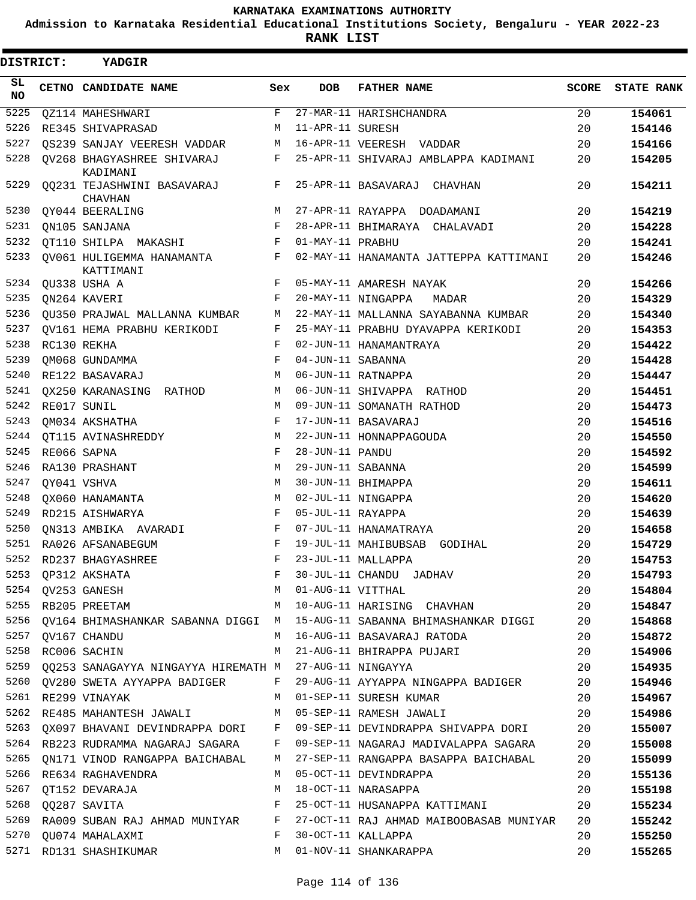# KARNATAKA EXAMINATIONS AUTHORITY

**Admission to Karnataka Residential Educational Institutions Society, Bengaluru - YEAR 2022-23**

**RANK LIST**

**DISTRICT: YADGIR**

| SL NO | CETNO | CANDIDATE NAME | Sex | DOB | FATHER NAME | SCORE | STATE RANK |
|---|---|---|---|---|---|---|---|
| 5225 | QZ114 | MAHESHWARI | F | 27-MAR-11 | HARISHCHANDRA | 20 | 154061 |
| 5226 | RE345 | SHIVAPRASAD | M | 11-APR-11 | SURESH | 20 | 154146 |
| 5227 | QS239 | SANJAY VEERESH VADDAR | M | 16-APR-11 | VEERESH VADDAR | 20 | 154166 |
| 5228 | QV268 | BHAGYASHREE SHIVARAJ KADIMANI | F | 25-APR-11 | SHIVARAJ AMBLAPPA KADIMANI | 20 | 154205 |
| 5229 | QQ231 | TEJASHWINI BASAVARAJ CHAVHAN | F | 25-APR-11 | BASAVARAJ CHAVHAN | 20 | 154211 |
| 5230 | QY044 | BEERALING | M | 27-APR-11 | RAYAPPA DOADAMANI | 20 | 154219 |
| 5231 | QN105 | SANJANA | F | 28-APR-11 | BHIMARAYA CHALAVADI | 20 | 154228 |
| 5232 | QT110 | SHILPA MAKASHI | F | 01-MAY-11 | PRABHU | 20 | 154241 |
| 5233 | QV061 | HULIGEMMA HANAMANTA KATTIMANI | F | 02-MAY-11 | HANAMANTA JATTEPPA KATTIMANI | 20 | 154246 |
| 5234 | QU338 | USHA A | F | 05-MAY-11 | AMARESH NAYAK | 20 | 154266 |
| 5235 | QN264 | KAVERI | F | 20-MAY-11 | NINGAPPA MADAR | 20 | 154329 |
| 5236 | QU350 | PRAJWAL MALLANNA KUMBAR | M | 22-MAY-11 | MALLANNA SAYABANNA KUMBAR | 20 | 154340 |
| 5237 | QV161 | HEMA PRABHU KERIKODI | F | 25-MAY-11 | PRABHU DYAVAPPA KERIKODI | 20 | 154353 |
| 5238 | RC130 | REKHA | F | 02-JUN-11 | HANAMANTRAYA | 20 | 154422 |
| 5239 | QM068 | GUNDAMMA | F | 04-JUN-11 | SABANNA | 20 | 154428 |
| 5240 | RE122 | BASAVARAJ | M | 06-JUN-11 | RATNAPPA | 20 | 154447 |
| 5241 | QX250 | KARANASING RATHOD | M | 06-JUN-11 | SHIVAPPA RATHOD | 20 | 154451 |
| 5242 | RE017 | SUNIL | M | 09-JUN-11 | SOMANATH RATHOD | 20 | 154473 |
| 5243 | QM034 | AKSHATHA | F | 17-JUN-11 | BASAVARAJ | 20 | 154516 |
| 5244 | QT115 | AVINASHREDDY | M | 22-JUN-11 | HONNAPPAGOUDA | 20 | 154550 |
| 5245 | RE066 | SAPNA | F | 28-JUN-11 | PANDU | 20 | 154592 |
| 5246 | RA130 | PRASHANT | M | 29-JUN-11 | SABANNA | 20 | 154599 |
| 5247 | QY041 | VSHVA | M | 30-JUN-11 | BHIMAPPA | 20 | 154611 |
| 5248 | QX060 | HANAMANTA | M | 02-JUL-11 | NINGAPPA | 20 | 154620 |
| 5249 | RD215 | AISHWARYA | F | 05-JUL-11 | RAYAPPA | 20 | 154639 |
| 5250 | QN313 | AMBIKA AVARADI | F | 07-JUL-11 | HANAMATRAYA | 20 | 154658 |
| 5251 | RA026 | AFSANABEGUM | F | 19-JUL-11 | MAHIBUBSAB GODIHAL | 20 | 154729 |
| 5252 | RD237 | BHAGYASHREE | F | 23-JUL-11 | MALLAPPA | 20 | 154753 |
| 5253 | QP312 | AKSHATA | F | 30-JUL-11 | CHANDU JADHAV | 20 | 154793 |
| 5254 | QV253 | GANESH | M | 01-AUG-11 | VITTHAL | 20 | 154804 |
| 5255 | RB205 | PREETAM | M | 10-AUG-11 | HARISING CHAVHAN | 20 | 154847 |
| 5256 | QV164 | BHIMASHANKAR SABANNA DIGGI | M | 15-AUG-11 | SABANNA BHIMASHANKAR DIGGI | 20 | 154868 |
| 5257 | QV167 | CHANDU | M | 16-AUG-11 | BASAVARAJ RATODA | 20 | 154872 |
| 5258 | RC006 | SACHIN | M | 21-AUG-11 | BHIRAPPA PUJARI | 20 | 154906 |
| 5259 | QQ253 | SANAGAYYA NINGAYYA HIREMATH | M | 27-AUG-11 | NINGAYYA | 20 | 154935 |
| 5260 | QV280 | SWETA AYYAPPA BADIGER | F | 29-AUG-11 | AYYAPPA NINGAPPA BADIGER | 20 | 154946 |
| 5261 | RE299 | VINAYAK | M | 01-SEP-11 | SURESH KUMAR | 20 | 154967 |
| 5262 | RE485 | MAHANTESH JAWALI | M | 05-SEP-11 | RAMESH JAWALI | 20 | 154986 |
| 5263 | QX097 | BHAVANI DEVINDRAPPA DORI | F | 09-SEP-11 | DEVINDRAPPA SHIVAPPA DORI | 20 | 155007 |
| 5264 | RB223 | RUDRAMMA NAGARAJ SAGARA | F | 09-SEP-11 | NAGARAJ MADIVALAPPA SAGARA | 20 | 155008 |
| 5265 | QN171 | VINOD RANGAPPA BAICHABAL | M | 27-SEP-11 | RANGAPPA BASAPPA BAICHABAL | 20 | 155099 |
| 5266 | RE634 | RAGHAVENDRA | M | 05-OCT-11 | DEVINDRAPPA | 20 | 155136 |
| 5267 | QT152 | DEVARAJA | M | 18-OCT-11 | NARASAPPA | 20 | 155198 |
| 5268 | QQ287 | SAVITA | F | 25-OCT-11 | HUSANAPPA KATTIMANI | 20 | 155234 |
| 5269 | RA009 | SUBAN RAJ AHMAD MUNIYAR | F | 27-OCT-11 | RAJ AHMAD MAIBOOBASAB MUNIYAR | 20 | 155242 |
| 5270 | QU074 | MAHALAXMI | F | 30-OCT-11 | KALLAPPA | 20 | 155250 |
| 5271 | RD131 | SHASHIKUMAR | M | 01-NOV-11 | SHANKARAPPA | 20 | 155265 |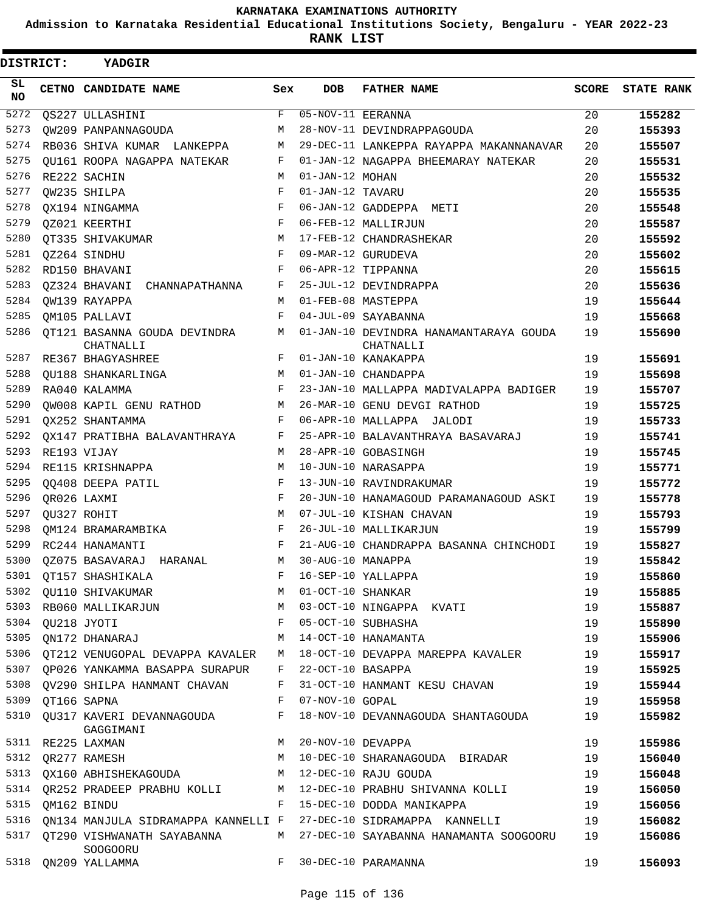KARNATAKA EXAMINATIONS AUTHORITY

Admission to Karnataka Residential Educational Institutions Society, Bengaluru - YEAR 2022-23

**RANK LIST**

**DISTRICT: YADGIR**

| SL NO | CETNO | CANDIDATE NAME | Sex | DOB | FATHER NAME | SCORE | STATE RANK |
|---|---|---|---|---|---|---|---|
| 5272 | QS227 | ULLASHINI | F | 05-NOV-11 | EERANNA | 20 | 155282 |
| 5273 | QW209 | PANPANNAGOUDA | M | 28-NOV-11 | DEVINDRAPPAGOUDA | 20 | 155393 |
| 5274 | RB036 | SHIVA KUMAR LANKEPPA | M | 29-DEC-11 | LANKEPPA RAYAPPA MAKANNANAVAR | 20 | 155507 |
| 5275 | QU161 | ROOPA NAGAPPA NATEKAR | F | 01-JAN-12 | NAGAPPA BHEEMARAY NATEKAR | 20 | 155531 |
| 5276 | RE222 | SACHIN | M | 01-JAN-12 | MOHAN | 20 | 155532 |
| 5277 | QW235 | SHILPA | F | 01-JAN-12 | TAVARU | 20 | 155535 |
| 5278 | QX194 | NINGAMMA | F | 06-JAN-12 | GADDEPPA METI | 20 | 155548 |
| 5279 | QZ021 | KEERTHI | F | 06-FEB-12 | MALLIRJUN | 20 | 155587 |
| 5280 | QT335 | SHIVAKUMAR | M | 17-FEB-12 | CHANDRASHEKAR | 20 | 155592 |
| 5281 | QZ264 | SINDHU | F | 09-MAR-12 | GURUDEVA | 20 | 155602 |
| 5282 | RD150 | BHAVANI | F | 06-APR-12 | TIPPANNA | 20 | 155615 |
| 5283 | QZ324 | BHAVANI CHANNAPATHANNA | F | 25-JUL-12 | DEVINDRAPPA | 20 | 155636 |
| 5284 | QW139 | RAYAPPA | M | 01-FEB-08 | MASTEPPA | 19 | 155644 |
| 5285 | QM105 | PALLAVI | F | 04-JUL-09 | SAYABANNA | 19 | 155668 |
| 5286 | QT121 | BASANNA GOUDA DEVINDRA CHATNALLI | M | 01-JAN-10 | DEVINDRA HANAMANTARAYA GOUDA CHATNALLI | 19 | 155690 |
| 5287 | RE367 | BHAGYASHREE | F | 01-JAN-10 | KANAKAPPA | 19 | 155691 |
| 5288 | QU188 | SHANKARLINGA | M | 01-JAN-10 | CHANDAPPA | 19 | 155698 |
| 5289 | RA040 | KALAMMA | F | 23-JAN-10 | MALLAPPA MADIVALAPPA BADIGER | 19 | 155707 |
| 5290 | QW008 | KAPIL GENU RATHOD | M | 26-MAR-10 | GENU DEVGI RATHOD | 19 | 155725 |
| 5291 | QX252 | SHANTAMMA | F | 06-APR-10 | MALLAPPA JALODI | 19 | 155733 |
| 5292 | QX147 | PRATIBHA BALAVANTHRAYA | F | 25-APR-10 | BALAVANTHRAYA BASAVARAJ | 19 | 155741 |
| 5293 | RE193 | VIJAY | M | 28-APR-10 | GOBASINGH | 19 | 155745 |
| 5294 | RE115 | KRISHNAPPA | M | 10-JUN-10 | NARASAPPA | 19 | 155771 |
| 5295 | QQ408 | DEEPA PATIL | F | 13-JUN-10 | RAVINDRAKUMAR | 19 | 155772 |
| 5296 | QR026 | LAXMI | F | 20-JUN-10 | HANAMAGOUD PARAMANAGOUD ASKI | 19 | 155778 |
| 5297 | QU327 | ROHIT | M | 07-JUL-10 | KISHAN CHAVAN | 19 | 155793 |
| 5298 | QM124 | BRAMARAMBIKA | F | 26-JUL-10 | MALLIKARJUN | 19 | 155799 |
| 5299 | RC244 | HANAMANTI | F | 21-AUG-10 | CHANDRAPPA BASANNA CHINCHODI | 19 | 155827 |
| 5300 | QZ075 | BASAVARAJ HARANAL | M | 30-AUG-10 | MANAPPA | 19 | 155842 |
| 5301 | QT157 | SHASHIKALA | F | 16-SEP-10 | YALLAPPA | 19 | 155860 |
| 5302 | QU110 | SHIVAKUMAR | M | 01-OCT-10 | SHANKAR | 19 | 155885 |
| 5303 | RB060 | MALLIKARJUN | M | 03-OCT-10 | NINGAPPA KVATI | 19 | 155887 |
| 5304 | QU218 | JYOTI | F | 05-OCT-10 | SUBHASHA | 19 | 155890 |
| 5305 | QN172 | DHANARAJ | M | 14-OCT-10 | HANAMANTA | 19 | 155906 |
| 5306 | QT212 | VENUGOPAL DEVAPPA KAVALER | M | 18-OCT-10 | DEVAPPA MAREPPA KAVALER | 19 | 155917 |
| 5307 | QP026 | YANKAMMA BASAPPA SURAPUR | F | 22-OCT-10 | BASAPPA | 19 | 155925 |
| 5308 | QV290 | SHILPA HANMANT CHAVAN | F | 31-OCT-10 | HANMANT KESU CHAVAN | 19 | 155944 |
| 5309 | QT166 | SAPNA | F | 07-NOV-10 | GOPAL | 19 | 155958 |
| 5310 | QU317 | KAVERI DEVANNAGOUDA GAGGIMANI | F | 18-NOV-10 | DEVANNAGOUDA SHANTAGOUDA | 19 | 155982 |
| 5311 | RE225 | LAXMAN | M | 20-NOV-10 | DEVAPPA | 19 | 155986 |
| 5312 | QR277 | RAMESH | M | 10-DEC-10 | SHARANAGOUDA BIRADAR | 19 | 156040 |
| 5313 | QX160 | ABHISHEKAGOUDA | M | 12-DEC-10 | RAJU GOUDA | 19 | 156048 |
| 5314 | QR252 | PRADEEP PRABHU KOLLI | M | 12-DEC-10 | PRABHU SHIVANNA KOLLI | 19 | 156050 |
| 5315 | QM162 | BINDU | F | 15-DEC-10 | DODDA MANIKAPPA | 19 | 156056 |
| 5316 | QN134 | MANJULA SIDRAMAPPA KANNELLI | F | 27-DEC-10 | SIDRAMAPPA KANNELLI | 19 | 156082 |
| 5317 | QT290 | VISHWANATH SAYABANNA SOOGOORU | M | 27-DEC-10 | SAYABANNA HANAMANTA SOOGOORU | 19 | 156086 |
| 5318 | QN209 | YALLAMMA | F | 30-DEC-10 | PARAMANNA | 19 | 156093 |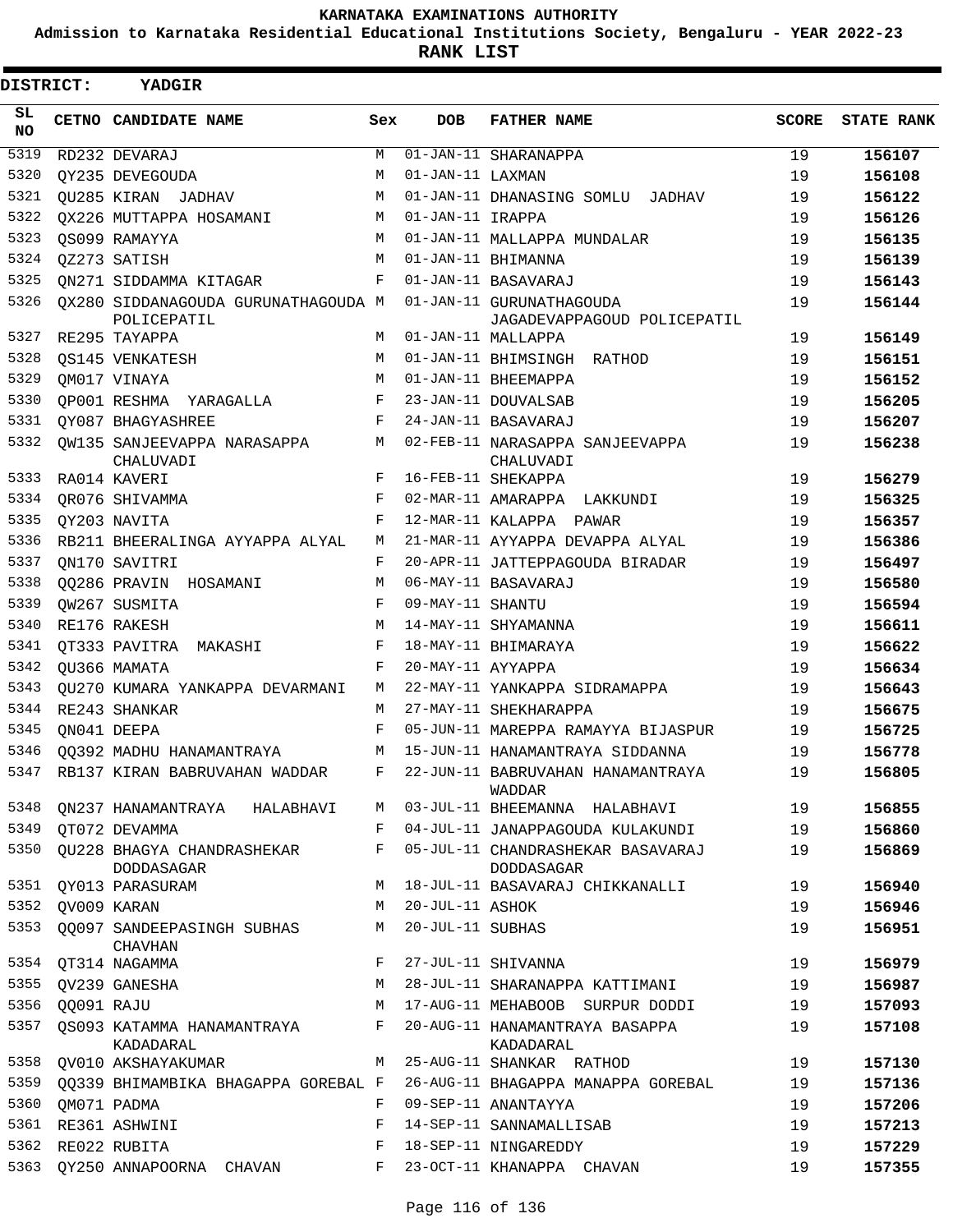# KARNATAKA EXAMINATIONS AUTHORITY

**Admission to Karnataka Residential Educational Institutions Society, Bengaluru - YEAR 2022-23**

**RANK LIST**

**DISTRICT: YADGIR**

| SL NO | CETNO | CANDIDATE NAME | Sex | DOB | FATHER NAME | SCORE | STATE RANK |
|---|---|---|---|---|---|---|---|
| 5319 | RD232 | DEVARAJ | M | 01-JAN-11 | SHARANAPPA | 19 | 156107 |
| 5320 | QY235 | DEVEGOUDA | M | 01-JAN-11 | LAXMAN | 19 | 156108 |
| 5321 | QU285 | KIRAN JADHAV | M | 01-JAN-11 | DHANASING SOMLU JADHAV | 19 | 156122 |
| 5322 | QX226 | MUTTAPPA HOSAMANI | M | 01-JAN-11 | IRAPPA | 19 | 156126 |
| 5323 | QS099 | RAMAYYA | M | 01-JAN-11 | MALLAPPA MUNDALAR | 19 | 156135 |
| 5324 | QZ273 | SATISH | M | 01-JAN-11 | BHIMANNA | 19 | 156139 |
| 5325 | QN271 | SIDDAMMA KITAGAR | F | 01-JAN-11 | BASAVARAJ | 19 | 156143 |
| 5326 | QX280 | SIDDANAGOUDA GURUNATHAGOUDA POLICEPATIL | M | 01-JAN-11 | GURUNATHAGOUDA JAGADEVAPPAGOUD POLICEPATIL | 19 | 156144 |
| 5327 | RE295 | TAYAPPA | M | 01-JAN-11 | MALLAPPA | 19 | 156149 |
| 5328 | QS145 | VENKATESH | M | 01-JAN-11 | BHIMSINGH RATHOD | 19 | 156151 |
| 5329 | QM017 | VINAYA | M | 01-JAN-11 | BHEEMAPPA | 19 | 156152 |
| 5330 | QP001 | RESHMA YARAGALLA | F | 23-JAN-11 | DOUVALSAB | 19 | 156205 |
| 5331 | QY087 | BHAGYASHREE | F | 24-JAN-11 | BASAVARAJ | 19 | 156207 |
| 5332 | QW135 | SANJEEVAPPA NARASAPPA CHALUVADI | M | 02-FEB-11 | NARASAPPA SANJEEVAPPA CHALUVADI | 19 | 156238 |
| 5333 | RA014 | KAVERI | F | 16-FEB-11 | SHEKAPPA | 19 | 156279 |
| 5334 | QR076 | SHIVAMMA | F | 02-MAR-11 | AMARAPPA LAKKUNDI | 19 | 156325 |
| 5335 | QY203 | NAVITA | F | 12-MAR-11 | KALAPPA PAWAR | 19 | 156357 |
| 5336 | RB211 | BHEERALINGA AYYAPPA ALYAL | M | 21-MAR-11 | AYYAPPA DEVAPPA ALYAL | 19 | 156386 |
| 5337 | QN170 | SAVITRI | F | 20-APR-11 | JATTEPPAGOUDA BIRADAR | 19 | 156497 |
| 5338 | QQ286 | PRAVIN HOSAMANI | M | 06-MAY-11 | BASAVARAJ | 19 | 156580 |
| 5339 | QW267 | SUSMITA | F | 09-MAY-11 | SHANTU | 19 | 156594 |
| 5340 | RE176 | RAKESH | M | 14-MAY-11 | SHYAMANNA | 19 | 156611 |
| 5341 | QT333 | PAVITRA MAKASHI | F | 18-MAY-11 | BHIMARAYA | 19 | 156622 |
| 5342 | QU366 | MAMATA | F | 20-MAY-11 | AYYAPPA | 19 | 156634 |
| 5343 | QU270 | KUMARA YANKAPPA DEVARMANI | M | 22-MAY-11 | YANKAPPA SIDRAMAPPA | 19 | 156643 |
| 5344 | RE243 | SHANKAR | M | 27-MAY-11 | SHEKHARAPPA | 19 | 156675 |
| 5345 | QN041 | DEEPA | F | 05-JUN-11 | MAREPPA RAMAYYA BIJASPUR | 19 | 156725 |
| 5346 | QQ392 | MADHU HANAMANTRAYA | M | 15-JUN-11 | HANAMANTRAYA SIDDANNA | 19 | 156778 |
| 5347 | RB137 | KIRAN BABRUVAHAN WADDAR | F | 22-JUN-11 | BABRUVAHAN HANAMANTRAYA WADDAR | 19 | 156805 |
| 5348 | QN237 | HANAMANTRAYA HALABHAVI | M | 03-JUL-11 | BHEEMANNA HALABHAVI | 19 | 156855 |
| 5349 | QT072 | DEVAMMA | F | 04-JUL-11 | JANAPPAGOUDA KULAKUNDI | 19 | 156860 |
| 5350 | QU228 | BHAGYA CHANDRASHEKAR DODDASAGAR | F | 05-JUL-11 | CHANDRASHEKAR BASAVARAJ DODDASAGAR | 19 | 156869 |
| 5351 | QY013 | PARASURAM | M | 18-JUL-11 | BASAVARAJ CHIKKANALLI | 19 | 156940 |
| 5352 | QV009 | KARAN | M | 20-JUL-11 | ASHOK | 19 | 156946 |
| 5353 | QQ097 | SANDEEPASINGH SUBHAS CHAVHAN | M | 20-JUL-11 | SUBHAS | 19 | 156951 |
| 5354 | QT314 | NAGAMMA | F | 27-JUL-11 | SHIVANNA | 19 | 156979 |
| 5355 | QV239 | GANESHA | M | 28-JUL-11 | SHARANAPPA KATTIMANI | 19 | 156987 |
| 5356 | QQ091 | RAJU | M | 17-AUG-11 | MEHABOOB SURPUR DODDI | 19 | 157093 |
| 5357 | QS093 | KATAMMA HANAMANTRAYA KADADARAL | F | 20-AUG-11 | HANAMANTRAYA BASAPPA KADADARAL | 19 | 157108 |
| 5358 | QV010 | AKSHAYAKUMAR | M | 25-AUG-11 | SHANKAR RATHOD | 19 | 157130 |
| 5359 | QQ339 | BHIMAMBIKA BHAGAPPA GOREBAL | F | 26-AUG-11 | BHAGAPPA MANAPPA GOREBAL | 19 | 157136 |
| 5360 | QM071 | PADMA | F | 09-SEP-11 | ANANTAYYA | 19 | 157206 |
| 5361 | RE361 | ASHWINI | F | 14-SEP-11 | SANNAMALLISAB | 19 | 157213 |
| 5362 | RE022 | RUBITA | F | 18-SEP-11 | NINGAREDDY | 19 | 157229 |
| 5363 | QY250 | ANNAPOORNA CHAVAN | F | 23-OCT-11 | KHANAPPA CHAVAN | 19 | 157355 |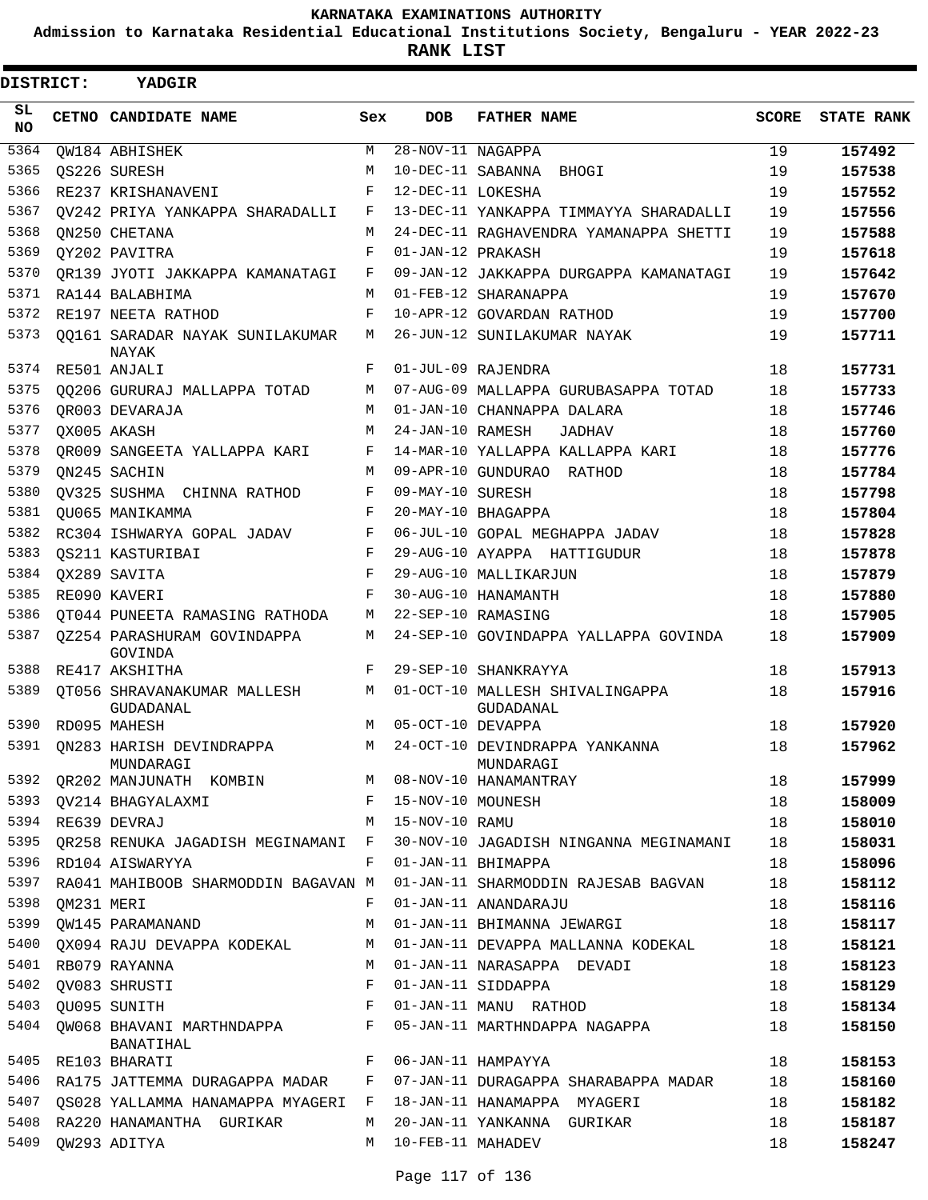KARNATAKA EXAMINATIONS AUTHORITY

Admission to Karnataka Residential Educational Institutions Society, Bengaluru - YEAR 2022-23

**RANK LIST**

**DISTRICT: YADGIR**

| SL NO | CETNO | CANDIDATE NAME | Sex | DOB | FATHER NAME | SCORE | STATE RANK |
|---|---|---|---|---|---|---|---|
| 5364 | QW184 | ABHISHEK | M | 28-NOV-11 | NAGAPPA | 19 | 157492 |
| 5365 | QS226 | SURESH | M | 10-DEC-11 | SABANNA BHOGI | 19 | 157538 |
| 5366 | RE237 | KRISHANAVENI | F | 12-DEC-11 | LOKESHA | 19 | 157552 |
| 5367 | QV242 | PRIYA YANKAPPA SHARADALLI | F | 13-DEC-11 | YANKAPPA TIMMAYYA SHARADALLI | 19 | 157556 |
| 5368 | QN250 | CHETANA | M | 24-DEC-11 | RAGHAVENDRA YAMANAPPA SHETTI | 19 | 157588 |
| 5369 | QY202 | PAVITRA | F | 01-JAN-12 | PRAKASH | 19 | 157618 |
| 5370 | QR139 | JYOTI JAKKAPPA KAMANATAGI | F | 09-JAN-12 | JAKKAPPA DURGAPPA KAMANATAGI | 19 | 157642 |
| 5371 | RA144 | BALABHIMA | M | 01-FEB-12 | SHARANAPPA | 19 | 157670 |
| 5372 | RE197 | NEETA RATHOD | F | 10-APR-12 | GOVARDAN RATHOD | 19 | 157700 |
| 5373 | QQ161 | SARADAR NAYAK SUNILAKUMAR NAYAK | M | 26-JUN-12 | SUNILAKUMAR NAYAK | 19 | 157711 |
| 5374 | RE501 | ANJALI | F | 01-JUL-09 | RAJENDRA | 18 | 157731 |
| 5375 | QQ206 | GURURAJ MALLAPPA TOTAD | M | 07-AUG-09 | MALLAPPA GURUBASAPPA TOTAD | 18 | 157733 |
| 5376 | QR003 | DEVARAJA | M | 01-JAN-10 | CHANNAPPA DALARA | 18 | 157746 |
| 5377 | QX005 | AKASH | M | 24-JAN-10 | RAMESH JADHAV | 18 | 157760 |
| 5378 | QR009 | SANGEETA YALLAPPA KARI | F | 14-MAR-10 | YALLAPPA KALLAPPA KARI | 18 | 157776 |
| 5379 | QN245 | SACHIN | M | 09-APR-10 | GUNDURAO RATHOD | 18 | 157784 |
| 5380 | QV325 | SUSHMA CHINNA RATHOD | F | 09-MAY-10 | SURESH | 18 | 157798 |
| 5381 | QU065 | MANIKAMMA | F | 20-MAY-10 | BHAGAPPA | 18 | 157804 |
| 5382 | RC304 | ISHWARYA GOPAL JADAV | F | 06-JUL-10 | GOPAL MEGHAPPA JADAV | 18 | 157828 |
| 5383 | QS211 | KASTURIBAI | F | 29-AUG-10 | AYAPPA HATTIGUDUR | 18 | 157878 |
| 5384 | QX289 | SAVITA | F | 29-AUG-10 | MALLIKARJUN | 18 | 157879 |
| 5385 | RE090 | KAVERI | F | 30-AUG-10 | HANAMANTH | 18 | 157880 |
| 5386 | QT044 | PUNEETA RAMASING RATHODA | M | 22-SEP-10 | RAMASING | 18 | 157905 |
| 5387 | QZ254 | PARASHURAM GOVINDAPPA GOVINDA | M | 24-SEP-10 | GOVINDAPPA YALLAPPA GOVINDA | 18 | 157909 |
| 5388 | RE417 | AKSHITHA | F | 29-SEP-10 | SHANKRAYYA | 18 | 157913 |
| 5389 | QT056 | SHRAVANAKUMAR MALLESH GUDADANAL | M | 01-OCT-10 | MALLESH SHIVALINGAPPA GUDADANAL | 18 | 157916 |
| 5390 | RD095 | MAHESH | M | 05-OCT-10 | DEVAPPA | 18 | 157920 |
| 5391 | QN283 | HARISH DEVINDRAPPA MUNDARAGI | M | 24-OCT-10 | DEVINDRAPPA YANKANNA MUNDARAGI | 18 | 157962 |
| 5392 | QR202 | MANJUNATH KOMBIN | M | 08-NOV-10 | HANAMANTRAY | 18 | 157999 |
| 5393 | QV214 | BHAGYALAXMI | F | 15-NOV-10 | MOUNESH | 18 | 158009 |
| 5394 | RE639 | DEVRAJ | M | 15-NOV-10 | RAMU | 18 | 158010 |
| 5395 | QR258 | RENUKA JAGADISH MEGINAMANI | F | 30-NOV-10 | JAGADISH NINGANNA MEGINAMANI | 18 | 158031 |
| 5396 | RD104 | AISWARYYA | F | 01-JAN-11 | BHIMAPPA | 18 | 158096 |
| 5397 | RA041 | MAHIBOOB SHARMODDIN BAGAVAN | M | 01-JAN-11 | SHARMODDIN RAJESAB BAGVAN | 18 | 158112 |
| 5398 | QM231 | MERI | F | 01-JAN-11 | ANANDARAJU | 18 | 158116 |
| 5399 | QW145 | PARAMANAND | M | 01-JAN-11 | BHIMANNA JEWARGI | 18 | 158117 |
| 5400 | QX094 | RAJU DEVAPPA KODEKAL | M | 01-JAN-11 | DEVAPPA MALLANNA KODEKAL | 18 | 158121 |
| 5401 | RB079 | RAYANNA | M | 01-JAN-11 | NARASAPPA DEVADI | 18 | 158123 |
| 5402 | QV083 | SHRUSTI | F | 01-JAN-11 | SIDDAPPA | 18 | 158129 |
| 5403 | QU095 | SUNITH | F | 01-JAN-11 | MANU RATHOD | 18 | 158134 |
| 5404 | QW068 | BHAVANI MARTHNDAPPA BANATIHAL | F | 05-JAN-11 | MARTHNDAPPA NAGAPPA | 18 | 158150 |
| 5405 | RE103 | BHARATI | F | 06-JAN-11 | HAMPAYYA | 18 | 158153 |
| 5406 | RA175 | JATTEMMA DURAGAPPA MADAR | F | 07-JAN-11 | DURAGAPPA SHARABAPPA MADAR | 18 | 158160 |
| 5407 | QS028 | YALLAMMA HANAMAPPA MYAGERI | F | 18-JAN-11 | HANAMAPPA MYAGERI | 18 | 158182 |
| 5408 | RA220 | HANAMANTHA GURIKAR | M | 20-JAN-11 | YANKANNA GURIKAR | 18 | 158187 |
| 5409 | QW293 | ADITYA | M | 10-FEB-11 | MAHADEV | 18 | 158247 |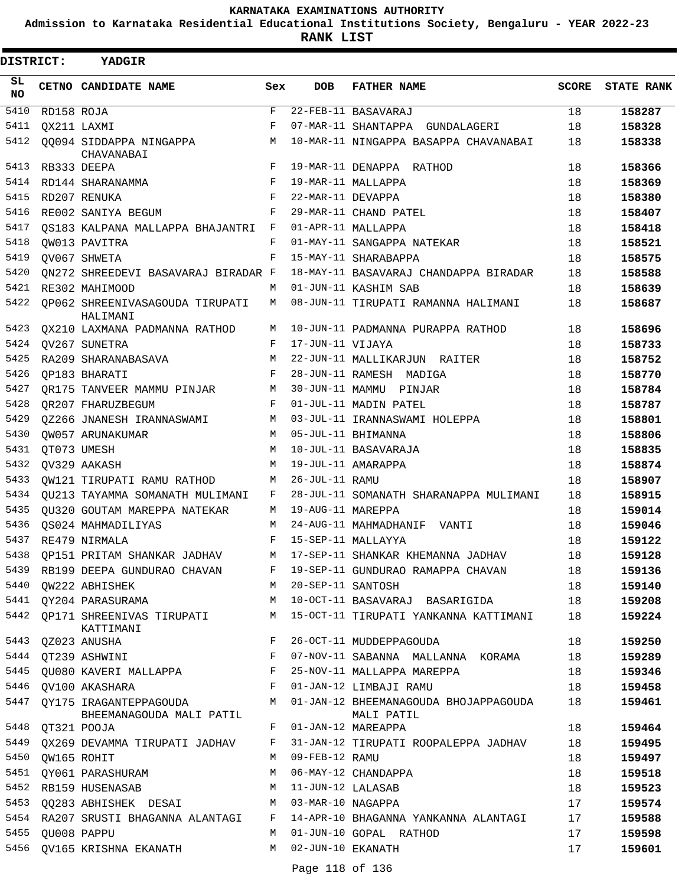KARNATAKA EXAMINATIONS AUTHORITY

Admission to Karnataka Residential Educational Institutions Society, Bengaluru - YEAR 2022-23

**RANK LIST**

**DISTRICT: YADGIR**

| SL NO | CETNO | CANDIDATE NAME | Sex | DOB | FATHER NAME | SCORE | STATE RANK |
|---|---|---|---|---|---|---|---|
| 5410 | RD158 | ROJA | F | 22-FEB-11 | BASAVARAJ | 18 | 158287 |
| 5411 | QX211 | LAXMI | F | 07-MAR-11 | SHANTAPPA GUNDALAGERI | 18 | 158328 |
| 5412 | QQ094 | SIDDAPPA NINGAPPA CHAVANABAI | M | 10-MAR-11 | NINGAPPA BASAPPA CHAVANABAI | 18 | 158338 |
| 5413 | RB333 | DEEPA | F | 19-MAR-11 | DENAPPA RATHOD | 18 | 158366 |
| 5414 | RD144 | SHARANAMMA | F | 19-MAR-11 | MALLAPPA | 18 | 158369 |
| 5415 | RD207 | RENUKA | F | 22-MAR-11 | DEVAPPA | 18 | 158380 |
| 5416 | RE002 | SANIYA BEGUM | F | 29-MAR-11 | CHAND PATEL | 18 | 158407 |
| 5417 | QS183 | KALPANA MALLAPPA BHAJANTRI | F | 01-APR-11 | MALLAPPA | 18 | 158418 |
| 5418 | QW013 | PAVITRA | F | 01-MAY-11 | SANGAPPA NATEKAR | 18 | 158521 |
| 5419 | QV067 | SHWETA | F | 15-MAY-11 | SHARABAPPA | 18 | 158575 |
| 5420 | QN272 | SHREEDEVI BASAVARAJ BIRADAR | F | 18-MAY-11 | BASAVARAJ CHANDAPPA BIRADAR | 18 | 158588 |
| 5421 | RE302 | MAHIMOOD | M | 01-JUN-11 | KASHIM SAB | 18 | 158639 |
| 5422 | QP062 | SHREENIVASAGOUDA TIRUPATI HALIMANI | M | 08-JUN-11 | TIRUPATI RAMANNA HALIMANI | 18 | 158687 |
| 5423 | QX210 | LAXMANA PADMANNA RATHOD | M | 10-JUN-11 | PADMANNA PURAPPA RATHOD | 18 | 158696 |
| 5424 | QV267 | SUNETRA | F | 17-JUN-11 | VIJAYA | 18 | 158733 |
| 5425 | RA209 | SHARANABASAVA | M | 22-JUN-11 | MALLIKARJUN RAITER | 18 | 158752 |
| 5426 | QP183 | BHARATI | F | 28-JUN-11 | RAMESH MADIGA | 18 | 158770 |
| 5427 | QR175 | TANVEER MAMMU PINJAR | M | 30-JUN-11 | MAMMU PINJAR | 18 | 158784 |
| 5428 | QR207 | FHARUZBEGUM | F | 01-JUL-11 | MADIN PATEL | 18 | 158787 |
| 5429 | QZ266 | JNANESH IRANNASWAMI | M | 03-JUL-11 | IRANNASWAMI HOLEPPA | 18 | 158801 |
| 5430 | QW057 | ARUNAKUMAR | M | 05-JUL-11 | BHIMANNA | 18 | 158806 |
| 5431 | QT073 | UMESH | M | 10-JUL-11 | BASAVARAJA | 18 | 158835 |
| 5432 | QV329 | AAKASH | M | 19-JUL-11 | AMARAPPA | 18 | 158874 |
| 5433 | QW121 | TIRUPATI RAMU RATHOD | M | 26-JUL-11 | RAMU | 18 | 158907 |
| 5434 | QU213 | TAYAMMA SOMANATH MULIMANI | F | 28-JUL-11 | SOMANATH SHARANAPPA MULIMANI | 18 | 158915 |
| 5435 | QU320 | GOUTAM MAREPPA NATEKAR | M | 19-AUG-11 | MAREPPA | 18 | 159014 |
| 5436 | QS024 | MAHMADILIYAS | M | 24-AUG-11 | MAHMADHANIF VANTI | 18 | 159046 |
| 5437 | RE479 | NIRMALA | F | 15-SEP-11 | MALLAYYA | 18 | 159122 |
| 5438 | QP151 | PRITAM SHANKAR JADHAV | M | 17-SEP-11 | SHANKAR KHEMANNA JADHAV | 18 | 159128 |
| 5439 | RB199 | DEEPA GUNDURAO CHAVAN | F | 19-SEP-11 | GUNDURAO RAMAPPA CHAVAN | 18 | 159136 |
| 5440 | QW222 | ABHISHEK | M | 20-SEP-11 | SANTOSH | 18 | 159140 |
| 5441 | QY204 | PARASURAMA | M | 10-OCT-11 | BASAVARAJ BASARIGIDA | 18 | 159208 |
| 5442 | QP171 | SHREENIVAS TIRUPATI KATTIMANI | M | 15-OCT-11 | TIRUPATI YANKANNA KATTIMANI | 18 | 159224 |
| 5443 | QZ023 | ANUSHA | F | 26-OCT-11 | MUDDEPPAGOUDA | 18 | 159250 |
| 5444 | QT239 | ASHWINI | F | 07-NOV-11 | SABANNA MALLANNA KORAMA | 18 | 159289 |
| 5445 | QU080 | KAVERI MALLAPPA | F | 25-NOV-11 | MALLAPPA MAREPPA | 18 | 159346 |
| 5446 | QV100 | AKASHARA | F | 01-JAN-12 | LIMBAJI RAMU | 18 | 159458 |
| 5447 | QY175 | IRAGANTEPPAGOUDA BHEEMANAGOUDA MALI PATIL | M | 01-JAN-12 | BHEEMANAGOUDA BHOJAPPAGOUDA MALI PATIL | 18 | 159461 |
| 5448 | QT321 | POOJA | F | 01-JAN-12 | MAREAPPA | 18 | 159464 |
| 5449 | QX269 | DEVAMMA TIRUPATI JADHAV | F | 31-JAN-12 | TIRUPATI ROOPALEPPA JADHAV | 18 | 159495 |
| 5450 | QW165 | ROHIT | M | 09-FEB-12 | RAMU | 18 | 159497 |
| 5451 | QY061 | PARASHURAM | M | 06-MAY-12 | CHANDAPPA | 18 | 159518 |
| 5452 | RB159 | HUSENASAB | M | 11-JUN-12 | LALASAB | 18 | 159523 |
| 5453 | QQ283 | ABHISHEK DESAI | M | 03-MAR-10 | NAGAPPA | 17 | 159574 |
| 5454 | RA207 | SRUSTI BHAGANNA ALANTAGI | F | 14-APR-10 | BHAGANNA YANKANNA ALANTAGI | 17 | 159588 |
| 5455 | QU008 | PAPPU | M | 01-JUN-10 | GOPAL RATHOD | 17 | 159598 |
| 5456 | QV165 | KRISHNA EKANATH | M | 02-JUN-10 | EKANATH | 17 | 159601 |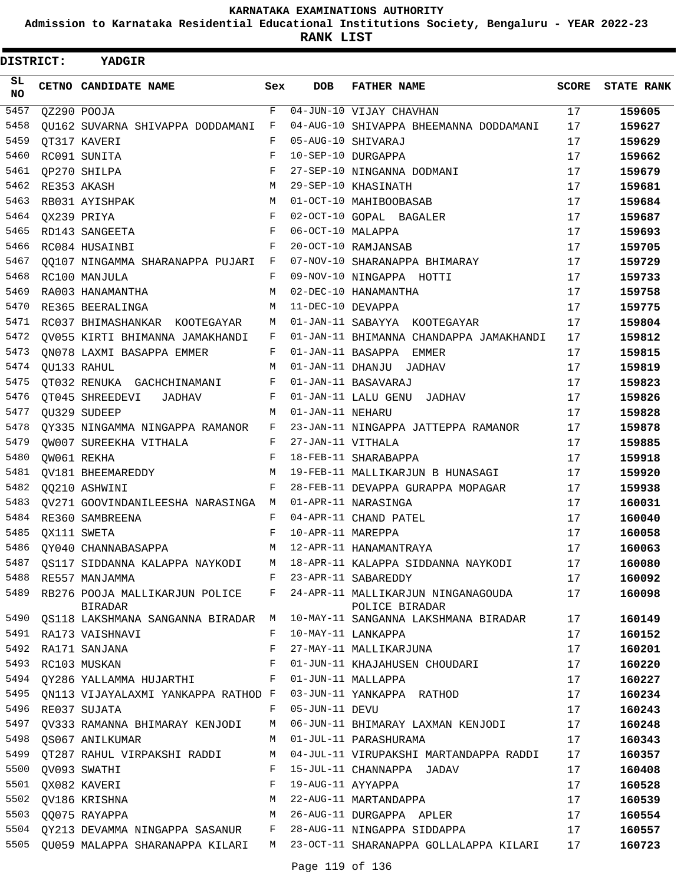KARNATAKA EXAMINATIONS AUTHORITY

Admission to Karnataka Residential Educational Institutions Society, Bengaluru - YEAR 2022-23

**RANK LIST**

**DISTRICT: YADGIR**

| SL NO | CETNO | CANDIDATE NAME | Sex | DOB | FATHER NAME | SCORE | STATE RANK |
|---|---|---|---|---|---|---|---|
| 5457 | QZ290 | POOJA | F | 04-JUN-10 | VIJAY CHAVHAN | 17 | **159605** |
| 5458 | QU162 | SUVARNA SHIVAPPA DODDAMANI | F | 04-AUG-10 | SHIVAPPA BHEEMANNA DODDAMANI | 17 | **159627** |
| 5459 | QT317 | KAVERI | F | 05-AUG-10 | SHIVARAJ | 17 | **159629** |
| 5460 | RC091 | SUNITA | F | 10-SEP-10 | DURGAPPA | 17 | **159662** |
| 5461 | QP270 | SHILPA | F | 27-SEP-10 | NINGANNA DODMANI | 17 | **159679** |
| 5462 | RE353 | AKASH | M | 29-SEP-10 | KHASINATH | 17 | **159681** |
| 5463 | RB031 | AYISHPAK | M | 01-OCT-10 | MAHIBOOBASAB | 17 | **159684** |
| 5464 | QX239 | PRIYA | F | 02-OCT-10 | GOPAL BAGALER | 17 | **159687** |
| 5465 | RD143 | SANGEETA | F | 06-OCT-10 | MALAPPA | 17 | **159693** |
| 5466 | RC084 | HUSAINBI | F | 20-OCT-10 | RAMJANSAB | 17 | **159705** |
| 5467 | QQ107 | NINGAMMA SHARANAPPA PUJARI | F | 07-NOV-10 | SHARANAPPA BHIMARAY | 17 | **159729** |
| 5468 | RC100 | MANJULA | F | 09-NOV-10 | NINGAPPA HOTTI | 17 | **159733** |
| 5469 | RA003 | HANAMANTHA | M | 02-DEC-10 | HANAMANTHA | 17 | **159758** |
| 5470 | RE365 | BEERALINGA | M | 11-DEC-10 | DEVAPPA | 17 | **159775** |
| 5471 | RC037 | BHIMASHANKAR KOOTEGAYAR | M | 01-JAN-11 | SABAYYA KOOTEGAYAR | 17 | **159804** |
| 5472 | QV055 | KIRTI BHIMANNA JAMAKHANDI | F | 01-JAN-11 | BHIMANNA CHANDAPPA JAMAKHANDI | 17 | **159812** |
| 5473 | QN078 | LAXMI BASAPPA EMMER | F | 01-JAN-11 | BASAPPA EMMER | 17 | **159815** |
| 5474 | QU133 | RAHUL | M | 01-JAN-11 | DHANJU JADHAV | 17 | **159819** |
| 5475 | QT032 | RENUKA GACHCHINAMANI | F | 01-JAN-11 | BASAVARAJ | 17 | **159823** |
| 5476 | QT045 | SHREEDEVI JADHAV | F | 01-JAN-11 | LALU GENU JADHAV | 17 | **159826** |
| 5477 | QU329 | SUDEEP | M | 01-JAN-11 | NEHARU | 17 | **159828** |
| 5478 | QY335 | NINGAMMA NINGAPPA RAMANOR | F | 23-JAN-11 | NINGAPPA JATTEPPA RAMANOR | 17 | **159878** |
| 5479 | QW007 | SUREEKHA VITHALA | F | 27-JAN-11 | VITHALA | 17 | **159885** |
| 5480 | QW061 | REKHA | F | 18-FEB-11 | SHARABAPPA | 17 | **159918** |
| 5481 | QV181 | BHEEMAREDDY | M | 19-FEB-11 | MALLIKARJUN B HUNASAGI | 17 | **159920** |
| 5482 | QQ210 | ASHWINI | F | 28-FEB-11 | DEVAPPA GURAPPA MOPAGAR | 17 | **159938** |
| 5483 | QV271 | GOOVINDANILEESHA NARASINGA | M | 01-APR-11 | NARASINGA | 17 | **160031** |
| 5484 | RE360 | SAMBREENA | F | 04-APR-11 | CHAND PATEL | 17 | **160040** |
| 5485 | QX111 | SWETA | F | 10-APR-11 | MAREPPA | 17 | **160058** |
| 5486 | QY040 | CHANNABASAPPA | M | 12-APR-11 | HANAMANTRAYA | 17 | **160063** |
| 5487 | QS117 | SIDDANNA KALAPPA NAYKODI | M | 18-APR-11 | KALAPPA SIDDANNA NAYKODI | 17 | **160080** |
| 5488 | RE557 | MANJAMMA | F | 23-APR-11 | SABAREDDY | 17 | **160092** |
| 5489 | RB276 | POOJA MALLIKARJUN POLICE BIRADAR | F | 24-APR-11 | MALLIKARJUN NINGANAGOUDA POLICE BIRADAR | 17 | **160098** |
| 5490 | QS118 | LAKSHMANA SANGANNA BIRADAR | M | 10-MAY-11 | SANGANNA LAKSHMANA BIRADAR | 17 | **160149** |
| 5491 | RA173 | VAISHNAVI | F | 10-MAY-11 | LANKAPPA | 17 | **160152** |
| 5492 | RA171 | SANJANA | F | 27-MAY-11 | MALLIKARJUNA | 17 | **160201** |
| 5493 | RC103 | MUSKAN | F | 01-JUN-11 | KHAJAHUSEN CHOUDARI | 17 | **160220** |
| 5494 | QY286 | YALLAMMA HUJARTHI | F | 01-JUN-11 | MALLAPPA | 17 | **160227** |
| 5495 | QN113 | VIJAYALAXMI YANKAPPA RATHOD | F | 03-JUN-11 | YANKAPPA RATHOD | 17 | **160234** |
| 5496 | RE037 | SUJATA | F | 05-JUN-11 | DEVU | 17 | **160243** |
| 5497 | QV333 | RAMANNA BHIMARAY KENJODI | M | 06-JUN-11 | BHIMARAY LAXMAN KENJODI | 17 | **160248** |
| 5498 | QS067 | ANILKUMAR | M | 01-JUL-11 | PARASHURAMA | 17 | **160343** |
| 5499 | QT287 | RAHUL VIRPAKSHI RADDI | M | 04-JUL-11 | VIRUPAKSHI MARTANDAPPA RADDI | 17 | **160357** |
| 5500 | QV093 | SWATHI | F | 15-JUL-11 | CHANNAPPA JADAV | 17 | **160408** |
| 5501 | QX082 | KAVERI | F | 19-AUG-11 | AYYAPPA | 17 | **160528** |
| 5502 | QV186 | KRISHNA | M | 22-AUG-11 | MARTANDAPPA | 17 | **160539** |
| 5503 | QQ075 | RAYAPPA | M | 26-AUG-11 | DURGAPPA APLER | 17 | **160554** |
| 5504 | QY213 | DEVAMMA NINGAPPA SASANUR | F | 28-AUG-11 | NINGAPPA SIDDAPPA | 17 | **160557** |
| 5505 | QU059 | MALAPPA SHARANAPPA KILARI | M | 23-OCT-11 | SHARANAPPA GOLLALAPPA KILARI | 17 | **160723** |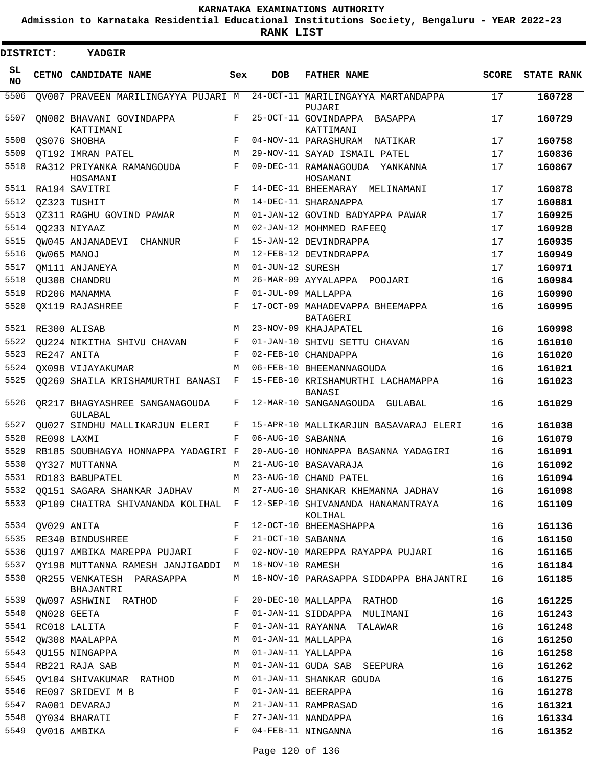**KARNATAKA EXAMINATIONS AUTHORITY**

**Admission to Karnataka Residential Educational Institutions Society, Bengaluru - YEAR 2022-23**

**RANK LIST**

**DISTRICT: YADGIR**

| SL NO | CETNO | CANDIDATE NAME | Sex | DOB | FATHER NAME | SCORE | STATE RANK |
|---|---|---|---|---|---|---|---|
| 5506 | QV007 | PRAVEEN MARILINGAYYA PUJARI | M | 24-OCT-11 | MARILINGAYYA MARTANDAPPA PUJARI | 17 | **160728** |
| 5507 | QN002 | BHAVANI GOVINDAPPA KATTIMANI | F | 25-OCT-11 | GOVINDAPPA BASAPPA KATTIMANI | 17 | **160729** |
| 5508 | QS076 | SHOBHA | F | 04-NOV-11 | PARASHURAM NATIKAR | 17 | **160758** |
| 5509 | QT192 | IMRAN PATEL | M | 29-NOV-11 | SAYAD ISMAIL PATEL | 17 | **160836** |
| 5510 | RA312 | PRIYANKA RAMANGOUDA HOSAMANI | F | 09-DEC-11 | RAMANAGOUDA YANKANNA HOSAMANI | 17 | **160867** |
| 5511 | RA194 | SAVITRI | F | 14-DEC-11 | BHEEMARAY MELINAMANI | 17 | **160878** |
| 5512 | QZ323 | TUSHIT | M | 14-DEC-11 | SHARANAPPA | 17 | **160881** |
| 5513 | QZ311 | RAGHU GOVIND PAWAR | M | 01-JAN-12 | GOVIND BADYAPPA PAWAR | 17 | **160925** |
| 5514 | QQ233 | NIYAAZ | M | 02-JAN-12 | MOHMMED RAFEEQ | 17 | **160928** |
| 5515 | QW045 | ANJANADEVI CHANNUR | F | 15-JAN-12 | DEVINDRAPPA | 17 | **160935** |
| 5516 | QW065 | MANOJ | M | 12-FEB-12 | DEVINDRAPPA | 17 | **160949** |
| 5517 | QM111 | ANJANEYA | M | 01-JUN-12 | SURESH | 17 | **160971** |
| 5518 | QU308 | CHANDRU | M | 26-MAR-09 | AYYALAPPA POOJARI | 16 | **160984** |
| 5519 | RD206 | MANAMMA | F | 01-JUL-09 | MALLAPPA | 16 | **160990** |
| 5520 | QX119 | RAJASHREE | F | 17-OCT-09 | MAHADEVAPPA BHEEMAPPA BATAGERI | 16 | **160995** |
| 5521 | RE300 | ALISAB | M | 23-NOV-09 | KHAJAPATEL | 16 | **160998** |
| 5522 | QU224 | NIKITHA SHIVU CHAVAN | F | 01-JAN-10 | SHIVU SETTU CHAVAN | 16 | **161010** |
| 5523 | RE247 | ANITA | F | 02-FEB-10 | CHANDAPPA | 16 | **161020** |
| 5524 | QX098 | VIJAYAKUMAR | M | 06-FEB-10 | BHEEMANNAGOUDA | 16 | **161021** |
| 5525 | QQ269 | SHAILA KRISHAMURTHI BANASI | F | 15-FEB-10 | KRISHAMURTHI LACHAMAPPA BANASI | 16 | **161023** |
| 5526 | QR217 | BHAGYASHREE SANGANAGOUDA GULABAL | F | 12-MAR-10 | SANGANAGOUDA GULABAL | 16 | **161029** |
| 5527 | QU027 | SINDHU MALLIKARJUN ELERI | F | 15-APR-10 | MALLIKARJUN BASAVARAJ ELERI | 16 | **161038** |
| 5528 | RE098 | LAXMI | F | 06-AUG-10 | SABANNA | 16 | **161079** |
| 5529 | RB185 | SOUBHAGYA HONNAPPA YADAGIRI | F | 20-AUG-10 | HONNAPPA BASANNA YADAGIRI | 16 | **161091** |
| 5530 | QY327 | MUTTANNA | M | 21-AUG-10 | BASAVARAJA | 16 | **161092** |
| 5531 | RD183 | BABUPATEL | M | 23-AUG-10 | CHAND PATEL | 16 | **161094** |
| 5532 | QQ151 | SAGARA SHANKAR JADHAV | M | 27-AUG-10 | SHANKAR KHEMANNA JADHAV | 16 | **161098** |
| 5533 | QP109 | CHAITRA SHIVANANDA KOLIHAL | F | 12-SEP-10 | SHIVANANDA HANAMANTRAYA KOLIHAL | 16 | **161109** |
| 5534 | QV029 | ANITA | F | 12-OCT-10 | BHEEMASHAPPA | 16 | **161136** |
| 5535 | RE340 | BINDUSHREE | F | 21-OCT-10 | SABANNA | 16 | **161150** |
| 5536 | QU197 | AMBIKA MAREPPA PUJARI | F | 02-NOV-10 | MAREPPA RAYAPPA PUJARI | 16 | **161165** |
| 5537 | QY198 | MUTTANNA RAMESH JANJIGADDI | M | 18-NOV-10 | RAMESH | 16 | **161184** |
| 5538 | QR255 | VENKATESH PARASAPPA BHAJANTRI | M | 18-NOV-10 | PARASAPPA SIDDAPPA BHAJANTRI | 16 | **161185** |
| 5539 | QW097 | ASHWINI RATHOD | F | 20-DEC-10 | MALLAPPA RATHOD | 16 | **161225** |
| 5540 | QN028 | GEETA | F | 01-JAN-11 | SIDDAPPA MULIMANI | 16 | **161243** |
| 5541 | RC018 | LALITA | F | 01-JAN-11 | RAYANNA TALAWAR | 16 | **161248** |
| 5542 | QW308 | MAALAPPA | M | 01-JAN-11 | MALLAPPA | 16 | **161250** |
| 5543 | QU155 | NINGAPPA | M | 01-JAN-11 | YALLAPPA | 16 | **161258** |
| 5544 | RB221 | RAJA SAB | M | 01-JAN-11 | GUDA SAB SEEPURA | 16 | **161262** |
| 5545 | QV104 | SHIVAKUMAR RATHOD | M | 01-JAN-11 | SHANKAR GOUDA | 16 | **161275** |
| 5546 | RE097 | SRIDEVI M B | F | 01-JAN-11 | BEERAPPA | 16 | **161278** |
| 5547 | RA001 | DEVARAJ | M | 21-JAN-11 | RAMPRASAD | 16 | **161321** |
| 5548 | QY034 | BHARATI | F | 27-JAN-11 | NANDAPPA | 16 | **161334** |
| 5549 | QV016 | AMBIKA | F | 04-FEB-11 | NINGANNA | 16 | **161352** |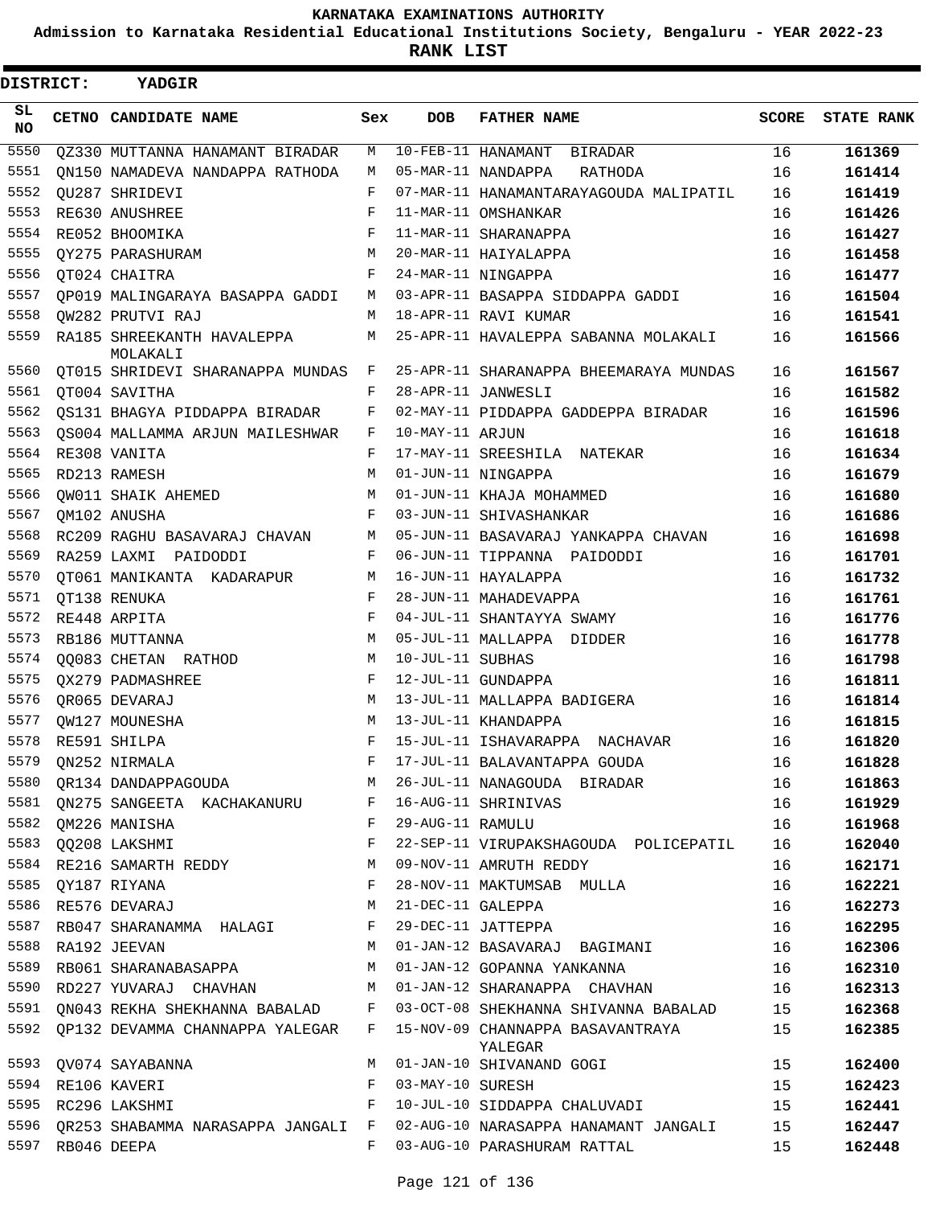KARNATAKA EXAMINATIONS AUTHORITY

Admission to Karnataka Residential Educational Institutions Society, Bengaluru - YEAR 2022-23

**RANK LIST**

**DISTRICT: YADGIR**

| SL NO | CETNO | CANDIDATE NAME | Sex | DOB | FATHER NAME | SCORE | STATE RANK |
|---|---|---|---|---|---|---|---|
| 5550 | QZ330 | MUTTANNA HANAMANT BIRADAR | M | 10-FEB-11 | HANAMANT BIRADAR | 16 | 161369 |
| 5551 | QN150 | NAMADEVA NANDAPPA RATHODA | M | 05-MAR-11 | NANDAPPA RATHODA | 16 | 161414 |
| 5552 | QU287 | SHRIDEVI | F | 07-MAR-11 | HANAMANTARAYAGOUDA MALIPATIL | 16 | 161419 |
| 5553 | RE630 | ANUSHREE | F | 11-MAR-11 | OMSHANKAR | 16 | 161426 |
| 5554 | RE052 | BHOOMIKA | F | 11-MAR-11 | SHARANAPPA | 16 | 161427 |
| 5555 | QY275 | PARASHURAM | M | 20-MAR-11 | HAIYALAPPA | 16 | 161458 |
| 5556 | QT024 | CHAITRA | F | 24-MAR-11 | NINGAPPA | 16 | 161477 |
| 5557 | QP019 | MALINGARAYA BASAPPA GADDI | M | 03-APR-11 | BASAPPA SIDDAPPA GADDI | 16 | 161504 |
| 5558 | QW282 | PRUTVI RAJ | M | 18-APR-11 | RAVI KUMAR | 16 | 161541 |
| 5559 | RA185 | SHREEKANTH HAVALEPPA MOLAKALI | M | 25-APR-11 | HAVALEPPA SABANNA MOLAKALI | 16 | 161566 |
| 5560 | QT015 | SHRIDEVI SHARANAPPA MUNDAS | F | 25-APR-11 | SHARANAPPA BHEEMARAYA MUNDAS | 16 | 161567 |
| 5561 | QT004 | SAVITHA | F | 28-APR-11 | JANWESLI | 16 | 161582 |
| 5562 | QS131 | BHAGYA PIDDAPPA BIRADAR | F | 02-MAY-11 | PIDDAPPA GADDEPPA BIRADAR | 16 | 161596 |
| 5563 | QS004 | MALLAMMA ARJUN MAILESHWAR | F | 10-MAY-11 | ARJUN | 16 | 161618 |
| 5564 | RE308 | VANITA | F | 17-MAY-11 | SREESHILA NATEKAR | 16 | 161634 |
| 5565 | RD213 | RAMESH | M | 01-JUN-11 | NINGAPPA | 16 | 161679 |
| 5566 | QW011 | SHAIK AHEMED | M | 01-JUN-11 | KHAJA MOHAMMED | 16 | 161680 |
| 5567 | QM102 | ANUSHA | F | 03-JUN-11 | SHIVASHANKAR | 16 | 161686 |
| 5568 | RC209 | RAGHU BASAVARAJ CHAVAN | M | 05-JUN-11 | BASAVARAJ YANKAPPA CHAVAN | 16 | 161698 |
| 5569 | RA259 | LAXMI PAIDODDI | F | 06-JUN-11 | TIPPANNA PAIDODDI | 16 | 161701 |
| 5570 | QT061 | MANIKANTA KADARAPUR | M | 16-JUN-11 | HAYALAPPA | 16 | 161732 |
| 5571 | QT138 | RENUKA | F | 28-JUN-11 | MAHADEVAPPA | 16 | 161761 |
| 5572 | RE448 | ARPITA | F | 04-JUL-11 | SHANTAYYA SWAMY | 16 | 161776 |
| 5573 | RB186 | MUTTANNA | M | 05-JUL-11 | MALLAPPA DIDDER | 16 | 161778 |
| 5574 | QQ083 | CHETAN RATHOD | M | 10-JUL-11 | SUBHAS | 16 | 161798 |
| 5575 | QX279 | PADMASHREE | F | 12-JUL-11 | GUNDAPPA | 16 | 161811 |
| 5576 | QR065 | DEVARAJ | M | 13-JUL-11 | MALLAPPA BADIGERA | 16 | 161814 |
| 5577 | QW127 | MOUNESHA | M | 13-JUL-11 | KHANDAPPA | 16 | 161815 |
| 5578 | RE591 | SHILPA | F | 15-JUL-11 | ISHAVARAPPA NACHAVAR | 16 | 161820 |
| 5579 | QN252 | NIRMALA | F | 17-JUL-11 | BALAVANTAPPA GOUDA | 16 | 161828 |
| 5580 | QR134 | DANDAPPAGOUDA | M | 26-JUL-11 | NANAGOUDA BIRADAR | 16 | 161863 |
| 5581 | QN275 | SANGEETA KACHAKANURU | F | 16-AUG-11 | SHRINIVAS | 16 | 161929 |
| 5582 | QM226 | MANISHA | F | 29-AUG-11 | RAMULU | 16 | 161968 |
| 5583 | QQ208 | LAKSHMI | F | 22-SEP-11 | VIRUPAKSHAGOUDA POLICEPATIL | 16 | 162040 |
| 5584 | RE216 | SAMARTH REDDY | M | 09-NOV-11 | AMRUTH REDDY | 16 | 162171 |
| 5585 | QY187 | RIYANA | F | 28-NOV-11 | MAKTUMSAB MULLA | 16 | 162221 |
| 5586 | RE576 | DEVARAJ | M | 21-DEC-11 | GALEPPA | 16 | 162273 |
| 5587 | RB047 | SHARANAMMA HALAGI | F | 29-DEC-11 | JATTEPPA | 16 | 162295 |
| 5588 | RA192 | JEEVAN | M | 01-JAN-12 | BASAVARAJ BAGIMANI | 16 | 162306 |
| 5589 | RB061 | SHARANABASAPPA | M | 01-JAN-12 | GOPANNA YANKANNA | 16 | 162310 |
| 5590 | RD227 | YUVARAJ CHAVHAN | M | 01-JAN-12 | SHARANAPPA CHAVHAN | 16 | 162313 |
| 5591 | QN043 | REKHA SHEKHANNA BABALAD | F | 03-OCT-08 | SHEKHANNA SHIVANNA BABALAD | 15 | 162368 |
| 5592 | QP132 | DEVAMMA CHANNAPPA YALEGAR | F | 15-NOV-09 | CHANNAPPA BASAVANTRAYA YALEGAR | 15 | 162385 |
| 5593 | QV074 | SAYABANNA | M | 01-JAN-10 | SHIVANAND GOGI | 15 | 162400 |
| 5594 | RE106 | KAVERI | F | 03-MAY-10 | SURESH | 15 | 162423 |
| 5595 | RC296 | LAKSHMI | F | 10-JUL-10 | SIDDAPPA CHALUVADI | 15 | 162441 |
| 5596 | QR253 | SHABAMMA NARASAPPA JANGALI | F | 02-AUG-10 | NARASAPPA HANAMANT JANGALI | 15 | 162447 |
| 5597 | RB046 | DEEPA | F | 03-AUG-10 | PARASHURAM RATTAL | 15 | 162448 |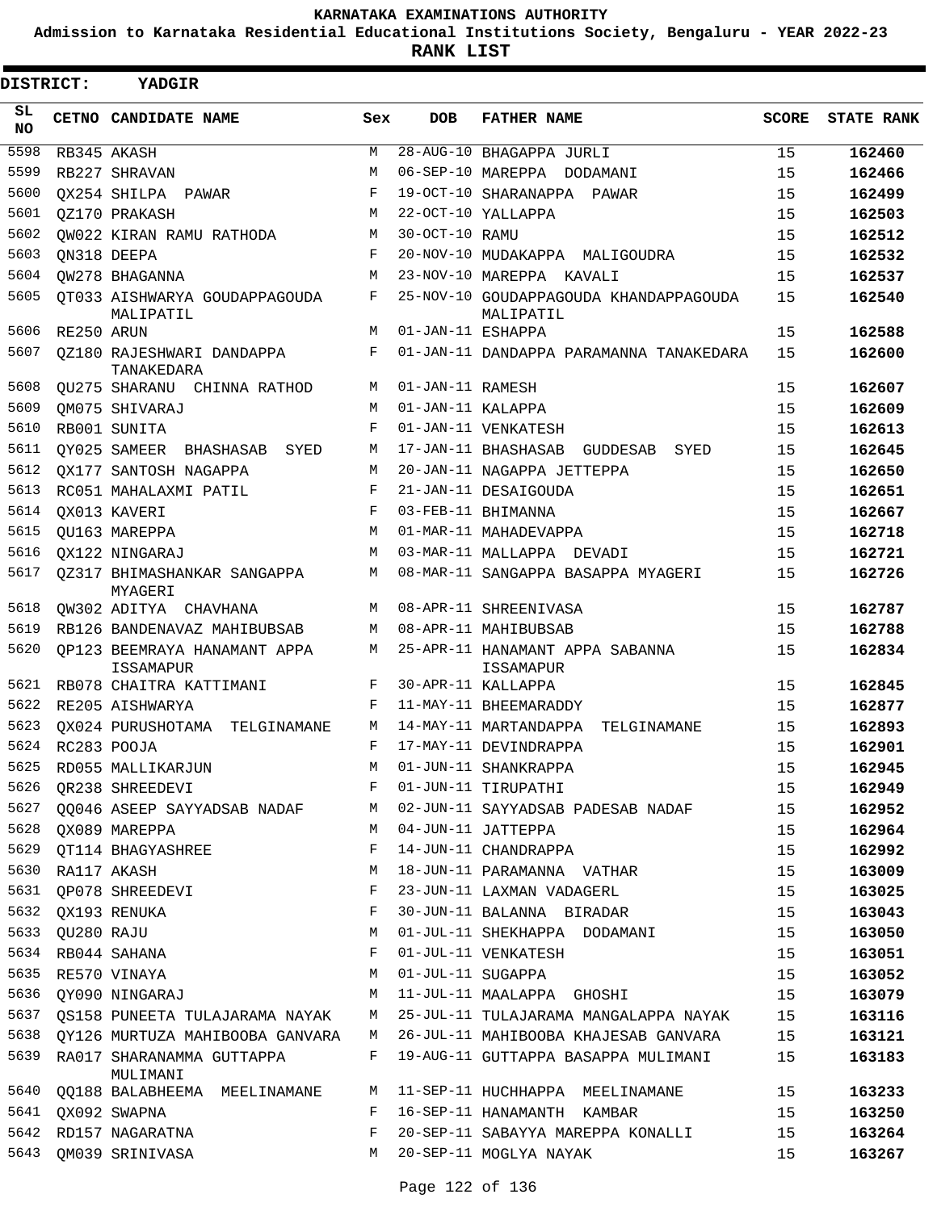# KARNATAKA EXAMINATIONS AUTHORITY

**Admission to Karnataka Residential Educational Institutions Society, Bengaluru - YEAR 2022-23**

**RANK LIST**

**DISTRICT: YADGIR**

| SL NO | CETNO | CANDIDATE NAME | Sex | DOB | FATHER NAME | SCORE | STATE RANK |
|---|---|---|---|---|---|---|---|
| 5598 | RB345 | AKASH | M | 28-AUG-10 | BHAGAPPA JURLI | 15 | 162460 |
| 5599 | RB227 | SHRAVAN | M | 06-SEP-10 | MAREPPA DODAMANI | 15 | 162466 |
| 5600 | QX254 | SHILPA PAWAR | F | 19-OCT-10 | SHARANAPPA PAWAR | 15 | 162499 |
| 5601 | QZ170 | PRAKASH | M | 22-OCT-10 | YALLAPPA | 15 | 162503 |
| 5602 | QW022 | KIRAN RAMU RATHODA | M | 30-OCT-10 | RAMU | 15 | 162512 |
| 5603 | QN318 | DEEPA | F | 20-NOV-10 | MUDAKAPPA MALIGOUDRA | 15 | 162532 |
| 5604 | QW278 | BHAGANNA | M | 23-NOV-10 | MAREPPA KAVALI | 15 | 162537 |
| 5605 | QT033 | AISHWARYA GOUDAPPAGOUDA MALIPATIL | F | 25-NOV-10 | GOUDAPPAGOUDA KHANDAPPAGOUDA MALIPATIL | 15 | 162540 |
| 5606 | RE250 | ARUN | M | 01-JAN-11 | ESHAPPA | 15 | 162588 |
| 5607 | QZ180 | RAJESHWARI DANDAPPA TANAKEDARA | F | 01-JAN-11 | DANDAPPA PARAMANNA TANAKEDARA | 15 | 162600 |
| 5608 | QU275 | SHARANU CHINNA RATHOD | M | 01-JAN-11 | RAMESH | 15 | 162607 |
| 5609 | QM075 | SHIVARAJ | M | 01-JAN-11 | KALAPPA | 15 | 162609 |
| 5610 | RB001 | SUNITA | F | 01-JAN-11 | VENKATESH | 15 | 162613 |
| 5611 | QY025 | SAMEER BHASHASAB SYED | M | 17-JAN-11 | BHASHASAB GUDDESAB SYED | 15 | 162645 |
| 5612 | QX177 | SANTOSH NAGAPPA | M | 20-JAN-11 | NAGAPPA JETTEPPA | 15 | 162650 |
| 5613 | RC051 | MAHALAXMI PATIL | F | 21-JAN-11 | DESAIGOUDA | 15 | 162651 |
| 5614 | QX013 | KAVERI | F | 03-FEB-11 | BHIMANNA | 15 | 162667 |
| 5615 | QU163 | MAREPPA | M | 01-MAR-11 | MAHADEVAPPA | 15 | 162718 |
| 5616 | QX122 | NINGARAJ | M | 03-MAR-11 | MALLAPPA DEVADI | 15 | 162721 |
| 5617 | QZ317 | BHIMASHANKAR SANGAPPA MYAGERI | M | 08-MAR-11 | SANGAPPA BASAPPA MYAGERI | 15 | 162726 |
| 5618 | QW302 | ADITYA CHAVHANA | M | 08-APR-11 | SHREENIVASA | 15 | 162787 |
| 5619 | RB126 | BANDENAVAZ MAHIBUBSAB | M | 08-APR-11 | MAHIBUBSAB | 15 | 162788 |
| 5620 | QP123 | BEEMRAYA HANAMANT APPA ISSAMAPUR | M | 25-APR-11 | HANAMANT APPA SABANNA ISSAMAPUR | 15 | 162834 |
| 5621 | RB078 | CHAITRA KATTIMANI | F | 30-APR-11 | KALLAPPA | 15 | 162845 |
| 5622 | RE205 | AISHWARYA | F | 11-MAY-11 | BHEEMARADDY | 15 | 162877 |
| 5623 | QX024 | PURUSHOTAMA TELGINAMANE | M | 14-MAY-11 | MARTANDAPPA TELGINAMANE | 15 | 162893 |
| 5624 | RC283 | POOJA | F | 17-MAY-11 | DEVINDRAPPA | 15 | 162901 |
| 5625 | RD055 | MALLIKARJUN | M | 01-JUN-11 | SHANKRAPPA | 15 | 162945 |
| 5626 | QR238 | SHREEDEVI | F | 01-JUN-11 | TIRUPATHI | 15 | 162949 |
| 5627 | QQ046 | ASEEP SAYYADSAB NADAF | M | 02-JUN-11 | SAYYADSAB PADESAB NADAF | 15 | 162952 |
| 5628 | QX089 | MAREPPA | M | 04-JUN-11 | JATTEPPA | 15 | 162964 |
| 5629 | QT114 | BHAGYASHREE | F | 14-JUN-11 | CHANDRAPPA | 15 | 162992 |
| 5630 | RA117 | AKASH | M | 18-JUN-11 | PARAMANNA VATHAR | 15 | 163009 |
| 5631 | QP078 | SHREEDEVI | F | 23-JUN-11 | LAXMAN VADAGERL | 15 | 163025 |
| 5632 | QX193 | RENUKA | F | 30-JUN-11 | BALANNA BIRADAR | 15 | 163043 |
| 5633 | QU280 | RAJU | M | 01-JUL-11 | SHEKHAPPA DODAMANI | 15 | 163050 |
| 5634 | RB044 | SAHANA | F | 01-JUL-11 | VENKATESH | 15 | 163051 |
| 5635 | RE570 | VINAYA | M | 01-JUL-11 | SUGAPPA | 15 | 163052 |
| 5636 | QY090 | NINGARAJ | M | 11-JUL-11 | MAALAPPA GHOSHI | 15 | 163079 |
| 5637 | QS158 | PUNEETA TULAJARAMA NAYAK | M | 25-JUL-11 | TULAJARAMA MANGALAPPA NAYAK | 15 | 163116 |
| 5638 | QY126 | MURTUZA MAHIBOOBA GANVARA | M | 26-JUL-11 | MAHIBOOBA KHAJESAB GANVARA | 15 | 163121 |
| 5639 | RA017 | SHARANAMMA GUTTAPPA MULIMANI | F | 19-AUG-11 | GUTTAPPA BASAPPA MULIMANI | 15 | 163183 |
| 5640 | QQ188 | BALABHEEMA MEELINAMANE | M | 11-SEP-11 | HUCHHAPPA MEELINAMANE | 15 | 163233 |
| 5641 | QX092 | SWAPNA | F | 16-SEP-11 | HANAMANTH KAMBAR | 15 | 163250 |
| 5642 | RD157 | NAGARATNA | F | 20-SEP-11 | SABAYYA MAREPPA KONALLI | 15 | 163264 |
| 5643 | QM039 | SRINIVASA | M | 20-SEP-11 | MOGLYA NAYAK | 15 | 163267 |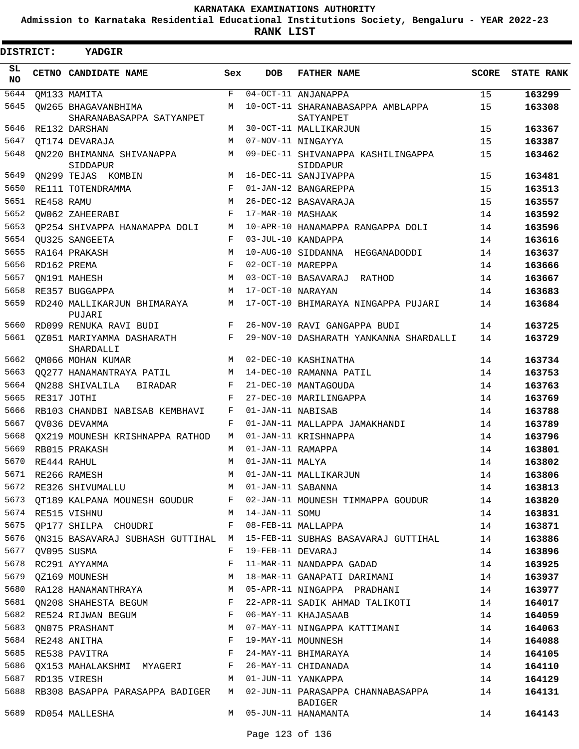KARNATAKA EXAMINATIONS AUTHORITY

Admission to Karnataka Residential Educational Institutions Society, Bengaluru - YEAR 2022-23

**RANK LIST**

**DISTRICT: YADGIR**

| SL NO | CETNO | CANDIDATE NAME | Sex | DOB | FATHER NAME | SCORE | STATE RANK |
|---|---|---|---|---|---|---|---|
| 5644 | QM133 | MAMITA | F | 04-OCT-11 | ANJANAPPA | 15 | **163299** |
| 5645 | QW265 | BHAGAVANBHIMA SHARANABASAPPA SATYANPET | M | 10-OCT-11 | SHARANABASAPPA AMBLAPPA SATYANPET | 15 | **163308** |
| 5646 | RE132 | DARSHAN | M | 30-OCT-11 | MALLIKARJUN | 15 | **163367** |
| 5647 | QT174 | DEVARAJA | M | 07-NOV-11 | NINGAYYA | 15 | **163387** |
| 5648 | QN220 | BHIMANNA SHIVANAPPA SIDDAPUR | M | 09-DEC-11 | SHIVANAPPA KASHILINGAPPA SIDDAPUR | 15 | **163462** |
| 5649 | QN299 | TEJAS KOMBIN | M | 16-DEC-11 | SANJIVAPPA | 15 | **163481** |
| 5650 | RE111 | TOTENDRAMMA | F | 01-JAN-12 | BANGAREPPA | 15 | **163513** |
| 5651 | RE458 | RAMU | M | 26-DEC-12 | BASAVARAJA | 15 | **163557** |
| 5652 | QW062 | ZAHEERABI | F | 17-MAR-10 | MASHAAK | 14 | **163592** |
| 5653 | QP254 | SHIVAPPA HANAMAPPA DOLI | M | 10-APR-10 | HANAMAPPA RANGAPPA DOLI | 14 | **163596** |
| 5654 | QU325 | SANGEETA | F | 03-JUL-10 | KANDAPPA | 14 | **163616** |
| 5655 | RA164 | PRAKASH | M | 10-AUG-10 | SIDDANNA HEGGANADODDI | 14 | **163637** |
| 5656 | RD162 | PREMA | F | 02-OCT-10 | MAREPPA | 14 | **163666** |
| 5657 | QN191 | MAHESH | M | 03-OCT-10 | BASAVARAJ RATHOD | 14 | **163667** |
| 5658 | RE357 | BUGGAPPA | M | 17-OCT-10 | NARAYAN | 14 | **163683** |
| 5659 | RD240 | MALLIKARJUN BHIMARAYA PUJARI | M | 17-OCT-10 | BHIMARAYA NINGAPPA PUJARI | 14 | **163684** |
| 5660 | RD099 | RENUKA RAVI BUDI | F | 26-NOV-10 | RAVI GANGAPPA BUDI | 14 | **163725** |
| 5661 | QZ051 | MARIYAMMA DASHARATH SHARDALLI | F | 29-NOV-10 | DASHARATH YANKANNA SHARDALLI | 14 | **163729** |
| 5662 | QM066 | MOHAN KUMAR | M | 02-DEC-10 | KASHINATHA | 14 | **163734** |
| 5663 | QQ277 | HANAMANTRAYA PATIL | M | 14-DEC-10 | RAMANNA PATIL | 14 | **163753** |
| 5664 | QN288 | SHIVALILA BIRADAR | F | 21-DEC-10 | MANTAGOUDA | 14 | **163763** |
| 5665 | RE317 | JOTHI | F | 27-DEC-10 | MARILINGAPPA | 14 | **163769** |
| 5666 | RB103 | CHANDBI NABISAB KEMBHAVI | F | 01-JAN-11 | NABISAB | 14 | **163788** |
| 5667 | QV036 | DEVAMMA | F | 01-JAN-11 | MALLAPPA JAMAKHANDI | 14 | **163789** |
| 5668 | QX219 | MOUNESH KRISHNAPPA RATHOD | M | 01-JAN-11 | KRISHNAPPA | 14 | **163796** |
| 5669 | RB015 | PRAKASH | M | 01-JAN-11 | RAMAPPA | 14 | **163801** |
| 5670 | RE444 | RAHUL | M | 01-JAN-11 | MALYA | 14 | **163802** |
| 5671 | RE266 | RAMESH | M | 01-JAN-11 | MALLIKARJUN | 14 | **163806** |
| 5672 | RE326 | SHIVUMALLU | M | 01-JAN-11 | SABANNA | 14 | **163813** |
| 5673 | QT189 | KALPANA MOUNESH GOUDUR | F | 02-JAN-11 | MOUNESH TIMMAPPA GOUDUR | 14 | **163820** |
| 5674 | RE515 | VISHNU | M | 14-JAN-11 | SOMU | 14 | **163831** |
| 5675 | QP177 | SHILPA CHOUDRI | F | 08-FEB-11 | MALLAPPA | 14 | **163871** |
| 5676 | QN315 | BASAVARAJ SUBHASH GUTTIHAL | M | 15-FEB-11 | SUBHAS BASAVARAJ GUTTIHAL | 14 | **163886** |
| 5677 | QV095 | SUSMA | F | 19-FEB-11 | DEVARAJ | 14 | **163896** |
| 5678 | RC291 | AYYAMMA | F | 11-MAR-11 | NANDAPPA GADAD | 14 | **163925** |
| 5679 | QZ169 | MOUNESH | M | 18-MAR-11 | GANAPATI DARIMANI | 14 | **163937** |
| 5680 | RA128 | HANAMANTHRAYA | M | 05-APR-11 | NINGAPPA PRADHANI | 14 | **163977** |
| 5681 | QN208 | SHAHESTA BEGUM | F | 22-APR-11 | SADIK AHMAD TALIKOTI | 14 | **164017** |
| 5682 | RE524 | RIJWAN BEGUM | F | 06-MAY-11 | KHAJASAAB | 14 | **164059** |
| 5683 | QN075 | PRASHANT | M | 07-MAY-11 | NINGAPPA KATTIMANI | 14 | **164063** |
| 5684 | RE248 | ANITHA | F | 19-MAY-11 | MOUNNESH | 14 | **164088** |
| 5685 | RE538 | PAVITRA | F | 24-MAY-11 | BHIMARAYA | 14 | **164105** |
| 5686 | QX153 | MAHALAKSHMI MYAGERI | F | 26-MAY-11 | CHIDANADA | 14 | **164110** |
| 5687 | RD135 | VIRESH | M | 01-JUN-11 | YANKAPPA | 14 | **164129** |
| 5688 | RB308 | BASAPPA PARASAPPA BADIGER | M | 02-JUN-11 | PARASAPPA CHANNABASAPPA BADIGER | 14 | **164131** |
| 5689 | RD054 | MALLESHA | M | 05-JUN-11 | HANAMANTA | 14 | **164143** |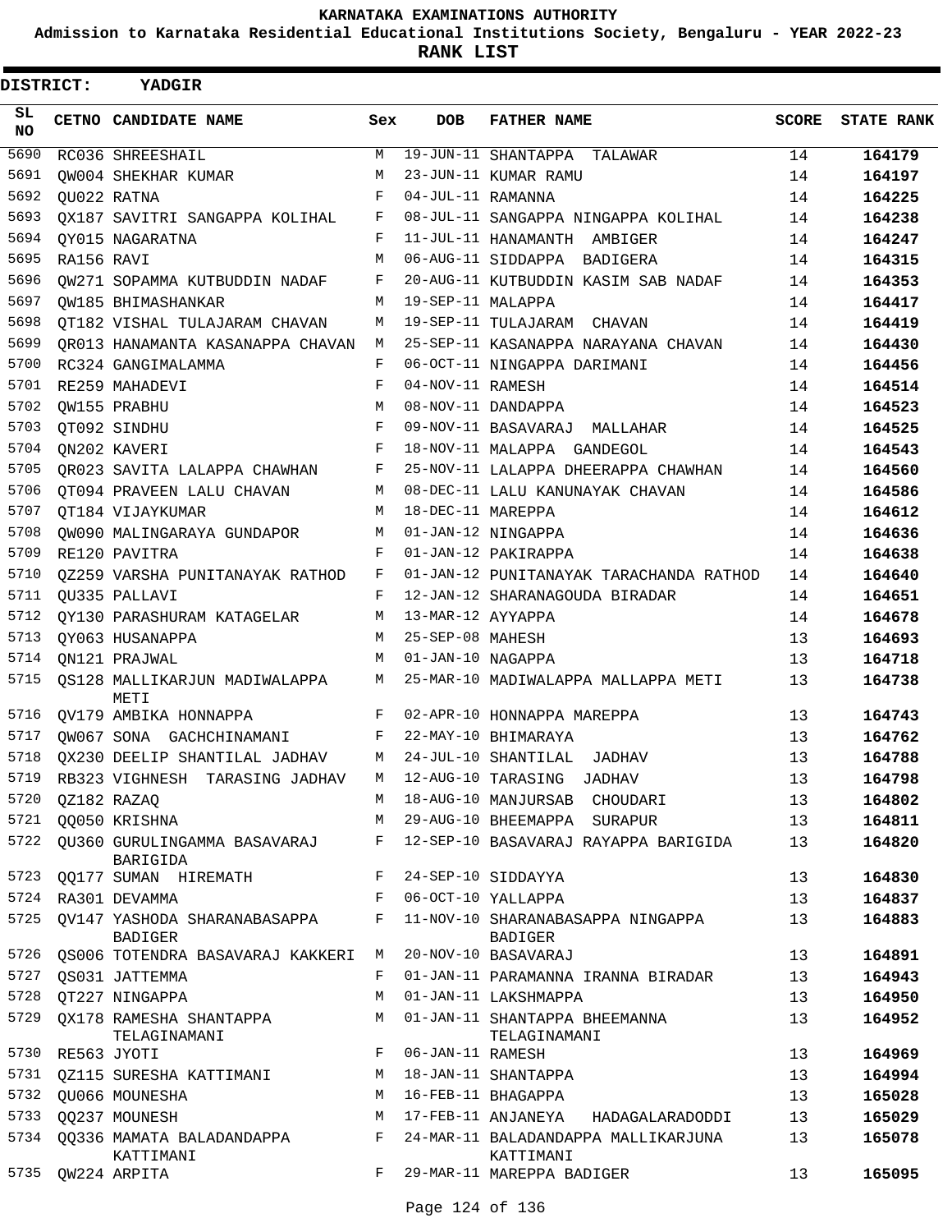# KARNATAKA EXAMINATIONS AUTHORITY

**Admission to Karnataka Residential Educational Institutions Society, Bengaluru - YEAR 2022-23**

**RANK LIST**

**DISTRICT: YADGIR**

| SL NO | CETNO | CANDIDATE NAME | Sex | DOB | FATHER NAME | SCORE | STATE RANK |
|---|---|---|---|---|---|---|---|
| 5690 | RC036 | SHREESHAIL | M | 19-JUN-11 | SHANTAPPA TALAWAR | 14 | 164179 |
| 5691 | QW004 | SHEKHAR KUMAR | M | 23-JUN-11 | KUMAR RAMU | 14 | 164197 |
| 5692 | QU022 | RATNA | F | 04-JUL-11 | RAMANNA | 14 | 164225 |
| 5693 | QX187 | SAVITRI SANGAPPA KOLIHAL | F | 08-JUL-11 | SANGAPPA NINGAPPA KOLIHAL | 14 | 164238 |
| 5694 | QY015 | NAGARATNA | F | 11-JUL-11 | HANAMANTH AMBIGER | 14 | 164247 |
| 5695 | RA156 | RAVI | M | 06-AUG-11 | SIDDAPPA BADIGERA | 14 | 164315 |
| 5696 | QW271 | SOPAMMA KUTBUDDIN NADAF | F | 20-AUG-11 | KUTBUDDIN KASIM SAB NADAF | 14 | 164353 |
| 5697 | QW185 | BHIMASHANKAR | M | 19-SEP-11 | MALAPPA | 14 | 164417 |
| 5698 | QT182 | VISHAL TULAJARAM CHAVAN | M | 19-SEP-11 | TULAJARAM CHAVAN | 14 | 164419 |
| 5699 | QR013 | HANAMANTA KASANAPPA CHAVAN | M | 25-SEP-11 | KASANAPPA NARAYANA CHAVAN | 14 | 164430 |
| 5700 | RC324 | GANGIMALAMMA | F | 06-OCT-11 | NINGAPPA DARIMANI | 14 | 164456 |
| 5701 | RE259 | MAHADEVI | F | 04-NOV-11 | RAMESH | 14 | 164514 |
| 5702 | QW155 | PRABHU | M | 08-NOV-11 | DANDAPPA | 14 | 164523 |
| 5703 | QT092 | SINDHU | F | 09-NOV-11 | BASAVARAJ MALLAHAR | 14 | 164525 |
| 5704 | QN202 | KAVERI | F | 18-NOV-11 | MALAPPA GANDEGOL | 14 | 164543 |
| 5705 | QR023 | SAVITA LALAPPA CHAWHAN | F | 25-NOV-11 | LALAPPA DHEERAPPA CHAWHAN | 14 | 164560 |
| 5706 | QT094 | PRAVEEN LALU CHAVAN | M | 08-DEC-11 | LALU KANUNAYAK CHAVAN | 14 | 164586 |
| 5707 | QT184 | VIJAYKUMAR | M | 18-DEC-11 | MAREPPA | 14 | 164612 |
| 5708 | QW090 | MALINGARAYA GUNDAPOR | M | 01-JAN-12 | NINGAPPA | 14 | 164636 |
| 5709 | RE120 | PAVITRA | F | 01-JAN-12 | PAKIRAPPA | 14 | 164638 |
| 5710 | QZ259 | VARSHA PUNITANAYAK RATHOD | F | 01-JAN-12 | PUNITANAYAK TARACHANDA RATHOD | 14 | 164640 |
| 5711 | QU335 | PALLAVI | F | 12-JAN-12 | SHARANAGOUDA BIRADAR | 14 | 164651 |
| 5712 | QY130 | PARASHURAM KATAGELAR | M | 13-MAR-12 | AYYAPPA | 14 | 164678 |
| 5713 | QY063 | HUSANAPPA | M | 25-SEP-08 | MAHESH | 13 | 164693 |
| 5714 | QN121 | PRAJWAL | M | 01-JAN-10 | NAGAPPA | 13 | 164718 |
| 5715 | QS128 | MALLIKARJUN MADIWALAPPA METI | M | 25-MAR-10 | MADIWALAPPA MALLAPPA METI | 13 | 164738 |
| 5716 | QV179 | AMBIKA HONNAPPA | F | 02-APR-10 | HONNAPPA MAREPPA | 13 | 164743 |
| 5717 | QW067 | SONA GACHCHINAMANI | F | 22-MAY-10 | BHIMARAYA | 13 | 164762 |
| 5718 | QX230 | DEELIP SHANTILAL JADHAV | M | 24-JUL-10 | SHANTILAL JADHAV | 13 | 164788 |
| 5719 | RB323 | VIGHNESH TARASING JADHAV | M | 12-AUG-10 | TARASING JADHAV | 13 | 164798 |
| 5720 | QZ182 | RAZAQ | M | 18-AUG-10 | MANJURSAB CHOUDARI | 13 | 164802 |
| 5721 | QQ050 | KRISHNA | M | 29-AUG-10 | BHEEMAPPA SURAPUR | 13 | 164811 |
| 5722 | QU360 | GURULINGAMMA BASAVARAJ BARIGIDA | F | 12-SEP-10 | BASAVARAJ RAYAPPA BARIGIDA | 13 | 164820 |
| 5723 | QQ177 | SUMAN HIREMATH | F | 24-SEP-10 | SIDDAYYA | 13 | 164830 |
| 5724 | RA301 | DEVAMMA | F | 06-OCT-10 | YALLAPPA | 13 | 164837 |
| 5725 | QV147 | YASHODA SHARANABASAPPA BADIGER | F | 11-NOV-10 | SHARANABASAPPA NINGAPPA BADIGER | 13 | 164883 |
| 5726 | QS006 | TOTENDRA BASAVARAJ KAKKERI | M | 20-NOV-10 | BASAVARAJ | 13 | 164891 |
| 5727 | QS031 | JATTEMMA | F | 01-JAN-11 | PARAMANNA IRANNA BIRADAR | 13 | 164943 |
| 5728 | QT227 | NINGAPPA | M | 01-JAN-11 | LAKSHMAPPA | 13 | 164950 |
| 5729 | QX178 | RAMESHA SHANTAPPA TELAGINAMANI | M | 01-JAN-11 | SHANTAPPA BHEEMANNA TELAGINAMANI | 13 | 164952 |
| 5730 | RE563 | JYOTI | F | 06-JAN-11 | RAMESH | 13 | 164969 |
| 5731 | QZ115 | SURESHA KATTIMANI | M | 18-JAN-11 | SHANTAPPA | 13 | 164994 |
| 5732 | QU066 | MOUNESHA | M | 16-FEB-11 | BHAGAPPA | 13 | 165028 |
| 5733 | QQ237 | MOUNESH | M | 17-FEB-11 | ANJANEYA HADAGALARADODDI | 13 | 165029 |
| 5734 | QQ336 | MAMATA BALADANDAPPA KATTIMANI | F | 24-MAR-11 | BALADANDAPPA MALLIKARJUNA KATTIMANI | 13 | 165078 |
| 5735 | QW224 | ARPITA | F | 29-MAR-11 | MAREPPA BADIGER | 13 | 165095 |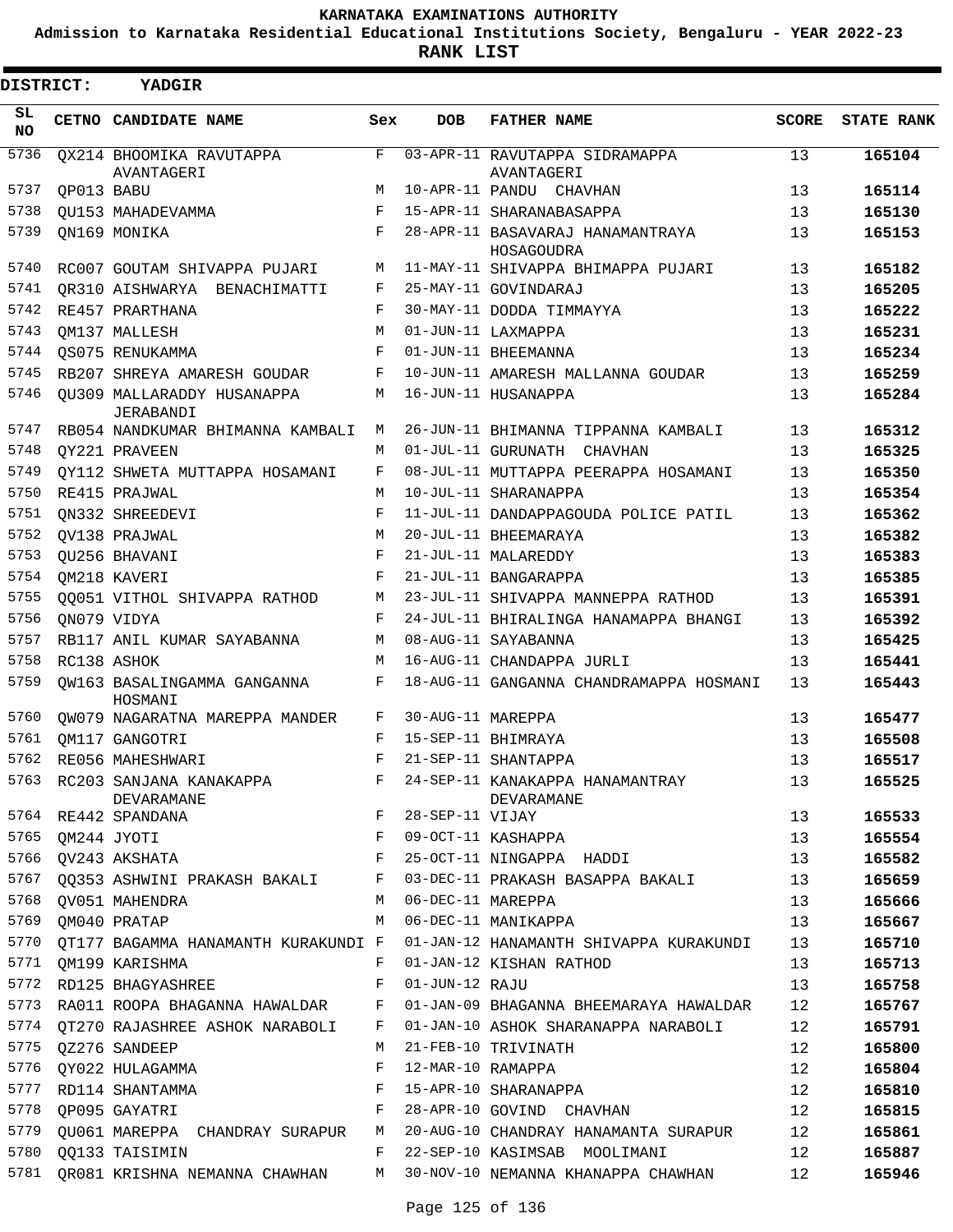KARNATAKA EXAMINATIONS AUTHORITY

Admission to Karnataka Residential Educational Institutions Society, Bengaluru - YEAR 2022-23

**RANK LIST**

**DISTRICT: YADGIR**

| SL NO | CETNO | CANDIDATE NAME | Sex | DOB | FATHER NAME | SCORE | STATE RANK |
|---|---|---|---|---|---|---|---|
| 5736 | QX214 | BHOOMIKA RAVUTAPPA AVANTAGERI | F | 03-APR-11 | RAVUTAPPA SIDRAMAPPA AVANTAGERI | 13 | **165104** |
| 5737 | QP013 | BABU | M | 10-APR-11 | PANDU CHAVHAN | 13 | **165114** |
| 5738 | QU153 | MAHADEVAMMA | F | 15-APR-11 | SHARANABASAPPA | 13 | **165130** |
| 5739 | QN169 | MONIKA | F | 28-APR-11 | BASAVARAJ HANAMANTRAYA HOSAGOUDRA | 13 | **165153** |
| 5740 | RC007 | GOUTAM SHIVAPPA PUJARI | M | 11-MAY-11 | SHIVAPPA BHIMAPPA PUJARI | 13 | **165182** |
| 5741 | QR310 | AISHWARYA BENACHIMATTI | F | 25-MAY-11 | GOVINDARAJ | 13 | **165205** |
| 5742 | RE457 | PRARTHANA | F | 30-MAY-11 | DODDA TIMMAYYA | 13 | **165222** |
| 5743 | QM137 | MALLESH | M | 01-JUN-11 | LAXMAPPA | 13 | **165231** |
| 5744 | QS075 | RENUKAMMA | F | 01-JUN-11 | BHEEMANNA | 13 | **165234** |
| 5745 | RB207 | SHREYA AMARESH GOUDAR | F | 10-JUN-11 | AMARESH MALLANNA GOUDAR | 13 | **165259** |
| 5746 | QU309 | MALLARADDY HUSANAPPA JERABANDI | M | 16-JUN-11 | HUSANAPPA | 13 | **165284** |
| 5747 | RB054 | NANDKUMAR BHIMANNA KAMBALI | M | 26-JUN-11 | BHIMANNA TIPPANNA KAMBALI | 13 | **165312** |
| 5748 | QY221 | PRAVEEN | M | 01-JUL-11 | GURUNATH CHAVHAN | 13 | **165325** |
| 5749 | QY112 | SHWETA MUTTAPPA HOSAMANI | F | 08-JUL-11 | MUTTAPPA PEERAPPA HOSAMANI | 13 | **165350** |
| 5750 | RE415 | PRAJWAL | M | 10-JUL-11 | SHARANAPPA | 13 | **165354** |
| 5751 | QN332 | SHREEDEVI | F | 11-JUL-11 | DANDAPPAGOUDA POLICE PATIL | 13 | **165362** |
| 5752 | QV138 | PRAJWAL | M | 20-JUL-11 | BHEEMARAYA | 13 | **165382** |
| 5753 | QU256 | BHAVANI | F | 21-JUL-11 | MALAREDDY | 13 | **165383** |
| 5754 | QM218 | KAVERI | F | 21-JUL-11 | BANGARAPPA | 13 | **165385** |
| 5755 | QQ051 | VITHOL SHIVAPPA RATHOD | M | 23-JUL-11 | SHIVAPPA MANNEPPA RATHOD | 13 | **165391** |
| 5756 | QN079 | VIDYA | F | 24-JUL-11 | BHIRALINGA HANAMAPPA BHANGI | 13 | **165392** |
| 5757 | RB117 | ANIL KUMAR SAYABANNA | M | 08-AUG-11 | SAYABANNA | 13 | **165425** |
| 5758 | RC138 | ASHOK | M | 16-AUG-11 | CHANDAPPA JURLI | 13 | **165441** |
| 5759 | QW163 | BASALINGAMMA GANGANNA HOSMANI | F | 18-AUG-11 | GANGANNA CHANDRAMAPPA HOSMANI | 13 | **165443** |
| 5760 | QW079 | NAGARATNA MAREPPA MANDER | F | 30-AUG-11 | MAREPPA | 13 | **165477** |
| 5761 | QM117 | GANGOTRI | F | 15-SEP-11 | BHIMRAYA | 13 | **165508** |
| 5762 | RE056 | MAHESHWARI | F | 21-SEP-11 | SHANTAPPA | 13 | **165517** |
| 5763 | RC203 | SANJANA KANAKAPPA DEVARAMANE | F | 24-SEP-11 | KANAKAPPA HANAMANTRAY DEVARAMANE | 13 | **165525** |
| 5764 | RE442 | SPANDANA | F | 28-SEP-11 | VIJAY | 13 | **165533** |
| 5765 | QM244 | JYOTI | F | 09-OCT-11 | KASHAPPA | 13 | **165554** |
| 5766 | QV243 | AKSHATA | F | 25-OCT-11 | NINGAPPA HADDI | 13 | **165582** |
| 5767 | QQ353 | ASHWINI PRAKASH BAKALI | F | 03-DEC-11 | PRAKASH BASAPPA BAKALI | 13 | **165659** |
| 5768 | QV051 | MAHENDRA | M | 06-DEC-11 | MAREPPA | 13 | **165666** |
| 5769 | QM040 | PRATAP | M | 06-DEC-11 | MANIKAPPA | 13 | **165667** |
| 5770 | QT177 | BAGAMMA HANAMANTH KURAKUNDI | F | 01-JAN-12 | HANAMANTH SHIVAPPA KURAKUNDI | 13 | **165710** |
| 5771 | QM199 | KARISHMA | F | 01-JAN-12 | KISHAN RATHOD | 13 | **165713** |
| 5772 | RD125 | BHAGYASHREE | F | 01-JUN-12 | RAJU | 13 | **165758** |
| 5773 | RA011 | ROOPA BHAGANNA HAWALDAR | F | 01-JAN-09 | BHAGANNA BHEEMARAYA HAWALDAR | 12 | **165767** |
| 5774 | QT270 | RAJASHREE ASHOK NARABOLI | F | 01-JAN-10 | ASHOK SHARANAPPA NARABOLI | 12 | **165791** |
| 5775 | QZ276 | SANDEEP | M | 21-FEB-10 | TRIVINATH | 12 | **165800** |
| 5776 | QY022 | HULAGAMMA | F | 12-MAR-10 | RAMAPPA | 12 | **165804** |
| 5777 | RD114 | SHANTAMMA | F | 15-APR-10 | SHARANAPPA | 12 | **165810** |
| 5778 | QP095 | GAYATRI | F | 28-APR-10 | GOVIND CHAVHAN | 12 | **165815** |
| 5779 | QU061 | MAREPPA CHANDRAY SURAPUR | M | 20-AUG-10 | CHANDRAY HANAMANTA SURAPUR | 12 | **165861** |
| 5780 | QQ133 | TAISIMIN | F | 22-SEP-10 | KASIMSAB MOOLIMANI | 12 | **165887** |
| 5781 | QR081 | KRISHNA NEMANNA CHAWHAN | M | 30-NOV-10 | NEMANNA KHANAPPA CHAWHAN | 12 | **165946** |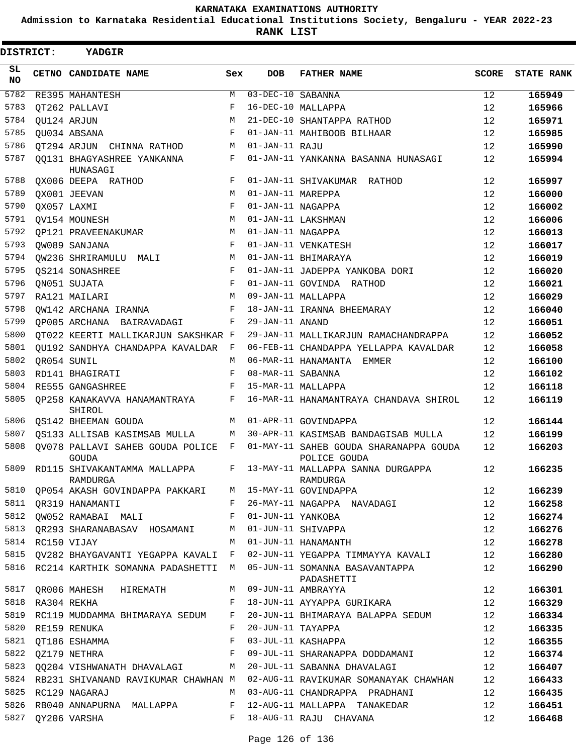KARNATAKA EXAMINATIONS AUTHORITY

Admission to Karnataka Residential Educational Institutions Society, Bengaluru - YEAR 2022-23

**RANK LIST**

**DISTRICT: YADGIR**

| SL NO | CETNO | CANDIDATE NAME | Sex | DOB | FATHER NAME | SCORE | STATE RANK |
|---|---|---|---|---|---|---|---|
| 5782 | RE395 | MAHANTESH | M | 03-DEC-10 | SABANNA | 12 | 165949 |
| 5783 | QT262 | PALLAVI | F | 16-DEC-10 | MALLAPPA | 12 | 165966 |
| 5784 | QU124 | ARJUN | M | 21-DEC-10 | SHANTAPPA RATHOD | 12 | 165971 |
| 5785 | QU034 | ABSANA | F | 01-JAN-11 | MAHIBOOB BILHAAR | 12 | 165985 |
| 5786 | QT294 | ARJUN CHINNA RATHOD | M | 01-JAN-11 | RAJU | 12 | 165990 |
| 5787 | QQ131 | BHAGYASHREE YANKANNA HUNASAGI | F | 01-JAN-11 | YANKANNA BASANNA HUNASAGI | 12 | 165994 |
| 5788 | QX006 | DEEPA RATHOD | F | 01-JAN-11 | SHIVAKUMAR RATHOD | 12 | 165997 |
| 5789 | QX001 | JEEVAN | M | 01-JAN-11 | MAREPPA | 12 | 166000 |
| 5790 | QX057 | LAXMI | F | 01-JAN-11 | NAGAPPA | 12 | 166002 |
| 5791 | QV154 | MOUNESH | M | 01-JAN-11 | LAKSHMAN | 12 | 166006 |
| 5792 | QP121 | PRAVEENAKUMAR | M | 01-JAN-11 | NAGAPPA | 12 | 166013 |
| 5793 | QW089 | SANJANA | F | 01-JAN-11 | VENKATESH | 12 | 166017 |
| 5794 | QW236 | SHRIRAMULU MALI | M | 01-JAN-11 | BHIMARAYA | 12 | 166019 |
| 5795 | QS214 | SONASHREE | F | 01-JAN-11 | JADEPPA YANKOBA DORI | 12 | 166020 |
| 5796 | QN051 | SUJATA | F | 01-JAN-11 | GOVINDA RATHOD | 12 | 166021 |
| 5797 | RA121 | MAILARI | M | 09-JAN-11 | MALLAPPA | 12 | 166029 |
| 5798 | QW142 | ARCHANA IRANNA | F | 18-JAN-11 | IRANNA BHEEMARAY | 12 | 166040 |
| 5799 | QP005 | ARCHANA BAIRAVADAGI | F | 29-JAN-11 | ANAND | 12 | 166051 |
| 5800 | QT022 | KEERTI MALLIKARJUN SAKSHKAR | F | 29-JAN-11 | MALLIKARJUN RAMACHANDRAPPA | 12 | 166052 |
| 5801 | QU192 | SANDHYA CHANDAPPA KAVALDAR | F | 06-FEB-11 | CHANDAPPA YELLAPPA KAVALDAR | 12 | 166058 |
| 5802 | QR054 | SUNIL | M | 06-MAR-11 | HANAMANTA EMMER | 12 | 166100 |
| 5803 | RD141 | BHAGIRATI | F | 08-MAR-11 | SABANNA | 12 | 166102 |
| 5804 | RE555 | GANGASHREE | F | 15-MAR-11 | MALLAPPA | 12 | 166118 |
| 5805 | QP258 | KANAKAVVA HANAMANTRAYA SHIROL | F | 16-MAR-11 | HANAMANTRAYA CHANDAVA SHIROL | 12 | 166119 |
| 5806 | QS142 | BHEEMAN GOUDA | M | 01-APR-11 | GOVINDAPPA | 12 | 166144 |
| 5807 | QS133 | ALLISAB KASIMSAB MULLA | M | 30-APR-11 | KASIMSAB BANDAGISAB MULLA | 12 | 166199 |
| 5808 | QV078 | PALLAVI SAHEB GOUDA POLICE GOUDA | F | 01-MAY-11 | SAHEB GOUDA SHARANAPPA GOUDA POLICE GOUDA | 12 | 166203 |
| 5809 | RD115 | SHIVAKANTAMMA MALLAPPA RAMDURGA | F | 13-MAY-11 | MALLAPPA SANNA DURGAPPA RAMDURGA | 12 | 166235 |
| 5810 | QP054 | AKASH GOVINDAPPA PAKKARI | M | 15-MAY-11 | GOVINDAPPA | 12 | 166239 |
| 5811 | QR319 | HANAMANTI | F | 26-MAY-11 | NAGAPPA NAVADAGI | 12 | 166258 |
| 5812 | QW052 | RAMABAI MALI | F | 01-JUN-11 | YANKOBA | 12 | 166274 |
| 5813 | QR293 | SHARANABASAV HOSAMANI | M | 01-JUN-11 | SHIVAPPA | 12 | 166276 |
| 5814 | RC150 | VIJAY | M | 01-JUN-11 | HANAMANTH | 12 | 166278 |
| 5815 | QV282 | BHAYGAVANTI YEGAPPA KAVALI | F | 02-JUN-11 | YEGAPPA TIMMAYYA KAVALI | 12 | 166280 |
| 5816 | RC214 | KARTHIK SOMANNA PADASHETTI | M | 05-JUN-11 | SOMANNA BASAVANTAPPA PADASHETTI | 12 | 166290 |
| 5817 | QR006 | MAHESH HIREMATH | M | 09-JUN-11 | AMBRAYYA | 12 | 166301 |
| 5818 | RA304 | REKHA | F | 18-JUN-11 | AYYAPPA GURIKARA | 12 | 166329 |
| 5819 | RC119 | MUDDAMMA BHIMARAYA SEDUM | F | 20-JUN-11 | BHIMARAYA BALAPPA SEDUM | 12 | 166334 |
| 5820 | RE159 | RENUKA | F | 20-JUN-11 | TAYAPPA | 12 | 166335 |
| 5821 | QT186 | ESHAMMA | F | 03-JUL-11 | KASHAPPA | 12 | 166355 |
| 5822 | QZ179 | NETHRA | F | 09-JUL-11 | SHARANAPPA DODDAMANI | 12 | 166374 |
| 5823 | QQ204 | VISHWANATH DHAVALAGI | M | 20-JUL-11 | SABANNA DHAVALAGI | 12 | 166407 |
| 5824 | RB231 | SHIVANAND RAVIKUMAR CHAWHAN | M | 02-AUG-11 | RAVIKUMAR SOMANAYAK CHAWHAN | 12 | 166433 |
| 5825 | RC129 | NAGARAJ | M | 03-AUG-11 | CHANDRAPPA PRADHANI | 12 | 166435 |
| 5826 | RB040 | ANNAPURNA MALLAPPA | F | 12-AUG-11 | MALLAPPA TANAKEDAR | 12 | 166451 |
| 5827 | QY206 | VARSHA | F | 18-AUG-11 | RAJU CHAVANA | 12 | 166468 |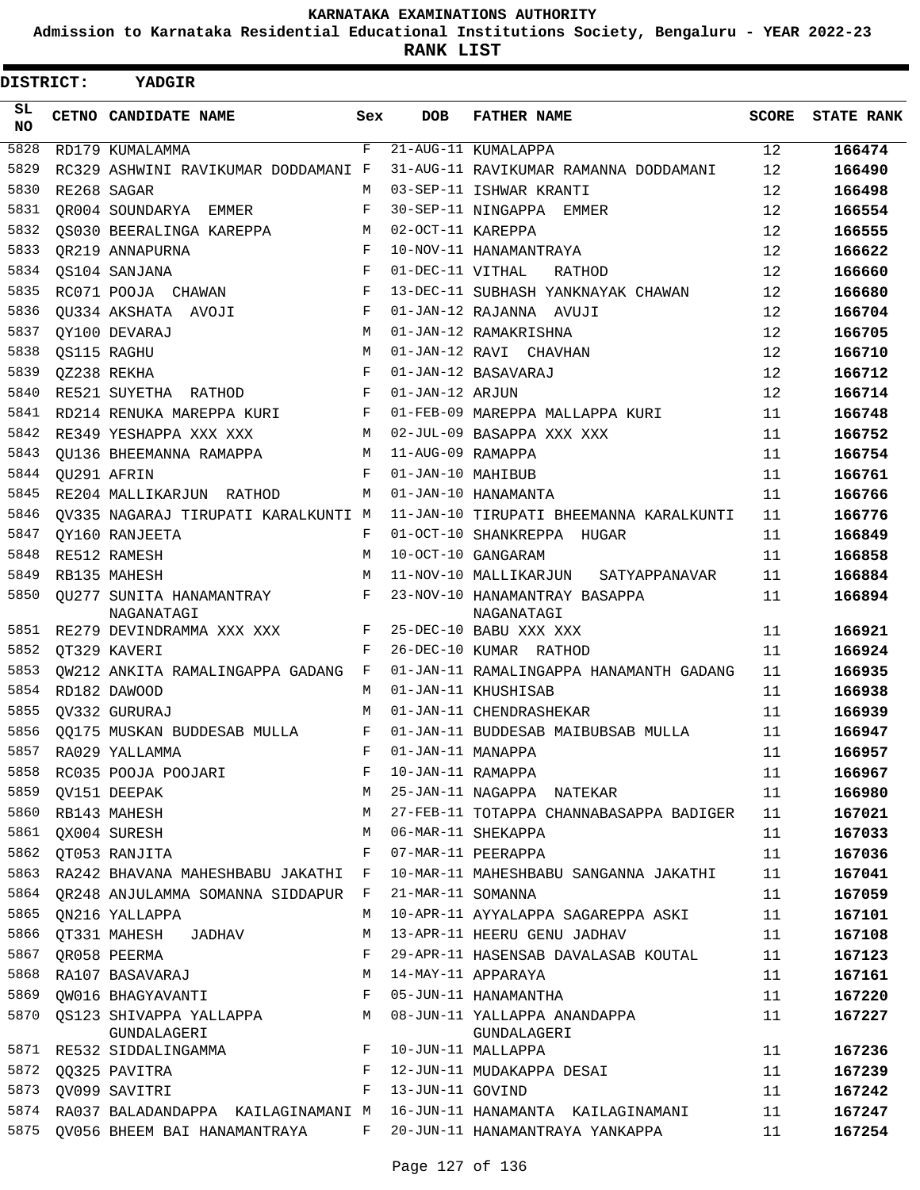# KARNATAKA EXAMINATIONS AUTHORITY

**Admission to Karnataka Residential Educational Institutions Society, Bengaluru - YEAR 2022-23**

**RANK LIST**

**DISTRICT: YADGIR**

| SL NO | CETNO | CANDIDATE NAME | Sex | DOB | FATHER NAME | SCORE | STATE RANK |
|---|---|---|---|---|---|---|---|
| 5828 | RD179 | KUMALAMMA | F | 21-AUG-11 | KUMALAPPA | 12 | 166474 |
| 5829 | RC329 | ASHWINI RAVIKUMAR DODDAMANI | F | 31-AUG-11 | RAVIKUMAR RAMANNA DODDAMANI | 12 | 166490 |
| 5830 | RE268 | SAGAR | M | 03-SEP-11 | ISHWAR KRANTI | 12 | 166498 |
| 5831 | QR004 | SOUNDARYA EMMER | F | 30-SEP-11 | NINGAPPA EMMER | 12 | 166554 |
| 5832 | QS030 | BEERALINGA KAREPPA | M | 02-OCT-11 | KAREPPA | 12 | 166555 |
| 5833 | QR219 | ANNAPURNA | F | 10-NOV-11 | HANAMANTRAYA | 12 | 166622 |
| 5834 | QS104 | SANJANA | F | 01-DEC-11 | VITHAL RATHOD | 12 | 166660 |
| 5835 | RC071 | POOJA CHAWAN | F | 13-DEC-11 | SUBHASH YANKNAYAK CHAWAN | 12 | 166680 |
| 5836 | QU334 | AKSHATA AVOJI | F | 01-JAN-12 | RAJANNA AVUJI | 12 | 166704 |
| 5837 | QY100 | DEVARAJ | M | 01-JAN-12 | RAMAKRISHNA | 12 | 166705 |
| 5838 | QS115 | RAGHU | M | 01-JAN-12 | RAVI CHAVHAN | 12 | 166710 |
| 5839 | QZ238 | REKHA | F | 01-JAN-12 | BASAVARAJ | 12 | 166712 |
| 5840 | RE521 | SUYETHA RATHOD | F | 01-JAN-12 | ARJUN | 12 | 166714 |
| 5841 | RD214 | RENUKA MAREPPA KURI | F | 01-FEB-09 | MAREPPA MALLAPPA KURI | 11 | 166748 |
| 5842 | RE349 | YESHAPPA XXX XXX | M | 02-JUL-09 | BASAPPA XXX XXX | 11 | 166752 |
| 5843 | QU136 | BHEEMANNA RAMAPPA | M | 11-AUG-09 | RAMAPPA | 11 | 166754 |
| 5844 | QU291 | AFRIN | F | 01-JAN-10 | MAHIBUB | 11 | 166761 |
| 5845 | RE204 | MALLIKARJUN RATHOD | M | 01-JAN-10 | HANAMANTA | 11 | 166766 |
| 5846 | QV335 | NAGARAJ TIRUPATI KARALKUNTI | M | 11-JAN-10 | TIRUPATI BHEEMANNA KARALKUNTI | 11 | 166776 |
| 5847 | QY160 | RANJEETA | F | 01-OCT-10 | SHANKREPPA HUGAR | 11 | 166849 |
| 5848 | RE512 | RAMESH | M | 10-OCT-10 | GANGARAM | 11 | 166858 |
| 5849 | RB135 | MAHESH | M | 11-NOV-10 | MALLIKARJUN SATYAPPANAVAR | 11 | 166884 |
| 5850 | QU277 | SUNITA HANAMANTRAY NAGANATAGI | F | 23-NOV-10 | HANAMANTRAY BASAPPA NAGANATAGI | 11 | 166894 |
| 5851 | RE279 | DEVINDRAMMA XXX XXX | F | 25-DEC-10 | BABU XXX XXX | 11 | 166921 |
| 5852 | QT329 | KAVERI | F | 26-DEC-10 | KUMAR RATHOD | 11 | 166924 |
| 5853 | QW212 | ANKITA RAMALINGAPPA GADANG | F | 01-JAN-11 | RAMALINGAPPA HANAMANTH GADANG | 11 | 166935 |
| 5854 | RD182 | DAWOOD | M | 01-JAN-11 | KHUSHISAB | 11 | 166938 |
| 5855 | QV332 | GURURAJ | M | 01-JAN-11 | CHENDRASHEKAR | 11 | 166939 |
| 5856 | QQ175 | MUSKAN BUDDESAB MULLA | F | 01-JAN-11 | BUDDESAB MAIBUBSAB MULLA | 11 | 166947 |
| 5857 | RA029 | YALLAMMA | F | 01-JAN-11 | MANAPPA | 11 | 166957 |
| 5858 | RC035 | POOJA POOJARI | F | 10-JAN-11 | RAMAPPA | 11 | 166967 |
| 5859 | QV151 | DEEPAK | M | 25-JAN-11 | NAGAPPA NATEKAR | 11 | 166980 |
| 5860 | RB143 | MAHESH | M | 27-FEB-11 | TOTAPPA CHANNABASAPPA BADIGER | 11 | 167021 |
| 5861 | QX004 | SURESH | M | 06-MAR-11 | SHEKAPPA | 11 | 167033 |
| 5862 | QT053 | RANJITA | F | 07-MAR-11 | PEERAPPA | 11 | 167036 |
| 5863 | RA242 | BHAVANA MAHESHBABU JAKATHI | F | 10-MAR-11 | MAHESHBABU SANGANNA JAKATHI | 11 | 167041 |
| 5864 | QR248 | ANJULAMMA SOMANNA SIDDAPUR | F | 21-MAR-11 | SOMANNA | 11 | 167059 |
| 5865 | QN216 | YALLAPPA | M | 10-APR-11 | AYYALAPPA SAGAREPPA ASKI | 11 | 167101 |
| 5866 | QT331 | MAHESH JADHAV | M | 13-APR-11 | HEERU GENU JADHAV | 11 | 167108 |
| 5867 | QR058 | PEERMA | F | 29-APR-11 | HASENSAB DAVALASAB KOUTAL | 11 | 167123 |
| 5868 | RA107 | BASAVARAJ | M | 14-MAY-11 | APPARAYA | 11 | 167161 |
| 5869 | QW016 | BHAGYAVANTI | F | 05-JUN-11 | HANAMANTHA | 11 | 167220 |
| 5870 | QS123 | SHIVAPPA YALLAPPA GUNDALAGERI | M | 08-JUN-11 | YALLAPPA ANANDAPPA GUNDALAGERI | 11 | 167227 |
| 5871 | RE532 | SIDDALINGAMMA | F | 10-JUN-11 | MALLAPPA | 11 | 167236 |
| 5872 | QQ325 | PAVITRA | F | 12-JUN-11 | MUDAKAPPA DESAI | 11 | 167239 |
| 5873 | QV099 | SAVITRI | F | 13-JUN-11 | GOVIND | 11 | 167242 |
| 5874 | RA037 | BALADANDAPPA KAILAGINAMANI | M | 16-JUN-11 | HANAMANTA KAILAGINAMANI | 11 | 167247 |
| 5875 | QV056 | BHEEM BAI HANAMANTRAYA | F | 20-JUN-11 | HANAMANTRAYA YANKAPPA | 11 | 167254 |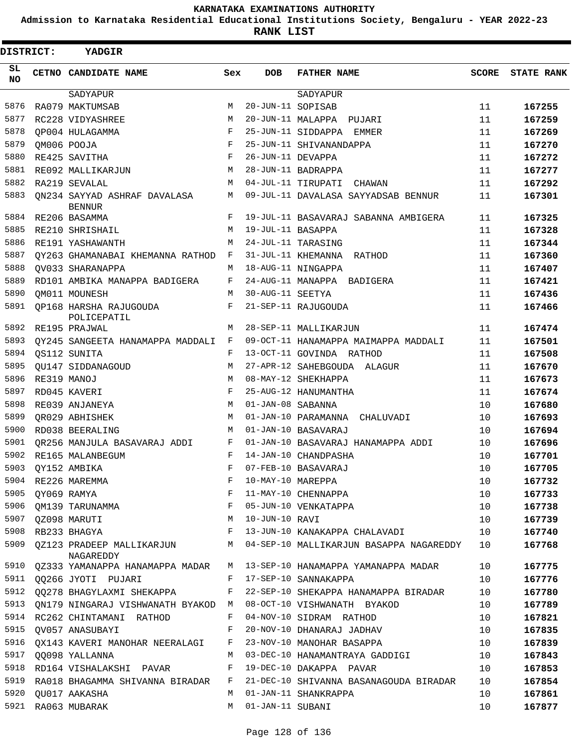KARNATAKA EXAMINATIONS AUTHORITY

Admission to Karnataka Residential Educational Institutions Society, Bengaluru - YEAR 2022-23

**RANK LIST**

**DISTRICT: YADGIR**

| SL NO | CETNO | CANDIDATE NAME | Sex | DOB | FATHER NAME | SCORE | STATE RANK |
|---|---|---|---|---|---|---|---|
| | | SADYAPUR | | | SADYAPUR | | |
| 5876 | RA079 | MAKTUMSAB | M | 20-JUN-11 | SOPISAB | 11 | **167255** |
| 5877 | RC228 | VIDYASHREE | M | 20-JUN-11 | MALAPPA PUJARI | 11 | **167259** |
| 5878 | QP004 | HULAGAMMA | F | 25-JUN-11 | SIDDAPPA EMMER | 11 | **167269** |
| 5879 | QM006 | POOJA | F | 25-JUN-11 | SHIVANANDAPPA | 11 | **167270** |
| 5880 | RE425 | SAVITHA | F | 26-JUN-11 | DEVAPPA | 11 | **167272** |
| 5881 | RE092 | MALLIKARJUN | M | 28-JUN-11 | BADRAPPA | 11 | **167277** |
| 5882 | RA219 | SEVALAL | M | 04-JUL-11 | TIRUPATI CHAWAN | 11 | **167292** |
| 5883 | QN234 | SAYYAD ASHRAF DAVALASA BENNUR | M | 09-JUL-11 | DAVALASA SAYYADSAB BENNUR | 11 | **167301** |
| 5884 | RE206 | BASAMMA | F | 19-JUL-11 | BASAVARAJ SABANNA AMBIGERA | 11 | **167325** |
| 5885 | RE210 | SHRISHAIL | M | 19-JUL-11 | BASAPPA | 11 | **167328** |
| 5886 | RE191 | YASHAWANTH | M | 24-JUL-11 | TARASING | 11 | **167344** |
| 5887 | QY263 | GHAMANABAI KHEMANNA RATHOD | F | 31-JUL-11 | KHEMANNA RATHOD | 11 | **167360** |
| 5888 | QV033 | SHARANAPPA | M | 18-AUG-11 | NINGAPPA | 11 | **167407** |
| 5889 | RD101 | AMBIKA MANAPPA BADIGERA | F | 24-AUG-11 | MANAPPA BADIGERA | 11 | **167421** |
| 5890 | QM011 | MOUNESH | M | 30-AUG-11 | SEETYA | 11 | **167436** |
| 5891 | QP168 | HARSHA RAJUGOUDA POLICEPATIL | F | 21-SEP-11 | RAJUGOUDA | 11 | **167466** |
| 5892 | RE195 | PRAJWAL | M | 28-SEP-11 | MALLIKARJUN | 11 | **167474** |
| 5893 | QY245 | SANGEETA HANAMAPPA MADDALI | F | 09-OCT-11 | HANAMAPPA MAIMAPPA MADDALI | 11 | **167501** |
| 5894 | QS112 | SUNITA | F | 13-OCT-11 | GOVINDA RATHOD | 11 | **167508** |
| 5895 | QU147 | SIDDANAGOUD | M | 27-APR-12 | SAHEBGOUDA ALAGUR | 11 | **167670** |
| 5896 | RE319 | MANOJ | M | 08-MAY-12 | SHEKHAPPA | 11 | **167673** |
| 5897 | RD045 | KAVERI | F | 25-AUG-12 | HANUMANTHA | 11 | **167674** |
| 5898 | RE039 | ANJANEYA | M | 01-JAN-08 | SABANNA | 10 | **167680** |
| 5899 | QR029 | ABHISHEK | M | 01-JAN-10 | PARAMANNA CHALUVADI | 10 | **167693** |
| 5900 | RD038 | BEERALING | M | 01-JAN-10 | BASAVARAJ | 10 | **167694** |
| 5901 | QR256 | MANJULA BASAVARAJ ADDI | F | 01-JAN-10 | BASAVARAJ HANAMAPPA ADDI | 10 | **167696** |
| 5902 | RE165 | MALANBEGUM | F | 14-JAN-10 | CHANDPASHA | 10 | **167701** |
| 5903 | QY152 | AMBIKA | F | 07-FEB-10 | BASAVARAJ | 10 | **167705** |
| 5904 | RE226 | MAREMMA | F | 10-MAY-10 | MAREPPA | 10 | **167732** |
| 5905 | QY069 | RAMYA | F | 11-MAY-10 | CHENNAPPA | 10 | **167733** |
| 5906 | QM139 | TARUNAMMA | F | 05-JUN-10 | VENKATAPPA | 10 | **167738** |
| 5907 | QZ098 | MARUTI | M | 10-JUN-10 | RAVI | 10 | **167739** |
| 5908 | RB233 | BHAGYA | F | 13-JUN-10 | KANAKAPPA CHALAVADI | 10 | **167740** |
| 5909 | QZ123 | PRADEEP MALLIKARJUN NAGAREDDY | M | 04-SEP-10 | MALLIKARJUN BASAPPA NAGAREDDY | 10 | **167768** |
| 5910 | QZ333 | YAMANAPPA HANAMAPPA MADAR | M | 13-SEP-10 | HANAMAPPA YAMANAPPA MADAR | 10 | **167775** |
| 5911 | QQ266 | JYOTI PUJARI | F | 17-SEP-10 | SANNAKAPPA | 10 | **167776** |
| 5912 | QQ278 | BHAGYLAXMI SHEKAPPA | F | 22-SEP-10 | SHEKAPPA HANAMAPPA BIRADAR | 10 | **167780** |
| 5913 | QN179 | NINGARAJ VISHWANATH BYAKOD | M | 08-OCT-10 | VISHWANATH BYAKOD | 10 | **167789** |
| 5914 | RC262 | CHINTAMANI RATHOD | F | 04-NOV-10 | SIDRAM RATHOD | 10 | **167821** |
| 5915 | QV057 | ANASUBAYI | F | 20-NOV-10 | DHANARAJ JADHAV | 10 | **167835** |
| 5916 | QX143 | KAVERI MANOHAR NEERALAGI | F | 23-NOV-10 | MANOHAR BASAPPA | 10 | **167839** |
| 5917 | QQ098 | YALLANNA | M | 03-DEC-10 | HANAMANTRAYA GADDIGI | 10 | **167843** |
| 5918 | RD164 | VISHALAKSHI PAVAR | F | 19-DEC-10 | DAKAPPA PAVAR | 10 | **167853** |
| 5919 | RA018 | BHAGAMMA SHIVANNA BIRADAR | F | 21-DEC-10 | SHIVANNA BASANAGOUDA BIRADAR | 10 | **167854** |
| 5920 | QU017 | AAKASHA | M | 01-JAN-11 | SHANKRAPPA | 10 | **167861** |
| 5921 | RA063 | MUBARAK | M | 01-JAN-11 | SUBANI | 10 | **167877** |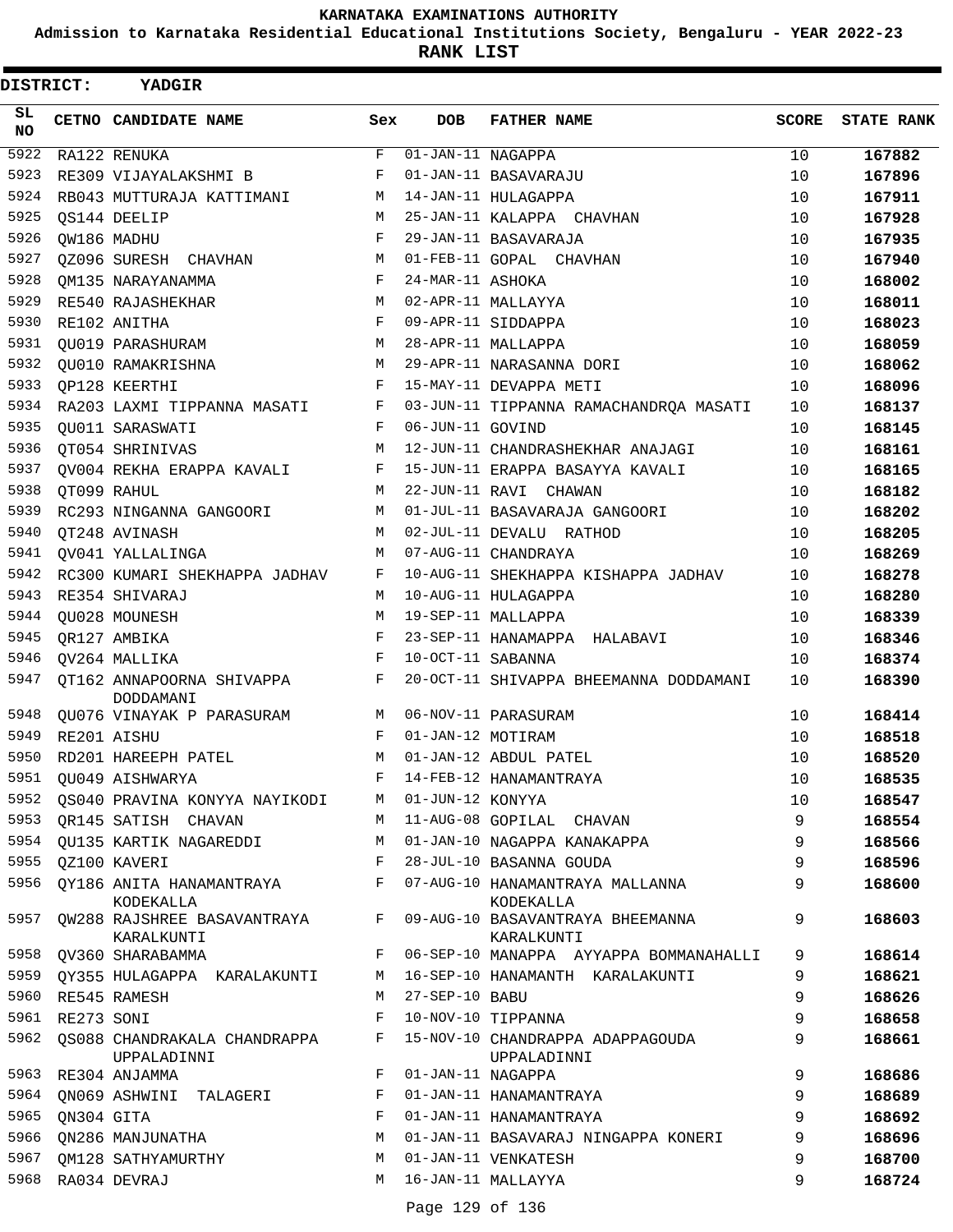# KARNATAKA EXAMINATIONS AUTHORITY

**Admission to Karnataka Residential Educational Institutions Society, Bengaluru - YEAR 2022-23**

**RANK LIST**

**DISTRICT: YADGIR**

| SL NO | CETNO | CANDIDATE NAME | Sex | DOB | FATHER NAME | SCORE | STATE RANK |
|---|---|---|---|---|---|---|---|
| 5922 | RA122 | RENUKA | F | 01-JAN-11 | NAGAPPA | 10 | **167882** |
| 5923 | RE309 | VIJAYALAKSHMI B | F | 01-JAN-11 | BASAVARAJU | 10 | **167896** |
| 5924 | RB043 | MUTTURAJA KATTIMANI | M | 14-JAN-11 | HULAGAPPA | 10 | **167911** |
| 5925 | QS144 | DEELIP | M | 25-JAN-11 | KALAPPA CHAVHAN | 10 | **167928** |
| 5926 | QW186 | MADHU | F | 29-JAN-11 | BASAVARAJA | 10 | **167935** |
| 5927 | QZ096 | SURESH CHAVHAN | M | 01-FEB-11 | GOPAL CHAVHAN | 10 | **167940** |
| 5928 | QM135 | NARAYANAMMA | F | 24-MAR-11 | ASHOKA | 10 | **168002** |
| 5929 | RE540 | RAJASHEKHAR | M | 02-APR-11 | MALLAYYA | 10 | **168011** |
| 5930 | RE102 | ANITHA | F | 09-APR-11 | SIDDAPPA | 10 | **168023** |
| 5931 | QU019 | PARASHURAM | M | 28-APR-11 | MALLAPPA | 10 | **168059** |
| 5932 | QU010 | RAMAKRISHNA | M | 29-APR-11 | NARASANNA DORI | 10 | **168062** |
| 5933 | QP128 | KEERTHI | F | 15-MAY-11 | DEVAPPA METI | 10 | **168096** |
| 5934 | RA203 | LAXMI TIPPANNA MASATI | F | 03-JUN-11 | TIPPANNA RAMACHANDRQA MASATI | 10 | **168137** |
| 5935 | QU011 | SARASWATI | F | 06-JUN-11 | GOVIND | 10 | **168145** |
| 5936 | QT054 | SHRINIVAS | M | 12-JUN-11 | CHANDRASHEKHAR ANAJAGI | 10 | **168161** |
| 5937 | QV004 | REKHA ERAPPA KAVALI | F | 15-JUN-11 | ERAPPA BASAYYA KAVALI | 10 | **168165** |
| 5938 | QT099 | RAHUL | M | 22-JUN-11 | RAVI CHAWAN | 10 | **168182** |
| 5939 | RC293 | NINGANNA GANGOORI | M | 01-JUL-11 | BASAVARAJA GANGOORI | 10 | **168202** |
| 5940 | QT248 | AVINASH | M | 02-JUL-11 | DEVALU RATHOD | 10 | **168205** |
| 5941 | QV041 | YALLALINGA | M | 07-AUG-11 | CHANDRAYA | 10 | **168269** |
| 5942 | RC300 | KUMARI SHEKHAPPA JADHAV | F | 10-AUG-11 | SHEKHAPPA KISHAPPA JADHAV | 10 | **168278** |
| 5943 | RE354 | SHIVARAJ | M | 10-AUG-11 | HULAGAPPA | 10 | **168280** |
| 5944 | QU028 | MOUNESH | M | 19-SEP-11 | MALLAPPA | 10 | **168339** |
| 5945 | QR127 | AMBIKA | F | 23-SEP-11 | HANAMAPPA HALABAVI | 10 | **168346** |
| 5946 | QV264 | MALLIKA | F | 10-OCT-11 | SABANNA | 10 | **168374** |
| 5947 | QT162 | ANNAPOORNA SHIVAPPA DODDAMANI | F | 20-OCT-11 | SHIVAPPA BHEEMANNA DODDAMANI | 10 | **168390** |
| 5948 | QU076 | VINAYAK P PARASURAM | M | 06-NOV-11 | PARASURAM | 10 | **168414** |
| 5949 | RE201 | AISHU | F | 01-JAN-12 | MOTIRAM | 10 | **168518** |
| 5950 | RD201 | HAREEPH PATEL | M | 01-JAN-12 | ABDUL PATEL | 10 | **168520** |
| 5951 | QU049 | AISHWARYA | F | 14-FEB-12 | HANAMANTRAYA | 10 | **168535** |
| 5952 | QS040 | PRAVINA KONYYA NAYIKODI | M | 01-JUN-12 | KONYYA | 10 | **168547** |
| 5953 | QR145 | SATISH CHAVAN | M | 11-AUG-08 | GOPILAL CHAVAN | 9 | **168554** |
| 5954 | QU135 | KARTIK NAGAREDDI | M | 01-JAN-10 | NAGAPPA KANAKAPPA | 9 | **168566** |
| 5955 | QZ100 | KAVERI | F | 28-JUL-10 | BASANNA GOUDA | 9 | **168596** |
| 5956 | QY186 | ANITA HANAMANTRAYA KODEKALLA | F | 07-AUG-10 | HANAMANTRAYA MALLANNA KODEKALLA | 9 | **168600** |
| 5957 | QW288 | RAJSHREE BASAVANTRAYA KARALKUNTI | F | 09-AUG-10 | BASAVANTRAYA BHEEMANNA KARALKUNTI | 9 | **168603** |
| 5958 | QV360 | SHARABAMMA | F | 06-SEP-10 | MANAPPA AYYAPPA BOMMANAHALLI | 9 | **168614** |
| 5959 | QY355 | HULAGAPPA KARALAKUNTI | M | 16-SEP-10 | HANAMANTH KARALAKUNTI | 9 | **168621** |
| 5960 | RE545 | RAMESH | M | 27-SEP-10 | BABU | 9 | **168626** |
| 5961 | RE273 | SONI | F | 10-NOV-10 | TIPPANNA | 9 | **168658** |
| 5962 | QS088 | CHANDRAKALA CHANDRAPPA UPPALADINNI | F | 15-NOV-10 | CHANDRAPPA ADAPPAGOUDA UPPALADINNI | 9 | **168661** |
| 5963 | RE304 | ANJAMMA | F | 01-JAN-11 | NAGAPPA | 9 | **168686** |
| 5964 | QN069 | ASHWINI TALAGERI | F | 01-JAN-11 | HANAMANTRAYA | 9 | **168689** |
| 5965 | QN304 | GITA | F | 01-JAN-11 | HANAMANTRAYA | 9 | **168692** |
| 5966 | QN286 | MANJUNATHA | M | 01-JAN-11 | BASAVARAJ NINGAPPA KONERI | 9 | **168696** |
| 5967 | QM128 | SATHYAMURTHY | M | 01-JAN-11 | VENKATESH | 9 | **168700** |
| 5968 | RA034 | DEVRAJ | M | 16-JAN-11 | MALLAYYA | 9 | **168724** |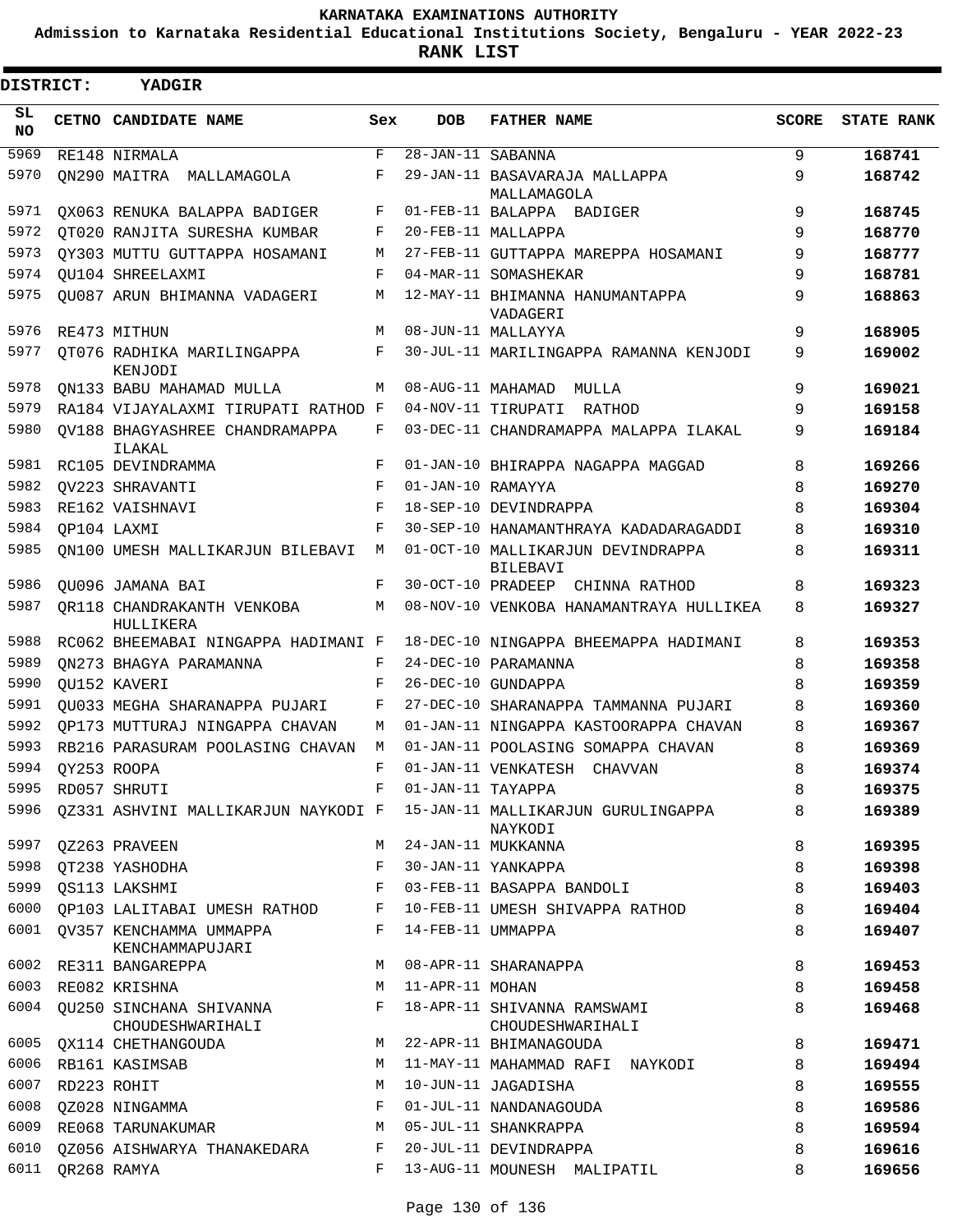KARNATAKA EXAMINATIONS AUTHORITY

Admission to Karnataka Residential Educational Institutions Society, Bengaluru - YEAR 2022-23

**RANK LIST**

**DISTRICT: YADGIR**

| SL NO | CETNO | CANDIDATE NAME | Sex | DOB | FATHER NAME | SCORE | STATE RANK |
|---|---|---|---|---|---|---|---|
| 5969 | RE148 | NIRMALA | F | 28-JAN-11 | SABANNA | 9 | 168741 |
| 5970 | QN290 | MAITRA MALLAMAGOLA | F | 29-JAN-11 | BASAVARAJA MALLAPPA MALLAMAGOLA | 9 | 168742 |
| 5971 | QX063 | RENUKA BALAPPA BADIGER | F | 01-FEB-11 | BALAPPA BADIGER | 9 | 168745 |
| 5972 | QT020 | RANJITA SURESHA KUMBAR | F | 20-FEB-11 | MALLAPPA | 9 | 168770 |
| 5973 | QY303 | MUTTU GUTTAPPA HOSAMANI | M | 27-FEB-11 | GUTTAPPA MAREPPA HOSAMANI | 9 | 168777 |
| 5974 | QU104 | SHREELAXMI | F | 04-MAR-11 | SOMASHEKAR | 9 | 168781 |
| 5975 | QU087 | ARUN BHIMANNA VADAGERI | M | 12-MAY-11 | BHIMANNA HANUMANTAPPA VADAGERI | 9 | 168863 |
| 5976 | RE473 | MITHUN | M | 08-JUN-11 | MALLAYYA | 9 | 168905 |
| 5977 | QT076 | RADHIKA MARILINGAPPA KENJODI | F | 30-JUL-11 | MARILINGAPPA RAMANNA KENJODI | 9 | 169002 |
| 5978 | QN133 | BABU MAHAMAD MULLA | M | 08-AUG-11 | MAHAMAD MULLA | 9 | 169021 |
| 5979 | RA184 | VIJAYALAXMI TIRUPATI RATHOD | F | 04-NOV-11 | TIRUPATI RATHOD | 9 | 169158 |
| 5980 | QV188 | BHAGYASHREE CHANDRAMAPPA ILAKAL | F | 03-DEC-11 | CHANDRAMAPPA MALAPPA ILAKAL | 9 | 169184 |
| 5981 | RC105 | DEVINDRAMMA | F | 01-JAN-10 | BHIRAPPA NAGAPPA MAGGAD | 8 | 169266 |
| 5982 | QV223 | SHRAVANTI | F | 01-JAN-10 | RAMAYYA | 8 | 169270 |
| 5983 | RE162 | VAISHNAVI | F | 18-SEP-10 | DEVINDRAPPA | 8 | 169304 |
| 5984 | QP104 | LAXMI | F | 30-SEP-10 | HANAMANTHRAYA KADADARAGADDI | 8 | 169310 |
| 5985 | QN100 | UMESH MALLIKARJUN BILEBAVI | M | 01-OCT-10 | MALLIKARJUN DEVINDRAPPA BILEBAVI | 8 | 169311 |
| 5986 | QU096 | JAMANA BAI | F | 30-OCT-10 | PRADEEP CHINNA RATHOD | 8 | 169323 |
| 5987 | QR118 | CHANDRAKANTH VENKOBA HULLIKERA | M | 08-NOV-10 | VENKOBA HANAMANTRAYA HULLIKEA | 8 | 169327 |
| 5988 | RC062 | BHEEMABAI NINGAPPA HADIMANI | F | 18-DEC-10 | NINGAPPA BHEEMAPPA HADIMANI | 8 | 169353 |
| 5989 | QN273 | BHAGYA PARAMANNA | F | 24-DEC-10 | PARAMANNA | 8 | 169358 |
| 5990 | QU152 | KAVERI | F | 26-DEC-10 | GUNDAPPA | 8 | 169359 |
| 5991 | QU033 | MEGHA SHARANAPPA PUJARI | F | 27-DEC-10 | SHARANAPPA TAMMANNA PUJARI | 8 | 169360 |
| 5992 | QP173 | MUTTURAJ NINGAPPA CHAVAN | M | 01-JAN-11 | NINGAPPA KASTOORAPPA CHAVAN | 8 | 169367 |
| 5993 | RB216 | PARASURAM POOLASING CHAVAN | M | 01-JAN-11 | POOLASING SOMAPPA CHAVAN | 8 | 169369 |
| 5994 | QY253 | ROOPA | F | 01-JAN-11 | VENKATESH CHAVVAN | 8 | 169374 |
| 5995 | RD057 | SHRUTI | F | 01-JAN-11 | TAYAPPA | 8 | 169375 |
| 5996 | QZ331 | ASHVINI MALLIKARJUN NAYKODI | F | 15-JAN-11 | MALLIKARJUN GURULINGAPPA NAYKODI | 8 | 169389 |
| 5997 | QZ263 | PRAVEEN | M | 24-JAN-11 | MUKKANNA | 8 | 169395 |
| 5998 | QT238 | YASHODHA | F | 30-JAN-11 | YANKAPPA | 8 | 169398 |
| 5999 | QS113 | LAKSHMI | F | 03-FEB-11 | BASAPPA BANDOLI | 8 | 169403 |
| 6000 | QP103 | LALITABAI UMESH RATHOD | F | 10-FEB-11 | UMESH SHIVAPPA RATHOD | 8 | 169404 |
| 6001 | QV357 | KENCHAMMA UMMAPPA KENCHAMMAPUJARI | F | 14-FEB-11 | UMMAPPA | 8 | 169407 |
| 6002 | RE311 | BANGAREPPA | M | 08-APR-11 | SHARANAPPA | 8 | 169453 |
| 6003 | RE082 | KRISHNA | M | 11-APR-11 | MOHAN | 8 | 169458 |
| 6004 | QU250 | SINCHANA SHIVANNA CHOUDESHWARIHALI | F | 18-APR-11 | SHIVANNA RAMSWAMI CHOUDESHWARIHALI | 8 | 169468 |
| 6005 | QX114 | CHETHANGOUDA | M | 22-APR-11 | BHIMANAGOUDA | 8 | 169471 |
| 6006 | RB161 | KASIMSAB | M | 11-MAY-11 | MAHAMMAD RAFI NAYKODI | 8 | 169494 |
| 6007 | RD223 | ROHIT | M | 10-JUN-11 | JAGADISHA | 8 | 169555 |
| 6008 | QZ028 | NINGAMMA | F | 01-JUL-11 | NANDANAGOUDA | 8 | 169586 |
| 6009 | RE068 | TARUNAKUMAR | M | 05-JUL-11 | SHANKRAPPA | 8 | 169594 |
| 6010 | QZ056 | AISHWARYA THANAKEDARA | F | 20-JUL-11 | DEVINDRAPPA | 8 | 169616 |
| 6011 | QR268 | RAMYA | F | 13-AUG-11 | MOUNESH MALIPATIL | 8 | 169656 |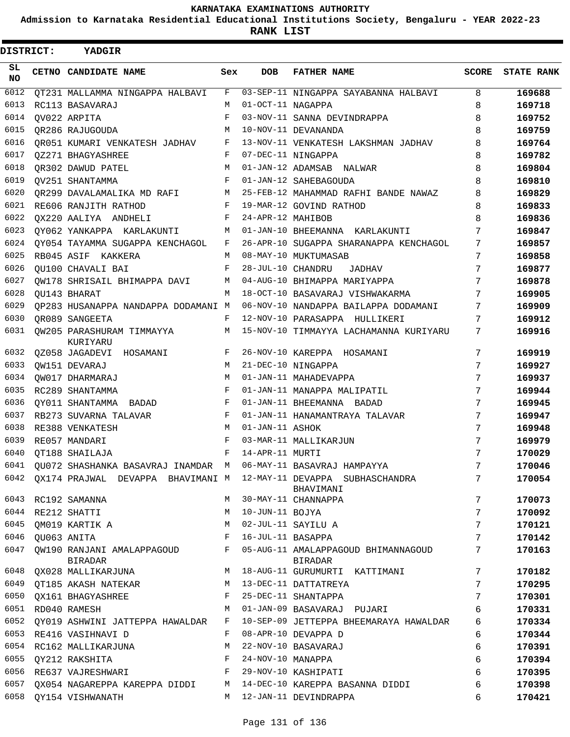# KARNATAKA EXAMINATIONS AUTHORITY

**Admission to Karnataka Residential Educational Institutions Society, Bengaluru - YEAR 2022-23**

**RANK LIST**

**DISTRICT: YADGIR**

| SL NO | CETNO | CANDIDATE NAME | Sex | DOB | FATHER NAME | SCORE | STATE RANK |
|---|---|---|---|---|---|---|---|
| 6012 | QT231 | MALLAMMA NINGAPPA HALBAVI | F | 03-SEP-11 | NINGAPPA SAYABANNA HALBAVI | 8 | 169688 |
| 6013 | RC113 | BASAVARAJ | M | 01-OCT-11 | NAGAPPA | 8 | 169718 |
| 6014 | QV022 | ARPITA | F | 03-NOV-11 | SANNA DEVINDRAPPA | 8 | 169752 |
| 6015 | QR286 | RAJUGOUDA | M | 10-NOV-11 | DEVANANDA | 8 | 169759 |
| 6016 | QR051 | KUMARI VENKATESH JADHAV | F | 13-NOV-11 | VENKATESH LAKSHMAN JADHAV | 8 | 169764 |
| 6017 | QZ271 | BHAGYASHREE | F | 07-DEC-11 | NINGAPPA | 8 | 169782 |
| 6018 | QR302 | DAWUD PATEL | M | 01-JAN-12 | ADAMSAB NALWAR | 8 | 169804 |
| 6019 | QV251 | SHANTAMMA | F | 01-JAN-12 | SAHEBAGOUDA | 8 | 169810 |
| 6020 | QR299 | DAVALAMALIKA MD RAFI | M | 25-FEB-12 | MAHAMMAD RAFHI BANDE NAWAZ | 8 | 169829 |
| 6021 | RE606 | RANJITH RATHOD | F | 19-MAR-12 | GOVIND RATHOD | 8 | 169833 |
| 6022 | QX220 | AALIYA ANDHELI | F | 24-APR-12 | MAHIBOB | 8 | 169836 |
| 6023 | QY062 | YANKAPPA KARLAKUNTI | M | 01-JAN-10 | BHEEMANNA KARLAKUNTI | 7 | 169847 |
| 6024 | QY054 | TAYAMMA SUGAPPA KENCHAGOL | F | 26-APR-10 | SUGAPPA SHARANAPPA KENCHAGOL | 7 | 169857 |
| 6025 | RB045 | ASIF KAKKERA | M | 08-MAY-10 | MUKTUMASAB | 7 | 169858 |
| 6026 | QU100 | CHAVALI BAI | F | 28-JUL-10 | CHANDRU JADHAV | 7 | 169877 |
| 6027 | QW178 | SHRISAIL BHIMAPPA DAVI | M | 04-AUG-10 | BHIMAPPA MARIYAPPA | 7 | 169878 |
| 6028 | QU143 | BHARAT | M | 18-OCT-10 | BASAVARAJ VISHWAKARMA | 7 | 169905 |
| 6029 | QP283 | HUSANAPPA NANDAPPA DODAMANI | M | 06-NOV-10 | NANDAPPA BAILAPPA DODAMANI | 7 | 169909 |
| 6030 | QR089 | SANGEETA | F | 12-NOV-10 | PARASAPPA HULLIKERI | 7 | 169912 |
| 6031 | QW205 | PARASHURAM TIMMAYYA KURIYARU | M | 15-NOV-10 | TIMMAYYA LACHAMANNA KURIYARU | 7 | 169916 |
| 6032 | QZ058 | JAGADEVI HOSAMANI | F | 26-NOV-10 | KAREPPA HOSAMANI | 7 | 169919 |
| 6033 | QW151 | DEVARAJ | M | 21-DEC-10 | NINGAPPA | 7 | 169927 |
| 6034 | QW017 | DHARMARAJ | M | 01-JAN-11 | MAHADEVAPPA | 7 | 169937 |
| 6035 | RC289 | SHANTAMMA | F | 01-JAN-11 | MANAPPA MALIPATIL | 7 | 169944 |
| 6036 | QY011 | SHANTAMMA BADAD | F | 01-JAN-11 | BHEEMANNA BADAD | 7 | 169945 |
| 6037 | RB273 | SUVARNA TALAVAR | F | 01-JAN-11 | HANAMANTRAYA TALAVAR | 7 | 169947 |
| 6038 | RE388 | VENKATESH | M | 01-JAN-11 | ASHOK | 7 | 169948 |
| 6039 | RE057 | MANDARI | F | 03-MAR-11 | MALLIKARJUN | 7 | 169979 |
| 6040 | QT188 | SHAILAJA | F | 14-APR-11 | MURTI | 7 | 170029 |
| 6041 | QU072 | SHASHANKA BASAVRAJ INAMDAR | M | 06-MAY-11 | BASAVRAJ HAMPAYYA | 7 | 170046 |
| 6042 | QX174 | PRAJWAL DEVAPPA BHAVIMANI | M | 12-MAY-11 | DEVAPPA SUBHASCHANDRA BHAVIMANI | 7 | 170054 |
| 6043 | RC192 | SAMANNA | M | 30-MAY-11 | CHANNAPPA | 7 | 170073 |
| 6044 | RE212 | SHATTI | M | 10-JUN-11 | BOJYA | 7 | 170092 |
| 6045 | QM019 | KARTIK A | M | 02-JUL-11 | SAYILU A | 7 | 170121 |
| 6046 | QU063 | ANITA | F | 16-JUL-11 | BASAPPA | 7 | 170142 |
| 6047 | QW190 | RANJANI AMALAPPAGOUD BIRADAR | F | 05-AUG-11 | AMALAPPAGOUD BHIMANNAGOUD BIRADAR | 7 | 170163 |
| 6048 | QX028 | MALLIKARJUNA | M | 18-AUG-11 | GURUMURTI KATTIMANI | 7 | 170182 |
| 6049 | QT185 | AKASH NATEKAR | M | 13-DEC-11 | DATTATREYA | 7 | 170295 |
| 6050 | QX161 | BHAGYASHREE | F | 25-DEC-11 | SHANTAPPA | 7 | 170301 |
| 6051 | RD040 | RAMESH | M | 01-JAN-09 | BASAVARAJ PUJARI | 6 | 170331 |
| 6052 | QY019 | ASHWINI JATTEPPA HAWALDAR | F | 10-SEP-09 | JETTEPPA BHEEMARAYA HAWALDAR | 6 | 170334 |
| 6053 | RE416 | VASIHNAVI D | F | 08-APR-10 | DEVAPPA D | 6 | 170344 |
| 6054 | RC162 | MALLIKARJUNA | M | 22-NOV-10 | BASAVARAJ | 6 | 170391 |
| 6055 | QY212 | RAKSHITA | F | 24-NOV-10 | MANAPPA | 6 | 170394 |
| 6056 | RE637 | VAJRESHWARI | F | 29-NOV-10 | KASHIPATI | 6 | 170395 |
| 6057 | QX054 | NAGAREPPA KAREPPA DIDDI | M | 14-DEC-10 | KAREPPA BASANNA DIDDI | 6 | 170398 |
| 6058 | QY154 | VISHWANATH | M | 12-JAN-11 | DEVINDRAPPA | 6 | 170421 |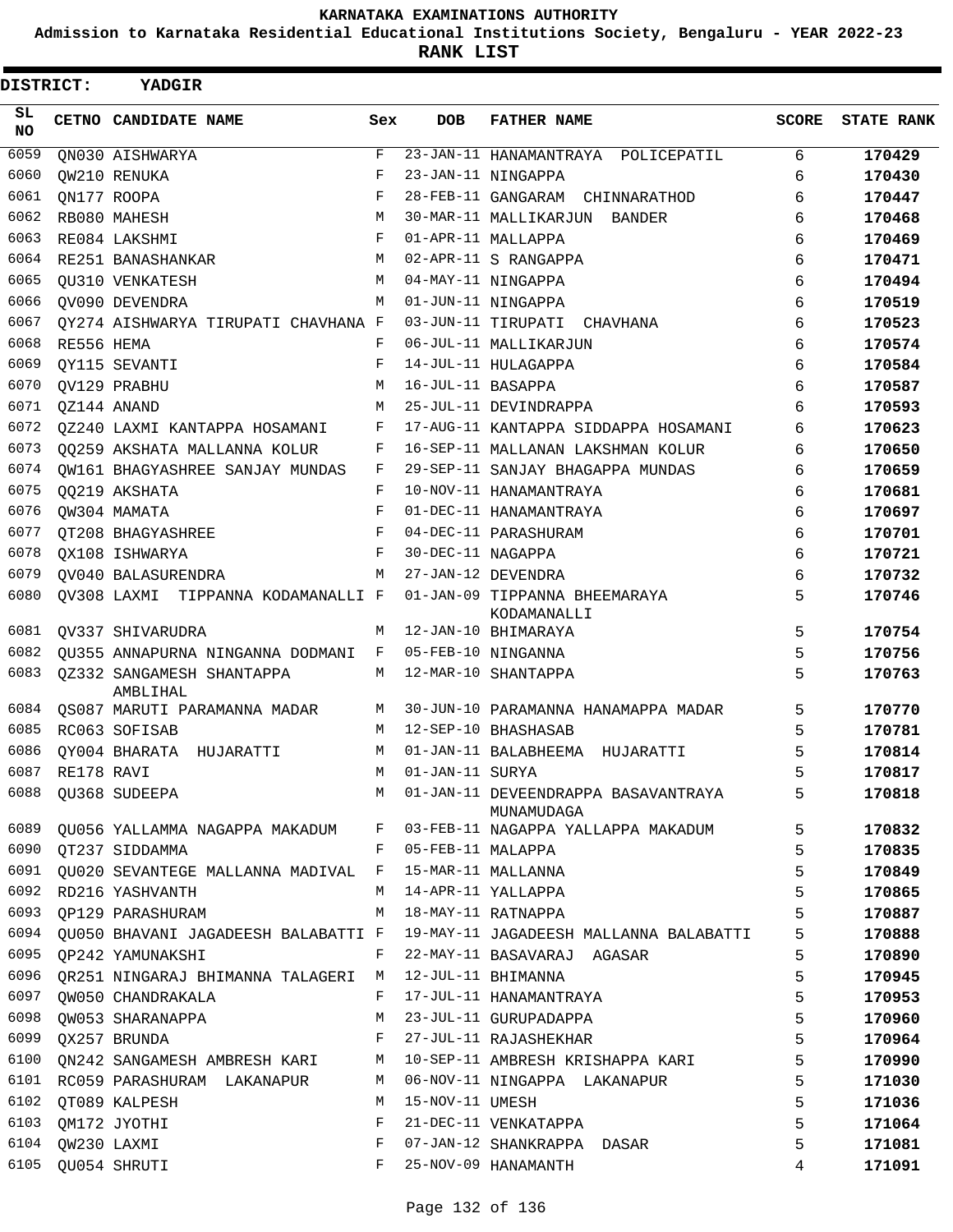# KARNATAKA EXAMINATIONS AUTHORITY

**Admission to Karnataka Residential Educational Institutions Society, Bengaluru - YEAR 2022-23**

**RANK LIST**

**DISTRICT: YADGIR**

| SL NO | CETNO | CANDIDATE NAME | Sex | DOB | FATHER NAME | SCORE | STATE RANK |
|---|---|---|---|---|---|---|---|
| 6059 | QN030 | AISHWARYA | F | 23-JAN-11 | HANAMANTRAYA POLICEPATIL | 6 | 170429 |
| 6060 | QW210 | RENUKA | F | 23-JAN-11 | NINGAPPA | 6 | 170430 |
| 6061 | QN177 | ROOPA | F | 28-FEB-11 | GANGARAM CHINNARATHOD | 6 | 170447 |
| 6062 | RB080 | MAHESH | M | 30-MAR-11 | MALLIKARJUN BANDER | 6 | 170468 |
| 6063 | RE084 | LAKSHMI | F | 01-APR-11 | MALLAPPA | 6 | 170469 |
| 6064 | RE251 | BANASHANKAR | M | 02-APR-11 | S RANGAPPA | 6 | 170471 |
| 6065 | QU310 | VENKATESH | M | 04-MAY-11 | NINGAPPA | 6 | 170494 |
| 6066 | QV090 | DEVENDRA | M | 01-JUN-11 | NINGAPPA | 6 | 170519 |
| 6067 | QY274 | AISHWARYA TIRUPATI CHAVHANA | F | 03-JUN-11 | TIRUPATI CHAVHANA | 6 | 170523 |
| 6068 | RE556 | HEMA | F | 06-JUL-11 | MALLIKARJUN | 6 | 170574 |
| 6069 | QY115 | SEVANTI | F | 14-JUL-11 | HULAGAPPA | 6 | 170584 |
| 6070 | QV129 | PRABHU | M | 16-JUL-11 | BASAPPA | 6 | 170587 |
| 6071 | QZ144 | ANAND | M | 25-JUL-11 | DEVINDRAPPA | 6 | 170593 |
| 6072 | QZ240 | LAXMI KANTAPPA HOSAMANI | F | 17-AUG-11 | KANTAPPA SIDDAPPA HOSAMANI | 6 | 170623 |
| 6073 | QQ259 | AKSHATA MALLANNA KOLUR | F | 16-SEP-11 | MALLANAN LAKSHMAN KOLUR | 6 | 170650 |
| 6074 | QW161 | BHAGYASHREE SANJAY MUNDAS | F | 29-SEP-11 | SANJAY BHAGAPPA MUNDAS | 6 | 170659 |
| 6075 | QQ219 | AKSHATA | F | 10-NOV-11 | HANAMANTRAYA | 6 | 170681 |
| 6076 | QW304 | MAMATA | F | 01-DEC-11 | HANAMANTRAYA | 6 | 170697 |
| 6077 | QT208 | BHAGYASHREE | F | 04-DEC-11 | PARASHURAM | 6 | 170701 |
| 6078 | QX108 | ISHWARYA | F | 30-DEC-11 | NAGAPPA | 6 | 170721 |
| 6079 | QV040 | BALASURENDRA | M | 27-JAN-12 | DEVENDRA | 6 | 170732 |
| 6080 | QV308 | LAXMI TIPPANNA KODAMANALLI | F | 01-JAN-09 | TIPPANNA BHEEMARAYA KODAMANALLI | 5 | 170746 |
| 6081 | QV337 | SHIVARUDRA | M | 12-JAN-10 | BHIMARAYA | 5 | 170754 |
| 6082 | QU355 | ANNAPURNA NINGANNA DODMANI | F | 05-FEB-10 | NINGANNA | 5 | 170756 |
| 6083 | QZ332 | SANGAMESH SHANTAPPA AMBLIHAL | M | 12-MAR-10 | SHANTAPPA | 5 | 170763 |
| 6084 | QS087 | MARUTI PARAMANNA MADAR | M | 30-JUN-10 | PARAMANNA HANAMAPPA MADAR | 5 | 170770 |
| 6085 | RC063 | SOFISAB | M | 12-SEP-10 | BHASHASAB | 5 | 170781 |
| 6086 | QY004 | BHARATA HUJARATTI | M | 01-JAN-11 | BALABHEEMA HUJARATTI | 5 | 170814 |
| 6087 | RE178 | RAVI | M | 01-JAN-11 | SURYA | 5 | 170817 |
| 6088 | QU368 | SUDEEPA | M | 01-JAN-11 | DEVEENDRAPPA BASAVANTRAYA MUNAMUDAGA | 5 | 170818 |
| 6089 | QU056 | YALLAMMA NAGAPPA MAKADUM | F | 03-FEB-11 | NAGAPPA YALLAPPA MAKADUM | 5 | 170832 |
| 6090 | QT237 | SIDDAMMA | F | 05-FEB-11 | MALAPPA | 5 | 170835 |
| 6091 | QU020 | SEVANTEGE MALLANNA MADIVAL | F | 15-MAR-11 | MALLANNA | 5 | 170849 |
| 6092 | RD216 | YASHVANTH | M | 14-APR-11 | YALLAPPA | 5 | 170865 |
| 6093 | QP129 | PARASHURAM | M | 18-MAY-11 | RATNAPPA | 5 | 170887 |
| 6094 | QU050 | BHAVANI JAGADEESH BALABATTI | F | 19-MAY-11 | JAGADEESH MALLANNA BALABATTI | 5 | 170888 |
| 6095 | QP242 | YAMUNAKSHI | F | 22-MAY-11 | BASAVARAJ AGASAR | 5 | 170890 |
| 6096 | QR251 | NINGARAJ BHIMANNA TALAGERI | M | 12-JUL-11 | BHIMANNA | 5 | 170945 |
| 6097 | QW050 | CHANDRAKALA | F | 17-JUL-11 | HANAMANTRAYA | 5 | 170953 |
| 6098 | QW053 | SHARANAPPA | M | 23-JUL-11 | GURUPADAPPA | 5 | 170960 |
| 6099 | QX257 | BRUNDA | F | 27-JUL-11 | RAJASHEKHAR | 5 | 170964 |
| 6100 | QN242 | SANGAMESH AMBRESH KARI | M | 10-SEP-11 | AMBRESH KRISHAPPA KARI | 5 | 170990 |
| 6101 | RC059 | PARASHURAM LAKANAPUR | M | 06-NOV-11 | NINGAPPA LAKANAPUR | 5 | 171030 |
| 6102 | QT089 | KALPESH | M | 15-NOV-11 | UMESH | 5 | 171036 |
| 6103 | QM172 | JYOTHI | F | 21-DEC-11 | VENKATAPPA | 5 | 171064 |
| 6104 | QW230 | LAXMI | F | 07-JAN-12 | SHANKRAPPA DASAR | 5 | 171081 |
| 6105 | QU054 | SHRUTI | F | 25-NOV-09 | HANAMANTH | 4 | 171091 |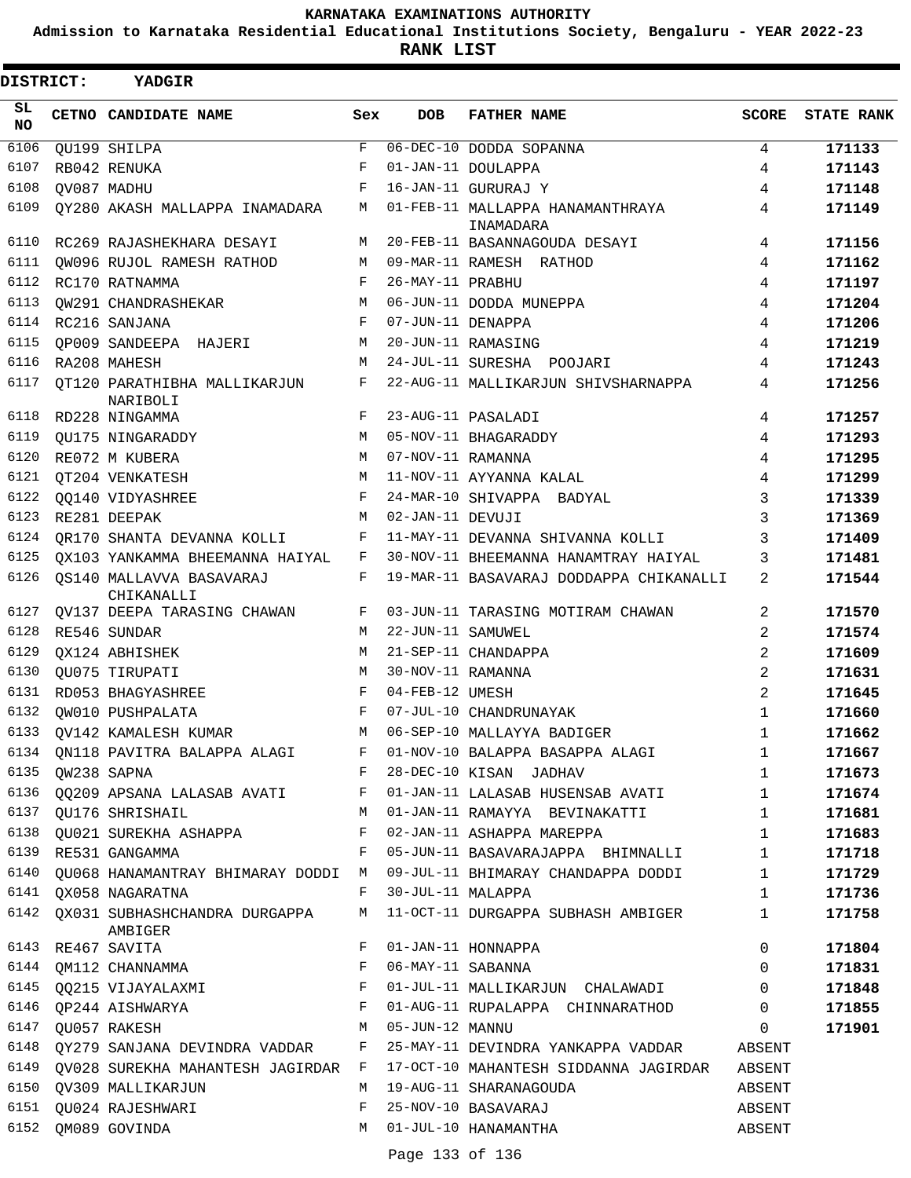KARNATAKA EXAMINATIONS AUTHORITY

Admission to Karnataka Residential Educational Institutions Society, Bengaluru - YEAR 2022-23

**RANK LIST**

**DISTRICT: YADGIR**

| SL NO | CETNO | CANDIDATE NAME | Sex | DOB | FATHER NAME | SCORE | STATE RANK |
|---|---|---|---|---|---|---|---|
| 6106 | QU199 | SHILPA | F | 06-DEC-10 | DODDA SOPANNA | 4 | 171133 |
| 6107 | RB042 | RENUKA | F | 01-JAN-11 | DOULAPPA | 4 | 171143 |
| 6108 | QV087 | MADHU | F | 16-JAN-11 | GURURAJ Y | 4 | 171148 |
| 6109 | QY280 | AKASH MALLAPPA INAMADARA | M | 01-FEB-11 | MALLAPPA HANAMANTHRAYA INAMADARA | 4 | 171149 |
| 6110 | RC269 | RAJASHEKHARA DESAYI | M | 20-FEB-11 | BASANNAGOUDA DESAYI | 4 | 171156 |
| 6111 | QW096 | RUJOL RAMESH RATHOD | M | 09-MAR-11 | RAMESH RATHOD | 4 | 171162 |
| 6112 | RC170 | RATNAMMA | F | 26-MAY-11 | PRABHU | 4 | 171197 |
| 6113 | QW291 | CHANDRASHEKAR | M | 06-JUN-11 | DODDA MUNEPPA | 4 | 171204 |
| 6114 | RC216 | SANJANA | F | 07-JUN-11 | DENAPPA | 4 | 171206 |
| 6115 | QP009 | SANDEEPA HAJERI | M | 20-JUN-11 | RAMASING | 4 | 171219 |
| 6116 | RA208 | MAHESH | M | 24-JUL-11 | SURESHA POOJARI | 4 | 171243 |
| 6117 | QT120 | PARATHIBHA MALLIKARJUN NARIBOLI | F | 22-AUG-11 | MALLIKARJUN SHIVSHARNAPPA | 4 | 171256 |
| 6118 | RD228 | NINGAMMA | F | 23-AUG-11 | PASALADI | 4 | 171257 |
| 6119 | QU175 | NINGARADDY | M | 05-NOV-11 | BHAGARADDY | 4 | 171293 |
| 6120 | RE072 | M KUBERA | M | 07-NOV-11 | RAMANNA | 4 | 171295 |
| 6121 | QT204 | VENKATESH | M | 11-NOV-11 | AYYANNA KALAL | 4 | 171299 |
| 6122 | QQ140 | VIDYASHREE | F | 24-MAR-10 | SHIVAPPA BADYAL | 3 | 171339 |
| 6123 | RE281 | DEEPAK | M | 02-JAN-11 | DEVUJI | 3 | 171369 |
| 6124 | QR170 | SHANTA DEVANNA KOLLI | F | 11-MAY-11 | DEVANNA SHIVANNA KOLLI | 3 | 171409 |
| 6125 | QX103 | YANKAMMA BHEEMANNA HAIYAL | F | 30-NOV-11 | BHEEMANNA HANAMTRAY HAIYAL | 3 | 171481 |
| 6126 | QS140 | MALLAVVA BASAVARAJ CHIKANALLI | F | 19-MAR-11 | BASAVARAJ DODDAPPA CHIKANALLI | 2 | 171544 |
| 6127 | QV137 | DEEPA TARASING CHAWAN | F | 03-JUN-11 | TARASING MOTIRAM CHAWAN | 2 | 171570 |
| 6128 | RE546 | SUNDAR | M | 22-JUN-11 | SAMUWEL | 2 | 171574 |
| 6129 | QX124 | ABHISHEK | M | 21-SEP-11 | CHANDAPPA | 2 | 171609 |
| 6130 | QU075 | TIRUPATI | M | 30-NOV-11 | RAMANNA | 2 | 171631 |
| 6131 | RD053 | BHAGYASHREE | F | 04-FEB-12 | UMESH | 2 | 171645 |
| 6132 | QW010 | PUSHPALATA | F | 07-JUL-10 | CHANDRUNAYAK | 1 | 171660 |
| 6133 | QV142 | KAMALESH KUMAR | M | 06-SEP-10 | MALLAYYA BADIGER | 1 | 171662 |
| 6134 | QN118 | PAVITRA BALAPPA ALAGI | F | 01-NOV-10 | BALAPPA BASAPPA ALAGI | 1 | 171667 |
| 6135 | QW238 | SAPNA | F | 28-DEC-10 | KISAN JADHAV | 1 | 171673 |
| 6136 | QQ209 | APSANA LALASAB AVATI | F | 01-JAN-11 | LALASAB HUSENSAB AVATI | 1 | 171674 |
| 6137 | QU176 | SHRISHAIL | M | 01-JAN-11 | RAMAYYA BEVINAKATTI | 1 | 171681 |
| 6138 | QU021 | SUREKHA ASHAPPA | F | 02-JAN-11 | ASHAPPA MAREPPA | 1 | 171683 |
| 6139 | RE531 | GANGAMMA | F | 05-JUN-11 | BASAVARAJAPPA BHIMNALLI | 1 | 171718 |
| 6140 | QU068 | HANAMANTRAY BHIMARAY DODDI | M | 09-JUL-11 | BHIMARAY CHANDAPPA DODDI | 1 | 171729 |
| 6141 | QX058 | NAGARATNA | F | 30-JUL-11 | MALAPPA | 1 | 171736 |
| 6142 | QX031 | SUBHASHCHANDRA DURGAPPA AMBIGER | M | 11-OCT-11 | DURGAPPA SUBHASH AMBIGER | 1 | 171758 |
| 6143 | RE467 | SAVITA | F | 01-JAN-11 | HONNAPPA | 0 | 171804 |
| 6144 | QM112 | CHANNAMMA | F | 06-MAY-11 | SABANNA | 0 | 171831 |
| 6145 | QQ215 | VIJAYALAXMI | F | 01-JUL-11 | MALLIKARJUN CHALAWADI | 0 | 171848 |
| 6146 | QP244 | AISHWARYA | F | 01-AUG-11 | RUPALAPPA CHINNARATHOD | 0 | 171855 |
| 6147 | QU057 | RAKESH | M | 05-JUN-12 | MANNU | 0 | 171901 |
| 6148 | QY279 | SANJANA DEVINDRA VADDAR | F | 25-MAY-11 | DEVINDRA YANKAPPA VADDAR | ABSENT | |
| 6149 | QV028 | SUREKHA MAHANTESH JAGIRDAR | F | 17-OCT-10 | MAHANTESH SIDDANNA JAGIRDAR | ABSENT | |
| 6150 | QV309 | MALLIKARJUN | M | 19-AUG-11 | SHARANAGOUDA | ABSENT | |
| 6151 | QU024 | RAJESHWARI | F | 25-NOV-10 | BASAVARAJ | ABSENT | |
| 6152 | QM089 | GOVINDA | M | 01-JUL-10 | HANAMANTHA | ABSENT | |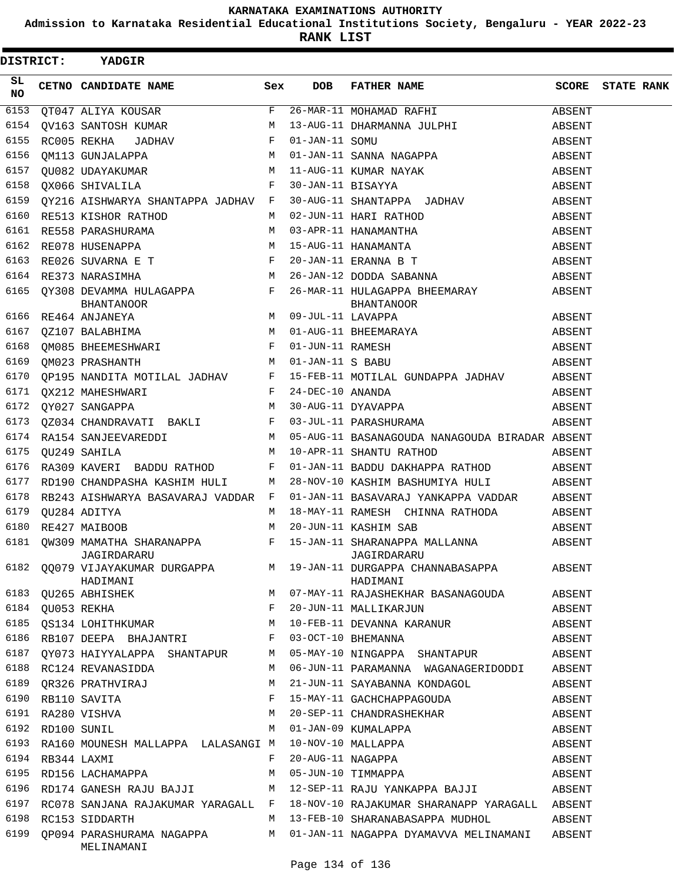KARNATAKA EXAMINATIONS AUTHORITY

Admission to Karnataka Residential Educational Institutions Society, Bengaluru - YEAR 2022-23

**RANK LIST**

**DISTRICT: YADGIR**

| SL NO | CETNO | CANDIDATE NAME | Sex | DOB | FATHER NAME | SCORE | STATE RANK |
|---|---|---|---|---|---|---|---|
| 6153 | QT047 | ALIYA KOUSAR | F | 26-MAR-11 | MOHAMAD RAFHI | ABSENT | |
| 6154 | QV163 | SANTOSH KUMAR | M | 13-AUG-11 | DHARMANNA JULPHI | ABSENT | |
| 6155 | RC005 | REKHA JADHAV | F | 01-JAN-11 | SOMU | ABSENT | |
| 6156 | QM113 | GUNJALAPPA | M | 01-JAN-11 | SANNA NAGAPPA | ABSENT | |
| 6157 | QU082 | UDAYAKUMAR | M | 11-AUG-11 | KUMAR NAYAK | ABSENT | |
| 6158 | QX066 | SHIVALILA | F | 30-JAN-11 | BISAYYA | ABSENT | |
| 6159 | QY216 | AISHWARYA SHANTAPPA JADHAV | F | 30-AUG-11 | SHANTAPPA JADHAV | ABSENT | |
| 6160 | RE513 | KISHOR RATHOD | M | 02-JUN-11 | HARI RATHOD | ABSENT | |
| 6161 | RE558 | PARASHURAMA | M | 03-APR-11 | HANAMANTHA | ABSENT | |
| 6162 | RE078 | HUSENAPPA | M | 15-AUG-11 | HANAMANTA | ABSENT | |
| 6163 | RE026 | SUVARNA E T | F | 20-JAN-11 | ERANNA B T | ABSENT | |
| 6164 | RE373 | NARASIMHA | M | 26-JAN-12 | DODDA SABANNA | ABSENT | |
| 6165 | QY308 | DEVAMMA HULAGAPPA BHANTANOOR | F | 26-MAR-11 | HULAGAPPA BHEEMARAY BHANTANOOR | ABSENT | |
| 6166 | RE464 | ANJANEYA | M | 09-JUL-11 | LAVAPPA | ABSENT | |
| 6167 | QZ107 | BALABHIMA | M | 01-AUG-11 | BHEEMARAYA | ABSENT | |
| 6168 | QM085 | BHEEMESHWARI | F | 01-JUN-11 | RAMESH | ABSENT | |
| 6169 | QM023 | PRASHANTH | M | 01-JAN-11 | S BABU | ABSENT | |
| 6170 | QP195 | NANDITA MOTILAL JADHAV | F | 15-FEB-11 | MOTILAL GUNDAPPA JADHAV | ABSENT | |
| 6171 | QX212 | MAHESHWARI | F | 24-DEC-10 | ANANDA | ABSENT | |
| 6172 | QY027 | SANGAPPA | M | 30-AUG-11 | DYAVAPPA | ABSENT | |
| 6173 | QZ034 | CHANDRAVATI BAKLI | F | 03-JUL-11 | PARASHURAMA | ABSENT | |
| 6174 | RA154 | SANJEEVAREDDI | M | 05-AUG-11 | BASANAGOUDA NANAGOUDA BIRADAR | ABSENT | |
| 6175 | QU249 | SAHILA | M | 10-APR-11 | SHANTU RATHOD | ABSENT | |
| 6176 | RA309 | KAVERI BADDU RATHOD | F | 01-JAN-11 | BADDU DAKHAPPA RATHOD | ABSENT | |
| 6177 | RD190 | CHANDPASHA KASHIM HULI | M | 28-NOV-10 | KASHIM BASHUMIYA HULI | ABSENT | |
| 6178 | RB243 | AISHWARYA BASAVARAJ VADDAR | F | 01-JAN-11 | BASAVARAJ YANKAPPA VADDAR | ABSENT | |
| 6179 | QU284 | ADITYA | M | 18-MAY-11 | RAMESH CHINNA RATHODA | ABSENT | |
| 6180 | RE427 | MAIBOOB | M | 20-JUN-11 | KASHIM SAB | ABSENT | |
| 6181 | QW309 | MAMATHA SHARANAPPA JAGIRDARARU | F | 15-JAN-11 | SHARANAPPA MALLANNA JAGIRDARARU | ABSENT | |
| 6182 | QQ079 | VIJAYAKUMAR DURGAPPA HADIMANI | M | 19-JAN-11 | DURGAPPA CHANNABASAPPA HADIMANI | ABSENT | |
| 6183 | QU265 | ABHISHEK | M | 07-MAY-11 | RAJASHEKHAR BASANAGOUDA | ABSENT | |
| 6184 | QU053 | REKHA | F | 20-JUN-11 | MALLIKARJUN | ABSENT | |
| 6185 | QS134 | LOHITHKUMAR | M | 10-FEB-11 | DEVANNA KARANUR | ABSENT | |
| 6186 | RB107 | DEEPA BHAJANTRI | F | 03-OCT-10 | BHEMANNA | ABSENT | |
| 6187 | QY073 | HAIYYALAPPA SHANTAPUR | M | 05-MAY-10 | NINGAPPA SHANTAPUR | ABSENT | |
| 6188 | RC124 | REVANASIDDA | M | 06-JUN-11 | PARAMANNA WAGANAGERIDODDI | ABSENT | |
| 6189 | QR326 | PRATHVIRAJ | M | 21-JUN-11 | SAYABANNA KONDAGOL | ABSENT | |
| 6190 | RB110 | SAVITA | F | 15-MAY-11 | GACHCHAPPAGOUDA | ABSENT | |
| 6191 | RA280 | VISHVA | M | 20-SEP-11 | CHANDRASHEKHAR | ABSENT | |
| 6192 | RD100 | SUNIL | M | 01-JAN-09 | KUMALAPPA | ABSENT | |
| 6193 | RA160 | MOUNESH MALLAPPA LALASANGI | M | 10-NOV-10 | MALLAPPA | ABSENT | |
| 6194 | RB344 | LAXMI | F | 20-AUG-11 | NAGAPPA | ABSENT | |
| 6195 | RD156 | LACHAMAPPA | M | 05-JUN-10 | TIMMAPPA | ABSENT | |
| 6196 | RD174 | GANESH RAJU BAJJI | M | 12-SEP-11 | RAJU YANKAPPA BAJJI | ABSENT | |
| 6197 | RC078 | SANJANA RAJAKUMAR YARAGALL | F | 18-NOV-10 | RAJAKUMAR SHARANAPP YARAGALL | ABSENT | |
| 6198 | RC153 | SIDDARTH | M | 13-FEB-10 | SHARANABASAPPA MUDHOL | ABSENT | |
| 6199 | QP094 | PARASHURAMA NAGAPPA MELINAMANI | M | 01-JAN-11 | NAGAPPA DYAMAVVA MELINAMANI | ABSENT | |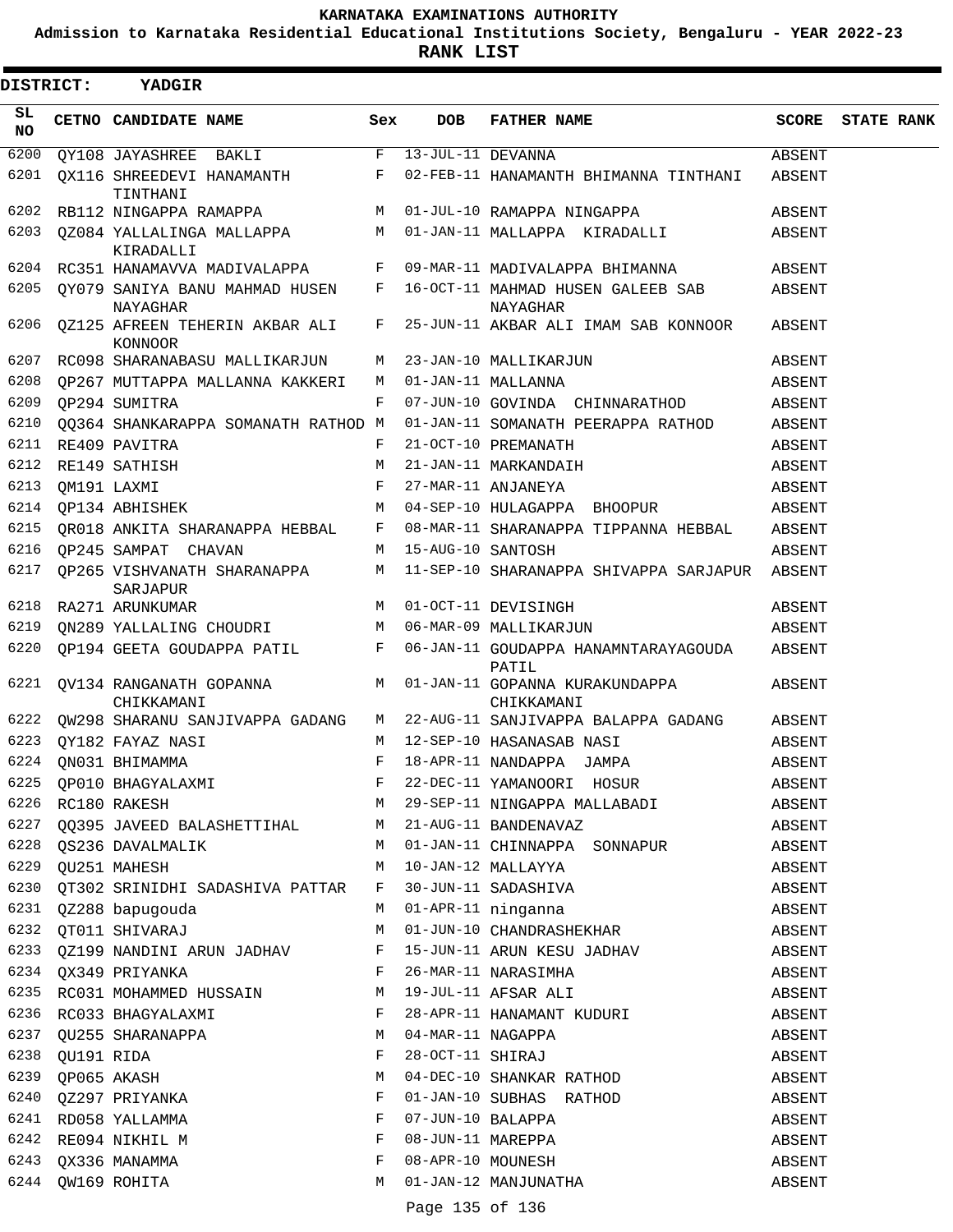# KARNATAKA EXAMINATIONS AUTHORITY

**Admission to Karnataka Residential Educational Institutions Society, Bengaluru - YEAR 2022-23**

**RANK LIST**

**DISTRICT: YADGIR**

| SL NO | CETNO | CANDIDATE NAME | Sex | DOB | FATHER NAME | SCORE | STATE RANK |
|---|---|---|---|---|---|---|---|
| 6200 | QY108 | JAYASHREE BAKLI | F | 13-JUL-11 | DEVANNA | ABSENT | |
| 6201 | QX116 | SHREEDEVI HANAMANTH TINTHANI | F | 02-FEB-11 | HANAMANTH BHIMANNA TINTHANI | ABSENT | |
| 6202 | RB112 | NINGAPPA RAMAPPA | M | 01-JUL-10 | RAMAPPA NINGAPPA | ABSENT | |
| 6203 | QZ084 | YALLALINGA MALLAPPA KIRADALLI | M | 01-JAN-11 | MALLAPPA KIRADALLI | ABSENT | |
| 6204 | RC351 | HANAMAVVA MADIVALAPPA | F | 09-MAR-11 | MADIVALAPPA BHIMANNA | ABSENT | |
| 6205 | QY079 | SANIYA BANU MAHMAD HUSEN NAYAGHAR | F | 16-OCT-11 | MAHMAD HUSEN GALEEB SAB NAYAGHAR | ABSENT | |
| 6206 | QZ125 | AFREEN TEHERIN AKBAR ALI KONNOOR | F | 25-JUN-11 | AKBAR ALI IMAM SAB KONNOOR | ABSENT | |
| 6207 | RC098 | SHARANABASU MALLIKARJUN | M | 23-JAN-10 | MALLIKARJUN | ABSENT | |
| 6208 | QP267 | MUTTAPPA MALLANNA KAKKERI | M | 01-JAN-11 | MALLANNA | ABSENT | |
| 6209 | QP294 | SUMITRA | F | 07-JUN-10 | GOVINDA CHINNARATHOD | ABSENT | |
| 6210 | QQ364 | SHANKARAPPA SOMANATH RATHOD | M | 01-JAN-11 | SOMANATH PEERAPPA RATHOD | ABSENT | |
| 6211 | RE409 | PAVITRA | F | 21-OCT-10 | PREMANATH | ABSENT | |
| 6212 | RE149 | SATHISH | M | 21-JAN-11 | MARKANDAIH | ABSENT | |
| 6213 | QM191 | LAXMI | F | 27-MAR-11 | ANJANEYA | ABSENT | |
| 6214 | QP134 | ABHISHEK | M | 04-SEP-10 | HULAGAPPA BHOOPUR | ABSENT | |
| 6215 | QR018 | ANKITA SHARANAPPA HEBBAL | F | 08-MAR-11 | SHARANAPPA TIPPANNA HEBBAL | ABSENT | |
| 6216 | QP245 | SAMPAT CHAVAN | M | 15-AUG-10 | SANTOSH | ABSENT | |
| 6217 | QP265 | VISHVANATH SHARANAPPA SARJAPUR | M | 11-SEP-10 | SHARANAPPA SHIVAPPA SARJAPUR | ABSENT | |
| 6218 | RA271 | ARUNKUMAR | M | 01-OCT-11 | DEVISINGH | ABSENT | |
| 6219 | QN289 | YALLALING CHOUDRI | M | 06-MAR-09 | MALLIKARJUN | ABSENT | |
| 6220 | QP194 | GEETA GOUDAPPA PATIL | F | 06-JAN-11 | GOUDAPPA HANAMNTARAYAGOUDA PATIL | ABSENT | |
| 6221 | QV134 | RANGANATH GOPANNA CHIKKAMANI | M | 01-JAN-11 | GOPANNA KURAKUNDAPPA CHIKKAMANI | ABSENT | |
| 6222 | QW298 | SHARANU SANJIVAPPA GADANG | M | 22-AUG-11 | SANJIVAPPA BALAPPA GADANG | ABSENT | |
| 6223 | QY182 | FAYAZ NASI | M | 12-SEP-10 | HASANASAB NASI | ABSENT | |
| 6224 | QN031 | BHIMAMMA | F | 18-APR-11 | NANDAPPA JAMPA | ABSENT | |
| 6225 | QP010 | BHAGYALAXMI | F | 22-DEC-11 | YAMANOORI HOSUR | ABSENT | |
| 6226 | RC180 | RAKESH | M | 29-SEP-11 | NINGAPPA MALLABADI | ABSENT | |
| 6227 | QQ395 | JAVEED BALASHETTIHAL | M | 21-AUG-11 | BANDENAVAZ | ABSENT | |
| 6228 | QS236 | DAVALMALIK | M | 01-JAN-11 | CHINNAPPA SONNAPUR | ABSENT | |
| 6229 | QU251 | MAHESH | M | 10-JAN-12 | MALLAYYA | ABSENT | |
| 6230 | QT302 | SRINIDHI SADASHIVA PATTAR | F | 30-JUN-11 | SADASHIVA | ABSENT | |
| 6231 | QZ288 | bapugouda | M | 01-APR-11 | ninganna | ABSENT | |
| 6232 | QT011 | SHIVARAJ | M | 01-JUN-10 | CHANDRASHEKHAR | ABSENT | |
| 6233 | QZ199 | NANDINI ARUN JADHAV | F | 15-JUN-11 | ARUN KESU JADHAV | ABSENT | |
| 6234 | QX349 | PRIYANKA | F | 26-MAR-11 | NARASIMHA | ABSENT | |
| 6235 | RC031 | MOHAMMED HUSSAIN | M | 19-JUL-11 | AFSAR ALI | ABSENT | |
| 6236 | RC033 | BHAGYALAXMI | F | 28-APR-11 | HANAMANT KUDURI | ABSENT | |
| 6237 | QU255 | SHARANAPPA | M | 04-MAR-11 | NAGAPPA | ABSENT | |
| 6238 | QU191 | RIDA | F | 28-OCT-11 | SHIRAJ | ABSENT | |
| 6239 | QP065 | AKASH | M | 04-DEC-10 | SHANKAR RATHOD | ABSENT | |
| 6240 | QZ297 | PRIYANKA | F | 01-JAN-10 | SUBHAS RATHOD | ABSENT | |
| 6241 | RD058 | YALLAMMA | F | 07-JUN-10 | BALAPPA | ABSENT | |
| 6242 | RE094 | NIKHIL M | F | 08-JUN-11 | MAREPPA | ABSENT | |
| 6243 | QX336 | MANAMMA | F | 08-APR-10 | MOUNESH | ABSENT | |
| 6244 | QW169 | ROHITA | M | 01-JAN-12 | MANJUNATHA | ABSENT | |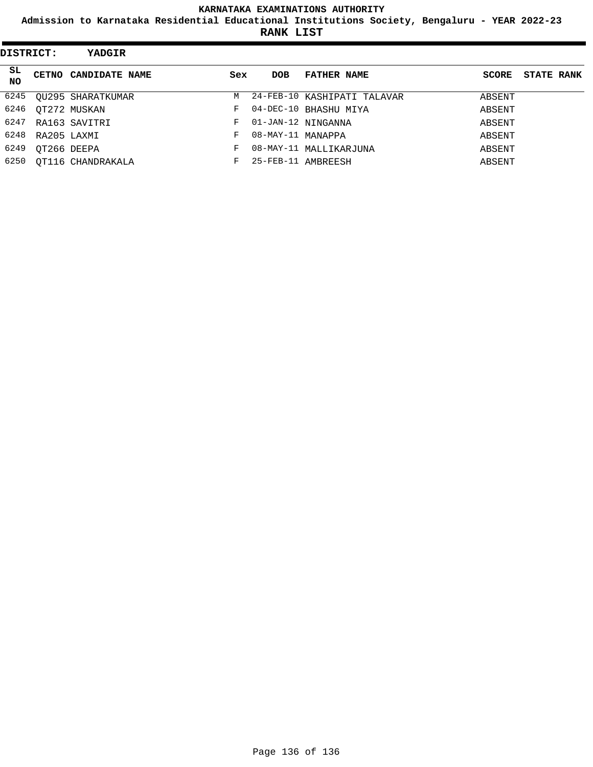**KARNATAKA EXAMINATIONS AUTHORITY**

**Admission to Karnataka Residential Educational Institutions Society, Bengaluru - YEAR 2022-23**

**RANK LIST**

**DISTRICT: YADGIR**

| SL NO | CETNO | CANDIDATE NAME | Sex | DOB | FATHER NAME | SCORE | STATE RANK |
|---|---|---|---|---|---|---|---|
| 6245 | QU295 | SHARATKUMAR | M | 24-FEB-10 | KASHIPATI TALAVAR | ABSENT | |
| 6246 | QT272 | MUSKAN | F | 04-DEC-10 | BHASHU MIYA | ABSENT | |
| 6247 | RA163 | SAVITRI | F | 01-JAN-12 | NINGANNA | ABSENT | |
| 6248 | RA205 | LAXMI | F | 08-MAY-11 | MANAPPA | ABSENT | |
| 6249 | QT266 | DEEPA | F | 08-MAY-11 | MALLIKARJUNA | ABSENT | |
| 6250 | QT116 | CHANDRAKALA | F | 25-FEB-11 | AMBREESH | ABSENT | |